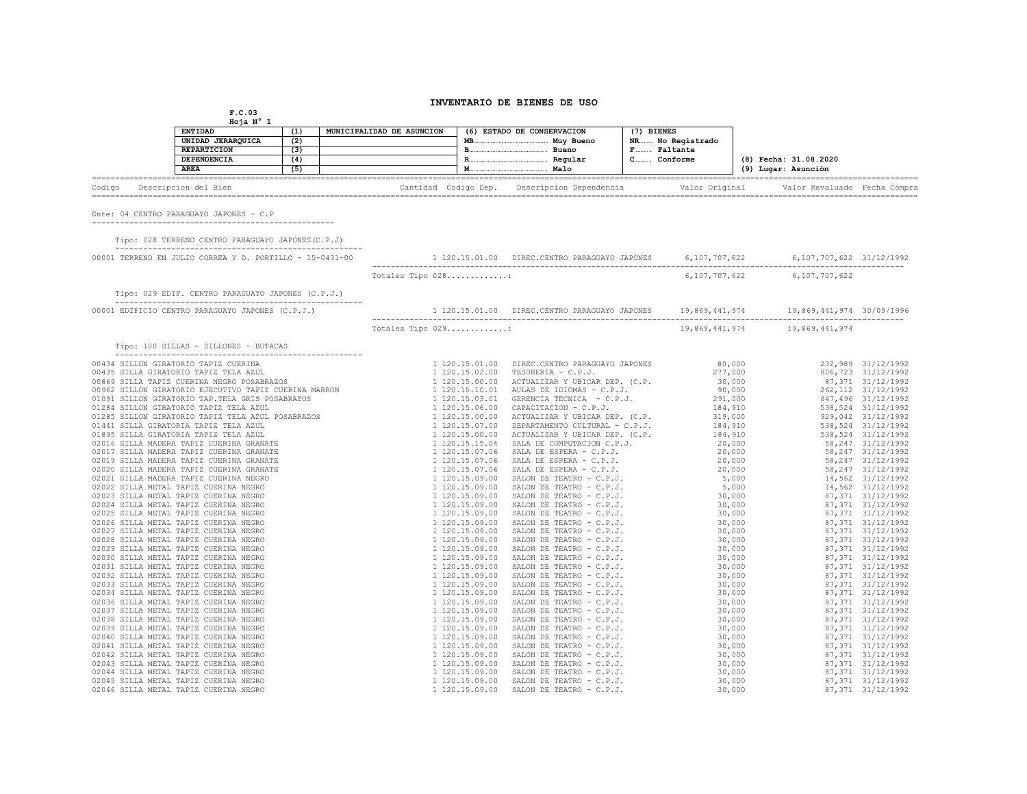# INVENTARIO DE BIENES DE USO

F.C.03
Hoja N° 1

| | | | (6) ESTADO DE CONSERVACION | (7) BIENES |
|---|---|---|---|---|
| ENTIDAD | (1) | MUNICIPALIDAD DE ASUNCION | MB........ Muy Bueno | NR........ No Registrado |
| UNIDAD JERARQUICA | (2) | | B........ Bueno | F........ Faltante |
| REPARTICION | (3) | | R........ Regular | C........ Conforme |
| DEPENDENCIA | (4) | | M........ Malo | |
| AREA | (5) | | | |

(8) Fecha: 31.08.2020
(9) Lugar: Asunción

Ente: 04 CENTRO PARAGUAYO JAPONES - C.P

| Codigo | Descripcion del Bien | Cantidad | Codigo Dep. | Descripcion Dependencia | Valor Original | Valor Revaluado | Fecha Compra |
|---|---|---|---|---|---|---|---|
| | **Tipo: 028 TERRENO CENTRO PARAGUAYO JAPONES(C.P.J)** | | | | | | |
| 00001 | TERRENO EN JULIO CORREA Y D. PORTILLO - 15-0431-00 | 1 | 120.15.01.00 | DIREC.CENTRO PARAGUAYO JAPONES | 6,107,707,622 | 6,107,707,622 | 31/12/1992 |
| | Totales Tipo 028............: | | | | 6,107,707,622 | 6,107,707,622 | |
| | **Tipo: 029 EDIF. CENTRO PARAGUAYO JAPONES (C.P.J.)** | | | | | | |
| 00001 | EDIFICIO CENTRO PARAGUAYO JAPONES (C.P.J.) | 1 | 120.15.01.00 | DIREC.CENTRO PARAGUAYO JAPONES | 19,869,441,974 | 19,869,441,974 | 30/09/1996 |
| | Totales Tipo 029............: | | | | 19,869,441,974 | 19,869,441,974 | |
| | **Tipo: 100 SILLAS - SILLONES - BUTACAS** | | | | | | |
| 00434 | SILLON GIRATORIO TAPIZ CUERINA | 1 | 120.15.01.00 | DIREC.CENTRO PARAGUAYO JAPONES | 80,000 | 232,989 | 31/12/1992 |
| 00435 | SILLA GIRATORIO TAPIZ TELA AZUL | 1 | 120.15.02.00 | TESORERIA - C.P.J. | 277,000 | 806,723 | 31/12/1992 |
| 00869 | SILLA TAPIZ CUERINA NEGRO POSABRAZOS | 1 | 120.15.00.00 | ACTUALIZAR Y UBICAR DEP. (C.P. | 30,000 | 87,371 | 31/12/1992 |
| 00962 | SILLON GIRATORIO EJECUTIVO TAPIZ CUERINA MARRON | 1 | 120.15.10.01 | AULAS DE IDIOMAS - C.P.J. | 90,000 | 262,112 | 31/12/1992 |
| 01091 | SILLON GIRATORIO TAP.TELA GRIS POSABRAZOS | 1 | 120.15.03.01 | GERENCIA TECNICA - C.P.J. | 291,000 | 847,496 | 31/12/1992 |
| 01284 | SILLON GIRATORIO TAPIZ TELA AZUL | 1 | 120.15.06.00 | CAPACITACION - C.P.J. | 184,910 | 538,524 | 31/12/1992 |
| 01285 | SILLON GIRATORIO TAPIZ TELA AZUL POSABRAZOS | 1 | 120.15.00.00 | ACTUALIZAR Y UBICAR DEP. (C.P. | 319,000 | 929,042 | 31/12/1992 |
| 01441 | SILLA GIRATORIA TAPIZ TELA AZUL | 1 | 120.15.07.00 | DEPARTAMENTO CULTURAL - C.P.J. | 184,910 | 538,524 | 31/12/1992 |
| 01895 | SILLA GIRATORIA TAPIZ TELA AZUL | 1 | 120.15.00.00 | ACTUALIZAR Y UBICAR DEP. (C.P. | 184,910 | 538,524 | 31/12/1992 |
| 02016 | SILLA MADERA TAPIZ CUERINA GRANATE | 1 | 120.15.15.04 | SALA DE COMPUTACION C.P.J. | 20,000 | 58,247 | 31/12/1992 |
| 02017 | SILLA MADERA TAPIZ CUERINA GRANATE | 1 | 120.15.07.06 | SALA DE ESPERA - C.P.J. | 20,000 | 58,247 | 31/12/1992 |
| 02019 | SILLA MADERA TAPIZ CUERINA GRANATE | 1 | 120.15.07.06 | SALA DE ESPERA - C.P.J. | 20,000 | 58,247 | 31/12/1992 |
| 02020 | SILLA MADERA TAPIZ CUERINA GRANATE | 1 | 120.15.07.06 | SALA DE ESPERA - C.P.J. | 20,000 | 58,247 | 31/12/1992 |
| 02021 | SILLA MADERA TAPIZ CUERINA NEGRO | 1 | 120.15.09.00 | SALON DE TEATRO - C.P.J. | 5,000 | 14,562 | 31/12/1992 |
| 02022 | SILLA METAL TAPIZ CUERINA NEGRO | 1 | 120.15.09.00 | SALON DE TEATRO - C.P.J. | 5,000 | 14,562 | 31/12/1992 |
| 02023 | SILLA METAL TAPIZ CUERINA NEGRO | 1 | 120.15.09.00 | SALON DE TEATRO - C.P.J. | 30,000 | 87,371 | 31/12/1992 |
| 02024 | SILLA METAL TAPIZ CUERINA NEGRO | 1 | 120.15.09.00 | SALON DE TEATRO - C.P.J. | 30,000 | 87,371 | 31/12/1992 |
| 02025 | SILLA METAL TAPIZ CUERINA NEGRO | 1 | 120.15.09.00 | SALON DE TEATRO - C.P.J. | 30,000 | 87,371 | 31/12/1992 |
| 02026 | SILLA METAL TAPIZ CUERINA NEGRO | 1 | 120.15.09.00 | SALON DE TEATRO - C.P.J. | 30,000 | 87,371 | 31/12/1992 |
| 02027 | SILLA METAL TAPIZ CUERINA NEGRO | 1 | 120.15.09.00 | SALON DE TEATRO - C.P.J. | 30,000 | 87,371 | 31/12/1992 |
| 02028 | SILLA METAL TAPIZ CUERINA NEGRO | 1 | 120.15.09.00 | SALON DE TEATRO - C.P.J. | 30,000 | 87,371 | 31/12/1992 |
| 02029 | SILLA METAL TAPIZ CUERINA NEGRO | 1 | 120.15.09.00 | SALON DE TEATRO - C.P.J. | 30,000 | 87,371 | 31/12/1992 |
| 02030 | SILLA METAL TAPIZ CUERINA NEGRO | 1 | 120.15.09.00 | SALON DE TEATRO - C.P.J. | 30,000 | 87,371 | 31/12/1992 |
| 02031 | SILLA METAL TAPIZ CUERINA NEGRO | 1 | 120.15.09.00 | SALON DE TEATRO - C.P.J. | 30,000 | 87,371 | 31/12/1992 |
| 02032 | SILLA METAL TAPIZ CUERINA NEGRO | 1 | 120.15.09.00 | SALON DE TEATRO - C.P.J. | 30,000 | 87,371 | 31/12/1992 |
| 02033 | SILLA METAL TAPIZ CUERINA NEGRO | 1 | 120.15.09.00 | SALON DE TEATRO - C.P.J. | 30,000 | 87,371 | 31/12/1992 |
| 02034 | SILLA METAL TAPIZ CUERINA NEGRO | 1 | 120.15.09.00 | SALON DE TEATRO - C.P.J. | 30,000 | 87,371 | 31/12/1992 |
| 02036 | SILLA METAL TAPIZ CUERINA NEGRO | 1 | 120.15.09.00 | SALON DE TEATRO - C.P.J. | 30,000 | 87,371 | 31/12/1992 |
| 02037 | SILLA METAL TAPIZ CUERINA NEGRO | 1 | 120.15.09.00 | SALON DE TEATRO - C.P.J. | 30,000 | 87,371 | 31/12/1992 |
| 02038 | SILLA METAL TAPIZ CUERINA NEGRO | 1 | 120.15.09.00 | SALON DE TEATRO - C.P.J. | 30,000 | 87,371 | 31/12/1992 |
| 02039 | SILLA METAL TAPIZ CUERINA NEGRO | 1 | 120.15.09.00 | SALON DE TEATRO - C.P.J. | 30,000 | 87,371 | 31/12/1992 |
| 02040 | SILLA METAL TAPIZ CUERINA NEGRO | 1 | 120.15.09.00 | SALON DE TEATRO - C.P.J. | 30,000 | 87,371 | 31/12/1992 |
| 02041 | SILLA METAL TAPIZ CUERINA NEGRO | 1 | 120.15.09.00 | SALON DE TEATRO - C.P.J. | 30,000 | 87,371 | 31/12/1992 |
| 02042 | SILLA METAL TAPIZ CUERINA NEGRO | 1 | 120.15.09.00 | SALON DE TEATRO - C.P.J. | 30,000 | 87,371 | 31/12/1992 |
| 02043 | SILLA METAL TAPIZ CUERINA NEGRO | 1 | 120.15.09.00 | SALON DE TEATRO - C.P.J. | 30,000 | 87,371 | 31/12/1992 |
| 02044 | SILLA METAL TAPIZ CUERINA NEGRO | 1 | 120.15.09.00 | SALON DE TEATRO - C.P.J. | 30,000 | 87,371 | 31/12/1992 |
| 02045 | SILLA METAL TAPIZ CUERINA NEGRO | 1 | 120.15.09.00 | SALON DE TEATRO - C.P.J. | 30,000 | 87,371 | 31/12/1992 |
| 02046 | SILLA METAL TAPIZ CUERINA NEGRO | 1 | 120.15.09.00 | SALON DE TEATRO - C.P.J. | 30,000 | 87,371 | 31/12/1992 |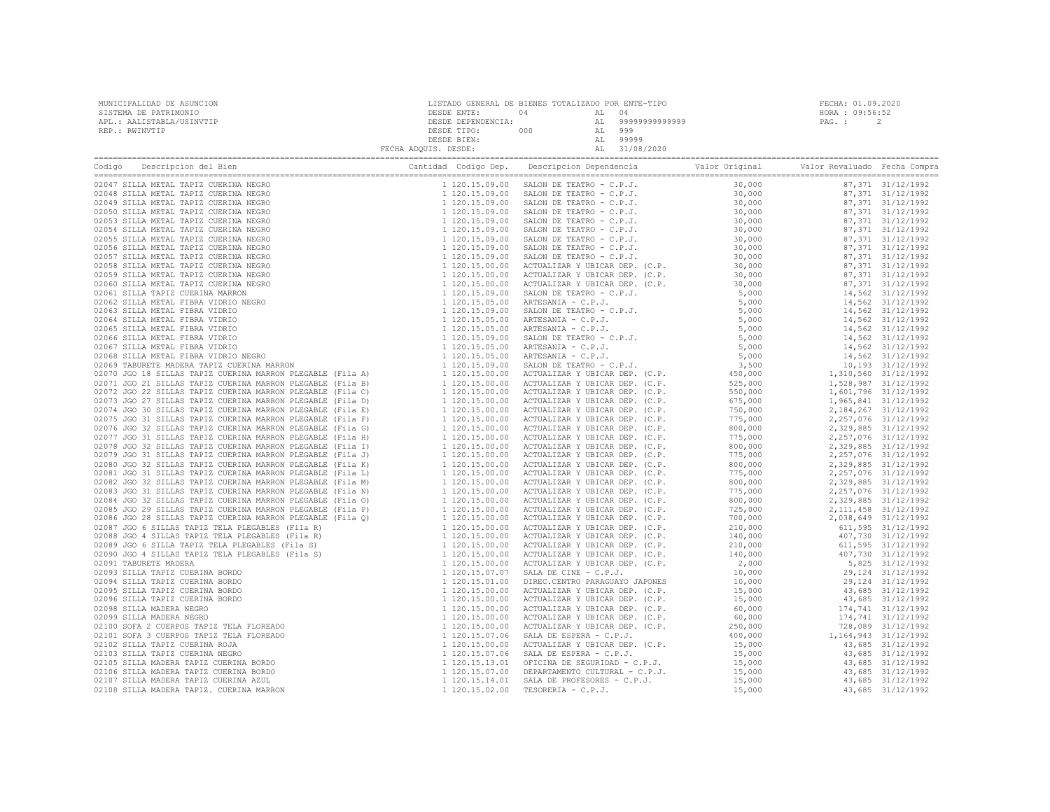MUNICIPALIDAD DE ASUNCION
SISTEMA DE PATRIMONIO
APL.: AALISTABLA/USINVTIP
REP.: RWINVTIP

LISTADO GENERAL DE BIENES TOTALIZADO POR ENTE-TIPO
DESDE ENTE: 04 AL 04
DESDE DEPENDENCIA: AL 99999999999999
DESDE TIPO: 000 AL 999
DESDE BIEN: AL 99999
FECHA ADQUIS. DESDE: AL 31/08/2020

FECHA: 01.09.2020
HORA : 09:56:52

| Codigo | Descripcion del Bien | Cantidad | Codigo Dep. | Descripcion Dependencia | Valor Original | Valor Revaluado | Fecha Compra |
|---|---|---|---|---|---|---|---|
| 02047 | SILLA METAL TAPIZ CUERINA NEGRO | 1 | 120.15.09.00 | SALON DE TEATRO - C.P.J. | 30,000 | 87,371 | 31/12/1992 |
| 02048 | SILLA METAL TAPIZ CUERINA NEGRO | 1 | 120.15.09.00 | SALON DE TEATRO - C.P.J. | 30,000 | 87,371 | 31/12/1992 |
| 02049 | SILLA METAL TAPIZ CUERINA NEGRO | 1 | 120.15.09.00 | SALON DE TEATRO - C.P.J. | 30,000 | 87,371 | 31/12/1992 |
| 02050 | SILLA METAL TAPIZ CUERINA NEGRO | 1 | 120.15.09.00 | SALON DE TEATRO - C.P.J. | 30,000 | 87,371 | 31/12/1992 |
| 02053 | SILLA METAL TAPIZ CUERINA NEGRO | 1 | 120.15.09.00 | SALON DE TEATRO - C.P.J. | 30,000 | 87,371 | 31/12/1992 |
| 02054 | SILLA METAL TAPIZ CUERINA NEGRO | 1 | 120.15.09.00 | SALON DE TEATRO - C.P.J. | 30,000 | 87,371 | 31/12/1992 |
| 02055 | SILLA METAL TAPIZ CUERINA NEGRO | 1 | 120.15.09.00 | SALON DE TEATRO - C.P.J. | 30,000 | 87,371 | 31/12/1992 |
| 02056 | SILLA METAL TAPIZ CUERINA NEGRO | 1 | 120.15.09.00 | SALON DE TEATRO - C.P.J. | 30,000 | 87,371 | 31/12/1992 |
| 02057 | SILLA METAL TAPIZ CUERINA NEGRO | 1 | 120.15.09.00 | SALON DE TEATRO - C.P.J. | 30,000 | 87,371 | 31/12/1992 |
| 02058 | SILLA METAL TAPIZ CUERINA NEGRO | 1 | 120.15.00.00 | ACTUALIZAR Y UBICAR DEP. (C.P. | 30,000 | 87,371 | 31/12/1992 |
| 02059 | SILLA METAL TAPIZ CUERINA NEGRO | 1 | 120.15.00.00 | ACTUALIZAR Y UBICAR DEP. (C.P. | 30,000 | 87,371 | 31/12/1992 |
| 02060 | SILLA METAL TAPIZ CUERINA NEGRO | 1 | 120.15.00.00 | ACTUALIZAR Y UBICAR DEP. (C.P. | 30,000 | 87,371 | 31/12/1992 |
| 02061 | SILLA TAPIZ CUERINA MARRON | 1 | 120.15.09.00 | SALON DE TEATRO - C.P.J. | 5,000 | 14,562 | 31/12/1992 |
| 02062 | SILLA METAL FIBRA VIDRIO NEGRO | 1 | 120.15.05.00 | ARTESANIA - C.P.J. | 5,000 | 14,562 | 31/12/1992 |
| 02063 | SILLA METAL FIBRA VIDRIO | 1 | 120.15.09.00 | SALON DE TEATRO - C.P.J. | 5,000 | 14,562 | 31/12/1992 |
| 02064 | SILLA METAL FIBRA VIDRIO | 1 | 120.15.05.00 | ARTESANIA - C.P.J. | 5,000 | 14,562 | 31/12/1992 |
| 02065 | SILLA METAL FIBRA VIDRIO | 1 | 120.15.05.00 | ARTESANIA - C.P.J. | 5,000 | 14,562 | 31/12/1992 |
| 02066 | SILLA METAL FIBRA VIDRIO | 1 | 120.15.09.00 | SALON DE TEATRO - C.P.J. | 5,000 | 14,562 | 31/12/1992 |
| 02067 | SILLA METAL FIBRA VIDRIO | 1 | 120.15.05.00 | ARTESANIA - C.P.J. | 5,000 | 14,562 | 31/12/1992 |
| 02068 | SILLA METAL FIBRA VIDRIO NEGRO | 1 | 120.15.05.00 | ARTESANIA - C.P.J. | 5,000 | 14,562 | 31/12/1992 |
| 02069 | TABURETE MADERA TAPIZ CUERINA MARRON | 1 | 120.15.09.00 | SALON DE TEATRO - C.P.J. | 3,500 | 10,193 | 31/12/1992 |
| 02070 | JGO 18 SILLAS TAPIZ CUERINA MARRON PLEGABLE (Fila A) | 1 | 120.15.00.00 | ACTUALIZAR Y UBICAR DEP. (C.P. | 450,000 | 1,310,560 | 31/12/1992 |
| 02071 | JGO 21 SILLAS TAPIZ CUERINA MARRON PLEGABLE (Fila B) | 1 | 120.15.00.00 | ACTUALIZAR Y UBICAR DEP. (C.P. | 525,000 | 1,528,987 | 31/12/1992 |
| 02072 | JGO 22 SILLAS TAPIZ CUERINA MARRON PLEGABLE (Fila C) | 1 | 120.15.00.00 | ACTUALIZAR Y UBICAR DEP. (C.P. | 550,000 | 1,601,796 | 31/12/1992 |
| 02073 | JGO 27 SILLAS TAPIZ CUERINA MARRON PLEGABLE (Fila D) | 1 | 120.15.00.00 | ACTUALIZAR Y UBICAR DEP. (C.P. | 675,000 | 1,965,841 | 31/12/1992 |
| 02074 | JGO 30 SILLAS TAPIZ CUERINA MARRON PLEGABLE (Fila E) | 1 | 120.15.00.00 | ACTUALIZAR Y UBICAR DEP. (C.P. | 750,000 | 2,184,267 | 31/12/1992 |
| 02075 | JGO 31 SILLAS TAPIZ CUERINA MARRON PLEGABLE (Fila F) | 1 | 120.15.00.00 | ACTUALIZAR Y UBICAR DEP. (C.P. | 775,000 | 2,257,076 | 31/12/1992 |
| 02076 | JGO 32 SILLAS TAPIZ CUERINA MARRON PLEGABLE (Fila G) | 1 | 120.15.00.00 | ACTUALIZAR Y UBICAR DEP. (C.P. | 800,000 | 2,329,885 | 31/12/1992 |
| 02077 | JGO 31 SILLAS TAPIZ CUERINA MARRON PLEGABLE (Fila H) | 1 | 120.15.00.00 | ACTUALIZAR Y UBICAR DEP. (C.P. | 775,000 | 2,257,076 | 31/12/1992 |
| 02078 | JGO 32 SILLAS TAPIZ CUERINA MARRON PLEGABLE (Fila I) | 1 | 120.15.00.00 | ACTUALIZAR Y UBICAR DEP. (C.P. | 800,000 | 2,329,885 | 31/12/1992 |
| 02079 | JGO 31 SILLAS TAPIZ CUERINA MARRON PLEGABLE (Fila J) | 1 | 120.15.00.00 | ACTUALIZAR Y UBICAR DEP. (C.P. | 775,000 | 2,257,076 | 31/12/1992 |
| 02080 | JGO 32 SILLAS TAPIZ CUERINA MARRON PLEGABLE (Fila K) | 1 | 120.15.00.00 | ACTUALIZAR Y UBICAR DEP. (C.P. | 800,000 | 2,329,885 | 31/12/1992 |
| 02081 | JGO 31 SILLAS TAPIZ CUERINA MARRON PLEGABLE (Fila L) | 1 | 120.15.00.00 | ACTUALIZAR Y UBICAR DEP. (C.P. | 775,000 | 2,257,076 | 31/12/1992 |
| 02082 | JGO 32 SILLAS TAPIZ CUERINA MARRON PLEGABLE (Fila M) | 1 | 120.15.00.00 | ACTUALIZAR Y UBICAR DEP. (C.P. | 800,000 | 2,329,885 | 31/12/1992 |
| 02083 | JGO 31 SILLAS TAPIZ CUERINA MARRON PLEGABLE (Fila N) | 1 | 120.15.00.00 | ACTUALIZAR Y UBICAR DEP. (C.P. | 775,000 | 2,257,076 | 31/12/1992 |
| 02084 | JGO 32 SILLAS TAPIZ CUERINA MARRON PLEGABLE (Fila O) | 1 | 120.15.00.00 | ACTUALIZAR Y UBICAR DEP. (C.P. | 800,000 | 2,329,885 | 31/12/1992 |
| 02085 | JGO 29 SILLAS TAPIZ CUERINA MARRON PLEGABLE (Fila P) | 1 | 120.15.00.00 | ACTUALIZAR Y UBICAR DEP. (C.P. | 725,000 | 2,111,458 | 31/12/1992 |
| 02086 | JGO 28 SILLAS TAPIZ CUERINA MARRON PLEGABLE (Fila Q) | 1 | 120.15.00.00 | ACTUALIZAR Y UBICAR DEP. (C.P. | 700,000 | 2,038,649 | 31/12/1992 |
| 02087 | JGO 6 SILLAS TAPIZ TELA PLEGABLES (Fila R) | 1 | 120.15.00.00 | ACTUALIZAR Y UBICAR DEP. (C.P. | 210,000 | 611,595 | 31/12/1992 |
| 02088 | JGO 4 SILLAS TAPIZ TELA PLEGABLES (Fila R) | 1 | 120.15.00.00 | ACTUALIZAR Y UBICAR DEP. (C.P. | 140,000 | 407,730 | 31/12/1992 |
| 02089 | JGO 6 SILLA TAPIZ TELA PLEGABLES (Fila S) | 1 | 120.15.00.00 | ACTUALIZAR Y UBICAR DEP. (C.P. | 210,000 | 611,595 | 31/12/1992 |
| 02090 | JGO 4 SILLAS TAPIZ TELA PLEGABLES (Fila S) | 1 | 120.15.00.00 | ACTUALIZAR Y UBICAR DEP. (C.P. | 140,000 | 407,730 | 31/12/1992 |
| 02091 | TABURETE MADERA | 1 | 120.15.00.00 | ACTUALIZAR Y UBICAR DEP. (C.P. | 2,000 | 5,825 | 31/12/1992 |
| 02093 | SILLA TAPIZ CUERINA BORDO | 1 | 120.15.07.07 | SALA DE CINE - C.P.J. | 10,000 | 29,124 | 31/12/1992 |
| 02094 | SILLA TAPIZ CUERINA BORDO | 1 | 120.15.01.00 | DIREC.CENTRO PARAGUAYO JAPONES | 10,000 | 29,124 | 31/12/1992 |
| 02095 | SILLA TAPIZ CUERINA BORDO | 1 | 120.15.00.00 | ACTUALIZAR Y UBICAR DEP. (C.P. | 15,000 | 43,685 | 31/12/1992 |
| 02096 | SILLA TAPIZ CUERINA BORDO | 1 | 120.15.00.00 | ACTUALIZAR Y UBICAR DEP. (C.P. | 15,000 | 43,685 | 31/12/1992 |
| 02098 | SILLA MADERA NEGRO | 1 | 120.15.00.00 | ACTUALIZAR Y UBICAR DEP. (C.P. | 60,000 | 174,741 | 31/12/1992 |
| 02099 | SILLA MADERA NEGRO | 1 | 120.15.00.00 | ACTUALIZAR Y UBICAR DEP. (C.P. | 60,000 | 174,741 | 31/12/1992 |
| 02100 | SOFA 2 CUERPOS TAPIZ TELA FLOREADO | 1 | 120.15.00.00 | ACTUALIZAR Y UBICAR DEP. (C.P. | 250,000 | 728,089 | 31/12/1992 |
| 02101 | SOFA 3 CUERPOS TAPIZ TELA FLOREADO | 1 | 120.15.07.06 | SALA DE ESPERA - C.P.J. | 400,000 | 1,164,943 | 31/12/1992 |
| 02102 | SILLA TAPIZ CUERINA ROJA | 1 | 120.15.00.00 | ACTUALIZAR Y UBICAR DEP. (C.P. | 15,000 | 43,685 | 31/12/1992 |
| 02103 | SILLA TAPIZ CUERINA NEGRO | 1 | 120.15.07.06 | SALA DE ESPERA - C.P.J. | 15,000 | 43,685 | 31/12/1992 |
| 02105 | SILLA MADERA TAPIZ CUERINA BORDO | 1 | 120.15.13.01 | OFICINA DE SEGURIDAD - C.P.J. | 15,000 | 43,685 | 31/12/1992 |
| 02106 | SILLA MADERA TAPIZ CUERINA BORDO | 1 | 120.15.07.00 | DEPARTAMENTO CULTURAL - C.P.J. | 15,000 | 43,685 | 31/12/1992 |
| 02107 | SILLA MADERA TAPIZ CUERINA AZUL | 1 | 120.15.14.01 | SALA DE PROFESORES - C.P.J. | 15,000 | 43,685 | 31/12/1992 |
| 02108 | SILLA MADERA TAPIZ. CUERINA MARRON | 1 | 120.15.02.00 | TESORERIA - C.P.J. | 15,000 | 43,685 | 31/12/1992 |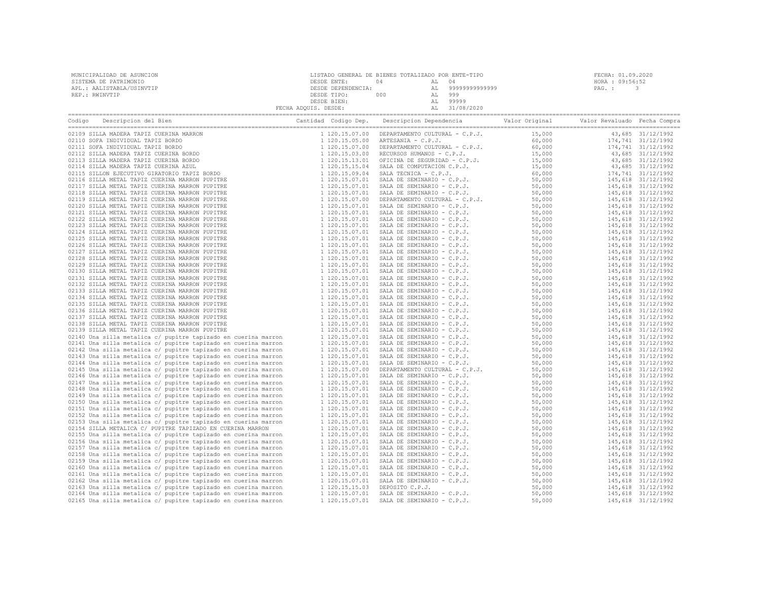MUNICIPALIDAD DE ASUNCION
SISTEMA DE PATRIMONIO
APL.: AALISTABLA/USINVTIP
REP.: RWINVTIP

LISTADO GENERAL DE BIENES TOTALIZADO POR ENTE-TIPO
DESDE ENTE: 04 AL 04
DESDE DEPENDENCIA: AL 99999999999999
DESDE TIPO: 000 AL 999
DESDE BIEN: AL 99999
FECHA ADQUIS. DESDE: AL 31/08/2020

FECHA: 01.09.2020
HORA : 09:56:52

| Codigo | Descripcion del Bien | Cantidad | Codigo Dep. | Descripcion Dependencia | Valor Original | Valor Revaluado | Fecha Compra |
|---|---|---|---|---|---|---|---|
| 02109 | SILLA MADERA TAPIZ CUERINA MARRON | 1 | 120.15.07.00 | DEPARTAMENTO CULTURAL - C.P.J. | 15,000 | 43,685 | 31/12/1992 |
| 02110 | SOFA INDIVIDUAL TAPIZ BORDO | 1 | 120.15.05.00 | ARTESANIA - C.P.J. | 60,000 | 174,741 | 31/12/1992 |
| 02111 | SOFA INDIVIDUAL TAPIZ BORDO | 1 | 120.15.07.00 | DEPARTAMENTO CULTURAL - C.P.J. | 60,000 | 174,741 | 31/12/1992 |
| 02112 | SILLA MADERA TAPIZ CUERINA BORDO | 1 | 120.15.03.00 | RECURSOS HUMANOS - C.P.J. | 15,000 | 43,685 | 31/12/1992 |
| 02113 | SILLA MADERA TAPIZ CUERINA BORDO | 1 | 120.15.13.01 | OFICINA DE SEGURIDAD - C.P.J. | 15,000 | 43,685 | 31/12/1992 |
| 02114 | SILLA MADERA TAPIZ CUERINA AZUL | 1 | 120.15.15.04 | SALA DE COMPUTACION C.P.J. | 15,000 | 43,685 | 31/12/1992 |
| 02115 | SILLON EJECUTIVO GIRATORIO TAPIZ BORDO | 1 | 120.15.09.04 | SALA TECNICA - C.P.J. | 60,000 | 174,741 | 31/12/1992 |
| 02116 | SILLA METAL TAPIZ CUERINA MARRON PUPITRE | 1 | 120.15.07.01 | SALA DE SEMINARIO - C.P.J. | 50,000 | 145,618 | 31/12/1992 |
| 02117 | SILLA METAL TAPIZ CUERINA MARRON PUPITRE | 1 | 120.15.07.01 | SALA DE SEMINARIO - C.P.J. | 50,000 | 145,618 | 31/12/1992 |
| 02118 | SILLA METAL TAPIZ CUERINA MARRON PUPITRE | 1 | 120.15.07.01 | SALA DE SEMINARIO - C.P.J. | 50,000 | 145,618 | 31/12/1992 |
| 02119 | SILLA METAL TAPIZ CUERINA MARRON PUPITRE | 1 | 120.15.07.00 | DEPARTAMENTO CULTURAL - C.P.J. | 50,000 | 145,618 | 31/12/1992 |
| 02120 | SILLA METAL TAPIZ CUERINA MARRON PUPITRE | 1 | 120.15.07.01 | SALA DE SEMINARIO - C.P.J. | 50,000 | 145,618 | 31/12/1992 |
| 02121 | SILLA METAL TAPIZ CUERINA MARRON PUPITRE | 1 | 120.15.07.01 | SALA DE SEMINARIO - C.P.J. | 50,000 | 145,618 | 31/12/1992 |
| 02122 | SILLA METAL TAPIZ CUERINA MARRON PUPITRE | 1 | 120.15.07.01 | SALA DE SEMINARIO - C.P.J. | 50,000 | 145,618 | 31/12/1992 |
| 02123 | SILLA METAL TAPIZ CUERINA MARRON PUPITRE | 1 | 120.15.07.01 | SALA DE SEMINARIO - C.P.J. | 50,000 | 145,618 | 31/12/1992 |
| 02124 | SILLA METAL TAPIZ CUERINA MARRON PUPITRE | 1 | 120.15.07.01 | SALA DE SEMINARIO - C.P.J. | 50,000 | 145,618 | 31/12/1992 |
| 02125 | SILLA METAL TAPIZ CUERINA MARRON PUPITRE | 1 | 120.15.07.01 | SALA DE SEMINARIO - C.P.J. | 50,000 | 145,618 | 31/12/1992 |
| 02126 | SILLA METAL TAPIZ CUERINA MARRON PUPITRE | 1 | 120.15.07.01 | SALA DE SEMINARIO - C.P.J. | 50,000 | 145,618 | 31/12/1992 |
| 02127 | SILLA METAL TAPIZ CUERINA MARRON PUPITRE | 1 | 120.15.07.01 | SALA DE SEMINARIO - C.P.J. | 50,000 | 145,618 | 31/12/1992 |
| 02128 | SILLA METAL TAPIZ CUERINA MARRON PUPITRE | 1 | 120.15.07.01 | SALA DE SEMINARIO - C.P.J. | 50,000 | 145,618 | 31/12/1992 |
| 02129 | SILLA METAL TAPIZ CUERINA MARRON PUPITRE | 1 | 120.15.07.01 | SALA DE SEMINARIO - C.P.J. | 50,000 | 145,618 | 31/12/1992 |
| 02130 | SILLA METAL TAPIZ CUERINA MARRON PUPITRE | 1 | 120.15.07.01 | SALA DE SEMINARIO - C.P.J. | 50,000 | 145,618 | 31/12/1992 |
| 02131 | SILLA METAL TAPIZ CUERINA MARRON PUPITRE | 1 | 120.15.07.01 | SALA DE SEMINARIO - C.P.J. | 50,000 | 145,618 | 31/12/1992 |
| 02132 | SILLA METAL TAPIZ CUERINA MARRON PUPITRE | 1 | 120.15.07.01 | SALA DE SEMINARIO - C.P.J. | 50,000 | 145,618 | 31/12/1992 |
| 02133 | SILLA METAL TAPIZ CUERINA MARRON PUPITRE | 1 | 120.15.07.01 | SALA DE SEMINARIO - C.P.J. | 50,000 | 145,618 | 31/12/1992 |
| 02134 | SILLA METAL TAPIZ CUERINA MARRON PUPITRE | 1 | 120.15.07.01 | SALA DE SEMINARIO - C.P.J. | 50,000 | 145,618 | 31/12/1992 |
| 02135 | SILLA METAL TAPIZ CUERINA MARRON PUPITRE | 1 | 120.15.07.01 | SALA DE SEMINARIO - C.P.J. | 50,000 | 145,618 | 31/12/1992 |
| 02136 | SILLA METAL TAPIZ CUERINA MARRON PUPITRE | 1 | 120.15.07.01 | SALA DE SEMINARIO - C.P.J. | 50,000 | 145,618 | 31/12/1992 |
| 02137 | SILLA METAL TAPIZ CUERINA MARRON PUPITRE | 1 | 120.15.07.01 | SALA DE SEMINARIO - C.P.J. | 50,000 | 145,618 | 31/12/1992 |
| 02138 | SILLA METAL TAPIZ CUERINA MARRON PUPITRE | 1 | 120.15.07.01 | SALA DE SEMINARIO - C.P.J. | 50,000 | 145,618 | 31/12/1992 |
| 02139 | SILLA METAL TAPIZ CUERINA MARRON PUPITRE | 1 | 120.15.07.01 | SALA DE SEMINARIO - C.P.J. | 50,000 | 145,618 | 31/12/1992 |
| 02140 | Una silla metalica c/ pupitre tapizado en cuerina marron | 1 | 120.15.07.01 | SALA DE SEMINARIO - C.P.J. | 50,000 | 145,618 | 31/12/1992 |
| 02141 | Una silla metalica c/ pupitre tapizado en cuerina marron | 1 | 120.15.07.01 | SALA DE SEMINARIO - C.P.J. | 50,000 | 145,618 | 31/12/1992 |
| 02142 | Una silla metalica c/ pupitre tapizado en cuerina marron | 1 | 120.15.07.01 | SALA DE SEMINARIO - C.P.J. | 50,000 | 145,618 | 31/12/1992 |
| 02143 | Una silla metalica c/ pupitre tapizado en cuerina marron | 1 | 120.15.07.01 | SALA DE SEMINARIO - C.P.J. | 50,000 | 145,618 | 31/12/1992 |
| 02144 | Una silla metalica c/ pupitre tapizado en cuerina marron | 1 | 120.15.07.01 | SALA DE SEMINARIO - C.P.J. | 50,000 | 145,618 | 31/12/1992 |
| 02145 | Una silla metalica c/ pupitre tapizado en cuerina marron | 1 | 120.15.07.00 | DEPARTAMENTO CULTURAL - C.P.J. | 50,000 | 145,618 | 31/12/1992 |
| 02146 | Una silla metalica c/ pupitre tapizado en cuerina marron | 1 | 120.15.07.01 | SALA DE SEMINARIO - C.P.J. | 50,000 | 145,618 | 31/12/1992 |
| 02147 | Una silla metalica c/ pupitre tapizado en cuerina marron | 1 | 120.15.07.01 | SALA DE SEMINARIO - C.P.J. | 50,000 | 145,618 | 31/12/1992 |
| 02148 | Una silla metalica c/ pupitre tapizado en cuerina marron | 1 | 120.15.07.01 | SALA DE SEMINARIO - C.P.J. | 50,000 | 145,618 | 31/12/1992 |
| 02149 | Una silla metalica c/ pupitre tapizado en cuerina marron | 1 | 120.15.07.01 | SALA DE SEMINARIO - C.P.J. | 50,000 | 145,618 | 31/12/1992 |
| 02150 | Una silla metalica c/ pupitre tapizado en cuerina marron | 1 | 120.15.07.01 | SALA DE SEMINARIO - C.P.J. | 50,000 | 145,618 | 31/12/1992 |
| 02151 | Una silla metalica c/ pupitre tapizado en cuerina marron | 1 | 120.15.07.01 | SALA DE SEMINARIO - C.P.J. | 50,000 | 145,618 | 31/12/1992 |
| 02152 | Una silla metalica c/ pupitre tapizado en cuerina marron | 1 | 120.15.07.01 | SALA DE SEMINARIO - C.P.J. | 50,000 | 145,618 | 31/12/1992 |
| 02153 | Una silla metalica c/ pupitre tapizado en cuerina marron | 1 | 120.15.07.01 | SALA DE SEMINARIO - C.P.J. | 50,000 | 145,618 | 31/12/1992 |
| 02154 | SILLA METALICA C/ PUPITRE TAPIZADO EN CUERINA MARRON | 1 | 120.15.07.01 | SALA DE SEMINARIO - C.P.J. | 50,000 | 145,618 | 31/12/1992 |
| 02155 | Una silla metalica c/ pupitre tapizado en cuerina marron | 1 | 120.15.07.01 | SALA DE SEMINARIO - C.P.J. | 50,000 | 145,618 | 31/12/1992 |
| 02156 | Una silla metalica c/ pupitre tapizado en cuerina marron | 1 | 120.15.07.01 | SALA DE SEMINARIO - C.P.J. | 50,000 | 145,618 | 31/12/1992 |
| 02157 | Una silla metalica c/ pupitre tapizado en cuerina marron | 1 | 120.15.07.01 | SALA DE SEMINARIO - C.P.J. | 50,000 | 145,618 | 31/12/1992 |
| 02158 | Una silla metalica c/ pupitre tapizado en cuerina marron | 1 | 120.15.07.01 | SALA DE SEMINARIO - C.P.J. | 50,000 | 145,618 | 31/12/1992 |
| 02159 | Una silla metalica c/ pupitre tapizado en cuerina marron | 1 | 120.15.07.01 | SALA DE SEMINARIO - C.P.J. | 50,000 | 145,618 | 31/12/1992 |
| 02160 | Una silla metalica c/ pupitre tapizado en cuerina marron | 1 | 120.15.07.01 | SALA DE SEMINARIO - C.P.J. | 50,000 | 145,618 | 31/12/1992 |
| 02161 | Una silla metalica c/ pupitre tapizado en cuerina marron | 1 | 120.15.07.01 | SALA DE SEMINARIO - C.P.J. | 50,000 | 145,618 | 31/12/1992 |
| 02162 | Una silla metalica c/ pupitre tapizado en cuerina marron | 1 | 120.15.07.01 | SALA DE SEMINARIO - C.P.J. | 50,000 | 145,618 | 31/12/1992 |
| 02163 | Una silla metalica c/ pupitre tapizado en cuerina marron | 1 | 120.15.15.03 | DEPOSITO C.P.J. | 50,000 | 145,618 | 31/12/1992 |
| 02164 | Una silla metalica c/ pupitre tapizado en cuerina marron | 1 | 120.15.07.01 | SALA DE SEMINARIO - C.P.J. | 50,000 | 145,618 | 31/12/1992 |
| 02165 | Una silla metalica c/ pupitre tapizado en cuerina marron | 1 | 120.15.07.01 | SALA DE SEMINARIO - C.P.J. | 50,000 | 145,618 | 31/12/1992 |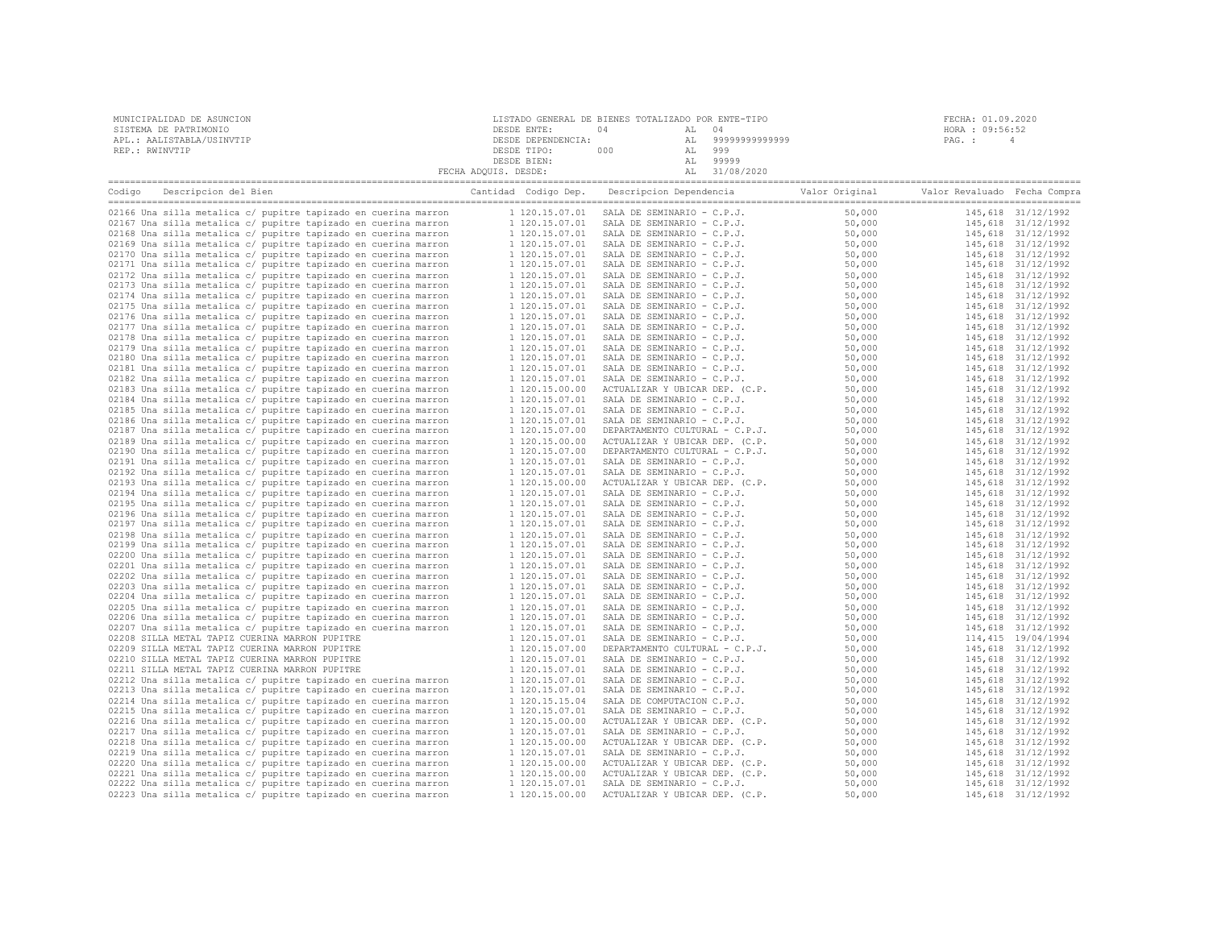MUNICIPALIDAD DE ASUNCION
SISTEMA DE PATRIMONIO
APL.: AALISTABLA/USINVTIP
REP.: RWINVTIP

LISTADO GENERAL DE BIENES TOTALIZADO POR ENTE-TIPO
DESDE ENTE: 04 AL 04
DESDE DEPENDENCIA: AL 99999999999999
DESDE TIPO: 000 AL 999
DESDE BIEN: AL 99999
FECHA ADQUIS. DESDE: AL 31/08/2020

FECHA: 01.09.2020
HORA : 09:56:52

| Codigo | Descripcion del Bien | Cantidad | Codigo Dep. | Descripcion Dependencia | Valor Original | Valor Revaluado | Fecha Compra |
|---|---|---|---|---|---|---|---|
| 02166 | Una silla metalica c/ pupitre tapizado en cuerina marron | 1 | 120.15.07.01 | SALA DE SEMINARIO - C.P.J. | 50,000 | 145,618 | 31/12/1992 |
| 02167 | Una silla metalica c/ pupitre tapizado en cuerina marron | 1 | 120.15.07.01 | SALA DE SEMINARIO - C.P.J. | 50,000 | 145,618 | 31/12/1992 |
| 02168 | Una silla metalica c/ pupitre tapizado en cuerina marron | 1 | 120.15.07.01 | SALA DE SEMINARIO - C.P.J. | 50,000 | 145,618 | 31/12/1992 |
| 02169 | Una silla metalica c/ pupitre tapizado en cuerina marron | 1 | 120.15.07.01 | SALA DE SEMINARIO - C.P.J. | 50,000 | 145,618 | 31/12/1992 |
| 02170 | Una silla metalica c/ pupitre tapizado en cuerina marron | 1 | 120.15.07.01 | SALA DE SEMINARIO - C.P.J. | 50,000 | 145,618 | 31/12/1992 |
| 02171 | Una silla metalica c/ pupitre tapizado en cuerina marron | 1 | 120.15.07.01 | SALA DE SEMINARIO - C.P.J. | 50,000 | 145,618 | 31/12/1992 |
| 02172 | Una silla metalica c/ pupitre tapizado en cuerina marron | 1 | 120.15.07.01 | SALA DE SEMINARIO - C.P.J. | 50,000 | 145,618 | 31/12/1992 |
| 02173 | Una silla metalica c/ pupitre tapizado en cuerina marron | 1 | 120.15.07.01 | SALA DE SEMINARIO - C.P.J. | 50,000 | 145,618 | 31/12/1992 |
| 02174 | Una silla metalica c/ pupitre tapizado en cuerina marron | 1 | 120.15.07.01 | SALA DE SEMINARIO - C.P.J. | 50,000 | 145,618 | 31/12/1992 |
| 02175 | Una silla metalica c/ pupitre tapizado en cuerina marron | 1 | 120.15.07.01 | SALA DE SEMINARIO - C.P.J. | 50,000 | 145,618 | 31/12/1992 |
| 02176 | Una silla metalica c/ pupitre tapizado en cuerina marron | 1 | 120.15.07.01 | SALA DE SEMINARIO - C.P.J. | 50,000 | 145,618 | 31/12/1992 |
| 02177 | Una silla metalica c/ pupitre tapizado en cuerina marron | 1 | 120.15.07.01 | SALA DE SEMINARIO - C.P.J. | 50,000 | 145,618 | 31/12/1992 |
| 02178 | Una silla metalica c/ pupitre tapizado en cuerina marron | 1 | 120.15.07.01 | SALA DE SEMINARIO - C.P.J. | 50,000 | 145,618 | 31/12/1992 |
| 02179 | Una silla metalica c/ pupitre tapizado en cuerina marron | 1 | 120.15.07.01 | SALA DE SEMINARIO - C.P.J. | 50,000 | 145,618 | 31/12/1992 |
| 02180 | Una silla metalica c/ pupitre tapizado en cuerina marron | 1 | 120.15.07.01 | SALA DE SEMINARIO - C.P.J. | 50,000 | 145,618 | 31/12/1992 |
| 02181 | Una silla metalica c/ pupitre tapizado en cuerina marron | 1 | 120.15.07.01 | SALA DE SEMINARIO - C.P.J. | 50,000 | 145,618 | 31/12/1992 |
| 02182 | Una silla metalica c/ pupitre tapizado en cuerina marron | 1 | 120.15.07.01 | SALA DE SEMINARIO - C.P.J. | 50,000 | 145,618 | 31/12/1992 |
| 02183 | Una silla metalica c/ pupitre tapizado en cuerina marron | 1 | 120.15.00.00 | ACTUALIZAR Y UBICAR DEP. (C.P. | 50,000 | 145,618 | 31/12/1992 |
| 02184 | Una silla metalica c/ pupitre tapizado en cuerina marron | 1 | 120.15.07.01 | SALA DE SEMINARIO - C.P.J. | 50,000 | 145,618 | 31/12/1992 |
| 02185 | Una silla metalica c/ pupitre tapizado en cuerina marron | 1 | 120.15.07.01 | SALA DE SEMINARIO - C.P.J. | 50,000 | 145,618 | 31/12/1992 |
| 02186 | Una silla metalica c/ pupitre tapizado en cuerina marron | 1 | 120.15.07.01 | SALA DE SEMINARIO - C.P.J. | 50,000 | 145,618 | 31/12/1992 |
| 02187 | Una silla metalica c/ pupitre tapizado en cuerina marron | 1 | 120.15.07.00 | DEPARTAMENTO CULTURAL - C.P.J. | 50,000 | 145,618 | 31/12/1992 |
| 02189 | Una silla metalica c/ pupitre tapizado en cuerina marron | 1 | 120.15.00.00 | ACTUALIZAR Y UBICAR DEP. (C.P. | 50,000 | 145,618 | 31/12/1992 |
| 02190 | Una silla metalica c/ pupitre tapizado en cuerina marron | 1 | 120.15.07.00 | DEPARTAMENTO CULTURAL - C.P.J. | 50,000 | 145,618 | 31/12/1992 |
| 02191 | Una silla metalica c/ pupitre tapizado en cuerina marron | 1 | 120.15.07.01 | SALA DE SEMINARIO - C.P.J. | 50,000 | 145,618 | 31/12/1992 |
| 02192 | Una silla metalica c/ pupitre tapizado en cuerina marron | 1 | 120.15.07.01 | SALA DE SEMINARIO - C.P.J. | 50,000 | 145,618 | 31/12/1992 |
| 02193 | Una silla metalica c/ pupitre tapizado en cuerina marron | 1 | 120.15.00.00 | ACTUALIZAR Y UBICAR DEP. (C.P. | 50,000 | 145,618 | 31/12/1992 |
| 02194 | Una silla metalica c/ pupitre tapizado en cuerina marron | 1 | 120.15.07.01 | SALA DE SEMINARIO - C.P.J. | 50,000 | 145,618 | 31/12/1992 |
| 02195 | Una silla metalica c/ pupitre tapizado en cuerina marron | 1 | 120.15.07.01 | SALA DE SEMINARIO - C.P.J. | 50,000 | 145,618 | 31/12/1992 |
| 02196 | Una silla metalica c/ pupitre tapizado en cuerina marron | 1 | 120.15.07.01 | SALA DE SEMINARIO - C.P.J. | 50,000 | 145,618 | 31/12/1992 |
| 02197 | Una silla metalica c/ pupitre tapizado en cuerina marron | 1 | 120.15.07.01 | SALA DE SEMINARIO - C.P.J. | 50,000 | 145,618 | 31/12/1992 |
| 02198 | Una silla metalica c/ pupitre tapizado en cuerina marron | 1 | 120.15.07.01 | SALA DE SEMINARIO - C.P.J. | 50,000 | 145,618 | 31/12/1992 |
| 02199 | Una silla metalica c/ pupitre tapizado en cuerina marron | 1 | 120.15.07.01 | SALA DE SEMINARIO - C.P.J. | 50,000 | 145,618 | 31/12/1992 |
| 02200 | Una silla metalica c/ pupitre tapizado en cuerina marron | 1 | 120.15.07.01 | SALA DE SEMINARIO - C.P.J. | 50,000 | 145,618 | 31/12/1992 |
| 02201 | Una silla metalica c/ pupitre tapizado en cuerina marron | 1 | 120.15.07.01 | SALA DE SEMINARIO - C.P.J. | 50,000 | 145,618 | 31/12/1992 |
| 02202 | Una silla metalica c/ pupitre tapizado en cuerina marron | 1 | 120.15.07.01 | SALA DE SEMINARIO - C.P.J. | 50,000 | 145,618 | 31/12/1992 |
| 02203 | Una silla metalica c/ pupitre tapizado en cuerina marron | 1 | 120.15.07.01 | SALA DE SEMINARIO - C.P.J. | 50,000 | 145,618 | 31/12/1992 |
| 02204 | Una silla metalica c/ pupitre tapizado en cuerina marron | 1 | 120.15.07.01 | SALA DE SEMINARIO - C.P.J. | 50,000 | 145,618 | 31/12/1992 |
| 02205 | Una silla metalica c/ pupitre tapizado en cuerina marron | 1 | 120.15.07.01 | SALA DE SEMINARIO - C.P.J. | 50,000 | 145,618 | 31/12/1992 |
| 02206 | Una silla metalica c/ pupitre tapizado en cuerina marron | 1 | 120.15.07.01 | SALA DE SEMINARIO - C.P.J. | 50,000 | 145,618 | 31/12/1992 |
| 02207 | Una silla metalica c/ pupitre tapizado en cuerina marron | 1 | 120.15.07.01 | SALA DE SEMINARIO - C.P.J. | 50,000 | 145,618 | 31/12/1992 |
| 02208 | SILLA METAL TAPIZ CUERINA MARRON PUPITRE | 1 | 120.15.07.01 | SALA DE SEMINARIO - C.P.J. | 50,000 | 114,415 | 19/04/1994 |
| 02209 | SILLA METAL TAPIZ CUERINA MARRON PUPITRE | 1 | 120.15.07.00 | DEPARTAMENTO CULTURAL - C.P.J. | 50,000 | 145,618 | 31/12/1992 |
| 02210 | SILLA METAL TAPIZ CUERINA MARRON PUPITRE | 1 | 120.15.07.01 | SALA DE SEMINARIO - C.P.J. | 50,000 | 145,618 | 31/12/1992 |
| 02211 | SILLA METAL TAPIZ CUERINA MARRON PUPITRE | 1 | 120.15.07.01 | SALA DE SEMINARIO - C.P.J. | 50,000 | 145,618 | 31/12/1992 |
| 02212 | Una silla metalica c/ pupitre tapizado en cuerina marron | 1 | 120.15.07.01 | SALA DE SEMINARIO - C.P.J. | 50,000 | 145,618 | 31/12/1992 |
| 02213 | Una silla metalica c/ pupitre tapizado en cuerina marron | 1 | 120.15.07.01 | SALA DE SEMINARIO - C.P.J. | 50,000 | 145,618 | 31/12/1992 |
| 02214 | Una silla metalica c/ pupitre tapizado en cuerina marron | 1 | 120.15.15.04 | SALA DE COMPUTACION C.P.J. | 50,000 | 145,618 | 31/12/1992 |
| 02215 | Una silla metalica c/ pupitre tapizado en cuerina marron | 1 | 120.15.07.01 | SALA DE SEMINARIO - C.P.J. | 50,000 | 145,618 | 31/12/1992 |
| 02216 | Una silla metalica c/ pupitre tapizado en cuerina marron | 1 | 120.15.00.00 | ACTUALIZAR Y UBICAR DEP. (C.P. | 50,000 | 145,618 | 31/12/1992 |
| 02217 | Una silla metalica c/ pupitre tapizado en cuerina marron | 1 | 120.15.07.01 | SALA DE SEMINARIO - C.P.J. | 50,000 | 145,618 | 31/12/1992 |
| 02218 | Una silla metalica c/ pupitre tapizado en cuerina marron | 1 | 120.15.00.00 | ACTUALIZAR Y UBICAR DEP. (C.P. | 50,000 | 145,618 | 31/12/1992 |
| 02219 | Una silla metalica c/ pupitre tapizado en cuerina marron | 1 | 120.15.07.01 | SALA DE SEMINARIO - C.P.J. | 50,000 | 145,618 | 31/12/1992 |
| 02220 | Una silla metalica c/ pupitre tapizado en cuerina marron | 1 | 120.15.00.00 | ACTUALIZAR Y UBICAR DEP. (C.P. | 50,000 | 145,618 | 31/12/1992 |
| 02221 | Una silla metalica c/ pupitre tapizado en cuerina marron | 1 | 120.15.00.00 | ACTUALIZAR Y UBICAR DEP. (C.P. | 50,000 | 145,618 | 31/12/1992 |
| 02222 | Una silla metalica c/ pupitre tapizado en cuerina marron | 1 | 120.15.07.01 | SALA DE SEMINARIO - C.P.J. | 50,000 | 145,618 | 31/12/1992 |
| 02223 | Una silla metalica c/ pupitre tapizado en cuerina marron | 1 | 120.15.00.00 | ACTUALIZAR Y UBICAR DEP. (C.P. | 50,000 | 145,618 | 31/12/1992 |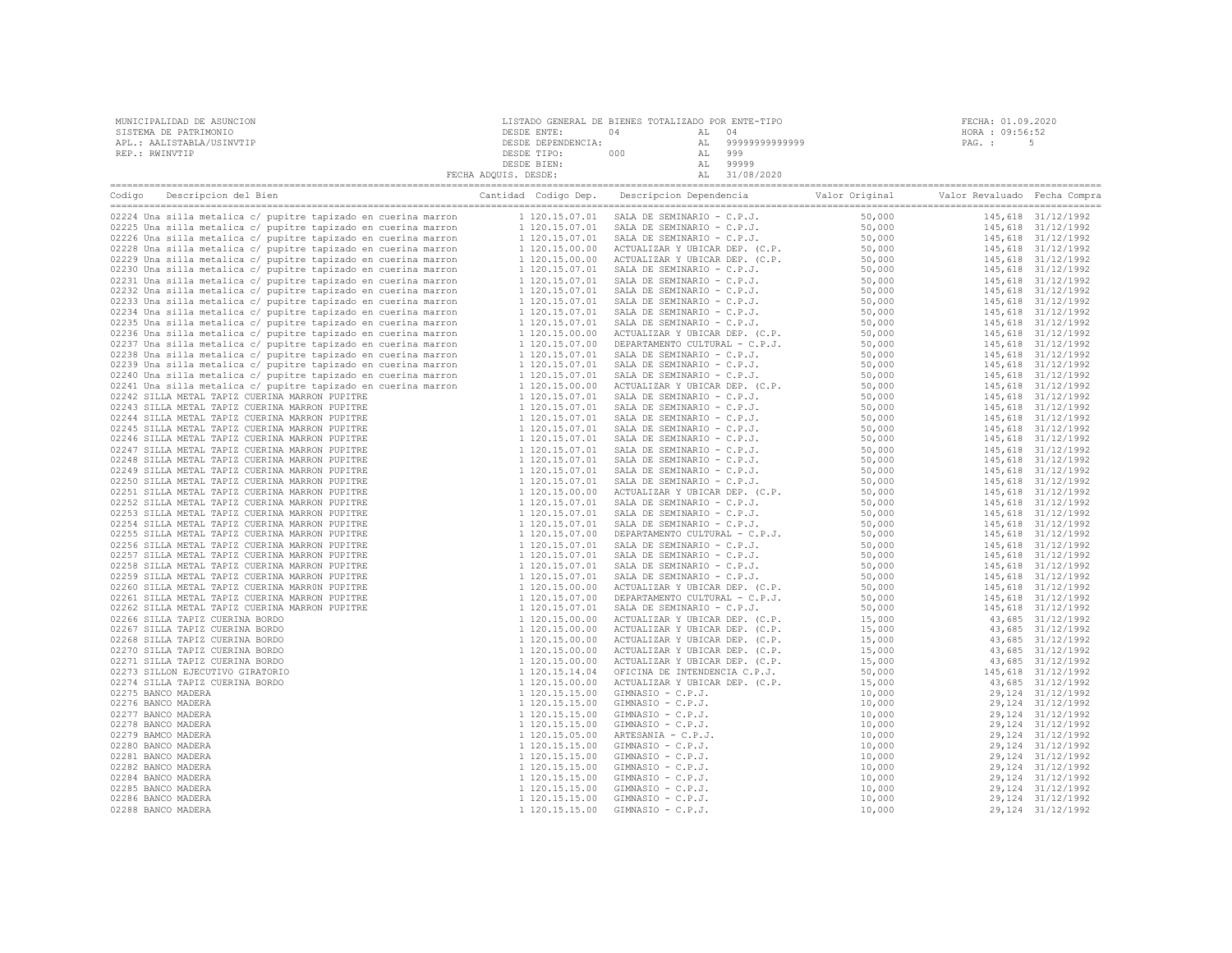MUNICIPALIDAD DE ASUNCION
SISTEMA DE PATRIMONIO
APL.: AALISTABLA/USINVTIP
REP.: RWINVTIP

LISTADO GENERAL DE BIENES TOTALIZADO POR ENTE-TIPO
DESDE ENTE: 04 AL 04
DESDE DEPENDENCIA: AL 99999999999999
DESDE TIPO: 000 AL 999
DESDE BIEN: AL 99999
FECHA ADQUIS. DESDE: AL 31/08/2020

FECHA: 01.09.2020
HORA : 09:56:52
PAG. : 5

| Codigo | Descripcion del Bien | Cantidad | Codigo Dep. | Descripcion Dependencia | Valor Original | Valor Revaluado | Fecha Compra |
|---|---|---|---|---|---|---|---|
| 02224 | Una silla metalica c/ pupitre tapizado en cuerina marron | 1 | 120.15.07.01 | SALA DE SEMINARIO - C.P.J. | 50,000 | 145,618 | 31/12/1992 |
| 02225 | Una silla metalica c/ pupitre tapizado en cuerina marron | 1 | 120.15.07.01 | SALA DE SEMINARIO - C.P.J. | 50,000 | 145,618 | 31/12/1992 |
| 02226 | Una silla metalica c/ pupitre tapizado en cuerina marron | 1 | 120.15.07.01 | SALA DE SEMINARIO - C.P.J. | 50,000 | 145,618 | 31/12/1992 |
| 02228 | Una silla metalica c/ pupitre tapizado en cuerina marron | 1 | 120.15.00.00 | ACTUALIZAR Y UBICAR DEP. (C.P. | 50,000 | 145,618 | 31/12/1992 |
| 02229 | Una silla metalica c/ pupitre tapizado en cuerina marron | 1 | 120.15.00.00 | ACTUALIZAR Y UBICAR DEP. (C.P. | 50,000 | 145,618 | 31/12/1992 |
| 02230 | Una silla metalica c/ pupitre tapizado en cuerina marron | 1 | 120.15.07.01 | SALA DE SEMINARIO - C.P.J. | 50,000 | 145,618 | 31/12/1992 |
| 02231 | Una silla metalica c/ pupitre tapizado en cuerina marron | 1 | 120.15.07.01 | SALA DE SEMINARIO - C.P.J. | 50,000 | 145,618 | 31/12/1992 |
| 02232 | Una silla metalica c/ pupitre tapizado en cuerina marron | 1 | 120.15.07.01 | SALA DE SEMINARIO - C.P.J. | 50,000 | 145,618 | 31/12/1992 |
| 02233 | Una silla metalica c/ pupitre tapizado en cuerina marron | 1 | 120.15.07.01 | SALA DE SEMINARIO - C.P.J. | 50,000 | 145,618 | 31/12/1992 |
| 02234 | Una silla metalica c/ pupitre tapizado en cuerina marron | 1 | 120.15.07.01 | SALA DE SEMINARIO - C.P.J. | 50,000 | 145,618 | 31/12/1992 |
| 02235 | Una silla metalica c/ pupitre tapizado en cuerina marron | 1 | 120.15.07.01 | SALA DE SEMINARIO - C.P.J. | 50,000 | 145,618 | 31/12/1992 |
| 02236 | Una silla metalica c/ pupitre tapizado en cuerina marron | 1 | 120.15.00.00 | ACTUALIZAR Y UBICAR DEP. (C.P. | 50,000 | 145,618 | 31/12/1992 |
| 02237 | Una silla metalica c/ pupitre tapizado en cuerina marron | 1 | 120.15.07.00 | DEPARTAMENTO CULTURAL - C.P.J. | 50,000 | 145,618 | 31/12/1992 |
| 02238 | Una silla metalica c/ pupitre tapizado en cuerina marron | 1 | 120.15.07.01 | SALA DE SEMINARIO - C.P.J. | 50,000 | 145,618 | 31/12/1992 |
| 02239 | Una silla metalica c/ pupitre tapizado en cuerina marron | 1 | 120.15.07.01 | SALA DE SEMINARIO - C.P.J. | 50,000 | 145,618 | 31/12/1992 |
| 02240 | Una silla metalica c/ pupitre tapizado en cuerina marron | 1 | 120.15.07.01 | SALA DE SEMINARIO - C.P.J. | 50,000 | 145,618 | 31/12/1992 |
| 02241 | Una silla metalica c/ pupitre tapizado en cuerina marron | 1 | 120.15.00.00 | ACTUALIZAR Y UBICAR DEP. (C.P. | 50,000 | 145,618 | 31/12/1992 |
| 02242 | SILLA METAL TAPIZ CUERINA MARRON PUPITRE | 1 | 120.15.07.01 | SALA DE SEMINARIO - C.P.J. | 50,000 | 145,618 | 31/12/1992 |
| 02243 | SILLA METAL TAPIZ CUERINA MARRON PUPITRE | 1 | 120.15.07.01 | SALA DE SEMINARIO - C.P.J. | 50,000 | 145,618 | 31/12/1992 |
| 02244 | SILLA METAL TAPIZ CUERINA MARRON PUPITRE | 1 | 120.15.07.01 | SALA DE SEMINARIO - C.P.J. | 50,000 | 145,618 | 31/12/1992 |
| 02245 | SILLA METAL TAPIZ CUERINA MARRON PUPITRE | 1 | 120.15.07.01 | SALA DE SEMINARIO - C.P.J. | 50,000 | 145,618 | 31/12/1992 |
| 02246 | SILLA METAL TAPIZ CUERINA MARRON PUPITRE | 1 | 120.15.07.01 | SALA DE SEMINARIO - C.P.J. | 50,000 | 145,618 | 31/12/1992 |
| 02247 | SILLA METAL TAPIZ CUERINA MARRON PUPITRE | 1 | 120.15.07.01 | SALA DE SEMINARIO - C.P.J. | 50,000 | 145,618 | 31/12/1992 |
| 02248 | SILLA METAL TAPIZ CUERINA MARRON PUPITRE | 1 | 120.15.07.01 | SALA DE SEMINARIO - C.P.J. | 50,000 | 145,618 | 31/12/1992 |
| 02249 | SILLA METAL TAPIZ CUERINA MARRON PUPITRE | 1 | 120.15.07.01 | SALA DE SEMINARIO - C.P.J. | 50,000 | 145,618 | 31/12/1992 |
| 02250 | SILLA METAL TAPIZ CUERINA MARRON PUPITRE | 1 | 120.15.07.01 | SALA DE SEMINARIO - C.P.J. | 50,000 | 145,618 | 31/12/1992 |
| 02251 | SILLA METAL TAPIZ CUERINA MARRON PUPITRE | 1 | 120.15.00.00 | ACTUALIZAR Y UBICAR DEP. (C.P. | 50,000 | 145,618 | 31/12/1992 |
| 02252 | SILLA METAL TAPIZ CUERINA MARRON PUPITRE | 1 | 120.15.07.01 | SALA DE SEMINARIO - C.P.J. | 50,000 | 145,618 | 31/12/1992 |
| 02253 | SILLA METAL TAPIZ CUERINA MARRON PUPITRE | 1 | 120.15.07.01 | SALA DE SEMINARIO - C.P.J. | 50,000 | 145,618 | 31/12/1992 |
| 02254 | SILLA METAL TAPIZ CUERINA MARRON PUPITRE | 1 | 120.15.07.01 | SALA DE SEMINARIO - C.P.J. | 50,000 | 145,618 | 31/12/1992 |
| 02255 | SILLA METAL TAPIZ CUERINA MARRON PUPITRE | 1 | 120.15.07.00 | DEPARTAMENTO CULTURAL - C.P.J. | 50,000 | 145,618 | 31/12/1992 |
| 02256 | SILLA METAL TAPIZ CUERINA MARRON PUPITRE | 1 | 120.15.07.01 | SALA DE SEMINARIO - C.P.J. | 50,000 | 145,618 | 31/12/1992 |
| 02257 | SILLA METAL TAPIZ CUERINA MARRON PUPITRE | 1 | 120.15.07.01 | SALA DE SEMINARIO - C.P.J. | 50,000 | 145,618 | 31/12/1992 |
| 02258 | SILLA METAL TAPIZ CUERINA MARRON PUPITRE | 1 | 120.15.07.01 | SALA DE SEMINARIO - C.P.J. | 50,000 | 145,618 | 31/12/1992 |
| 02259 | SILLA METAL TAPIZ CUERINA MARRON PUPITRE | 1 | 120.15.07.01 | SALA DE SEMINARIO - C.P.J. | 50,000 | 145,618 | 31/12/1992 |
| 02260 | SILLA METAL TAPIZ CUERINA MARRON PUPITRE | 1 | 120.15.00.00 | ACTUALIZAR Y UBICAR DEP. (C.P. | 50,000 | 145,618 | 31/12/1992 |
| 02261 | SILLA METAL TAPIZ CUERINA MARRON PUPITRE | 1 | 120.15.07.00 | DEPARTAMENTO CULTURAL - C.P.J. | 50,000 | 145,618 | 31/12/1992 |
| 02262 | SILLA METAL TAPIZ CUERINA MARRON PUPITRE | 1 | 120.15.07.01 | SALA DE SEMINARIO - C.P.J. | 50,000 | 145,618 | 31/12/1992 |
| 02266 | SILLA TAPIZ CUERINA BORDO | 1 | 120.15.00.00 | ACTUALIZAR Y UBICAR DEP. (C.P. | 15,000 | 43,685 | 31/12/1992 |
| 02267 | SILLA TAPIZ CUERINA BORDO | 1 | 120.15.00.00 | ACTUALIZAR Y UBICAR DEP. (C.P. | 15,000 | 43,685 | 31/12/1992 |
| 02268 | SILLA TAPIZ CUERINA BORDO | 1 | 120.15.00.00 | ACTUALIZAR Y UBICAR DEP. (C.P. | 15,000 | 43,685 | 31/12/1992 |
| 02270 | SILLA TAPIZ CUERINA BORDO | 1 | 120.15.00.00 | ACTUALIZAR Y UBICAR DEP. (C.P. | 15,000 | 43,685 | 31/12/1992 |
| 02271 | SILLA TAPIZ CUERINA BORDO | 1 | 120.15.00.00 | ACTUALIZAR Y UBICAR DEP. (C.P. | 15,000 | 43,685 | 31/12/1992 |
| 02273 | SILLON EJECUTIVO GIRATORIO | 1 | 120.15.14.04 | OFICINA DE INTENDENCIA C.P.J. | 50,000 | 145,618 | 31/12/1992 |
| 02274 | SILLA TAPIZ CUERINA BORDO | 1 | 120.15.00.00 | ACTUALIZAR Y UBICAR DEP. (C.P. | 15,000 | 43,685 | 31/12/1992 |
| 02275 | BANCO MADERA | 1 | 120.15.15.00 | GIMNASIO - C.P.J. | 10,000 | 29,124 | 31/12/1992 |
| 02276 | BANCO MADERA | 1 | 120.15.15.00 | GIMNASIO - C.P.J. | 10,000 | 29,124 | 31/12/1992 |
| 02277 | BANCO MADERA | 1 | 120.15.15.00 | GIMNASIO - C.P.J. | 10,000 | 29,124 | 31/12/1992 |
| 02278 | BANCO MADERA | 1 | 120.15.15.00 | GIMNASIO - C.P.J. | 10,000 | 29,124 | 31/12/1992 |
| 02279 | BAMCO MADERA | 1 | 120.15.05.00 | ARTESANIA - C.P.J. | 10,000 | 29,124 | 31/12/1992 |
| 02280 | BANCO MADERA | 1 | 120.15.15.00 | GIMNASIO - C.P.J. | 10,000 | 29,124 | 31/12/1992 |
| 02281 | BANCO MADERA | 1 | 120.15.15.00 | GIMNASIO - C.P.J. | 10,000 | 29,124 | 31/12/1992 |
| 02282 | BANCO MADERA | 1 | 120.15.15.00 | GIMNASIO - C.P.J. | 10,000 | 29,124 | 31/12/1992 |
| 02284 | BANCO MADERA | 1 | 120.15.15.00 | GIMNASIO - C.P.J. | 10,000 | 29,124 | 31/12/1992 |
| 02285 | BANCO MADERA | 1 | 120.15.15.00 | GIMNASIO - C.P.J. | 10,000 | 29,124 | 31/12/1992 |
| 02286 | BANCO MADERA | 1 | 120.15.15.00 | GIMNASIO - C.P.J. | 10,000 | 29,124 | 31/12/1992 |
| 02288 | BANCO MADERA | 1 | 120.15.15.00 | GIMNASIO - C.P.J. | 10,000 | 29,124 | 31/12/1992 |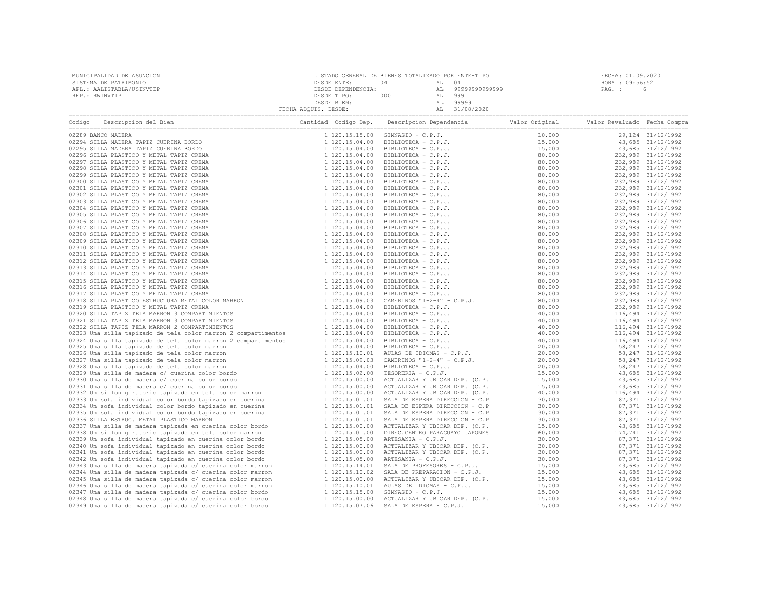MUNICIPALIDAD DE ASUNCION
SISTEMA DE PATRIMONIO
APL.: AALISTABLA/USINVTIP
REP.: RWINVTIP

LISTADO GENERAL DE BIENES TOTALIZADO POR ENTE-TIPO
DESDE ENTE: 04 AL 04
DESDE DEPENDENCIA: AL 99999999999999
DESDE TIPO: 000 AL 999
DESDE BIEN: AL 99999
FECHA ADQUIS. DESDE: AL 31/08/2020

FECHA: 01.09.2020
HORA : 09:56:52

| Codigo | Descripcion del Bien | Cantidad | Codigo Dep. | Descripcion Dependencia | Valor Original | Valor Revaluado | Fecha Compra |
|---|---|---|---|---|---|---|---|
| 02289 | BANCO MADERA | 1 | 120.15.15.00 | GIMNASIO - C.P.J. | 10,000 | 29,124 | 31/12/1992 |
| 02294 | SILLA MADERA TAPIZ CUERINA BORDO | 1 | 120.15.04.00 | BIBLIOTECA - C.P.J. | 15,000 | 43,685 | 31/12/1992 |
| 02295 | SILLA MADERA TAPIZ CUERINA BORDO | 1 | 120.15.04.00 | BIBLIOTECA - C.P.J. | 15,000 | 43,685 | 31/12/1992 |
| 02296 | SILLA PLASTICO Y METAL TAPIZ CREMA | 1 | 120.15.04.00 | BIBLIOTECA - C.P.J. | 80,000 | 232,989 | 31/12/1992 |
| 02297 | SILLA PLASTICO Y METAL TAPIZ CREMA | 1 | 120.15.04.00 | BIBLIOTECA - C.P.J. | 80,000 | 232,989 | 31/12/1992 |
| 02298 | SILLA PLASTICO Y METAL TAPIZ CREMA | 1 | 120.15.04.00 | BIBLIOTECA - C.P.J. | 80,000 | 232,989 | 31/12/1992 |
| 02299 | SILLA PLASTICO Y METAL TAPIZ CREMA | 1 | 120.15.04.00 | BIBLIOTECA - C.P.J. | 80,000 | 232,989 | 31/12/1992 |
| 02300 | SILLA PLASTICO Y METAL TAPIZ CREMA | 1 | 120.15.04.00 | BIBLIOTECA - C.P.J. | 80,000 | 232,989 | 31/12/1992 |
| 02301 | SILLA PLASTICO Y METAL TAPIZ CREMA | 1 | 120.15.04.00 | BIBLIOTECA - C.P.J. | 80,000 | 232,989 | 31/12/1992 |
| 02302 | SILLA PLASTICO Y METAL TAPIZ CREMA | 1 | 120.15.04.00 | BIBLIOTECA - C.P.J. | 80,000 | 232,989 | 31/12/1992 |
| 02303 | SILLA PLASTICO Y METAL TAPIZ CREMA | 1 | 120.15.04.00 | BIBLIOTECA - C.P.J. | 80,000 | 232,989 | 31/12/1992 |
| 02304 | SILLA PLASTICO Y METAL TAPIZ CREMA | 1 | 120.15.04.00 | BIBLIOTECA - C.P.J. | 80,000 | 232,989 | 31/12/1992 |
| 02305 | SILLA PLASTICO Y METAL TAPIZ CREMA | 1 | 120.15.04.00 | BIBLIOTECA - C.P.J. | 80,000 | 232,989 | 31/12/1992 |
| 02306 | SILLA PLASTICO Y METAL TAPIZ CREMA | 1 | 120.15.04.00 | BIBLIOTECA - C.P.J. | 80,000 | 232,989 | 31/12/1992 |
| 02307 | SILLA PLASTICO Y METAL TAPIZ CREMA | 1 | 120.15.04.00 | BIBLIOTECA - C.P.J. | 80,000 | 232,989 | 31/12/1992 |
| 02308 | SILLA PLASTICO Y METAL TAPIZ CREMA | 1 | 120.15.04.00 | BIBLIOTECA - C.P.J. | 80,000 | 232,989 | 31/12/1992 |
| 02309 | SILLA PLASTICO Y METAL TAPIZ CREMA | 1 | 120.15.04.00 | BIBLIOTECA - C.P.J. | 80,000 | 232,989 | 31/12/1992 |
| 02310 | SILLA PLASTICO Y METAL TAPIZ CREMA | 1 | 120.15.04.00 | BIBLIOTECA - C.P.J. | 80,000 | 232,989 | 31/12/1992 |
| 02311 | SILLA PLASTICO Y METAL TAPIZ CREMA | 1 | 120.15.04.00 | BIBLIOTECA - C.P.J. | 80,000 | 232,989 | 31/12/1992 |
| 02312 | SILLA PLASTICO Y METAL TAPIZ CREMA | 1 | 120.15.04.00 | BIBLIOTECA - C.P.J. | 80,000 | 232,989 | 31/12/1992 |
| 02313 | SILLA PLASTICO Y METAL TAPIZ CREMA | 1 | 120.15.04.00 | BIBLIOTECA - C.P.J. | 80,000 | 232,989 | 31/12/1992 |
| 02314 | SILLA PLASTICO Y METAL TAPIZ CREMA | 1 | 120.15.04.00 | BIBLIOTECA - C.P.J. | 80,000 | 232,989 | 31/12/1992 |
| 02315 | SILLA PLASTICO Y METAL TAPIZ CREMA | 1 | 120.15.04.00 | BIBLIOTECA - C.P.J. | 80,000 | 232,989 | 31/12/1992 |
| 02316 | SILLA PLASTICO Y METAL TAPIZ CREMA | 1 | 120.15.04.00 | BIBLIOTECA - C.P.J. | 80,000 | 232,989 | 31/12/1992 |
| 02317 | SILLA PLASTICO Y METAL TAPIZ CREMA | 1 | 120.15.04.00 | BIBLIOTECA - C.P.J. | 80,000 | 232,989 | 31/12/1992 |
| 02318 | SILLA PLASTICO ESTRUCTURA METAL COLOR MARRON | 1 | 120.15.09.03 | CAMERINOS "1-2-4" - C.P.J. | 80,000 | 232,989 | 31/12/1992 |
| 02319 | SILLA PLASTICO Y METAL TAPIZ CREMA | 1 | 120.15.04.00 | BIBLIOTECA - C.P.J. | 80,000 | 232,989 | 31/12/1992 |
| 02320 | SILLA TAPIZ TELA MARRON 3 COMPARTIMIENTOS | 1 | 120.15.04.00 | BIBLIOTECA - C.P.J. | 40,000 | 116,494 | 31/12/1992 |
| 02321 | SILLA TAPIZ TELA MARRON 3 COMPARTIMIENTOS | 1 | 120.15.04.00 | BIBLIOTECA - C.P.J. | 40,000 | 116,494 | 31/12/1992 |
| 02322 | SILLA TAPIZ TELA MARRON 2 COMPARTIMIENTOS | 1 | 120.15.04.00 | BIBLIOTECA - C.P.J. | 40,000 | 116,494 | 31/12/1992 |
| 02323 | Una silla tapizado de tela color marron 2 compartimentos | 1 | 120.15.04.00 | BIBLIOTECA - C.P.J. | 40,000 | 116,494 | 31/12/1992 |
| 02324 | Una silla tapizado de tela color marron 2 compartimentos | 1 | 120.15.04.00 | BIBLIOTECA - C.P.J. | 40,000 | 116,494 | 31/12/1992 |
| 02325 | Una silla tapizado de tela color marron | 1 | 120.15.04.00 | BIBLIOTECA - C.P.J. | 20,000 | 58,247 | 31/12/1992 |
| 02326 | Una silla tapizado de tela color marron | 1 | 120.15.10.01 | AULAS DE IDIOMAS - C.P.J. | 20,000 | 58,247 | 31/12/1992 |
| 02327 | Una silla tapizado de tela color marron | 1 | 120.15.09.03 | CAMERINOS "1-2-4" - C.P.J. | 20,000 | 58,247 | 31/12/1992 |
| 02328 | Una silla tapizado de tela color marron | 1 | 120.15.04.00 | BIBLIOTECA - C.P.J. | 20,000 | 58,247 | 31/12/1992 |
| 02329 | Una silla de madera c/ cuerina color bordo | 1 | 120.15.02.00 | TESORERIA - C.P.J. | 15,000 | 43,685 | 31/12/1992 |
| 02330 | Una silla de madera c/ cuerina color bordo | 1 | 120.15.00.00 | ACTUALIZAR Y UBICAR DEP. (C.P. | 15,000 | 43,685 | 31/12/1992 |
| 02331 | Una silla de madera c/ cuerina color bordo | 1 | 120.15.00.00 | ACTUALIZAR Y UBICAR DEP. (C.P. | 15,000 | 43,685 | 31/12/1992 |
| 02332 | Un sillon giratorio tapizado en tela color marron | 1 | 120.15.00.00 | ACTUALIZAR Y UBICAR DEP. (C.P. | 40,000 | 116,494 | 31/12/1992 |
| 02333 | Un sofa individual color bordo tapizado en cuerina | 1 | 120.15.01.01 | SALA DE ESPERA DIRECCION - C.P | 30,000 | 87,371 | 31/12/1992 |
| 02334 | Un sofa individual color bordo tapizado en cuerina | 1 | 120.15.01.01 | SALA DE ESPERA DIRECCION - C.P | 30,000 | 87,371 | 31/12/1992 |
| 02335 | Un sofa individual color bordo tapizado en cuerina | 1 | 120.15.01.01 | SALA DE ESPERA DIRECCION - C.P | 30,000 | 87,371 | 31/12/1992 |
| 02336 | SILLA ESTRUC. METAL PLASTICO MARRON | 1 | 120.15.01.01 | SALA DE ESPERA DIRECCION - C.P | 30,000 | 87,371 | 31/12/1992 |
| 02337 | Una silla de madera tapizada en cuerina color bordo | 1 | 120.15.00.00 | ACTUALIZAR Y UBICAR DEP. (C.P. | 15,000 | 43,685 | 31/12/1992 |
| 02338 | Un sillon giratorio tapizado en tela color marron | 1 | 120.15.01.00 | DIREC.CENTRO PARAGUAYO JAPONES | 60,000 | 174,741 | 31/12/1992 |
| 02339 | Un sofa individual tapizado en cuerina color bordo | 1 | 120.15.05.00 | ARTESANIA - C.P.J. | 30,000 | 87,371 | 31/12/1992 |
| 02340 | Un sofa individual tapizado en cuerina color bordo | 1 | 120.15.00.00 | ACTUALIZAR Y UBICAR DEP. (C.P. | 30,000 | 87,371 | 31/12/1992 |
| 02341 | Un sofa individual tapizado en cuerina color bordo | 1 | 120.15.00.00 | ACTUALIZAR Y UBICAR DEP. (C.P. | 30,000 | 87,371 | 31/12/1992 |
| 02342 | Un sofa individual tapizado en cuerina color bordo | 1 | 120.15.05.00 | ARTESANIA - C.P.J. | 30,000 | 87,371 | 31/12/1992 |
| 02343 | Una silla de madera tapizada c/ cuerina color marron | 1 | 120.15.14.01 | SALA DE PROFESORES - C.P.J. | 15,000 | 43,685 | 31/12/1992 |
| 02344 | Una silla de madera tapizada c/ cuerina color marron | 1 | 120.15.10.02 | SALA DE PREPARACION - C.P.J. | 15,000 | 43,685 | 31/12/1992 |
| 02345 | Una silla de madera tapizada c/ cuerina color marron | 1 | 120.15.00.00 | ACTUALIZAR Y UBICAR DEP. (C.P. | 15,000 | 43,685 | 31/12/1992 |
| 02346 | Una silla de madera tapizada c/ cuerina color marron | 1 | 120.15.10.01 | AULAS DE IDIOMAS - C.P.J. | 15,000 | 43,685 | 31/12/1992 |
| 02347 | Una silla de madera tapizada c/ cuerina color bordo | 1 | 120.15.15.00 | GIMNASIO - C.P.J. | 15,000 | 43,685 | 31/12/1992 |
| 02348 | Una silla de madera tapizada c/ cuerina color bordo | 1 | 120.15.00.00 | ACTUALIZAR Y UBICAR DEP. (C.P. | 15,000 | 43,685 | 31/12/1992 |
| 02349 | Una silla de madera tapizada c/ cuerina color bordo | 1 | 120.15.07.06 | SALA DE ESPERA - C.P.J. | 15,000 | 43,685 | 31/12/1992 |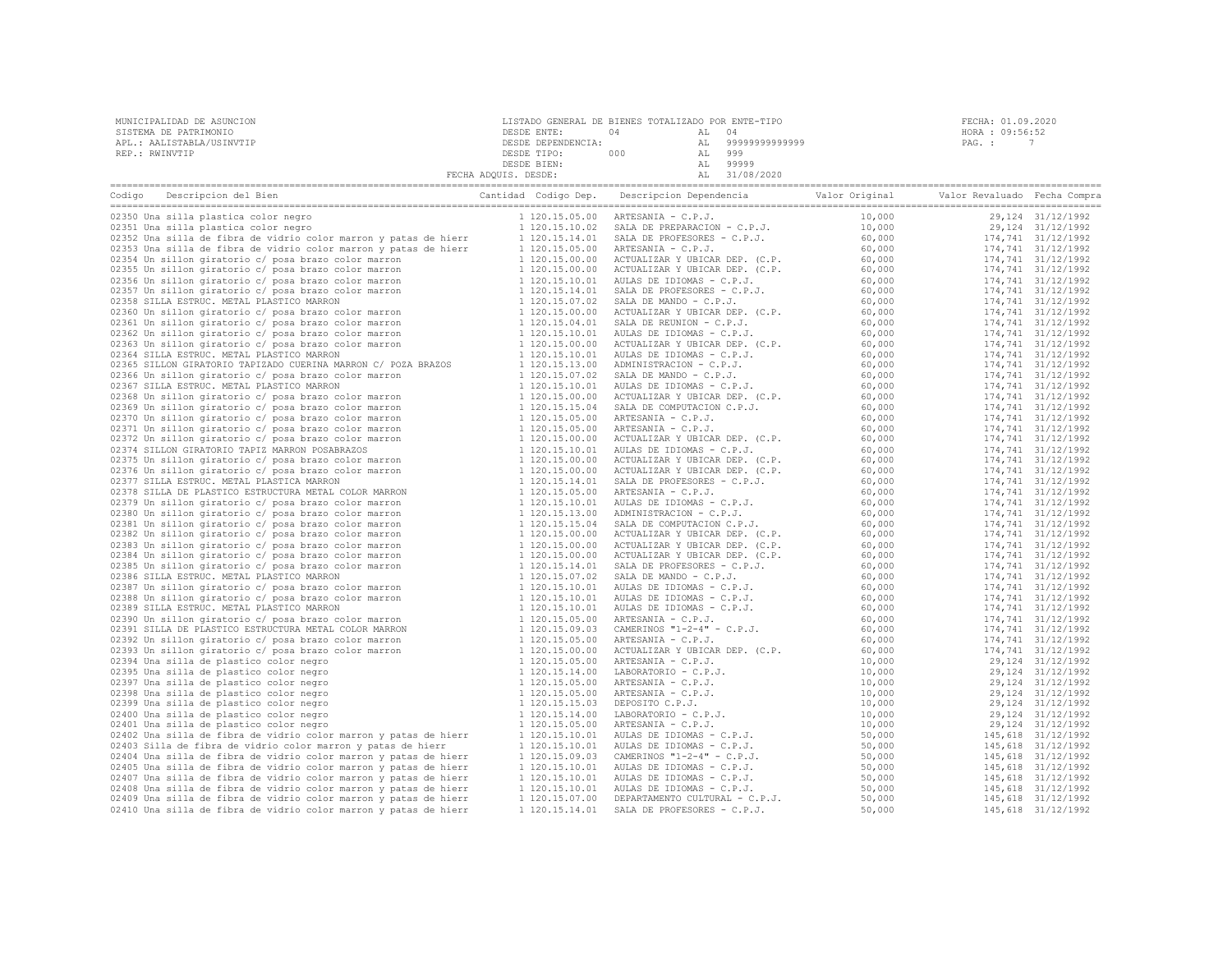MUNICIPALIDAD DE ASUNCION
SISTEMA DE PATRIMONIO
APL.: AALISTABLA/USINVTIP
REP.: RWINVTIP

LISTADO GENERAL DE BIENES TOTALIZADO POR ENTE-TIPO
DESDE ENTE: 04 AL 04
DESDE DEPENDENCIA: AL 99999999999999
DESDE TIPO: 000 AL 999
DESDE BIEN: AL 99999
FECHA ADQUIS. DESDE: AL 31/08/2020

FECHA: 01.09.2020
HORA : 09:56:52
PAG. : 7

| Codigo | Descripcion del Bien | Cantidad | Codigo Dep. | Descripcion Dependencia | Valor Original | Valor Revaluado | Fecha Compra |
|---|---|---|---|---|---|---|---|
| 02350 | Una silla plastica color negro | 1 | 120.15.05.00 | ARTESANIA - C.P.J. | 10,000 | 29,124 | 31/12/1992 |
| 02351 | Una silla plastica color negro | 1 | 120.15.10.02 | SALA DE PREPARACION - C.P.J. | 10,000 | 29,124 | 31/12/1992 |
| 02352 | Una silla de fibra de vidrio color marron y patas de hierr | 1 | 120.15.14.01 | SALA DE PROFESORES - C.P.J. | 60,000 | 174,741 | 31/12/1992 |
| 02353 | Una silla de fibra de vidrio color marron y patas de hierr | 1 | 120.15.05.00 | ARTESANIA - C.P.J. | 60,000 | 174,741 | 31/12/1992 |
| 02354 | Un sillon giratorio c/ posa brazo color marron | 1 | 120.15.00.00 | ACTUALIZAR Y UBICAR DEP. (C.P. | 60,000 | 174,741 | 31/12/1992 |
| 02355 | Un sillon giratorio c/ posa brazo color marron | 1 | 120.15.00.00 | ACTUALIZAR Y UBICAR DEP. (C.P. | 60,000 | 174,741 | 31/12/1992 |
| 02356 | Un sillon giratorio c/ posa brazo color marron | 1 | 120.15.10.01 | AULAS DE IDIOMAS - C.P.J. | 60,000 | 174,741 | 31/12/1992 |
| 02357 | Un sillon giratorio c/ posa brazo color marron | 1 | 120.15.14.01 | SALA DE PROFESORES - C.P.J. | 60,000 | 174,741 | 31/12/1992 |
| 02358 | SILLA ESTRUC. METAL PLASTICO MARRON | 1 | 120.15.07.02 | SALA DE MANDO - C.P.J. | 60,000 | 174,741 | 31/12/1992 |
| 02360 | Un sillon giratorio c/ posa brazo color marron | 1 | 120.15.00.00 | ACTUALIZAR Y UBICAR DEP. (C.P. | 60,000 | 174,741 | 31/12/1992 |
| 02361 | Un sillon giratorio c/ posa brazo color marron | 1 | 120.15.04.01 | SALA DE REUNION - C.P.J. | 60,000 | 174,741 | 31/12/1992 |
| 02362 | Un sillon giratorio c/ posa brazo color marron | 1 | 120.15.10.01 | AULAS DE IDIOMAS - C.P.J. | 60,000 | 174,741 | 31/12/1992 |
| 02363 | Un sillon giratorio c/ posa brazo color marron | 1 | 120.15.00.00 | ACTUALIZAR Y UBICAR DEP. (C.P. | 60,000 | 174,741 | 31/12/1992 |
| 02364 | SILLA ESTRUC. METAL PLASTICO MARRON | 1 | 120.15.10.01 | AULAS DE IDIOMAS - C.P.J. | 60,000 | 174,741 | 31/12/1992 |
| 02365 | SILLON GIRATORIO TAPIZADO CUERINA MARRON C/ POZA BRAZOS | 1 | 120.15.13.00 | ADMINISTRACION - C.P.J. | 60,000 | 174,741 | 31/12/1992 |
| 02366 | Un sillon giratorio c/ posa brazo color marron | 1 | 120.15.07.02 | SALA DE MANDO - C.P.J. | 60,000 | 174,741 | 31/12/1992 |
| 02367 | SILLA ESTRUC. METAL PLASTICO MARRON | 1 | 120.15.10.01 | AULAS DE IDIOMAS - C.P.J. | 60,000 | 174,741 | 31/12/1992 |
| 02368 | Un sillon giratorio c/ posa brazo color marron | 1 | 120.15.00.00 | ACTUALIZAR Y UBICAR DEP. (C.P. | 60,000 | 174,741 | 31/12/1992 |
| 02369 | Un sillon giratorio c/ posa brazo color marron | 1 | 120.15.15.04 | SALA DE COMPUTACION C.P.J. | 60,000 | 174,741 | 31/12/1992 |
| 02370 | Un sillon giratorio c/ posa brazo color marron | 1 | 120.15.05.00 | ARTESANIA - C.P.J. | 60,000 | 174,741 | 31/12/1992 |
| 02371 | Un sillon giratorio c/ posa brazo color marron | 1 | 120.15.05.00 | ARTESANIA - C.P.J. | 60,000 | 174,741 | 31/12/1992 |
| 02372 | Un sillon giratorio c/ posa brazo color marron | 1 | 120.15.00.00 | ACTUALIZAR Y UBICAR DEP. (C.P. | 60,000 | 174,741 | 31/12/1992 |
| 02374 | SILLON GIRATORIO TAPIZ MARRON POSABRAZOS | 1 | 120.15.10.01 | AULAS DE IDIOMAS - C.P.J. | 60,000 | 174,741 | 31/12/1992 |
| 02375 | Un sillon giratorio c/ posa brazo color marron | 1 | 120.15.00.00 | ACTUALIZAR Y UBICAR DEP. (C.P. | 60,000 | 174,741 | 31/12/1992 |
| 02376 | Un sillon giratorio c/ posa brazo color marron | 1 | 120.15.00.00 | ACTUALIZAR Y UBICAR DEP. (C.P. | 60,000 | 174,741 | 31/12/1992 |
| 02377 | SILLA ESTRUC. METAL PLASTICA MARRON | 1 | 120.15.14.01 | SALA DE PROFESORES - C.P.J. | 60,000 | 174,741 | 31/12/1992 |
| 02378 | SILLA DE PLASTICO ESTRUCTURA METAL COLOR MARRON | 1 | 120.15.05.00 | ARTESANIA - C.P.J. | 60,000 | 174,741 | 31/12/1992 |
| 02379 | Un sillon giratorio c/ posa brazo color marron | 1 | 120.15.10.01 | AULAS DE IDIOMAS - C.P.J. | 60,000 | 174,741 | 31/12/1992 |
| 02380 | Un sillon giratorio c/ posa brazo color marron | 1 | 120.15.13.00 | ADMINISTRACION - C.P.J. | 60,000 | 174,741 | 31/12/1992 |
| 02381 | Un sillon giratorio c/ posa brazo color marron | 1 | 120.15.15.04 | SALA DE COMPUTACION C.P.J. | 60,000 | 174,741 | 31/12/1992 |
| 02382 | Un sillon giratorio c/ posa brazo color marron | 1 | 120.15.00.00 | ACTUALIZAR Y UBICAR DEP. (C.P. | 60,000 | 174,741 | 31/12/1992 |
| 02383 | Un sillon giratorio c/ posa brazo color marron | 1 | 120.15.00.00 | ACTUALIZAR Y UBICAR DEP. (C.P. | 60,000 | 174,741 | 31/12/1992 |
| 02384 | Un sillon giratorio c/ posa brazo color marron | 1 | 120.15.00.00 | ACTUALIZAR Y UBICAR DEP. (C.P. | 60,000 | 174,741 | 31/12/1992 |
| 02385 | Un sillon giratorio c/ posa brazo color marron | 1 | 120.15.14.01 | SALA DE PROFESORES - C.P.J. | 60,000 | 174,741 | 31/12/1992 |
| 02386 | SILLA ESTRUC. METAL PLASTICO MARRON | 1 | 120.15.07.02 | SALA DE MANDO - C.P.J. | 60,000 | 174,741 | 31/12/1992 |
| 02387 | Un sillon giratorio c/ posa brazo color marron | 1 | 120.15.10.01 | AULAS DE IDIOMAS - C.P.J. | 60,000 | 174,741 | 31/12/1992 |
| 02388 | Un sillon giratorio c/ posa brazo color marron | 1 | 120.15.10.01 | AULAS DE IDIOMAS - C.P.J. | 60,000 | 174,741 | 31/12/1992 |
| 02389 | SILLA ESTRUC. METAL PLASTICO MARRON | 1 | 120.15.10.01 | AULAS DE IDIOMAS - C.P.J. | 60,000 | 174,741 | 31/12/1992 |
| 02390 | Un sillon giratorio c/ posa brazo color marron | 1 | 120.15.05.00 | ARTESANIA - C.P.J. | 60,000 | 174,741 | 31/12/1992 |
| 02391 | SILLA DE PLASTICO ESTRUCTURA METAL COLOR MARRON | 1 | 120.15.09.03 | CAMERINOS "1-2-4" - C.P.J. | 60,000 | 174,741 | 31/12/1992 |
| 02392 | Un sillon giratorio c/ posa brazo color marron | 1 | 120.15.05.00 | ARTESANIA - C.P.J. | 60,000 | 174,741 | 31/12/1992 |
| 02393 | Un sillon giratorio c/ posa brazo color marron | 1 | 120.15.00.00 | ACTUALIZAR Y UBICAR DEP. (C.P. | 60,000 | 174,741 | 31/12/1992 |
| 02394 | Una silla de plastico color negro | 1 | 120.15.05.00 | ARTESANIA - C.P.J. | 10,000 | 29,124 | 31/12/1992 |
| 02395 | Una silla de plastico color negro | 1 | 120.15.14.00 | LABORATORIO - C.P.J. | 10,000 | 29,124 | 31/12/1992 |
| 02397 | Una silla de plastico color negro | 1 | 120.15.05.00 | ARTESANIA - C.P.J. | 10,000 | 29,124 | 31/12/1992 |
| 02398 | Una silla de plastico color negro | 1 | 120.15.05.00 | ARTESANIA - C.P.J. | 10,000 | 29,124 | 31/12/1992 |
| 02399 | Una silla de plastico color negro | 1 | 120.15.15.03 | DEPOSITO C.P.J. | 10,000 | 29,124 | 31/12/1992 |
| 02400 | Una silla de plastico color negro | 1 | 120.15.14.00 | LABORATORIO - C.P.J. | 10,000 | 29,124 | 31/12/1992 |
| 02401 | Una silla de plastico color negro | 1 | 120.15.05.00 | ARTESANIA - C.P.J. | 10,000 | 29,124 | 31/12/1992 |
| 02402 | Una silla de fibra de vidrio color marron y patas de hierr | 1 | 120.15.10.01 | AULAS DE IDIOMAS - C.P.J. | 50,000 | 145,618 | 31/12/1992 |
| 02403 | Silla de fibra de vidrio color marron y patas de hierr | 1 | 120.15.10.01 | AULAS DE IDIOMAS - C.P.J. | 50,000 | 145,618 | 31/12/1992 |
| 02404 | Una silla de fibra de vidrio color marron y patas de hierr | 1 | 120.15.09.03 | CAMERINOS "1-2-4" - C.P.J. | 50,000 | 145,618 | 31/12/1992 |
| 02405 | Una silla de fibra de vidrio color marron y patas de hierr | 1 | 120.15.10.01 | AULAS DE IDIOMAS - C.P.J. | 50,000 | 145,618 | 31/12/1992 |
| 02407 | Una silla de fibra de vidrio color marron y patas de hierr | 1 | 120.15.10.01 | AULAS DE IDIOMAS - C.P.J. | 50,000 | 145,618 | 31/12/1992 |
| 02408 | Una silla de fibra de vidrio color marron y patas de hierr | 1 | 120.15.10.01 | AULAS DE IDIOMAS - C.P.J. | 50,000 | 145,618 | 31/12/1992 |
| 02409 | Una silla de fibra de vidrio color marron y patas de hierr | 1 | 120.15.07.00 | DEPARTAMENTO CULTURAL - C.P.J. | 50,000 | 145,618 | 31/12/1992 |
| 02410 | Una silla de fibra de vidrio color marron y patas de hierr | 1 | 120.15.14.01 | SALA DE PROFESORES - C.P.J. | 50,000 | 145,618 | 31/12/1992 |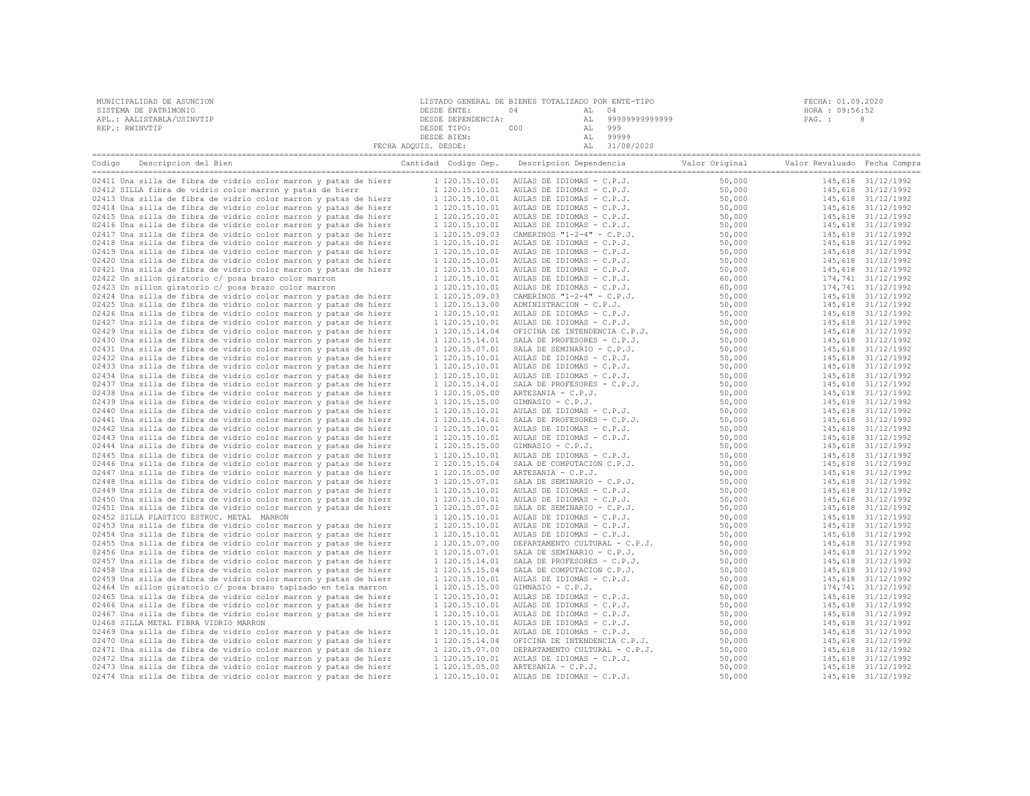MUNICIPALIDAD DE ASUNCION
SISTEMA DE PATRIMONIO
APL.: AALISTABLA/USINVTIP
REP.: RWINVTIP

LISTADO GENERAL DE BIENES TOTALIZADO POR ENTE-TIPO
DESDE ENTE: 04 AL 04
DESDE DEPENDENCIA: AL 99999999999999
DESDE TIPO: 000 AL 999
DESDE BIEN: AL 99999
FECHA ADQUIS. DESDE: AL 31/08/2020

FECHA: 01.09.2020
HORA : 09:56:52
PAG. : 8

| Codigo | Descripcion del Bien | Cantidad | Codigo Dep. | Descripcion Dependencia | Valor Original | Valor Revaluado | Fecha Compra |
|---|---|---|---|---|---|---|---|
| 02411 | Una silla de fibra de vidrio color marron y patas de hierr | 1 | 120.15.10.01 | AULAS DE IDIOMAS - C.P.J. | 50,000 | 145,618 | 31/12/1992 |
| 02412 | SILLA fibra de vidrio color marron y patas de hierr | 1 | 120.15.10.01 | AULAS DE IDIOMAS - C.P.J. | 50,000 | 145,618 | 31/12/1992 |
| 02413 | Una silla de fibra de vidrio color marron y patas de hierr | 1 | 120.15.10.01 | AULAS DE IDIOMAS - C.P.J. | 50,000 | 145,618 | 31/12/1992 |
| 02414 | Una silla de fibra de vidrio color marron y patas de hierr | 1 | 120.15.10.01 | AULAS DE IDIOMAS - C.P.J. | 50,000 | 145,618 | 31/12/1992 |
| 02415 | Una silla de fibra de vidrio color marron y patas de hierr | 1 | 120.15.10.01 | AULAS DE IDIOMAS - C.P.J. | 50,000 | 145,618 | 31/12/1992 |
| 02416 | Una silla de fibra de vidrio color marron y patas de hierr | 1 | 120.15.10.01 | AULAS DE IDIOMAS - C.P.J. | 50,000 | 145,618 | 31/12/1992 |
| 02417 | Una silla de fibra de vidrio color marron y patas de hierr | 1 | 120.15.09.03 | CAMERINOS "1-2-4" - C.P.J. | 50,000 | 145,618 | 31/12/1992 |
| 02418 | Una silla de fibra de vidrio color marron y patas de hierr | 1 | 120.15.10.01 | AULAS DE IDIOMAS - C.P.J. | 50,000 | 145,618 | 31/12/1992 |
| 02419 | Una silla de fibra de vidrio color marron y patas de hierr | 1 | 120.15.10.01 | AULAS DE IDIOMAS - C.P.J. | 50,000 | 145,618 | 31/12/1992 |
| 02420 | Una silla de fibra de vidrio color marron y patas de hierr | 1 | 120.15.10.01 | AULAS DE IDIOMAS - C.P.J. | 50,000 | 145,618 | 31/12/1992 |
| 02421 | Una silla de fibra de vidrio color marron y patas de hierr | 1 | 120.15.10.01 | AULAS DE IDIOMAS - C.P.J. | 50,000 | 145,618 | 31/12/1992 |
| 02422 | Un sillon giratorio c/ posa brazo color marron | 1 | 120.15.10.01 | AULAS DE IDIOMAS - C.P.J. | 60,000 | 174,741 | 31/12/1992 |
| 02423 | Un sillon giratorio c/ posa brazo color marron | 1 | 120.15.10.01 | AULAS DE IDIOMAS - C.P.J. | 60,000 | 174,741 | 31/12/1992 |
| 02424 | Una silla de fibra de vidrio color marron y patas de hierr | 1 | 120.15.09.03 | CAMERINOS "1-2-4" - C.P.J. | 50,000 | 145,618 | 31/12/1992 |
| 02425 | Una silla de fibra de vidrio color marron y patas de hierr | 1 | 120.15.13.00 | ADMINISTRACION - C.P.J. | 50,000 | 145,618 | 31/12/1992 |
| 02426 | Una silla de fibra de vidrio color marron y patas de hierr | 1 | 120.15.10.01 | AULAS DE IDIOMAS - C.P.J. | 50,000 | 145,618 | 31/12/1992 |
| 02427 | Una silla de fibra de vidrio color marron y patas de hierr | 1 | 120.15.10.01 | AULAS DE IDIOMAS - C.P.J. | 50,000 | 145,618 | 31/12/1992 |
| 02429 | Una silla de fibra de vidrio color marron y patas de hierr | 1 | 120.15.14.04 | OFICINA DE INTENDENCIA C.P.J. | 50,000 | 145,618 | 31/12/1992 |
| 02430 | Una silla de fibra de vidrio color marron y patas de hierr | 1 | 120.15.14.01 | SALA DE PROFESORES - C.P.J. | 50,000 | 145,618 | 31/12/1992 |
| 02431 | Una silla de fibra de vidrio color marron y patas de hierr | 1 | 120.15.07.01 | SALA DE SEMINARIO - C.P.J. | 50,000 | 145,618 | 31/12/1992 |
| 02432 | Una silla de fibra de vidrio color marron y patas de hierr | 1 | 120.15.10.01 | AULAS DE IDIOMAS - C.P.J. | 50,000 | 145,618 | 31/12/1992 |
| 02433 | Una silla de fibra de vidrio color marron y patas de hierr | 1 | 120.15.10.01 | AULAS DE IDIOMAS - C.P.J. | 50,000 | 145,618 | 31/12/1992 |
| 02434 | Una silla de fibra de vidrio color marron y patas de hierr | 1 | 120.15.10.01 | AULAS DE IDIOMAS - C.P.J. | 50,000 | 145,618 | 31/12/1992 |
| 02437 | Una silla de fibra de vidrio color marron y patas de hierr | 1 | 120.15.14.01 | SALA DE PROFESORES - C.P.J. | 50,000 | 145,618 | 31/12/1992 |
| 02438 | Una silla de fibra de vidrio color marron y patas de hierr | 1 | 120.15.05.00 | ARTESANIA - C.P.J. | 50,000 | 145,618 | 31/12/1992 |
| 02439 | Una silla de fibra de vidrio color marron y patas de hierr | 1 | 120.15.15.00 | GIMNASIO - C.P.J. | 50,000 | 145,618 | 31/12/1992 |
| 02440 | Una silla de fibra de vidrio color marron y patas de hierr | 1 | 120.15.10.01 | AULAS DE IDIOMAS - C.P.J. | 50,000 | 145,618 | 31/12/1992 |
| 02441 | Una silla de fibra de vidrio color marron y patas de hierr | 1 | 120.15.14.01 | SALA DE PROFESORES - C.P.J. | 50,000 | 145,618 | 31/12/1992 |
| 02442 | Una silla de fibra de vidrio color marron y patas de hierr | 1 | 120.15.10.01 | AULAS DE IDIOMAS - C.P.J. | 50,000 | 145,618 | 31/12/1992 |
| 02443 | Una silla de fibra de vidrio color marron y patas de hierr | 1 | 120.15.10.01 | AULAS DE IDIOMAS - C.P.J. | 50,000 | 145,618 | 31/12/1992 |
| 02444 | Una silla de fibra de vidrio color marron y patas de hierr | 1 | 120.15.15.00 | GIMNASIO - C.P.J. | 50,000 | 145,618 | 31/12/1992 |
| 02445 | Una silla de fibra de vidrio color marron y patas de hierr | 1 | 120.15.10.01 | AULAS DE IDIOMAS - C.P.J. | 50,000 | 145,618 | 31/12/1992 |
| 02446 | Una silla de fibra de vidrio color marron y patas de hierr | 1 | 120.15.15.04 | SALA DE COMPUTACION C.P.J. | 50,000 | 145,618 | 31/12/1992 |
| 02447 | Una silla de fibra de vidrio color marron y patas de hierr | 1 | 120.15.05.00 | ARTESANIA - C.P.J. | 50,000 | 145,618 | 31/12/1992 |
| 02448 | Una silla de fibra de vidrio color marron y patas de hierr | 1 | 120.15.07.01 | SALA DE SEMINARIO - C.P.J. | 50,000 | 145,618 | 31/12/1992 |
| 02449 | Una silla de fibra de vidrio color marron y patas de hierr | 1 | 120.15.10.01 | AULAS DE IDIOMAS - C.P.J. | 50,000 | 145,618 | 31/12/1992 |
| 02450 | Una silla de fibra de vidrio color marron y patas de hierr | 1 | 120.15.10.01 | AULAS DE IDIOMAS - C.P.J. | 50,000 | 145,618 | 31/12/1992 |
| 02451 | Una silla de fibra de vidrio color marron y patas de hierr | 1 | 120.15.07.01 | SALA DE SEMINARIO - C.P.J. | 50,000 | 145,618 | 31/12/1992 |
| 02452 | SILLA PLASTICO ESTRUC. METAL MARRON | 1 | 120.15.10.01 | AULAS DE IDIOMAS - C.P.J. | 50,000 | 145,618 | 31/12/1992 |
| 02453 | Una silla de fibra de vidrio color marron y patas de hierr | 1 | 120.15.10.01 | AULAS DE IDIOMAS - C.P.J. | 50,000 | 145,618 | 31/12/1992 |
| 02454 | Una silla de fibra de vidrio color marron y patas de hierr | 1 | 120.15.10.01 | AULAS DE IDIOMAS - C.P.J. | 50,000 | 145,618 | 31/12/1992 |
| 02455 | Una silla de fibra de vidrio color marron y patas de hierr | 1 | 120.15.07.00 | DEPARTAMENTO CULTURAL - C.P.J. | 50,000 | 145,618 | 31/12/1992 |
| 02456 | Una silla de fibra de vidrio color marron y patas de hierr | 1 | 120.15.07.01 | SALA DE SEMINARIO - C.P.J. | 50,000 | 145,618 | 31/12/1992 |
| 02457 | Una silla de fibra de vidrio color marron y patas de hierr | 1 | 120.15.14.01 | SALA DE PROFESORES - C.P.J. | 50,000 | 145,618 | 31/12/1992 |
| 02458 | Una silla de fibra de vidrio color marron y patas de hierr | 1 | 120.15.15.04 | SALA DE COMPUTACION C.P.J. | 50,000 | 145,618 | 31/12/1992 |
| 02459 | Una silla de fibra de vidrio color marron y patas de hierr | 1 | 120.15.10.01 | AULAS DE IDIOMAS - C.P.J. | 50,000 | 145,618 | 31/12/1992 |
| 02464 | Un sillon giratorio c/ posa brazo tapizado en tela marron | 1 | 120.15.15.00 | GIMNASIO - C.P.J. | 60,000 | 174,741 | 31/12/1992 |
| 02465 | Una silla de fibra de vidrio color marron y patas de hierr | 1 | 120.15.10.01 | AULAS DE IDIOMAS - C.P.J. | 50,000 | 145,618 | 31/12/1992 |
| 02466 | Una silla de fibra de vidrio color marron y patas de hierr | 1 | 120.15.10.01 | AULAS DE IDIOMAS - C.P.J. | 50,000 | 145,618 | 31/12/1992 |
| 02467 | Una silla de fibra de vidrio color marron y patas de hierr | 1 | 120.15.10.01 | AULAS DE IDIOMAS - C.P.J. | 50,000 | 145,618 | 31/12/1992 |
| 02468 | SILLA METAL FIBRA VIDRIO MARRON | 1 | 120.15.10.01 | AULAS DE IDIOMAS - C.P.J. | 50,000 | 145,618 | 31/12/1992 |
| 02469 | Una silla de fibra de vidrio color marron y patas de hierr | 1 | 120.15.10.01 | AULAS DE IDIOMAS - C.P.J. | 50,000 | 145,618 | 31/12/1992 |
| 02470 | Una silla de fibra de vidrio color marron y patas de hierr | 1 | 120.15.14.04 | OFICINA DE INTENDENCIA C.P.J. | 50,000 | 145,618 | 31/12/1992 |
| 02471 | Una silla de fibra de vidrio color marron y patas de hierr | 1 | 120.15.07.00 | DEPARTAMENTO CULTURAL - C.P.J. | 50,000 | 145,618 | 31/12/1992 |
| 02472 | Una silla de fibra de vidrio color marron y patas de hierr | 1 | 120.15.10.01 | AULAS DE IDIOMAS - C.P.J. | 50,000 | 145,618 | 31/12/1992 |
| 02473 | Una silla de fibra de vidrio color marron y patas de hierr | 1 | 120.15.05.00 | ARTESANIA - C.P.J. | 50,000 | 145,618 | 31/12/1992 |
| 02474 | Una silla de fibra de vidrio color marron y patas de hierr | 1 | 120.15.10.01 | AULAS DE IDIOMAS - C.P.J. | 50,000 | 145,618 | 31/12/1992 |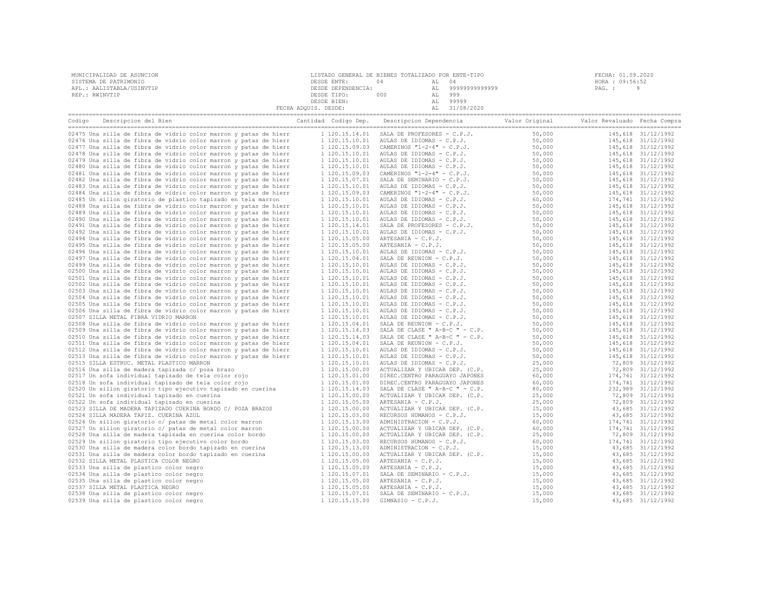MUNICIPALIDAD DE ASUNCION
SISTEMA DE PATRIMONIO
APL.: AALISTABLA/USINVTIP
REP.: RWINVTIP

LISTADO GENERAL DE BIENES TOTALIZADO POR ENTE-TIPO
DESDE ENTE: 04 AL 04
DESDE DEPENDENCIA: AL 99999999999999
DESDE TIPO: 000 AL 999
DESDE BIEN: AL 99999
FECHA ADQUIS. DESDE: AL 31/08/2020

FECHA: 01.09.2020
HORA : 09:56:52

| Codigo | Descripcion del Bien | Cantidad | Codigo Dep. | Descripcion Dependencia | Valor Original | Valor Revaluado | Fecha Compra |
|---|---|---|---|---|---|---|---|
| 02475 | Una silla de fibra de vidrio color marron y patas de hierr | 1 | 120.15.14.01 | SALA DE PROFESORES - C.P.J. | 50,000 | 145,618 | 31/12/1992 |
| 02476 | Una silla de fibra de vidrio color marron y patas de hierr | 1 | 120.15.10.01 | AULAS DE IDIOMAS - C.P.J. | 50,000 | 145,618 | 31/12/1992 |
| 02477 | Una silla de fibra de vidrio color marron y patas de hierr | 1 | 120.15.09.03 | CAMERINOS "1-2-4" - C.P.J. | 50,000 | 145,618 | 31/12/1992 |
| 02478 | Una silla de fibra de vidrio color marron y patas de hierr | 1 | 120.15.10.01 | AULAS DE IDIOMAS - C.P.J. | 50,000 | 145,618 | 31/12/1992 |
| 02479 | Una silla de fibra de vidrio color marron y patas de hierr | 1 | 120.15.10.01 | AULAS DE IDIOMAS - C.P.J. | 50,000 | 145,618 | 31/12/1992 |
| 02480 | Una silla de fibra de vidrio color marron y patas de hierr | 1 | 120.15.10.01 | AULAS DE IDIOMAS - C.P.J. | 50,000 | 145,618 | 31/12/1992 |
| 02481 | Una silla de fibra de vidrio color marron y patas de hierr | 1 | 120.15.09.03 | CAMERINOS "1-2-4" - C.P.J. | 50,000 | 145,618 | 31/12/1992 |
| 02482 | Una silla de fibra de vidrio color marron y patas de hierr | 1 | 120.15.07.01 | SALA DE SEMINARIO - C.P.J. | 50,000 | 145,618 | 31/12/1992 |
| 02483 | Una silla de fibra de vidrio color marron y patas de hierr | 1 | 120.15.10.01 | AULAS DE IDIOMAS - C.P.J. | 50,000 | 145,618 | 31/12/1992 |
| 02484 | Una silla de fibra de vidrio color marron y patas de hierr | 1 | 120.15.09.03 | CAMERINOS "1-2-4" - C.P.J. | 50,000 | 145,618 | 31/12/1992 |
| 02485 | Un sillon giratorio de plastico tapizado en tela marron | 1 | 120.15.10.01 | AULAS DE IDIOMAS - C.P.J. | 60,000 | 174,741 | 31/12/1992 |
| 02488 | Una silla de fibra de vidrio color marron y patas de hierr | 1 | 120.15.10.01 | AULAS DE IDIOMAS - C.P.J. | 50,000 | 145,618 | 31/12/1992 |
| 02489 | Una silla de fibra de vidrio color marron y patas de hierr | 1 | 120.15.10.01 | AULAS DE IDIOMAS - C.P.J. | 50,000 | 145,618 | 31/12/1992 |
| 02490 | Una silla de fibra de vidrio color marron y patas de hierr | 1 | 120.15.10.01 | AULAS DE IDIOMAS - C.P.J. | 50,000 | 145,618 | 31/12/1992 |
| 02491 | Una silla de fibra de vidrio color marron y patas de hierr | 1 | 120.15.14.01 | SALA DE PROFESORES - C.P.J. | 50,000 | 145,618 | 31/12/1992 |
| 02492 | Una silla de fibra de vidrio color marron y patas de hierr | 1 | 120.15.10.01 | AULAS DE IDIOMAS - C.P.J. | 50,000 | 145,618 | 31/12/1992 |
| 02494 | Una silla de fibra de vidrio color marron y patas de hierr | 1 | 120.15.05.00 | ARTESANIA - C.P.J. | 50,000 | 145,618 | 31/12/1992 |
| 02495 | Una silla de fibra de vidrio color marron y patas de hierr | 1 | 120.15.05.00 | ARTESANIA - C.P.J. | 50,000 | 145,618 | 31/12/1992 |
| 02496 | Una silla de fibra de vidrio color marron y patas de hierr | 1 | 120.15.10.01 | AULAS DE IDIOMAS - C.P.J. | 50,000 | 145,618 | 31/12/1992 |
| 02497 | Una silla de fibra de vidrio color marron y patas de hierr | 1 | 120.15.04.01 | SALA DE REUNION - C.P.J. | 50,000 | 145,618 | 31/12/1992 |
| 02499 | Una silla de fibra de vidrio color marron y patas de hierr | 1 | 120.15.10.01 | AULAS DE IDIOMAS - C.P.J. | 50,000 | 145,618 | 31/12/1992 |
| 02500 | Una silla de fibra de vidrio color marron y patas de hierr | 1 | 120.15.10.01 | AULAS DE IDIOMAS - C.P.J. | 50,000 | 145,618 | 31/12/1992 |
| 02501 | Una silla de fibra de vidrio color marron y patas de hierr | 1 | 120.15.10.01 | AULAS DE IDIOMAS - C.P.J. | 50,000 | 145,618 | 31/12/1992 |
| 02502 | Una silla de fibra de vidrio color marron y patas de hierr | 1 | 120.15.10.01 | AULAS DE IDIOMAS - C.P.J. | 50,000 | 145,618 | 31/12/1992 |
| 02503 | Una silla de fibra de vidrio color marron y patas de hierr | 1 | 120.15.10.01 | AULAS DE IDIOMAS - C.P.J. | 50,000 | 145,618 | 31/12/1992 |
| 02504 | Una silla de fibra de vidrio color marron y patas de hierr | 1 | 120.15.10.01 | AULAS DE IDIOMAS - C.P.J. | 50,000 | 145,618 | 31/12/1992 |
| 02505 | Una silla de fibra de vidrio color marron y patas de hierr | 1 | 120.15.10.01 | AULAS DE IDIOMAS - C.P.J. | 50,000 | 145,618 | 31/12/1992 |
| 02506 | Una silla de fibra de vidrio color marron y patas de hierr | 1 | 120.15.10.01 | AULAS DE IDIOMAS - C.P.J. | 50,000 | 145,618 | 31/12/1992 |
| 02507 | SILLA METAL FIBRA VIDRIO MARRON | 1 | 120.15.10.01 | AULAS DE IDIOMAS - C.P.J. | 50,000 | 145,618 | 31/12/1992 |
| 02508 | Una silla de fibra de vidrio color marron y patas de hierr | 1 | 120.15.04.01 | SALA DE REUNION - C.P.J. | 50,000 | 145,618 | 31/12/1992 |
| 02509 | Una silla de fibra de vidrio color marron y patas de hierr | 1 | 120.15.14.03 | SALA DE CLASE " A-B-C " - C.P. | 50,000 | 145,618 | 31/12/1992 |
| 02510 | Una silla de fibra de vidrio color marron y patas de hierr | 1 | 120.15.14.03 | SALA DE CLASE " A-B-C " - C.P. | 50,000 | 145,618 | 31/12/1992 |
| 02511 | Una silla de fibra de vidrio color marron y patas de hierr | 1 | 120.15.04.01 | SALA DE REUNION - C.P.J. | 50,000 | 145,618 | 31/12/1992 |
| 02512 | Una silla de fibra de vidrio color marron y patas de hierr | 1 | 120.15.10.01 | AULAS DE IDIOMAS - C.P.J. | 50,000 | 145,618 | 31/12/1992 |
| 02513 | Una silla de fibra de vidrio color marron y patas de hierr | 1 | 120.15.10.01 | AULAS DE IDIOMAS - C.P.J. | 50,000 | 145,618 | 31/12/1992 |
| 02515 | SILLA ESTRUC. METAL PLASTICO MARRON | 1 | 120.15.10.01 | AULAS DE IDIOMAS - C.P.J. | 25,000 | 72,809 | 31/12/1992 |
| 02516 | Una silla de madera tapizada c/ posa brazo | 1 | 120.15.00.00 | ACTUALIZAR Y UBICAR DEP. (C.P. | 25,000 | 72,809 | 31/12/1992 |
| 02517 | Un sofa individual tapizado de tela color rojo | 1 | 120.15.01.00 | DIREC.CENTRO PARAGUAYO JAPONES | 60,000 | 174,741 | 31/12/1992 |
| 02518 | Un sofa individual tapizado de tela color rojo | 1 | 120.15.01.00 | DIREC.CENTRO PARAGUAYO JAPONES | 60,000 | 174,741 | 31/12/1992 |
| 02520 | Un sillon giratorio tipo ejecutivo tapizado en cuerina | 1 | 120.15.14.03 | SALA DE CLASE " A-B-C " - C.P. | 80,000 | 232,989 | 31/12/1992 |
| 02521 | Un sofa individual tapizado en cuerina | 1 | 120.15.00.00 | ACTUALIZAR Y UBICAR DEP. (C.P. | 25,000 | 72,809 | 31/12/1992 |
| 02522 | Un sofa individual tapizado en cuerina | 1 | 120.15.05.00 | ARTESANIA - C.P.J. | 25,000 | 72,809 | 31/12/1992 |
| 02523 | SILLA DE MADERA TAPIZADO CUERINA BORDO C/ POZA BRAZOS | 1 | 120.15.00.00 | ACTUALIZAR Y UBICAR DEP. (C.P. | 15,000 | 43,685 | 31/12/1992 |
| 02524 | SILLA MADERA TAPIZ. CUERINA AZUL | 1 | 120.15.03.00 | RECURSOS HUMANOS - C.P.J. | 15,000 | 43,685 | 31/12/1992 |
| 02526 | Un sillon giratorio c/ patas de metal color marron | 1 | 120.15.13.00 | ADMINISTRACION - C.P.J. | 60,000 | 174,741 | 31/12/1992 |
| 02527 | Un sillon giratorio c/ patas de metal color marron | 1 | 120.15.00.00 | ACTUALIZAR Y UBICAR DEP. (C.P. | 60,000 | 174,741 | 31/12/1992 |
| 02528 | Una silla de madera tapizada en cuerina color bordo | 1 | 120.15.00.00 | ACTUALIZAR Y UBICAR DEP. (C.P. | 25,000 | 72,809 | 31/12/1992 |
| 02529 | Un sillon giratorio tipo ejecutivo color bordo | 1 | 120.15.03.00 | RECURSOS HUMANOS - C.P.J. | 60,000 | 174,741 | 31/12/1992 |
| 02530 | Una silla de madera color bordo tapizado en cuerina | 1 | 120.15.13.00 | ADMINISTRACION - C.P.J. | 15,000 | 43,685 | 31/12/1992 |
| 02531 | Una silla de madera color bordo tapizado en cuerina | 1 | 120.15.00.00 | ACTUALIZAR Y UBICAR DEP. (C.P. | 15,000 | 43,685 | 31/12/1992 |
| 02532 | SILLA METAL PLASTICA COLOR NEGRO | 1 | 120.15.05.00 | ARTESANIA - C.P.J. | 15,000 | 43,685 | 31/12/1992 |
| 02533 | Una silla de plastico color negro | 1 | 120.15.05.00 | ARTESANIA - C.P.J. | 15,000 | 43,685 | 31/12/1992 |
| 02534 | Una silla de plastico color negro | 1 | 120.15.07.01 | SALA DE SEMINARIO - C.P.J. | 15,000 | 43,685 | 31/12/1992 |
| 02535 | Una silla de plastico color negro | 1 | 120.15.05.00 | ARTESANIA - C.P.J. | 15,000 | 43,685 | 31/12/1992 |
| 02537 | SILLA METAL PLASTICA NEGRO | 1 | 120.15.05.00 | ARTESANIA - C.P.J. | 15,000 | 43,685 | 31/12/1992 |
| 02538 | Una silla de plastico color negro | 1 | 120.15.07.01 | SALA DE SEMINARIO - C.P.J. | 15,000 | 43,685 | 31/12/1992 |
| 02539 | Una silla de plastico color negro | 1 | 120.15.15.00 | GIMNASIO - C.P.J. | 15,000 | 43,685 | 31/12/1992 |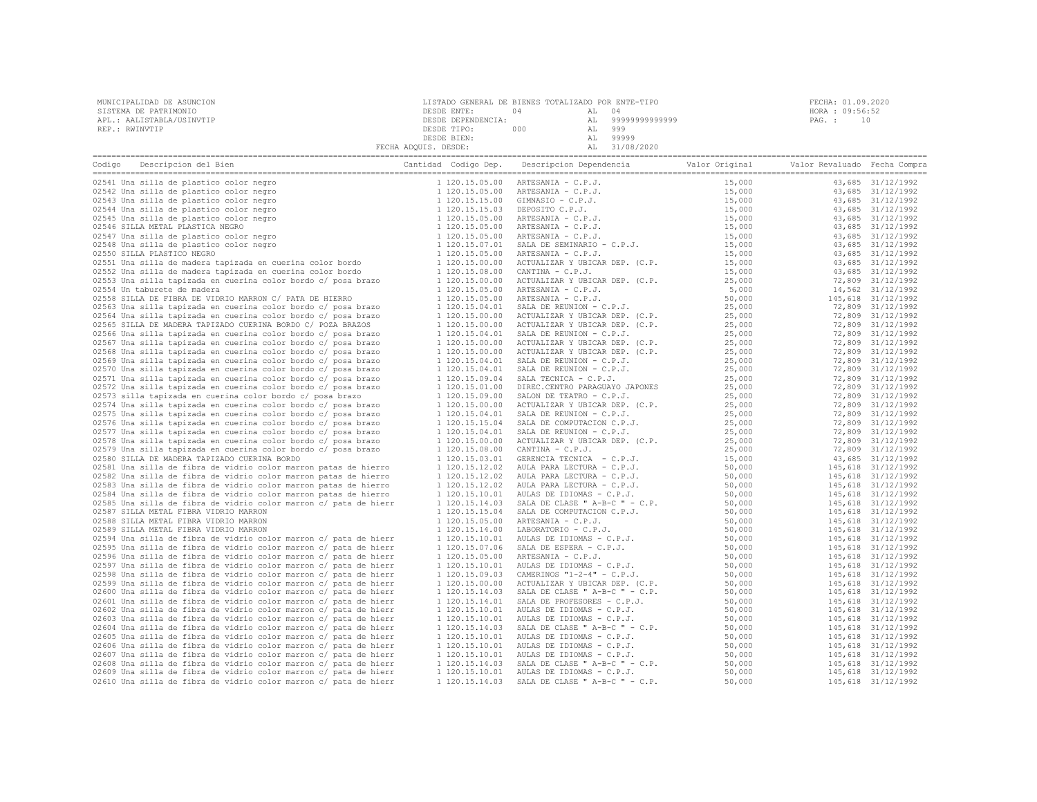MUNICIPALIDAD DE ASUNCION
SISTEMA DE PATRIMONIO
APL.: AALISTABLA/USINVTIP
REP.: RWINVTIP

LISTADO GENERAL DE BIENES TOTALIZADO POR ENTE-TIPO
DESDE ENTE: 04 AL 04
DESDE DEPENDENCIA: AL 99999999999999
DESDE TIPO: 000 AL 999
DESDE BIEN: AL 99999
FECHA ADQUIS. DESDE: AL 31/08/2020

FECHA: 01.09.2020
HORA : 09:56:52
PAG. : 10

| Codigo | Descripcion del Bien | Cantidad | Codigo Dep. | Descripcion Dependencia | Valor Original | Valor Revaluado | Fecha Compra |
|---|---|---|---|---|---|---|---|
| 02541 | Una silla de plastico color negro | 1 | 120.15.05.00 | ARTESANIA - C.P.J. | 15,000 | 43,685 | 31/12/1992 |
| 02542 | Una silla de plastico color negro | 1 | 120.15.05.00 | ARTESANIA - C.P.J. | 15,000 | 43,685 | 31/12/1992 |
| 02543 | Una silla de plastico color negro | 1 | 120.15.15.00 | GIMNASIO - C.P.J. | 15,000 | 43,685 | 31/12/1992 |
| 02544 | Una silla de plastico color negro | 1 | 120.15.15.03 | DEPOSITO C.P.J. | 15,000 | 43,685 | 31/12/1992 |
| 02545 | Una silla de plastico color negro | 1 | 120.15.05.00 | ARTESANIA - C.P.J. | 15,000 | 43,685 | 31/12/1992 |
| 02546 | SILLA METAL PLASTICA NEGRO | 1 | 120.15.05.00 | ARTESANIA - C.P.J. | 15,000 | 43,685 | 31/12/1992 |
| 02547 | Una silla de plastico color negro | 1 | 120.15.05.00 | ARTESANIA - C.P.J. | 15,000 | 43,685 | 31/12/1992 |
| 02548 | Una silla de plastico color negro | 1 | 120.15.07.01 | SALA DE SEMINARIO - C.P.J. | 15,000 | 43,685 | 31/12/1992 |
| 02550 | SILLA PLASTICO NEGRO | 1 | 120.15.05.00 | ARTESANIA - C.P.J. | 15,000 | 43,685 | 31/12/1992 |
| 02551 | Una silla de madera tapizada en cuerina color bordo | 1 | 120.15.00.00 | ACTUALIZAR Y UBICAR DEP. (C.P. | 15,000 | 43,685 | 31/12/1992 |
| 02552 | Una silla de madera tapizada en cuerina color bordo | 1 | 120.15.08.00 | CANTINA - C.P.J. | 15,000 | 43,685 | 31/12/1992 |
| 02553 | Una silla tapizada en cuerina color bordo c/ posa brazo | 1 | 120.15.00.00 | ACTUALIZAR Y UBICAR DEP. (C.P. | 25,000 | 72,809 | 31/12/1992 |
| 02554 | Un taburete de madera | 1 | 120.15.05.00 | ARTESANIA - C.P.J. | 5,000 | 14,562 | 31/12/1992 |
| 02558 | SILLA DE FIBRA DE VIDRIO MARRON C/ PATA DE HIERRO | 1 | 120.15.05.00 | ARTESANIA - C.P.J. | 50,000 | 145,618 | 31/12/1992 |
| 02563 | Una silla tapizada en cuerina color bordo c/ posa brazo | 1 | 120.15.04.01 | SALA DE REUNION - C.P.J. | 25,000 | 72,809 | 31/12/1992 |
| 02564 | Una silla tapizada en cuerina color bordo c/ posa brazo | 1 | 120.15.00.00 | ACTUALIZAR Y UBICAR DEP. (C.P. | 25,000 | 72,809 | 31/12/1992 |
| 02565 | SILLA DE MADERA TAPIZADO CUERINA BORDO C/ POZA BRAZOS | 1 | 120.15.00.00 | ACTUALIZAR Y UBICAR DEP. (C.P. | 25,000 | 72,809 | 31/12/1992 |
| 02566 | Una silla tapizada en cuerina color bordo c/ posa brazo | 1 | 120.15.04.01 | SALA DE REUNION - C.P.J. | 25,000 | 72,809 | 31/12/1992 |
| 02567 | Una silla tapizada en cuerina color bordo c/ posa brazo | 1 | 120.15.00.00 | ACTUALIZAR Y UBICAR DEP. (C.P. | 25,000 | 72,809 | 31/12/1992 |
| 02568 | Una silla tapizada en cuerina color bordo c/ posa brazo | 1 | 120.15.00.00 | ACTUALIZAR Y UBICAR DEP. (C.P. | 25,000 | 72,809 | 31/12/1992 |
| 02569 | Una silla tapizada en cuerina color bordo c/ posa brazo | 1 | 120.15.04.01 | SALA DE REUNION - C.P.J. | 25,000 | 72,809 | 31/12/1992 |
| 02570 | Una silla tapizada en cuerina color bordo c/ posa brazo | 1 | 120.15.04.01 | SALA DE REUNION - C.P.J. | 25,000 | 72,809 | 31/12/1992 |
| 02571 | Una silla tapizada en cuerina color bordo c/ posa brazo | 1 | 120.15.09.04 | SALA TECNICA - C.P.J. | 25,000 | 72,809 | 31/12/1992 |
| 02572 | Una silla tapizada en cuerina color bordo c/ posa brazo | 1 | 120.15.01.00 | DIREC.CENTRO PARAGUAYO JAPONES | 25,000 | 72,809 | 31/12/1992 |
| 02573 | silla tapizada en cuerina color bordo c/ posa brazo | 1 | 120.15.09.00 | SALON DE TEATRO - C.P.J. | 25,000 | 72,809 | 31/12/1992 |
| 02574 | Una silla tapizada en cuerina color bordo c/ posa brazo | 1 | 120.15.00.00 | ACTUALIZAR Y UBICAR DEP. (C.P. | 25,000 | 72,809 | 31/12/1992 |
| 02575 | Una silla tapizada en cuerina color bordo c/ posa brazo | 1 | 120.15.04.01 | SALA DE REUNION - C.P.J. | 25,000 | 72,809 | 31/12/1992 |
| 02576 | Una silla tapizada en cuerina color bordo c/ posa brazo | 1 | 120.15.15.04 | SALA DE COMPUTACION C.P.J. | 25,000 | 72,809 | 31/12/1992 |
| 02577 | Una silla tapizada en cuerina color bordo c/ posa brazo | 1 | 120.15.04.01 | SALA DE REUNION - C.P.J. | 25,000 | 72,809 | 31/12/1992 |
| 02578 | Una silla tapizada en cuerina color bordo c/ posa brazo | 1 | 120.15.00.00 | ACTUALIZAR Y UBICAR DEP. (C.P. | 25,000 | 72,809 | 31/12/1992 |
| 02579 | Una silla tapizada en cuerina color bordo c/ posa brazo | 1 | 120.15.08.00 | CANTINA - C.P.J. | 25,000 | 72,809 | 31/12/1992 |
| 02580 | SILLA DE MADERA TAPIZADO CUERINA BORDO | 1 | 120.15.03.01 | GERENCIA TECNICA - C.P.J. | 15,000 | 43,685 | 31/12/1992 |
| 02581 | Una silla de fibra de vidrio color marron patas de hierro | 1 | 120.15.12.02 | AULA PARA LECTURA - C.P.J. | 50,000 | 145,618 | 31/12/1992 |
| 02582 | Una silla de fibra de vidrio color marron patas de hierro | 1 | 120.15.12.02 | AULA PARA LECTURA - C.P.J. | 50,000 | 145,618 | 31/12/1992 |
| 02583 | Una silla de fibra de vidrio color marron patas de hierro | 1 | 120.15.12.02 | AULA PARA LECTURA - C.P.J. | 50,000 | 145,618 | 31/12/1992 |
| 02584 | Una silla de fibra de vidrio color marron patas de hierro | 1 | 120.15.10.01 | AULAS DE IDIOMAS - C.P.J. | 50,000 | 145,618 | 31/12/1992 |
| 02585 | Una silla de fibra de vidrio color marron c/ pata de hierr | 1 | 120.15.14.03 | SALA DE CLASE " A-B-C " - C.P. | 50,000 | 145,618 | 31/12/1992 |
| 02587 | SILLA METAL FIBRA VIDRIO MARRON | 1 | 120.15.15.04 | SALA DE COMPUTACION C.P.J. | 50,000 | 145,618 | 31/12/1992 |
| 02588 | SILLA METAL FIBRA VIDRIO MARRON | 1 | 120.15.05.00 | ARTESANIA - C.P.J. | 50,000 | 145,618 | 31/12/1992 |
| 02589 | SILLA METAL FIBRA VIDRIO MARRON | 1 | 120.15.14.00 | LABORATORIO - C.P.J. | 50,000 | 145,618 | 31/12/1992 |
| 02594 | Una silla de fibra de vidrio color marron c/ pata de hierr | 1 | 120.15.10.01 | AULAS DE IDIOMAS - C.P.J. | 50,000 | 145,618 | 31/12/1992 |
| 02595 | Una silla de fibra de vidrio color marron c/ pata de hierr | 1 | 120.15.07.06 | SALA DE ESPERA - C.P.J. | 50,000 | 145,618 | 31/12/1992 |
| 02596 | Una silla de fibra de vidrio color marron c/ pata de hierr | 1 | 120.15.05.00 | ARTESANIA - C.P.J. | 50,000 | 145,618 | 31/12/1992 |
| 02597 | Una silla de fibra de vidrio color marron c/ pata de hierr | 1 | 120.15.10.01 | AULAS DE IDIOMAS - C.P.J. | 50,000 | 145,618 | 31/12/1992 |
| 02598 | Una silla de fibra de vidrio color marron c/ pata de hierr | 1 | 120.15.09.03 | CAMERINOS "1-2-4" - C.P.J. | 50,000 | 145,618 | 31/12/1992 |
| 02599 | Una silla de fibra de vidrio color marron c/ pata de hierr | 1 | 120.15.00.00 | ACTUALIZAR Y UBICAR DEP. (C.P. | 50,000 | 145,618 | 31/12/1992 |
| 02600 | Una silla de fibra de vidrio color marron c/ pata de hierr | 1 | 120.15.14.03 | SALA DE CLASE " A-B-C " - C.P. | 50,000 | 145,618 | 31/12/1992 |
| 02601 | Una silla de fibra de vidrio color marron c/ pata de hierr | 1 | 120.15.14.01 | SALA DE PROFESORES - C.P.J. | 50,000 | 145,618 | 31/12/1992 |
| 02602 | Una silla de fibra de vidrio color marron c/ pata de hierr | 1 | 120.15.10.01 | AULAS DE IDIOMAS - C.P.J. | 50,000 | 145,618 | 31/12/1992 |
| 02603 | Una silla de fibra de vidrio color marron c/ pata de hierr | 1 | 120.15.10.01 | AULAS DE IDIOMAS - C.P.J. | 50,000 | 145,618 | 31/12/1992 |
| 02604 | Una silla de fibra de vidrio color marron c/ pata de hierr | 1 | 120.15.14.03 | SALA DE CLASE " A-B-C " - C.P. | 50,000 | 145,618 | 31/12/1992 |
| 02605 | Una silla de fibra de vidrio color marron c/ pata de hierr | 1 | 120.15.10.01 | AULAS DE IDIOMAS - C.P.J. | 50,000 | 145,618 | 31/12/1992 |
| 02606 | Una silla de fibra de vidrio color marron c/ pata de hierr | 1 | 120.15.10.01 | AULAS DE IDIOMAS - C.P.J. | 50,000 | 145,618 | 31/12/1992 |
| 02607 | Una silla de fibra de vidrio color marron c/ pata de hierr | 1 | 120.15.10.01 | AULAS DE IDIOMAS - C.P.J. | 50,000 | 145,618 | 31/12/1992 |
| 02608 | Una silla de fibra de vidrio color marron c/ pata de hierr | 1 | 120.15.14.03 | SALA DE CLASE " A-B-C " - C.P. | 50,000 | 145,618 | 31/12/1992 |
| 02609 | Una silla de fibra de vidrio color marron c/ pata de hierr | 1 | 120.15.10.01 | AULAS DE IDIOMAS - C.P.J. | 50,000 | 145,618 | 31/12/1992 |
| 02610 | Una silla de fibra de vidrio color marron c/ pata de hierr | 1 | 120.15.14.03 | SALA DE CLASE " A-B-C " - C.P. | 50,000 | 145,618 | 31/12/1992 |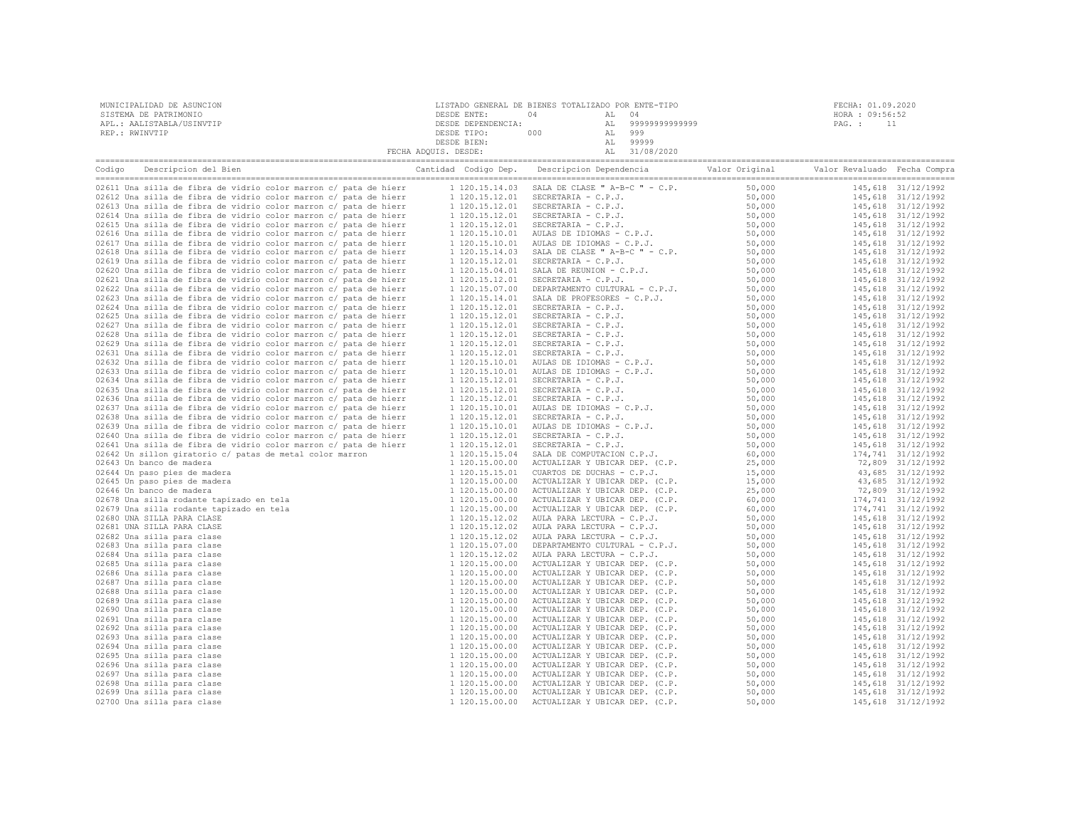MUNICIPALIDAD DE ASUNCION
SISTEMA DE PATRIMONIO
APL.: AALISTABLA/USINVTIP
REP.: RWINVTIP

LISTADO GENERAL DE BIENES TOTALIZADO POR ENTE-TIPO
DESDE ENTE: 04 AL 04
DESDE DEPENDENCIA: AL 99999999999999
DESDE TIPO: 000 AL 999
DESDE BIEN: AL 99999
FECHA ADQUIS. DESDE: AL 31/08/2020

FECHA: 01.09.2020
HORA : 09:56:52
PAG. : 11

| Codigo | Descripcion del Bien | Cantidad | Codigo Dep. | Descripcion Dependencia | Valor Original | Valor Revaluado | Fecha Compra |
|---|---|---|---|---|---|---|---|
| 02611 | Una silla de fibra de vidrio color marron c/ pata de hierr | 1 | 120.15.14.03 | SALA DE CLASE " A-B-C " - C.P. | 50,000 | 145,618 | 31/12/1992 |
| 02612 | Una silla de fibra de vidrio color marron c/ pata de hierr | 1 | 120.15.12.01 | SECRETARIA - C.P.J. | 50,000 | 145,618 | 31/12/1992 |
| 02613 | Una silla de fibra de vidrio color marron c/ pata de hierr | 1 | 120.15.12.01 | SECRETARIA - C.P.J. | 50,000 | 145,618 | 31/12/1992 |
| 02614 | Una silla de fibra de vidrio color marron c/ pata de hierr | 1 | 120.15.12.01 | SECRETARIA - C.P.J. | 50,000 | 145,618 | 31/12/1992 |
| 02615 | Una silla de fibra de vidrio color marron c/ pata de hierr | 1 | 120.15.12.01 | SECRETARIA - C.P.J. | 50,000 | 145,618 | 31/12/1992 |
| 02616 | Una silla de fibra de vidrio color marron c/ pata de hierr | 1 | 120.15.10.01 | AULAS DE IDIOMAS - C.P.J. | 50,000 | 145,618 | 31/12/1992 |
| 02617 | Una silla de fibra de vidrio color marron c/ pata de hierr | 1 | 120.15.10.01 | AULAS DE IDIOMAS - C.P.J. | 50,000 | 145,618 | 31/12/1992 |
| 02618 | Una silla de fibra de vidrio color marron c/ pata de hierr | 1 | 120.15.14.03 | SALA DE CLASE " A-B-C " - C.P. | 50,000 | 145,618 | 31/12/1992 |
| 02619 | Una silla de fibra de vidrio color marron c/ pata de hierr | 1 | 120.15.12.01 | SECRETARIA - C.P.J. | 50,000 | 145,618 | 31/12/1992 |
| 02620 | Una silla de fibra de vidrio color marron c/ pata de hierr | 1 | 120.15.04.01 | SALA DE REUNION - C.P.J. | 50,000 | 145,618 | 31/12/1992 |
| 02621 | Una silla de fibra de vidrio color marron c/ pata de hierr | 1 | 120.15.12.01 | SECRETARIA - C.P.J. | 50,000 | 145,618 | 31/12/1992 |
| 02622 | Una silla de fibra de vidrio color marron c/ pata de hierr | 1 | 120.15.07.00 | DEPARTAMENTO CULTURAL - C.P.J. | 50,000 | 145,618 | 31/12/1992 |
| 02623 | Una silla de fibra de vidrio color marron c/ pata de hierr | 1 | 120.15.14.01 | SALA DE PROFESORES - C.P.J. | 50,000 | 145,618 | 31/12/1992 |
| 02624 | Una silla de fibra de vidrio color marron c/ pata de hierr | 1 | 120.15.12.01 | SECRETARIA - C.P.J. | 50,000 | 145,618 | 31/12/1992 |
| 02625 | Una silla de fibra de vidrio color marron c/ pata de hierr | 1 | 120.15.12.01 | SECRETARIA - C.P.J. | 50,000 | 145,618 | 31/12/1992 |
| 02627 | Una silla de fibra de vidrio color marron c/ pata de hierr | 1 | 120.15.12.01 | SECRETARIA - C.P.J. | 50,000 | 145,618 | 31/12/1992 |
| 02628 | Una silla de fibra de vidrio color marron c/ pata de hierr | 1 | 120.15.12.01 | SECRETARIA - C.P.J. | 50,000 | 145,618 | 31/12/1992 |
| 02629 | Una silla de fibra de vidrio color marron c/ pata de hierr | 1 | 120.15.12.01 | SECRETARIA - C.P.J. | 50,000 | 145,618 | 31/12/1992 |
| 02631 | Una silla de fibra de vidrio color marron c/ pata de hierr | 1 | 120.15.12.01 | SECRETARIA - C.P.J. | 50,000 | 145,618 | 31/12/1992 |
| 02632 | Una silla de fibra de vidrio color marron c/ pata de hierr | 1 | 120.15.10.01 | AULAS DE IDIOMAS - C.P.J. | 50,000 | 145,618 | 31/12/1992 |
| 02633 | Una silla de fibra de vidrio color marron c/ pata de hierr | 1 | 120.15.10.01 | AULAS DE IDIOMAS - C.P.J. | 50,000 | 145,618 | 31/12/1992 |
| 02634 | Una silla de fibra de vidrio color marron c/ pata de hierr | 1 | 120.15.12.01 | SECRETARIA - C.P.J. | 50,000 | 145,618 | 31/12/1992 |
| 02635 | Una silla de fibra de vidrio color marron c/ pata de hierr | 1 | 120.15.12.01 | SECRETARIA - C.P.J. | 50,000 | 145,618 | 31/12/1992 |
| 02636 | Una silla de fibra de vidrio color marron c/ pata de hierr | 1 | 120.15.12.01 | SECRETARIA - C.P.J. | 50,000 | 145,618 | 31/12/1992 |
| 02637 | Una silla de fibra de vidrio color marron c/ pata de hierr | 1 | 120.15.10.01 | AULAS DE IDIOMAS - C.P.J. | 50,000 | 145,618 | 31/12/1992 |
| 02638 | Una silla de fibra de vidrio color marron c/ pata de hierr | 1 | 120.15.12.01 | SECRETARIA - C.P.J. | 50,000 | 145,618 | 31/12/1992 |
| 02639 | Una silla de fibra de vidrio color marron c/ pata de hierr | 1 | 120.15.10.01 | AULAS DE IDIOMAS - C.P.J. | 50,000 | 145,618 | 31/12/1992 |
| 02640 | Una silla de fibra de vidrio color marron c/ pata de hierr | 1 | 120.15.12.01 | SECRETARIA - C.P.J. | 50,000 | 145,618 | 31/12/1992 |
| 02641 | Una silla de fibra de vidrio color marron c/ pata de hierr | 1 | 120.15.12.01 | SECRETARIA - C.P.J. | 50,000 | 145,618 | 31/12/1992 |
| 02642 | Un sillon giratorio c/ patas de metal color marron | 1 | 120.15.15.04 | SALA DE COMPUTACION C.P.J. | 60,000 | 174,741 | 31/12/1992 |
| 02643 | Un banco de madera | 1 | 120.15.00.00 | ACTUALIZAR Y UBICAR DEP. (C.P. | 25,000 | 72,809 | 31/12/1992 |
| 02644 | Un paso pies de madera | 1 | 120.15.15.01 | CUARTOS DE DUCHAS - C.P.J. | 15,000 | 43,685 | 31/12/1992 |
| 02645 | Un paso pies de madera | 1 | 120.15.00.00 | ACTUALIZAR Y UBICAR DEP. (C.P. | 15,000 | 43,685 | 31/12/1992 |
| 02646 | Un banco de madera | 1 | 120.15.00.00 | ACTUALIZAR Y UBICAR DEP. (C.P. | 25,000 | 72,809 | 31/12/1992 |
| 02678 | Una silla rodante tapizado en tela | 1 | 120.15.00.00 | ACTUALIZAR Y UBICAR DEP. (C.P. | 60,000 | 174,741 | 31/12/1992 |
| 02679 | Una silla rodante tapizado en tela | 1 | 120.15.00.00 | ACTUALIZAR Y UBICAR DEP. (C.P. | 60,000 | 174,741 | 31/12/1992 |
| 02680 | UNA SILLA PARA CLASE | 1 | 120.15.12.02 | AULA PARA LECTURA - C.P.J. | 50,000 | 145,618 | 31/12/1992 |
| 02681 | UNA SILLA PARA CLASE | 1 | 120.15.12.02 | AULA PARA LECTURA - C.P.J. | 50,000 | 145,618 | 31/12/1992 |
| 02682 | Una silla para clase | 1 | 120.15.12.02 | AULA PARA LECTURA - C.P.J. | 50,000 | 145,618 | 31/12/1992 |
| 02683 | Una silla para clase | 1 | 120.15.07.00 | DEPARTAMENTO CULTURAL - C.P.J. | 50,000 | 145,618 | 31/12/1992 |
| 02684 | Una silla para clase | 1 | 120.15.12.02 | AULA PARA LECTURA - C.P.J. | 50,000 | 145,618 | 31/12/1992 |
| 02685 | Una silla para clase | 1 | 120.15.00.00 | ACTUALIZAR Y UBICAR DEP. (C.P. | 50,000 | 145,618 | 31/12/1992 |
| 02686 | Una silla para clase | 1 | 120.15.00.00 | ACTUALIZAR Y UBICAR DEP. (C.P. | 50,000 | 145,618 | 31/12/1992 |
| 02687 | Una silla para clase | 1 | 120.15.00.00 | ACTUALIZAR Y UBICAR DEP. (C.P. | 50,000 | 145,618 | 31/12/1992 |
| 02688 | Una silla para clase | 1 | 120.15.00.00 | ACTUALIZAR Y UBICAR DEP. (C.P. | 50,000 | 145,618 | 31/12/1992 |
| 02689 | Una silla para clase | 1 | 120.15.00.00 | ACTUALIZAR Y UBICAR DEP. (C.P. | 50,000 | 145,618 | 31/12/1992 |
| 02690 | Una silla para clase | 1 | 120.15.00.00 | ACTUALIZAR Y UBICAR DEP. (C.P. | 50,000 | 145,618 | 31/12/1992 |
| 02691 | Una silla para clase | 1 | 120.15.00.00 | ACTUALIZAR Y UBICAR DEP. (C.P. | 50,000 | 145,618 | 31/12/1992 |
| 02692 | Una silla para clase | 1 | 120.15.00.00 | ACTUALIZAR Y UBICAR DEP. (C.P. | 50,000 | 145,618 | 31/12/1992 |
| 02693 | Una silla para clase | 1 | 120.15.00.00 | ACTUALIZAR Y UBICAR DEP. (C.P. | 50,000 | 145,618 | 31/12/1992 |
| 02694 | Una silla para clase | 1 | 120.15.00.00 | ACTUALIZAR Y UBICAR DEP. (C.P. | 50,000 | 145,618 | 31/12/1992 |
| 02695 | Una silla para clase | 1 | 120.15.00.00 | ACTUALIZAR Y UBICAR DEP. (C.P. | 50,000 | 145,618 | 31/12/1992 |
| 02696 | Una silla para clase | 1 | 120.15.00.00 | ACTUALIZAR Y UBICAR DEP. (C.P. | 50,000 | 145,618 | 31/12/1992 |
| 02697 | Una silla para clase | 1 | 120.15.00.00 | ACTUALIZAR Y UBICAR DEP. (C.P. | 50,000 | 145,618 | 31/12/1992 |
| 02698 | Una silla para clase | 1 | 120.15.00.00 | ACTUALIZAR Y UBICAR DEP. (C.P. | 50,000 | 145,618 | 31/12/1992 |
| 02699 | Una silla para clase | 1 | 120.15.00.00 | ACTUALIZAR Y UBICAR DEP. (C.P. | 50,000 | 145,618 | 31/12/1992 |
| 02700 | Una silla para clase | 1 | 120.15.00.00 | ACTUALIZAR Y UBICAR DEP. (C.P. | 50,000 | 145,618 | 31/12/1992 |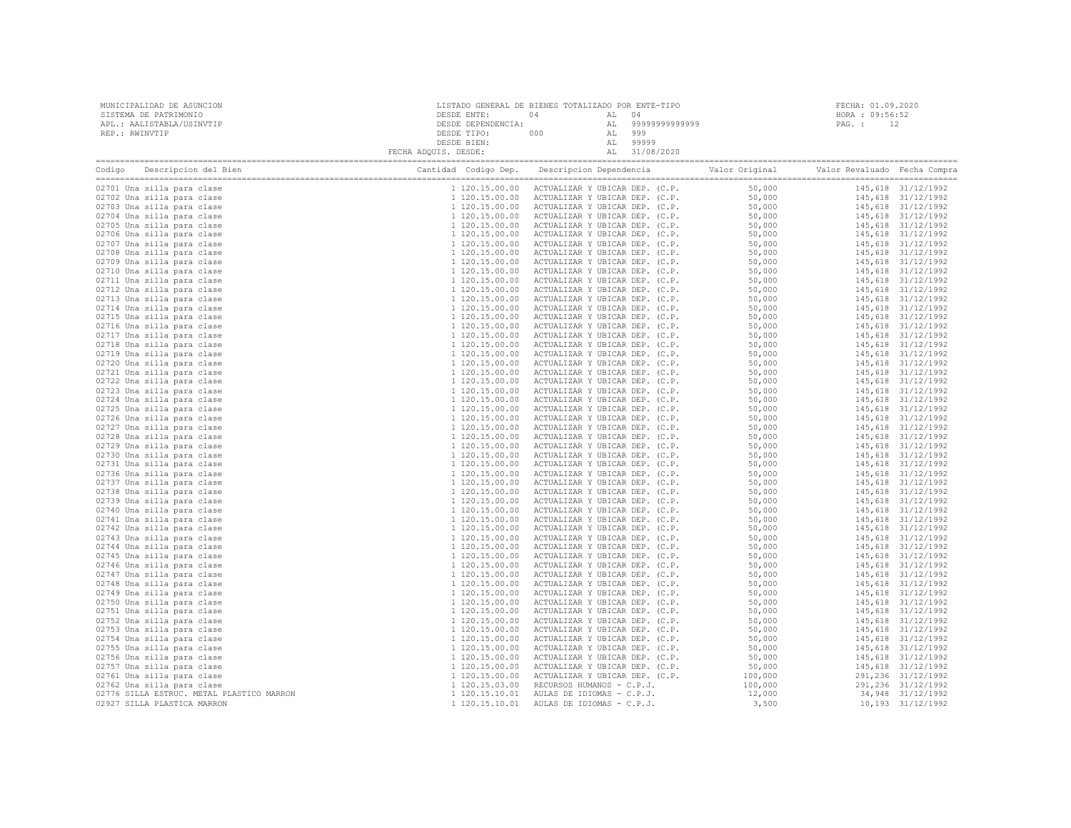MUNICIPALIDAD DE ASUNCION
SISTEMA DE PATRIMONIO
APL.: AALISTABLA/USINVTIP
REP.: RWINVTIP

LISTADO GENERAL DE BIENES TOTALIZADO POR ENTE-TIPO
DESDE ENTE: 04 AL 04
DESDE DEPENDENCIA: AL 99999999999999
DESDE TIPO: 000 AL 999
DESDE BIEN: AL 99999
FECHA ADQUIS. DESDE: AL 31/08/2020

FECHA: 01.09.2020
HORA : 09:56:52

| Codigo | Descripcion del Bien | Cantidad | Codigo Dep. | Descripcion Dependencia | Valor Original | Valor Revaluado | Fecha Compra |
|---|---|---|---|---|---|---|---|
| 02701 | Una silla para clase | 1 | 120.15.00.00 | ACTUALIZAR Y UBICAR DEP. (C.P. | 50,000 | 145,618 | 31/12/1992 |
| 02702 | Una silla para clase | 1 | 120.15.00.00 | ACTUALIZAR Y UBICAR DEP. (C.P. | 50,000 | 145,618 | 31/12/1992 |
| 02703 | Una silla para clase | 1 | 120.15.00.00 | ACTUALIZAR Y UBICAR DEP. (C.P. | 50,000 | 145,618 | 31/12/1992 |
| 02704 | Una silla para clase | 1 | 120.15.00.00 | ACTUALIZAR Y UBICAR DEP. (C.P. | 50,000 | 145,618 | 31/12/1992 |
| 02705 | Una silla para clase | 1 | 120.15.00.00 | ACTUALIZAR Y UBICAR DEP. (C.P. | 50,000 | 145,618 | 31/12/1992 |
| 02706 | Una silla para clase | 1 | 120.15.00.00 | ACTUALIZAR Y UBICAR DEP. (C.P. | 50,000 | 145,618 | 31/12/1992 |
| 02707 | Una silla para clase | 1 | 120.15.00.00 | ACTUALIZAR Y UBICAR DEP. (C.P. | 50,000 | 145,618 | 31/12/1992 |
| 02708 | Una silla para clase | 1 | 120.15.00.00 | ACTUALIZAR Y UBICAR DEP. (C.P. | 50,000 | 145,618 | 31/12/1992 |
| 02709 | Una silla para clase | 1 | 120.15.00.00 | ACTUALIZAR Y UBICAR DEP. (C.P. | 50,000 | 145,618 | 31/12/1992 |
| 02710 | Una silla para clase | 1 | 120.15.00.00 | ACTUALIZAR Y UBICAR DEP. (C.P. | 50,000 | 145,618 | 31/12/1992 |
| 02711 | Una silla para clase | 1 | 120.15.00.00 | ACTUALIZAR Y UBICAR DEP. (C.P. | 50,000 | 145,618 | 31/12/1992 |
| 02712 | Una silla para clase | 1 | 120.15.00.00 | ACTUALIZAR Y UBICAR DEP. (C.P. | 50,000 | 145,618 | 31/12/1992 |
| 02713 | Una silla para clase | 1 | 120.15.00.00 | ACTUALIZAR Y UBICAR DEP. (C.P. | 50,000 | 145,618 | 31/12/1992 |
| 02714 | Una silla para clase | 1 | 120.15.00.00 | ACTUALIZAR Y UBICAR DEP. (C.P. | 50,000 | 145,618 | 31/12/1992 |
| 02715 | Una silla para clase | 1 | 120.15.00.00 | ACTUALIZAR Y UBICAR DEP. (C.P. | 50,000 | 145,618 | 31/12/1992 |
| 02716 | Una silla para clase | 1 | 120.15.00.00 | ACTUALIZAR Y UBICAR DEP. (C.P. | 50,000 | 145,618 | 31/12/1992 |
| 02717 | Una silla para clase | 1 | 120.15.00.00 | ACTUALIZAR Y UBICAR DEP. (C.P. | 50,000 | 145,618 | 31/12/1992 |
| 02718 | Una silla para clase | 1 | 120.15.00.00 | ACTUALIZAR Y UBICAR DEP. (C.P. | 50,000 | 145,618 | 31/12/1992 |
| 02719 | Una silla para clase | 1 | 120.15.00.00 | ACTUALIZAR Y UBICAR DEP. (C.P. | 50,000 | 145,618 | 31/12/1992 |
| 02720 | Una silla para clase | 1 | 120.15.00.00 | ACTUALIZAR Y UBICAR DEP. (C.P. | 50,000 | 145,618 | 31/12/1992 |
| 02721 | Una silla para clase | 1 | 120.15.00.00 | ACTUALIZAR Y UBICAR DEP. (C.P. | 50,000 | 145,618 | 31/12/1992 |
| 02722 | Una silla para clase | 1 | 120.15.00.00 | ACTUALIZAR Y UBICAR DEP. (C.P. | 50,000 | 145,618 | 31/12/1992 |
| 02723 | Una silla para clase | 1 | 120.15.00.00 | ACTUALIZAR Y UBICAR DEP. (C.P. | 50,000 | 145,618 | 31/12/1992 |
| 02724 | Una silla para clase | 1 | 120.15.00.00 | ACTUALIZAR Y UBICAR DEP. (C.P. | 50,000 | 145,618 | 31/12/1992 |
| 02725 | Una silla para clase | 1 | 120.15.00.00 | ACTUALIZAR Y UBICAR DEP. (C.P. | 50,000 | 145,618 | 31/12/1992 |
| 02726 | Una silla para clase | 1 | 120.15.00.00 | ACTUALIZAR Y UBICAR DEP. (C.P. | 50,000 | 145,618 | 31/12/1992 |
| 02727 | Una silla para clase | 1 | 120.15.00.00 | ACTUALIZAR Y UBICAR DEP. (C.P. | 50,000 | 145,618 | 31/12/1992 |
| 02728 | Una silla para clase | 1 | 120.15.00.00 | ACTUALIZAR Y UBICAR DEP. (C.P. | 50,000 | 145,618 | 31/12/1992 |
| 02729 | Una silla para clase | 1 | 120.15.00.00 | ACTUALIZAR Y UBICAR DEP. (C.P. | 50,000 | 145,618 | 31/12/1992 |
| 02730 | Una silla para clase | 1 | 120.15.00.00 | ACTUALIZAR Y UBICAR DEP. (C.P. | 50,000 | 145,618 | 31/12/1992 |
| 02731 | Una silla para clase | 1 | 120.15.00.00 | ACTUALIZAR Y UBICAR DEP. (C.P. | 50,000 | 145,618 | 31/12/1992 |
| 02736 | Una silla para clase | 1 | 120.15.00.00 | ACTUALIZAR Y UBICAR DEP. (C.P. | 50,000 | 145,618 | 31/12/1992 |
| 02737 | Una silla para clase | 1 | 120.15.00.00 | ACTUALIZAR Y UBICAR DEP. (C.P. | 50,000 | 145,618 | 31/12/1992 |
| 02738 | Una silla para clase | 1 | 120.15.00.00 | ACTUALIZAR Y UBICAR DEP. (C.P. | 50,000 | 145,618 | 31/12/1992 |
| 02739 | Una silla para clase | 1 | 120.15.00.00 | ACTUALIZAR Y UBICAR DEP. (C.P. | 50,000 | 145,618 | 31/12/1992 |
| 02740 | Una silla para clase | 1 | 120.15.00.00 | ACTUALIZAR Y UBICAR DEP. (C.P. | 50,000 | 145,618 | 31/12/1992 |
| 02741 | Una silla para clase | 1 | 120.15.00.00 | ACTUALIZAR Y UBICAR DEP. (C.P. | 50,000 | 145,618 | 31/12/1992 |
| 02742 | Una silla para clase | 1 | 120.15.00.00 | ACTUALIZAR Y UBICAR DEP. (C.P. | 50,000 | 145,618 | 31/12/1992 |
| 02743 | Una silla para clase | 1 | 120.15.00.00 | ACTUALIZAR Y UBICAR DEP. (C.P. | 50,000 | 145,618 | 31/12/1992 |
| 02744 | Una silla para clase | 1 | 120.15.00.00 | ACTUALIZAR Y UBICAR DEP. (C.P. | 50,000 | 145,618 | 31/12/1992 |
| 02745 | Una silla para clase | 1 | 120.15.00.00 | ACTUALIZAR Y UBICAR DEP. (C.P. | 50,000 | 145,618 | 31/12/1992 |
| 02746 | Una silla para clase | 1 | 120.15.00.00 | ACTUALIZAR Y UBICAR DEP. (C.P. | 50,000 | 145,618 | 31/12/1992 |
| 02747 | Una silla para clase | 1 | 120.15.00.00 | ACTUALIZAR Y UBICAR DEP. (C.P. | 50,000 | 145,618 | 31/12/1992 |
| 02748 | Una silla para clase | 1 | 120.15.00.00 | ACTUALIZAR Y UBICAR DEP. (C.P. | 50,000 | 145,618 | 31/12/1992 |
| 02749 | Una silla para clase | 1 | 120.15.00.00 | ACTUALIZAR Y UBICAR DEP. (C.P. | 50,000 | 145,618 | 31/12/1992 |
| 02750 | Una silla para clase | 1 | 120.15.00.00 | ACTUALIZAR Y UBICAR DEP. (C.P. | 50,000 | 145,618 | 31/12/1992 |
| 02751 | Una silla para clase | 1 | 120.15.00.00 | ACTUALIZAR Y UBICAR DEP. (C.P. | 50,000 | 145,618 | 31/12/1992 |
| 02752 | Una silla para clase | 1 | 120.15.00.00 | ACTUALIZAR Y UBICAR DEP. (C.P. | 50,000 | 145,618 | 31/12/1992 |
| 02753 | Una silla para clase | 1 | 120.15.00.00 | ACTUALIZAR Y UBICAR DEP. (C.P. | 50,000 | 145,618 | 31/12/1992 |
| 02754 | Una silla para clase | 1 | 120.15.00.00 | ACTUALIZAR Y UBICAR DEP. (C.P. | 50,000 | 145,618 | 31/12/1992 |
| 02755 | Una silla para clase | 1 | 120.15.00.00 | ACTUALIZAR Y UBICAR DEP. (C.P. | 50,000 | 145,618 | 31/12/1992 |
| 02756 | Una silla para clase | 1 | 120.15.00.00 | ACTUALIZAR Y UBICAR DEP. (C.P. | 50,000 | 145,618 | 31/12/1992 |
| 02757 | Una silla para clase | 1 | 120.15.00.00 | ACTUALIZAR Y UBICAR DEP. (C.P. | 50,000 | 145,618 | 31/12/1992 |
| 02761 | Una silla para clase | 1 | 120.15.00.00 | ACTUALIZAR Y UBICAR DEP. (C.P. | 100,000 | 291,236 | 31/12/1992 |
| 02762 | Una silla para clase | 1 | 120.15.03.00 | RECURSOS HUMANOS - C.P.J. | 100,000 | 291,236 | 31/12/1992 |
| 02776 | SILLA ESTRUC. METAL PLASTICO MARRON | 1 | 120.15.10.01 | AULAS DE IDIOMAS - C.P.J. | 12,000 | 34,948 | 31/12/1992 |
| 02927 | SILLA PLASTICA MARRON | 1 | 120.15.10.01 | AULAS DE IDIOMAS - C.P.J. | 3,500 | 10,193 | 31/12/1992 |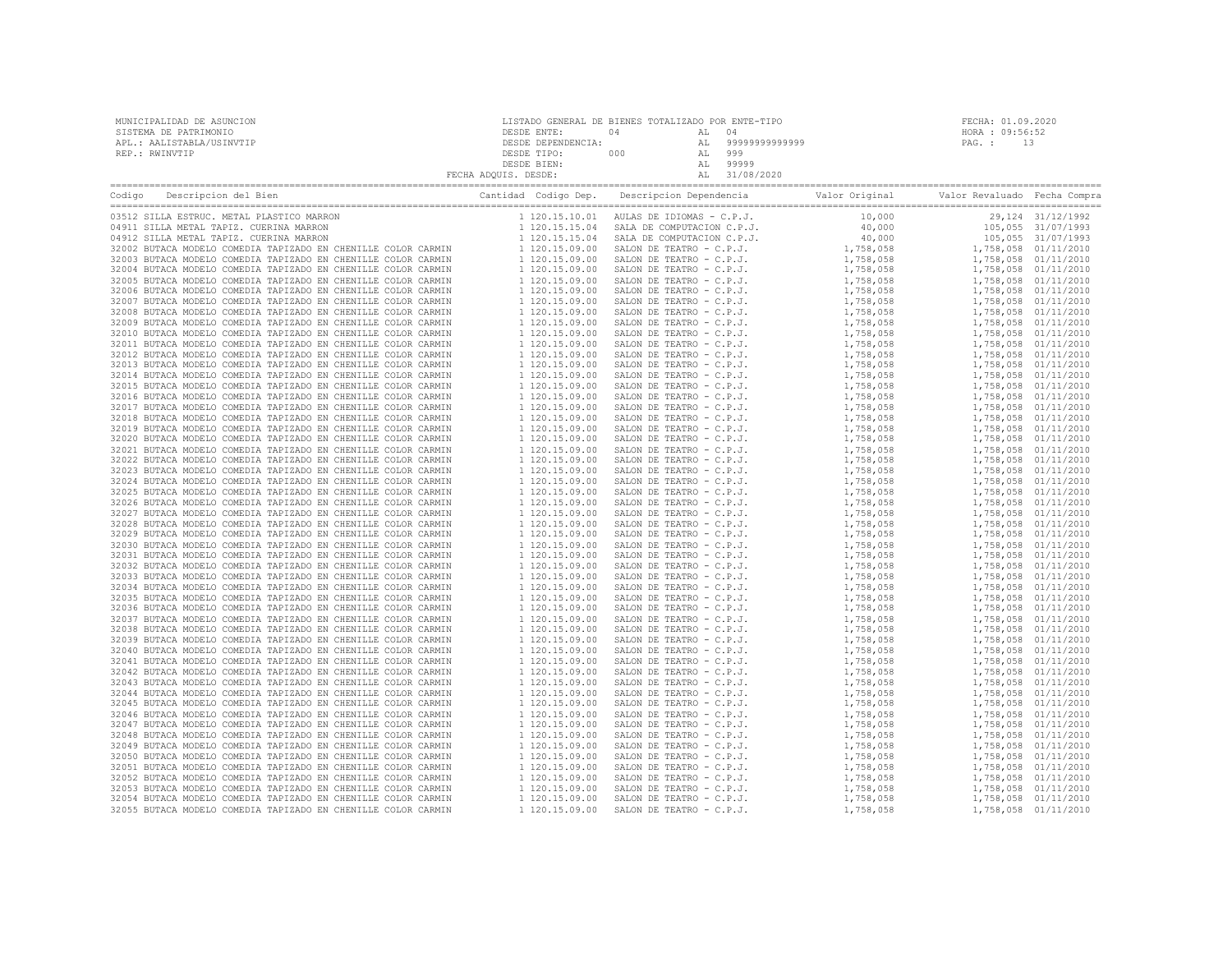MUNICIPALIDAD DE ASUNCION
SISTEMA DE PATRIMONIO
APL.: AALISTABLA/USINVTIP
REP.: RWINVTIP

LISTADO GENERAL DE BIENES TOTALIZADO POR ENTE-TIPO
DESDE ENTE: 04 AL 04
DESDE DEPENDENCIA: AL 99999999999999
DESDE TIPO: 000 AL 999
DESDE BIEN: AL 99999
FECHA ADQUIS. DESDE: AL 31/08/2020

FECHA: 01.09.2020
HORA : 09:56:52
PAG. : 13

| Codigo | Descripcion del Bien | Cantidad | Codigo Dep. | Descripcion Dependencia | Valor Original | Valor Revaluado | Fecha Compra |
|---|---|---|---|---|---|---|---|
| 03512 | SILLA ESTRUC. METAL PLASTICO MARRON | 1 | 120.15.10.01 | AULAS DE IDIOMAS - C.P.J. | 10,000 | 29,124 | 31/12/1992 |
| 04911 | SILLA METAL TAPIZ. CUERINA MARRON | 1 | 120.15.15.04 | SALA DE COMPUTACION C.P.J. | 40,000 | 105,055 | 31/07/1993 |
| 04912 | SILLA METAL TAPIZ. CUERINA MARRON | 1 | 120.15.15.04 | SALA DE COMPUTACION C.P.J. | 40,000 | 105,055 | 31/07/1993 |
| 32002 | BUTACA MODELO COMEDIA TAPIZADO EN CHENILLE COLOR CARMIN | 1 | 120.15.09.00 | SALON DE TEATRO - C.P.J. | 1,758,058 | 1,758,058 | 01/11/2010 |
| 32003 | BUTACA MODELO COMEDIA TAPIZADO EN CHENILLE COLOR CARMIN | 1 | 120.15.09.00 | SALON DE TEATRO - C.P.J. | 1,758,058 | 1,758,058 | 01/11/2010 |
| 32004 | BUTACA MODELO COMEDIA TAPIZADO EN CHENILLE COLOR CARMIN | 1 | 120.15.09.00 | SALON DE TEATRO - C.P.J. | 1,758,058 | 1,758,058 | 01/11/2010 |
| 32005 | BUTACA MODELO COMEDIA TAPIZADO EN CHENILLE COLOR CARMIN | 1 | 120.15.09.00 | SALON DE TEATRO - C.P.J. | 1,758,058 | 1,758,058 | 01/11/2010 |
| 32006 | BUTACA MODELO COMEDIA TAPIZADO EN CHENILLE COLOR CARMIN | 1 | 120.15.09.00 | SALON DE TEATRO - C.P.J. | 1,758,058 | 1,758,058 | 01/11/2010 |
| 32007 | BUTACA MODELO COMEDIA TAPIZADO EN CHENILLE COLOR CARMIN | 1 | 120.15.09.00 | SALON DE TEATRO - C.P.J. | 1,758,058 | 1,758,058 | 01/11/2010 |
| 32008 | BUTACA MODELO COMEDIA TAPIZADO EN CHENILLE COLOR CARMIN | 1 | 120.15.09.00 | SALON DE TEATRO - C.P.J. | 1,758,058 | 1,758,058 | 01/11/2010 |
| 32009 | BUTACA MODELO COMEDIA TAPIZADO EN CHENILLE COLOR CARMIN | 1 | 120.15.09.00 | SALON DE TEATRO - C.P.J. | 1,758,058 | 1,758,058 | 01/11/2010 |
| 32010 | BUTACA MODELO COMEDIA TAPIZADO EN CHENILLE COLOR CARMIN | 1 | 120.15.09.00 | SALON DE TEATRO - C.P.J. | 1,758,058 | 1,758,058 | 01/11/2010 |
| 32011 | BUTACA MODELO COMEDIA TAPIZADO EN CHENILLE COLOR CARMIN | 1 | 120.15.09.00 | SALON DE TEATRO - C.P.J. | 1,758,058 | 1,758,058 | 01/11/2010 |
| 32012 | BUTACA MODELO COMEDIA TAPIZADO EN CHENILLE COLOR CARMIN | 1 | 120.15.09.00 | SALON DE TEATRO - C.P.J. | 1,758,058 | 1,758,058 | 01/11/2010 |
| 32013 | BUTACA MODELO COMEDIA TAPIZADO EN CHENILLE COLOR CARMIN | 1 | 120.15.09.00 | SALON DE TEATRO - C.P.J. | 1,758,058 | 1,758,058 | 01/11/2010 |
| 32014 | BUTACA MODELO COMEDIA TAPIZADO EN CHENILLE COLOR CARMIN | 1 | 120.15.09.00 | SALON DE TEATRO - C.P.J. | 1,758,058 | 1,758,058 | 01/11/2010 |
| 32015 | BUTACA MODELO COMEDIA TAPIZADO EN CHENILLE COLOR CARMIN | 1 | 120.15.09.00 | SALON DE TEATRO - C.P.J. | 1,758,058 | 1,758,058 | 01/11/2010 |
| 32016 | BUTACA MODELO COMEDIA TAPIZADO EN CHENILLE COLOR CARMIN | 1 | 120.15.09.00 | SALON DE TEATRO - C.P.J. | 1,758,058 | 1,758,058 | 01/11/2010 |
| 32017 | BUTACA MODELO COMEDIA TAPIZADO EN CHENILLE COLOR CARMIN | 1 | 120.15.09.00 | SALON DE TEATRO - C.P.J. | 1,758,058 | 1,758,058 | 01/11/2010 |
| 32018 | BUTACA MODELO COMEDIA TAPIZADO EN CHENILLE COLOR CARMIN | 1 | 120.15.09.00 | SALON DE TEATRO - C.P.J. | 1,758,058 | 1,758,058 | 01/11/2010 |
| 32019 | BUTACA MODELO COMEDIA TAPIZADO EN CHENILLE COLOR CARMIN | 1 | 120.15.09.00 | SALON DE TEATRO - C.P.J. | 1,758,058 | 1,758,058 | 01/11/2010 |
| 32020 | BUTACA MODELO COMEDIA TAPIZADO EN CHENILLE COLOR CARMIN | 1 | 120.15.09.00 | SALON DE TEATRO - C.P.J. | 1,758,058 | 1,758,058 | 01/11/2010 |
| 32021 | BUTACA MODELO COMEDIA TAPIZADO EN CHENILLE COLOR CARMIN | 1 | 120.15.09.00 | SALON DE TEATRO - C.P.J. | 1,758,058 | 1,758,058 | 01/11/2010 |
| 32022 | BUTACA MODELO COMEDIA TAPIZADO EN CHENILLE COLOR CARMIN | 1 | 120.15.09.00 | SALON DE TEATRO - C.P.J. | 1,758,058 | 1,758,058 | 01/11/2010 |
| 32023 | BUTACA MODELO COMEDIA TAPIZADO EN CHENILLE COLOR CARMIN | 1 | 120.15.09.00 | SALON DE TEATRO - C.P.J. | 1,758,058 | 1,758,058 | 01/11/2010 |
| 32024 | BUTACA MODELO COMEDIA TAPIZADO EN CHENILLE COLOR CARMIN | 1 | 120.15.09.00 | SALON DE TEATRO - C.P.J. | 1,758,058 | 1,758,058 | 01/11/2010 |
| 32025 | BUTACA MODELO COMEDIA TAPIZADO EN CHENILLE COLOR CARMIN | 1 | 120.15.09.00 | SALON DE TEATRO - C.P.J. | 1,758,058 | 1,758,058 | 01/11/2010 |
| 32026 | BUTACA MODELO COMEDIA TAPIZADO EN CHENILLE COLOR CARMIN | 1 | 120.15.09.00 | SALON DE TEATRO - C.P.J. | 1,758,058 | 1,758,058 | 01/11/2010 |
| 32027 | BUTACA MODELO COMEDIA TAPIZADO EN CHENILLE COLOR CARMIN | 1 | 120.15.09.00 | SALON DE TEATRO - C.P.J. | 1,758,058 | 1,758,058 | 01/11/2010 |
| 32028 | BUTACA MODELO COMEDIA TAPIZADO EN CHENILLE COLOR CARMIN | 1 | 120.15.09.00 | SALON DE TEATRO - C.P.J. | 1,758,058 | 1,758,058 | 01/11/2010 |
| 32029 | BUTACA MODELO COMEDIA TAPIZADO EN CHENILLE COLOR CARMIN | 1 | 120.15.09.00 | SALON DE TEATRO - C.P.J. | 1,758,058 | 1,758,058 | 01/11/2010 |
| 32030 | BUTACA MODELO COMEDIA TAPIZADO EN CHENILLE COLOR CARMIN | 1 | 120.15.09.00 | SALON DE TEATRO - C.P.J. | 1,758,058 | 1,758,058 | 01/11/2010 |
| 32031 | BUTACA MODELO COMEDIA TAPIZADO EN CHENILLE COLOR CARMIN | 1 | 120.15.09.00 | SALON DE TEATRO - C.P.J. | 1,758,058 | 1,758,058 | 01/11/2010 |
| 32032 | BUTACA MODELO COMEDIA TAPIZADO EN CHENILLE COLOR CARMIN | 1 | 120.15.09.00 | SALON DE TEATRO - C.P.J. | 1,758,058 | 1,758,058 | 01/11/2010 |
| 32033 | BUTACA MODELO COMEDIA TAPIZADO EN CHENILLE COLOR CARMIN | 1 | 120.15.09.00 | SALON DE TEATRO - C.P.J. | 1,758,058 | 1,758,058 | 01/11/2010 |
| 32034 | BUTACA MODELO COMEDIA TAPIZADO EN CHENILLE COLOR CARMIN | 1 | 120.15.09.00 | SALON DE TEATRO - C.P.J. | 1,758,058 | 1,758,058 | 01/11/2010 |
| 32035 | BUTACA MODELO COMEDIA TAPIZADO EN CHENILLE COLOR CARMIN | 1 | 120.15.09.00 | SALON DE TEATRO - C.P.J. | 1,758,058 | 1,758,058 | 01/11/2010 |
| 32036 | BUTACA MODELO COMEDIA TAPIZADO EN CHENILLE COLOR CARMIN | 1 | 120.15.09.00 | SALON DE TEATRO - C.P.J. | 1,758,058 | 1,758,058 | 01/11/2010 |
| 32037 | BUTACA MODELO COMEDIA TAPIZADO EN CHENILLE COLOR CARMIN | 1 | 120.15.09.00 | SALON DE TEATRO - C.P.J. | 1,758,058 | 1,758,058 | 01/11/2010 |
| 32038 | BUTACA MODELO COMEDIA TAPIZADO EN CHENILLE COLOR CARMIN | 1 | 120.15.09.00 | SALON DE TEATRO - C.P.J. | 1,758,058 | 1,758,058 | 01/11/2010 |
| 32039 | BUTACA MODELO COMEDIA TAPIZADO EN CHENILLE COLOR CARMIN | 1 | 120.15.09.00 | SALON DE TEATRO - C.P.J. | 1,758,058 | 1,758,058 | 01/11/2010 |
| 32040 | BUTACA MODELO COMEDIA TAPIZADO EN CHENILLE COLOR CARMIN | 1 | 120.15.09.00 | SALON DE TEATRO - C.P.J. | 1,758,058 | 1,758,058 | 01/11/2010 |
| 32041 | BUTACA MODELO COMEDIA TAPIZADO EN CHENILLE COLOR CARMIN | 1 | 120.15.09.00 | SALON DE TEATRO - C.P.J. | 1,758,058 | 1,758,058 | 01/11/2010 |
| 32042 | BUTACA MODELO COMEDIA TAPIZADO EN CHENILLE COLOR CARMIN | 1 | 120.15.09.00 | SALON DE TEATRO - C.P.J. | 1,758,058 | 1,758,058 | 01/11/2010 |
| 32043 | BUTACA MODELO COMEDIA TAPIZADO EN CHENILLE COLOR CARMIN | 1 | 120.15.09.00 | SALON DE TEATRO - C.P.J. | 1,758,058 | 1,758,058 | 01/11/2010 |
| 32044 | BUTACA MODELO COMEDIA TAPIZADO EN CHENILLE COLOR CARMIN | 1 | 120.15.09.00 | SALON DE TEATRO - C.P.J. | 1,758,058 | 1,758,058 | 01/11/2010 |
| 32045 | BUTACA MODELO COMEDIA TAPIZADO EN CHENILLE COLOR CARMIN | 1 | 120.15.09.00 | SALON DE TEATRO - C.P.J. | 1,758,058 | 1,758,058 | 01/11/2010 |
| 32046 | BUTACA MODELO COMEDIA TAPIZADO EN CHENILLE COLOR CARMIN | 1 | 120.15.09.00 | SALON DE TEATRO - C.P.J. | 1,758,058 | 1,758,058 | 01/11/2010 |
| 32047 | BUTACA MODELO COMEDIA TAPIZADO EN CHENILLE COLOR CARMIN | 1 | 120.15.09.00 | SALON DE TEATRO - C.P.J. | 1,758,058 | 1,758,058 | 01/11/2010 |
| 32048 | BUTACA MODELO COMEDIA TAPIZADO EN CHENILLE COLOR CARMIN | 1 | 120.15.09.00 | SALON DE TEATRO - C.P.J. | 1,758,058 | 1,758,058 | 01/11/2010 |
| 32049 | BUTACA MODELO COMEDIA TAPIZADO EN CHENILLE COLOR CARMIN | 1 | 120.15.09.00 | SALON DE TEATRO - C.P.J. | 1,758,058 | 1,758,058 | 01/11/2010 |
| 32050 | BUTACA MODELO COMEDIA TAPIZADO EN CHENILLE COLOR CARMIN | 1 | 120.15.09.00 | SALON DE TEATRO - C.P.J. | 1,758,058 | 1,758,058 | 01/11/2010 |
| 32051 | BUTACA MODELO COMEDIA TAPIZADO EN CHENILLE COLOR CARMIN | 1 | 120.15.09.00 | SALON DE TEATRO - C.P.J. | 1,758,058 | 1,758,058 | 01/11/2010 |
| 32052 | BUTACA MODELO COMEDIA TAPIZADO EN CHENILLE COLOR CARMIN | 1 | 120.15.09.00 | SALON DE TEATRO - C.P.J. | 1,758,058 | 1,758,058 | 01/11/2010 |
| 32053 | BUTACA MODELO COMEDIA TAPIZADO EN CHENILLE COLOR CARMIN | 1 | 120.15.09.00 | SALON DE TEATRO - C.P.J. | 1,758,058 | 1,758,058 | 01/11/2010 |
| 32054 | BUTACA MODELO COMEDIA TAPIZADO EN CHENILLE COLOR CARMIN | 1 | 120.15.09.00 | SALON DE TEATRO - C.P.J. | 1,758,058 | 1,758,058 | 01/11/2010 |
| 32055 | BUTACA MODELO COMEDIA TAPIZADO EN CHENILLE COLOR CARMIN | 1 | 120.15.09.00 | SALON DE TEATRO - C.P.J. | 1,758,058 | 1,758,058 | 01/11/2010 |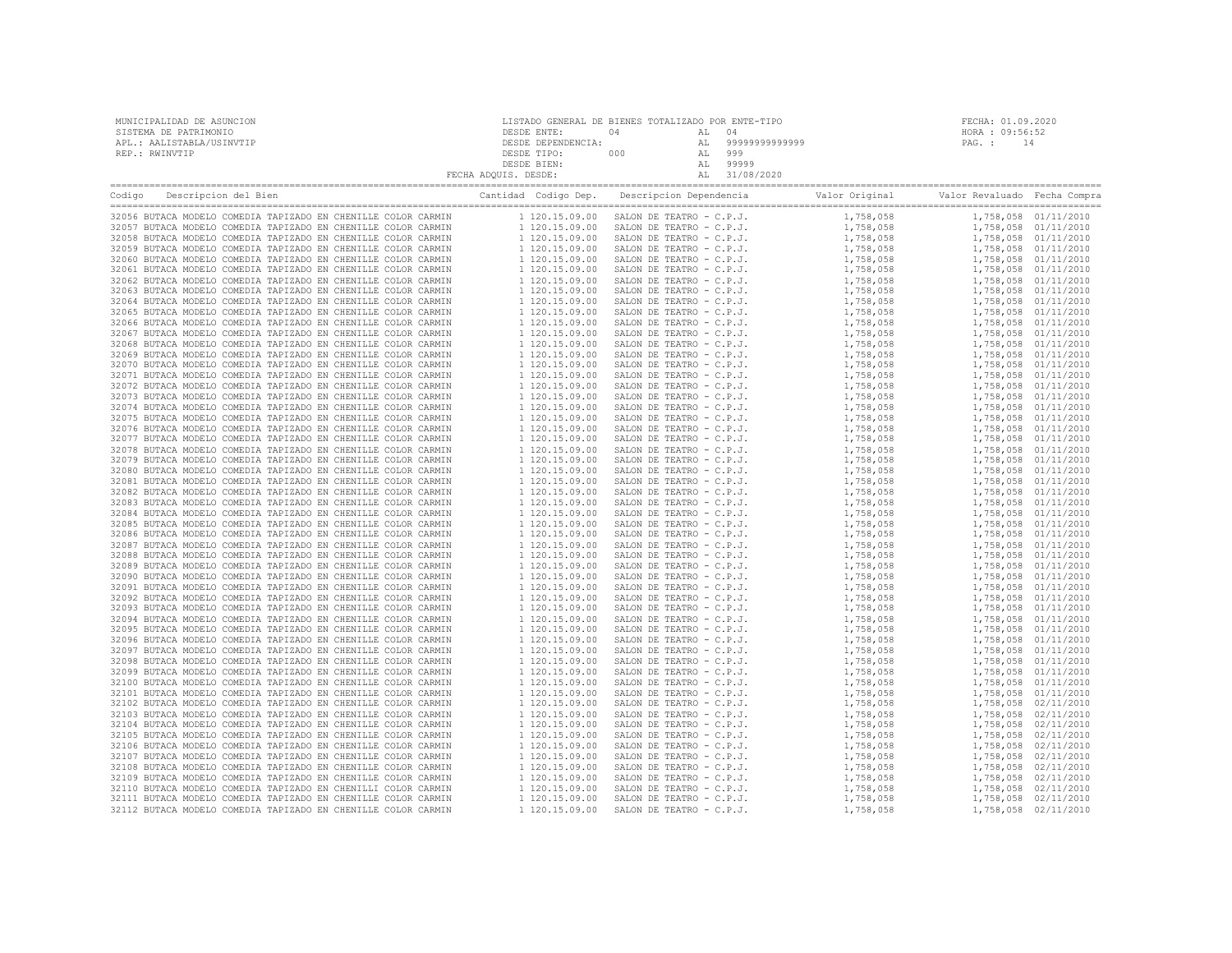MUNICIPALIDAD DE ASUNCION
SISTEMA DE PATRIMONIO
APL.: AALISTABLA/USINVTIP
REP.: RWINVTIP

LISTADO GENERAL DE BIENES TOTALIZADO POR ENTE-TIPO
DESDE ENTE: 04 AL 04
DESDE DEPENDENCIA: AL 99999999999999
DESDE TIPO: 000 AL 999
DESDE BIEN: AL 99999
FECHA ADQUIS. DESDE: AL 31/08/2020

FECHA: 01.09.2020
HORA : 09:56:52
PAG. : 14

| Codigo | Descripcion del Bien | Cantidad | Codigo Dep. | Descripcion Dependencia | Valor Original | Valor Revaluado | Fecha Compra |
|---|---|---|---|---|---|---|---|
| 32056 | BUTACA MODELO COMEDIA TAPIZADO EN CHENILLE COLOR CARMIN | 1 | 120.15.09.00 | SALON DE TEATRO - C.P.J. | 1,758,058 | 1,758,058 | 01/11/2010 |
| 32057 | BUTACA MODELO COMEDIA TAPIZADO EN CHENILLE COLOR CARMIN | 1 | 120.15.09.00 | SALON DE TEATRO - C.P.J. | 1,758,058 | 1,758,058 | 01/11/2010 |
| 32058 | BUTACA MODELO COMEDIA TAPIZADO EN CHENILLE COLOR CARMIN | 1 | 120.15.09.00 | SALON DE TEATRO - C.P.J. | 1,758,058 | 1,758,058 | 01/11/2010 |
| 32059 | BUTACA MODELO COMEDIA TAPIZADO EN CHENILLE COLOR CARMIN | 1 | 120.15.09.00 | SALON DE TEATRO - C.P.J. | 1,758,058 | 1,758,058 | 01/11/2010 |
| 32060 | BUTACA MODELO COMEDIA TAPIZADO EN CHENILLE COLOR CARMIN | 1 | 120.15.09.00 | SALON DE TEATRO - C.P.J. | 1,758,058 | 1,758,058 | 01/11/2010 |
| 32061 | BUTACA MODELO COMEDIA TAPIZADO EN CHENILLE COLOR CARMIN | 1 | 120.15.09.00 | SALON DE TEATRO - C.P.J. | 1,758,058 | 1,758,058 | 01/11/2010 |
| 32062 | BUTACA MODELO COMEDIA TAPIZADO EN CHENILLE COLOR CARMIN | 1 | 120.15.09.00 | SALON DE TEATRO - C.P.J. | 1,758,058 | 1,758,058 | 01/11/2010 |
| 32063 | BUTACA MODELO COMEDIA TAPIZADO EN CHENILLE COLOR CARMIN | 1 | 120.15.09.00 | SALON DE TEATRO - C.P.J. | 1,758,058 | 1,758,058 | 01/11/2010 |
| 32064 | BUTACA MODELO COMEDIA TAPIZADO EN CHENILLE COLOR CARMIN | 1 | 120.15.09.00 | SALON DE TEATRO - C.P.J. | 1,758,058 | 1,758,058 | 01/11/2010 |
| 32065 | BUTACA MODELO COMEDIA TAPIZADO EN CHENILLE COLOR CARMIN | 1 | 120.15.09.00 | SALON DE TEATRO - C.P.J. | 1,758,058 | 1,758,058 | 01/11/2010 |
| 32066 | BUTACA MODELO COMEDIA TAPIZADO EN CHENILLE COLOR CARMIN | 1 | 120.15.09.00 | SALON DE TEATRO - C.P.J. | 1,758,058 | 1,758,058 | 01/11/2010 |
| 32067 | BUTACA MODELO COMEDIA TAPIZADO EN CHENILLE COLOR CARMIN | 1 | 120.15.09.00 | SALON DE TEATRO - C.P.J. | 1,758,058 | 1,758,058 | 01/11/2010 |
| 32068 | BUTACA MODELO COMEDIA TAPIZADO EN CHENILLE COLOR CARMIN | 1 | 120.15.09.00 | SALON DE TEATRO - C.P.J. | 1,758,058 | 1,758,058 | 01/11/2010 |
| 32069 | BUTACA MODELO COMEDIA TAPIZADO EN CHENILLE COLOR CARMIN | 1 | 120.15.09.00 | SALON DE TEATRO - C.P.J. | 1,758,058 | 1,758,058 | 01/11/2010 |
| 32070 | BUTACA MODELO COMEDIA TAPIZADO EN CHENILLE COLOR CARMIN | 1 | 120.15.09.00 | SALON DE TEATRO - C.P.J. | 1,758,058 | 1,758,058 | 01/11/2010 |
| 32071 | BUTACA MODELO COMEDIA TAPIZADO EN CHENILLE COLOR CARMIN | 1 | 120.15.09.00 | SALON DE TEATRO - C.P.J. | 1,758,058 | 1,758,058 | 01/11/2010 |
| 32072 | BUTACA MODELO COMEDIA TAPIZADO EN CHENILLE COLOR CARMIN | 1 | 120.15.09.00 | SALON DE TEATRO - C.P.J. | 1,758,058 | 1,758,058 | 01/11/2010 |
| 32073 | BUTACA MODELO COMEDIA TAPIZADO EN CHENILLE COLOR CARMIN | 1 | 120.15.09.00 | SALON DE TEATRO - C.P.J. | 1,758,058 | 1,758,058 | 01/11/2010 |
| 32074 | BUTACA MODELO COMEDIA TAPIZADO EN CHENILLE COLOR CARMIN | 1 | 120.15.09.00 | SALON DE TEATRO - C.P.J. | 1,758,058 | 1,758,058 | 01/11/2010 |
| 32075 | BUTACA MODELO COMEDIA TAPIZADO EN CHENILLE COLOR CARMIN | 1 | 120.15.09.00 | SALON DE TEATRO - C.P.J. | 1,758,058 | 1,758,058 | 01/11/2010 |
| 32076 | BUTACA MODELO COMEDIA TAPIZADO EN CHENILLE COLOR CARMIN | 1 | 120.15.09.00 | SALON DE TEATRO - C.P.J. | 1,758,058 | 1,758,058 | 01/11/2010 |
| 32077 | BUTACA MODELO COMEDIA TAPIZADO EN CHENILLE COLOR CARMIN | 1 | 120.15.09.00 | SALON DE TEATRO - C.P.J. | 1,758,058 | 1,758,058 | 01/11/2010 |
| 32078 | BUTACA MODELO COMEDIA TAPIZADO EN CHENILLE COLOR CARMIN | 1 | 120.15.09.00 | SALON DE TEATRO - C.P.J. | 1,758,058 | 1,758,058 | 01/11/2010 |
| 32079 | BUTACA MODELO COMEDIA TAPIZADO EN CHENILLE COLOR CARMIN | 1 | 120.15.09.00 | SALON DE TEATRO - C.P.J. | 1,758,058 | 1,758,058 | 01/11/2010 |
| 32080 | BUTACA MODELO COMEDIA TAPIZADO EN CHENILLE COLOR CARMIN | 1 | 120.15.09.00 | SALON DE TEATRO - C.P.J. | 1,758,058 | 1,758,058 | 01/11/2010 |
| 32081 | BUTACA MODELO COMEDIA TAPIZADO EN CHENILLE COLOR CARMIN | 1 | 120.15.09.00 | SALON DE TEATRO - C.P.J. | 1,758,058 | 1,758,058 | 01/11/2010 |
| 32082 | BUTACA MODELO COMEDIA TAPIZADO EN CHENILLE COLOR CARMIN | 1 | 120.15.09.00 | SALON DE TEATRO - C.P.J. | 1,758,058 | 1,758,058 | 01/11/2010 |
| 32083 | BUTACA MODELO COMEDIA TAPIZADO EN CHENILLE COLOR CARMIN | 1 | 120.15.09.00 | SALON DE TEATRO - C.P.J. | 1,758,058 | 1,758,058 | 01/11/2010 |
| 32084 | BUTACA MODELO COMEDIA TAPIZADO EN CHENILLE COLOR CARMIN | 1 | 120.15.09.00 | SALON DE TEATRO - C.P.J. | 1,758,058 | 1,758,058 | 01/11/2010 |
| 32085 | BUTACA MODELO COMEDIA TAPIZADO EN CHENILLE COLOR CARMIN | 1 | 120.15.09.00 | SALON DE TEATRO - C.P.J. | 1,758,058 | 1,758,058 | 01/11/2010 |
| 32086 | BUTACA MODELO COMEDIA TAPIZADO EN CHENILLE COLOR CARMIN | 1 | 120.15.09.00 | SALON DE TEATRO - C.P.J. | 1,758,058 | 1,758,058 | 01/11/2010 |
| 32087 | BUTACA MODELO COMEDIA TAPIZADO EN CHENILLE COLOR CARMIN | 1 | 120.15.09.00 | SALON DE TEATRO - C.P.J. | 1,758,058 | 1,758,058 | 01/11/2010 |
| 32088 | BUTACA MODELO COMEDIA TAPIZADO EN CHENILLE COLOR CARMIN | 1 | 120.15.09.00 | SALON DE TEATRO - C.P.J. | 1,758,058 | 1,758,058 | 01/11/2010 |
| 32089 | BUTACA MODELO COMEDIA TAPIZADO EN CHENILLE COLOR CARMIN | 1 | 120.15.09.00 | SALON DE TEATRO - C.P.J. | 1,758,058 | 1,758,058 | 01/11/2010 |
| 32090 | BUTACA MODELO COMEDIA TAPIZADO EN CHENILLE COLOR CARMIN | 1 | 120.15.09.00 | SALON DE TEATRO - C.P.J. | 1,758,058 | 1,758,058 | 01/11/2010 |
| 32091 | BUTACA MODELO COMEDIA TAPIZADO EN CHENILLE COLOR CARMIN | 1 | 120.15.09.00 | SALON DE TEATRO - C.P.J. | 1,758,058 | 1,758,058 | 01/11/2010 |
| 32092 | BUTACA MODELO COMEDIA TAPIZADO EN CHENILLE COLOR CARMIN | 1 | 120.15.09.00 | SALON DE TEATRO - C.P.J. | 1,758,058 | 1,758,058 | 01/11/2010 |
| 32093 | BUTACA MODELO COMEDIA TAPIZADO EN CHENILLE COLOR CARMIN | 1 | 120.15.09.00 | SALON DE TEATRO - C.P.J. | 1,758,058 | 1,758,058 | 01/11/2010 |
| 32094 | BUTACA MODELO COMEDIA TAPIZADO EN CHENILLE COLOR CARMIN | 1 | 120.15.09.00 | SALON DE TEATRO - C.P.J. | 1,758,058 | 1,758,058 | 01/11/2010 |
| 32095 | BUTACA MODELO COMEDIA TAPIZADO EN CHENILLE COLOR CARMIN | 1 | 120.15.09.00 | SALON DE TEATRO - C.P.J. | 1,758,058 | 1,758,058 | 01/11/2010 |
| 32096 | BUTACA MODELO COMEDIA TAPIZADO EN CHENILLE COLOR CARMIN | 1 | 120.15.09.00 | SALON DE TEATRO - C.P.J. | 1,758,058 | 1,758,058 | 01/11/2010 |
| 32097 | BUTACA MODELO COMEDIA TAPIZADO EN CHENILLE COLOR CARMIN | 1 | 120.15.09.00 | SALON DE TEATRO - C.P.J. | 1,758,058 | 1,758,058 | 01/11/2010 |
| 32098 | BUTACA MODELO COMEDIA TAPIZADO EN CHENILLE COLOR CARMIN | 1 | 120.15.09.00 | SALON DE TEATRO - C.P.J. | 1,758,058 | 1,758,058 | 01/11/2010 |
| 32099 | BUTACA MODELO COMEDIA TAPIZADO EN CHENILLE COLOR CARMIN | 1 | 120.15.09.00 | SALON DE TEATRO - C.P.J. | 1,758,058 | 1,758,058 | 01/11/2010 |
| 32100 | BUTACA MODELO COMEDIA TAPIZADO EN CHENILLE COLOR CARMIN | 1 | 120.15.09.00 | SALON DE TEATRO - C.P.J. | 1,758,058 | 1,758,058 | 01/11/2010 |
| 32101 | BUTACA MODELO COMEDIA TAPIZADO EN CHENILLE COLOR CARMIN | 1 | 120.15.09.00 | SALON DE TEATRO - C.P.J. | 1,758,058 | 1,758,058 | 01/11/2010 |
| 32102 | BUTACA MODELO COMEDIA TAPIZADO EN CHENILLE COLOR CARMIN | 1 | 120.15.09.00 | SALON DE TEATRO - C.P.J. | 1,758,058 | 1,758,058 | 02/11/2010 |
| 32103 | BUTACA MODELO COMEDIA TAPIZADO EN CHENILLE COLOR CARMIN | 1 | 120.15.09.00 | SALON DE TEATRO - C.P.J. | 1,758,058 | 1,758,058 | 02/11/2010 |
| 32104 | BUTACA MODELO COMEDIA TAPIZADO EN CHENILLE COLOR CARMIN | 1 | 120.15.09.00 | SALON DE TEATRO - C.P.J. | 1,758,058 | 1,758,058 | 02/11/2010 |
| 32105 | BUTACA MODELO COMEDIA TAPIZADO EN CHENILLE COLOR CARMIN | 1 | 120.15.09.00 | SALON DE TEATRO - C.P.J. | 1,758,058 | 1,758,058 | 02/11/2010 |
| 32106 | BUTACA MODELO COMEDIA TAPIZADO EN CHENILLE COLOR CARMIN | 1 | 120.15.09.00 | SALON DE TEATRO - C.P.J. | 1,758,058 | 1,758,058 | 02/11/2010 |
| 32107 | BUTACA MODELO COMEDIA TAPIZADO EN CHENILLE COLOR CARMIN | 1 | 120.15.09.00 | SALON DE TEATRO - C.P.J. | 1,758,058 | 1,758,058 | 02/11/2010 |
| 32108 | BUTACA MODELO COMEDIA TAPIZADO EN CHENILLE COLOR CARMIN | 1 | 120.15.09.00 | SALON DE TEATRO - C.P.J. | 1,758,058 | 1,758,058 | 02/11/2010 |
| 32109 | BUTACA MODELO COMEDIA TAPIZADO EN CHENILLE COLOR CARMIN | 1 | 120.15.09.00 | SALON DE TEATRO - C.P.J. | 1,758,058 | 1,758,058 | 02/11/2010 |
| 32110 | BUTACA MODELO COMEDIA TAPIZADO EN CHENILLI COLOR CARMIN | 1 | 120.15.09.00 | SALON DE TEATRO - C.P.J. | 1,758,058 | 1,758,058 | 02/11/2010 |
| 32111 | BUTACA MODELO COMEDIA TAPIZADO EN CHENILLE COLOR CARMIN | 1 | 120.15.09.00 | SALON DE TEATRO - C.P.J. | 1,758,058 | 1,758,058 | 02/11/2010 |
| 32112 | BUTACA MODELO COMEDIA TAPIZADO EN CHENILLE COLOR CARMIN | 1 | 120.15.09.00 | SALON DE TEATRO - C.P.J. | 1,758,058 | 1,758,058 | 02/11/2010 |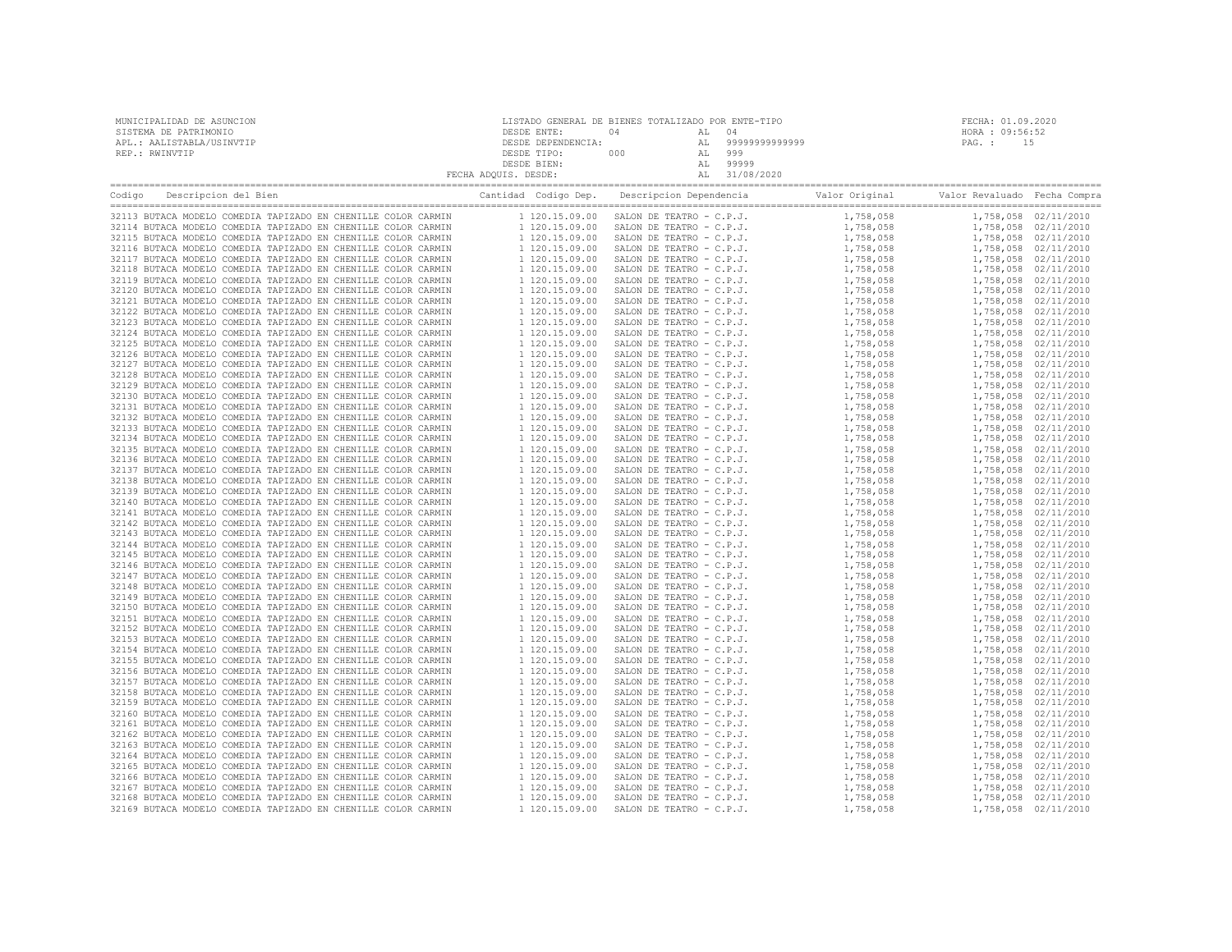MUNICIPALIDAD DE ASUNCION
SISTEMA DE PATRIMONIO
APL.: AALISTABLA/USINVTIP
REP.: RWINVTIP

LISTADO GENERAL DE BIENES TOTALIZADO POR ENTE-TIPO
DESDE ENTE: 04 AL 04
DESDE DEPENDENCIA: AL 99999999999999
DESDE TIPO: 000 AL 999
DESDE BIEN: AL 99999
FECHA ADQUIS. DESDE: AL 31/08/2020

FECHA: 01.09.2020
HORA : 09:56:52
PAG. : 15

| Codigo | Descripcion del Bien | Cantidad | Codigo Dep. | Descripcion Dependencia | Valor Original | Valor Revaluado | Fecha Compra |
|---|---|---|---|---|---|---|---|
| 32113 | BUTACA MODELO COMEDIA TAPIZADO EN CHENILLE COLOR CARMIN | 1 | 120.15.09.00 | SALON DE TEATRO - C.P.J. | 1,758,058 | 1,758,058 | 02/11/2010 |
| 32114 | BUTACA MODELO COMEDIA TAPIZADO EN CHENILLE COLOR CARMIN | 1 | 120.15.09.00 | SALON DE TEATRO - C.P.J. | 1,758,058 | 1,758,058 | 02/11/2010 |
| 32115 | BUTACA MODELO COMEDIA TAPIZADO EN CHENILLE COLOR CARMIN | 1 | 120.15.09.00 | SALON DE TEATRO - C.P.J. | 1,758,058 | 1,758,058 | 02/11/2010 |
| 32116 | BUTACA MODELO COMEDIA TAPIZADO EN CHENILLE COLOR CARMIN | 1 | 120.15.09.00 | SALON DE TEATRO - C.P.J. | 1,758,058 | 1,758,058 | 02/11/2010 |
| 32117 | BUTACA MODELO COMEDIA TAPIZADO EN CHENILLE COLOR CARMIN | 1 | 120.15.09.00 | SALON DE TEATRO - C.P.J. | 1,758,058 | 1,758,058 | 02/11/2010 |
| 32118 | BUTACA MODELO COMEDIA TAPIZADO EN CHENILLE COLOR CARMIN | 1 | 120.15.09.00 | SALON DE TEATRO - C.P.J. | 1,758,058 | 1,758,058 | 02/11/2010 |
| 32119 | BUTACA MODELO COMEDIA TAPIZADO EN CHENILLE COLOR CARMIN | 1 | 120.15.09.00 | SALON DE TEATRO - C.P.J. | 1,758,058 | 1,758,058 | 02/11/2010 |
| 32120 | BUTACA MODELO COMEDIA TAPIZADO EN CHENILLE COLOR CARMIN | 1 | 120.15.09.00 | SALON DE TEATRO - C.P.J. | 1,758,058 | 1,758,058 | 02/11/2010 |
| 32121 | BUTACA MODELO COMEDIA TAPIZADO EN CHENILLE COLOR CARMIN | 1 | 120.15.09.00 | SALON DE TEATRO - C.P.J. | 1,758,058 | 1,758,058 | 02/11/2010 |
| 32122 | BUTACA MODELO COMEDIA TAPIZADO EN CHENILLE COLOR CARMIN | 1 | 120.15.09.00 | SALON DE TEATRO - C.P.J. | 1,758,058 | 1,758,058 | 02/11/2010 |
| 32123 | BUTACA MODELO COMEDIA TAPIZADO EN CHENILLE COLOR CARMIN | 1 | 120.15.09.00 | SALON DE TEATRO - C.P.J. | 1,758,058 | 1,758,058 | 02/11/2010 |
| 32124 | BUTACA MODELO COMEDIA TAPIZADO EN CHENILLE COLOR CARMIN | 1 | 120.15.09.00 | SALON DE TEATRO - C.P.J. | 1,758,058 | 1,758,058 | 02/11/2010 |
| 32125 | BUTACA MODELO COMEDIA TAPIZADO EN CHENILLE COLOR CARMIN | 1 | 120.15.09.00 | SALON DE TEATRO - C.P.J. | 1,758,058 | 1,758,058 | 02/11/2010 |
| 32126 | BUTACA MODELO COMEDIA TAPIZADO EN CHENILLE COLOR CARMIN | 1 | 120.15.09.00 | SALON DE TEATRO - C.P.J. | 1,758,058 | 1,758,058 | 02/11/2010 |
| 32127 | BUTACA MODELO COMEDIA TAPIZADO EN CHENILLE COLOR CARMIN | 1 | 120.15.09.00 | SALON DE TEATRO - C.P.J. | 1,758,058 | 1,758,058 | 02/11/2010 |
| 32128 | BUTACA MODELO COMEDIA TAPIZADO EN CHENILLE COLOR CARMIN | 1 | 120.15.09.00 | SALON DE TEATRO - C.P.J. | 1,758,058 | 1,758,058 | 02/11/2010 |
| 32129 | BUTACA MODELO COMEDIA TAPIZADO EN CHENILLE COLOR CARMIN | 1 | 120.15.09.00 | SALON DE TEATRO - C.P.J. | 1,758,058 | 1,758,058 | 02/11/2010 |
| 32130 | BUTACA MODELO COMEDIA TAPIZADO EN CHENILLE COLOR CARMIN | 1 | 120.15.09.00 | SALON DE TEATRO - C.P.J. | 1,758,058 | 1,758,058 | 02/11/2010 |
| 32131 | BUTACA MODELO COMEDIA TAPIZADO EN CHENILLE COLOR CARMIN | 1 | 120.15.09.00 | SALON DE TEATRO - C.P.J. | 1,758,058 | 1,758,058 | 02/11/2010 |
| 32132 | BUTACA MODELO COMEDIA TAPIZADO EN CHENILLE COLOR CARMIN | 1 | 120.15.09.00 | SALON DE TEATRO - C.P.J. | 1,758,058 | 1,758,058 | 02/11/2010 |
| 32133 | BUTACA MODELO COMEDIA TAPIZADO EN CHENILLE COLOR CARMIN | 1 | 120.15.09.00 | SALON DE TEATRO - C.P.J. | 1,758,058 | 1,758,058 | 02/11/2010 |
| 32134 | BUTACA MODELO COMEDIA TAPIZADO EN CHENILLE COLOR CARMIN | 1 | 120.15.09.00 | SALON DE TEATRO - C.P.J. | 1,758,058 | 1,758,058 | 02/11/2010 |
| 32135 | BUTACA MODELO COMEDIA TAPIZADO EN CHENILLE COLOR CARMIN | 1 | 120.15.09.00 | SALON DE TEATRO - C.P.J. | 1,758,058 | 1,758,058 | 02/11/2010 |
| 32136 | BUTACA MODELO COMEDIA TAPIZADO EN CHENILLE COLOR CARMIN | 1 | 120.15.09.00 | SALON DE TEATRO - C.P.J. | 1,758,058 | 1,758,058 | 02/11/2010 |
| 32137 | BUTACA MODELO COMEDIA TAPIZADO EN CHENILLE COLOR CARMIN | 1 | 120.15.09.00 | SALON DE TEATRO - C.P.J. | 1,758,058 | 1,758,058 | 02/11/2010 |
| 32138 | BUTACA MODELO COMEDIA TAPIZADO EN CHENILLE COLOR CARMIN | 1 | 120.15.09.00 | SALON DE TEATRO - C.P.J. | 1,758,058 | 1,758,058 | 02/11/2010 |
| 32139 | BUTACA MODELO COMEDIA TAPIZADO EN CHENILLE COLOR CARMIN | 1 | 120.15.09.00 | SALON DE TEATRO - C.P.J. | 1,758,058 | 1,758,058 | 02/11/2010 |
| 32140 | BUTACA MODELO COMEDIA TAPIZADO EN CHENILLE COLOR CARMIN | 1 | 120.15.09.00 | SALON DE TEATRO - C.P.J. | 1,758,058 | 1,758,058 | 02/11/2010 |
| 32141 | BUTACA MODELO COMEDIA TAPIZADO EN CHENILLE COLOR CARMIN | 1 | 120.15.09.00 | SALON DE TEATRO - C.P.J. | 1,758,058 | 1,758,058 | 02/11/2010 |
| 32142 | BUTACA MODELO COMEDIA TAPIZADO EN CHENILLE COLOR CARMIN | 1 | 120.15.09.00 | SALON DE TEATRO - C.P.J. | 1,758,058 | 1,758,058 | 02/11/2010 |
| 32143 | BUTACA MODELO COMEDIA TAPIZADO EN CHENILLE COLOR CARMIN | 1 | 120.15.09.00 | SALON DE TEATRO - C.P.J. | 1,758,058 | 1,758,058 | 02/11/2010 |
| 32144 | BUTACA MODELO COMEDIA TAPIZADO EN CHENILLE COLOR CARMIN | 1 | 120.15.09.00 | SALON DE TEATRO - C.P.J. | 1,758,058 | 1,758,058 | 02/11/2010 |
| 32145 | BUTACA MODELO COMEDIA TAPIZADO EN CHENILLE COLOR CARMIN | 1 | 120.15.09.00 | SALON DE TEATRO - C.P.J. | 1,758,058 | 1,758,058 | 02/11/2010 |
| 32146 | BUTACA MODELO COMEDIA TAPIZADO EN CHENILLE COLOR CARMIN | 1 | 120.15.09.00 | SALON DE TEATRO - C.P.J. | 1,758,058 | 1,758,058 | 02/11/2010 |
| 32147 | BUTACA MODELO COMEDIA TAPIZADO EN CHENILLE COLOR CARMIN | 1 | 120.15.09.00 | SALON DE TEATRO - C.P.J. | 1,758,058 | 1,758,058 | 02/11/2010 |
| 32148 | BUTACA MODELO COMEDIA TAPIZADO EN CHENILLE COLOR CARMIN | 1 | 120.15.09.00 | SALON DE TEATRO - C.P.J. | 1,758,058 | 1,758,058 | 02/11/2010 |
| 32149 | BUTACA MODELO COMEDIA TAPIZADO EN CHENILLE COLOR CARMIN | 1 | 120.15.09.00 | SALON DE TEATRO - C.P.J. | 1,758,058 | 1,758,058 | 02/11/2010 |
| 32150 | BUTACA MODELO COMEDIA TAPIZADO EN CHENILLE COLOR CARMIN | 1 | 120.15.09.00 | SALON DE TEATRO - C.P.J. | 1,758,058 | 1,758,058 | 02/11/2010 |
| 32151 | BUTACA MODELO COMEDIA TAPIZADO EN CHENILLE COLOR CARMIN | 1 | 120.15.09.00 | SALON DE TEATRO - C.P.J. | 1,758,058 | 1,758,058 | 02/11/2010 |
| 32152 | BUTACA MODELO COMEDIA TAPIZADO EN CHENILLE COLOR CARMIN | 1 | 120.15.09.00 | SALON DE TEATRO - C.P.J. | 1,758,058 | 1,758,058 | 02/11/2010 |
| 32153 | BUTACA MODELO COMEDIA TAPIZADO EN CHENILLE COLOR CARMIN | 1 | 120.15.09.00 | SALON DE TEATRO - C.P.J. | 1,758,058 | 1,758,058 | 02/11/2010 |
| 32154 | BUTACA MODELO COMEDIA TAPIZADO EN CHENILLE COLOR CARMIN | 1 | 120.15.09.00 | SALON DE TEATRO - C.P.J. | 1,758,058 | 1,758,058 | 02/11/2010 |
| 32155 | BUTACA MODELO COMEDIA TAPIZADO EN CHENILLE COLOR CARMIN | 1 | 120.15.09.00 | SALON DE TEATRO - C.P.J. | 1,758,058 | 1,758,058 | 02/11/2010 |
| 32156 | BUTACA MODELO COMEDIA TAPIZADO EN CHENILLE COLOR CARMIN | 1 | 120.15.09.00 | SALON DE TEATRO - C.P.J. | 1,758,058 | 1,758,058 | 02/11/2010 |
| 32157 | BUTACA MODELO COMEDIA TAPIZADO EN CHENILLE COLOR CARMIN | 1 | 120.15.09.00 | SALON DE TEATRO - C.P.J. | 1,758,058 | 1,758,058 | 02/11/2010 |
| 32158 | BUTACA MODELO COMEDIA TAPIZADO EN CHENILLE COLOR CARMIN | 1 | 120.15.09.00 | SALON DE TEATRO - C.P.J. | 1,758,058 | 1,758,058 | 02/11/2010 |
| 32159 | BUTACA MODELO COMEDIA TAPIZADO EN CHENILLE COLOR CARMIN | 1 | 120.15.09.00 | SALON DE TEATRO - C.P.J. | 1,758,058 | 1,758,058 | 02/11/2010 |
| 32160 | BUTACA MODELO COMEDIA TAPIZADO EN CHENILLE COLOR CARMIN | 1 | 120.15.09.00 | SALON DE TEATRO - C.P.J. | 1,758,058 | 1,758,058 | 02/11/2010 |
| 32161 | BUTACA MODELO COMEDIA TAPIZADO EN CHENILLE COLOR CARMIN | 1 | 120.15.09.00 | SALON DE TEATRO - C.P.J. | 1,758,058 | 1,758,058 | 02/11/2010 |
| 32162 | BUTACA MODELO COMEDIA TAPIZADO EN CHENILLE COLOR CARMIN | 1 | 120.15.09.00 | SALON DE TEATRO - C.P.J. | 1,758,058 | 1,758,058 | 02/11/2010 |
| 32163 | BUTACA MODELO COMEDIA TAPIZADO EN CHENILLE COLOR CARMIN | 1 | 120.15.09.00 | SALON DE TEATRO - C.P.J. | 1,758,058 | 1,758,058 | 02/11/2010 |
| 32164 | BUTACA MODELO COMEDIA TAPIZADO EN CHENILLE COLOR CARMIN | 1 | 120.15.09.00 | SALON DE TEATRO - C.P.J. | 1,758,058 | 1,758,058 | 02/11/2010 |
| 32165 | BUTACA MODELO COMEDIA TAPIZADO EN CHENILLE COLOR CARMIN | 1 | 120.15.09.00 | SALON DE TEATRO - C.P.J. | 1,758,058 | 1,758,058 | 02/11/2010 |
| 32166 | BUTACA MODELO COMEDIA TAPIZADO EN CHENILLE COLOR CARMIN | 1 | 120.15.09.00 | SALON DE TEATRO - C.P.J. | 1,758,058 | 1,758,058 | 02/11/2010 |
| 32167 | BUTACA MODELO COMEDIA TAPIZADO EN CHENILLE COLOR CARMIN | 1 | 120.15.09.00 | SALON DE TEATRO - C.P.J. | 1,758,058 | 1,758,058 | 02/11/2010 |
| 32168 | BUTACA MODELO COMEDIA TAPIZADO EN CHENILLE COLOR CARMIN | 1 | 120.15.09.00 | SALON DE TEATRO - C.P.J. | 1,758,058 | 1,758,058 | 02/11/2010 |
| 32169 | BUTACA MODELO COMEDIA TAPIZADO EN CHENILLE COLOR CARMIN | 1 | 120.15.09.00 | SALON DE TEATRO - C.P.J. | 1,758,058 | 1,758,058 | 02/11/2010 |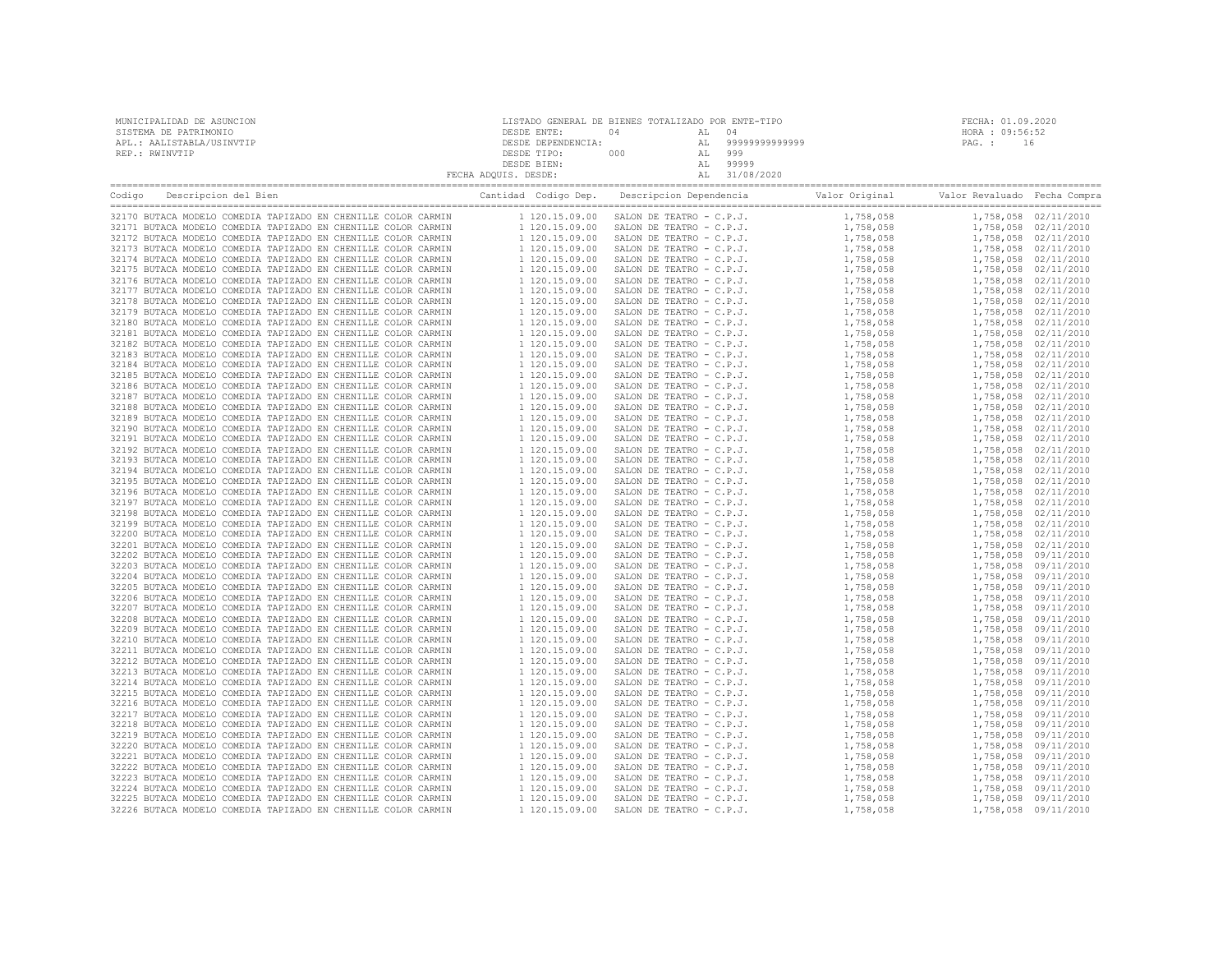MUNICIPALIDAD DE ASUNCION
SISTEMA DE PATRIMONIO
APL.: AALISTABLA/USINVTIP
REP.: RWINVTIP

LISTADO GENERAL DE BIENES TOTALIZADO POR ENTE-TIPO
DESDE ENTE: 04 AL 04
DESDE DEPENDENCIA: AL 99999999999999
DESDE TIPO: 000 AL 999
DESDE BIEN: AL 99999
FECHA ADQUIS. DESDE: AL 31/08/2020

FECHA: 01.09.2020
HORA : 09:56:52

| Codigo | Descripcion del Bien | Cantidad | Codigo Dep. | Descripcion Dependencia | Valor Original | Valor Revaluado | Fecha Compra |
|---|---|---|---|---|---|---|---|
| 32170 | BUTACA MODELO COMEDIA TAPIZADO EN CHENILLE COLOR CARMIN | 1 | 120.15.09.00 | SALON DE TEATRO - C.P.J. | 1,758,058 | 1,758,058 | 02/11/2010 |
| 32171 | BUTACA MODELO COMEDIA TAPIZADO EN CHENILLE COLOR CARMIN | 1 | 120.15.09.00 | SALON DE TEATRO - C.P.J. | 1,758,058 | 1,758,058 | 02/11/2010 |
| 32172 | BUTACA MODELO COMEDIA TAPIZADO EN CHENILLE COLOR CARMIN | 1 | 120.15.09.00 | SALON DE TEATRO - C.P.J. | 1,758,058 | 1,758,058 | 02/11/2010 |
| 32173 | BUTACA MODELO COMEDIA TAPIZADO EN CHENILLE COLOR CARMIN | 1 | 120.15.09.00 | SALON DE TEATRO - C.P.J. | 1,758,058 | 1,758,058 | 02/11/2010 |
| 32174 | BUTACA MODELO COMEDIA TAPIZADO EN CHENILLE COLOR CARMIN | 1 | 120.15.09.00 | SALON DE TEATRO - C.P.J. | 1,758,058 | 1,758,058 | 02/11/2010 |
| 32175 | BUTACA MODELO COMEDIA TAPIZADO EN CHENILLE COLOR CARMIN | 1 | 120.15.09.00 | SALON DE TEATRO - C.P.J. | 1,758,058 | 1,758,058 | 02/11/2010 |
| 32176 | BUTACA MODELO COMEDIA TAPIZADO EN CHENILLE COLOR CARMIN | 1 | 120.15.09.00 | SALON DE TEATRO - C.P.J. | 1,758,058 | 1,758,058 | 02/11/2010 |
| 32177 | BUTACA MODELO COMEDIA TAPIZADO EN CHENILLE COLOR CARMIN | 1 | 120.15.09.00 | SALON DE TEATRO - C.P.J. | 1,758,058 | 1,758,058 | 02/11/2010 |
| 32178 | BUTACA MODELO COMEDIA TAPIZADO EN CHENILLE COLOR CARMIN | 1 | 120.15.09.00 | SALON DE TEATRO - C.P.J. | 1,758,058 | 1,758,058 | 02/11/2010 |
| 32179 | BUTACA MODELO COMEDIA TAPIZADO EN CHENILLE COLOR CARMIN | 1 | 120.15.09.00 | SALON DE TEATRO - C.P.J. | 1,758,058 | 1,758,058 | 02/11/2010 |
| 32180 | BUTACA MODELO COMEDIA TAPIZADO EN CHENILLE COLOR CARMIN | 1 | 120.15.09.00 | SALON DE TEATRO - C.P.J. | 1,758,058 | 1,758,058 | 02/11/2010 |
| 32181 | BUTACA MODELO COMEDIA TAPIZADO EN CHENILLE COLOR CARMIN | 1 | 120.15.09.00 | SALON DE TEATRO - C.P.J. | 1,758,058 | 1,758,058 | 02/11/2010 |
| 32182 | BUTACA MODELO COMEDIA TAPIZADO EN CHENILLE COLOR CARMIN | 1 | 120.15.09.00 | SALON DE TEATRO - C.P.J. | 1,758,058 | 1,758,058 | 02/11/2010 |
| 32183 | BUTACA MODELO COMEDIA TAPIZADO EN CHENILLE COLOR CARMIN | 1 | 120.15.09.00 | SALON DE TEATRO - C.P.J. | 1,758,058 | 1,758,058 | 02/11/2010 |
| 32184 | BUTACA MODELO COMEDIA TAPIZADO EN CHENILLE COLOR CARMIN | 1 | 120.15.09.00 | SALON DE TEATRO - C.P.J. | 1,758,058 | 1,758,058 | 02/11/2010 |
| 32185 | BUTACA MODELO COMEDIA TAPIZADO EN CHENILLE COLOR CARMIN | 1 | 120.15.09.00 | SALON DE TEATRO - C.P.J. | 1,758,058 | 1,758,058 | 02/11/2010 |
| 32186 | BUTACA MODELO COMEDIA TAPIZADO EN CHENILLE COLOR CARMIN | 1 | 120.15.09.00 | SALON DE TEATRO - C.P.J. | 1,758,058 | 1,758,058 | 02/11/2010 |
| 32187 | BUTACA MODELO COMEDIA TAPIZADO EN CHENILLE COLOR CARMIN | 1 | 120.15.09.00 | SALON DE TEATRO - C.P.J. | 1,758,058 | 1,758,058 | 02/11/2010 |
| 32188 | BUTACA MODELO COMEDIA TAPIZADO EN CHENILLE COLOR CARMIN | 1 | 120.15.09.00 | SALON DE TEATRO - C.P.J. | 1,758,058 | 1,758,058 | 02/11/2010 |
| 32189 | BUTACA MODELO COMEDIA TAPIZADO EN CHENILLE COLOR CARMIN | 1 | 120.15.09.00 | SALON DE TEATRO - C.P.J. | 1,758,058 | 1,758,058 | 02/11/2010 |
| 32190 | BUTACA MODELO COMEDIA TAPIZADO EN CHENILLE COLOR CARMIN | 1 | 120.15.09.00 | SALON DE TEATRO - C.P.J. | 1,758,058 | 1,758,058 | 02/11/2010 |
| 32191 | BUTACA MODELO COMEDIA TAPIZADO EN CHENILLE COLOR CARMIN | 1 | 120.15.09.00 | SALON DE TEATRO - C.P.J. | 1,758,058 | 1,758,058 | 02/11/2010 |
| 32192 | BUTACA MODELO COMEDIA TAPIZADO EN CHENILLE COLOR CARMIN | 1 | 120.15.09.00 | SALON DE TEATRO - C.P.J. | 1,758,058 | 1,758,058 | 02/11/2010 |
| 32193 | BUTACA MODELO COMEDIA TAPIZADO EN CHENILLE COLOR CARMIN | 1 | 120.15.09.00 | SALON DE TEATRO - C.P.J. | 1,758,058 | 1,758,058 | 02/11/2010 |
| 32194 | BUTACA MODELO COMEDIA TAPIZADO EN CHENILLE COLOR CARMIN | 1 | 120.15.09.00 | SALON DE TEATRO - C.P.J. | 1,758,058 | 1,758,058 | 02/11/2010 |
| 32195 | BUTACA MODELO COMEDIA TAPIZADO EN CHENILLE COLOR CARMIN | 1 | 120.15.09.00 | SALON DE TEATRO - C.P.J. | 1,758,058 | 1,758,058 | 02/11/2010 |
| 32196 | BUTACA MODELO COMEDIA TAPIZADO EN CHENILLE COLOR CARMIN | 1 | 120.15.09.00 | SALON DE TEATRO - C.P.J. | 1,758,058 | 1,758,058 | 02/11/2010 |
| 32197 | BUTACA MODELO COMEDIA TAPIZADO EN CHENILLE COLOR CARMIN | 1 | 120.15.09.00 | SALON DE TEATRO - C.P.J. | 1,758,058 | 1,758,058 | 02/11/2010 |
| 32198 | BUTACA MODELO COMEDIA TAPIZADO EN CHENILLE COLOR CARMIN | 1 | 120.15.09.00 | SALON DE TEATRO - C.P.J. | 1,758,058 | 1,758,058 | 02/11/2010 |
| 32199 | BUTACA MODELO COMEDIA TAPIZADO EN CHENILLE COLOR CARMIN | 1 | 120.15.09.00 | SALON DE TEATRO - C.P.J. | 1,758,058 | 1,758,058 | 02/11/2010 |
| 32200 | BUTACA MODELO COMEDIA TAPIZADO EN CHENILLE COLOR CARMIN | 1 | 120.15.09.00 | SALON DE TEATRO - C.P.J. | 1,758,058 | 1,758,058 | 02/11/2010 |
| 32201 | BUTACA MODELO COMEDIA TAPIZADO EN CHENILLE COLOR CARMIN | 1 | 120.15.09.00 | SALON DE TEATRO - C.P.J. | 1,758,058 | 1,758,058 | 02/11/2010 |
| 32202 | BUTACA MODELO COMEDIA TAPIZADO EN CHENILLE COLOR CARMIN | 1 | 120.15.09.00 | SALON DE TEATRO - C.P.J. | 1,758,058 | 1,758,058 | 09/11/2010 |
| 32203 | BUTACA MODELO COMEDIA TAPIZADO EN CHENILLE COLOR CARMIN | 1 | 120.15.09.00 | SALON DE TEATRO - C.P.J. | 1,758,058 | 1,758,058 | 09/11/2010 |
| 32204 | BUTACA MODELO COMEDIA TAPIZADO EN CHENILLE COLOR CARMIN | 1 | 120.15.09.00 | SALON DE TEATRO - C.P.J. | 1,758,058 | 1,758,058 | 09/11/2010 |
| 32205 | BUTACA MODELO COMEDIA TAPIZADO EN CHENILLE COLOR CARMIN | 1 | 120.15.09.00 | SALON DE TEATRO - C.P.J. | 1,758,058 | 1,758,058 | 09/11/2010 |
| 32206 | BUTACA MODELO COMEDIA TAPIZADO EN CHENILLE COLOR CARMIN | 1 | 120.15.09.00 | SALON DE TEATRO - C.P.J. | 1,758,058 | 1,758,058 | 09/11/2010 |
| 32207 | BUTACA MODELO COMEDIA TAPIZADO EN CHENILLE COLOR CARMIN | 1 | 120.15.09.00 | SALON DE TEATRO - C.P.J. | 1,758,058 | 1,758,058 | 09/11/2010 |
| 32208 | BUTACA MODELO COMEDIA TAPIZADO EN CHENILLE COLOR CARMIN | 1 | 120.15.09.00 | SALON DE TEATRO - C.P.J. | 1,758,058 | 1,758,058 | 09/11/2010 |
| 32209 | BUTACA MODELO COMEDIA TAPIZADO EN CHENILLE COLOR CARMIN | 1 | 120.15.09.00 | SALON DE TEATRO - C.P.J. | 1,758,058 | 1,758,058 | 09/11/2010 |
| 32210 | BUTACA MODELO COMEDIA TAPIZADO EN CHENILLE COLOR CARMIN | 1 | 120.15.09.00 | SALON DE TEATRO - C.P.J. | 1,758,058 | 1,758,058 | 09/11/2010 |
| 32211 | BUTACA MODELO COMEDIA TAPIZADO EN CHENILLE COLOR CARMIN | 1 | 120.15.09.00 | SALON DE TEATRO - C.P.J. | 1,758,058 | 1,758,058 | 09/11/2010 |
| 32212 | BUTACA MODELO COMEDIA TAPIZADO EN CHENILLE COLOR CARMIN | 1 | 120.15.09.00 | SALON DE TEATRO - C.P.J. | 1,758,058 | 1,758,058 | 09/11/2010 |
| 32213 | BUTACA MODELO COMEDIA TAPIZADO EN CHENILLE COLOR CARMIN | 1 | 120.15.09.00 | SALON DE TEATRO - C.P.J. | 1,758,058 | 1,758,058 | 09/11/2010 |
| 32214 | BUTACA MODELO COMEDIA TAPIZADO EN CHENILLE COLOR CARMIN | 1 | 120.15.09.00 | SALON DE TEATRO - C.P.J. | 1,758,058 | 1,758,058 | 09/11/2010 |
| 32215 | BUTACA MODELO COMEDIA TAPIZADO EN CHENILLE COLOR CARMIN | 1 | 120.15.09.00 | SALON DE TEATRO - C.P.J. | 1,758,058 | 1,758,058 | 09/11/2010 |
| 32216 | BUTACA MODELO COMEDIA TAPIZADO EN CHENILLE COLOR CARMIN | 1 | 120.15.09.00 | SALON DE TEATRO - C.P.J. | 1,758,058 | 1,758,058 | 09/11/2010 |
| 32217 | BUTACA MODELO COMEDIA TAPIZADO EN CHENILLE COLOR CARMIN | 1 | 120.15.09.00 | SALON DE TEATRO - C.P.J. | 1,758,058 | 1,758,058 | 09/11/2010 |
| 32218 | BUTACA MODELO COMEDIA TAPIZADO EN CHENILLE COLOR CARMIN | 1 | 120.15.09.00 | SALON DE TEATRO - C.P.J. | 1,758,058 | 1,758,058 | 09/11/2010 |
| 32219 | BUTACA MODELO COMEDIA TAPIZADO EN CHENILLE COLOR CARMIN | 1 | 120.15.09.00 | SALON DE TEATRO - C.P.J. | 1,758,058 | 1,758,058 | 09/11/2010 |
| 32220 | BUTACA MODELO COMEDIA TAPIZADO EN CHENILLE COLOR CARMIN | 1 | 120.15.09.00 | SALON DE TEATRO - C.P.J. | 1,758,058 | 1,758,058 | 09/11/2010 |
| 32221 | BUTACA MODELO COMEDIA TAPIZADO EN CHENILLE COLOR CARMIN | 1 | 120.15.09.00 | SALON DE TEATRO - C.P.J. | 1,758,058 | 1,758,058 | 09/11/2010 |
| 32222 | BUTACA MODELO COMEDIA TAPIZADO EN CHENILLE COLOR CARMIN | 1 | 120.15.09.00 | SALON DE TEATRO - C.P.J. | 1,758,058 | 1,758,058 | 09/11/2010 |
| 32223 | BUTACA MODELO COMEDIA TAPIZADO EN CHENILLE COLOR CARMIN | 1 | 120.15.09.00 | SALON DE TEATRO - C.P.J. | 1,758,058 | 1,758,058 | 09/11/2010 |
| 32224 | BUTACA MODELO COMEDIA TAPIZADO EN CHENILLE COLOR CARMIN | 1 | 120.15.09.00 | SALON DE TEATRO - C.P.J. | 1,758,058 | 1,758,058 | 09/11/2010 |
| 32225 | BUTACA MODELO COMEDIA TAPIZADO EN CHENILLE COLOR CARMIN | 1 | 120.15.09.00 | SALON DE TEATRO - C.P.J. | 1,758,058 | 1,758,058 | 09/11/2010 |
| 32226 | BUTACA MODELO COMEDIA TAPIZADO EN CHENILLE COLOR CARMIN | 1 | 120.15.09.00 | SALON DE TEATRO - C.P.J. | 1,758,058 | 1,758,058 | 09/11/2010 |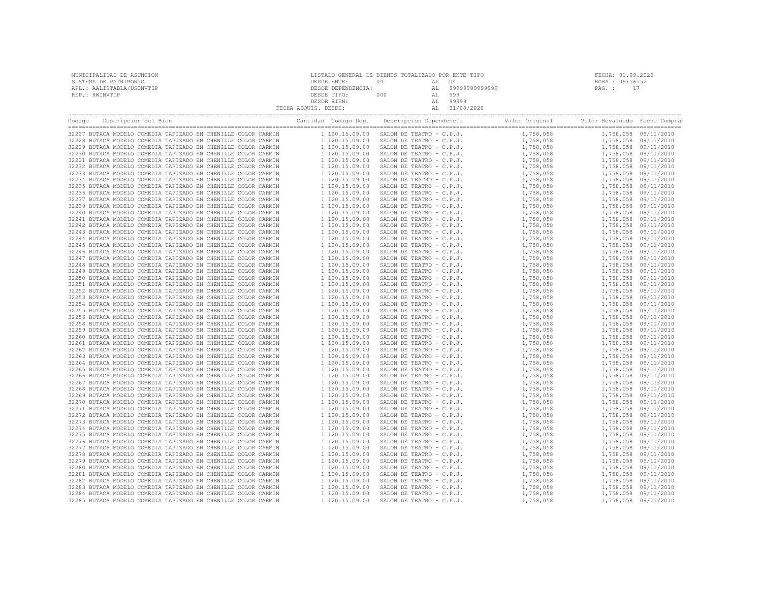MUNICIPALIDAD DE ASUNCION
SISTEMA DE PATRIMONIO
APL.: AALISTABLA/USINVTIP
REP.: RWINVTIP

LISTADO GENERAL DE BIENES TOTALIZADO POR ENTE-TIPO
DESDE ENTE: 04 AL 04
DESDE DEPENDENCIA: AL 99999999999999
DESDE TIPO: 000 AL 999
DESDE BIEN: AL 99999
FECHA ADQUIS. DESDE: AL 31/08/2020

FECHA: 01.09.2020
HORA : 09:56:52

| Codigo | Descripcion del Bien | Cantidad | Codigo Dep. | Descripcion Dependencia | Valor Original | Valor Revaluado | Fecha Compra |
|---|---|---|---|---|---|---|---|
| 32227 | BUTACA MODELO COMEDIA TAPIZADO EN CHENILLE COLOR CARMIN | 1 | 120.15.09.00 | SALON DE TEATRO - C.P.J. | 1,758,058 | 1,758,058 | 09/11/2010 |
| 32228 | BUTACA MODELO COMEDIA TAPIZADO EN CHENILLE COLOR CARMIN | 1 | 120.15.09.00 | SALON DE TEATRO - C.P.J. | 1,758,058 | 1,758,058 | 09/11/2010 |
| 32229 | BUTACA MODELO COMEDIA TAPIZADO EN CHENILLE COLOR CARMIN | 1 | 120.15.09.00 | SALON DE TEATRO - C.P.J. | 1,758,058 | 1,758,058 | 09/11/2010 |
| 32230 | BUTACA MODELO COMEDIA TAPIZADO EN CHENILLE COLOR CARMIN | 1 | 120.15.09.00 | SALON DE TEATRO - C.P.J. | 1,758,058 | 1,758,058 | 09/11/2010 |
| 32231 | BUTACA MODELO COMEDIA TAPIZADO EN CHENILLE COLOR CARMIN | 1 | 120.15.09.00 | SALON DE TEATRO - C.P.J. | 1,758,058 | 1,758,058 | 09/11/2010 |
| 32232 | BUTACA MODELO COMEDIA TAPIZADO EN CHENILLE COLOR CARMIN | 1 | 120.15.09.00 | SALON DE TEATRO - C.P.J. | 1,758,058 | 1,758,058 | 09/11/2010 |
| 32233 | BUTACA MODELO COMEDIA TAPIZADO EN CHENILLE COLOR CARMIN | 1 | 120.15.09.00 | SALON DE TEATRO - C.P.J. | 1,758,058 | 1,758,058 | 09/11/2010 |
| 32234 | BUTACA MODELO COMEDIA TAPIZADO EN CHENILLE COLOR CARMIN | 1 | 120.15.09.00 | SALON DE TEATRO - C.P.J. | 1,758,058 | 1,758,058 | 09/11/2010 |
| 32235 | BUTACA MODELO COMEDIA TAPIZADO EN CHENILLE COLOR CARMIN | 1 | 120.15.09.00 | SALON DE TEATRO - C.P.J. | 1,758,058 | 1,758,058 | 09/11/2010 |
| 32236 | BUTACA MODELO COMEDIA TAPIZADO EN CHENILLE COLOR CARMIN | 1 | 120.15.09.00 | SALON DE TEATRO - C.P.J. | 1,758,058 | 1,758,058 | 09/11/2010 |
| 32237 | BUTACA MODELO COMEDIA TAPIZADO EN CHENILLE COLOR CARMIN | 1 | 120.15.09.00 | SALON DE TEATRO - C.P.J. | 1,758,058 | 1,758,058 | 09/11/2010 |
| 32239 | BUTACA MODELO COMEDIA TAPIZADO EN CHENILLE COLOR CARMIN | 1 | 120.15.09.00 | SALON DE TEATRO - C.P.J. | 1,758,058 | 1,758,058 | 09/11/2010 |
| 32240 | BUTACA MODELO COMEDIA TAPIZADO EN CHENILLE COLOR CARMIN | 1 | 120.15.09.00 | SALON DE TEATRO - C.P.J. | 1,758,058 | 1,758,058 | 09/11/2010 |
| 32241 | BUTACA MODELO COMEDIA TAPIZADO EN CHENILLE COLOR CARMIN | 1 | 120.15.09.00 | SALON DE TEATRO - C.P.J. | 1,758,058 | 1,758,058 | 09/11/2010 |
| 32242 | BUTACA MODELO COMEDIA TAPIZADO EN CHENILLE COLOR CARMIN | 1 | 120.15.09.00 | SALON DE TEATRO - C.P.J. | 1,758,058 | 1,758,058 | 09/11/2010 |
| 32243 | BUTACA MODELO COMEDIA TAPIZADO EN CHENILLE COLOR CARMIN | 1 | 120.15.09.00 | SALON DE TEATRO - C.P.J. | 1,758,058 | 1,758,058 | 09/11/2010 |
| 32244 | BUTACA MODELO COMEDIA TAPIZADO EN CHENILLE COLOR CARMIN | 1 | 120.15.09.00 | SALON DE TEATRO - C.P.J. | 1,758,058 | 1,758,058 | 09/11/2010 |
| 32245 | BUTACA MODELO COMEDIA TAPIZADO EN CHENILLE COLOR CARMIN | 1 | 120.15.09.00 | SALON DE TEATRO - C.P.J. | 1,758,058 | 1,758,058 | 09/11/2010 |
| 32246 | BUTACA MODELO COMEDIA TAPIZADO EN CHENILLE COLOR CARMIN | 1 | 120.15.09.00 | SALON DE TEATRO - C.P.J. | 1,758,058 | 1,758,058 | 09/11/2010 |
| 32247 | BUTACA MODELO COMEDIA TAPIZADO EN CHENILLE COLOR CARMIN | 1 | 120.15.09.00 | SALON DE TEATRO - C.P.J. | 1,758,058 | 1,758,058 | 09/11/2010 |
| 32248 | BUTACA MODELO COMEDIA TAPIZADO EN CHENILLE COLOR CARMIN | 1 | 120.15.09.00 | SALON DE TEATRO - C.P.J. | 1,758,058 | 1,758,058 | 09/11/2010 |
| 32249 | BUTACA MODELO COMEDIA TAPIZADO EN CHENILLE COLOR CARMIN | 1 | 120.15.09.00 | SALON DE TEATRO - C.P.J. | 1,758,058 | 1,758,058 | 09/11/2010 |
| 32250 | BUTACA MODELO COMEDIA TAPIZADO EN CHENILLE COLOR CARMIN | 1 | 120.15.09.00 | SALON DE TEATRO - C.P.J. | 1,758,058 | 1,758,058 | 09/11/2010 |
| 32251 | BUTACA MODELO COMEDIA TAPIZADO EN CHENILLE COLOR CARMIN | 1 | 120.15.09.00 | SALON DE TEATRO - C.P.J. | 1,758,058 | 1,758,058 | 09/11/2010 |
| 32252 | BUTACA MODELO COMEDIA TAPIZADO EN CHENILLE COLOR CARMIN | 1 | 120.15.09.00 | SALON DE TEATRO - C.P.J. | 1,758,058 | 1,758,058 | 09/11/2010 |
| 32253 | BUTACA MODELO COMEDIA TAPIZADO EN CHENILLE COLOR CARMIN | 1 | 120.15.09.00 | SALON DE TEATRO - C.P.J. | 1,758,058 | 1,758,058 | 09/11/2010 |
| 32254 | BUTACA MODELO COMEDIA TAPIZADO EN CHENILLE COLOR CARMIN | 1 | 120.15.09.00 | SALON DE TEATRO - C.P.J. | 1,758,058 | 1,758,058 | 09/11/2010 |
| 32255 | BUTACA MODELO COMEDIA TAPIZADO EN CHENILLE COLOR CARMIN | 1 | 120.15.09.00 | SALON DE TEATRO - C.P.J. | 1,758,058 | 1,758,058 | 09/11/2010 |
| 32256 | BUTACA MODELO COMEDIA TAPIZADO EN CHENILLE COLOR CARMIN | 1 | 120.15.09.00 | SALON DE TEATRO - C.P.J. | 1,758,058 | 1,758,058 | 09/11/2010 |
| 32258 | BUTACA MODELO COMEDIA TAPIZADO EN CHENILLE COLOR CARMIN | 1 | 120.15.09.00 | SALON DE TEATRO - C.P.J. | 1,758,058 | 1,758,058 | 09/11/2010 |
| 32259 | BUTACA MODELO COMEDIA TAPIZADO EN CHENILLE COLOR CARMIN | 1 | 120.15.09.00 | SALON DE TEATRO - C.P.J. | 1,758,058 | 1,758,058 | 09/11/2010 |
| 32260 | BUTACA MODELO COMEDIA TAPIZADO EN CHENILLE COLOR CARMIN | 1 | 120.15.09.00 | SALON DE TEATRO - C.P.J. | 1,758,058 | 1,758,058 | 09/11/2010 |
| 32261 | BUTACA MODELO COMEDIA TAPIZADO EN CHENILLE COLOR CARMIN | 1 | 120.15.09.00 | SALON DE TEATRO - C.P.J. | 1,758,058 | 1,758,058 | 09/11/2010 |
| 32262 | BUTACA MODELO COMEDIA TAPIZADO EN CHENILLE COLOR CARMIN | 1 | 120.15.09.00 | SALON DE TEATRO - C.P.J. | 1,758,058 | 1,758,058 | 09/11/2010 |
| 32263 | BUTACA MODELO COMEDIA TAPIZADO EN CHENILLE COLOR CARMIN | 1 | 120.15.09.00 | SALON DE TEATRO - C.P.J. | 1,758,058 | 1,758,058 | 09/11/2010 |
| 32264 | BUTACA MODELO COMEDIA TAPIZADO EN CHENILLE COLOR CARMIN | 1 | 120.15.09.00 | SALON DE TEATRO - C.P.J. | 1,758,058 | 1,758,058 | 09/11/2010 |
| 32265 | BUTACA MODELO COMEDIA TAPIZADO EN CHENILLE COLOR CARMIN | 1 | 120.15.09.00 | SALON DE TEATRO - C.P.J. | 1,758,058 | 1,758,058 | 09/11/2010 |
| 32266 | BUTACA MODELO COMEDIA TAPIZADO EN CHENILLE COLOR CARMIN | 1 | 120.15.09.00 | SALON DE TEATRO - C.P.J. | 1,758,058 | 1,758,058 | 09/11/2010 |
| 32267 | BUTACA MODELO COMEDIA TAPIZADO EN CHENILLE COLOR CARMIN | 1 | 120.15.09.00 | SALON DE TEATRO - C.P.J. | 1,758,058 | 1,758,058 | 09/11/2010 |
| 32268 | BUTACA MODELO COMEDIA TAPIZADO EN CHENILLE COLOR CARMIN | 1 | 120.15.09.00 | SALON DE TEATRO - C.P.J. | 1,758,058 | 1,758,058 | 09/11/2010 |
| 32269 | BUTACA MODELO COMEDIA TAPIZADO EN CHENILLE COLOR CARMIN | 1 | 120.15.09.00 | SALON DE TEATRO - C.P.J. | 1,758,058 | 1,758,058 | 09/11/2010 |
| 32270 | BUTACA MODELO COMEDIA TAPIZADO EN CHENILLE COLOR CARMIN | 1 | 120.15.09.00 | SALON DE TEATRO - C.P.J. | 1,758,058 | 1,758,058 | 09/11/2010 |
| 32271 | BUTACA MODELO COMEDIA TAPIZADO EN CHENILLE COLOR CARMIN | 1 | 120.15.09.00 | SALON DE TEATRO - C.P.J. | 1,758,058 | 1,758,058 | 09/11/2010 |
| 32272 | BUTACA MODELO COMEDIA TAPIZADO EN CHENILLE COLOR CARMIN | 1 | 120.15.09.00 | SALON DE TEATRO - C.P.J. | 1,758,058 | 1,758,058 | 09/11/2010 |
| 32273 | BUTACA MODELO COMEDIA TAPIZADO EN CHENILLE COLOR CARMIN | 1 | 120.15.09.00 | SALON DE TEATRO - C.P.J. | 1,758,058 | 1,758,058 | 09/11/2010 |
| 32274 | BUTACA MODELO COMEDIA TAPIZADO EN CHENILLE COLOR CARMIN | 1 | 120.15.09.00 | SALON DE TEATRO - C.P.J. | 1,758,058 | 1,758,058 | 09/11/2010 |
| 32275 | BUTACA MODELO COMEDIA TAPIZADO EN CHENILLE COLOR CARMIN | 1 | 120.15.09.00 | SALON DE TEATRO - C.P.J. | 1,758,058 | 1,758,058 | 09/11/2010 |
| 32276 | BUTACA MODELO COMEDIA TAPIZADO EN CHENILLE COLOR CARMIN | 1 | 120.15.09.00 | SALON DE TEATRO - C.P.J. | 1,758,058 | 1,758,058 | 09/11/2010 |
| 32277 | BUTACA MODELO COMEDIA TAPIZADO EN CHENILLE COLOR CARMIN | 1 | 120.15.09.00 | SALON DE TEATRO - C.P.J. | 1,758,058 | 1,758,058 | 09/11/2010 |
| 32278 | BUTACA MODELO COMEDIA TAPIZADO EN CHENILLE COLOR CARMIN | 1 | 120.15.09.00 | SALON DE TEATRO - C.P.J. | 1,758,058 | 1,758,058 | 09/11/2010 |
| 32279 | BUTACA MODELO COMEDIA TAPIZADO EN CHENILLE COLOR CARMIN | 1 | 120.15.09.00 | SALON DE TEATRO - C.P.J. | 1,758,058 | 1,758,058 | 09/11/2010 |
| 32280 | BUTACA MODELO COMEDIA TAPIZADO EN CHENILLE COLOR CARMIN | 1 | 120.15.09.00 | SALON DE TEATRO - C.P.J. | 1,758,058 | 1,758,058 | 09/11/2010 |
| 32281 | BUTACA MODELO COMEDIA TAPIZADO EN CHENILLE COLOR CARMIN | 1 | 120.15.09.00 | SALON DE TEATRO - C.P.J. | 1,758,058 | 1,758,058 | 09/11/2010 |
| 32282 | BUTACA MODELO COMEDIA TAPIZADO EN CHENILLE COLOR CARMIN | 1 | 120.15.09.00 | SALON DE TEATRO - C.P.J. | 1,758,058 | 1,758,058 | 09/11/2010 |
| 32283 | BUTACA MODELO COMEDIA TAPIZADO EN CHENILLE COLOR CARMIN | 1 | 120.15.09.00 | SALON DE TEATRO - C.P.J. | 1,758,058 | 1,758,058 | 09/11/2010 |
| 32284 | BUTACA MODELO COMEDIA TAPIZADO EN CHENILLE COLOR CARMIN | 1 | 120.15.09.00 | SALON DE TEATRO - C.P.J. | 1,758,058 | 1,758,058 | 09/11/2010 |
| 32285 | BUTACA MODELO COMEDIA TAPIZADO EN CHENILLE COLOR CARMIN | 1 | 120.15.09.00 | SALON DE TEATRO - C.P.J. | 1,758,058 | 1,758,058 | 09/11/2010 |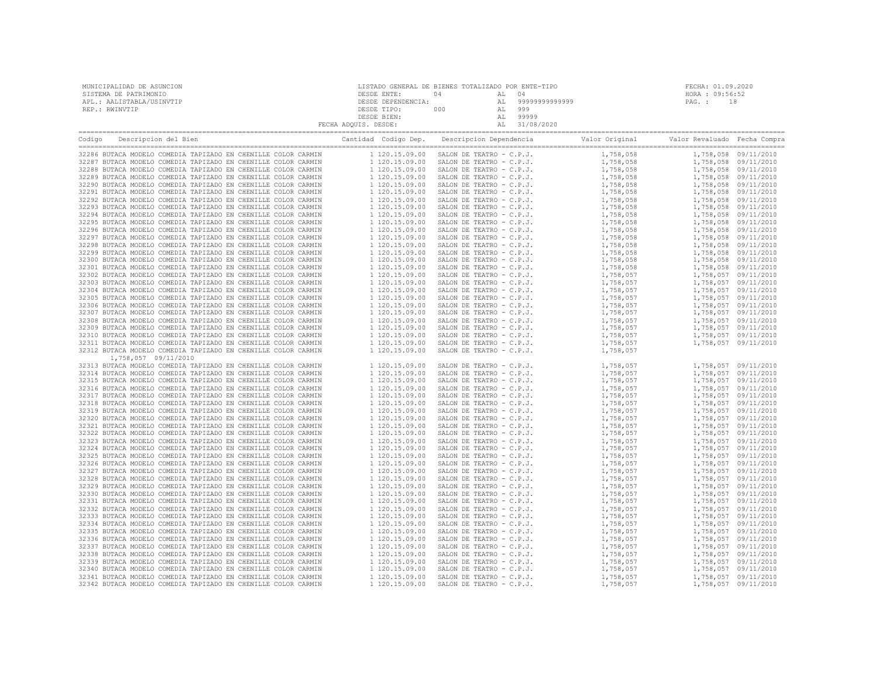MUNICIPALIDAD DE ASUNCION
SISTEMA DE PATRIMONIO
APL.: AALISTABLA/USINVTIP
REP.: RWINVTIP

LISTADO GENERAL DE BIENES TOTALIZADO POR ENTE-TIPO
DESDE ENTE: 04 AL 04
DESDE DEPENDENCIA: AL 99999999999999
DESDE TIPO: 000 AL 999
DESDE BIEN: AL 99999
FECHA ADQUIS. DESDE: AL 31/08/2020

FECHA: 01.09.2020
HORA : 09:56:52
PAG. : 18

| Codigo | Descripcion del Bien | Cantidad | Codigo Dep. | Descripcion Dependencia | Valor Original | Valor Revaluado | Fecha Compra |
|---|---|---|---|---|---|---|---|
| 32286 | BUTACA MODELO COMEDIA TAPIZADO EN CHENILLE COLOR CARMIN | 1 | 120.15.09.00 | SALON DE TEATRO - C.P.J. | 1,758,058 | 1,758,058 | 09/11/2010 |
| 32287 | BUTACA MODELO COMEDIA TAPIZADO EN CHENILLE COLOR CARMIN | 1 | 120.15.09.00 | SALON DE TEATRO - C.P.J. | 1,758,058 | 1,758,058 | 09/11/2010 |
| 32288 | BUTACA MODELO COMEDIA TAPIZADO EN CHENILLE COLOR CARMIN | 1 | 120.15.09.00 | SALON DE TEATRO - C.P.J. | 1,758,058 | 1,758,058 | 09/11/2010 |
| 32289 | BUTACA MODELO COMEDIA TAPIZADO EN CHENILLE COLOR CARMIN | 1 | 120.15.09.00 | SALON DE TEATRO - C.P.J. | 1,758,058 | 1,758,058 | 09/11/2010 |
| 32290 | BUTACA MODELO COMEDIA TAPIZADO EN CHENILLE COLOR CARMIN | 1 | 120.15.09.00 | SALON DE TEATRO - C.P.J. | 1,758,058 | 1,758,058 | 09/11/2010 |
| 32291 | BUTACA MODELO COMEDIA TAPIZADO EN CHENILLE COLOR CARMIN | 1 | 120.15.09.00 | SALON DE TEATRO - C.P.J. | 1,758,058 | 1,758,058 | 09/11/2010 |
| 32292 | BUTACA MODELO COMEDIA TAPIZADO EN CHENILLE COLOR CARMIN | 1 | 120.15.09.00 | SALON DE TEATRO - C.P.J. | 1,758,058 | 1,758,058 | 09/11/2010 |
| 32293 | BUTACA MODELO COMEDIA TAPIZADO EN CHENILLE COLOR CARMIN | 1 | 120.15.09.00 | SALON DE TEATRO - C.P.J. | 1,758,058 | 1,758,058 | 09/11/2010 |
| 32294 | BUTACA MODELO COMEDIA TAPIZADO EN CHENILLE COLOR CARMIN | 1 | 120.15.09.00 | SALON DE TEATRO - C.P.J. | 1,758,058 | 1,758,058 | 09/11/2010 |
| 32295 | BUTACA MODELO COMEDIA TAPIZADO EN CHENILLE COLOR CARMIN | 1 | 120.15.09.00 | SALON DE TEATRO - C.P.J. | 1,758,058 | 1,758,058 | 09/11/2010 |
| 32296 | BUTACA MODELO COMEDIA TAPIZADO EN CHENILLE COLOR CARMIN | 1 | 120.15.09.00 | SALON DE TEATRO - C.P.J. | 1,758,058 | 1,758,058 | 09/11/2010 |
| 32297 | BUTACA MODELO COMEDIA TAPIZADO EN CHENILLE COLOR CARMIN | 1 | 120.15.09.00 | SALON DE TEATRO - C.P.J. | 1,758,058 | 1,758,058 | 09/11/2010 |
| 32298 | BUTACA MODELO COMEDIA TAPIZADO EN CHENILLE COLOR CARMIN | 1 | 120.15.09.00 | SALON DE TEATRO - C.P.J. | 1,758,058 | 1,758,058 | 09/11/2010 |
| 32299 | BUTACA MODELO COMEDIA TAPIZADO EN CHENILLE COLOR CARMIN | 1 | 120.15.09.00 | SALON DE TEATRO - C.P.J. | 1,758,058 | 1,758,058 | 09/11/2010 |
| 32300 | BUTACA MODELO COMEDIA TAPIZADO EN CHENILLE COLOR CARMIN | 1 | 120.15.09.00 | SALON DE TEATRO - C.P.J. | 1,758,058 | 1,758,058 | 09/11/2010 |
| 32301 | BUTACA MODELO COMEDIA TAPIZADO EN CHENILLE COLOR CARMIN | 1 | 120.15.09.00 | SALON DE TEATRO - C.P.J. | 1,758,058 | 1,758,058 | 09/11/2010 |
| 32302 | BUTACA MODELO COMEDIA TAPIZADO EN CHENILLE COLOR CARMIN | 1 | 120.15.09.00 | SALON DE TEATRO - C.P.J. | 1,758,057 | 1,758,057 | 09/11/2010 |
| 32303 | BUTACA MODELO COMEDIA TAPIZADO EN CHENILLE COLOR CARMIN | 1 | 120.15.09.00 | SALON DE TEATRO - C.P.J. | 1,758,057 | 1,758,057 | 09/11/2010 |
| 32304 | BUTACA MODELO COMEDIA TAPIZADO EN CHENILLE COLOR CARMIN | 1 | 120.15.09.00 | SALON DE TEATRO - C.P.J. | 1,758,057 | 1,758,057 | 09/11/2010 |
| 32305 | BUTACA MODELO COMEDIA TAPIZADO EN CHENILLE COLOR CARMIN | 1 | 120.15.09.00 | SALON DE TEATRO - C.P.J. | 1,758,057 | 1,758,057 | 09/11/2010 |
| 32306 | BUTACA MODELO COMEDIA TAPIZADO EN CHENILLE COLOR CARMIN | 1 | 120.15.09.00 | SALON DE TEATRO - C.P.J. | 1,758,057 | 1,758,057 | 09/11/2010 |
| 32307 | BUTACA MODELO COMEDIA TAPIZADO EN CHENILLE COLOR CARMIN | 1 | 120.15.09.00 | SALON DE TEATRO - C.P.J. | 1,758,057 | 1,758,057 | 09/11/2010 |
| 32308 | BUTACA MODELO COMEDIA TAPIZADO EN CHENILLE COLOR CARMIN | 1 | 120.15.09.00 | SALON DE TEATRO - C.P.J. | 1,758,057 | 1,758,057 | 09/11/2010 |
| 32309 | BUTACA MODELO COMEDIA TAPIZADO EN CHENILLE COLOR CARMIN | 1 | 120.15.09.00 | SALON DE TEATRO - C.P.J. | 1,758,057 | 1,758,057 | 09/11/2010 |
| 32310 | BUTACA MODELO COMEDIA TAPIZADO EN CHENILLE COLOR CARMIN | 1 | 120.15.09.00 | SALON DE TEATRO - C.P.J. | 1,758,057 | 1,758,057 | 09/11/2010 |
| 32311 | BUTACA MODELO COMEDIA TAPIZADO EN CHENILLE COLOR CARMIN | 1 | 120.15.09.00 | SALON DE TEATRO - C.P.J. | 1,758,057 | 1,758,057 | 09/11/2010 |
| 32312 | BUTACA MODELO COMEDIA TAPIZADO EN CHENILLE COLOR CARMIN | 1 | 120.15.09.00 | SALON DE TEATRO - C.P.J. | 1,758,057 | 1,758,057 | 09/11/2010 |
| 32313 | BUTACA MODELO COMEDIA TAPIZADO EN CHENILLE COLOR CARMIN | 1 | 120.15.09.00 | SALON DE TEATRO - C.P.J. | 1,758,057 | 1,758,057 | 09/11/2010 |
| 32314 | BUTACA MODELO COMEDIA TAPIZADO EN CHENILLE COLOR CARMIN | 1 | 120.15.09.00 | SALON DE TEATRO - C.P.J. | 1,758,057 | 1,758,057 | 09/11/2010 |
| 32315 | BUTACA MODELO COMEDIA TAPIZADO EN CHENILLE COLOR CARMIN | 1 | 120.15.09.00 | SALON DE TEATRO - C.P.J. | 1,758,057 | 1,758,057 | 09/11/2010 |
| 32316 | BUTACA MODELO COMEDIA TAPIZADO EN CHENILLE COLOR CARMIN | 1 | 120.15.09.00 | SALON DE TEATRO - C.P.J. | 1,758,057 | 1,758,057 | 09/11/2010 |
| 32317 | BUTACA MODELO COMEDIA TAPIZADO EN CHENILLE COLOR CARMIN | 1 | 120.15.09.00 | SALON DE TEATRO - C.P.J. | 1,758,057 | 1,758,057 | 09/11/2010 |
| 32318 | BUTACA MODELO COMEDIA TAPIZADO EN CHENILLE COLOR CARMIN | 1 | 120.15.09.00 | SALON DE TEATRO - C.P.J. | 1,758,057 | 1,758,057 | 09/11/2010 |
| 32319 | BUTACA MODELO COMEDIA TAPIZADO EN CHENILLE COLOR CARMIN | 1 | 120.15.09.00 | SALON DE TEATRO - C.P.J. | 1,758,057 | 1,758,057 | 09/11/2010 |
| 32320 | BUTACA MODELO COMEDIA TAPIZADO EN CHENILLE COLOR CARMIN | 1 | 120.15.09.00 | SALON DE TEATRO - C.P.J. | 1,758,057 | 1,758,057 | 09/11/2010 |
| 32321 | BUTACA MODELO COMEDIA TAPIZADO EN CHENILLE COLOR CARMIN | 1 | 120.15.09.00 | SALON DE TEATRO - C.P.J. | 1,758,057 | 1,758,057 | 09/11/2010 |
| 32322 | BUTACA MODELO COMEDIA TAPIZADO EN CHENILLE COLOR CARMIN | 1 | 120.15.09.00 | SALON DE TEATRO - C.P.J. | 1,758,057 | 1,758,057 | 09/11/2010 |
| 32323 | BUTACA MODELO COMEDIA TAPIZADO EN CHENILLE COLOR CARMIN | 1 | 120.15.09.00 | SALON DE TEATRO - C.P.J. | 1,758,057 | 1,758,057 | 09/11/2010 |
| 32324 | BUTACA MODELO COMEDIA TAPIZADO EN CHENILLE COLOR CARMIN | 1 | 120.15.09.00 | SALON DE TEATRO - C.P.J. | 1,758,057 | 1,758,057 | 09/11/2010 |
| 32325 | BUTACA MODELO COMEDIA TAPIZADO EN CHENILLE COLOR CARMIN | 1 | 120.15.09.00 | SALON DE TEATRO - C.P.J. | 1,758,057 | 1,758,057 | 09/11/2010 |
| 32326 | BUTACA MODELO COMEDIA TAPIZADO EN CHENILLE COLOR CARMIN | 1 | 120.15.09.00 | SALON DE TEATRO - C.P.J. | 1,758,057 | 1,758,057 | 09/11/2010 |
| 32327 | BUTACA MODELO COMEDIA TAPIZADO EN CHENILLE COLOR CARMIN | 1 | 120.15.09.00 | SALON DE TEATRO - C.P.J. | 1,758,057 | 1,758,057 | 09/11/2010 |
| 32328 | BUTACA MODELO COMEDIA TAPIZADO EN CHENILLE COLOR CARMIN | 1 | 120.15.09.00 | SALON DE TEATRO - C.P.J. | 1,758,057 | 1,758,057 | 09/11/2010 |
| 32329 | BUTACA MODELO COMEDIA TAPIZADO EN CHENILLE COLOR CARMIN | 1 | 120.15.09.00 | SALON DE TEATRO - C.P.J. | 1,758,057 | 1,758,057 | 09/11/2010 |
| 32330 | BUTACA MODELO COMEDIA TAPIZADO EN CHENILLE COLOR CARMIN | 1 | 120.15.09.00 | SALON DE TEATRO - C.P.J. | 1,758,057 | 1,758,057 | 09/11/2010 |
| 32331 | BUTACA MODELO COMEDIA TAPIZADO EN CHENILLE COLOR CARMIN | 1 | 120.15.09.00 | SALON DE TEATRO - C.P.J. | 1,758,057 | 1,758,057 | 09/11/2010 |
| 32332 | BUTACA MODELO COMEDIA TAPIZADO EN CHENILLE COLOR CARMIN | 1 | 120.15.09.00 | SALON DE TEATRO - C.P.J. | 1,758,057 | 1,758,057 | 09/11/2010 |
| 32333 | BUTACA MODELO COMEDIA TAPIZADO EN CHENILLE COLOR CARMIN | 1 | 120.15.09.00 | SALON DE TEATRO - C.P.J. | 1,758,057 | 1,758,057 | 09/11/2010 |
| 32334 | BUTACA MODELO COMEDIA TAPIZADO EN CHENILLE COLOR CARMIN | 1 | 120.15.09.00 | SALON DE TEATRO - C.P.J. | 1,758,057 | 1,758,057 | 09/11/2010 |
| 32335 | BUTACA MODELO COMEDIA TAPIZADO EN CHENILLE COLOR CARMIN | 1 | 120.15.09.00 | SALON DE TEATRO - C.P.J. | 1,758,057 | 1,758,057 | 09/11/2010 |
| 32336 | BUTACA MODELO COMEDIA TAPIZADO EN CHENILLE COLOR CARMIN | 1 | 120.15.09.00 | SALON DE TEATRO - C.P.J. | 1,758,057 | 1,758,057 | 09/11/2010 |
| 32337 | BUTACA MODELO COMEDIA TAPIZADO EN CHENILLE COLOR CARMIN | 1 | 120.15.09.00 | SALON DE TEATRO - C.P.J. | 1,758,057 | 1,758,057 | 09/11/2010 |
| 32338 | BUTACA MODELO COMEDIA TAPIZADO EN CHENILLE COLOR CARMIN | 1 | 120.15.09.00 | SALON DE TEATRO - C.P.J. | 1,758,057 | 1,758,057 | 09/11/2010 |
| 32339 | BUTACA MODELO COMEDIA TAPIZADO EN CHENILLE COLOR CARMIN | 1 | 120.15.09.00 | SALON DE TEATRO - C.P.J. | 1,758,057 | 1,758,057 | 09/11/2010 |
| 32340 | BUTACA MODELO COMEDIA TAPIZADO EN CHENILLE COLOR CARMIN | 1 | 120.15.09.00 | SALON DE TEATRO - C.P.J. | 1,758,057 | 1,758,057 | 09/11/2010 |
| 32341 | BUTACA MODELO COMEDIA TAPIZADO EN CHENILLE COLOR CARMIN | 1 | 120.15.09.00 | SALON DE TEATRO - C.P.J. | 1,758,057 | 1,758,057 | 09/11/2010 |
| 32342 | BUTACA MODELO COMEDIA TAPIZADO EN CHENILLE COLOR CARMIN | 1 | 120.15.09.00 | SALON DE TEATRO - C.P.J. | 1,758,057 | 1,758,057 | 09/11/2010 |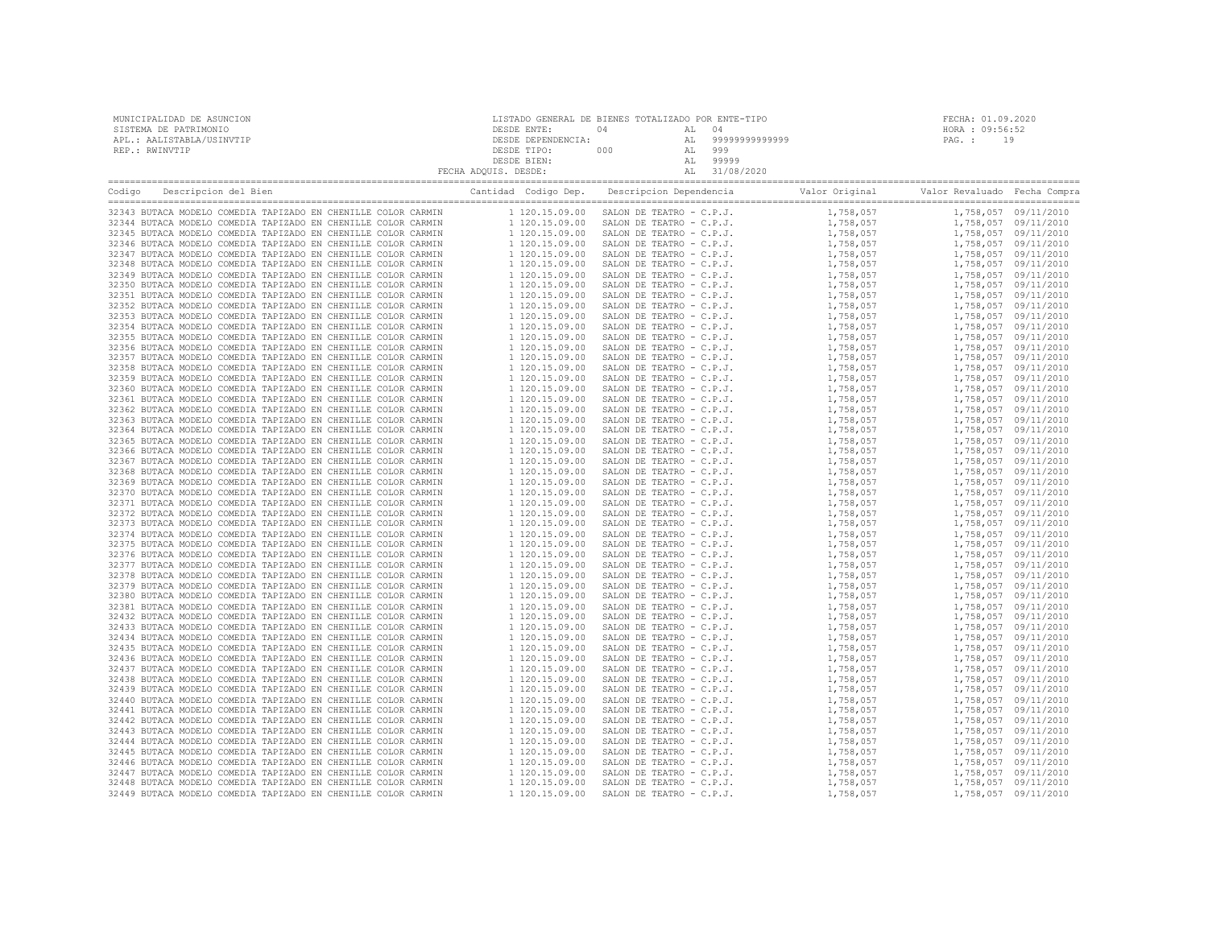MUNICIPALIDAD DE ASUNCION
SISTEMA DE PATRIMONIO
APL.: AALISTABLA/USINVTIP
REP.: RWINVTIP

LISTADO GENERAL DE BIENES TOTALIZADO POR ENTE-TIPO
DESDE ENTE: 04 AL 04
DESDE DEPENDENCIA: AL 99999999999999
DESDE TIPO: 000 AL 999
DESDE BIEN: AL 99999
FECHA ADQUIS. DESDE: AL 31/08/2020

FECHA: 01.09.2020
HORA : 09:56:52
PAG. : 19

| Codigo | Descripcion del Bien | Cantidad | Codigo Dep. | Descripcion Dependencia | Valor Original | Valor Revaluado | Fecha Compra |
|---|---|---|---|---|---|---|---|
| 32343 | BUTACA MODELO COMEDIA TAPIZADO EN CHENILLE COLOR CARMIN | 1 | 120.15.09.00 | SALON DE TEATRO - C.P.J. | 1,758,057 | 1,758,057 | 09/11/2010 |
| 32344 | BUTACA MODELO COMEDIA TAPIZADO EN CHENILLE COLOR CARMIN | 1 | 120.15.09.00 | SALON DE TEATRO - C.P.J. | 1,758,057 | 1,758,057 | 09/11/2010 |
| 32345 | BUTACA MODELO COMEDIA TAPIZADO EN CHENILLE COLOR CARMIN | 1 | 120.15.09.00 | SALON DE TEATRO - C.P.J. | 1,758,057 | 1,758,057 | 09/11/2010 |
| 32346 | BUTACA MODELO COMEDIA TAPIZADO EN CHENILLE COLOR CARMIN | 1 | 120.15.09.00 | SALON DE TEATRO - C.P.J. | 1,758,057 | 1,758,057 | 09/11/2010 |
| 32347 | BUTACA MODELO COMEDIA TAPIZADO EN CHENILLE COLOR CARMIN | 1 | 120.15.09.00 | SALON DE TEATRO - C.P.J. | 1,758,057 | 1,758,057 | 09/11/2010 |
| 32348 | BUTACA MODELO COMEDIA TAPIZADO EN CHENILLE COLOR CARMIN | 1 | 120.15.09.00 | SALON DE TEATRO - C.P.J. | 1,758,057 | 1,758,057 | 09/11/2010 |
| 32349 | BUTACA MODELO COMEDIA TAPIZADO EN CHENILLE COLOR CARMIN | 1 | 120.15.09.00 | SALON DE TEATRO - C.P.J. | 1,758,057 | 1,758,057 | 09/11/2010 |
| 32350 | BUTACA MODELO COMEDIA TAPIZADO EN CHENILLE COLOR CARMIN | 1 | 120.15.09.00 | SALON DE TEATRO - C.P.J. | 1,758,057 | 1,758,057 | 09/11/2010 |
| 32351 | BUTACA MODELO COMEDIA TAPIZADO EN CHENILLE COLOR CARMIN | 1 | 120.15.09.00 | SALON DE TEATRO - C.P.J. | 1,758,057 | 1,758,057 | 09/11/2010 |
| 32352 | BUTACA MODELO COMEDIA TAPIZADO EN CHENILLE COLOR CARMIN | 1 | 120.15.09.00 | SALON DE TEATRO - C.P.J. | 1,758,057 | 1,758,057 | 09/11/2010 |
| 32353 | BUTACA MODELO COMEDIA TAPIZADO EN CHENILLE COLOR CARMIN | 1 | 120.15.09.00 | SALON DE TEATRO - C.P.J. | 1,758,057 | 1,758,057 | 09/11/2010 |
| 32354 | BUTACA MODELO COMEDIA TAPIZADO EN CHENILLE COLOR CARMIN | 1 | 120.15.09.00 | SALON DE TEATRO - C.P.J. | 1,758,057 | 1,758,057 | 09/11/2010 |
| 32355 | BUTACA MODELO COMEDIA TAPIZADO EN CHENILLE COLOR CARMIN | 1 | 120.15.09.00 | SALON DE TEATRO - C.P.J. | 1,758,057 | 1,758,057 | 09/11/2010 |
| 32356 | BUTACA MODELO COMEDIA TAPIZADO EN CHENILLE COLOR CARMIN | 1 | 120.15.09.00 | SALON DE TEATRO - C.P.J. | 1,758,057 | 1,758,057 | 09/11/2010 |
| 32357 | BUTACA MODELO COMEDIA TAPIZADO EN CHENILLE COLOR CARMIN | 1 | 120.15.09.00 | SALON DE TEATRO - C.P.J. | 1,758,057 | 1,758,057 | 09/11/2010 |
| 32358 | BUTACA MODELO COMEDIA TAPIZADO EN CHENILLE COLOR CARMIN | 1 | 120.15.09.00 | SALON DE TEATRO - C.P.J. | 1,758,057 | 1,758,057 | 09/11/2010 |
| 32359 | BUTACA MODELO COMEDIA TAPIZADO EN CHENILLE COLOR CARMIN | 1 | 120.15.09.00 | SALON DE TEATRO - C.P.J. | 1,758,057 | 1,758,057 | 09/11/2010 |
| 32360 | BUTACA MODELO COMEDIA TAPIZADO EN CHENILLE COLOR CARMIN | 1 | 120.15.09.00 | SALON DE TEATRO - C.P.J. | 1,758,057 | 1,758,057 | 09/11/2010 |
| 32361 | BUTACA MODELO COMEDIA TAPIZADO EN CHENILLE COLOR CARMIN | 1 | 120.15.09.00 | SALON DE TEATRO - C.P.J. | 1,758,057 | 1,758,057 | 09/11/2010 |
| 32362 | BUTACA MODELO COMEDIA TAPIZADO EN CHENILLE COLOR CARMIN | 1 | 120.15.09.00 | SALON DE TEATRO - C.P.J. | 1,758,057 | 1,758,057 | 09/11/2010 |
| 32363 | BUTACA MODELO COMEDIA TAPIZADO EN CHENILLE COLOR CARMIN | 1 | 120.15.09.00 | SALON DE TEATRO - C.P.J. | 1,758,057 | 1,758,057 | 09/11/2010 |
| 32364 | BUTACA MODELO COMEDIA TAPIZADO EN CHENILLE COLOR CARMIN | 1 | 120.15.09.00 | SALON DE TEATRO - C.P.J. | 1,758,057 | 1,758,057 | 09/11/2010 |
| 32365 | BUTACA MODELO COMEDIA TAPIZADO EN CHENILLE COLOR CARMIN | 1 | 120.15.09.00 | SALON DE TEATRO - C.P.J. | 1,758,057 | 1,758,057 | 09/11/2010 |
| 32366 | BUTACA MODELO COMEDIA TAPIZADO EN CHENILLE COLOR CARMIN | 1 | 120.15.09.00 | SALON DE TEATRO - C.P.J. | 1,758,057 | 1,758,057 | 09/11/2010 |
| 32367 | BUTACA MODELO COMEDIA TAPIZADO EN CHENILLE COLOR CARMIN | 1 | 120.15.09.00 | SALON DE TEATRO - C.P.J. | 1,758,057 | 1,758,057 | 09/11/2010 |
| 32368 | BUTACA MODELO COMEDIA TAPIZADO EN CHENILLE COLOR CARMIN | 1 | 120.15.09.00 | SALON DE TEATRO - C.P.J. | 1,758,057 | 1,758,057 | 09/11/2010 |
| 32369 | BUTACA MODELO COMEDIA TAPIZADO EN CHENILLE COLOR CARMIN | 1 | 120.15.09.00 | SALON DE TEATRO - C.P.J. | 1,758,057 | 1,758,057 | 09/11/2010 |
| 32370 | BUTACA MODELO COMEDIA TAPIZADO EN CHENILLE COLOR CARMIN | 1 | 120.15.09.00 | SALON DE TEATRO - C.P.J. | 1,758,057 | 1,758,057 | 09/11/2010 |
| 32371 | BUTACA MODELO COMEDIA TAPIZADO EN CHENILLE COLOR CARMIN | 1 | 120.15.09.00 | SALON DE TEATRO - C.P.J. | 1,758,057 | 1,758,057 | 09/11/2010 |
| 32372 | BUTACA MODELO COMEDIA TAPIZADO EN CHENILLE COLOR CARMIN | 1 | 120.15.09.00 | SALON DE TEATRO - C.P.J. | 1,758,057 | 1,758,057 | 09/11/2010 |
| 32373 | BUTACA MODELO COMEDIA TAPIZADO EN CHENILLE COLOR CARMIN | 1 | 120.15.09.00 | SALON DE TEATRO - C.P.J. | 1,758,057 | 1,758,057 | 09/11/2010 |
| 32374 | BUTACA MODELO COMEDIA TAPIZADO EN CHENILLE COLOR CARMIN | 1 | 120.15.09.00 | SALON DE TEATRO - C.P.J. | 1,758,057 | 1,758,057 | 09/11/2010 |
| 32375 | BUTACA MODELO COMEDIA TAPIZADO EN CHENILLE COLOR CARMIN | 1 | 120.15.09.00 | SALON DE TEATRO - C.P.J. | 1,758,057 | 1,758,057 | 09/11/2010 |
| 32376 | BUTACA MODELO COMEDIA TAPIZADO EN CHENILLE COLOR CARMIN | 1 | 120.15.09.00 | SALON DE TEATRO - C.P.J. | 1,758,057 | 1,758,057 | 09/11/2010 |
| 32377 | BUTACA MODELO COMEDIA TAPIZADO EN CHENILLE COLOR CARMIN | 1 | 120.15.09.00 | SALON DE TEATRO - C.P.J. | 1,758,057 | 1,758,057 | 09/11/2010 |
| 32378 | BUTACA MODELO COMEDIA TAPIZADO EN CHENILLE COLOR CARMIN | 1 | 120.15.09.00 | SALON DE TEATRO - C.P.J. | 1,758,057 | 1,758,057 | 09/11/2010 |
| 32379 | BUTACA MODELO COMEDIA TAPIZADO EN CHENILLE COLOR CARMIN | 1 | 120.15.09.00 | SALON DE TEATRO - C.P.J. | 1,758,057 | 1,758,057 | 09/11/2010 |
| 32380 | BUTACA MODELO COMEDIA TAPIZADO EN CHENILLE COLOR CARMIN | 1 | 120.15.09.00 | SALON DE TEATRO - C.P.J. | 1,758,057 | 1,758,057 | 09/11/2010 |
| 32381 | BUTACA MODELO COMEDIA TAPIZADO EN CHENILLE COLOR CARMIN | 1 | 120.15.09.00 | SALON DE TEATRO - C.P.J. | 1,758,057 | 1,758,057 | 09/11/2010 |
| 32432 | BUTACA MODELO COMEDIA TAPIZADO EN CHENILLE COLOR CARMIN | 1 | 120.15.09.00 | SALON DE TEATRO - C.P.J. | 1,758,057 | 1,758,057 | 09/11/2010 |
| 32433 | BUTACA MODELO COMEDIA TAPIZADO EN CHENILLE COLOR CARMIN | 1 | 120.15.09.00 | SALON DE TEATRO - C.P.J. | 1,758,057 | 1,758,057 | 09/11/2010 |
| 32434 | BUTACA MODELO COMEDIA TAPIZADO EN CHENILLE COLOR CARMIN | 1 | 120.15.09.00 | SALON DE TEATRO - C.P.J. | 1,758,057 | 1,758,057 | 09/11/2010 |
| 32435 | BUTACA MODELO COMEDIA TAPIZADO EN CHENILLE COLOR CARMIN | 1 | 120.15.09.00 | SALON DE TEATRO - C.P.J. | 1,758,057 | 1,758,057 | 09/11/2010 |
| 32436 | BUTACA MODELO COMEDIA TAPIZADO EN CHENILLE COLOR CARMIN | 1 | 120.15.09.00 | SALON DE TEATRO - C.P.J. | 1,758,057 | 1,758,057 | 09/11/2010 |
| 32437 | BUTACA MODELO COMEDIA TAPIZADO EN CHENILLE COLOR CARMIN | 1 | 120.15.09.00 | SALON DE TEATRO - C.P.J. | 1,758,057 | 1,758,057 | 09/11/2010 |
| 32438 | BUTACA MODELO COMEDIA TAPIZADO EN CHENILLE COLOR CARMIN | 1 | 120.15.09.00 | SALON DE TEATRO - C.P.J. | 1,758,057 | 1,758,057 | 09/11/2010 |
| 32439 | BUTACA MODELO COMEDIA TAPIZADO EN CHENILLE COLOR CARMIN | 1 | 120.15.09.00 | SALON DE TEATRO - C.P.J. | 1,758,057 | 1,758,057 | 09/11/2010 |
| 32440 | BUTACA MODELO COMEDIA TAPIZADO EN CHENILLE COLOR CARMIN | 1 | 120.15.09.00 | SALON DE TEATRO - C.P.J. | 1,758,057 | 1,758,057 | 09/11/2010 |
| 32441 | BUTACA MODELO COMEDIA TAPIZADO EN CHENILLE COLOR CARMIN | 1 | 120.15.09.00 | SALON DE TEATRO - C.P.J. | 1,758,057 | 1,758,057 | 09/11/2010 |
| 32442 | BUTACA MODELO COMEDIA TAPIZADO EN CHENILLE COLOR CARMIN | 1 | 120.15.09.00 | SALON DE TEATRO - C.P.J. | 1,758,057 | 1,758,057 | 09/11/2010 |
| 32443 | BUTACA MODELO COMEDIA TAPIZADO EN CHENILLE COLOR CARMIN | 1 | 120.15.09.00 | SALON DE TEATRO - C.P.J. | 1,758,057 | 1,758,057 | 09/11/2010 |
| 32444 | BUTACA MODELO COMEDIA TAPIZADO EN CHENILLE COLOR CARMIN | 1 | 120.15.09.00 | SALON DE TEATRO - C.P.J. | 1,758,057 | 1,758,057 | 09/11/2010 |
| 32445 | BUTACA MODELO COMEDIA TAPIZADO EN CHENILLE COLOR CARMIN | 1 | 120.15.09.00 | SALON DE TEATRO - C.P.J. | 1,758,057 | 1,758,057 | 09/11/2010 |
| 32446 | BUTACA MODELO COMEDIA TAPIZADO EN CHENILLE COLOR CARMIN | 1 | 120.15.09.00 | SALON DE TEATRO - C.P.J. | 1,758,057 | 1,758,057 | 09/11/2010 |
| 32447 | BUTACA MODELO COMEDIA TAPIZADO EN CHENILLE COLOR CARMIN | 1 | 120.15.09.00 | SALON DE TEATRO - C.P.J. | 1,758,057 | 1,758,057 | 09/11/2010 |
| 32448 | BUTACA MODELO COMEDIA TAPIZADO EN CHENILLE COLOR CARMIN | 1 | 120.15.09.00 | SALON DE TEATRO - C.P.J. | 1,758,057 | 1,758,057 | 09/11/2010 |
| 32449 | BUTACA MODELO COMEDIA TAPIZADO EN CHENILLE COLOR CARMIN | 1 | 120.15.09.00 | SALON DE TEATRO - C.P.J. | 1,758,057 | 1,758,057 | 09/11/2010 |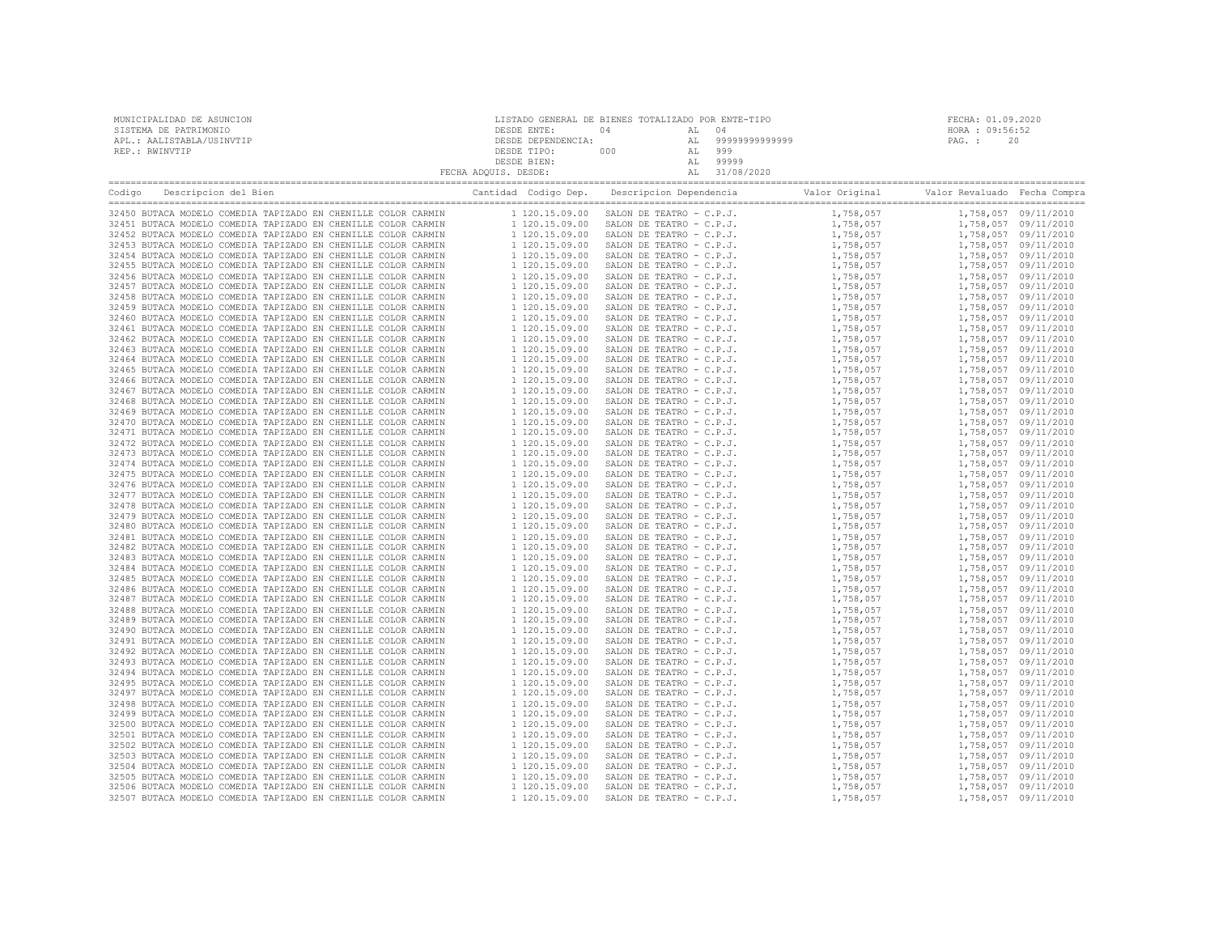MUNICIPALIDAD DE ASUNCION
SISTEMA DE PATRIMONIO
APL.: AALISTABLA/USINVTIP
REP.: RWINVTIP

LISTADO GENERAL DE BIENES TOTALIZADO POR ENTE-TIPO
DESDE ENTE: 04 AL 04
DESDE DEPENDENCIA: AL 99999999999999
DESDE TIPO: 000 AL 999
DESDE BIEN: AL 99999
FECHA ADQUIS. DESDE: AL 31/08/2020

FECHA: 01.09.2020
HORA : 09:56:52

| Codigo | Descripcion del Bien | Cantidad | Codigo Dep. | Descripcion Dependencia | Valor Original | Valor Revaluado | Fecha Compra |
|---|---|---|---|---|---|---|---|
| 32450 | BUTACA MODELO COMEDIA TAPIZADO EN CHENILLE COLOR CARMIN | 1 | 120.15.09.00 | SALON DE TEATRO - C.P.J. | 1,758,057 | 1,758,057 | 09/11/2010 |
| 32451 | BUTACA MODELO COMEDIA TAPIZADO EN CHENILLE COLOR CARMIN | 1 | 120.15.09.00 | SALON DE TEATRO - C.P.J. | 1,758,057 | 1,758,057 | 09/11/2010 |
| 32452 | BUTACA MODELO COMEDIA TAPIZADO EN CHENILLE COLOR CARMIN | 1 | 120.15.09.00 | SALON DE TEATRO - C.P.J. | 1,758,057 | 1,758,057 | 09/11/2010 |
| 32453 | BUTACA MODELO COMEDIA TAPIZADO EN CHENILLE COLOR CARMIN | 1 | 120.15.09.00 | SALON DE TEATRO - C.P.J. | 1,758,057 | 1,758,057 | 09/11/2010 |
| 32454 | BUTACA MODELO COMEDIA TAPIZADO EN CHENILLE COLOR CARMIN | 1 | 120.15.09.00 | SALON DE TEATRO - C.P.J. | 1,758,057 | 1,758,057 | 09/11/2010 |
| 32455 | BUTACA MODELO COMEDIA TAPIZADO EN CHENILLE COLOR CARMIN | 1 | 120.15.09.00 | SALON DE TEATRO - C.P.J. | 1,758,057 | 1,758,057 | 09/11/2010 |
| 32456 | BUTACA MODELO COMEDIA TAPIZADO EN CHENILLE COLOR CARMIN | 1 | 120.15.09.00 | SALON DE TEATRO - C.P.J. | 1,758,057 | 1,758,057 | 09/11/2010 |
| 32457 | BUTACA MODELO COMEDIA TAPIZADO EN CHENILLE COLOR CARMIN | 1 | 120.15.09.00 | SALON DE TEATRO - C.P.J. | 1,758,057 | 1,758,057 | 09/11/2010 |
| 32458 | BUTACA MODELO COMEDIA TAPIZADO EN CHENILLE COLOR CARMIN | 1 | 120.15.09.00 | SALON DE TEATRO - C.P.J. | 1,758,057 | 1,758,057 | 09/11/2010 |
| 32459 | BUTACA MODELO COMEDIA TAPIZADO EN CHENILLE COLOR CARMIN | 1 | 120.15.09.00 | SALON DE TEATRO - C.P.J. | 1,758,057 | 1,758,057 | 09/11/2010 |
| 32460 | BUTACA MODELO COMEDIA TAPIZADO EN CHENILLE COLOR CARMIN | 1 | 120.15.09.00 | SALON DE TEATRO - C.P.J. | 1,758,057 | 1,758,057 | 09/11/2010 |
| 32461 | BUTACA MODELO COMEDIA TAPIZADO EN CHENILLE COLOR CARMIN | 1 | 120.15.09.00 | SALON DE TEATRO - C.P.J. | 1,758,057 | 1,758,057 | 09/11/2010 |
| 32462 | BUTACA MODELO COMEDIA TAPIZADO EN CHENILLE COLOR CARMIN | 1 | 120.15.09.00 | SALON DE TEATRO - C.P.J. | 1,758,057 | 1,758,057 | 09/11/2010 |
| 32463 | BUTACA MODELO COMEDIA TAPIZADO EN CHENILLE COLOR CARMIN | 1 | 120.15.09.00 | SALON DE TEATRO - C.P.J. | 1,758,057 | 1,758,057 | 09/11/2010 |
| 32464 | BUTACA MODELO COMEDIA TAPIZADO EN CHENILLE COLOR CARMIN | 1 | 120.15.09.00 | SALON DE TEATRO - C.P.J. | 1,758,057 | 1,758,057 | 09/11/2010 |
| 32465 | BUTACA MODELO COMEDIA TAPIZADO EN CHENILLE COLOR CARMIN | 1 | 120.15.09.00 | SALON DE TEATRO - C.P.J. | 1,758,057 | 1,758,057 | 09/11/2010 |
| 32466 | BUTACA MODELO COMEDIA TAPIZADO EN CHENILLE COLOR CARMIN | 1 | 120.15.09.00 | SALON DE TEATRO - C.P.J. | 1,758,057 | 1,758,057 | 09/11/2010 |
| 32467 | BUTACA MODELO COMEDIA TAPIZADO EN CHENILLE COLOR CARMIN | 1 | 120.15.09.00 | SALON DE TEATRO - C.P.J. | 1,758,057 | 1,758,057 | 09/11/2010 |
| 32468 | BUTACA MODELO COMEDIA TAPIZADO EN CHENILLE COLOR CARMIN | 1 | 120.15.09.00 | SALON DE TEATRO - C.P.J. | 1,758,057 | 1,758,057 | 09/11/2010 |
| 32469 | BUTACA MODELO COMEDIA TAPIZADO EN CHENILLE COLOR CARMIN | 1 | 120.15.09.00 | SALON DE TEATRO - C.P.J. | 1,758,057 | 1,758,057 | 09/11/2010 |
| 32470 | BUTACA MODELO COMEDIA TAPIZADO EN CHENILLE COLOR CARMIN | 1 | 120.15.09.00 | SALON DE TEATRO - C.P.J. | 1,758,057 | 1,758,057 | 09/11/2010 |
| 32471 | BUTACA MODELO COMEDIA TAPIZADO EN CHENILLE COLOR CARMIN | 1 | 120.15.09.00 | SALON DE TEATRO - C.P.J. | 1,758,057 | 1,758,057 | 09/11/2010 |
| 32472 | BUTACA MODELO COMEDIA TAPIZADO EN CHENILLE COLOR CARMIN | 1 | 120.15.09.00 | SALON DE TEATRO - C.P.J. | 1,758,057 | 1,758,057 | 09/11/2010 |
| 32473 | BUTACA MODELO COMEDIA TAPIZADO EN CHENILLE COLOR CARMIN | 1 | 120.15.09.00 | SALON DE TEATRO - C.P.J. | 1,758,057 | 1,758,057 | 09/11/2010 |
| 32474 | BUTACA MODELO COMEDIA TAPIZADO EN CHENILLE COLOR CARMIN | 1 | 120.15.09.00 | SALON DE TEATRO - C.P.J. | 1,758,057 | 1,758,057 | 09/11/2010 |
| 32475 | BUTACA MODELO COMEDIA TAPIZADO EN CHENILLE COLOR CARMIN | 1 | 120.15.09.00 | SALON DE TEATRO - C.P.J. | 1,758,057 | 1,758,057 | 09/11/2010 |
| 32476 | BUTACA MODELO COMEDIA TAPIZADO EN CHENILLE COLOR CARMIN | 1 | 120.15.09.00 | SALON DE TEATRO - C.P.J. | 1,758,057 | 1,758,057 | 09/11/2010 |
| 32477 | BUTACA MODELO COMEDIA TAPIZADO EN CHENILLE COLOR CARMIN | 1 | 120.15.09.00 | SALON DE TEATRO - C.P.J. | 1,758,057 | 1,758,057 | 09/11/2010 |
| 32478 | BUTACA MODELO COMEDIA TAPIZADO EN CHENILLE COLOR CARMIN | 1 | 120.15.09.00 | SALON DE TEATRO - C.P.J. | 1,758,057 | 1,758,057 | 09/11/2010 |
| 32479 | BUTACA MODELO COMEDIA TAPIZADO EN CHENILLE COLOR CARMIN | 1 | 120.15.09.00 | SALON DE TEATRO - C.P.J. | 1,758,057 | 1,758,057 | 09/11/2010 |
| 32480 | BUTACA MODELO COMEDIA TAPIZADO EN CHENILLE COLOR CARMIN | 1 | 120.15.09.00 | SALON DE TEATRO - C.P.J. | 1,758,057 | 1,758,057 | 09/11/2010 |
| 32481 | BUTACA MODELO COMEDIA TAPIZADO EN CHENILLE COLOR CARMIN | 1 | 120.15.09.00 | SALON DE TEATRO - C.P.J. | 1,758,057 | 1,758,057 | 09/11/2010 |
| 32482 | BUTACA MODELO COMEDIA TAPIZADO EN CHENILLE COLOR CARMIN | 1 | 120.15.09.00 | SALON DE TEATRO - C.P.J. | 1,758,057 | 1,758,057 | 09/11/2010 |
| 32483 | BUTACA MODELO COMEDIA TAPIZADO EN CHENILLE COLOR CARMIN | 1 | 120.15.09.00 | SALON DE TEATRO - C.P.J. | 1,758,057 | 1,758,057 | 09/11/2010 |
| 32484 | BUTACA MODELO COMEDIA TAPIZADO EN CHENILLE COLOR CARMIN | 1 | 120.15.09.00 | SALON DE TEATRO - C.P.J. | 1,758,057 | 1,758,057 | 09/11/2010 |
| 32485 | BUTACA MODELO COMEDIA TAPIZADO EN CHENILLE COLOR CARMIN | 1 | 120.15.09.00 | SALON DE TEATRO - C.P.J. | 1,758,057 | 1,758,057 | 09/11/2010 |
| 32486 | BUTACA MODELO COMEDIA TAPIZADO EN CHENILLE COLOR CARMIN | 1 | 120.15.09.00 | SALON DE TEATRO - C.P.J. | 1,758,057 | 1,758,057 | 09/11/2010 |
| 32487 | BUTACA MODELO COMEDIA TAPIZADO EN CHENILLE COLOR CARMIN | 1 | 120.15.09.00 | SALON DE TEATRO - C.P.J. | 1,758,057 | 1,758,057 | 09/11/2010 |
| 32488 | BUTACA MODELO COMEDIA TAPIZADO EN CHENILLE COLOR CARMIN | 1 | 120.15.09.00 | SALON DE TEATRO - C.P.J. | 1,758,057 | 1,758,057 | 09/11/2010 |
| 32489 | BUTACA MODELO COMEDIA TAPIZADO EN CHENILLE COLOR CARMIN | 1 | 120.15.09.00 | SALON DE TEATRO - C.P.J. | 1,758,057 | 1,758,057 | 09/11/2010 |
| 32490 | BUTACA MODELO COMEDIA TAPIZADO EN CHENILLE COLOR CARMIN | 1 | 120.15.09.00 | SALON DE TEATRO - C.P.J. | 1,758,057 | 1,758,057 | 09/11/2010 |
| 32491 | BUTACA MODELO COMEDIA TAPIZADO EN CHENILLE COLOR CARMIN | 1 | 120.15.09.00 | SALON DE TEATRO - C.P.J. | 1,758,057 | 1,758,057 | 09/11/2010 |
| 32492 | BUTACA MODELO COMEDIA TAPIZADO EN CHENILLE COLOR CARMIN | 1 | 120.15.09.00 | SALON DE TEATRO - C.P.J. | 1,758,057 | 1,758,057 | 09/11/2010 |
| 32493 | BUTACA MODELO COMEDIA TAPIZADO EN CHENILLE COLOR CARMIN | 1 | 120.15.09.00 | SALON DE TEATRO - C.P.J. | 1,758,057 | 1,758,057 | 09/11/2010 |
| 32494 | BUTACA MODELO COMEDIA TAPIZADO EN CHENILLE COLOR CARMIN | 1 | 120.15.09.00 | SALON DE TEATRO - C.P.J. | 1,758,057 | 1,758,057 | 09/11/2010 |
| 32495 | BUTACA MODELO COMEDIA TAPIZADO EN CHENILLE COLOR CARMIN | 1 | 120.15.09.00 | SALON DE TEATRO - C.P.J. | 1,758,057 | 1,758,057 | 09/11/2010 |
| 32497 | BUTACA MODELO COMEDIA TAPIZADO EN CHENILLE COLOR CARMIN | 1 | 120.15.09.00 | SALON DE TEATRO - C.P.J. | 1,758,057 | 1,758,057 | 09/11/2010 |
| 32498 | BUTACA MODELO COMEDIA TAPIZADO EN CHENILLE COLOR CARMIN | 1 | 120.15.09.00 | SALON DE TEATRO - C.P.J. | 1,758,057 | 1,758,057 | 09/11/2010 |
| 32499 | BUTACA MODELO COMEDIA TAPIZADO EN CHENILLE COLOR CARMIN | 1 | 120.15.09.00 | SALON DE TEATRO - C.P.J. | 1,758,057 | 1,758,057 | 09/11/2010 |
| 32500 | BUTACA MODELO COMEDIA TAPIZADO EN CHENILLE COLOR CARMIN | 1 | 120.15.09.00 | SALON DE TEATRO - C.P.J. | 1,758,057 | 1,758,057 | 09/11/2010 |
| 32501 | BUTACA MODELO COMEDIA TAPIZADO EN CHENILLE COLOR CARMIN | 1 | 120.15.09.00 | SALON DE TEATRO - C.P.J. | 1,758,057 | 1,758,057 | 09/11/2010 |
| 32502 | BUTACA MODELO COMEDIA TAPIZADO EN CHENILLE COLOR CARMIN | 1 | 120.15.09.00 | SALON DE TEATRO - C.P.J. | 1,758,057 | 1,758,057 | 09/11/2010 |
| 32503 | BUTACA MODELO COMEDIA TAPIZADO EN CHENILLE COLOR CARMIN | 1 | 120.15.09.00 | SALON DE TEATRO - C.P.J. | 1,758,057 | 1,758,057 | 09/11/2010 |
| 32504 | BUTACA MODELO COMEDIA TAPIZADO EN CHENILLE COLOR CARMIN | 1 | 120.15.09.00 | SALON DE TEATRO - C.P.J. | 1,758,057 | 1,758,057 | 09/11/2010 |
| 32505 | BUTACA MODELO COMEDIA TAPIZADO EN CHENILLE COLOR CARMIN | 1 | 120.15.09.00 | SALON DE TEATRO - C.P.J. | 1,758,057 | 1,758,057 | 09/11/2010 |
| 32506 | BUTACA MODELO COMEDIA TAPIZADO EN CHENILLE COLOR CARMIN | 1 | 120.15.09.00 | SALON DE TEATRO - C.P.J. | 1,758,057 | 1,758,057 | 09/11/2010 |
| 32507 | BUTACA MODELO COMEDIA TAPIZADO EN CHENILLE COLOR CARMIN | 1 | 120.15.09.00 | SALON DE TEATRO - C.P.J. | 1,758,057 | 1,758,057 | 09/11/2010 |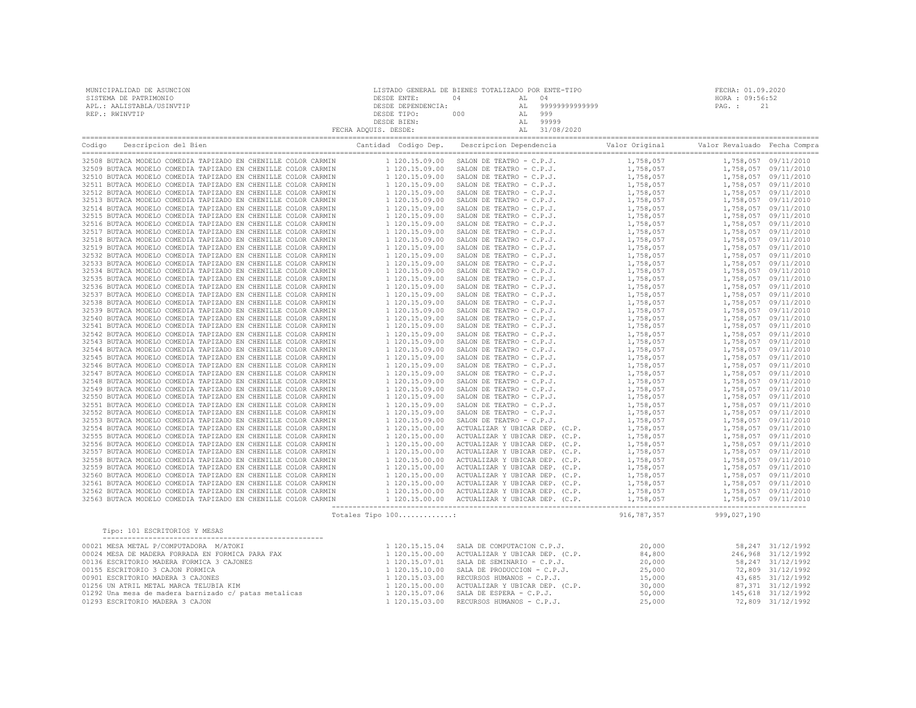MUNICIPALIDAD DE ASUNCION
SISTEMA DE PATRIMONIO
APL.: AALISTABLA/USINVTIP
REP.: RWINVTIP

LISTADO GENERAL DE BIENES TOTALIZADO POR ENTE-TIPO
DESDE ENTE: 04 AL 04
DESDE DEPENDENCIA: AL 99999999999999
DESDE TIPO: 000 AL 999
DESDE BIEN: AL 99999
FECHA ADQUIS. DESDE: AL 31/08/2020

FECHA: 01.09.2020
HORA : 09:56:52
PAG. : 21

| Codigo | Descripcion del Bien | Cantidad | Codigo Dep. | Descripcion Dependencia | Valor Original | Valor Revaluado | Fecha Compra |
|---|---|---|---|---|---|---|---|
| 32508 | BUTACA MODELO COMEDIA TAPIZADO EN CHENILLE COLOR CARMIN | 1 | 120.15.09.00 | SALON DE TEATRO - C.P.J. | 1,758,057 | 1,758,057 | 09/11/2010 |
| 32509 | BUTACA MODELO COMEDIA TAPIZADO EN CHENILLE COLOR CARMIN | 1 | 120.15.09.00 | SALON DE TEATRO - C.P.J. | 1,758,057 | 1,758,057 | 09/11/2010 |
| 32510 | BUTACA MODELO COMEDIA TAPIZADO EN CHENILLE COLOR CARMIN | 1 | 120.15.09.00 | SALON DE TEATRO - C.P.J. | 1,758,057 | 1,758,057 | 09/11/2010 |
| 32511 | BUTACA MODELO COMEDIA TAPIZADO EN CHENILLE COLOR CARMIN | 1 | 120.15.09.00 | SALON DE TEATRO - C.P.J. | 1,758,057 | 1,758,057 | 09/11/2010 |
| 32512 | BUTACA MODELO COMEDIA TAPIZADO EN CHENILLE COLOR CARMIN | 1 | 120.15.09.00 | SALON DE TEATRO - C.P.J. | 1,758,057 | 1,758,057 | 09/11/2010 |
| 32513 | BUTACA MODELO COMEDIA TAPIZADO EN CHENILLE COLOR CARMIN | 1 | 120.15.09.00 | SALON DE TEATRO - C.P.J. | 1,758,057 | 1,758,057 | 09/11/2010 |
| 32514 | BUTACA MODELO COMEDIA TAPIZADO EN CHENILLE COLOR CARMIN | 1 | 120.15.09.00 | SALON DE TEATRO - C.P.J. | 1,758,057 | 1,758,057 | 09/11/2010 |
| 32515 | BUTACA MODELO COMEDIA TAPIZADO EN CHENILLE COLOR CARMIN | 1 | 120.15.09.00 | SALON DE TEATRO - C.P.J. | 1,758,057 | 1,758,057 | 09/11/2010 |
| 32516 | BUTACA MODELO COMEDIA TAPIZADO EN CHENILLE COLOR CARMIN | 1 | 120.15.09.00 | SALON DE TEATRO - C.P.J. | 1,758,057 | 1,758,057 | 09/11/2010 |
| 32517 | BUTACA MODELO COMEDIA TAPIZADO EN CHENILLE COLOR CARMIN | 1 | 120.15.09.00 | SALON DE TEATRO - C.P.J. | 1,758,057 | 1,758,057 | 09/11/2010 |
| 32518 | BUTACA MODELO COMEDIA TAPIZADO EN CHENILLE COLOR CARMIN | 1 | 120.15.09.00 | SALON DE TEATRO - C.P.J. | 1,758,057 | 1,758,057 | 09/11/2010 |
| 32519 | BUTACA MODELO COMEDIA TAPIZADO EN CHENILLE COLOR CARMIN | 1 | 120.15.09.00 | SALON DE TEATRO - C.P.J. | 1,758,057 | 1,758,057 | 09/11/2010 |
| 32532 | BUTACA MODELO COMEDIA TAPIZADO EN CHENILLE COLOR CARMIN | 1 | 120.15.09.00 | SALON DE TEATRO - C.P.J. | 1,758,057 | 1,758,057 | 09/11/2010 |
| 32533 | BUTACA MODELO COMEDIA TAPIZADO EN CHENILLE COLOR CARMIN | 1 | 120.15.09.00 | SALON DE TEATRO - C.P.J. | 1,758,057 | 1,758,057 | 09/11/2010 |
| 32534 | BUTACA MODELO COMEDIA TAPIZADO EN CHENILLE COLOR CARMIN | 1 | 120.15.09.00 | SALON DE TEATRO - C.P.J. | 1,758,057 | 1,758,057 | 09/11/2010 |
| 32535 | BUTACA MODELO COMEDIA TAPIZADO EN CHENILLE COLOR CARMIN | 1 | 120.15.09.00 | SALON DE TEATRO - C.P.J. | 1,758,057 | 1,758,057 | 09/11/2010 |
| 32536 | BUTACA MODELO COMEDIA TAPIZADO EN CHENILLE COLOR CARMIN | 1 | 120.15.09.00 | SALON DE TEATRO - C.P.J. | 1,758,057 | 1,758,057 | 09/11/2010 |
| 32537 | BUTACA MODELO COMEDIA TAPIZADO EN CHENILLE COLOR CARMIN | 1 | 120.15.09.00 | SALON DE TEATRO - C.P.J. | 1,758,057 | 1,758,057 | 09/11/2010 |
| 32538 | BUTACA MODELO COMEDIA TAPIZADO EN CHENILLE COLOR CARMIN | 1 | 120.15.09.00 | SALON DE TEATRO - C.P.J. | 1,758,057 | 1,758,057 | 09/11/2010 |
| 32539 | BUTACA MODELO COMEDIA TAPIZADO EN CHENILLE COLOR CARMIN | 1 | 120.15.09.00 | SALON DE TEATRO - C.P.J. | 1,758,057 | 1,758,057 | 09/11/2010 |
| 32540 | BUTACA MODELO COMEDIA TAPIZADO EN CHENILLE COLOR CARMIN | 1 | 120.15.09.00 | SALON DE TEATRO - C.P.J. | 1,758,057 | 1,758,057 | 09/11/2010 |
| 32541 | BUTACA MODELO COMEDIA TAPIZADO EN CHENILLE COLOR CARMIN | 1 | 120.15.09.00 | SALON DE TEATRO - C.P.J. | 1,758,057 | 1,758,057 | 09/11/2010 |
| 32542 | BUTACA MODELO COMEDIA TAPIZADO EN CHENILLE COLOR CARMIN | 1 | 120.15.09.00 | SALON DE TEATRO - C.P.J. | 1,758,057 | 1,758,057 | 09/11/2010 |
| 32543 | BUTACA MODELO COMEDIA TAPIZADO EN CHENILLE COLOR CARMIN | 1 | 120.15.09.00 | SALON DE TEATRO - C.P.J. | 1,758,057 | 1,758,057 | 09/11/2010 |
| 32544 | BUTACA MODELO COMEDIA TAPIZADO EN CHENILLE COLOR CARMIN | 1 | 120.15.09.00 | SALON DE TEATRO - C.P.J. | 1,758,057 | 1,758,057 | 09/11/2010 |
| 32545 | BUTACA MODELO COMEDIA TAPIZADO EN CHENILLE COLOR CARMIN | 1 | 120.15.09.00 | SALON DE TEATRO - C.P.J. | 1,758,057 | 1,758,057 | 09/11/2010 |
| 32546 | BUTACA MODELO COMEDIA TAPIZADO EN CHENILLE COLOR CARMIN | 1 | 120.15.09.00 | SALON DE TEATRO - C.P.J. | 1,758,057 | 1,758,057 | 09/11/2010 |
| 32547 | BUTACA MODELO COMEDIA TAPIZADO EN CHENILLE COLOR CARMIN | 1 | 120.15.09.00 | SALON DE TEATRO - C.P.J. | 1,758,057 | 1,758,057 | 09/11/2010 |
| 32548 | BUTACA MODELO COMEDIA TAPIZADO EN CHENILLE COLOR CARMIN | 1 | 120.15.09.00 | SALON DE TEATRO - C.P.J. | 1,758,057 | 1,758,057 | 09/11/2010 |
| 32549 | BUTACA MODELO COMEDIA TAPIZADO EN CHENILLE COLOR CARMIN | 1 | 120.15.09.00 | SALON DE TEATRO - C.P.J. | 1,758,057 | 1,758,057 | 09/11/2010 |
| 32550 | BUTACA MODELO COMEDIA TAPIZADO EN CHENILLE COLOR CARMIN | 1 | 120.15.09.00 | SALON DE TEATRO - C.P.J. | 1,758,057 | 1,758,057 | 09/11/2010 |
| 32551 | BUTACA MODELO COMEDIA TAPIZADO EN CHENILLE COLOR CARMIN | 1 | 120.15.09.00 | SALON DE TEATRO - C.P.J. | 1,758,057 | 1,758,057 | 09/11/2010 |
| 32552 | BUTACA MODELO COMEDIA TAPIZADO EN CHENILLE COLOR CARMIN | 1 | 120.15.09.00 | SALON DE TEATRO - C.P.J. | 1,758,057 | 1,758,057 | 09/11/2010 |
| 32553 | BUTACA MODELO COMEDIA TAPIZADO EN CHENILLE COLOR CARMIN | 1 | 120.15.09.00 | SALON DE TEATRO - C.P.J. | 1,758,057 | 1,758,057 | 09/11/2010 |
| 32554 | BUTACA MODELO COMEDIA TAPIZADO EN CHENILLE COLOR CARMIN | 1 | 120.15.00.00 | ACTUALIZAR Y UBICAR DEP. (C.P. | 1,758,057 | 1,758,057 | 09/11/2010 |
| 32555 | BUTACA MODELO COMEDIA TAPIZADO EN CHENILLE COLOR CARMIN | 1 | 120.15.00.00 | ACTUALIZAR Y UBICAR DEP. (C.P. | 1,758,057 | 1,758,057 | 09/11/2010 |
| 32556 | BUTACA MODELO COMEDIA TAPIZADO EN CHENILLE COLOR CARMIN | 1 | 120.15.00.00 | ACTUALIZAR Y UBICAR DEP. (C.P. | 1,758,057 | 1,758,057 | 09/11/2010 |
| 32557 | BUTACA MODELO COMEDIA TAPIZADO EN CHENILLE COLOR CARMIN | 1 | 120.15.00.00 | ACTUALIZAR Y UBICAR DEP. (C.P. | 1,758,057 | 1,758,057 | 09/11/2010 |
| 32558 | BUTACA MODELO COMEDIA TAPIZADO EN CHENILLE COLOR CARMIN | 1 | 120.15.00.00 | ACTUALIZAR Y UBICAR DEP. (C.P. | 1,758,057 | 1,758,057 | 09/11/2010 |
| 32559 | BUTACA MODELO COMEDIA TAPIZADO EN CHENILLE COLOR CARMIN | 1 | 120.15.00.00 | ACTUALIZAR Y UBICAR DEP. (C.P. | 1,758,057 | 1,758,057 | 09/11/2010 |
| 32560 | BUTACA MODELO COMEDIA TAPIZADO EN CHENILLE COLOR CARMIN | 1 | 120.15.00.00 | ACTUALIZAR Y UBICAR DEP. (C.P. | 1,758,057 | 1,758,057 | 09/11/2010 |
| 32561 | BUTACA MODELO COMEDIA TAPIZADO EN CHENILLE COLOR CARMIN | 1 | 120.15.00.00 | ACTUALIZAR Y UBICAR DEP. (C.P. | 1,758,057 | 1,758,057 | 09/11/2010 |
| 32562 | BUTACA MODELO COMEDIA TAPIZADO EN CHENILLE COLOR CARMIN | 1 | 120.15.00.00 | ACTUALIZAR Y UBICAR DEP. (C.P. | 1,758,057 | 1,758,057 | 09/11/2010 |
| 32563 | BUTACA MODELO COMEDIA TAPIZADO EN CHENILLE COLOR CARMIN | 1 | 120.15.00.00 | ACTUALIZAR Y UBICAR DEP. (C.P. | 1,758,057 | 1,758,057 | 09/11/2010 |
| | Totales Tipo 100.............: | | | | 916,787,357 | 999,027,190 | |

Tipo: 101 ESCRITORIOS Y MESAS

| Codigo | Descripcion del Bien | Cantidad | Codigo Dep. | Descripcion Dependencia | Valor Original | Valor Revaluado | Fecha Compra |
|---|---|---|---|---|---|---|---|
| 00021 | MESA METAL P/COMPUTADORA M/ATOKI | 1 | 120.15.15.04 | SALA DE COMPUTACION C.P.J. | 20,000 | 58,247 | 31/12/1992 |
| 00024 | MESA DE MADERA FORRADA EN FORMICA PARA FAX | 1 | 120.15.00.00 | ACTUALIZAR Y UBICAR DEP. (C.P. | 84,800 | 246,968 | 31/12/1992 |
| 00136 | ESCRITORIO MADERA FORMICA 3 CAJONES | 1 | 120.15.07.01 | SALA DE SEMINARIO - C.P.J. | 20,000 | 58,247 | 31/12/1992 |
| 00155 | ESCRITORIO 3 CAJON FORMICA | 1 | 120.15.10.00 | SALA DE PRODUCCION - C.P.J. | 25,000 | 72,809 | 31/12/1992 |
| 00901 | ESCRITORIO MADERA 3 CAJONES | 1 | 120.15.03.00 | RECURSOS HUMANOS - C.P.J. | 15,000 | 43,685 | 31/12/1992 |
| 01256 | UN ATRIL METAL MARCA TELUBIA KIM | 1 | 120.15.00.00 | ACTUALIZAR Y UBICAR DEP. (C.P. | 30,000 | 87,371 | 31/12/1992 |
| 01292 | Una mesa de madera barnizado c/ patas metalicas | 1 | 120.15.07.06 | SALA DE ESPERA - C.P.J. | 50,000 | 145,618 | 31/12/1992 |
| 01293 | ESCRITORIO MADERA 3 CAJON | 1 | 120.15.03.00 | RECURSOS HUMANOS - C.P.J. | 25,000 | 72,809 | 31/12/1992 |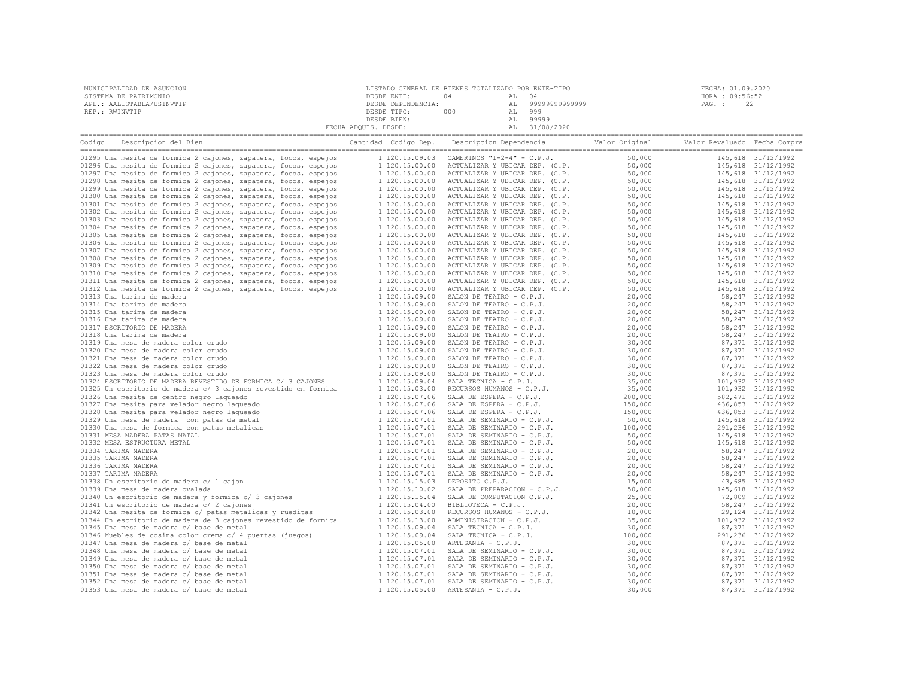MUNICIPALIDAD DE ASUNCION
SISTEMA DE PATRIMONIO
APL.: AALISTABLA/USINVTIP
REP.: RWINVTIP

LISTADO GENERAL DE BIENES TOTALIZADO POR ENTE-TIPO
DESDE ENTE: 04 AL 04
DESDE DEPENDENCIA: AL 99999999999999
DESDE TIPO: 000 AL 999
DESDE BIEN: AL 99999
FECHA ADQUIS. DESDE: AL 31/08/2020

FECHA: 01.09.2020
HORA : 09:56:52
PAG. : 22

| Codigo | Descripcion del Bien | Cantidad | Codigo Dep. | Descripcion Dependencia | Valor Original | Valor Revaluado | Fecha Compra |
|---|---|---|---|---|---|---|---|
| 01295 | Una mesita de formica 2 cajones, zapatera, focos, espejos | 1 | 120.15.09.03 | CAMERINOS "1-2-4" - C.P.J. | 50,000 | 145,618 | 31/12/1992 |
| 01296 | Una mesita de formica 2 cajones, zapatera, focos, espejos | 1 | 120.15.00.00 | ACTUALIZAR Y UBICAR DEP. (C.P. | 50,000 | 145,618 | 31/12/1992 |
| 01297 | Una mesita de formica 2 cajones, zapatera, focos, espejos | 1 | 120.15.00.00 | ACTUALIZAR Y UBICAR DEP. (C.P. | 50,000 | 145,618 | 31/12/1992 |
| 01298 | Una mesita de formica 2 cajones, zapatera, focos, espejos | 1 | 120.15.00.00 | ACTUALIZAR Y UBICAR DEP. (C.P. | 50,000 | 145,618 | 31/12/1992 |
| 01299 | Una mesita de formica 2 cajones, zapatera, focos, espejos | 1 | 120.15.00.00 | ACTUALIZAR Y UBICAR DEP. (C.P. | 50,000 | 145,618 | 31/12/1992 |
| 01300 | Una mesita de formica 2 cajones, zapatera, focos, espejos | 1 | 120.15.00.00 | ACTUALIZAR Y UBICAR DEP. (C.P. | 50,000 | 145,618 | 31/12/1992 |
| 01301 | Una mesita de formica 2 cajones, zapatera, focos, espejos | 1 | 120.15.00.00 | ACTUALIZAR Y UBICAR DEP. (C.P. | 50,000 | 145,618 | 31/12/1992 |
| 01302 | Una mesita de formica 2 cajones, zapatera, focos, espejos | 1 | 120.15.00.00 | ACTUALIZAR Y UBICAR DEP. (C.P. | 50,000 | 145,618 | 31/12/1992 |
| 01303 | Una mesita de formica 2 cajones, zapatera, focos, espejos | 1 | 120.15.00.00 | ACTUALIZAR Y UBICAR DEP. (C.P. | 50,000 | 145,618 | 31/12/1992 |
| 01304 | Una mesita de formica 2 cajones, zapatera, focos, espejos | 1 | 120.15.00.00 | ACTUALIZAR Y UBICAR DEP. (C.P. | 50,000 | 145,618 | 31/12/1992 |
| 01305 | Una mesita de formica 2 cajones, zapatera, focos, espejos | 1 | 120.15.00.00 | ACTUALIZAR Y UBICAR DEP. (C.P. | 50,000 | 145,618 | 31/12/1992 |
| 01306 | Una mesita de formica 2 cajones, zapatera, focos, espejos | 1 | 120.15.00.00 | ACTUALIZAR Y UBICAR DEP. (C.P. | 50,000 | 145,618 | 31/12/1992 |
| 01307 | Una mesita de formica 2 cajones, zapatera, focos, espejos | 1 | 120.15.00.00 | ACTUALIZAR Y UBICAR DEP. (C.P. | 50,000 | 145,618 | 31/12/1992 |
| 01308 | Una mesita de formica 2 cajones, zapatera, focos, espejos | 1 | 120.15.00.00 | ACTUALIZAR Y UBICAR DEP. (C.P. | 50,000 | 145,618 | 31/12/1992 |
| 01309 | Una mesita de formica 2 cajones, zapatera, focos, espejos | 1 | 120.15.00.00 | ACTUALIZAR Y UBICAR DEP. (C.P. | 50,000 | 145,618 | 31/12/1992 |
| 01310 | Una mesita de formica 2 cajones, zapatera, focos, espejos | 1 | 120.15.00.00 | ACTUALIZAR Y UBICAR DEP. (C.P. | 50,000 | 145,618 | 31/12/1992 |
| 01311 | Una mesita de formica 2 cajones, zapatera, focos, espejos | 1 | 120.15.00.00 | ACTUALIZAR Y UBICAR DEP. (C.P. | 50,000 | 145,618 | 31/12/1992 |
| 01312 | Una mesita de formica 2 cajones, zapatera, focos, espejos | 1 | 120.15.00.00 | ACTUALIZAR Y UBICAR DEP. (C.P. | 50,000 | 145,618 | 31/12/1992 |
| 01313 | Una tarima de madera | 1 | 120.15.09.00 | SALON DE TEATRO - C.P.J. | 20,000 | 58,247 | 31/12/1992 |
| 01314 | Una tarima de madera | 1 | 120.15.09.00 | SALON DE TEATRO - C.P.J. | 20,000 | 58,247 | 31/12/1992 |
| 01315 | Una tarima de madera | 1 | 120.15.09.00 | SALON DE TEATRO - C.P.J. | 20,000 | 58,247 | 31/12/1992 |
| 01316 | Una tarima de madera | 1 | 120.15.09.00 | SALON DE TEATRO - C.P.J. | 20,000 | 58,247 | 31/12/1992 |
| 01317 | ESCRITORIO DE MADERA | 1 | 120.15.09.00 | SALON DE TEATRO - C.P.J. | 20,000 | 58,247 | 31/12/1992 |
| 01318 | Una tarima de madera | 1 | 120.15.09.00 | SALON DE TEATRO - C.P.J. | 20,000 | 58,247 | 31/12/1992 |
| 01319 | Una mesa de madera color crudo | 1 | 120.15.09.00 | SALON DE TEATRO - C.P.J. | 30,000 | 87,371 | 31/12/1992 |
| 01320 | Una mesa de madera color crudo | 1 | 120.15.09.00 | SALON DE TEATRO - C.P.J. | 30,000 | 87,371 | 31/12/1992 |
| 01321 | Una mesa de madera color crudo | 1 | 120.15.09.00 | SALON DE TEATRO - C.P.J. | 30,000 | 87,371 | 31/12/1992 |
| 01322 | Una mesa de madera color crudo | 1 | 120.15.09.00 | SALON DE TEATRO - C.P.J. | 30,000 | 87,371 | 31/12/1992 |
| 01323 | Una mesa de madera color crudo | 1 | 120.15.09.00 | SALON DE TEATRO - C.P.J. | 30,000 | 87,371 | 31/12/1992 |
| 01324 | ESCRITORIO DE MADERA REVESTIDO DE FORMICA C/ 3 CAJONES | 1 | 120.15.09.04 | SALA TECNICA - C.P.J. | 35,000 | 101,932 | 31/12/1992 |
| 01325 | Un escritorio de madera c/ 3 cajones revestido en formica | 1 | 120.15.03.00 | RECURSOS HUMANOS - C.P.J. | 35,000 | 101,932 | 31/12/1992 |
| 01326 | Una mesita de centro negro laqueado | 1 | 120.15.07.06 | SALA DE ESPERA - C.P.J. | 200,000 | 582,471 | 31/12/1992 |
| 01327 | Una mesita para velador negro laqueado | 1 | 120.15.07.06 | SALA DE ESPERA - C.P.J. | 150,000 | 436,853 | 31/12/1992 |
| 01328 | Una mesita para velador negro laqueado | 1 | 120.15.07.06 | SALA DE ESPERA - C.P.J. | 150,000 | 436,853 | 31/12/1992 |
| 01329 | Una mesa de madera con patas de metal | 1 | 120.15.07.01 | SALA DE SEMINARIO - C.P.J. | 50,000 | 145,618 | 31/12/1992 |
| 01330 | Una mesa de formica con patas metalicas | 1 | 120.15.07.01 | SALA DE SEMINARIO - C.P.J. | 100,000 | 291,236 | 31/12/1992 |
| 01331 | MESA MADERA PATAS MATAL | 1 | 120.15.07.01 | SALA DE SEMINARIO - C.P.J. | 50,000 | 145,618 | 31/12/1992 |
| 01332 | MESA ESTRUCTURA METAL | 1 | 120.15.07.01 | SALA DE SEMINARIO - C.P.J. | 50,000 | 145,618 | 31/12/1992 |
| 01334 | TARIMA MADERA | 1 | 120.15.07.01 | SALA DE SEMINARIO - C.P.J. | 20,000 | 58,247 | 31/12/1992 |
| 01335 | TARIMA MADERA | 1 | 120.15.07.01 | SALA DE SEMINARIO - C.P.J. | 20,000 | 58,247 | 31/12/1992 |
| 01336 | TARIMA MADERA | 1 | 120.15.07.01 | SALA DE SEMINARIO - C.P.J. | 20,000 | 58,247 | 31/12/1992 |
| 01337 | TARIMA MADERA | 1 | 120.15.07.01 | SALA DE SEMINARIO - C.P.J. | 20,000 | 58,247 | 31/12/1992 |
| 01338 | Un escritorio de madera c/ 1 cajon | 1 | 120.15.15.03 | DEPOSITO C.P.J. | 15,000 | 43,685 | 31/12/1992 |
| 01339 | Una mesa de madera ovalada | 1 | 120.15.10.02 | SALA DE PREPARACION - C.P.J. | 50,000 | 145,618 | 31/12/1992 |
| 01340 | Un escritorio de madera y formica c/ 3 cajones | 1 | 120.15.15.04 | SALA DE COMPUTACION C.P.J. | 25,000 | 72,809 | 31/12/1992 |
| 01341 | Un escritorio de madera c/ 2 cajones | 1 | 120.15.04.00 | BIBLIOTECA - C.P.J. | 20,000 | 58,247 | 31/12/1992 |
| 01342 | Una mesita de formica c/ patas metalicas y rueditas | 1 | 120.15.03.00 | RECURSOS HUMANOS - C.P.J. | 10,000 | 29,124 | 31/12/1992 |
| 01344 | Un escritorio de madera de 3 cajones revestido de formica | 1 | 120.15.13.00 | ADMINISTRACION - C.P.J. | 35,000 | 101,932 | 31/12/1992 |
| 01345 | Una mesa de madera c/ base de metal | 1 | 120.15.09.04 | SALA TECNICA - C.P.J. | 30,000 | 87,371 | 31/12/1992 |
| 01346 | Muebles de cosina color crema c/ 4 puertas (juegos) | 1 | 120.15.09.04 | SALA TECNICA - C.P.J. | 100,000 | 291,236 | 31/12/1992 |
| 01347 | Una mesa de madera c/ base de metal | 1 | 120.15.05.00 | ARTESANIA - C.P.J. | 30,000 | 87,371 | 31/12/1992 |
| 01348 | Una mesa de madera c/ base de metal | 1 | 120.15.07.01 | SALA DE SEMINARIO - C.P.J. | 30,000 | 87,371 | 31/12/1992 |
| 01349 | Una mesa de madera c/ base de metal | 1 | 120.15.07.01 | SALA DE SEMINARIO - C.P.J. | 30,000 | 87,371 | 31/12/1992 |
| 01350 | Una mesa de madera c/ base de metal | 1 | 120.15.07.01 | SALA DE SEMINARIO - C.P.J. | 30,000 | 87,371 | 31/12/1992 |
| 01351 | Una mesa de madera c/ base de metal | 1 | 120.15.07.01 | SALA DE SEMINARIO - C.P.J. | 30,000 | 87,371 | 31/12/1992 |
| 01352 | Una mesa de madera c/ base de metal | 1 | 120.15.07.01 | SALA DE SEMINARIO - C.P.J. | 30,000 | 87,371 | 31/12/1992 |
| 01353 | Una mesa de madera c/ base de metal | 1 | 120.15.05.00 | ARTESANIA - C.P.J. | 30,000 | 87,371 | 31/12/1992 |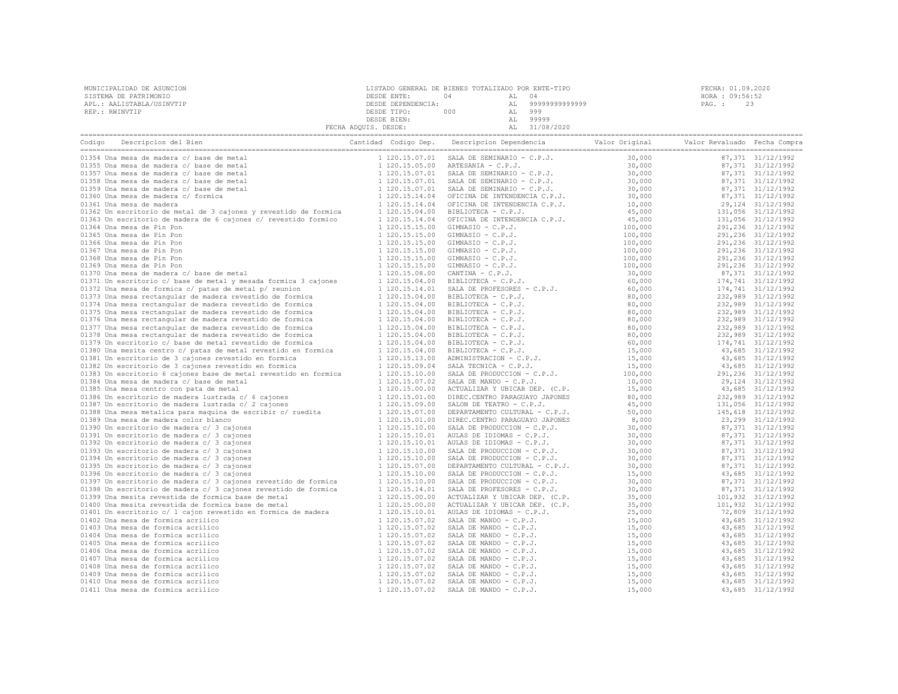MUNICIPALIDAD DE ASUNCION
SISTEMA DE PATRIMONIO
APL.: AALISTABLA/USINVTIP
REP.: RWINVTIP

LISTADO GENERAL DE BIENES TOTALIZADO POR ENTE-TIPO
DESDE ENTE: 04 AL 04
DESDE DEPENDENCIA: AL 99999999999999
DESDE TIPO: 000 AL 999
DESDE BIEN: AL 99999
FECHA ADQUIS. DESDE: AL 31/08/2020

FECHA: 01.09.2020
HORA : 09:56:52
PAG. : 23

| Codigo | Descripcion del Bien | Cantidad | Codigo Dep. | Descripcion Dependencia | Valor Original | Valor Revaluado | Fecha Compra |
|---|---|---|---|---|---|---|---|
| 01354 | Una mesa de madera c/ base de metal | 1 | 120.15.07.01 | SALA DE SEMINARIO - C.P.J. | 30,000 | 87,371 | 31/12/1992 |
| 01355 | Una mesa de madera c/ base de metal | 1 | 120.15.05.00 | ARTESANIA - C.P.J. | 30,000 | 87,371 | 31/12/1992 |
| 01357 | Una mesa de madera c/ base de metal | 1 | 120.15.07.01 | SALA DE SEMINARIO - C.P.J. | 30,000 | 87,371 | 31/12/1992 |
| 01358 | Una mesa de madera c/ base de metal | 1 | 120.15.07.01 | SALA DE SEMINARIO - C.P.J. | 30,000 | 87,371 | 31/12/1992 |
| 01359 | Una mesa de madera c/ base de metal | 1 | 120.15.07.01 | SALA DE SEMINARIO - C.P.J. | 30,000 | 87,371 | 31/12/1992 |
| 01360 | Una mesa de madera c/ formica | 1 | 120.15.14.04 | OFICINA DE INTENDENCIA C.P.J. | 30,000 | 87,371 | 31/12/1992 |
| 01361 | Una mesa de madera | 1 | 120.15.14.04 | OFICINA DE INTENDENCIA C.P.J. | 10,000 | 29,124 | 31/12/1992 |
| 01362 | Un escritorio de metal de 3 cajones y revestido de formica | 1 | 120.15.04.00 | BIBLIOTECA - C.P.J. | 45,000 | 131,056 | 31/12/1992 |
| 01363 | Un escritorio de madera de 6 cajones c/ revestido formico | 1 | 120.15.14.04 | OFICINA DE INTENDENCIA C.P.J. | 45,000 | 131,056 | 31/12/1992 |
| 01364 | Una mesa de Pin Pon | 1 | 120.15.15.00 | GIMNASIO - C.P.J. | 100,000 | 291,236 | 31/12/1992 |
| 01365 | Una mesa de Pin Pon | 1 | 120.15.15.00 | GIMNASIO - C.P.J. | 100,000 | 291,236 | 31/12/1992 |
| 01366 | Una mesa de Pin Pon | 1 | 120.15.15.00 | GIMNASIO - C.P.J. | 100,000 | 291,236 | 31/12/1992 |
| 01367 | Una mesa de Pin Pon | 1 | 120.15.15.00 | GIMNASIO - C.P.J. | 100,000 | 291,236 | 31/12/1992 |
| 01368 | Una mesa de Pin Pon | 1 | 120.15.15.00 | GIMNASIO - C.P.J. | 100,000 | 291,236 | 31/12/1992 |
| 01369 | Una mesa de Pin Pon | 1 | 120.15.15.00 | GIMNASIO - C.P.J. | 100,000 | 291,236 | 31/12/1992 |
| 01370 | Una mesa de madera c/ base de metal | 1 | 120.15.08.00 | CANTINA - C.P.J. | 30,000 | 87,371 | 31/12/1992 |
| 01371 | Un escritorio c/ base de metal y mesada formica 3 cajones | 1 | 120.15.04.00 | BIBLIOTECA - C.P.J. | 60,000 | 174,741 | 31/12/1992 |
| 01372 | Una mesa de formica c/ patas de metal p/ reunion | 1 | 120.15.14.01 | SALA DE PROFESORES - C.P.J. | 60,000 | 174,741 | 31/12/1992 |
| 01373 | Una mesa rectangular de madera revestido de formica | 1 | 120.15.04.00 | BIBLIOTECA - C.P.J. | 80,000 | 232,989 | 31/12/1992 |
| 01374 | Una mesa rectangular de madera revestido de formica | 1 | 120.15.04.00 | BIBLIOTECA - C.P.J. | 80,000 | 232,989 | 31/12/1992 |
| 01375 | Una mesa rectangular de madera revestido de formica | 1 | 120.15.04.00 | BIBLIOTECA - C.P.J. | 80,000 | 232,989 | 31/12/1992 |
| 01376 | Una mesa rectangular de madera revestido de formica | 1 | 120.15.04.00 | BIBLIOTECA - C.P.J. | 80,000 | 232,989 | 31/12/1992 |
| 01377 | Una mesa rectangular de madera revestido de formica | 1 | 120.15.04.00 | BIBLIOTECA - C.P.J. | 80,000 | 232,989 | 31/12/1992 |
| 01378 | Una mesa rectangular de madera revestido de formica | 1 | 120.15.04.00 | BIBLIOTECA - C.P.J. | 80,000 | 232,989 | 31/12/1992 |
| 01379 | Un escritorio c/ base de metal revestido de formica | 1 | 120.15.04.00 | BIBLIOTECA - C.P.J. | 60,000 | 174,741 | 31/12/1992 |
| 01380 | Una mesita centro c/ patas de metal revestido en formica | 1 | 120.15.04.00 | BIBLIOTECA - C.P.J. | 15,000 | 43,685 | 31/12/1992 |
| 01381 | Un escritorio de 3 cajones revestido en formica | 1 | 120.15.13.00 | ADMINISTRACION - C.P.J. | 15,000 | 43,685 | 31/12/1992 |
| 01382 | Un escritorio de 3 cajones revestido en formica | 1 | 120.15.09.04 | SALA TECNICA - C.P.J. | 15,000 | 43,685 | 31/12/1992 |
| 01383 | Un escritorio 6 cajones base de metal revestido en formica | 1 | 120.15.10.00 | SALA DE PRODUCCION - C.P.J. | 100,000 | 291,236 | 31/12/1992 |
| 01384 | Una mesa de madera c/ base de metal | 1 | 120.15.07.02 | SALA DE MANDO - C.P.J. | 10,000 | 29,124 | 31/12/1992 |
| 01385 | Una mesa centro con pata de metal | 1 | 120.15.00.00 | ACTUALIZAR Y UBICAR DEP. (C.P. | 15,000 | 43,685 | 31/12/1992 |
| 01386 | Un escritorio de madera lustrada c/ 6 cajones | 1 | 120.15.01.00 | DIREC.CENTRO PARAGUAYO JAPONES | 80,000 | 232,989 | 31/12/1992 |
| 01387 | Un escritorio de madera lustrada c/ 2 cajones | 1 | 120.15.09.00 | SALON DE TEATRO - C.P.J. | 45,000 | 131,056 | 31/12/1992 |
| 01388 | Una mesa metalica para maquina de escribir c/ ruedita | 1 | 120.15.07.00 | DEPARTAMENTO CULTURAL - C.P.J. | 50,000 | 145,618 | 31/12/1992 |
| 01389 | Una mesa de madera color blanco | 1 | 120.15.01.00 | DIREC.CENTRO PARAGUAYO JAPONES | 8,000 | 23,299 | 31/12/1992 |
| 01390 | Un escritorio de madera c/ 3 cajones | 1 | 120.15.10.00 | SALA DE PRODUCCION - C.P.J. | 30,000 | 87,371 | 31/12/1992 |
| 01391 | Un escritorio de madera c/ 3 cajones | 1 | 120.15.10.01 | AULAS DE IDIOMAS - C.P.J. | 30,000 | 87,371 | 31/12/1992 |
| 01392 | Un escritorio de madera c/ 3 cajones | 1 | 120.15.10.01 | AULAS DE IDIOMAS - C.P.J. | 30,000 | 87,371 | 31/12/1992 |
| 01393 | Un escritorio de madera c/ 3 cajones | 1 | 120.15.10.00 | SALA DE PRODUCCION - C.P.J. | 30,000 | 87,371 | 31/12/1992 |
| 01394 | Un escritorio de madera c/ 3 cajones | 1 | 120.15.10.00 | SALA DE PRODUCCION - C.P.J. | 30,000 | 87,371 | 31/12/1992 |
| 01395 | Un escritorio de madera c/ 3 cajones | 1 | 120.15.07.00 | DEPARTAMENTO CULTURAL - C.P.J. | 30,000 | 87,371 | 31/12/1992 |
| 01396 | Un escritorio de madera c/ 3 cajones | 1 | 120.15.10.00 | SALA DE PRODUCCION - C.P.J. | 15,000 | 43,685 | 31/12/1992 |
| 01397 | Un escritorio de madera c/ 3 cajones revestido de formica | 1 | 120.15.10.00 | SALA DE PRODUCCION - C.P.J. | 30,000 | 87,371 | 31/12/1992 |
| 01398 | Un escritorio de madera c/ 3 cajones revestido de formica | 1 | 120.15.14.01 | SALA DE PROFESORES - C.P.J. | 30,000 | 87,371 | 31/12/1992 |
| 01399 | Una mesita revestida de formica base de metal | 1 | 120.15.00.00 | ACTUALIZAR Y UBICAR DEP. (C.P. | 35,000 | 101,932 | 31/12/1992 |
| 01400 | Una mesita revestida de formica base de metal | 1 | 120.15.00.00 | ACTUALIZAR Y UBICAR DEP. (C.P. | 35,000 | 101,932 | 31/12/1992 |
| 01401 | Un escritorio c/ 1 cajon revestido en formica de madera | 1 | 120.15.10.01 | AULAS DE IDIOMAS - C.P.J. | 25,000 | 72,809 | 31/12/1992 |
| 01402 | Una mesa de formica acrilico | 1 | 120.15.07.02 | SALA DE MANDO - C.P.J. | 15,000 | 43,685 | 31/12/1992 |
| 01403 | Una mesa de formica acrilico | 1 | 120.15.07.02 | SALA DE MANDO - C.P.J. | 15,000 | 43,685 | 31/12/1992 |
| 01404 | Una mesa de formica acrilico | 1 | 120.15.07.02 | SALA DE MANDO - C.P.J. | 15,000 | 43,685 | 31/12/1992 |
| 01405 | Una mesa de formica acrilico | 1 | 120.15.07.02 | SALA DE MANDO - C.P.J. | 15,000 | 43,685 | 31/12/1992 |
| 01406 | Una mesa de formica acrilico | 1 | 120.15.07.02 | SALA DE MANDO - C.P.J. | 15,000 | 43,685 | 31/12/1992 |
| 01407 | Una mesa de formica acrilico | 1 | 120.15.07.02 | SALA DE MANDO - C.P.J. | 15,000 | 43,685 | 31/12/1992 |
| 01408 | Una mesa de formica acrilico | 1 | 120.15.07.02 | SALA DE MANDO - C.P.J. | 15,000 | 43,685 | 31/12/1992 |
| 01409 | Una mesa de formica acrilico | 1 | 120.15.07.02 | SALA DE MANDO - C.P.J. | 15,000 | 43,685 | 31/12/1992 |
| 01410 | Una mesa de formica acrilico | 1 | 120.15.07.02 | SALA DE MANDO - C.P.J. | 15,000 | 43,685 | 31/12/1992 |
| 01411 | Una mesa de formica acrilico | 1 | 120.15.07.02 | SALA DE MANDO - C.P.J. | 15,000 | 43,685 | 31/12/1992 |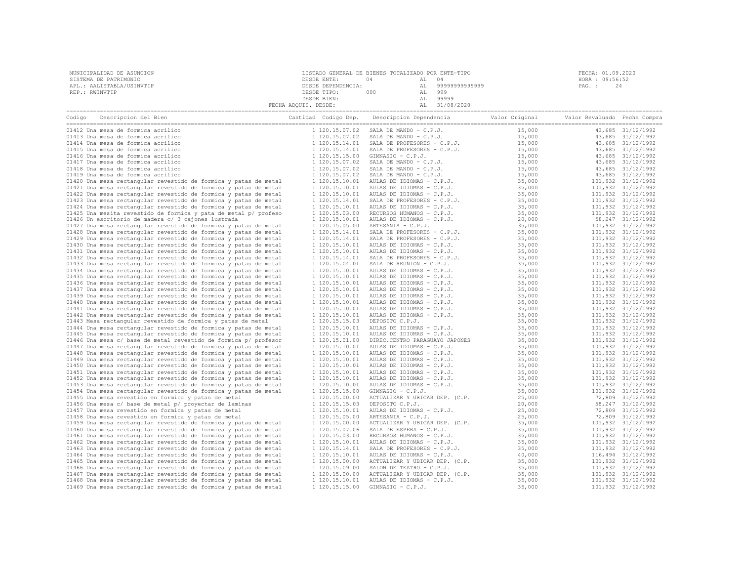MUNICIPALIDAD DE ASUNCION
SISTEMA DE PATRIMONIO
APL.: AALISTABLA/USINVTIP
REP.: RWINVTIP

LISTADO GENERAL DE BIENES TOTALIZADO POR ENTE-TIPO
DESDE ENTE: 04 AL 04
DESDE DEPENDENCIA: AL 99999999999999
DESDE TIPO: 000 AL 999
DESDE BIEN: AL 99999
FECHA ADQUIS. DESDE: AL 31/08/2020

FECHA: 01.09.2020
HORA : 09:56:52

| Codigo | Descripcion del Bien | Cantidad | Codigo Dep. | Descripcion Dependencia | Valor Original | Valor Revaluado | Fecha Compra |
|---|---|---|---|---|---|---|---|
| 01412 | Una mesa de formica acrilico | 1 | 120.15.07.02 | SALA DE MANDO - C.P.J. | 15,000 | 43,685 | 31/12/1992 |
| 01413 | Una mesa de formica acrilico | 1 | 120.15.07.02 | SALA DE MANDO - C.P.J. | 15,000 | 43,685 | 31/12/1992 |
| 01414 | Una mesa de formica acrilico | 1 | 120.15.14.01 | SALA DE PROFESORES - C.P.J. | 15,000 | 43,685 | 31/12/1992 |
| 01415 | Una mesa de formica acrilico | 1 | 120.15.14.01 | SALA DE PROFESORES - C.P.J. | 15,000 | 43,685 | 31/12/1992 |
| 01416 | Una mesa de formica acrilico | 1 | 120.15.15.00 | GIMNASIO - C.P.J. | 15,000 | 43,685 | 31/12/1992 |
| 01417 | Una mesa de formica acrilico | 1 | 120.15.07.02 | SALA DE MANDO - C.P.J. | 15,000 | 43,685 | 31/12/1992 |
| 01418 | Una mesa de formica acrilico | 1 | 120.15.07.02 | SALA DE MANDO - C.P.J. | 15,000 | 43,685 | 31/12/1992 |
| 01419 | Una mesa de formica acrilico | 1 | 120.15.07.02 | SALA DE MANDO - C.P.J. | 15,000 | 43,685 | 31/12/1992 |
| 01420 | Una mesa rectangular revestido de formica y patas de metal | 1 | 120.15.10.01 | AULAS DE IDIOMAS - C.P.J. | 35,000 | 101,932 | 31/12/1992 |
| 01421 | Una mesa rectangular revestido de formica y patas de metal | 1 | 120.15.10.01 | AULAS DE IDIOMAS - C.P.J. | 35,000 | 101,932 | 31/12/1992 |
| 01422 | Una mesa rectangular revestido de formica y patas de metal | 1 | 120.15.10.01 | AULAS DE IDIOMAS - C.P.J. | 35,000 | 101,932 | 31/12/1992 |
| 01423 | Una mesa rectangular revestido de formica y patas de metal | 1 | 120.15.14.01 | SALA DE PROFESORES - C.P.J. | 35,000 | 101,932 | 31/12/1992 |
| 01424 | Una mesa rectangular revestido de formica y patas de metal | 1 | 120.15.10.01 | AULAS DE IDIOMAS - C.P.J. | 35,000 | 101,932 | 31/12/1992 |
| 01425 | Una mesita revestido de formica y pata de metal p/ profeso | 1 | 120.15.03.00 | RECURSOS HUMANOS - C.P.J. | 35,000 | 101,932 | 31/12/1992 |
| 01426 | Un escritorio de madera c/ 3 cajones lustrada | 1 | 120.15.10.01 | AULAS DE IDIOMAS - C.P.J. | 20,000 | 58,247 | 31/12/1992 |
| 01427 | Una mesa rectangular revestido de formica y patas de metal | 1 | 120.15.05.00 | ARTESANIA - C.P.J. | 35,000 | 101,932 | 31/12/1992 |
| 01428 | Una mesa rectangular revestido de formica y patas de metal | 1 | 120.15.14.01 | SALA DE PROFESORES - C.P.J. | 35,000 | 101,932 | 31/12/1992 |
| 01429 | Una mesa rectangular revestido de formica y patas de metal | 1 | 120.15.14.01 | SALA DE PROFESORES - C.P.J. | 35,000 | 101,932 | 31/12/1992 |
| 01430 | Una mesa rectangular revestido de formica y patas de metal | 1 | 120.15.10.01 | AULAS DE IDIOMAS - C.P.J. | 35,000 | 101,932 | 31/12/1992 |
| 01431 | Una mesa rectangular revestido de formica y patas de metal | 1 | 120.15.10.01 | AULAS DE IDIOMAS - C.P.J. | 35,000 | 101,932 | 31/12/1992 |
| 01432 | Una mesa rectangular revestido de formica y patas de metal | 1 | 120.15.14.01 | SALA DE PROFESORES - C.P.J. | 35,000 | 101,932 | 31/12/1992 |
| 01433 | Una mesa rectangular revestido de formica y patas de metal | 1 | 120.15.04.01 | SALA DE REUNION - C.P.J. | 35,000 | 101,932 | 31/12/1992 |
| 01434 | Una mesa rectangular revestido de formica y patas de metal | 1 | 120.15.10.01 | AULAS DE IDIOMAS - C.P.J. | 35,000 | 101,932 | 31/12/1992 |
| 01435 | Una mesa rectangular revestido de formica y patas de metal | 1 | 120.15.10.01 | AULAS DE IDIOMAS - C.P.J. | 35,000 | 101,932 | 31/12/1992 |
| 01436 | Una mesa rectangular revestido de formica y patas de metal | 1 | 120.15.10.01 | AULAS DE IDIOMAS - C.P.J. | 35,000 | 101,932 | 31/12/1992 |
| 01437 | Una mesa rectangular revestido de formica y patas de metal | 1 | 120.15.10.01 | AULAS DE IDIOMAS - C.P.J. | 35,000 | 101,932 | 31/12/1992 |
| 01439 | Una mesa rectangular revestido de formica y patas de metal | 1 | 120.15.10.01 | AULAS DE IDIOMAS - C.P.J. | 35,000 | 101,932 | 31/12/1992 |
| 01440 | Una mesa rectangular revestido de formica y patas de metal | 1 | 120.15.10.01 | AULAS DE IDIOMAS - C.P.J. | 35,000 | 101,932 | 31/12/1992 |
| 01441 | Una mesa rectangular revestido de formica y patas de metal | 1 | 120.15.10.01 | AULAS DE IDIOMAS - C.P.J. | 35,000 | 101,932 | 31/12/1992 |
| 01442 | Una mesa rectangular revestido de formica y patas de metal | 1 | 120.15.10.01 | AULAS DE IDIOMAS - C.P.J. | 35,000 | 101,932 | 31/12/1992 |
| 01443 | Mesa rectangular revestido de formica y patas de metal | 1 | 120.15.15.03 | DEPOSITO C.P.J. | 35,000 | 101,932 | 31/12/1992 |
| 01444 | Una mesa rectangular revestido de formica y patas de metal | 1 | 120.15.10.01 | AULAS DE IDIOMAS - C.P.J. | 35,000 | 101,932 | 31/12/1992 |
| 01445 | Una mesa rectangular revestido de formica y patas de metal | 1 | 120.15.10.01 | AULAS DE IDIOMAS - C.P.J. | 35,000 | 101,932 | 31/12/1992 |
| 01446 | Una mesa c/ base de metal revestido de formica p/ profesor | 1 | 120.15.01.00 | DIREC.CENTRO PARAGUAYO JAPONES | 35,000 | 101,932 | 31/12/1992 |
| 01447 | Una mesa rectangular revestido de formica y patas de metal | 1 | 120.15.10.01 | AULAS DE IDIOMAS - C.P.J. | 35,000 | 101,932 | 31/12/1992 |
| 01448 | Una mesa rectangular revestido de formica y patas de metal | 1 | 120.15.10.01 | AULAS DE IDIOMAS - C.P.J. | 35,000 | 101,932 | 31/12/1992 |
| 01449 | Una mesa rectangular revestido de formica y patas de metal | 1 | 120.15.10.01 | AULAS DE IDIOMAS - C.P.J. | 35,000 | 101,932 | 31/12/1992 |
| 01450 | Una mesa rectangular revestido de formica y patas de metal | 1 | 120.15.10.01 | AULAS DE IDIOMAS - C.P.J. | 35,000 | 101,932 | 31/12/1992 |
| 01451 | Una mesa rectangular revestido de formica y patas de metal | 1 | 120.15.10.01 | AULAS DE IDIOMAS - C.P.J. | 35,000 | 101,932 | 31/12/1992 |
| 01452 | Una mesa rectangular revestido de formica y patas de metal | 1 | 120.15.10.01 | AULAS DE IDIOMAS - C.P.J. | 35,000 | 101,932 | 31/12/1992 |
| 01453 | Una mesa rectangular revestido de formica y patas de metal | 1 | 120.15.10.01 | AULAS DE IDIOMAS - C.P.J. | 35,000 | 101,932 | 31/12/1992 |
| 01454 | Una mesa rectangular revestido de formica y patas de metal | 1 | 120.15.15.00 | GIMNASIO - C.P.J. | 35,000 | 101,932 | 31/12/1992 |
| 01455 | Una mesa revestido en formica y patas de metal | 1 | 120.15.00.00 | ACTUALIZAR Y UBICAR DEP. (C.P. | 25,000 | 72,809 | 31/12/1992 |
| 01456 | Una mesa c/ base de metal p/ proyectar de laminas | 1 | 120.15.15.03 | DEPOSITO C.P.J. | 20,000 | 58,247 | 31/12/1992 |
| 01457 | Una mesa revestido en formica y patas de metal | 1 | 120.15.10.01 | AULAS DE IDIOMAS - C.P.J. | 25,000 | 72,809 | 31/12/1992 |
| 01458 | Una mesa revestido en formica y patas de metal | 1 | 120.15.05.00 | ARTESANIA - C.P.J. | 25,000 | 72,809 | 31/12/1992 |
| 01459 | Una mesa rectangular revestido de formica y patas de metal | 1 | 120.15.00.00 | ACTUALIZAR Y UBICAR DEP. (C.P. | 35,000 | 101,932 | 31/12/1992 |
| 01460 | Una mesa rectangular revestido de formica y patas de metal | 1 | 120.15.07.06 | SALA DE ESPERA - C.P.J. | 35,000 | 101,932 | 31/12/1992 |
| 01461 | Una mesa rectangular revestido de formica y patas de metal | 1 | 120.15.03.00 | RECURSOS HUMANOS - C.P.J. | 35,000 | 101,932 | 31/12/1992 |
| 01462 | Una mesa rectangular revestido de formica y patas de metal | 1 | 120.15.10.01 | AULAS DE IDIOMAS - C.P.J. | 35,000 | 101,932 | 31/12/1992 |
| 01463 | Una mesa rectangular revestido de formica y patas de metal | 1 | 120.15.14.01 | SALA DE PROFESORES - C.P.J. | 35,000 | 101,932 | 31/12/1992 |
| 01464 | Una mesa rectangular revestido de formica y patas de metal | 1 | 120.15.10.01 | AULAS DE IDIOMAS - C.P.J. | 40,000 | 116,494 | 31/12/1992 |
| 01465 | Una mesa rectangular revestido de formica y patas de metal | 1 | 120.15.00.00 | ACTUALIZAR Y UBICAR DEP. (C.P. | 35,000 | 101,932 | 31/12/1992 |
| 01466 | Una mesa rectangular revestido de formica y patas de metal | 1 | 120.15.09.00 | SALON DE TEATRO - C.P.J. | 35,000 | 101,932 | 31/12/1992 |
| 01467 | Una mesa rectangular revestido de formica y patas de metal | 1 | 120.15.00.00 | ACTUALIZAR Y UBICAR DEP. (C.P. | 35,000 | 101,932 | 31/12/1992 |
| 01468 | Una mesa rectangular revestido de formica y patas de metal | 1 | 120.15.10.01 | AULAS DE IDIOMAS - C.P.J. | 35,000 | 101,932 | 31/12/1992 |
| 01469 | Una mesa rectangular revestido de formica y patas de metal | 1 | 120.15.15.00 | GIMNASIO - C.P.J. | 35,000 | 101,932 | 31/12/1992 |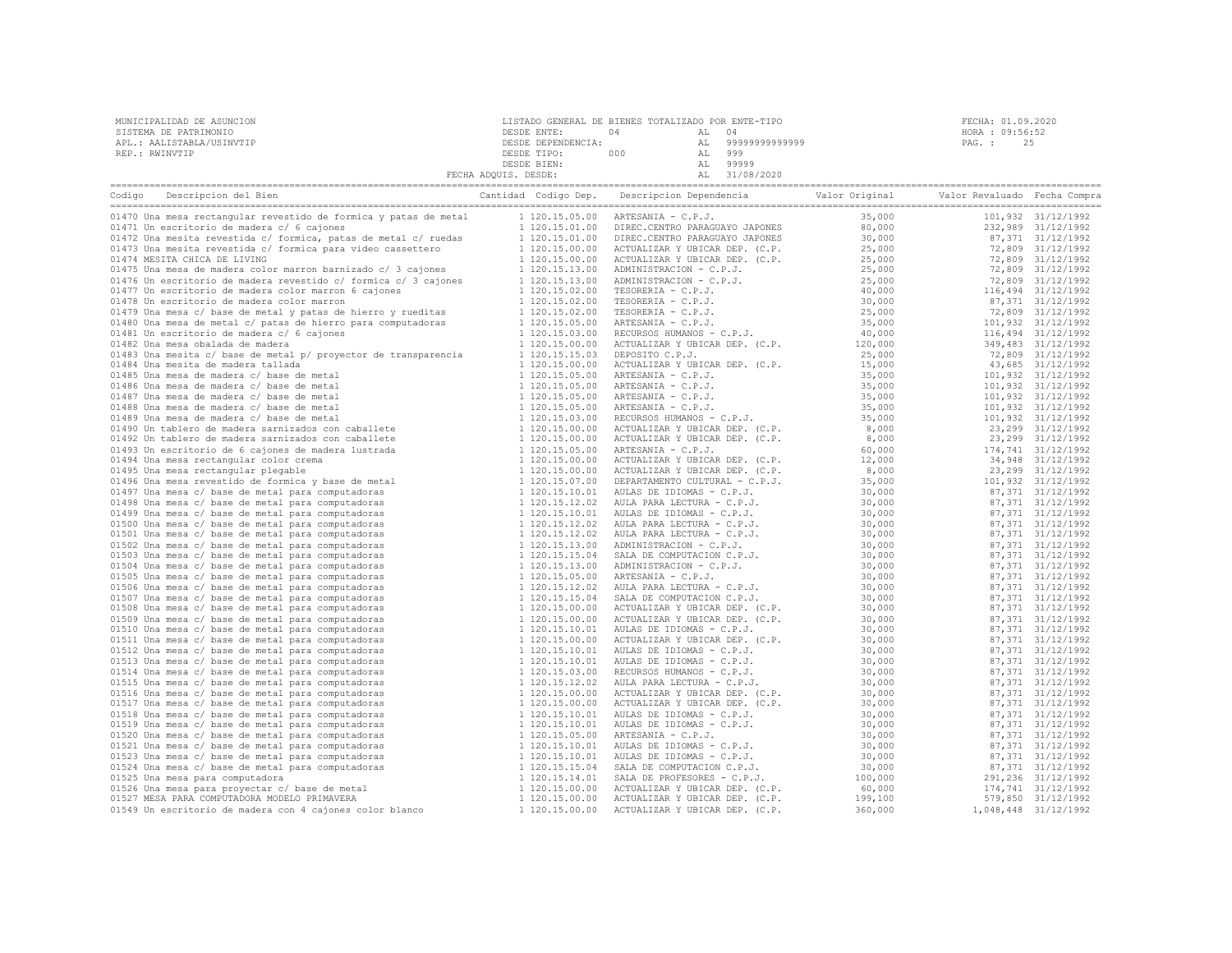MUNICIPALIDAD DE ASUNCION
SISTEMA DE PATRIMONIO
APL.: AALISTABLA/USINVTIP
REP.: RWINVTIP

LISTADO GENERAL DE BIENES TOTALIZADO POR ENTE-TIPO
DESDE ENTE: 04 AL 04
DESDE DEPENDENCIA: AL 99999999999999
DESDE TIPO: 000 AL 999
DESDE BIEN: AL 99999
FECHA ADQUIS. DESDE: AL 31/08/2020

FECHA: 01.09.2020
HORA : 09:56:52

| Codigo | Descripcion del Bien | Cantidad | Codigo Dep. | Descripcion Dependencia | Valor Original | Valor Revaluado | Fecha Compra |
|---|---|---|---|---|---|---|---|
| 01470 | Una mesa rectangular revestido de formica y patas de metal | 1 | 120.15.05.00 | ARTESANIA - C.P.J. | 35,000 | 101,932 | 31/12/1992 |
| 01471 | Un escritorio de madera c/ 6 cajones | 1 | 120.15.01.00 | DIREC.CENTRO PARAGUAYO JAPONES | 80,000 | 232,989 | 31/12/1992 |
| 01472 | Una mesita revestida c/ formica, patas de metal c/ ruedas | 1 | 120.15.01.00 | DIREC.CENTRO PARAGUAYO JAPONES | 30,000 | 87,371 | 31/12/1992 |
| 01473 | Una mesita revestida c/ formica para video cassettero | 1 | 120.15.00.00 | ACTUALIZAR Y UBICAR DEP. (C.P. | 25,000 | 72,809 | 31/12/1992 |
| 01474 | MESITA CHICA DE LIVING | 1 | 120.15.00.00 | ACTUALIZAR Y UBICAR DEP. (C.P. | 25,000 | 72,809 | 31/12/1992 |
| 01475 | Una mesa de madera color marron barnizado c/ 3 cajones | 1 | 120.15.13.00 | ADMINISTRACION - C.P.J. | 25,000 | 72,809 | 31/12/1992 |
| 01476 | Un escritorio de madera revestido c/ formica c/ 3 cajones | 1 | 120.15.13.00 | ADMINISTRACION - C.P.J. | 25,000 | 72,809 | 31/12/1992 |
| 01477 | Un escritorio de madera color marron 6 cajones | 1 | 120.15.02.00 | TESORERIA - C.P.J. | 40,000 | 116,494 | 31/12/1992 |
| 01478 | Un escritorio de madera color marron | 1 | 120.15.02.00 | TESORERIA - C.P.J. | 30,000 | 87,371 | 31/12/1992 |
| 01479 | Una mesa c/ base de metal y patas de hierro y rueditas | 1 | 120.15.02.00 | TESORERIA - C.P.J. | 25,000 | 72,809 | 31/12/1992 |
| 01480 | Una mesa de metal c/ patas de hierro para computadoras | 1 | 120.15.05.00 | ARTESANIA - C.P.J. | 35,000 | 101,932 | 31/12/1992 |
| 01481 | Un escritorio de madera c/ 6 cajones | 1 | 120.15.03.00 | RECURSOS HUMANOS - C.P.J. | 40,000 | 116,494 | 31/12/1992 |
| 01482 | Una mesa obalada de madera | 1 | 120.15.00.00 | ACTUALIZAR Y UBICAR DEP. (C.P. | 120,000 | 349,483 | 31/12/1992 |
| 01483 | Una mesita c/ base de metal p/ proyector de transparencia | 1 | 120.15.15.03 | DEPOSITO C.P.J. | 25,000 | 72,809 | 31/12/1992 |
| 01484 | Una mesita de madera tallada | 1 | 120.15.00.00 | ACTUALIZAR Y UBICAR DEP. (C.P. | 15,000 | 43,685 | 31/12/1992 |
| 01485 | Una mesa de madera c/ base de metal | 1 | 120.15.05.00 | ARTESANIA - C.P.J. | 35,000 | 101,932 | 31/12/1992 |
| 01486 | Una mesa de madera c/ base de metal | 1 | 120.15.05.00 | ARTESANIA - C.P.J. | 35,000 | 101,932 | 31/12/1992 |
| 01487 | Una mesa de madera c/ base de metal | 1 | 120.15.05.00 | ARTESANIA - C.P.J. | 35,000 | 101,932 | 31/12/1992 |
| 01488 | Una mesa de madera c/ base de metal | 1 | 120.15.05.00 | ARTESANIA - C.P.J. | 35,000 | 101,932 | 31/12/1992 |
| 01489 | Una mesa de madera c/ base de metal | 1 | 120.15.03.00 | RECURSOS HUMANOS - C.P.J. | 35,000 | 101,932 | 31/12/1992 |
| 01490 | Un tablero de madera sarnizados con caballete | 1 | 120.15.00.00 | ACTUALIZAR Y UBICAR DEP. (C.P. | 8,000 | 23,299 | 31/12/1992 |
| 01492 | Un tablero de madera sarnizados con caballete | 1 | 120.15.00.00 | ACTUALIZAR Y UBICAR DEP. (C.P. | 8,000 | 23,299 | 31/12/1992 |
| 01493 | Un escritorio de 6 cajones de madera lustrada | 1 | 120.15.05.00 | ARTESANIA - C.P.J. | 60,000 | 174,741 | 31/12/1992 |
| 01494 | Una mesa rectangular color crema | 1 | 120.15.00.00 | ACTUALIZAR Y UBICAR DEP. (C.P. | 12,000 | 34,948 | 31/12/1992 |
| 01495 | Una mesa rectangular plegable | 1 | 120.15.00.00 | ACTUALIZAR Y UBICAR DEP. (C.P. | 8,000 | 23,299 | 31/12/1992 |
| 01496 | Una mesa revestido de formica y base de metal | 1 | 120.15.07.00 | DEPARTAMENTO CULTURAL - C.P.J. | 35,000 | 101,932 | 31/12/1992 |
| 01497 | Una mesa c/ base de metal para computadoras | 1 | 120.15.10.01 | AULAS DE IDIOMAS - C.P.J. | 30,000 | 87,371 | 31/12/1992 |
| 01498 | Una mesa c/ base de metal para computadoras | 1 | 120.15.12.02 | AULA PARA LECTURA - C.P.J. | 30,000 | 87,371 | 31/12/1992 |
| 01499 | Una mesa c/ base de metal para computadoras | 1 | 120.15.10.01 | AULAS DE IDIOMAS - C.P.J. | 30,000 | 87,371 | 31/12/1992 |
| 01500 | Una mesa c/ base de metal para computadoras | 1 | 120.15.12.02 | AULA PARA LECTURA - C.P.J. | 30,000 | 87,371 | 31/12/1992 |
| 01501 | Una mesa c/ base de metal para computadoras | 1 | 120.15.12.02 | AULA PARA LECTURA - C.P.J. | 30,000 | 87,371 | 31/12/1992 |
| 01502 | Una mesa c/ base de metal para computadoras | 1 | 120.15.13.00 | ADMINISTRACION - C.P.J. | 30,000 | 87,371 | 31/12/1992 |
| 01503 | Una mesa c/ base de metal para computadoras | 1 | 120.15.15.04 | SALA DE COMPUTACION C.P.J. | 30,000 | 87,371 | 31/12/1992 |
| 01504 | Una mesa c/ base de metal para computadoras | 1 | 120.15.13.00 | ADMINISTRACION - C.P.J. | 30,000 | 87,371 | 31/12/1992 |
| 01505 | Una mesa c/ base de metal para computadoras | 1 | 120.15.05.00 | ARTESANIA - C.P.J. | 30,000 | 87,371 | 31/12/1992 |
| 01506 | Una mesa c/ base de metal para computadoras | 1 | 120.15.12.02 | AULA PARA LECTURA - C.P.J. | 30,000 | 87,371 | 31/12/1992 |
| 01507 | Una mesa c/ base de metal para computadoras | 1 | 120.15.15.04 | SALA DE COMPUTACION C.P.J. | 30,000 | 87,371 | 31/12/1992 |
| 01508 | Una mesa c/ base de metal para computadoras | 1 | 120.15.00.00 | ACTUALIZAR Y UBICAR DEP. (C.P. | 30,000 | 87,371 | 31/12/1992 |
| 01509 | Una mesa c/ base de metal para computadoras | 1 | 120.15.00.00 | ACTUALIZAR Y UBICAR DEP. (C.P. | 30,000 | 87,371 | 31/12/1992 |
| 01510 | Una mesa c/ base de metal para computadoras | 1 | 120.15.10.01 | AULAS DE IDIOMAS - C.P.J. | 30,000 | 87,371 | 31/12/1992 |
| 01511 | Una mesa c/ base de metal para computadoras | 1 | 120.15.00.00 | ACTUALIZAR Y UBICAR DEP. (C.P. | 30,000 | 87,371 | 31/12/1992 |
| 01512 | Una mesa c/ base de metal para computadoras | 1 | 120.15.10.01 | AULAS DE IDIOMAS - C.P.J. | 30,000 | 87,371 | 31/12/1992 |
| 01513 | Una mesa c/ base de metal para computadoras | 1 | 120.15.10.01 | AULAS DE IDIOMAS - C.P.J. | 30,000 | 87,371 | 31/12/1992 |
| 01514 | Una mesa c/ base de metal para computadoras | 1 | 120.15.03.00 | RECURSOS HUMANOS - C.P.J. | 30,000 | 87,371 | 31/12/1992 |
| 01515 | Una mesa c/ base de metal para computadoras | 1 | 120.15.12.02 | AULA PARA LECTURA - C.P.J. | 30,000 | 87,371 | 31/12/1992 |
| 01516 | Una mesa c/ base de metal para computadoras | 1 | 120.15.00.00 | ACTUALIZAR Y UBICAR DEP. (C.P. | 30,000 | 87,371 | 31/12/1992 |
| 01517 | Una mesa c/ base de metal para computadoras | 1 | 120.15.00.00 | ACTUALIZAR Y UBICAR DEP. (C.P. | 30,000 | 87,371 | 31/12/1992 |
| 01518 | Una mesa c/ base de metal para computadoras | 1 | 120.15.10.01 | AULAS DE IDIOMAS - C.P.J. | 30,000 | 87,371 | 31/12/1992 |
| 01519 | Una mesa c/ base de metal para computadoras | 1 | 120.15.10.01 | AULAS DE IDIOMAS - C.P.J. | 30,000 | 87,371 | 31/12/1992 |
| 01520 | Una mesa c/ base de metal para computadoras | 1 | 120.15.05.00 | ARTESANIA - C.P.J. | 30,000 | 87,371 | 31/12/1992 |
| 01521 | Una mesa c/ base de metal para computadoras | 1 | 120.15.10.01 | AULAS DE IDIOMAS - C.P.J. | 30,000 | 87,371 | 31/12/1992 |
| 01523 | Una mesa c/ base de metal para computadoras | 1 | 120.15.10.01 | AULAS DE IDIOMAS - C.P.J. | 30,000 | 87,371 | 31/12/1992 |
| 01524 | Una mesa c/ base de metal para computadoras | 1 | 120.15.15.04 | SALA DE COMPUTACION C.P.J. | 30,000 | 87,371 | 31/12/1992 |
| 01525 | Una mesa para computadora | 1 | 120.15.14.01 | SALA DE PROFESORES - C.P.J. | 100,000 | 291,236 | 31/12/1992 |
| 01526 | Una mesa para proyectar c/ base de metal | 1 | 120.15.00.00 | ACTUALIZAR Y UBICAR DEP. (C.P. | 60,000 | 174,741 | 31/12/1992 |
| 01527 | MESA PARA COMPUTADORA MODELO PRIMAVERA | 1 | 120.15.00.00 | ACTUALIZAR Y UBICAR DEP. (C.P. | 199,100 | 579,850 | 31/12/1992 |
| 01549 | Un escritorio de madera con 4 cajones color blanco | 1 | 120.15.00.00 | ACTUALIZAR Y UBICAR DEP. (C.P. | 360,000 | 1,048,448 | 31/12/1992 |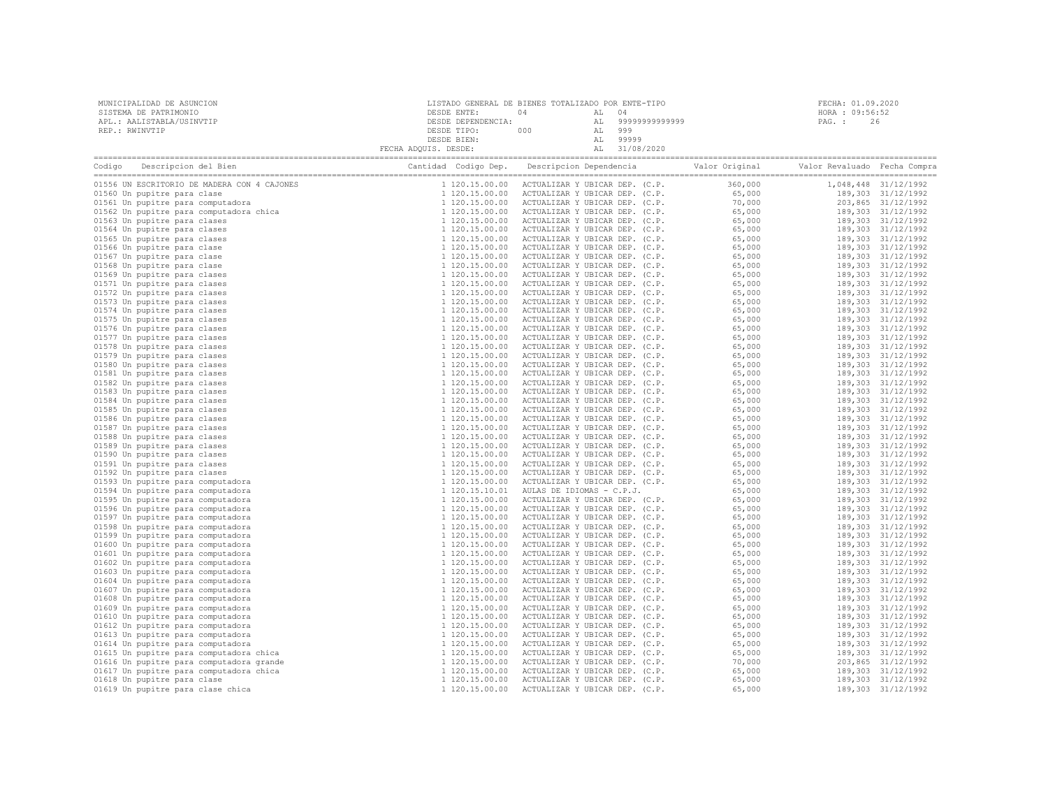MUNICIPALIDAD DE ASUNCION
SISTEMA DE PATRIMONIO
APL.: AALISTABLA/USINVTIP
REP.: RWINVTIP

LISTADO GENERAL DE BIENES TOTALIZADO POR ENTE-TIPO
DESDE ENTE: 04 AL 04
DESDE DEPENDENCIA: AL 99999999999999
DESDE TIPO: 000 AL 999
DESDE BIEN: AL 99999
FECHA ADQUIS. DESDE: AL 31/08/2020

FECHA: 01.09.2020
HORA : 09:56:52

| Codigo | Descripcion del Bien | Cantidad | Codigo Dep. | Descripcion Dependencia | Valor Original | Valor Revaluado | Fecha Compra |
|---|---|---|---|---|---|---|---|
| 01556 | UN ESCRITORIO DE MADERA CON 4 CAJONES | 1 | 120.15.00.00 | ACTUALIZAR Y UBICAR DEP. (C.P. | 360,000 | 1,048,448 | 31/12/1992 |
| 01560 | Un pupitre para clase | 1 | 120.15.00.00 | ACTUALIZAR Y UBICAR DEP. (C.P. | 65,000 | 189,303 | 31/12/1992 |
| 01561 | Un pupitre para computadora | 1 | 120.15.00.00 | ACTUALIZAR Y UBICAR DEP. (C.P. | 70,000 | 203,865 | 31/12/1992 |
| 01562 | Un pupitre para computadora chica | 1 | 120.15.00.00 | ACTUALIZAR Y UBICAR DEP. (C.P. | 65,000 | 189,303 | 31/12/1992 |
| 01563 | Un pupitre para clases | 1 | 120.15.00.00 | ACTUALIZAR Y UBICAR DEP. (C.P. | 65,000 | 189,303 | 31/12/1992 |
| 01564 | Un pupitre para clases | 1 | 120.15.00.00 | ACTUALIZAR Y UBICAR DEP. (C.P. | 65,000 | 189,303 | 31/12/1992 |
| 01565 | Un pupitre para clases | 1 | 120.15.00.00 | ACTUALIZAR Y UBICAR DEP. (C.P. | 65,000 | 189,303 | 31/12/1992 |
| 01566 | Un pupitre para clase | 1 | 120.15.00.00 | ACTUALIZAR Y UBICAR DEP. (C.P. | 65,000 | 189,303 | 31/12/1992 |
| 01567 | Un pupitre para clase | 1 | 120.15.00.00 | ACTUALIZAR Y UBICAR DEP. (C.P. | 65,000 | 189,303 | 31/12/1992 |
| 01568 | Un pupitre para clase | 1 | 120.15.00.00 | ACTUALIZAR Y UBICAR DEP. (C.P. | 65,000 | 189,303 | 31/12/1992 |
| 01569 | Un pupitre para clases | 1 | 120.15.00.00 | ACTUALIZAR Y UBICAR DEP. (C.P. | 65,000 | 189,303 | 31/12/1992 |
| 01571 | Un pupitre para clases | 1 | 120.15.00.00 | ACTUALIZAR Y UBICAR DEP. (C.P. | 65,000 | 189,303 | 31/12/1992 |
| 01572 | Un pupitre para clases | 1 | 120.15.00.00 | ACTUALIZAR Y UBICAR DEP. (C.P. | 65,000 | 189,303 | 31/12/1992 |
| 01573 | Un pupitre para clases | 1 | 120.15.00.00 | ACTUALIZAR Y UBICAR DEP. (C.P. | 65,000 | 189,303 | 31/12/1992 |
| 01574 | Un pupitre para clases | 1 | 120.15.00.00 | ACTUALIZAR Y UBICAR DEP. (C.P. | 65,000 | 189,303 | 31/12/1992 |
| 01575 | Un pupitre para clases | 1 | 120.15.00.00 | ACTUALIZAR Y UBICAR DEP. (C.P. | 65,000 | 189,303 | 31/12/1992 |
| 01576 | Un pupitre para clases | 1 | 120.15.00.00 | ACTUALIZAR Y UBICAR DEP. (C.P. | 65,000 | 189,303 | 31/12/1992 |
| 01577 | Un pupitre para clases | 1 | 120.15.00.00 | ACTUALIZAR Y UBICAR DEP. (C.P. | 65,000 | 189,303 | 31/12/1992 |
| 01578 | Un pupitre para clases | 1 | 120.15.00.00 | ACTUALIZAR Y UBICAR DEP. (C.P. | 65,000 | 189,303 | 31/12/1992 |
| 01579 | Un pupitre para clases | 1 | 120.15.00.00 | ACTUALIZAR Y UBICAR DEP. (C.P. | 65,000 | 189,303 | 31/12/1992 |
| 01580 | Un pupitre para clases | 1 | 120.15.00.00 | ACTUALIZAR Y UBICAR DEP. (C.P. | 65,000 | 189,303 | 31/12/1992 |
| 01581 | Un pupitre para clases | 1 | 120.15.00.00 | ACTUALIZAR Y UBICAR DEP. (C.P. | 65,000 | 189,303 | 31/12/1992 |
| 01582 | Un pupitre para clases | 1 | 120.15.00.00 | ACTUALIZAR Y UBICAR DEP. (C.P. | 65,000 | 189,303 | 31/12/1992 |
| 01583 | Un pupitre para clases | 1 | 120.15.00.00 | ACTUALIZAR Y UBICAR DEP. (C.P. | 65,000 | 189,303 | 31/12/1992 |
| 01584 | Un pupitre para clases | 1 | 120.15.00.00 | ACTUALIZAR Y UBICAR DEP. (C.P. | 65,000 | 189,303 | 31/12/1992 |
| 01585 | Un pupitre para clases | 1 | 120.15.00.00 | ACTUALIZAR Y UBICAR DEP. (C.P. | 65,000 | 189,303 | 31/12/1992 |
| 01586 | Un pupitre para clases | 1 | 120.15.00.00 | ACTUALIZAR Y UBICAR DEP. (C.P. | 65,000 | 189,303 | 31/12/1992 |
| 01587 | Un pupitre para clases | 1 | 120.15.00.00 | ACTUALIZAR Y UBICAR DEP. (C.P. | 65,000 | 189,303 | 31/12/1992 |
| 01588 | Un pupitre para clases | 1 | 120.15.00.00 | ACTUALIZAR Y UBICAR DEP. (C.P. | 65,000 | 189,303 | 31/12/1992 |
| 01589 | Un pupitre para clases | 1 | 120.15.00.00 | ACTUALIZAR Y UBICAR DEP. (C.P. | 65,000 | 189,303 | 31/12/1992 |
| 01590 | Un pupitre para clases | 1 | 120.15.00.00 | ACTUALIZAR Y UBICAR DEP. (C.P. | 65,000 | 189,303 | 31/12/1992 |
| 01591 | Un pupitre para clases | 1 | 120.15.00.00 | ACTUALIZAR Y UBICAR DEP. (C.P. | 65,000 | 189,303 | 31/12/1992 |
| 01592 | Un pupitre para clases | 1 | 120.15.00.00 | ACTUALIZAR Y UBICAR DEP. (C.P. | 65,000 | 189,303 | 31/12/1992 |
| 01593 | Un pupitre para computadora | 1 | 120.15.00.00 | ACTUALIZAR Y UBICAR DEP. (C.P. | 65,000 | 189,303 | 31/12/1992 |
| 01594 | Un pupitre para computadora | 1 | 120.15.10.01 | AULAS DE IDIOMAS - C.P.J. | 65,000 | 189,303 | 31/12/1992 |
| 01595 | Un pupitre para computadora | 1 | 120.15.00.00 | ACTUALIZAR Y UBICAR DEP. (C.P. | 65,000 | 189,303 | 31/12/1992 |
| 01596 | Un pupitre para computadora | 1 | 120.15.00.00 | ACTUALIZAR Y UBICAR DEP. (C.P. | 65,000 | 189,303 | 31/12/1992 |
| 01597 | Un pupitre para computadora | 1 | 120.15.00.00 | ACTUALIZAR Y UBICAR DEP. (C.P. | 65,000 | 189,303 | 31/12/1992 |
| 01598 | Un pupitre para computadora | 1 | 120.15.00.00 | ACTUALIZAR Y UBICAR DEP. (C.P. | 65,000 | 189,303 | 31/12/1992 |
| 01599 | Un pupitre para computadora | 1 | 120.15.00.00 | ACTUALIZAR Y UBICAR DEP. (C.P. | 65,000 | 189,303 | 31/12/1992 |
| 01600 | Un pupitre para computadora | 1 | 120.15.00.00 | ACTUALIZAR Y UBICAR DEP. (C.P. | 65,000 | 189,303 | 31/12/1992 |
| 01601 | Un pupitre para computadora | 1 | 120.15.00.00 | ACTUALIZAR Y UBICAR DEP. (C.P. | 65,000 | 189,303 | 31/12/1992 |
| 01602 | Un pupitre para computadora | 1 | 120.15.00.00 | ACTUALIZAR Y UBICAR DEP. (C.P. | 65,000 | 189,303 | 31/12/1992 |
| 01603 | Un pupitre para computadora | 1 | 120.15.00.00 | ACTUALIZAR Y UBICAR DEP. (C.P. | 65,000 | 189,303 | 31/12/1992 |
| 01604 | Un pupitre para computadora | 1 | 120.15.00.00 | ACTUALIZAR Y UBICAR DEP. (C.P. | 65,000 | 189,303 | 31/12/1992 |
| 01607 | Un pupitre para computadora | 1 | 120.15.00.00 | ACTUALIZAR Y UBICAR DEP. (C.P. | 65,000 | 189,303 | 31/12/1992 |
| 01608 | Un pupitre para computadora | 1 | 120.15.00.00 | ACTUALIZAR Y UBICAR DEP. (C.P. | 65,000 | 189,303 | 31/12/1992 |
| 01609 | Un pupitre para computadora | 1 | 120.15.00.00 | ACTUALIZAR Y UBICAR DEP. (C.P. | 65,000 | 189,303 | 31/12/1992 |
| 01610 | Un pupitre para computadora | 1 | 120.15.00.00 | ACTUALIZAR Y UBICAR DEP. (C.P. | 65,000 | 189,303 | 31/12/1992 |
| 01612 | Un pupitre para computadora | 1 | 120.15.00.00 | ACTUALIZAR Y UBICAR DEP. (C.P. | 65,000 | 189,303 | 31/12/1992 |
| 01613 | Un pupitre para computadora | 1 | 120.15.00.00 | ACTUALIZAR Y UBICAR DEP. (C.P. | 65,000 | 189,303 | 31/12/1992 |
| 01614 | Un pupitre para computadora | 1 | 120.15.00.00 | ACTUALIZAR Y UBICAR DEP. (C.P. | 65,000 | 189,303 | 31/12/1992 |
| 01615 | Un pupitre para computadora chica | 1 | 120.15.00.00 | ACTUALIZAR Y UBICAR DEP. (C.P. | 65,000 | 189,303 | 31/12/1992 |
| 01616 | Un pupitre para computadora grande | 1 | 120.15.00.00 | ACTUALIZAR Y UBICAR DEP. (C.P. | 70,000 | 203,865 | 31/12/1992 |
| 01617 | Un pupitre para computadora chica | 1 | 120.15.00.00 | ACTUALIZAR Y UBICAR DEP. (C.P. | 65,000 | 189,303 | 31/12/1992 |
| 01618 | Un pupitre para clase | 1 | 120.15.00.00 | ACTUALIZAR Y UBICAR DEP. (C.P. | 65,000 | 189,303 | 31/12/1992 |
| 01619 | Un pupitre para clase chica | 1 | 120.15.00.00 | ACTUALIZAR Y UBICAR DEP. (C.P. | 65,000 | 189,303 | 31/12/1992 |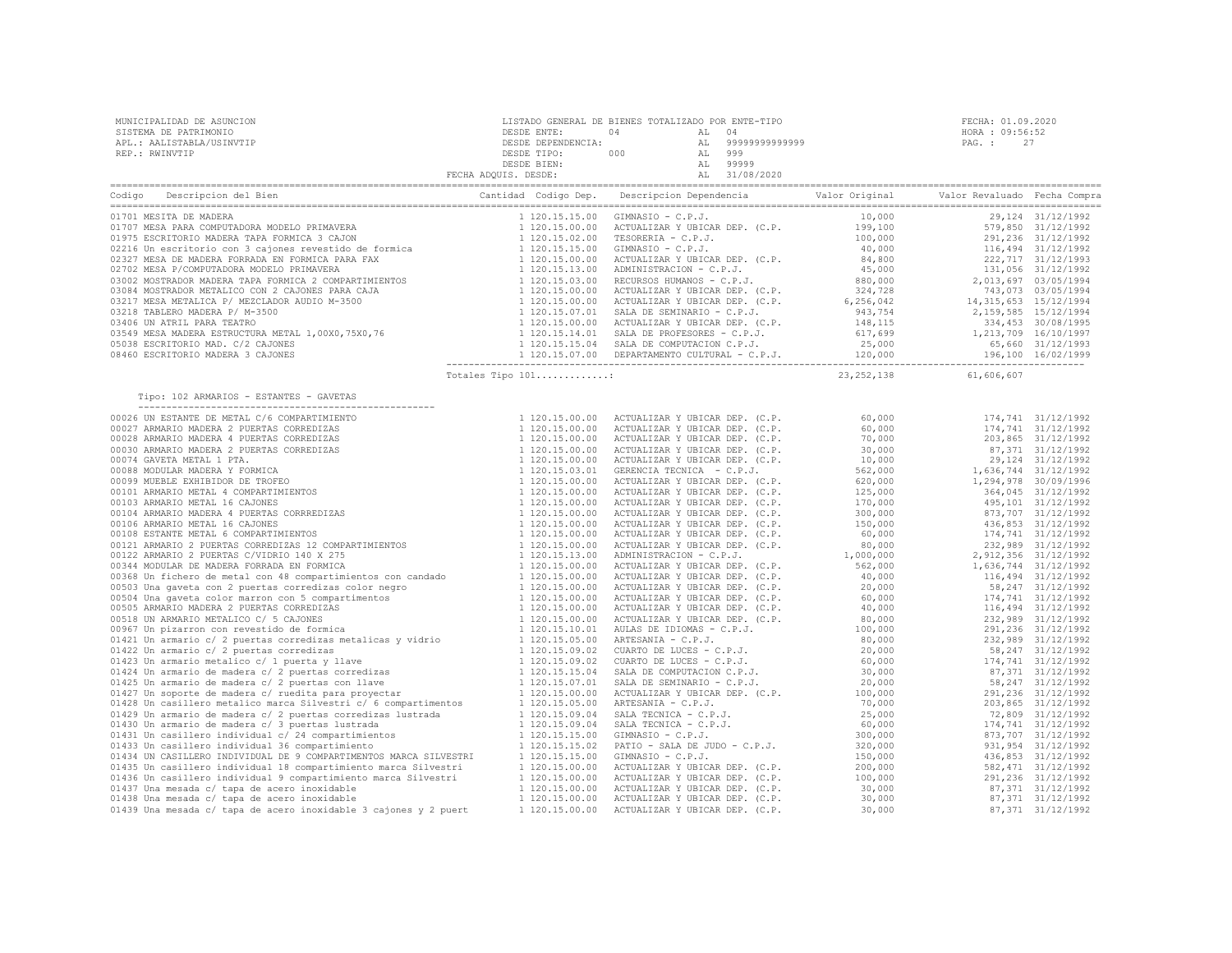MUNICIPALIDAD DE ASUNCION
SISTEMA DE PATRIMONIO
APL.: AALISTABLA/USINVTIP
REP.: RWINVTIP

LISTADO GENERAL DE BIENES TOTALIZADO POR ENTE-TIPO
DESDE ENTE: 04 AL 04
DESDE DEPENDENCIA: AL 99999999999999
DESDE TIPO: 000 AL 999
DESDE BIEN: AL 99999
FECHA ADQUIS. DESDE: AL 31/08/2020

FECHA: 01.09.2020
HORA : 09:56:52
PAG. : 27

| Codigo | Descripcion del Bien | Cantidad | Codigo Dep. | Descripcion Dependencia | Valor Original | Valor Revaluado | Fecha Compra |
|---|---|---|---|---|---|---|---|
| 01701 | MESITA DE MADERA | 1 | 120.15.15.00 | GIMNASIO - C.P.J. | 10,000 | 29,124 | 31/12/1992 |
| 01707 | MESA PARA COMPUTADORA MODELO PRIMAVERA | 1 | 120.15.00.00 | ACTUALIZAR Y UBICAR DEP. (C.P. | 199,100 | 579,850 | 31/12/1992 |
| 01975 | ESCRITORIO MADERA TAPA FORMICA 3 CAJON | 1 | 120.15.02.00 | TESORERIA - C.P.J. | 100,000 | 291,236 | 31/12/1992 |
| 02216 | Un escritorio con 3 cajones revestido de formica | 1 | 120.15.15.00 | GIMNASIO - C.P.J. | 40,000 | 116,494 | 31/12/1992 |
| 02327 | MESA DE MADERA FORRADA EN FORMICA PARA FAX | 1 | 120.15.00.00 | ACTUALIZAR Y UBICAR DEP. (C.P. | 84,800 | 222,717 | 31/12/1993 |
| 02702 | MESA P/COMPUTADORA MODELO PRIMAVERA | 1 | 120.15.13.00 | ADMINISTRACION - C.P.J. | 45,000 | 131,056 | 31/12/1992 |
| 03002 | MOSTRADOR MADERA TAPA FORMICA 2 COMPARTIMIENTOS | 1 | 120.15.03.00 | RECURSOS HUMANOS - C.P.J. | 880,000 | 2,013,697 | 03/05/1994 |
| 03084 | MOSTRADOR METALICO CON 2 CAJONES PARA CAJA | 1 | 120.15.00.00 | ACTUALIZAR Y UBICAR DEP. (C.P. | 324,728 | 743,073 | 03/05/1994 |
| 03217 | MESA METALICA P/ MEZCLADOR AUDIO M-3500 | 1 | 120.15.00.00 | ACTUALIZAR Y UBICAR DEP. (C.P. | 6,256,042 | 14,315,653 | 15/12/1994 |
| 03218 | TABLERO MADERA P/ M-3500 | 1 | 120.15.07.01 | SALA DE SEMINARIO - C.P.J. | 943,754 | 2,159,585 | 15/12/1994 |
| 03406 | UN ATRIL PARA TEATRO | 1 | 120.15.00.00 | ACTUALIZAR Y UBICAR DEP. (C.P. | 148,115 | 334,453 | 30/08/1995 |
| 03549 | MESA MADERA ESTRUCTURA METAL 1,00X0,75X0,76 | 1 | 120.15.14.01 | SALA DE PROFESORES - C.P.J. | 617,699 | 1,213,709 | 16/10/1997 |
| 05038 | ESCRITORIO MAD. C/2 CAJONES | 1 | 120.15.15.04 | SALA DE COMPUTACION C.P.J. | 25,000 | 65,660 | 31/12/1993 |
| 08460 | ESCRITORIO MADERA 3 CAJONES | 1 | 120.15.07.00 | DEPARTAMENTO CULTURAL - C.P.J. | 120,000 | 196,100 | 16/02/1999 |
| | | Totales Tipo 101............: | | | 23,252,138 | 61,606,607 | |

Tipo: 102 ARMARIOS - ESTANTES - GAVETAS

| Codigo | Descripcion del Bien | Cantidad | Codigo Dep. | Descripcion Dependencia | Valor Original | Valor Revaluado | Fecha Compra |
|---|---|---|---|---|---|---|---|
| 00026 | UN ESTANTE DE METAL C/6 COMPARTIMIENTO | 1 | 120.15.00.00 | ACTUALIZAR Y UBICAR DEP. (C.P. | 60,000 | 174,741 | 31/12/1992 |
| 00027 | ARMARIO MADERA 2 PUERTAS CORREDIZAS | 1 | 120.15.00.00 | ACTUALIZAR Y UBICAR DEP. (C.P. | 60,000 | 174,741 | 31/12/1992 |
| 00028 | ARMARIO MADERA 4 PUERTAS CORREDIZAS | 1 | 120.15.00.00 | ACTUALIZAR Y UBICAR DEP. (C.P. | 70,000 | 203,865 | 31/12/1992 |
| 00030 | ARMARIO MADERA 2 PUERTAS CORREDIZAS | 1 | 120.15.00.00 | ACTUALIZAR Y UBICAR DEP. (C.P. | 30,000 | 87,371 | 31/12/1992 |
| 00074 | GAVETA METAL 1 PTA. | 1 | 120.15.00.00 | ACTUALIZAR Y UBICAR DEP. (C.P. | 10,000 | 29,124 | 31/12/1992 |
| 00088 | MODULAR MADERA Y FORMICA | 1 | 120.15.03.01 | GERENCIA TECNICA - C.P.J. | 562,000 | 1,636,744 | 31/12/1992 |
| 00099 | MUEBLE EXHIBIDOR DE TROFEO | 1 | 120.15.00.00 | ACTUALIZAR Y UBICAR DEP. (C.P. | 620,000 | 1,294,978 | 30/09/1996 |
| 00101 | ARMARIO METAL 4 COMPARTIMIENTOS | 1 | 120.15.00.00 | ACTUALIZAR Y UBICAR DEP. (C.P. | 125,000 | 364,045 | 31/12/1992 |
| 00103 | ARMARIO METAL 16 CAJONES | 1 | 120.15.00.00 | ACTUALIZAR Y UBICAR DEP. (C.P. | 170,000 | 495,101 | 31/12/1992 |
| 00104 | ARMARIO MADERA 4 PUERTAS CORRREDIZAS | 1 | 120.15.00.00 | ACTUALIZAR Y UBICAR DEP. (C.P. | 300,000 | 873,707 | 31/12/1992 |
| 00106 | ARMARIO METAL 16 CAJONES | 1 | 120.15.00.00 | ACTUALIZAR Y UBICAR DEP. (C.P. | 150,000 | 436,853 | 31/12/1992 |
| 00108 | ESTANTE METAL 6 COMPARTIMIENTOS | 1 | 120.15.00.00 | ACTUALIZAR Y UBICAR DEP. (C.P. | 60,000 | 174,741 | 31/12/1992 |
| 00121 | ARMARIO 2 PUERTAS CORREDIZAS 12 COMPARTIMIENTOS | 1 | 120.15.00.00 | ACTUALIZAR Y UBICAR DEP. (C.P. | 80,000 | 232,989 | 31/12/1992 |
| 00122 | ARMARIO 2 PUERTAS C/VIDRIO 140 X 275 | 1 | 120.15.13.00 | ADMINISTRACION - C.P.J. | 1,000,000 | 2,912,356 | 31/12/1992 |
| 00344 | MODULAR DE MADERA FORRADA EN FORMICA | 1 | 120.15.00.00 | ACTUALIZAR Y UBICAR DEP. (C.P. | 562,000 | 1,636,744 | 31/12/1992 |
| 00368 | Un fichero de metal con 48 compartimientos con candado | 1 | 120.15.00.00 | ACTUALIZAR Y UBICAR DEP. (C.P. | 40,000 | 116,494 | 31/12/1992 |
| 00503 | Una gaveta con 2 puertas corredizas color negro | 1 | 120.15.00.00 | ACTUALIZAR Y UBICAR DEP. (C.P. | 20,000 | 58,247 | 31/12/1992 |
| 00504 | Una gaveta color marron con 5 compartimentos | 1 | 120.15.00.00 | ACTUALIZAR Y UBICAR DEP. (C.P. | 60,000 | 174,741 | 31/12/1992 |
| 00505 | ARMARIO MADERA 2 PUERTAS CORREDIZAS | 1 | 120.15.00.00 | ACTUALIZAR Y UBICAR DEP. (C.P. | 40,000 | 116,494 | 31/12/1992 |
| 00518 | UN ARMARIO METALICO C/ 5 CAJONES | 1 | 120.15.00.00 | ACTUALIZAR Y UBICAR DEP. (C.P. | 80,000 | 232,989 | 31/12/1992 |
| 00967 | Un pizarron con revestido de formica | 1 | 120.15.10.01 | AULAS DE IDIOMAS - C.P.J. | 100,000 | 291,236 | 31/12/1992 |
| 01421 | Un armario c/ 2 puertas corredizas metalicas y vidrio | 1 | 120.15.05.00 | ARTESANIA - C.P.J. | 80,000 | 232,989 | 31/12/1992 |
| 01422 | Un armario c/ 2 puertas corredizas | 1 | 120.15.09.02 | CUARTO DE LUCES - C.P.J. | 20,000 | 58,247 | 31/12/1992 |
| 01423 | Un armario metalico c/ 1 puerta y llave | 1 | 120.15.09.02 | CUARTO DE LUCES - C.P.J. | 60,000 | 174,741 | 31/12/1992 |
| 01424 | Un armario de madera c/ 2 puertas corredizas | 1 | 120.15.15.04 | SALA DE COMPUTACION C.P.J. | 30,000 | 87,371 | 31/12/1992 |
| 01425 | Un armario de madera c/ 2 puertas con llave | 1 | 120.15.07.01 | SALA DE SEMINARIO - C.P.J. | 20,000 | 58,247 | 31/12/1992 |
| 01427 | Un soporte de madera c/ ruedita para proyectar | 1 | 120.15.00.00 | ACTUALIZAR Y UBICAR DEP. (C.P. | 100,000 | 291,236 | 31/12/1992 |
| 01428 | Un casillero metalico marca Silvestri c/ 6 compartimentos | 1 | 120.15.05.00 | ARTESANIA - C.P.J. | 70,000 | 203,865 | 31/12/1992 |
| 01429 | Un armario de madera c/ 2 puertas corredizas lustrada | 1 | 120.15.09.04 | SALA TECNICA - C.P.J. | 25,000 | 72,809 | 31/12/1992 |
| 01430 | Un armario de madera c/ 3 puertas lustrada | 1 | 120.15.09.04 | SALA TECNICA - C.P.J. | 60,000 | 174,741 | 31/12/1992 |
| 01431 | Un casillero individual c/ 24 compartimientos | 1 | 120.15.15.00 | GIMNASIO - C.P.J. | 300,000 | 873,707 | 31/12/1992 |
| 01433 | Un casillero individual 36 compartimiento | 1 | 120.15.15.02 | PATIO - SALA DE JUDO - C.P.J. | 320,000 | 931,954 | 31/12/1992 |
| 01434 | UN CASILLERO INDIVIDUAL DE 9 COMPARTIMENTOS MARCA SILVESTRI | 1 | 120.15.15.00 | GIMNASIO - C.P.J. | 150,000 | 436,853 | 31/12/1992 |
| 01435 | Un casillero individual 18 compartimiento marca Silvestri | 1 | 120.15.00.00 | ACTUALIZAR Y UBICAR DEP. (C.P. | 200,000 | 582,471 | 31/12/1992 |
| 01436 | Un casillero individual 9 compartimiento marca Silvestri | 1 | 120.15.00.00 | ACTUALIZAR Y UBICAR DEP. (C.P. | 100,000 | 291,236 | 31/12/1992 |
| 01437 | Una mesada c/ tapa de acero inoxidable | 1 | 120.15.00.00 | ACTUALIZAR Y UBICAR DEP. (C.P. | 30,000 | 87,371 | 31/12/1992 |
| 01438 | Una mesada c/ tapa de acero inoxidable | 1 | 120.15.00.00 | ACTUALIZAR Y UBICAR DEP. (C.P. | 30,000 | 87,371 | 31/12/1992 |
| 01439 | Una mesada c/ tapa de acero inoxidable 3 cajones y 2 puert | 1 | 120.15.00.00 | ACTUALIZAR Y UBICAR DEP. (C.P. | 30,000 | 87,371 | 31/12/1992 |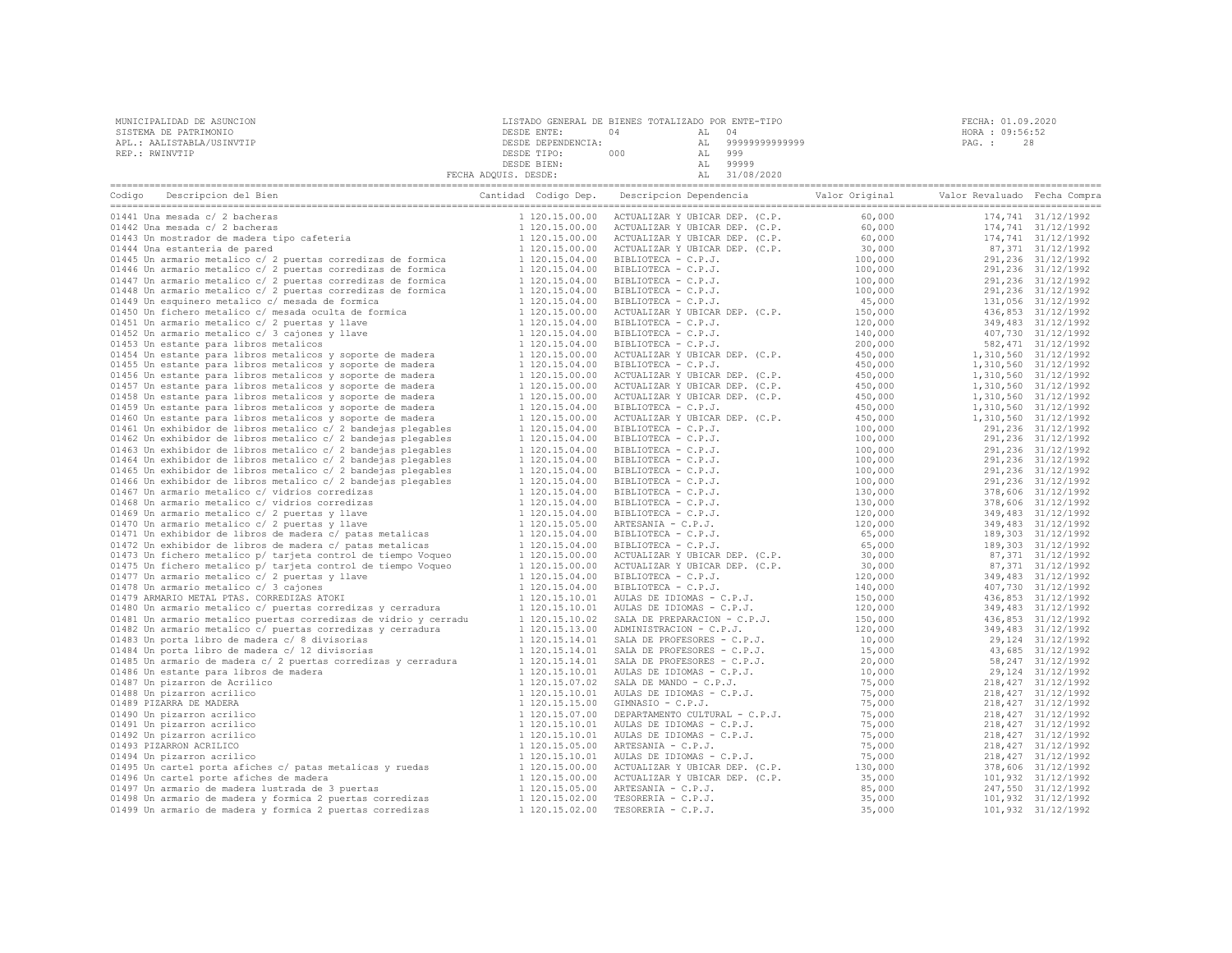MUNICIPALIDAD DE ASUNCION
SISTEMA DE PATRIMONIO
APL.: AALISTABLA/USINVTIP
REP.: RWINVTIP

LISTADO GENERAL DE BIENES TOTALIZADO POR ENTE-TIPO
DESDE ENTE: 04 AL 04
DESDE DEPENDENCIA: AL 99999999999999
DESDE TIPO: 000 AL 999
DESDE BIEN: AL 99999
FECHA ADQUIS. DESDE: AL 31/08/2020

FECHA: 01.09.2020
HORA : 09:56:52
PAG. : 28

| Codigo | Descripcion del Bien | Cantidad | Codigo Dep. | Descripcion Dependencia | Valor Original | Valor Revaluado | Fecha Compra |
|---|---|---|---|---|---|---|---|
| 01441 | Una mesada c/ 2 bacheras | 1 | 120.15.00.00 | ACTUALIZAR Y UBICAR DEP. (C.P. | 60,000 | 174,741 | 31/12/1992 |
| 01442 | Una mesada c/ 2 bacheras | 1 | 120.15.00.00 | ACTUALIZAR Y UBICAR DEP. (C.P. | 60,000 | 174,741 | 31/12/1992 |
| 01443 | Un mostrador de madera tipo cafeteria | 1 | 120.15.00.00 | ACTUALIZAR Y UBICAR DEP. (C.P. | 60,000 | 174,741 | 31/12/1992 |
| 01444 | Una estanteria de pared | 1 | 120.15.00.00 | ACTUALIZAR Y UBICAR DEP. (C.P. | 30,000 | 87,371 | 31/12/1992 |
| 01445 | Un armario metalico c/ 2 puertas corredizas de formica | 1 | 120.15.04.00 | BIBLIOTECA - C.P.J. | 100,000 | 291,236 | 31/12/1992 |
| 01446 | Un armario metalico c/ 2 puertas corredizas de formica | 1 | 120.15.04.00 | BIBLIOTECA - C.P.J. | 100,000 | 291,236 | 31/12/1992 |
| 01447 | Un armario metalico c/ 2 puertas corredizas de formica | 1 | 120.15.04.00 | BIBLIOTECA - C.P.J. | 100,000 | 291,236 | 31/12/1992 |
| 01448 | Un armario metalico c/ 2 puertas corredizas de formica | 1 | 120.15.04.00 | BIBLIOTECA - C.P.J. | 100,000 | 291,236 | 31/12/1992 |
| 01449 | Un esquinero metalico c/ mesada de formica | 1 | 120.15.04.00 | BIBLIOTECA - C.P.J. | 45,000 | 131,056 | 31/12/1992 |
| 01450 | Un fichero metalico c/ mesada oculta de formica | 1 | 120.15.00.00 | ACTUALIZAR Y UBICAR DEP. (C.P. | 150,000 | 436,853 | 31/12/1992 |
| 01451 | Un armario metalico c/ 2 puertas y llave | 1 | 120.15.04.00 | BIBLIOTECA - C.P.J. | 120,000 | 349,483 | 31/12/1992 |
| 01452 | Un armario metalico c/ 3 cajones y llave | 1 | 120.15.04.00 | BIBLIOTECA - C.P.J. | 140,000 | 407,730 | 31/12/1992 |
| 01453 | Un estante para libros metalicos | 1 | 120.15.04.00 | BIBLIOTECA - C.P.J. | 200,000 | 582,471 | 31/12/1992 |
| 01454 | Un estante para libros metalicos y soporte de madera | 1 | 120.15.00.00 | ACTUALIZAR Y UBICAR DEP. (C.P. | 450,000 | 1,310,560 | 31/12/1992 |
| 01455 | Un estante para libros metalicos y soporte de madera | 1 | 120.15.04.00 | BIBLIOTECA - C.P.J. | 450,000 | 1,310,560 | 31/12/1992 |
| 01456 | Un estante para libros metalicos y soporte de madera | 1 | 120.15.00.00 | ACTUALIZAR Y UBICAR DEP. (C.P. | 450,000 | 1,310,560 | 31/12/1992 |
| 01457 | Un estante para libros metalicos y soporte de madera | 1 | 120.15.00.00 | ACTUALIZAR Y UBICAR DEP. (C.P. | 450,000 | 1,310,560 | 31/12/1992 |
| 01458 | Un estante para libros metalicos y soporte de madera | 1 | 120.15.00.00 | ACTUALIZAR Y UBICAR DEP. (C.P. | 450,000 | 1,310,560 | 31/12/1992 |
| 01459 | Un estante para libros metalicos y soporte de madera | 1 | 120.15.04.00 | BIBLIOTECA - C.P.J. | 450,000 | 1,310,560 | 31/12/1992 |
| 01460 | Un estante para libros metalicos y soporte de madera | 1 | 120.15.00.00 | ACTUALIZAR Y UBICAR DEP. (C.P. | 450,000 | 1,310,560 | 31/12/1992 |
| 01461 | Un exhibidor de libros metalico c/ 2 bandejas plegables | 1 | 120.15.04.00 | BIBLIOTECA - C.P.J. | 100,000 | 291,236 | 31/12/1992 |
| 01462 | Un exhibidor de libros metalico c/ 2 bandejas plegables | 1 | 120.15.04.00 | BIBLIOTECA - C.P.J. | 100,000 | 291,236 | 31/12/1992 |
| 01463 | Un exhibidor de libros metalico c/ 2 bandejas plegables | 1 | 120.15.04.00 | BIBLIOTECA - C.P.J. | 100,000 | 291,236 | 31/12/1992 |
| 01464 | Un exhibidor de libros metalico c/ 2 bandejas plegables | 1 | 120.15.04.00 | BIBLIOTECA - C.P.J. | 100,000 | 291,236 | 31/12/1992 |
| 01465 | Un exhibidor de libros metalico c/ 2 bandejas plegables | 1 | 120.15.04.00 | BIBLIOTECA - C.P.J. | 100,000 | 291,236 | 31/12/1992 |
| 01466 | Un exhibidor de libros metalico c/ 2 bandejas plegables | 1 | 120.15.04.00 | BIBLIOTECA - C.P.J. | 100,000 | 291,236 | 31/12/1992 |
| 01467 | Un armario metalico c/ vidrios corredizas | 1 | 120.15.04.00 | BIBLIOTECA - C.P.J. | 130,000 | 378,606 | 31/12/1992 |
| 01468 | Un armario metalico c/ vidrios corredizas | 1 | 120.15.04.00 | BIBLIOTECA - C.P.J. | 130,000 | 378,606 | 31/12/1992 |
| 01469 | Un armario metalico c/ 2 puertas y llave | 1 | 120.15.04.00 | BIBLIOTECA - C.P.J. | 120,000 | 349,483 | 31/12/1992 |
| 01470 | Un armario metalico c/ 2 puertas y llave | 1 | 120.15.05.00 | ARTESANIA - C.P.J. | 120,000 | 349,483 | 31/12/1992 |
| 01471 | Un exhibidor de libros de madera c/ patas metalicas | 1 | 120.15.04.00 | BIBLIOTECA - C.P.J. | 65,000 | 189,303 | 31/12/1992 |
| 01472 | Un exhibidor de libros de madera c/ patas metalicas | 1 | 120.15.04.00 | BIBLIOTECA - C.P.J. | 65,000 | 189,303 | 31/12/1992 |
| 01473 | Un fichero metalico p/ tarjeta control de tiempo Voqueo | 1 | 120.15.00.00 | ACTUALIZAR Y UBICAR DEP. (C.P. | 30,000 | 87,371 | 31/12/1992 |
| 01475 | Un fichero metalico p/ tarjeta control de tiempo Voqueo | 1 | 120.15.00.00 | ACTUALIZAR Y UBICAR DEP. (C.P. | 30,000 | 87,371 | 31/12/1992 |
| 01477 | Un armario metalico c/ 2 puertas y llave | 1 | 120.15.04.00 | BIBLIOTECA - C.P.J. | 120,000 | 349,483 | 31/12/1992 |
| 01478 | Un armario metalico c/ 3 cajones | 1 | 120.15.04.00 | BIBLIOTECA - C.P.J. | 140,000 | 407,730 | 31/12/1992 |
| 01479 | ARMARIO METAL PTAS. CORREDIZAS ATOKI | 1 | 120.15.10.01 | AULAS DE IDIOMAS - C.P.J. | 150,000 | 436,853 | 31/12/1992 |
| 01480 | Un armario metalico c/ puertas corredizas y cerradura | 1 | 120.15.10.01 | AULAS DE IDIOMAS - C.P.J. | 120,000 | 349,483 | 31/12/1992 |
| 01481 | Un armario metalico puertas corredizas de vidrio y cerradu | 1 | 120.15.10.02 | SALA DE PREPARACION - C.P.J. | 150,000 | 436,853 | 31/12/1992 |
| 01482 | Un armario metalico c/ puertas corredizas y cerradura | 1 | 120.15.13.00 | ADMINISTRACION - C.P.J. | 120,000 | 349,483 | 31/12/1992 |
| 01483 | Un porta libro de madera c/ 8 divisorias | 1 | 120.15.14.01 | SALA DE PROFESORES - C.P.J. | 10,000 | 29,124 | 31/12/1992 |
| 01484 | Un porta libro de madera c/ 12 divisorias | 1 | 120.15.14.01 | SALA DE PROFESORES - C.P.J. | 15,000 | 43,685 | 31/12/1992 |
| 01485 | Un armario de madera c/ 2 puertas corredizas y cerradura | 1 | 120.15.14.01 | SALA DE PROFESORES - C.P.J. | 20,000 | 58,247 | 31/12/1992 |
| 01486 | Un estante para libros de madera | 1 | 120.15.10.01 | AULAS DE IDIOMAS - C.P.J. | 10,000 | 29,124 | 31/12/1992 |
| 01487 | Un pizarron de Acrilico | 1 | 120.15.07.02 | SALA DE MANDO - C.P.J. | 75,000 | 218,427 | 31/12/1992 |
| 01488 | Un pizarron acrilico | 1 | 120.15.10.01 | AULAS DE IDIOMAS - C.P.J. | 75,000 | 218,427 | 31/12/1992 |
| 01489 | PIZARRA DE MADERA | 1 | 120.15.15.00 | GIMNASIO - C.P.J. | 75,000 | 218,427 | 31/12/1992 |
| 01490 | Un pizarron acrilico | 1 | 120.15.07.00 | DEPARTAMENTO CULTURAL - C.P.J. | 75,000 | 218,427 | 31/12/1992 |
| 01491 | Un pizarron acrilico | 1 | 120.15.10.01 | AULAS DE IDIOMAS - C.P.J. | 75,000 | 218,427 | 31/12/1992 |
| 01492 | Un pizarron acrilico | 1 | 120.15.10.01 | AULAS DE IDIOMAS - C.P.J. | 75,000 | 218,427 | 31/12/1992 |
| 01493 | PIZARRON ACRILICO | 1 | 120.15.05.00 | ARTESANIA - C.P.J. | 75,000 | 218,427 | 31/12/1992 |
| 01494 | Un pizarron acrilico | 1 | 120.15.10.01 | AULAS DE IDIOMAS - C.P.J. | 75,000 | 218,427 | 31/12/1992 |
| 01495 | Un cartel porta afiches c/ patas metalicas y ruedas | 1 | 120.15.00.00 | ACTUALIZAR Y UBICAR DEP. (C.P. | 130,000 | 378,606 | 31/12/1992 |
| 01496 | Un cartel porte afiches de madera | 1 | 120.15.00.00 | ACTUALIZAR Y UBICAR DEP. (C.P. | 35,000 | 101,932 | 31/12/1992 |
| 01497 | Un armario de madera lustrada de 3 puertas | 1 | 120.15.05.00 | ARTESANIA - C.P.J. | 85,000 | 247,550 | 31/12/1992 |
| 01498 | Un armario de madera y formica 2 puertas corredizas | 1 | 120.15.02.00 | TESORERIA - C.P.J. | 35,000 | 101,932 | 31/12/1992 |
| 01499 | Un armario de madera y formica 2 puertas corredizas | 1 | 120.15.02.00 | TESORERIA - C.P.J. | 35,000 | 101,932 | 31/12/1992 |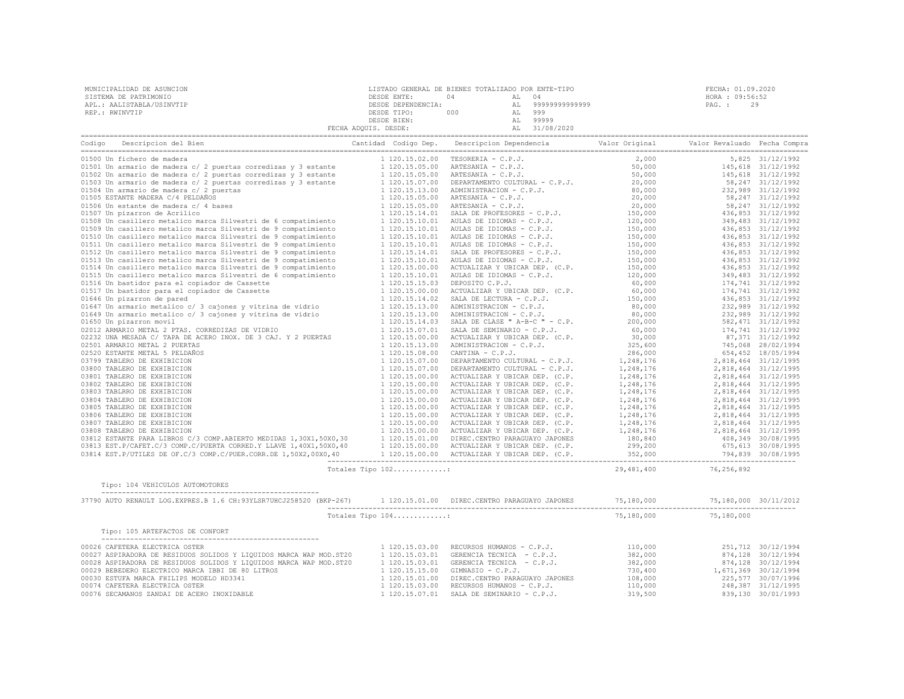MUNICIPALIDAD DE ASUNCION
SISTEMA DE PATRIMONIO
APL.: AALISTABLA/USINVTIP
REP.: RWINVTIP

LISTADO GENERAL DE BIENES TOTALIZADO POR ENTE-TIPO
DESDE ENTE: 04 AL 04
DESDE DEPENDENCIA: AL 99999999999999
DESDE TIPO: 000 AL 999
DESDE BIEN: AL 99999
FECHA ADQUIS. DESDE: AL 31/08/2020

FECHA: 01.09.2020
HORA : 09:56:52
PAG. : 29

| Codigo | Descripcion del Bien | Cantidad | Codigo Dep. | Descripcion Dependencia | Valor Original | Valor Revaluado | Fecha Compra |
|---|---|---|---|---|---|---|---|
| 01500 | Un fichero de madera | 1 | 120.15.02.00 | TESORERIA - C.P.J. | 2,000 | 5,825 | 31/12/1992 |
| 01501 | Un armario de madera c/ 2 puertas corredizas y 3 estante | 1 | 120.15.05.00 | ARTESANIA - C.P.J. | 50,000 | 145,618 | 31/12/1992 |
| 01502 | Un armario de madera c/ 2 puertas corredizas y 3 estante | 1 | 120.15.05.00 | ARTESANIA - C.P.J. | 50,000 | 145,618 | 31/12/1992 |
| 01503 | Un armario de madera c/ 2 puertas corredizas y 3 estante | 1 | 120.15.07.00 | DEPARTAMENTO CULTURAL - C.P.J. | 20,000 | 58,247 | 31/12/1992 |
| 01504 | Un armario de madera c/ 2 puertas | 1 | 120.15.13.00 | ADMINISTRACION - C.P.J. | 80,000 | 232,989 | 31/12/1992 |
| 01505 | ESTANTE MADERA C/4 PELDAÑOS | 1 | 120.15.05.00 | ARTESANIA - C.P.J. | 20,000 | 58,247 | 31/12/1992 |
| 01506 | Un estante de madera c/ 4 bases | 1 | 120.15.05.00 | ARTESANIA - C.P.J. | 20,000 | 58,247 | 31/12/1992 |
| 01507 | Un pizarron de Acrilico | 1 | 120.15.14.01 | SALA DE PROFESORES - C.P.J. | 150,000 | 436,853 | 31/12/1992 |
| 01508 | Un casillero metalico marca Silvestri de 6 compatimiento | 1 | 120.15.10.01 | AULAS DE IDIOMAS - C.P.J. | 120,000 | 349,483 | 31/12/1992 |
| 01509 | Un casillero metalico marca Silvestri de 9 compatimiento | 1 | 120.15.10.01 | AULAS DE IDIOMAS - C.P.J. | 150,000 | 436,853 | 31/12/1992 |
| 01510 | Un casillero metalico marca Silvestri de 9 compatimiento | 1 | 120.15.10.01 | AULAS DE IDIOMAS - C.P.J. | 150,000 | 436,853 | 31/12/1992 |
| 01511 | Un casillero metalico marca Silvestri de 9 compatimiento | 1 | 120.15.10.01 | AULAS DE IDIOMAS - C.P.J. | 150,000 | 436,853 | 31/12/1992 |
| 01512 | Un casillero metalico marca Silvestri de 9 compatimiento | 1 | 120.15.14.01 | SALA DE PROFESORES - C.P.J. | 150,000 | 436,853 | 31/12/1992 |
| 01513 | Un casillero metalico marca Silvestri de 9 compatimiento | 1 | 120.15.10.01 | AULAS DE IDIOMAS - C.P.J. | 150,000 | 436,853 | 31/12/1992 |
| 01514 | Un casillero metalico marca Silvestri de 9 compatimiento | 1 | 120.15.00.00 | ACTUALIZAR Y UBICAR DEP. (C.P. | 150,000 | 436,853 | 31/12/1992 |
| 01515 | Un casillero metalico marca Silvestri de 6 compatimiento | 1 | 120.15.10.01 | AULAS DE IDIOMAS - C.P.J. | 120,000 | 349,483 | 31/12/1992 |
| 01516 | Un bastidor para el copiador de Cassette | 1 | 120.15.15.03 | DEPOSITO C.P.J. | 60,000 | 174,741 | 31/12/1992 |
| 01517 | Un bastidor para el copiador de Cassette | 1 | 120.15.00.00 | ACTUALIZAR Y UBICAR DEP. (C.P. | 60,000 | 174,741 | 31/12/1992 |
| 01646 | Un pizarron de pared | 1 | 120.15.14.02 | SALA DE LECTURA - C.P.J. | 150,000 | 436,853 | 31/12/1992 |
| 01647 | Un armario metalico c/ 3 cajones y vitrina de vidrio | 1 | 120.15.13.00 | ADMINISTRACION - C.P.J. | 80,000 | 232,989 | 31/12/1992 |
| 01649 | Un armario metalico c/ 3 cajones y vitrina de vidrio | 1 | 120.15.13.00 | ADMINISTRACION - C.P.J. | 80,000 | 232,989 | 31/12/1992 |
| 01650 | Un pizarron movil | 1 | 120.15.14.03 | SALA DE CLASE " A-B-C " - C.P. | 200,000 | 582,471 | 31/12/1992 |
| 02012 | ARMARIO METAL 2 PTAS. CORREDIZAS DE VIDRIO | 1 | 120.15.07.01 | SALA DE SEMINARIO - C.P.J. | 60,000 | 174,741 | 31/12/1992 |
| 02232 | UNA MESADA C/ TAPA DE ACERO INOX. DE 3 CAJ. Y 2 PUERTAS | 1 | 120.15.00.00 | ACTUALIZAR Y UBICAR DEP. (C.P. | 30,000 | 87,371 | 31/12/1992 |
| 02501 | ARMARIO METAL 2 PUERTAS | 1 | 120.15.13.00 | ADMINISTRACION - C.P.J. | 325,600 | 745,068 | 28/02/1994 |
| 02520 | ESTANTE METAL 5 PELDAÑOS | 1 | 120.15.08.00 | CANTINA - C.P.J. | 286,000 | 654,452 | 18/05/1994 |
| 03799 | TABLERO DE EXHIBICION | 1 | 120.15.07.00 | DEPARTAMENTO CULTURAL - C.P.J. | 1,248,176 | 2,818,464 | 31/12/1995 |
| 03800 | TABLERO DE EXHIBICION | 1 | 120.15.07.00 | DEPARTAMENTO CULTURAL - C.P.J. | 1,248,176 | 2,818,464 | 31/12/1995 |
| 03801 | TABLERO DE EXHIBICION | 1 | 120.15.00.00 | ACTUALIZAR Y UBICAR DEP. (C.P. | 1,248,176 | 2,818,464 | 31/12/1995 |
| 03802 | TABLERO DE EXHIBICION | 1 | 120.15.00.00 | ACTUALIZAR Y UBICAR DEP. (C.P. | 1,248,176 | 2,818,464 | 31/12/1995 |
| 03803 | TABLRRO DE EXHIBICION | 1 | 120.15.00.00 | ACTUALIZAR Y UBICAR DEP. (C.P. | 1,248,176 | 2,818,464 | 31/12/1995 |
| 03804 | TABLERO DE EXHIBICION | 1 | 120.15.00.00 | ACTUALIZAR Y UBICAR DEP. (C.P. | 1,248,176 | 2,818,464 | 31/12/1995 |
| 03805 | TABLERO DE EXHIBICION | 1 | 120.15.00.00 | ACTUALIZAR Y UBICAR DEP. (C.P. | 1,248,176 | 2,818,464 | 31/12/1995 |
| 03806 | TABLERO DE EXHIBICION | 1 | 120.15.00.00 | ACTUALIZAR Y UBICAR DEP. (C.P. | 1,248,176 | 2,818,464 | 31/12/1995 |
| 03807 | TABLERO DE EXHIBICION | 1 | 120.15.00.00 | ACTUALIZAR Y UBICAR DEP. (C.P. | 1,248,176 | 2,818,464 | 31/12/1995 |
| 03808 | TABLERO DE EXHIBICION | 1 | 120.15.00.00 | ACTUALIZAR Y UBICAR DEP. (C.P. | 1,248,176 | 2,818,464 | 31/12/1995 |
| 03812 | ESTANTE PARA LIBROS C/3 COMP.ABIERTO MEDIDAS 1,30X1,50X0,30 | 1 | 120.15.01.00 | DIREC.CENTRO PARAGUAYO JAPONES | 180,840 | 408,349 | 30/08/1995 |
| 03813 | EST.P/CAFET.C/3 COMP.C/PUERTA CORRED.Y LLAVE 1,40X1,50X0,40 | 1 | 120.15.00.00 | ACTUALIZAR Y UBICAR DEP. (C.P. | 299,200 | 675,613 | 30/08/1995 |
| 03814 | EST.P/UTILES DE OF.C/3 COMP.C/PUER.CORR.DE 1,50X2,00X0,40 | 1 | 120.15.00.00 | ACTUALIZAR Y UBICAR DEP. (C.P. | 352,000 | 794,839 | 30/08/1995 |
| | Totales Tipo 102............: | | | | 29,481,400 | 76,256,892 | |

Tipo: 104 VEHICULOS AUTOMOTORES

| Codigo | Descripcion del Bien | Cantidad | Codigo Dep. | Descripcion Dependencia | Valor Original | Valor Revaluado | Fecha Compra |
|---|---|---|---|---|---|---|---|
| 37790 | AUTO RENAULT LOG.EXPRES.B 1.6 CH:93YLSR7UHCJ258520 (BKP-267) | 1 | 120.15.01.00 | DIREC.CENTRO PARAGUAYO JAPONES | 75,180,000 | 75,180,000 | 30/11/2012 |
| | Totales Tipo 104............: | | | | 75,180,000 | 75,180,000 | |

Tipo: 105 ARTEFACTOS DE CONFORT

| Codigo | Descripcion del Bien | Cantidad | Codigo Dep. | Descripcion Dependencia | Valor Original | Valor Revaluado | Fecha Compra |
|---|---|---|---|---|---|---|---|
| 00026 | CAFETERA ELECTRICA OSTER | 1 | 120.15.03.00 | RECURSOS HUMANOS - C.P.J. | 110,000 | 251,712 | 30/12/1994 |
| 00027 | ASPIRADORA DE RESIDUOS SOLIDOS Y LIQUIDOS MARCA WAP MOD.ST20 | 1 | 120.15.03.01 | GERENCIA TECNICA - C.P.J. | 382,000 | 874,128 | 30/12/1994 |
| 00028 | ASPIRADORA DE RESIDUOS SOLIDOS Y LIQUIDOS MARCA WAP MOD.ST20 | 1 | 120.15.03.01 | GERENCIA TECNICA - C.P.J. | 382,000 | 874,128 | 30/12/1994 |
| 00029 | BEBEDERO ELECTRICO MARCA IBBI DE 80 LITROS | 1 | 120.15.15.00 | GIMNASIO - C.P.J. | 730,400 | 1,671,369 | 30/12/1994 |
| 00030 | ESTUFA MARCA FHILIPS MODELO HD3341 | 1 | 120.15.01.00 | DIREC.CENTRO PARAGUAYO JAPONES | 108,000 | 225,577 | 30/07/1996 |
| 00074 | CAFETERA ELECTRICA OSTER | 1 | 120.15.03.00 | RECURSOS HUMANOS - C.P.J. | 110,000 | 248,387 | 31/12/1995 |
| 00076 | SECAMANOS ZANDAI DE ACERO INOXIDABLE | 1 | 120.15.07.01 | SALA DE SEMINARIO - C.P.J. | 319,500 | 839,130 | 30/01/1993 |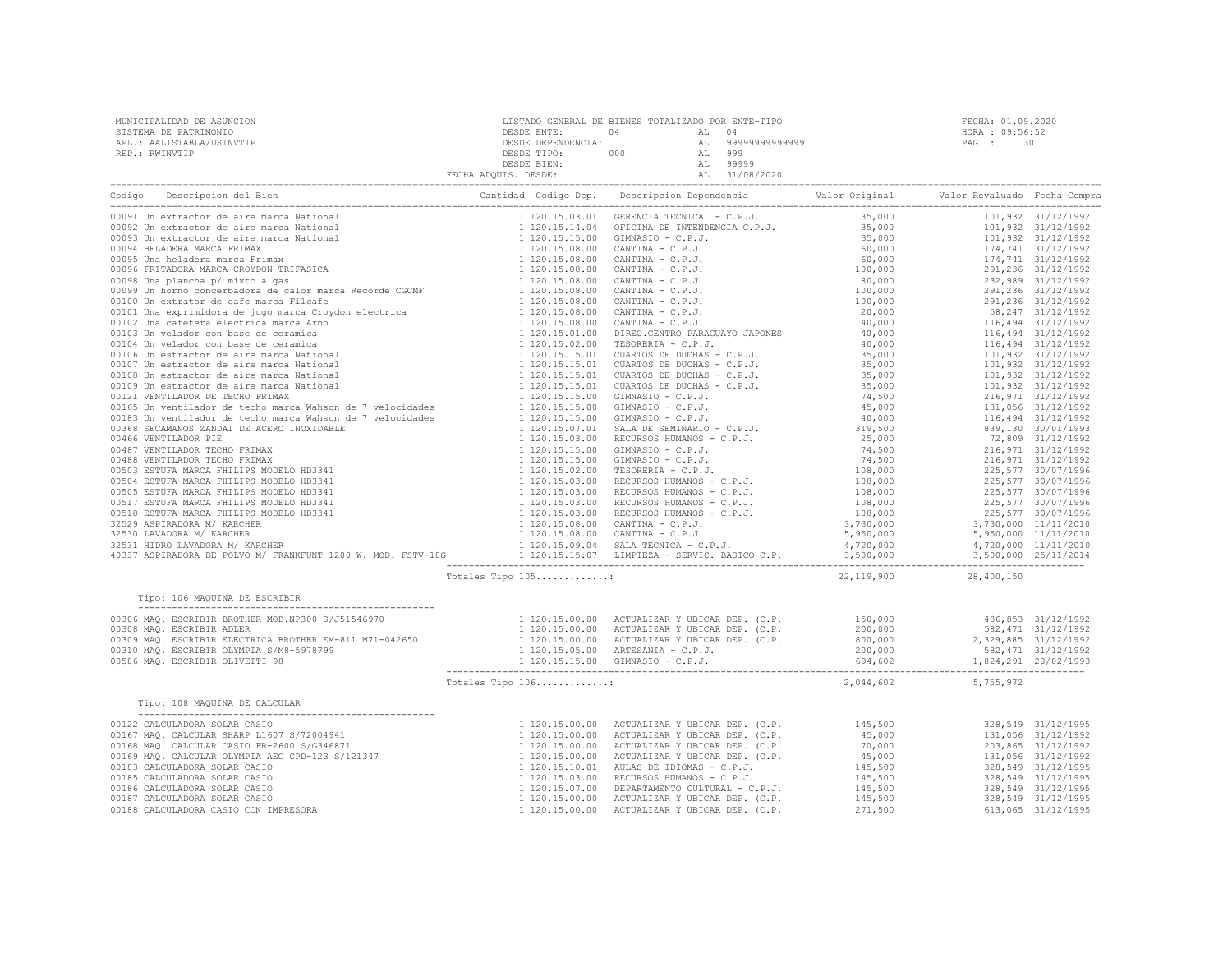MUNICIPALIDAD DE ASUNCION
SISTEMA DE PATRIMONIO
APL.: AALISTABLA/USINVTIP
REP.: RWINVTIP

LISTADO GENERAL DE BIENES TOTALIZADO POR ENTE-TIPO
DESDE ENTE: 04 AL 04
DESDE DEPENDENCIA: AL 99999999999999
DESDE TIPO: 000 AL 999
DESDE BIEN: AL 99999
FECHA ADQUIS. DESDE: AL 31/08/2020

FECHA: 01.09.2020
HORA : 09:56:52

| Codigo | Descripcion del Bien | Cantidad | Codigo Dep. | Descripcion Dependencia | Valor Original | Valor Revaluado | Fecha Compra |
|---|---|---|---|---|---|---|---|
| 00091 | Un extractor de aire marca National | 1 | 120.15.03.01 | GERENCIA TECNICA - C.P.J. | 35,000 | 101,932 | 31/12/1992 |
| 00092 | Un extractor de aire marca National | 1 | 120.15.14.04 | OFICINA DE INTENDENCIA C.P.J. | 35,000 | 101,932 | 31/12/1992 |
| 00093 | Un extractor de aire marca National | 1 | 120.15.15.00 | GIMNASIO - C.P.J. | 35,000 | 101,932 | 31/12/1992 |
| 00094 | HELADERA MARCA FRIMAX | 1 | 120.15.08.00 | CANTINA - C.P.J. | 60,000 | 174,741 | 31/12/1992 |
| 00095 | Una heladera marca Frimax | 1 | 120.15.08.00 | CANTINA - C.P.J. | 60,000 | 174,741 | 31/12/1992 |
| 00096 | FRITADORA MARCA CROYDON TRIFASICA | 1 | 120.15.08.00 | CANTINA - C.P.J. | 100,000 | 291,236 | 31/12/1992 |
| 00098 | Una plancha p/ mixto a gas | 1 | 120.15.08.00 | CANTINA - C.P.J. | 80,000 | 232,989 | 31/12/1992 |
| 00099 | Un horno concerbadora de calor marca Recorde CGCMF | 1 | 120.15.08.00 | CANTINA - C.P.J. | 100,000 | 291,236 | 31/12/1992 |
| 00100 | Un extrator de cafe marca Filcafe | 1 | 120.15.08.00 | CANTINA - C.P.J. | 100,000 | 291,236 | 31/12/1992 |
| 00101 | Una exprimidora de jugo marca Croydon electrica | 1 | 120.15.08.00 | CANTINA - C.P.J. | 20,000 | 58,247 | 31/12/1992 |
| 00102 | Una cafetera electrica marca Arno | 1 | 120.15.08.00 | CANTINA - C.P.J. | 40,000 | 116,494 | 31/12/1992 |
| 00103 | Un velador con base de ceramica | 1 | 120.15.01.00 | DIREC.CENTRO PARAGUAYO JAPONES | 40,000 | 116,494 | 31/12/1992 |
| 00104 | Un velador con base de ceramica | 1 | 120.15.02.00 | TESORERIA - C.P.J. | 40,000 | 116,494 | 31/12/1992 |
| 00106 | Un estractor de aire marca National | 1 | 120.15.15.01 | CUARTOS DE DUCHAS - C.P.J. | 35,000 | 101,932 | 31/12/1992 |
| 00107 | Un estractor de aire marca National | 1 | 120.15.15.01 | CUARTOS DE DUCHAS - C.P.J. | 35,000 | 101,932 | 31/12/1992 |
| 00108 | Un estractor de aire marca National | 1 | 120.15.15.01 | CUARTOS DE DUCHAS - C.P.J. | 35,000 | 101,932 | 31/12/1992 |
| 00109 | Un estractor de aire marca National | 1 | 120.15.15.01 | CUARTOS DE DUCHAS - C.P.J. | 35,000 | 101,932 | 31/12/1992 |
| 00121 | VENTILADOR DE TECHO FRIMAX | 1 | 120.15.15.00 | GIMNASIO - C.P.J. | 74,500 | 216,971 | 31/12/1992 |
| 00165 | Un ventilador de techo marca Wahson de 7 velocidades | 1 | 120.15.15.00 | GIMNASIO - C.P.J. | 45,000 | 131,056 | 31/12/1992 |
| 00183 | Un ventilador de techo marca Wahson de 7 velocidades | 1 | 120.15.15.00 | GIMNASIO - C.P.J. | 40,000 | 116,494 | 31/12/1992 |
| 00368 | SECAMANOS ZANDAI DE ACERO INOXIDABLE | 1 | 120.15.07.01 | SALA DE SEMINARIO - C.P.J. | 319,500 | 839,130 | 30/01/1993 |
| 00466 | VENTILADOR PIE | 1 | 120.15.03.00 | RECURSOS HUMANOS - C.P.J. | 25,000 | 72,809 | 31/12/1992 |
| 00487 | VENTILADOR TECHO FRIMAX | 1 | 120.15.15.00 | GIMNASIO - C.P.J. | 74,500 | 216,971 | 31/12/1992 |
| 00488 | VENTILADOR TECHO FRIMAX | 1 | 120.15.15.00 | GIMNASIO - C.P.J. | 74,500 | 216,971 | 31/12/1992 |
| 00503 | ESTUFA MARCA PHILIPS MODELO HD3341 | 1 | 120.15.02.00 | TESORERIA - C.P.J. | 108,000 | 225,577 | 30/07/1996 |
| 00504 | ESTUFA MARCA PHILIPS MODELO HD3341 | 1 | 120.15.03.00 | RECURSOS HUMANOS - C.P.J. | 108,000 | 225,577 | 30/07/1996 |
| 00505 | ESTUFA MARCA PHILIPS MODELO HD3341 | 1 | 120.15.03.00 | RECURSOS HUMANOS - C.P.J. | 108,000 | 225,577 | 30/07/1996 |
| 00517 | ESTUFA MARCA PHILIPS MODELO HD3341 | 1 | 120.15.03.00 | RECURSOS HUMANOS - C.P.J. | 108,000 | 225,577 | 30/07/1996 |
| 00518 | ESTUFA MARCA PHILIPS MODELO HD3341 | 1 | 120.15.03.00 | RECURSOS HUMANOS - C.P.J. | 108,000 | 225,577 | 30/07/1996 |
| 32529 | ASPIRADORA M/ KARCHER | 1 | 120.15.08.00 | CANTINA - C.P.J. | 3,730,000 | 3,730,000 | 11/11/2010 |
| 32530 | LAVADORA M/ KARCHER | 1 | 120.15.08.00 | CANTINA - C.P.J. | 5,950,000 | 5,950,000 | 11/11/2010 |
| 32531 | HIDRO LAVADORA M/ KARCHER | 1 | 120.15.09.04 | SALA TECNICA - C.P.J. | 4,720,000 | 4,720,000 | 11/11/2010 |
| 40337 | ASPIRADORA DE POLVO M/ FRANKFUNT 1200 W. MOD. FSTV-10G | 1 | 120.15.15.07 | LIMPIEZA - SERVIC. BASICO C.P. | 3,500,000 | 3,500,000 | 25/11/2014 |
| | Totales Tipo 105............: | | | | 22,119,900 | 28,400,150 | |

Tipo: 106 MAQUINA DE ESCRIBIR

| Codigo | Descripcion del Bien | Cantidad | Codigo Dep. | Descripcion Dependencia | Valor Original | Valor Revaluado | Fecha Compra |
|---|---|---|---|---|---|---|---|
| 00306 | MAQ. ESCRIBIR BROTHER MOD.NP300 S/J51546970 | 1 | 120.15.00.00 | ACTUALIZAR Y UBICAR DEP. (C.P. | 150,000 | 436,853 | 31/12/1992 |
| 00308 | MAQ. ESCRIBIR ADLER | 1 | 120.15.00.00 | ACTUALIZAR Y UBICAR DEP. (C.P. | 200,000 | 582,471 | 31/12/1992 |
| 00309 | MAQ. ESCRIBIR ELECTRICA BROTHER EM-811 M71-042650 | 1 | 120.15.00.00 | ACTUALIZAR Y UBICAR DEP. (C.P. | 800,000 | 2,329,885 | 31/12/1992 |
| 00310 | MAQ. ESCRIBIR OLYMPIA S/M8-5978799 | 1 | 120.15.05.00 | ARTESANIA - C.P.J. | 200,000 | 582,471 | 31/12/1992 |
| 00586 | MAQ. ESCRIBIR OLIVETTI 98 | 1 | 120.15.15.00 | GIMNASIO - C.P.J. | 694,602 | 1,824,291 | 28/02/1993 |
| | Totales Tipo 106............: | | | | 2,044,602 | 5,755,972 | |

Tipo: 108 MAQUINA DE CALCULAR

| Codigo | Descripcion del Bien | Cantidad | Codigo Dep. | Descripcion Dependencia | Valor Original | Valor Revaluado | Fecha Compra |
|---|---|---|---|---|---|---|---|
| 00122 | CALCULADORA SOLAR CASIO | 1 | 120.15.00.00 | ACTUALIZAR Y UBICAR DEP. (C.P. | 145,500 | 328,549 | 31/12/1995 |
| 00167 | MAQ. CALCULAR SHARP L1607 S/72004941 | 1 | 120.15.00.00 | ACTUALIZAR Y UBICAR DEP. (C.P. | 45,000 | 131,056 | 31/12/1992 |
| 00168 | MAQ. CALCULAR CASIO FR-2600 S/G346871 | 1 | 120.15.00.00 | ACTUALIZAR Y UBICAR DEP. (C.P. | 70,000 | 203,865 | 31/12/1992 |
| 00169 | MAQ. CALCULAR OLYMPIA AEG CPD-123 S/121347 | 1 | 120.15.00.00 | ACTUALIZAR Y UBICAR DEP. (C.P. | 45,000 | 131,056 | 31/12/1992 |
| 00183 | CALCULADORA SOLAR CASIO | 1 | 120.15.10.01 | AULAS DE IDIOMAS - C.P.J. | 145,500 | 328,549 | 31/12/1995 |
| 00185 | CALCULADORA SOLAR CASIO | 1 | 120.15.03.00 | RECURSOS HUMANOS - C.P.J. | 145,500 | 328,549 | 31/12/1995 |
| 00186 | CALCULADORA SOLAR CASIO | 1 | 120.15.07.00 | DEPARTAMENTO CULTURAL - C.P.J. | 145,500 | 328,549 | 31/12/1995 |
| 00187 | CALCULADORA SOLAR CASIO | 1 | 120.15.00.00 | ACTUALIZAR Y UBICAR DEP. (C.P. | 145,500 | 328,549 | 31/12/1995 |
| 00188 | CALCULADORA CASIO CON IMPRESORA | 1 | 120.15.00.00 | ACTUALIZAR Y UBICAR DEP. (C.P. | 271,500 | 613,065 | 31/12/1995 |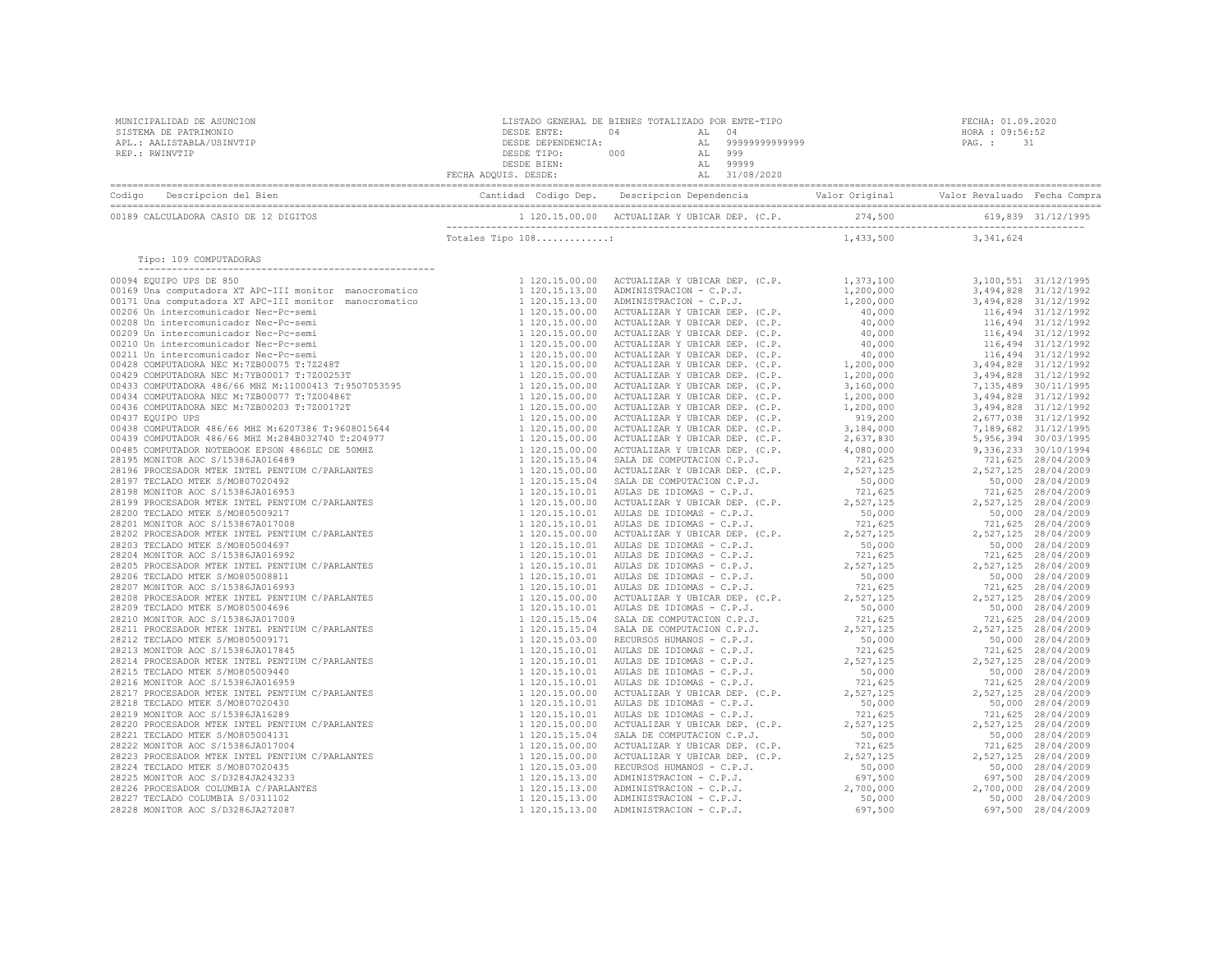MUNICIPALIDAD DE ASUNCION
SISTEMA DE PATRIMONIO
APL.: AALISTABLA/USINVTIP
REP.: RWINVTIP

LISTADO GENERAL DE BIENES TOTALIZADO POR ENTE-TIPO
DESDE ENTE: 04 AL 04
DESDE DEPENDENCIA: AL 99999999999999
DESDE TIPO: 000 AL 999
DESDE BIEN: AL 99999
FECHA ADQUIS. DESDE: AL 31/08/2020

FECHA: 01.09.2020
HORA : 09:56:52
PAG. : 31

| Codigo | Descripcion del Bien | Cantidad | Codigo Dep. | Descripcion Dependencia | Valor Original | Valor Revaluado | Fecha Compra |
|---|---|---|---|---|---|---|---|
| 00189 | CALCULADORA CASIO DE 12 DIGITOS | 1 | 120.15.00.00 | ACTUALIZAR Y UBICAR DEP. (C.P. | 274,500 | 619,839 | 31/12/1995 |
| | Totales Tipo 108............: | | | | 1,433,500 | 3,341,624 | |

Tipo: 109 COMPUTADORAS

| Codigo | Descripcion del Bien | Cantidad | Codigo Dep. | Descripcion Dependencia | Valor Original | Valor Revaluado | Fecha Compra |
|---|---|---|---|---|---|---|---|
| 00094 | EQUIPO UPS DE 850 | 1 | 120.15.00.00 | ACTUALIZAR Y UBICAR DEP. (C.P. | 1,373,100 | 3,100,551 | 31/12/1995 |
| 00169 | Una computadora XT APC-III monitor manocromatico | 1 | 120.15.13.00 | ADMINISTRACION - C.P.J. | 1,200,000 | 3,494,828 | 31/12/1992 |
| 00171 | Una computadora XT APC-III monitor manocromatico | 1 | 120.15.13.00 | ADMINISTRACION - C.P.J. | 1,200,000 | 3,494,828 | 31/12/1992 |
| 00206 | Un intercomunicador Nec-Pc-semi | 1 | 120.15.00.00 | ACTUALIZAR Y UBICAR DEP. (C.P. | 40,000 | 116,494 | 31/12/1992 |
| 00208 | Un intercomunicador Nec-Pc-semi | 1 | 120.15.00.00 | ACTUALIZAR Y UBICAR DEP. (C.P. | 40,000 | 116,494 | 31/12/1992 |
| 00209 | Un intercomunicador Nec-Pc-semi | 1 | 120.15.00.00 | ACTUALIZAR Y UBICAR DEP. (C.P. | 40,000 | 116,494 | 31/12/1992 |
| 00210 | Un intercomunicador Nec-Pc-semi | 1 | 120.15.00.00 | ACTUALIZAR Y UBICAR DEP. (C.P. | 40,000 | 116,494 | 31/12/1992 |
| 00211 | Un intercomunicador Nec-Pc-semi | 1 | 120.15.00.00 | ACTUALIZAR Y UBICAR DEP. (C.P. | 40,000 | 116,494 | 31/12/1992 |
| 00428 | COMPUTADORA NEC M:7ZB00075 T:7Z248T | 1 | 120.15.00.00 | ACTUALIZAR Y UBICAR DEP. (C.P. | 1,200,000 | 3,494,828 | 31/12/1992 |
| 00429 | COMPUTADORA NEC M:7YB00017 T:7Z00253T | 1 | 120.15.00.00 | ACTUALIZAR Y UBICAR DEP. (C.P. | 1,200,000 | 3,494,828 | 31/12/1992 |
| 00433 | COMPUTADORA 486/66 MHZ M:11000413 T:9507053595 | 1 | 120.15.00.00 | ACTUALIZAR Y UBICAR DEP. (C.P. | 3,160,000 | 7,135,489 | 30/11/1995 |
| 00434 | COMPUTADORA NEC M:7ZB00077 T:7Z00486T | 1 | 120.15.00.00 | ACTUALIZAR Y UBICAR DEP. (C.P. | 1,200,000 | 3,494,828 | 31/12/1992 |
| 00436 | COMPUTADORA NEC M:7ZB00203 T:7Z00172T | 1 | 120.15.00.00 | ACTUALIZAR Y UBICAR DEP. (C.P. | 1,200,000 | 3,494,828 | 31/12/1992 |
| 00437 | EQUIPO UPS | 1 | 120.15.00.00 | ACTUALIZAR Y UBICAR DEP. (C.P. | 919,200 | 2,677,038 | 31/12/1992 |
| 00438 | COMPUTADOR 486/66 MHZ M:6207386 T:9608015644 | 1 | 120.15.00.00 | ACTUALIZAR Y UBICAR DEP. (C.P. | 3,184,000 | 7,189,682 | 31/12/1995 |
| 00439 | COMPUTADOR 486/66 MHZ M:284B032740 T:204977 | 1 | 120.15.00.00 | ACTUALIZAR Y UBICAR DEP. (C.P. | 2,637,830 | 5,956,394 | 30/03/1995 |
| 00485 | COMPUTADOR NOTEBOOK EPSON 486SLC DE 50MHZ | 1 | 120.15.00.00 | ACTUALIZAR Y UBICAR DEP. (C.P. | 4,080,000 | 9,336,233 | 30/10/1994 |
| 28195 | MONITOR AOC S/15386JA016489 | 1 | 120.15.15.04 | SALA DE COMPUTACION C.P.J. | 721,625 | 721,625 | 28/04/2009 |
| 28196 | PROCESADOR MTEK INTEL PENTIUM C/PARLANTES | 1 | 120.15.00.00 | ACTUALIZAR Y UBICAR DEP. (C.P. | 2,527,125 | 2,527,125 | 28/04/2009 |
| 28197 | TECLADO MTEK S/MO807020492 | 1 | 120.15.15.04 | SALA DE COMPUTACION C.P.J. | 50,000 | 50,000 | 28/04/2009 |
| 28198 | MONITOR AOC S/15386JA016953 | 1 | 120.15.10.01 | AULAS DE IDIOMAS - C.P.J. | 721,625 | 721,625 | 28/04/2009 |
| 28199 | PROCESADOR MTEK INTEL PENTIUM C/PARLANTES | 1 | 120.15.00.00 | ACTUALIZAR Y UBICAR DEP. (C.P. | 2,527,125 | 2,527,125 | 28/04/2009 |
| 28200 | TECLADO MTEK S/MO805009217 | 1 | 120.15.10.01 | AULAS DE IDIOMAS - C.P.J. | 50,000 | 50,000 | 28/04/2009 |
| 28201 | MONITOR AOC S/153867A017008 | 1 | 120.15.10.01 | AULAS DE IDIOMAS - C.P.J. | 721,625 | 721,625 | 28/04/2009 |
| 28202 | PROCESADOR MTEK INTEL PENTIUM C/PARLANTES | 1 | 120.15.00.00 | ACTUALIZAR Y UBICAR DEP. (C.P. | 2,527,125 | 2,527,125 | 28/04/2009 |
| 28203 | TECLADO MTEK S/MO805004697 | 1 | 120.15.10.01 | AULAS DE IDIOMAS - C.P.J. | 50,000 | 50,000 | 28/04/2009 |
| 28204 | MONITOR AOC S/15386JA016992 | 1 | 120.15.10.01 | AULAS DE IDIOMAS - C.P.J. | 721,625 | 721,625 | 28/04/2009 |
| 28205 | PROCESADOR MTEK INTEL PENTIUM C/PARLANTES | 1 | 120.15.10.01 | AULAS DE IDIOMAS - C.P.J. | 2,527,125 | 2,527,125 | 28/04/2009 |
| 28206 | TECLADO MTEK S/MO805008811 | 1 | 120.15.10.01 | AULAS DE IDIOMAS - C.P.J. | 50,000 | 50,000 | 28/04/2009 |
| 28207 | MONITOR AOC S/15386JA016993 | 1 | 120.15.10.01 | AULAS DE IDIOMAS - C.P.J. | 721,625 | 721,625 | 28/04/2009 |
| 28208 | PROCESADOR MTEK INTEL PENTIUM C/PARLANTES | 1 | 120.15.00.00 | ACTUALIZAR Y UBICAR DEP. (C.P. | 2,527,125 | 2,527,125 | 28/04/2009 |
| 28209 | TECLADO MTEK S/MO805004696 | 1 | 120.15.10.01 | AULAS DE IDIOMAS - C.P.J. | 50,000 | 50,000 | 28/04/2009 |
| 28210 | MONITOR AOC S/15386JA017009 | 1 | 120.15.15.04 | SALA DE COMPUTACION C.P.J. | 721,625 | 721,625 | 28/04/2009 |
| 28211 | PROCESADOR MTEK INTEL PENTIUM C/PARLANTES | 1 | 120.15.15.04 | SALA DE COMPUTACION C.P.J. | 2,527,125 | 2,527,125 | 28/04/2009 |
| 28212 | TECLADO MTEK S/MO805009171 | 1 | 120.15.03.00 | RECURSOS HUMANOS - C.P.J. | 50,000 | 50,000 | 28/04/2009 |
| 28213 | MONITOR AOC S/15386JA017845 | 1 | 120.15.10.01 | AULAS DE IDIOMAS - C.P.J. | 721,625 | 721,625 | 28/04/2009 |
| 28214 | PROCESADOR MTEK INTEL PENTIUM C/PARLANTES | 1 | 120.15.10.01 | AULAS DE IDIOMAS - C.P.J. | 2,527,125 | 2,527,125 | 28/04/2009 |
| 28215 | TECLADO MTEK S/MO805009440 | 1 | 120.15.10.01 | AULAS DE IDIOMAS - C.P.J. | 50,000 | 50,000 | 28/04/2009 |
| 28216 | MONITOR AOC S/15386JA016959 | 1 | 120.15.10.01 | AULAS DE IDIOMAS - C.P.J. | 721,625 | 721,625 | 28/04/2009 |
| 28217 | PROCESADOR MTEK INTEL PENTIUM C/PARLANTES | 1 | 120.15.00.00 | ACTUALIZAR Y UBICAR DEP. (C.P. | 2,527,125 | 2,527,125 | 28/04/2009 |
| 28218 | TECLADO MTEK S/MO807020430 | 1 | 120.15.10.01 | AULAS DE IDIOMAS - C.P.J. | 50,000 | 50,000 | 28/04/2009 |
| 28219 | MONITOR AOC S/15386JA16289 | 1 | 120.15.10.01 | AULAS DE IDIOMAS - C.P.J. | 721,625 | 721,625 | 28/04/2009 |
| 28220 | PROCESADOR MTEK INTEL PENTIUM C/PARLANTES | 1 | 120.15.00.00 | ACTUALIZAR Y UBICAR DEP. (C.P. | 2,527,125 | 2,527,125 | 28/04/2009 |
| 28221 | TECLADO MTEK S/MO805004131 | 1 | 120.15.15.04 | SALA DE COMPUTACION C.P.J. | 50,000 | 50,000 | 28/04/2009 |
| 28222 | MONITOR AOC S/15386JA017004 | 1 | 120.15.00.00 | ACTUALIZAR Y UBICAR DEP. (C.P. | 721,625 | 721,625 | 28/04/2009 |
| 28223 | PROCESADOR MTEK INTEL PENTIUM C/PARLANTES | 1 | 120.15.00.00 | ACTUALIZAR Y UBICAR DEP. (C.P. | 2,527,125 | 2,527,125 | 28/04/2009 |
| 28224 | TECLADO MTEK S/MO807020435 | 1 | 120.15.03.00 | RECURSOS HUMANOS - C.P.J. | 50,000 | 50,000 | 28/04/2009 |
| 28225 | MONITOR AOC S/D3284JA243233 | 1 | 120.15.13.00 | ADMINISTRACION - C.P.J. | 697,500 | 697,500 | 28/04/2009 |
| 28226 | PROCESADOR COLUMBIA C/PARLANTES | 1 | 120.15.13.00 | ADMINISTRACION - C.P.J. | 2,700,000 | 2,700,000 | 28/04/2009 |
| 28227 | TECLADO COLUMBIA S/0311102 | 1 | 120.15.13.00 | ADMINISTRACION - C.P.J. | 50,000 | 50,000 | 28/04/2009 |
| 28228 | MONITOR AOC S/D3286JA272087 | 1 | 120.15.13.00 | ADMINISTRACION - C.P.J. | 697,500 | 697,500 | 28/04/2009 |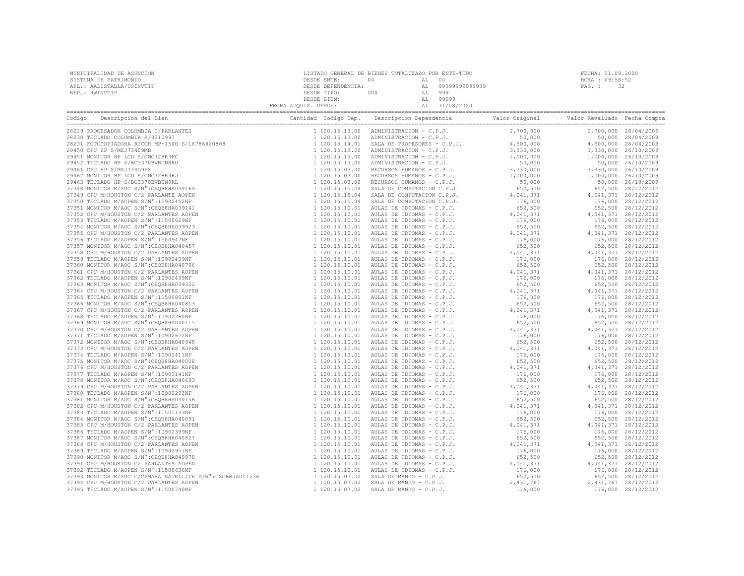MUNICIPALIDAD DE ASUNCION
SISTEMA DE PATRIMONIO
APL.: AALISTABLA/USINVTIP
REP.: RWINVTIP

LISTADO GENERAL DE BIENES TOTALIZADO POR ENTE-TIPO
DESDE ENTE: 04 AL 04
DESDE DEPENDENCIA: AL 99999999999999
DESDE TIPO: 000 AL 999
DESDE BIEN: AL 99999
FECHA ADQUIS. DESDE: AL 31/08/2020

FECHA: 01.09.2020
HORA : 09:56:52
PAG. : 32

| Codigo | Descripcion del Bien | Cantidad | Codigo Dep. | Descripcion Dependencia | Valor Original | Valor Revaluado | Fecha Compra |
|---|---|---|---|---|---|---|---|
| 28229 | PROCESADOR COLUMBIA C/PARLANTES | 1 | 120.15.13.00 | ADMINISTRACION - C.P.J. | 2,700,000 | 2,700,000 | 28/04/2009 |
| 28230 | TECLADO COLUMBIA S/0310997 | 1 | 120.15.13.00 | ADMINISTRACION - C.P.J. | 50,000 | 50,000 | 28/04/2009 |
| 28231 | FOTOCOPIADORA RICOH MP-1500 S/16786820808 | 1 | 120.15.14.01 | SALA DE PROFESORES - C.P.J. | 4,500,000 | 4,500,000 | 28/04/2009 |
| 29450 | CPU HP S/MXJ73409MB | 1 | 120.15.13.00 | ADMINISTRACION - C.P.J. | 3,330,000 | 3,330,000 | 26/10/2009 |
| 29451 | MONITOR HP LCD S/CNC728R3FC | 1 | 120.15.13.00 | ADMINISTRACION - C.P.J. | 1,000,000 | 1,000,000 | 26/10/2009 |
| 29452 | TECLADO HP S/BC3370BVBUN88U | 1 | 120.15.13.00 | ADMINISTRACION - C.P.J. | 50,000 | 50,000 | 26/10/2009 |
| 29461 | CPU HP S/MXJ73409PX | 1 | 120.15.03.00 | RECURSOS HUMANOS - C.P.J. | 3,330,000 | 3,330,000 | 26/10/2009 |
| 29462 | MONITOR HP LCD S/CNC728R3HJ | 1 | 120.15.03.00 | RECURSOS HUMANOS - C.P.J. | 1,000,000 | 1,000,000 | 26/10/2009 |
| 29463 | TECLADO HP S/BC3370BVBUN9RL | 1 | 120.15.03.00 | RECURSOS HUMANOS - C.P.J. | 50,000 | 50,000 | 26/10/2009 |
| 37348 | MONITOR M/AOC S/N°:CEQB8HA039169 | 1 | 120.15.15.04 | SALA DE COMPUTACION C.P.J. | 652,500 | 652,500 | 28/12/2012 |
| 37349 | CPU M/HOUSTON C/2 PARLANTE AOPEN | 1 | 120.15.15.04 | SALA DE COMPUTACION C.P.J. | 4,041,371 | 4,041,371 | 28/12/2012 |
| 37350 | TECLADO M/AOPEN S/N°:10902452NF | 1 | 120.15.15.04 | SALA DE COMPUTACION C.P.J. | 176,000 | 176,000 | 28/12/2012 |
| 37351 | MONITOR M/AOC S/N°:CEQB8HA039141 | 1 | 120.15.10.01 | AULAS DE IDIOMAS - C.P.J. | 652,500 | 652,500 | 28/12/2012 |
| 37352 | CPU M/HOUSTON C/2 PARLANTES AOPEN | 1 | 120.15.10.01 | AULAS DE IDIOMAS - C.P.J. | 4,041,371 | 4,041,371 | 28/12/2012 |
| 37353 | TECLADO M/AOPEN S/N°:11500629NF | 1 | 120.15.10.01 | AULAS DE IDIOMAS - C.P.J. | 176,000 | 176,000 | 28/12/2012 |
| 37354 | MONITOR M/AOC S/N°:CEQB8HA039923 | 1 | 120.15.10.01 | AULAS DE IDIOMAS - C.P.J. | 652,500 | 652,500 | 28/12/2012 |
| 37355 | CPU M/HOUSTON C/2 PARLANTES AOPEN | 1 | 120.15.10.01 | AULAS DE IDIOMAS - C.P.J. | 4,041,371 | 4,041,371 | 28/12/2012 |
| 37356 | TECLADO M/AOPEN S/N°11500947NF | 1 | 120.15.10.01 | AULAS DE IDIOMAS - C.P.J. | 176,000 | 176,000 | 28/12/2012 |
| 37357 | MONITOR M/AOC S/N°:CEQB8HA040457 | 1 | 120.15.10.01 | AULAS DE IDIOMAS - C.P.J. | 652,500 | 652,500 | 28/12/2012 |
| 37358 | CPU M/HOUSTON C/2 PARLANTES AOPEN | 1 | 120.15.10.01 | AULAS DE IDIOMAS - C.P.J. | 4,041,371 | 4,041,371 | 28/12/2012 |
| 37359 | TECLADO M/AOPEN S/N°:10902439NF | 1 | 120.15.10.01 | AULAS DE IDIOMAS - C.P.J. | 176,000 | 176,000 | 28/12/2012 |
| 37360 | MONITOR M/AOC S/N°:CEQB8HA040706 | 1 | 120.15.10.01 | AULAS DE IDIOMAS - C.P.J. | 652,500 | 652,500 | 28/12/2012 |
| 37361 | CPU M/HOUSTON C/2 PARLANTES AOPEN | 1 | 120.15.10.01 | AULAS DE IDIOMAS - C.P.J. | 4,041,371 | 4,041,371 | 28/12/2012 |
| 37362 | TECLADO M/AOPEN S/N°:10902439NF | 1 | 120.15.10.01 | AULAS DE IDIOMAS - C.P.J. | 176,000 | 176,000 | 28/12/2012 |
| 37363 | MONITOR M/AOC S/N°:CEQB8HA039322 | 1 | 120.15.10.01 | AULAS DE IDIOMAS - C.P.J. | 652,500 | 652,500 | 28/12/2012 |
| 37364 | CPU M/HOUSTON C/2 PARLANTES AOPEN | 1 | 120.15.10.01 | AULAS DE IDIOMAS - C.P.J. | 4,041,371 | 4,041,371 | 28/12/2012 |
| 37365 | TECLADO M/AOPEN S/N°:11500891NF | 1 | 120.15.10.01 | AULAS DE IDIOMAS - C.P.J. | 176,000 | 176,000 | 28/12/2012 |
| 37366 | MONITOR M/AOC S/N°:CEQB8HA040813 | 1 | 120.15.10.01 | AULAS DE IDIOMAS - C.P.J. | 652,500 | 652,500 | 28/12/2012 |
| 37367 | CPU M/HOUSTON C/2 PARLANTES AOPEN | 1 | 120.15.10.01 | AULAS DE IDIOMAS - C.P.J. | 4,041,371 | 4,041,371 | 28/12/2012 |
| 37368 | TECLADO M/AOPEN S/N°:10902280NF | 1 | 120.15.10.01 | AULAS DE IDIOMAS - C.P.J. | 176,000 | 176,000 | 28/12/2012 |
| 37369 | MONITOR M/AOC S/N°:CEQB8HA040115 | 1 | 120.15.10.01 | AULAS DE IDIOMAS - C.P.J. | 652,500 | 652,500 | 28/12/2012 |
| 37370 | CPU M/HOUSTON C/2 PARLANTES AOPEN | 1 | 120.15.10.01 | AULAS DE IDIOMAS - C.P.J. | 4,041,371 | 4,041,371 | 28/12/2012 |
| 37371 | TECLADO M/AOPEN S/N°:10902672NF | 1 | 120.15.10.01 | AULAS DE IDIOMAS - C.P.J. | 176,000 | 176,000 | 28/12/2012 |
| 37372 | MONITOR M/AOC S/N°:CEQB8HA040948 | 1 | 120.15.10.01 | AULAS DE IDIOMAS - C.P.J. | 652,500 | 652,500 | 28/12/2012 |
| 37373 | CPU M/HOUSTON C/2 PARLANTES AOPEN | 1 | 120.15.10.01 | AULAS DE IDIOMAS - C.P.J. | 4,041,371 | 4,041,371 | 28/12/2012 |
| 37374 | TECLADO M/AOPEN S/N°:10902411NF | 1 | 120.15.10.01 | AULAS DE IDIOMAS - C.P.J. | 176,000 | 176,000 | 28/12/2012 |
| 37375 | MONITOR M/AOC S/N°:CEQB8HA040028 | 1 | 120.15.10.01 | AULAS DE IDIOMAS - C.P.J. | 652,500 | 652,500 | 28/12/2012 |
| 37376 | CPU M/HOUSTON C/2 PARLANTES AOPEN | 1 | 120.15.10.01 | AULAS DE IDIOMAS - C.P.J. | 4,041,371 | 4,041,371 | 28/12/2012 |
| 37377 | TECLADO M/AOPEN S/N°:10903141NF | 1 | 120.15.10.01 | AULAS DE IDIOMAS - C.P.J. | 176,000 | 176,000 | 28/12/2012 |
| 37378 | MONITOR M/AOC S/N°:CEQB8HA040693 | 1 | 120.15.10.01 | AULAS DE IDIOMAS - C.P.J. | 652,500 | 652,500 | 28/12/2012 |
| 37379 | CPU M/HOUSTON C/2 PARLANTES AOPEN | 1 | 120.15.10.01 | AULAS DE IDIOMAS - C.P.J. | 4,041,371 | 4,041,371 | 28/12/2012 |
| 37380 | TECLADO M/AOPEN S/N°:10902293NF | 1 | 120.15.10.01 | AULAS DE IDIOMAS - C.P.J. | 176,000 | 176,000 | 28/12/2012 |
| 37381 | MONITOR M/AOC S/N°:CEQB8HA040158 | 1 | 120.15.10.01 | AULAS DE IDIOMAS - C.P.J. | 652,500 | 652,500 | 28/12/2012 |
| 37382 | CPU M/HOUSTON C/2 PARLANTES AOPEN | 1 | 120.15.10.01 | AULAS DE IDIOMAS - C.P.J. | 4,041,371 | 4,041,371 | 28/12/2012 |
| 37383 | TECLADO M/AOPEN S/N°:11501133NF | 1 | 120.15.10.01 | AULAS DE IDIOMAS - C.P.J. | 176,000 | 176,000 | 28/12/2012 |
| 37384 | MONITOR M/AOC S/N°:CEQB8HA040091 | 1 | 120.15.10.01 | AULAS DE IDIOMAS - C.P.J. | 652,500 | 652,500 | 28/12/2012 |
| 37385 | CPU M/HOUSTON C/2 PARLANTES AOPEN | 1 | 120.15.10.01 | AULAS DE IDIOMAS - C.P.J. | 4,041,371 | 4,041,371 | 28/12/2012 |
| 37386 | TECLADO M/AOPEN S/N°:10902399NF | 1 | 120.15.10.01 | AULAS DE IDIOMAS - C.P.J. | 176,000 | 176,000 | 28/12/2012 |
| 37387 | MONITOR M/AOC S/N°:CEQB8HA040827 | 1 | 120.15.10.01 | AULAS DE IDIOMAS - C.P.J. | 652,500 | 652,500 | 28/12/2012 |
| 37388 | CPU M/HOUSTON C/2 PARLANTES AOPEN | 1 | 120.15.10.01 | AULAS DE IDIOMAS - C.P.J. | 4,041,371 | 4,041,371 | 28/12/2012 |
| 37389 | TECLADO M/AOPEN S/N°:10902951NF | 1 | 120.15.10.01 | AULAS DE IDIOMAS - C.P.J. | 176,000 | 176,000 | 28/12/2012 |
| 37390 | MONITOR M/AOC S/N°:CEQB8HA040978 | 1 | 120.15.10.01 | AULAS DE IDIOMAS - C.P.J. | 652,500 | 652,500 | 28/12/2012 |
| 37391 | CPU M/HOUSTON C2 PARLANTES AOPEN | 1 | 120.15.10.01 | AULAS DE IDIOMAS - C.P.J. | 4,041,371 | 4,041,371 | 28/12/2012 |
| 37392 | TECLADO M/AOPEN S/N°:11500636NF | 1 | 120.15.10.01 | AULAS DE IDIOMAS - C.P.J. | 176,000 | 176,000 | 28/12/2012 |
| 37393 | MONITOR M/AOC C/CAMARA SATELLITE S/N°:CZGBBJA011536 | 1 | 120.15.07.02 | SALA DE MANDO - C.P.J. | 652,500 | 652,500 | 28/12/2012 |
| 37394 | CPU M/HOUSTON C/2 PARLANTES AOPEN | 1 | 120.15.07.02 | SALA DE MANDO - C.P.J. | 2,431,767 | 2,431,767 | 28/12/2012 |
| 37395 | TECLADO M/AOPEN S/N°:11500740NF | 1 | 120.15.07.02 | SALA DE MANDO - C.P.J. | 176,000 | 176,000 | 28/12/2012 |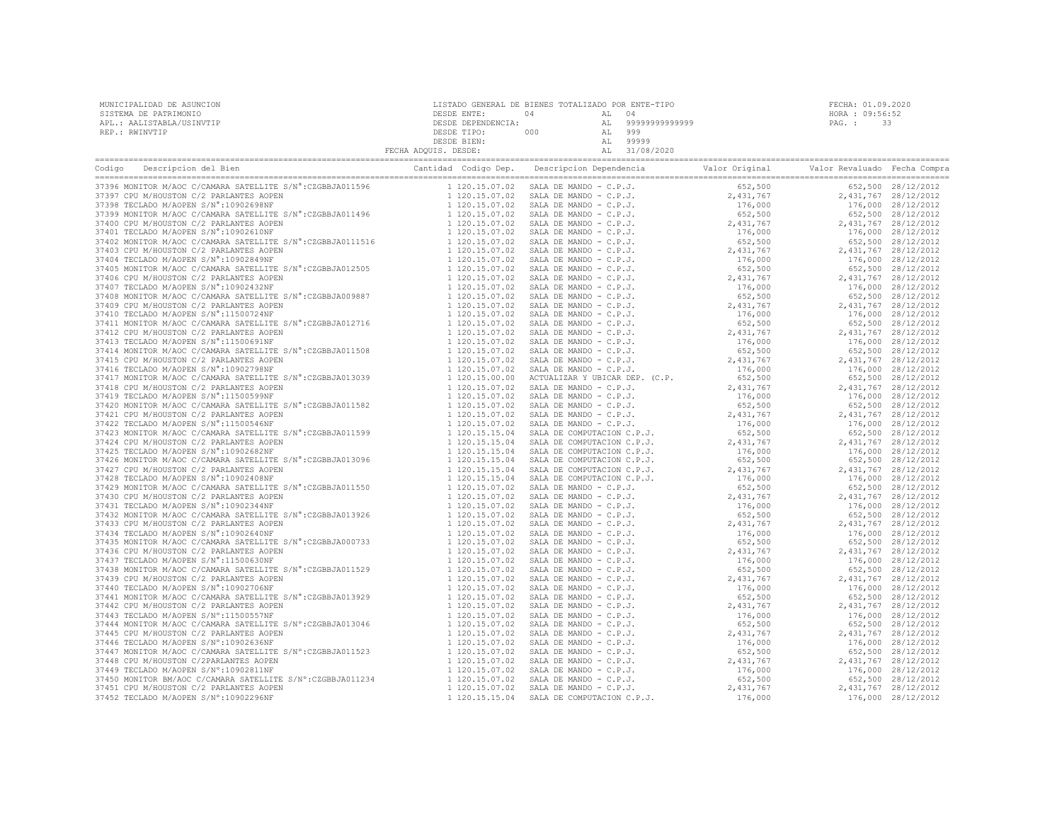MUNICIPALIDAD DE ASUNCION
SISTEMA DE PATRIMONIO
APL.: AALISTABLA/USINVTIP
REP.: RWINVTIP

LISTADO GENERAL DE BIENES TOTALIZADO POR ENTE-TIPO
DESDE ENTE: 04 AL 04
DESDE DEPENDENCIA: AL 99999999999999
DESDE TIPO: 000 AL 999
DESDE BIEN: AL 99999
FECHA ADQUIS. DESDE: AL 31/08/2020

FECHA: 01.09.2020
HORA : 09:56:52
PAG. : 33

| Codigo | Descripcion del Bien | Cantidad | Codigo Dep. | Descripcion Dependencia | Valor Original | Valor Revaluado | Fecha Compra |
|---|---|---|---|---|---|---|---|
| 37396 | MONITOR M/AOC C/CAMARA SATELLITE S/N°:CZGBBJA011596 | 1 | 120.15.07.02 | SALA DE MANDO - C.P.J. | 652,500 | 652,500 | 28/12/2012 |
| 37397 | CPU M/HOUSTON C/2 PARLANTES AOPEN | 1 | 120.15.07.02 | SALA DE MANDO - C.P.J. | 2,431,767 | 2,431,767 | 28/12/2012 |
| 37398 | TECLADO M/AOPEN S/N°:10902698NF | 1 | 120.15.07.02 | SALA DE MANDO - C.P.J. | 176,000 | 176,000 | 28/12/2012 |
| 37399 | MONITOR M/AOC C/CAMARA SATELLITE S/N°:CZGBBJA011496 | 1 | 120.15.07.02 | SALA DE MANDO - C.P.J. | 652,500 | 652,500 | 28/12/2012 |
| 37400 | CPU M/HOUSTON C/2 PARLANTES AOPEN | 1 | 120.15.07.02 | SALA DE MANDO - C.P.J. | 2,431,767 | 2,431,767 | 28/12/2012 |
| 37401 | TECLADO M/AOPEN S/N°:10902610NF | 1 | 120.15.07.02 | SALA DE MANDO - C.P.J. | 176,000 | 176,000 | 28/12/2012 |
| 37402 | MONITOR M/AOC C/CAMARA SATELLITE S/N°:CZGBBJA0111516 | 1 | 120.15.07.02 | SALA DE MANDO - C.P.J. | 652,500 | 652,500 | 28/12/2012 |
| 37403 | CPU M/HOUSTON C/2 PARLANTES AOPEN | 1 | 120.15.07.02 | SALA DE MANDO - C.P.J. | 2,431,767 | 2,431,767 | 28/12/2012 |
| 37404 | TECLADO M/AOPEN S/N°:10902849NF | 1 | 120.15.07.02 | SALA DE MANDO - C.P.J. | 176,000 | 176,000 | 28/12/2012 |
| 37405 | MONITOR M/AOC C/CAMARA SATELLITE S/N°:CZGBBJA012505 | 1 | 120.15.07.02 | SALA DE MANDO - C.P.J. | 652,500 | 652,500 | 28/12/2012 |
| 37406 | CPU M/HOUSTON C/2 PARLANTES AOPEN | 1 | 120.15.07.02 | SALA DE MANDO - C.P.J. | 2,431,767 | 2,431,767 | 28/12/2012 |
| 37407 | TECLADO M/AOPEN S/N°:10902432NF | 1 | 120.15.07.02 | SALA DE MANDO - C.P.J. | 176,000 | 176,000 | 28/12/2012 |
| 37408 | MONITOR M/AOC C/CAMARA SATELLITE S/N°:CZGBBJA009887 | 1 | 120.15.07.02 | SALA DE MANDO - C.P.J. | 652,500 | 652,500 | 28/12/2012 |
| 37409 | CPU M/HOUSTON C/2 PARLANTES AOPEN | 1 | 120.15.07.02 | SALA DE MANDO - C.P.J. | 2,431,767 | 2,431,767 | 28/12/2012 |
| 37410 | TECLADO M/AOPEN S/N°:11500724NF | 1 | 120.15.07.02 | SALA DE MANDO - C.P.J. | 176,000 | 176,000 | 28/12/2012 |
| 37411 | MONITOR M/AOC C/CAMARA SATELLITE S/N°:CZGBBJA012716 | 1 | 120.15.07.02 | SALA DE MANDO - C.P.J. | 652,500 | 652,500 | 28/12/2012 |
| 37412 | CPU M/HOUSTON C/2 PARLANTES AOPEN | 1 | 120.15.07.02 | SALA DE MANDO - C.P.J. | 2,431,767 | 2,431,767 | 28/12/2012 |
| 37413 | TECLADO M/AOPEN S/N°:11500691NF | 1 | 120.15.07.02 | SALA DE MANDO - C.P.J. | 176,000 | 176,000 | 28/12/2012 |
| 37414 | MONITOR M/AOC C/CAMARA SATELLITE S/N°:CZGBBJA011508 | 1 | 120.15.07.02 | SALA DE MANDO - C.P.J. | 652,500 | 652,500 | 28/12/2012 |
| 37415 | CPU M/HOUSTON C/2 PARLANTES AOPEN | 1 | 120.15.07.02 | SALA DE MANDO - C.P.J. | 2,431,767 | 2,431,767 | 28/12/2012 |
| 37416 | TECLADO M/AOPEN S/N°:10902798NF | 1 | 120.15.07.02 | SALA DE MANDO - C.P.J. | 176,000 | 176,000 | 28/12/2012 |
| 37417 | MONITOR M/AOC C/CAMARA SATELLITE S/N°:CZGBBJA013039 | 1 | 120.15.00.00 | ACTUALIZAR Y UBICAR DEP. (C.P. | 652,500 | 652,500 | 28/12/2012 |
| 37418 | CPU M/HOUSTON C/2 PARLANTES AOPEN | 1 | 120.15.07.02 | SALA DE MANDO - C.P.J. | 2,431,767 | 2,431,767 | 28/12/2012 |
| 37419 | TECLADO M/AOPEN S/N°:11500599NF | 1 | 120.15.07.02 | SALA DE MANDO - C.P.J. | 176,000 | 176,000 | 28/12/2012 |
| 37420 | MONITOR M/AOC C/CAMARA SATELLITE S/N°:CZGBBJA011582 | 1 | 120.15.07.02 | SALA DE MANDO - C.P.J. | 652,500 | 652,500 | 28/12/2012 |
| 37421 | CPU M/HOUSTON C/2 PARLANTES AOPEN | 1 | 120.15.07.02 | SALA DE MANDO - C.P.J. | 2,431,767 | 2,431,767 | 28/12/2012 |
| 37422 | TECLADO M/AOPEN S/N°:11500546NF | 1 | 120.15.07.02 | SALA DE MANDO - C.P.J. | 176,000 | 176,000 | 28/12/2012 |
| 37423 | MONITOR M/AOC C/CAMARA SATELLITE S/N°:CZGBBJA011599 | 1 | 120.15.15.04 | SALA DE COMPUTACION C.P.J. | 652,500 | 652,500 | 28/12/2012 |
| 37424 | CPU M/HOUSTON C/2 PARLANTES AOPEN | 1 | 120.15.15.04 | SALA DE COMPUTACION C.P.J. | 2,431,767 | 2,431,767 | 28/12/2012 |
| 37425 | TECLADO M/AOPEN S/N°:10902682NF | 1 | 120.15.15.04 | SALA DE COMPUTACION C.P.J. | 176,000 | 176,000 | 28/12/2012 |
| 37426 | MONITOR M/AOC C/CAMARA SATELLITE S/N°:CZGBBJA013096 | 1 | 120.15.15.04 | SALA DE COMPUTACION C.P.J. | 652,500 | 652,500 | 28/12/2012 |
| 37427 | CPU M/HOUSTON C/2 PARLANTES AOPEN | 1 | 120.15.15.04 | SALA DE COMPUTACION C.P.J. | 2,431,767 | 2,431,767 | 28/12/2012 |
| 37428 | TECLADO M/AOPEN S/N°:10902408NF | 1 | 120.15.15.04 | SALA DE COMPUTACION C.P.J. | 176,000 | 176,000 | 28/12/2012 |
| 37429 | MONITOR M/AOC C/CAMARA SATELLITE S/N°:CZGBBJA011550 | 1 | 120.15.07.02 | SALA DE MANDO - C.P.J. | 652,500 | 652,500 | 28/12/2012 |
| 37430 | CPU M/HOUSTON C/2 PARLANTES AOPEN | 1 | 120.15.07.02 | SALA DE MANDO - C.P.J. | 2,431,767 | 2,431,767 | 28/12/2012 |
| 37431 | TECLADO M/AOPEN S/N°:10902344NF | 1 | 120.15.07.02 | SALA DE MANDO - C.P.J. | 176,000 | 176,000 | 28/12/2012 |
| 37432 | MONITOR M/AOC C/CAMARA SATELLITE S/N°:CZGBBJA013926 | 1 | 120.15.07.02 | SALA DE MANDO - C.P.J. | 652,500 | 652,500 | 28/12/2012 |
| 37433 | CPU M/HOUSTON C/2 PARLANTES AOPEN | 1 | 120.15.07.02 | SALA DE MANDO - C.P.J. | 2,431,767 | 2,431,767 | 28/12/2012 |
| 37434 | TECLADO M/AOPEN S/N°:10902640NF | 1 | 120.15.07.02 | SALA DE MANDO - C.P.J. | 176,000 | 176,000 | 28/12/2012 |
| 37435 | MONITOR M/AOC C/CAMARA SATELLITE S/N°:CZGBBJA000733 | 1 | 120.15.07.02 | SALA DE MANDO - C.P.J. | 652,500 | 652,500 | 28/12/2012 |
| 37436 | CPU M/HOUSTON C/2 PARLANTES AOPEN | 1 | 120.15.07.02 | SALA DE MANDO - C.P.J. | 2,431,767 | 2,431,767 | 28/12/2012 |
| 37437 | TECLADO M/AOPEN S/N°:11500630NF | 1 | 120.15.07.02 | SALA DE MANDO - C.P.J. | 176,000 | 176,000 | 28/12/2012 |
| 37438 | MONITOR M/AOC C/CAMARA SATELLITE S/N°:CZGBBJA011529 | 1 | 120.15.07.02 | SALA DE MANDO - C.P.J. | 652,500 | 652,500 | 28/12/2012 |
| 37439 | CPU M/HOUSTON C/2 PARLANTES AOPEN | 1 | 120.15.07.02 | SALA DE MANDO - C.P.J. | 2,431,767 | 2,431,767 | 28/12/2012 |
| 37440 | TECLADO M/AOPEN S/N°:10902706NF | 1 | 120.15.07.02 | SALA DE MANDO - C.P.J. | 176,000 | 176,000 | 28/12/2012 |
| 37441 | MONITOR M/AOC C/CAMARA SATELLITE S/N°:CZGBBJA013929 | 1 | 120.15.07.02 | SALA DE MANDO - C.P.J. | 652,500 | 652,500 | 28/12/2012 |
| 37442 | CPU M/HOUSTON C/2 PARLANTES AOPEN | 1 | 120.15.07.02 | SALA DE MANDO - C.P.J. | 2,431,767 | 2,431,767 | 28/12/2012 |
| 37443 | TECLADO M/AOPEN S/N°:11500557NF | 1 | 120.15.07.02 | SALA DE MANDO - C.P.J. | 176,000 | 176,000 | 28/12/2012 |
| 37444 | MONITOR M/AOC C/CAMARA SATELLITE S/N°:CZGBBJA013046 | 1 | 120.15.07.02 | SALA DE MANDO - C.P.J. | 652,500 | 652,500 | 28/12/2012 |
| 37445 | CPU M/HOUSTON C/2 PARLANTES AOPEN | 1 | 120.15.07.02 | SALA DE MANDO - C.P.J. | 2,431,767 | 2,431,767 | 28/12/2012 |
| 37446 | TECLADO M/AOPEN S/N°:10902636NF | 1 | 120.15.07.02 | SALA DE MANDO - C.P.J. | 176,000 | 176,000 | 28/12/2012 |
| 37447 | MONITOR M/AOC C/CAMARA SATELLITE S/N°:CZGBBJA011523 | 1 | 120.15.07.02 | SALA DE MANDO - C.P.J. | 652,500 | 652,500 | 28/12/2012 |
| 37448 | CPU M/HOUSTON C/2PARLANTES AOPEN | 1 | 120.15.07.02 | SALA DE MANDO - C.P.J. | 2,431,767 | 2,431,767 | 28/12/2012 |
| 37449 | TECLADO M/AOPEN S/N°:10902811NF | 1 | 120.15.07.02 | SALA DE MANDO - C.P.J. | 176,000 | 176,000 | 28/12/2012 |
| 37450 | MONITOR BM/AOC C/CAMARA SATELLITE S/N°:CZGBBJA011234 | 1 | 120.15.07.02 | SALA DE MANDO - C.P.J. | 652,500 | 652,500 | 28/12/2012 |
| 37451 | CPU M/HOUSTON C/2 PARLANTES AOPEN | 1 | 120.15.07.02 | SALA DE MANDO - C.P.J. | 2,431,767 | 2,431,767 | 28/12/2012 |
| 37452 | TECLADO M/AOPEN S/N°:10902296NF | 1 | 120.15.15.04 | SALA DE COMPUTACION C.P.J. | 176,000 | 176,000 | 28/12/2012 |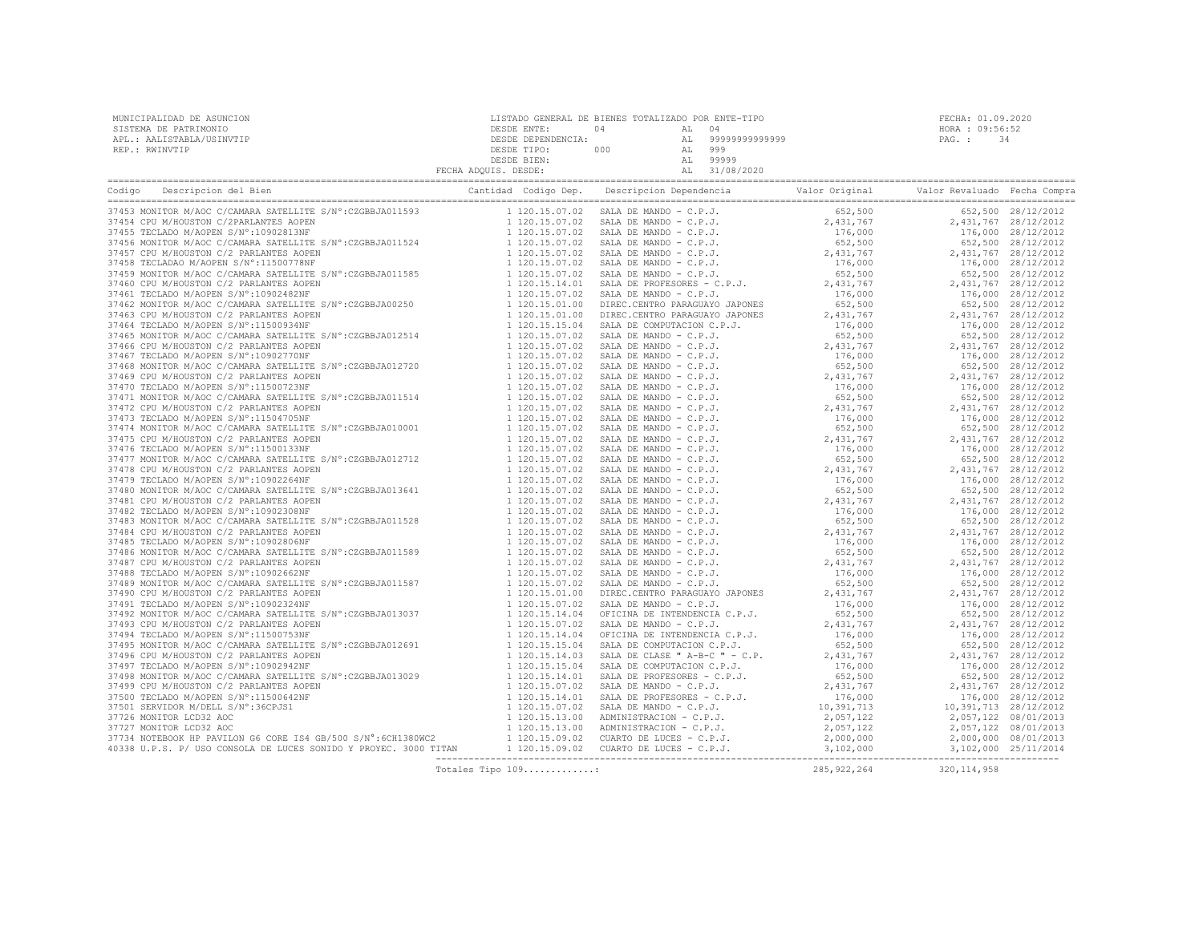MUNICIPALIDAD DE ASUNCION
SISTEMA DE PATRIMONIO
APL.: AALISTABLA/USINVTIP
REP.: RWINVTIP

LISTADO GENERAL DE BIENES TOTALIZADO POR ENTE-TIPO
DESDE ENTE: 04 AL 04
DESDE DEPENDENCIA: AL 99999999999999
DESDE TIPO: 000 AL 999
DESDE BIEN: AL 99999
FECHA ADQUIS. DESDE: AL 31/08/2020

FECHA: 01.09.2020
HORA : 09:56:52
PAG. : 34

| Codigo | Descripcion del Bien | Cantidad | Codigo Dep. | Descripcion Dependencia | Valor Original | Valor Revaluado | Fecha Compra |
|---|---|---|---|---|---|---|---|
| 37453 | MONITOR M/AOC C/CAMARA SATELLITE S/N°:CZGBBJA011593 | 1 | 120.15.07.02 | SALA DE MANDO - C.P.J. | 652,500 | 652,500 | 28/12/2012 |
| 37454 | CPU M/HOUSTON C/2PARLANTES AOPEN | 1 | 120.15.07.02 | SALA DE MANDO - C.P.J. | 2,431,767 | 2,431,767 | 28/12/2012 |
| 37455 | TECLADO M/AOPEN S/N°:10902813NF | 1 | 120.15.07.02 | SALA DE MANDO - C.P.J. | 176,000 | 176,000 | 28/12/2012 |
| 37456 | MONITOR M/AOC C/CAMARA SATELLITE S/N°:CZGBBJA011524 | 1 | 120.15.07.02 | SALA DE MANDO - C.P.J. | 652,500 | 652,500 | 28/12/2012 |
| 37457 | CPU M/HOUSTON C/2 PARLANTES AOPEN | 1 | 120.15.07.02 | SALA DE MANDO - C.P.J. | 2,431,767 | 2,431,767 | 28/12/2012 |
| 37458 | TECLADAO M/AOPEN S/N°:11500778NF | 1 | 120.15.07.02 | SALA DE MANDO - C.P.J. | 176,000 | 176,000 | 28/12/2012 |
| 37459 | MONITOR M/AOC C/CAMARA SATELLITE S/N°:CZGBBJA011585 | 1 | 120.15.07.02 | SALA DE MANDO - C.P.J. | 652,500 | 652,500 | 28/12/2012 |
| 37460 | CPU M/HOUSTON C/2 PARLANTES AOPEN | 1 | 120.15.14.01 | SALA DE PROFESORES - C.P.J. | 2,431,767 | 2,431,767 | 28/12/2012 |
| 37461 | TECLADO M/AOPEN S/N°:10902482NF | 1 | 120.15.07.02 | SALA DE MANDO - C.P.J. | 176,000 | 176,000 | 28/12/2012 |
| 37462 | MONITOR M/AOC C/CAMARA SATELLITE S/N°:CZGBBJA00250 | 1 | 120.15.01.00 | DIREC.CENTRO PARAGUAYO JAPONES | 652,500 | 652,500 | 28/12/2012 |
| 37463 | CPU M/HOUSTON C/2 PARLANTES AOPEN | 1 | 120.15.01.00 | DIREC.CENTRO PARAGUAYO JAPONES | 2,431,767 | 2,431,767 | 28/12/2012 |
| 37464 | TECLADO M/AOPEN S/N°:11500934NF | 1 | 120.15.15.04 | SALA DE COMPUTACION C.P.J. | 176,000 | 176,000 | 28/12/2012 |
| 37465 | MONITOR M/AOC C/CAMARA SATELLITE S/N°:CZGBBJA012514 | 1 | 120.15.07.02 | SALA DE MANDO - C.P.J. | 652,500 | 652,500 | 28/12/2012 |
| 37466 | CPU M/HOUSTON C/2 PARLANTES AOPEN | 1 | 120.15.07.02 | SALA DE MANDO - C.P.J. | 2,431,767 | 2,431,767 | 28/12/2012 |
| 37467 | TECLADO M/AOPEN S/N°:10902770NF | 1 | 120.15.07.02 | SALA DE MANDO - C.P.J. | 176,000 | 176,000 | 28/12/2012 |
| 37468 | MONITOR M/AOC C/CAMARA SATELLITE S/N°:CZGBBJA012720 | 1 | 120.15.07.02 | SALA DE MANDO - C.P.J. | 652,500 | 652,500 | 28/12/2012 |
| 37469 | CPU M/HOUSTON C/2 PARLANTES AOPEN | 1 | 120.15.07.02 | SALA DE MANDO - C.P.J. | 2,431,767 | 2,431,767 | 28/12/2012 |
| 37470 | TECLADO M/AOPEN S/N°:11500723NF | 1 | 120.15.07.02 | SALA DE MANDO - C.P.J. | 176,000 | 176,000 | 28/12/2012 |
| 37471 | MONITOR M/AOC C/CAMARA SATELLITE S/N°:CZGBBJA011514 | 1 | 120.15.07.02 | SALA DE MANDO - C.P.J. | 652,500 | 652,500 | 28/12/2012 |
| 37472 | CPU M/HOUSTON C/2 PARLANTES AOPEN | 1 | 120.15.07.02 | SALA DE MANDO - C.P.J. | 2,431,767 | 2,431,767 | 28/12/2012 |
| 37473 | TECLADO M/AOPEN S/N°:11504705NF | 1 | 120.15.07.02 | SALA DE MANDO - C.P.J. | 176,000 | 176,000 | 28/12/2012 |
| 37474 | MONITOR M/AOC C/CAMARA SATELLITE S/N°:CZGBBJA010001 | 1 | 120.15.07.02 | SALA DE MANDO - C.P.J. | 652,500 | 652,500 | 28/12/2012 |
| 37475 | CPU M/HOUSTON C/2 PARLANTES AOPEN | 1 | 120.15.07.02 | SALA DE MANDO - C.P.J. | 2,431,767 | 2,431,767 | 28/12/2012 |
| 37476 | TECLADO M/AOPEN S/N°:11500133NF | 1 | 120.15.07.02 | SALA DE MANDO - C.P.J. | 176,000 | 176,000 | 28/12/2012 |
| 37477 | MONITOR M/AOC C/CAMARA SATELLITE S/N°:CZGBBJA012712 | 1 | 120.15.07.02 | SALA DE MANDO - C.P.J. | 652,500 | 652,500 | 28/12/2012 |
| 37478 | CPU M/HOUSTON C/2 PARLANTES AOPEN | 1 | 120.15.07.02 | SALA DE MANDO - C.P.J. | 2,431,767 | 2,431,767 | 28/12/2012 |
| 37479 | TECLADO M/AOPEN S/N°:10902264NF | 1 | 120.15.07.02 | SALA DE MANDO - C.P.J. | 176,000 | 176,000 | 28/12/2012 |
| 37480 | MONITOR M/AOC C/CAMARA SATELLITE S/N°:CZGBBJA013641 | 1 | 120.15.07.02 | SALA DE MANDO - C.P.J. | 652,500 | 652,500 | 28/12/2012 |
| 37481 | CPU M/HOUSTON C/2 PARLANTES AOPEN | 1 | 120.15.07.02 | SALA DE MANDO - C.P.J. | 2,431,767 | 2,431,767 | 28/12/2012 |
| 37482 | TECLADO M/AOPEN S/N°:10902308NF | 1 | 120.15.07.02 | SALA DE MANDO - C.P.J. | 176,000 | 176,000 | 28/12/2012 |
| 37483 | MONITOR M/AOC C/CAMARA SATELLITE S/N°:CZGBBJA011528 | 1 | 120.15.07.02 | SALA DE MANDO - C.P.J. | 652,500 | 652,500 | 28/12/2012 |
| 37484 | CPU M/HOUSTON C/2 PARLANTES AOPEN | 1 | 120.15.07.02 | SALA DE MANDO - C.P.J. | 2,431,767 | 2,431,767 | 28/12/2012 |
| 37485 | TECLADO M/AOPEN S/N°:10902806NF | 1 | 120.15.07.02 | SALA DE MANDO - C.P.J. | 176,000 | 176,000 | 28/12/2012 |
| 37486 | MONITOR M/AOC C/CAMARA SATELLITE S/N°:CZGBBJA011589 | 1 | 120.15.07.02 | SALA DE MANDO - C.P.J. | 652,500 | 652,500 | 28/12/2012 |
| 37487 | CPU M/HOUSTON C/2 PARLANTES AOPEN | 1 | 120.15.07.02 | SALA DE MANDO - C.P.J. | 2,431,767 | 2,431,767 | 28/12/2012 |
| 37488 | TECLADO M/AOPEN S/N°:10902662NF | 1 | 120.15.07.02 | SALA DE MANDO - C.P.J. | 176,000 | 176,000 | 28/12/2012 |
| 37489 | MONITOR M/AOC C/CAMARA SATELLITE S/N°:CZGBBJA011587 | 1 | 120.15.07.02 | SALA DE MANDO - C.P.J. | 652,500 | 652,500 | 28/12/2012 |
| 37490 | CPU M/HOUSTON C/2 PARLANTES AOPEN | 1 | 120.15.01.00 | DIREC.CENTRO PARAGUAYO JAPONES | 2,431,767 | 2,431,767 | 28/12/2012 |
| 37491 | TECLADO M/AOPEN S/N°:10902324NF | 1 | 120.15.07.02 | SALA DE MANDO - C.P.J. | 176,000 | 176,000 | 28/12/2012 |
| 37492 | MONITOR M/AOC C/CAMARA SATELLITE S/N°:CZGBBJA013037 | 1 | 120.15.14.04 | OFICINA DE INTENDENCIA C.P.J. | 652,500 | 652,500 | 28/12/2012 |
| 37493 | CPU M/HOUSTON C/2 PARLANTES AOPEN | 1 | 120.15.07.02 | SALA DE MANDO - C.P.J. | 2,431,767 | 2,431,767 | 28/12/2012 |
| 37494 | TECLADO M/AOPEN S/N°:11500753NF | 1 | 120.15.14.04 | OFICINA DE INTENDENCIA C.P.J. | 176,000 | 176,000 | 28/12/2012 |
| 37495 | MONITOR M/AOC C/CAMARA SATELLITE S/N°:CZGBBJA012691 | 1 | 120.15.15.04 | SALA DE COMPUTACION C.P.J. | 652,500 | 652,500 | 28/12/2012 |
| 37496 | CPU M/HOUSTON C/2 PARLANTES AOPEN | 1 | 120.15.14.03 | SALA DE CLASE " A-B-C " - C.P. | 2,431,767 | 2,431,767 | 28/12/2012 |
| 37497 | TECLADO M/AOPEN S/N°:10902942NF | 1 | 120.15.15.04 | SALA DE COMPUTACION C.P.J. | 176,000 | 176,000 | 28/12/2012 |
| 37498 | MONITOR M/AOC C/CAMARA SATELLITE S/N°:CZGBBJA013029 | 1 | 120.15.14.01 | SALA DE PROFESORES - C.P.J. | 652,500 | 652,500 | 28/12/2012 |
| 37499 | CPU M/HOUSTON C/2 PARLANTES AOPEN | 1 | 120.15.07.02 | SALA DE MANDO - C.P.J. | 2,431,767 | 2,431,767 | 28/12/2012 |
| 37500 | TECLADO M/AOPEN S/N°:11500642NF | 1 | 120.15.14.01 | SALA DE PROFESORES - C.P.J. | 176,000 | 176,000 | 28/12/2012 |
| 37501 | SERVIDOR M/DELL S/N°:36CPJS1 | 1 | 120.15.07.02 | SALA DE MANDO - C.P.J. | 10,391,713 | 10,391,713 | 28/12/2012 |
| 37726 | MONITOR LCD32 AOC | 1 | 120.15.13.00 | ADMINISTRACION - C.P.J. | 2,057,122 | 2,057,122 | 08/01/2013 |
| 37727 | MONITOR LCD32 AOC | 1 | 120.15.13.00 | ADMINISTRACION - C.P.J. | 2,057,122 | 2,057,122 | 08/01/2013 |
| 37734 | NOTEBOOK HP PAVILON G6 CORE IS4 GB/500 S/N°:6CH1380WC2 | 1 | 120.15.09.02 | CUARTO DE LUCES - C.P.J. | 2,000,000 | 2,000,000 | 08/01/2013 |
| 40338 | U.P.S. P/ USO CONSOLA DE LUCES SONIDO Y PROYEC. 3000 TITAN | 1 | 120.15.09.02 | CUARTO DE LUCES - C.P.J. | 3,102,000 | 3,102,000 | 25/11/2014 |
| | Totales Tipo 109............: | | | | 285,922,264 | 320,114,958 | |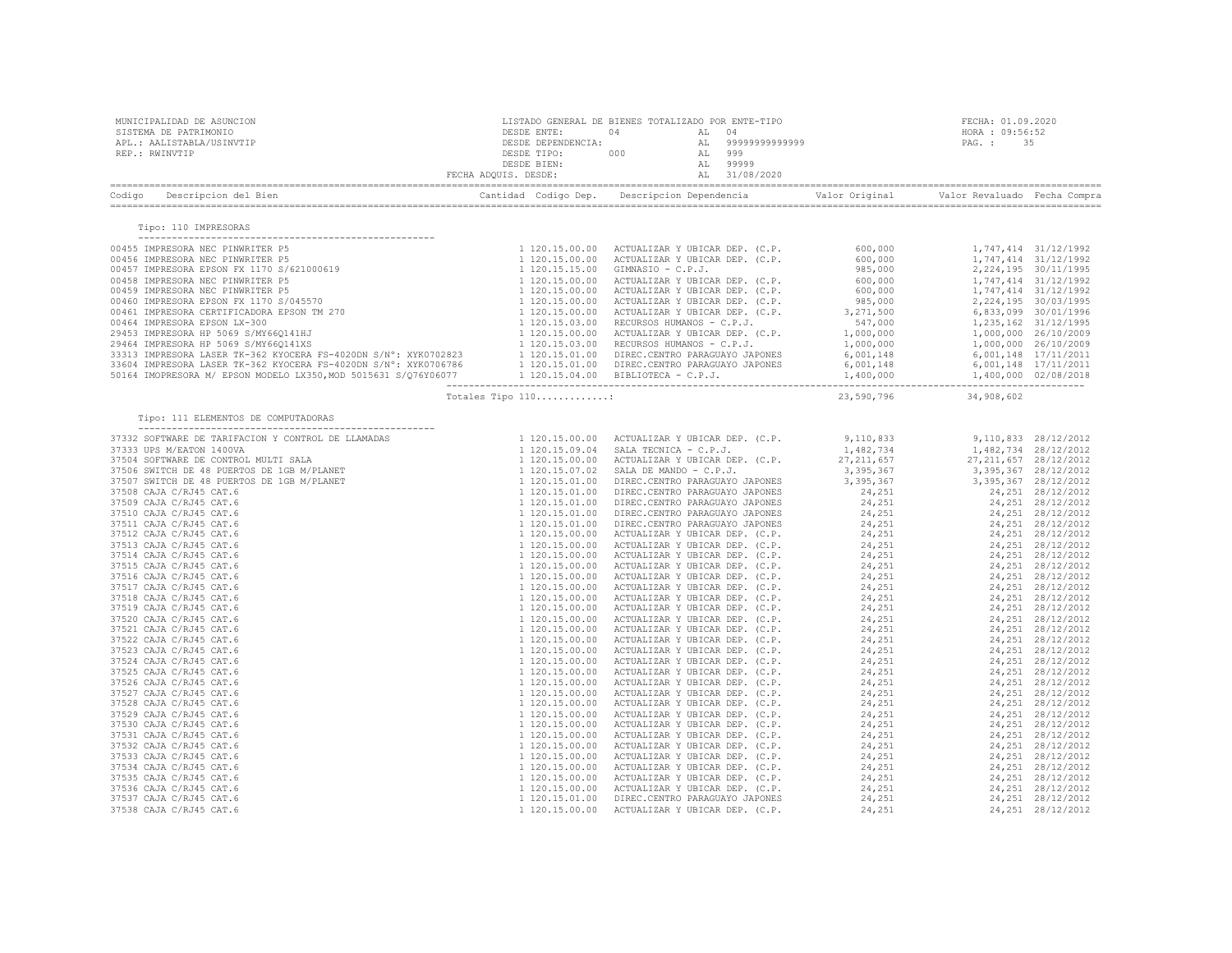MUNICIPALIDAD DE ASUNCION
SISTEMA DE PATRIMONIO
APL.: AALISTABLA/USINVTIP
REP.: RWINVTIP

LISTADO GENERAL DE BIENES TOTALIZADO POR ENTE-TIPO
DESDE ENTE: 04 AL 04
DESDE DEPENDENCIA: AL 99999999999999
DESDE TIPO: 000 AL 999
DESDE BIEN: AL 99999
FECHA ADQUIS. DESDE: AL 31/08/2020

FECHA: 01.09.2020
HORA : 09:56:52
PAG. : 35

## Tipo: 110 IMPRESORAS

| Codigo | Descripcion del Bien | Cantidad | Codigo Dep. | Descripcion Dependencia | Valor Original | Valor Revaluado | Fecha Compra |
|---|---|---|---|---|---|---|---|
| 00455 | IMPRESORA NEC PINWRITER P5 | 1 | 120.15.00.00 | ACTUALIZAR Y UBICAR DEP. (C.P. | 600,000 | 1,747,414 | 31/12/1992 |
| 00456 | IMPRESORA NEC PINWRITER P5 | 1 | 120.15.00.00 | ACTUALIZAR Y UBICAR DEP. (C.P. | 600,000 | 1,747,414 | 31/12/1992 |
| 00457 | IMPRESORA EPSON FX 1170 S/621000619 | 1 | 120.15.15.00 | GIMNASIO - C.P.J. | 985,000 | 2,224,195 | 30/11/1995 |
| 00458 | IMPRESORA NEC PINWRITER P5 | 1 | 120.15.00.00 | ACTUALIZAR Y UBICAR DEP. (C.P. | 600,000 | 1,747,414 | 31/12/1992 |
| 00459 | IMPRESORA NEC PINWRITER P5 | 1 | 120.15.00.00 | ACTUALIZAR Y UBICAR DEP. (C.P. | 600,000 | 1,747,414 | 31/12/1992 |
| 00460 | IMPRESORA EPSON FX 1170 S/045570 | 1 | 120.15.00.00 | ACTUALIZAR Y UBICAR DEP. (C.P. | 985,000 | 2,224,195 | 30/03/1995 |
| 00461 | IMPRESORA CERTIFICADORA EPSON TM 270 | 1 | 120.15.00.00 | ACTUALIZAR Y UBICAR DEP. (C.P. | 3,271,500 | 6,833,099 | 30/01/1996 |
| 00464 | IMPRESORA EPSON LX-300 | 1 | 120.15.03.00 | RECURSOS HUMANOS - C.P.J. | 547,000 | 1,235,162 | 31/12/1995 |
| 29453 | IMPRESORA HP 5069 S/MY66Q141HJ | 1 | 120.15.00.00 | ACTUALIZAR Y UBICAR DEP. (C.P. | 1,000,000 | 1,000,000 | 26/10/2009 |
| 29464 | IMPRESORA HP 5069 S/MY66Q141XS | 1 | 120.15.03.00 | RECURSOS HUMANOS - C.P.J. | 1,000,000 | 1,000,000 | 26/10/2009 |
| 33313 | IMPRESORA LASER TK-362 KYOCERA FS-4020DN S/Nº: XYK0702823 | 1 | 120.15.01.00 | DIREC.CENTRO PARAGUAYO JAPONES | 6,001,148 | 6,001,148 | 17/11/2011 |
| 33604 | IMPRESORA LASER TK-362 KYOCERA FS-4020DN S/Nº: XYK0706786 | 1 | 120.15.01.00 | DIREC.CENTRO PARAGUAYO JAPONES | 6,001,148 | 6,001,148 | 17/11/2011 |
| 50164 | IMOPRESORA M/ EPSON MODELO LX350,MOD 5015631 S/Q76Y06077 | 1 | 120.15.04.00 | BIBLIOTECA - C.P.J. | 1,400,000 | 1,400,000 | 02/08/2018 |
| | Totales Tipo 110............: | | | | 23,590,796 | 34,908,602 | |

## Tipo: 111 ELEMENTOS DE COMPUTADORAS

| Codigo | Descripcion del Bien | Cantidad | Codigo Dep. | Descripcion Dependencia | Valor Original | Valor Revaluado | Fecha Compra |
|---|---|---|---|---|---|---|---|
| 37332 | SOFTWARE DE TARIFACION Y CONTROL DE LLAMADAS | 1 | 120.15.00.00 | ACTUALIZAR Y UBICAR DEP. (C.P. | 9,110,833 | 9,110,833 | 28/12/2012 |
| 37333 | UPS M/EATON 1400VA | 1 | 120.15.09.04 | SALA TECNICA - C.P.J. | 1,482,734 | 1,482,734 | 28/12/2012 |
| 37504 | SOFTWARE DE CONTROL MULTI SALA | 1 | 120.15.00.00 | ACTUALIZAR Y UBICAR DEP. (C.P. | 27,211,657 | 27,211,657 | 28/12/2012 |
| 37506 | SWITCH DE 48 PUERTOS DE 1GB M/PLANET | 1 | 120.15.07.02 | SALA DE MANDO - C.P.J. | 3,395,367 | 3,395,367 | 28/12/2012 |
| 37507 | SWITCH DE 48 PUERTOS DE 1GB M/PLANET | 1 | 120.15.01.00 | DIREC.CENTRO PARAGUAYO JAPONES | 3,395,367 | 3,395,367 | 28/12/2012 |
| 37508 | CAJA C/RJ45 CAT.6 | 1 | 120.15.01.00 | DIREC.CENTRO PARAGUAYO JAPONES | 24,251 | 24,251 | 28/12/2012 |
| 37509 | CAJA C/RJ45 CAT.6 | 1 | 120.15.01.00 | DIREC.CENTRO PARAGUAYO JAPONES | 24,251 | 24,251 | 28/12/2012 |
| 37510 | CAJA C/RJ45 CAT.6 | 1 | 120.15.01.00 | DIREC.CENTRO PARAGUAYO JAPONES | 24,251 | 24,251 | 28/12/2012 |
| 37511 | CAJA C/RJ45 CAT.6 | 1 | 120.15.01.00 | DIREC.CENTRO PARAGUAYO JAPONES | 24,251 | 24,251 | 28/12/2012 |
| 37512 | CAJA C/RJ45 CAT.6 | 1 | 120.15.00.00 | ACTUALIZAR Y UBICAR DEP. (C.P. | 24,251 | 24,251 | 28/12/2012 |
| 37513 | CAJA C/RJ45 CAT.6 | 1 | 120.15.00.00 | ACTUALIZAR Y UBICAR DEP. (C.P. | 24,251 | 24,251 | 28/12/2012 |
| 37514 | CAJA C/RJ45 CAT.6 | 1 | 120.15.00.00 | ACTUALIZAR Y UBICAR DEP. (C.P. | 24,251 | 24,251 | 28/12/2012 |
| 37515 | CAJA C/RJ45 CAT.6 | 1 | 120.15.00.00 | ACTUALIZAR Y UBICAR DEP. (C.P. | 24,251 | 24,251 | 28/12/2012 |
| 37516 | CAJA C/RJ45 CAT.6 | 1 | 120.15.00.00 | ACTUALIZAR Y UBICAR DEP. (C.P. | 24,251 | 24,251 | 28/12/2012 |
| 37517 | CAJA C/RJ45 CAT.6 | 1 | 120.15.00.00 | ACTUALIZAR Y UBICAR DEP. (C.P. | 24,251 | 24,251 | 28/12/2012 |
| 37518 | CAJA C/RJ45 CAT.6 | 1 | 120.15.00.00 | ACTUALIZAR Y UBICAR DEP. (C.P. | 24,251 | 24,251 | 28/12/2012 |
| 37519 | CAJA C/RJ45 CAT.6 | 1 | 120.15.00.00 | ACTUALIZAR Y UBICAR DEP. (C.P. | 24,251 | 24,251 | 28/12/2012 |
| 37520 | CAJA C/RJ45 CAT.6 | 1 | 120.15.00.00 | ACTUALIZAR Y UBICAR DEP. (C.P. | 24,251 | 24,251 | 28/12/2012 |
| 37521 | CAJA C/RJ45 CAT.6 | 1 | 120.15.00.00 | ACTUALIZAR Y UBICAR DEP. (C.P. | 24,251 | 24,251 | 28/12/2012 |
| 37522 | CAJA C/RJ45 CAT.6 | 1 | 120.15.00.00 | ACTUALIZAR Y UBICAR DEP. (C.P. | 24,251 | 24,251 | 28/12/2012 |
| 37523 | CAJA C/RJ45 CAT.6 | 1 | 120.15.00.00 | ACTUALIZAR Y UBICAR DEP. (C.P. | 24,251 | 24,251 | 28/12/2012 |
| 37524 | CAJA C/RJ45 CAT.6 | 1 | 120.15.00.00 | ACTUALIZAR Y UBICAR DEP. (C.P. | 24,251 | 24,251 | 28/12/2012 |
| 37525 | CAJA C/RJ45 CAT.6 | 1 | 120.15.00.00 | ACTUALIZAR Y UBICAR DEP. (C.P. | 24,251 | 24,251 | 28/12/2012 |
| 37526 | CAJA C/RJ45 CAT.6 | 1 | 120.15.00.00 | ACTUALIZAR Y UBICAR DEP. (C.P. | 24,251 | 24,251 | 28/12/2012 |
| 37527 | CAJA C/RJ45 CAT.6 | 1 | 120.15.00.00 | ACTUALIZAR Y UBICAR DEP. (C.P. | 24,251 | 24,251 | 28/12/2012 |
| 37528 | CAJA C/RJ45 CAT.6 | 1 | 120.15.00.00 | ACTUALIZAR Y UBICAR DEP. (C.P. | 24,251 | 24,251 | 28/12/2012 |
| 37529 | CAJA C/RJ45 CAT.6 | 1 | 120.15.00.00 | ACTUALIZAR Y UBICAR DEP. (C.P. | 24,251 | 24,251 | 28/12/2012 |
| 37530 | CAJA C/RJ45 CAT.6 | 1 | 120.15.00.00 | ACTUALIZAR Y UBICAR DEP. (C.P. | 24,251 | 24,251 | 28/12/2012 |
| 37531 | CAJA C/RJ45 CAT.6 | 1 | 120.15.00.00 | ACTUALIZAR Y UBICAR DEP. (C.P. | 24,251 | 24,251 | 28/12/2012 |
| 37532 | CAJA C/RJ45 CAT.6 | 1 | 120.15.00.00 | ACTUALIZAR Y UBICAR DEP. (C.P. | 24,251 | 24,251 | 28/12/2012 |
| 37533 | CAJA C/RJ45 CAT.6 | 1 | 120.15.00.00 | ACTUALIZAR Y UBICAR DEP. (C.P. | 24,251 | 24,251 | 28/12/2012 |
| 37534 | CAJA C/RJ45 CAT.6 | 1 | 120.15.00.00 | ACTUALIZAR Y UBICAR DEP. (C.P. | 24,251 | 24,251 | 28/12/2012 |
| 37535 | CAJA C/RJ45 CAT.6 | 1 | 120.15.00.00 | ACTUALIZAR Y UBICAR DEP. (C.P. | 24,251 | 24,251 | 28/12/2012 |
| 37536 | CAJA C/RJ45 CAT.6 | 1 | 120.15.00.00 | ACTUALIZAR Y UBICAR DEP. (C.P. | 24,251 | 24,251 | 28/12/2012 |
| 37537 | CAJA C/RJ45 CAT.6 | 1 | 120.15.01.00 | DIREC.CENTRO PARAGUAYO JAPONES | 24,251 | 24,251 | 28/12/2012 |
| 37538 | CAJA C/RJ45 CAT.6 | 1 | 120.15.00.00 | ACTUALIZAR Y UBICAR DEP. (C.P. | 24,251 | 24,251 | 28/12/2012 |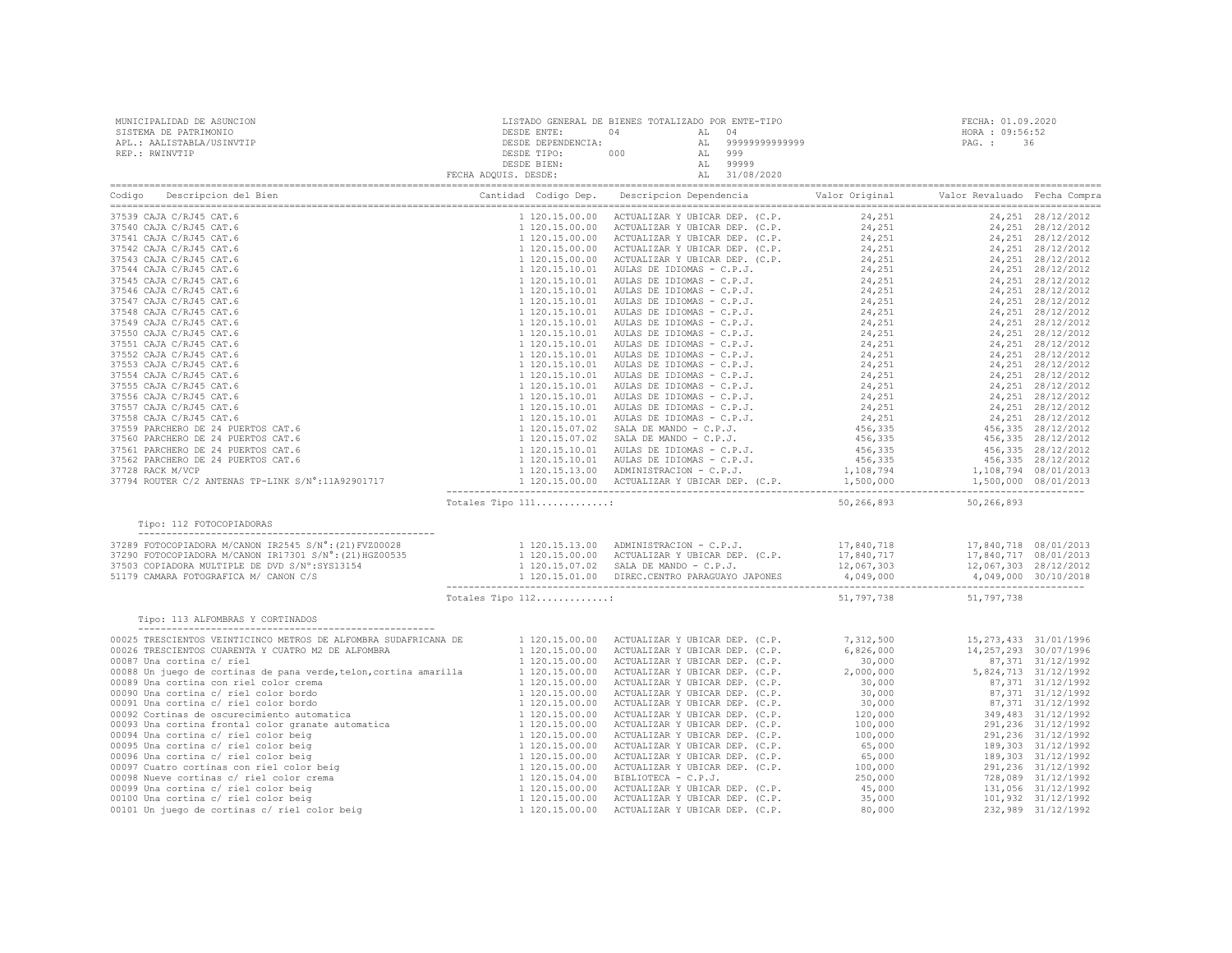MUNICIPALIDAD DE ASUNCION
SISTEMA DE PATRIMONIO
APL.: AALISTABLA/USINVTIP
REP.: RWINVTIP

LISTADO GENERAL DE BIENES TOTALIZADO POR ENTE-TIPO
DESDE ENTE: 04 AL 04
DESDE DEPENDENCIA: AL 99999999999999
DESDE TIPO: 000 AL 999
DESDE BIEN: AL 99999
FECHA ADQUIS. DESDE: AL 31/08/2020

FECHA: 01.09.2020
HORA : 09:56:52
PAG. : 36

| Codigo | Descripcion del Bien | Cantidad | Codigo Dep. | Descripcion Dependencia | Valor Original | Valor Revaluado | Fecha Compra |
|---|---|---|---|---|---|---|---|
| 37539 | CAJA C/RJ45 CAT.6 | 1 | 120.15.00.00 | ACTUALIZAR Y UBICAR DEP. (C.P. | 24,251 | 24,251 | 28/12/2012 |
| 37540 | CAJA C/RJ45 CAT.6 | 1 | 120.15.00.00 | ACTUALIZAR Y UBICAR DEP. (C.P. | 24,251 | 24,251 | 28/12/2012 |
| 37541 | CAJA C/RJ45 CAT.6 | 1 | 120.15.00.00 | ACTUALIZAR Y UBICAR DEP. (C.P. | 24,251 | 24,251 | 28/12/2012 |
| 37542 | CAJA C/RJ45 CAT.6 | 1 | 120.15.00.00 | ACTUALIZAR Y UBICAR DEP. (C.P. | 24,251 | 24,251 | 28/12/2012 |
| 37543 | CAJA C/RJ45 CAT.6 | 1 | 120.15.00.00 | ACTUALIZAR Y UBICAR DEP. (C.P. | 24,251 | 24,251 | 28/12/2012 |
| 37544 | CAJA C/RJ45 CAT.6 | 1 | 120.15.10.01 | AULAS DE IDIOMAS - C.P.J. | 24,251 | 24,251 | 28/12/2012 |
| 37545 | CAJA C/RJ45 CAT.6 | 1 | 120.15.10.01 | AULAS DE IDIOMAS - C.P.J. | 24,251 | 24,251 | 28/12/2012 |
| 37546 | CAJA C/RJ45 CAT.6 | 1 | 120.15.10.01 | AULAS DE IDIOMAS - C.P.J. | 24,251 | 24,251 | 28/12/2012 |
| 37547 | CAJA C/RJ45 CAT.6 | 1 | 120.15.10.01 | AULAS DE IDIOMAS - C.P.J. | 24,251 | 24,251 | 28/12/2012 |
| 37548 | CAJA C/RJ45 CAT.6 | 1 | 120.15.10.01 | AULAS DE IDIOMAS - C.P.J. | 24,251 | 24,251 | 28/12/2012 |
| 37549 | CAJA C/RJ45 CAT.6 | 1 | 120.15.10.01 | AULAS DE IDIOMAS - C.P.J. | 24,251 | 24,251 | 28/12/2012 |
| 37550 | CAJA C/RJ45 CAT.6 | 1 | 120.15.10.01 | AULAS DE IDIOMAS - C.P.J. | 24,251 | 24,251 | 28/12/2012 |
| 37551 | CAJA C/RJ45 CAT.6 | 1 | 120.15.10.01 | AULAS DE IDIOMAS - C.P.J. | 24,251 | 24,251 | 28/12/2012 |
| 37552 | CAJA C/RJ45 CAT.6 | 1 | 120.15.10.01 | AULAS DE IDIOMAS - C.P.J. | 24,251 | 24,251 | 28/12/2012 |
| 37553 | CAJA C/RJ45 CAT.6 | 1 | 120.15.10.01 | AULAS DE IDIOMAS - C.P.J. | 24,251 | 24,251 | 28/12/2012 |
| 37554 | CAJA C/RJ45 CAT.6 | 1 | 120.15.10.01 | AULAS DE IDIOMAS - C.P.J. | 24,251 | 24,251 | 28/12/2012 |
| 37555 | CAJA C/RJ45 CAT.6 | 1 | 120.15.10.01 | AULAS DE IDIOMAS - C.P.J. | 24,251 | 24,251 | 28/12/2012 |
| 37556 | CAJA C/RJ45 CAT.6 | 1 | 120.15.10.01 | AULAS DE IDIOMAS - C.P.J. | 24,251 | 24,251 | 28/12/2012 |
| 37557 | CAJA C/RJ45 CAT.6 | 1 | 120.15.10.01 | AULAS DE IDIOMAS - C.P.J. | 24,251 | 24,251 | 28/12/2012 |
| 37558 | CAJA C/RJ45 CAT.6 | 1 | 120.15.10.01 | AULAS DE IDIOMAS - C.P.J. | 24,251 | 24,251 | 28/12/2012 |
| 37559 | PARCHERO DE 24 PUERTOS CAT.6 | 1 | 120.15.07.02 | SALA DE MANDO - C.P.J. | 456,335 | 456,335 | 28/12/2012 |
| 37560 | PARCHERO DE 24 PUERTOS CAT.6 | 1 | 120.15.07.02 | SALA DE MANDO - C.P.J. | 456,335 | 456,335 | 28/12/2012 |
| 37561 | PARCHERO DE 24 PUERTOS CAT.6 | 1 | 120.15.10.01 | AULAS DE IDIOMAS - C.P.J. | 456,335 | 456,335 | 28/12/2012 |
| 37562 | PARCHERO DE 24 PUERTOS CAT.6 | 1 | 120.15.10.01 | AULAS DE IDIOMAS - C.P.J. | 456,335 | 456,335 | 28/12/2012 |
| 37728 | RACK M/VCP | 1 | 120.15.13.00 | ADMINISTRACION - C.P.J. | 1,108,794 | 1,108,794 | 08/01/2013 |
| 37794 | ROUTER C/2 ANTENAS TP-LINK S/N°:11A92901717 | 1 | 120.15.00.00 | ACTUALIZAR Y UBICAR DEP. (C.P. | 1,500,000 | 1,500,000 | 08/01/2013 |
| | Totales Tipo 111............: | | | | 50,266,893 | 50,266,893 | |

Tipo: 112 FOTOCOPIADORAS

| Codigo | Descripcion del Bien | Cantidad | Codigo Dep. | Descripcion Dependencia | Valor Original | Valor Revaluado | Fecha Compra |
|---|---|---|---|---|---|---|---|
| 37289 | FOTOCOPIADORA M/CANON IR2545 S/N°:(21)FVZ00028 | 1 | 120.15.13.00 | ADMINISTRACION - C.P.J. | 17,840,718 | 17,840,718 | 08/01/2013 |
| 37290 | FOTOCOPIADORA M/CANON IR17301 S/N°:(21)HGZ00535 | 1 | 120.15.00.00 | ACTUALIZAR Y UBICAR DEP. (C.P. | 17,840,717 | 17,840,717 | 08/01/2013 |
| 37503 | COPIADORA MULTIPLE DE DVD S/N°:SYS13154 | 1 | 120.15.07.02 | SALA DE MANDO - C.P.J. | 12,067,303 | 12,067,303 | 28/12/2012 |
| 51179 | CAMARA FOTOGRAFICA M/ CANON C/S | 1 | 120.15.01.00 | DIREC.CENTRO PARAGUAYO JAPONES | 4,049,000 | 4,049,000 | 30/10/2018 |
| | Totales Tipo 112............: | | | | 51,797,738 | 51,797,738 | |

Tipo: 113 ALFOMBRAS Y CORTINADOS

| Codigo | Descripcion del Bien | Cantidad | Codigo Dep. | Descripcion Dependencia | Valor Original | Valor Revaluado | Fecha Compra |
|---|---|---|---|---|---|---|---|
| 00025 | TRESCIENTOS VEINTICINCO METROS DE ALFOMBRA SUDAFRICANA DE | 1 | 120.15.00.00 | ACTUALIZAR Y UBICAR DEP. (C.P. | 7,312,500 | 15,273,433 | 31/01/1996 |
| 00026 | TRESCIENTOS CUARENTA Y CUATRO M2 DE ALFOMBRA | 1 | 120.15.00.00 | ACTUALIZAR Y UBICAR DEP. (C.P. | 6,826,000 | 14,257,293 | 30/07/1996 |
| 00087 | Una cortina c/ riel | 1 | 120.15.00.00 | ACTUALIZAR Y UBICAR DEP. (C.P. | 30,000 | 87,371 | 31/12/1992 |
| 00088 | Un juego de cortinas de pana verde,telon,cortina amarilla | 1 | 120.15.00.00 | ACTUALIZAR Y UBICAR DEP. (C.P. | 2,000,000 | 5,824,713 | 31/12/1992 |
| 00089 | Una cortina con riel color crema | 1 | 120.15.00.00 | ACTUALIZAR Y UBICAR DEP. (C.P. | 30,000 | 87,371 | 31/12/1992 |
| 00090 | Una cortina c/ riel color bordo | 1 | 120.15.00.00 | ACTUALIZAR Y UBICAR DEP. (C.P. | 30,000 | 87,371 | 31/12/1992 |
| 00091 | Una cortina c/ riel color bordo | 1 | 120.15.00.00 | ACTUALIZAR Y UBICAR DEP. (C.P. | 30,000 | 87,371 | 31/12/1992 |
| 00092 | Cortinas de oscurecimiento automatica | 1 | 120.15.00.00 | ACTUALIZAR Y UBICAR DEP. (C.P. | 120,000 | 349,483 | 31/12/1992 |
| 00093 | Una cortina frontal color granate automatica | 1 | 120.15.00.00 | ACTUALIZAR Y UBICAR DEP. (C.P. | 100,000 | 291,236 | 31/12/1992 |
| 00094 | Una cortina c/ riel color beig | 1 | 120.15.00.00 | ACTUALIZAR Y UBICAR DEP. (C.P. | 100,000 | 291,236 | 31/12/1992 |
| 00095 | Una cortina c/ riel color beig | 1 | 120.15.00.00 | ACTUALIZAR Y UBICAR DEP. (C.P. | 65,000 | 189,303 | 31/12/1992 |
| 00096 | Una cortina c/ riel color beig | 1 | 120.15.00.00 | ACTUALIZAR Y UBICAR DEP. (C.P. | 65,000 | 189,303 | 31/12/1992 |
| 00097 | Cuatro cortinas con riel color beig | 1 | 120.15.00.00 | ACTUALIZAR Y UBICAR DEP. (C.P. | 100,000 | 291,236 | 31/12/1992 |
| 00098 | Nueve cortinas c/ riel color crema | 1 | 120.15.04.00 | BIBLIOTECA - C.P.J. | 250,000 | 728,089 | 31/12/1992 |
| 00099 | Una cortina c/ riel color beig | 1 | 120.15.00.00 | ACTUALIZAR Y UBICAR DEP. (C.P. | 45,000 | 131,056 | 31/12/1992 |
| 00100 | Una cortina c/ riel color beig | 1 | 120.15.00.00 | ACTUALIZAR Y UBICAR DEP. (C.P. | 35,000 | 101,932 | 31/12/1992 |
| 00101 | Un juego de cortinas c/ riel color beig | 1 | 120.15.00.00 | ACTUALIZAR Y UBICAR DEP. (C.P. | 80,000 | 232,989 | 31/12/1992 |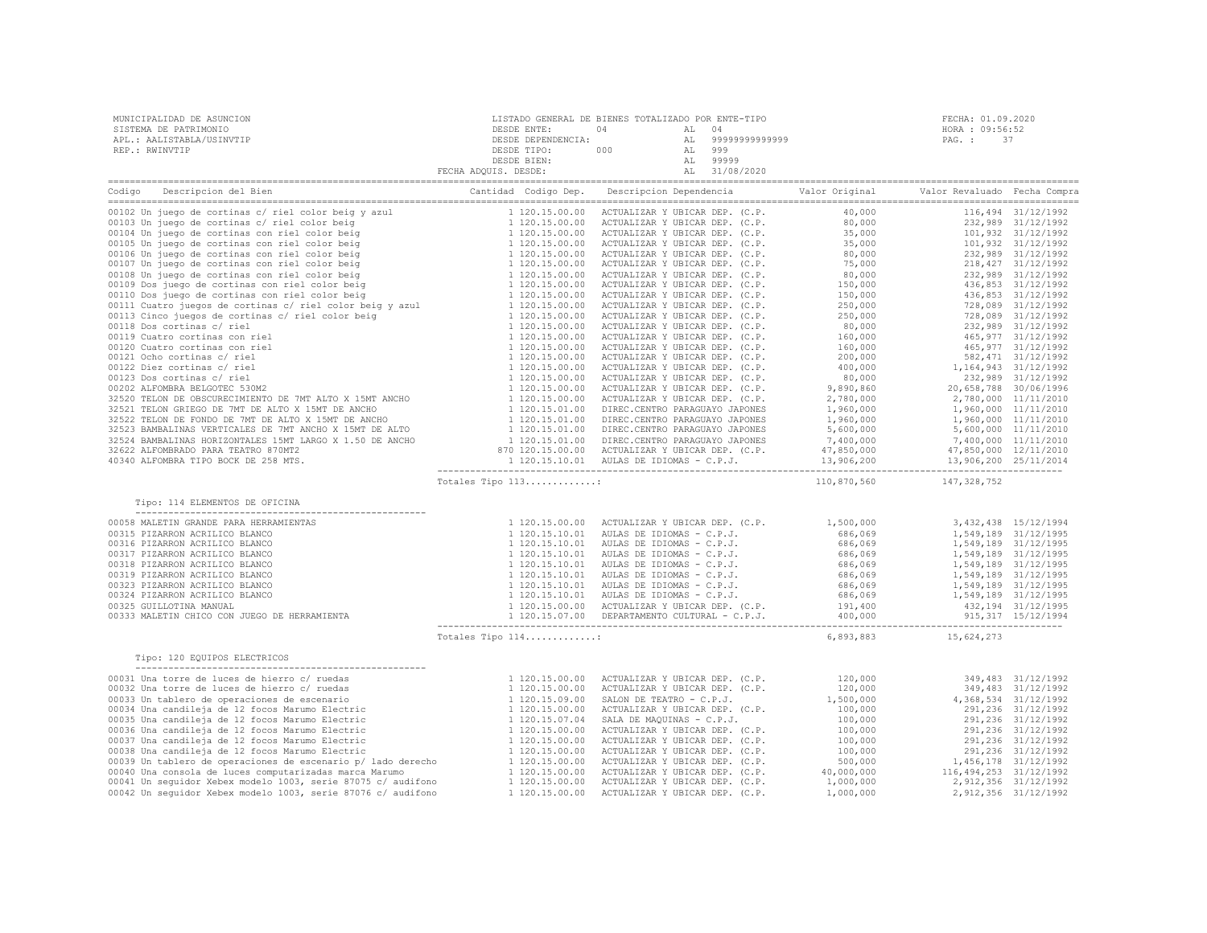MUNICIPALIDAD DE ASUNCION
SISTEMA DE PATRIMONIO
APL.: AALISTABLA/USINVTIP
REP.: RWINVTIP

LISTADO GENERAL DE BIENES TOTALIZADO POR ENTE-TIPO
DESDE ENTE: 04 AL 04
DESDE DEPENDENCIA: AL 99999999999999
DESDE TIPO: 000 AL 999
DESDE BIEN: AL 99999
FECHA ADQUIS. DESDE: AL 31/08/2020

FECHA: 01.09.2020
HORA : 09:56:52
PAG. : 37

| Codigo | Descripcion del Bien | Cantidad | Codigo Dep. | Descripcion Dependencia | Valor Original | Valor Revaluado | Fecha Compra |
|---|---|---|---|---|---|---|---|
| 00102 | Un juego de cortinas c/ riel color beig y azul | 1 | 120.15.00.00 | ACTUALIZAR Y UBICAR DEP. (C.P. | 40,000 | 116,494 | 31/12/1992 |
| 00103 | Un juego de cortinas c/ riel color beig | 1 | 120.15.00.00 | ACTUALIZAR Y UBICAR DEP. (C.P. | 80,000 | 232,989 | 31/12/1992 |
| 00104 | Un juego de cortinas con riel color beig | 1 | 120.15.00.00 | ACTUALIZAR Y UBICAR DEP. (C.P. | 35,000 | 101,932 | 31/12/1992 |
| 00105 | Un juego de cortinas con riel color beig | 1 | 120.15.00.00 | ACTUALIZAR Y UBICAR DEP. (C.P. | 35,000 | 101,932 | 31/12/1992 |
| 00106 | Un juego de cortinas con riel color beig | 1 | 120.15.00.00 | ACTUALIZAR Y UBICAR DEP. (C.P. | 80,000 | 232,989 | 31/12/1992 |
| 00107 | Un juego de cortinas con riel color beig | 1 | 120.15.00.00 | ACTUALIZAR Y UBICAR DEP. (C.P. | 75,000 | 218,427 | 31/12/1992 |
| 00108 | Un juego de cortinas con riel color beig | 1 | 120.15.00.00 | ACTUALIZAR Y UBICAR DEP. (C.P. | 80,000 | 232,989 | 31/12/1992 |
| 00109 | Dos juego de cortinas con riel color beig | 1 | 120.15.00.00 | ACTUALIZAR Y UBICAR DEP. (C.P. | 150,000 | 436,853 | 31/12/1992 |
| 00110 | Dos juego de cortinas con riel color beig | 1 | 120.15.00.00 | ACTUALIZAR Y UBICAR DEP. (C.P. | 150,000 | 436,853 | 31/12/1992 |
| 00111 | Cuatro juegos de cortinas c/ riel color beig y azul | 1 | 120.15.00.00 | ACTUALIZAR Y UBICAR DEP. (C.P. | 250,000 | 728,089 | 31/12/1992 |
| 00113 | Cinco juegos de cortinas c/ riel color beig | 1 | 120.15.00.00 | ACTUALIZAR Y UBICAR DEP. (C.P. | 250,000 | 728,089 | 31/12/1992 |
| 00118 | Dos cortinas c/ riel | 1 | 120.15.00.00 | ACTUALIZAR Y UBICAR DEP. (C.P. | 80,000 | 232,989 | 31/12/1992 |
| 00119 | Cuatro cortinas con riel | 1 | 120.15.00.00 | ACTUALIZAR Y UBICAR DEP. (C.P. | 160,000 | 465,977 | 31/12/1992 |
| 00120 | Cuatro cortinas con riel | 1 | 120.15.00.00 | ACTUALIZAR Y UBICAR DEP. (C.P. | 160,000 | 465,977 | 31/12/1992 |
| 00121 | Ocho cortinas c/ riel | 1 | 120.15.00.00 | ACTUALIZAR Y UBICAR DEP. (C.P. | 200,000 | 582,471 | 31/12/1992 |
| 00122 | Diez cortinas c/ riel | 1 | 120.15.00.00 | ACTUALIZAR Y UBICAR DEP. (C.P. | 400,000 | 1,164,943 | 31/12/1992 |
| 00123 | Dos cortinas c/ riel | 1 | 120.15.00.00 | ACTUALIZAR Y UBICAR DEP. (C.P. | 80,000 | 232,989 | 31/12/1992 |
| 00202 | ALFOMBRA BELGOTEC 530M2 | 1 | 120.15.00.00 | ACTUALIZAR Y UBICAR DEP. (C.P. | 9,890,860 | 20,658,788 | 30/06/1996 |
| 32520 | TELON DE OBSCURECIMIENTO DE 7MT ALTO X 15MT ANCHO | 1 | 120.15.00.00 | ACTUALIZAR Y UBICAR DEP. (C.P. | 2,780,000 | 2,780,000 | 11/11/2010 |
| 32521 | TELON GRIEGO DE 7MT DE ALTO X 15MT DE ANCHO | 1 | 120.15.01.00 | DIREC.CENTRO PARAGUAYO JAPONES | 1,960,000 | 1,960,000 | 11/11/2010 |
| 32522 | TELON DE FONDO DE 7MT DE ALTO X 15MT DE ANCHO | 1 | 120.15.01.00 | DIREC.CENTRO PARAGUAYO JAPONES | 1,960,000 | 1,960,000 | 11/11/2010 |
| 32523 | BAMBALINAS VERTICALES DE 7MT ANCHO X 15MT DE ALTO | 1 | 120.15.01.00 | DIREC.CENTRO PARAGUAYO JAPONES | 5,600,000 | 5,600,000 | 11/11/2010 |
| 32524 | BAMBALINAS HORIZONTALES 15MT LARGO X 1.50 DE ANCHO | 1 | 120.15.01.00 | DIREC.CENTRO PARAGUAYO JAPONES | 7,400,000 | 7,400,000 | 11/11/2010 |
| 32622 | ALFOMBRADO PARA TEATRO 870MT2 | 870 | 120.15.00.00 | ACTUALIZAR Y UBICAR DEP. (C.P. | 47,850,000 | 47,850,000 | 12/11/2010 |
| 40340 | ALFOMBRA TIPO BOCK DE 258 MTS. | 1 | 120.15.10.01 | AULAS DE IDIOMAS - C.P.J. | 13,906,200 | 13,906,200 | 25/11/2014 |
| | Totales Tipo 113............: | | | | 110,870,560 | 147,328,752 | |

Tipo: 114 ELEMENTOS DE OFICINA

| Codigo | Descripcion del Bien | Cantidad | Codigo Dep. | Descripcion Dependencia | Valor Original | Valor Revaluado | Fecha Compra |
|---|---|---|---|---|---|---|---|
| 00058 | MALETIN GRANDE PARA HERRAMIENTAS | 1 | 120.15.00.00 | ACTUALIZAR Y UBICAR DEP. (C.P. | 1,500,000 | 3,432,438 | 15/12/1994 |
| 00315 | PIZARRON ACRILICO BLANCO | 1 | 120.15.10.01 | AULAS DE IDIOMAS - C.P.J. | 686,069 | 1,549,189 | 31/12/1995 |
| 00316 | PIZARRON ACRILICO BLANCO | 1 | 120.15.10.01 | AULAS DE IDIOMAS - C.P.J. | 686,069 | 1,549,189 | 31/12/1995 |
| 00317 | PIZARRON ACRILICO BLANCO | 1 | 120.15.10.01 | AULAS DE IDIOMAS - C.P.J. | 686,069 | 1,549,189 | 31/12/1995 |
| 00318 | PIZARRON ACRILICO BLANCO | 1 | 120.15.10.01 | AULAS DE IDIOMAS - C.P.J. | 686,069 | 1,549,189 | 31/12/1995 |
| 00319 | PIZARRON ACRILICO BLANCO | 1 | 120.15.10.01 | AULAS DE IDIOMAS - C.P.J. | 686,069 | 1,549,189 | 31/12/1995 |
| 00323 | PIZARRON ACRILICO BLANCO | 1 | 120.15.10.01 | AULAS DE IDIOMAS - C.P.J. | 686,069 | 1,549,189 | 31/12/1995 |
| 00324 | PIZARRON ACRILICO BLANCO | 1 | 120.15.10.01 | AULAS DE IDIOMAS - C.P.J. | 686,069 | 1,549,189 | 31/12/1995 |
| 00325 | GUILLOTINA MANUAL | 1 | 120.15.00.00 | ACTUALIZAR Y UBICAR DEP. (C.P. | 191,400 | 432,194 | 31/12/1995 |
| 00333 | MALETIN CHICO CON JUEGO DE HERRAMIENTA | 1 | 120.15.07.00 | DEPARTAMENTO CULTURAL - C.P.J. | 400,000 | 915,317 | 15/12/1994 |
| | Totales Tipo 114............: | | | | 6,893,883 | 15,624,273 | |

Tipo: 120 EQUIPOS ELECTRICOS

| Codigo | Descripcion del Bien | Cantidad | Codigo Dep. | Descripcion Dependencia | Valor Original | Valor Revaluado | Fecha Compra |
|---|---|---|---|---|---|---|---|
| 00031 | Una torre de luces de hierro c/ ruedas | 1 | 120.15.00.00 | ACTUALIZAR Y UBICAR DEP. (C.P. | 120,000 | 349,483 | 31/12/1992 |
| 00032 | Una torre de luces de hierro c/ ruedas | 1 | 120.15.00.00 | ACTUALIZAR Y UBICAR DEP. (C.P. | 120,000 | 349,483 | 31/12/1992 |
| 00033 | Un tablero de operaciones de escenario | 1 | 120.15.09.00 | SALON DE TEATRO - C.P.J. | 1,500,000 | 4,368,534 | 31/12/1992 |
| 00034 | Una candileja de 12 focos Marumo Electric | 1 | 120.15.00.00 | ACTUALIZAR Y UBICAR DEP. (C.P. | 100,000 | 291,236 | 31/12/1992 |
| 00035 | Una candileja de 12 focos Marumo Electric | 1 | 120.15.07.04 | SALA DE MAQUINAS - C.P.J. | 100,000 | 291,236 | 31/12/1992 |
| 00036 | Una candileja de 12 focos Marumo Electric | 1 | 120.15.00.00 | ACTUALIZAR Y UBICAR DEP. (C.P. | 100,000 | 291,236 | 31/12/1992 |
| 00037 | Una candileja de 12 focos Marumo Electric | 1 | 120.15.00.00 | ACTUALIZAR Y UBICAR DEP. (C.P. | 100,000 | 291,236 | 31/12/1992 |
| 00038 | Una candileja de 12 focos Marumo Electric | 1 | 120.15.00.00 | ACTUALIZAR Y UBICAR DEP. (C.P. | 100,000 | 291,236 | 31/12/1992 |
| 00039 | Un tablero de operaciones de escenario p/ lado derecho | 1 | 120.15.00.00 | ACTUALIZAR Y UBICAR DEP. (C.P. | 500,000 | 1,456,178 | 31/12/1992 |
| 00040 | Una consola de luces computarizadas marca Marumo | 1 | 120.15.00.00 | ACTUALIZAR Y UBICAR DEP. (C.P. | 40,000,000 | 116,494,253 | 31/12/1992 |
| 00041 | Un seguidor Xebex modelo 1003, serie 87075 c/ audifono | 1 | 120.15.00.00 | ACTUALIZAR Y UBICAR DEP. (C.P. | 1,000,000 | 2,912,356 | 31/12/1992 |
| 00042 | Un seguidor Xebex modelo 1003, serie 87076 c/ audifono | 1 | 120.15.00.00 | ACTUALIZAR Y UBICAR DEP. (C.P. | 1,000,000 | 2,912,356 | 31/12/1992 |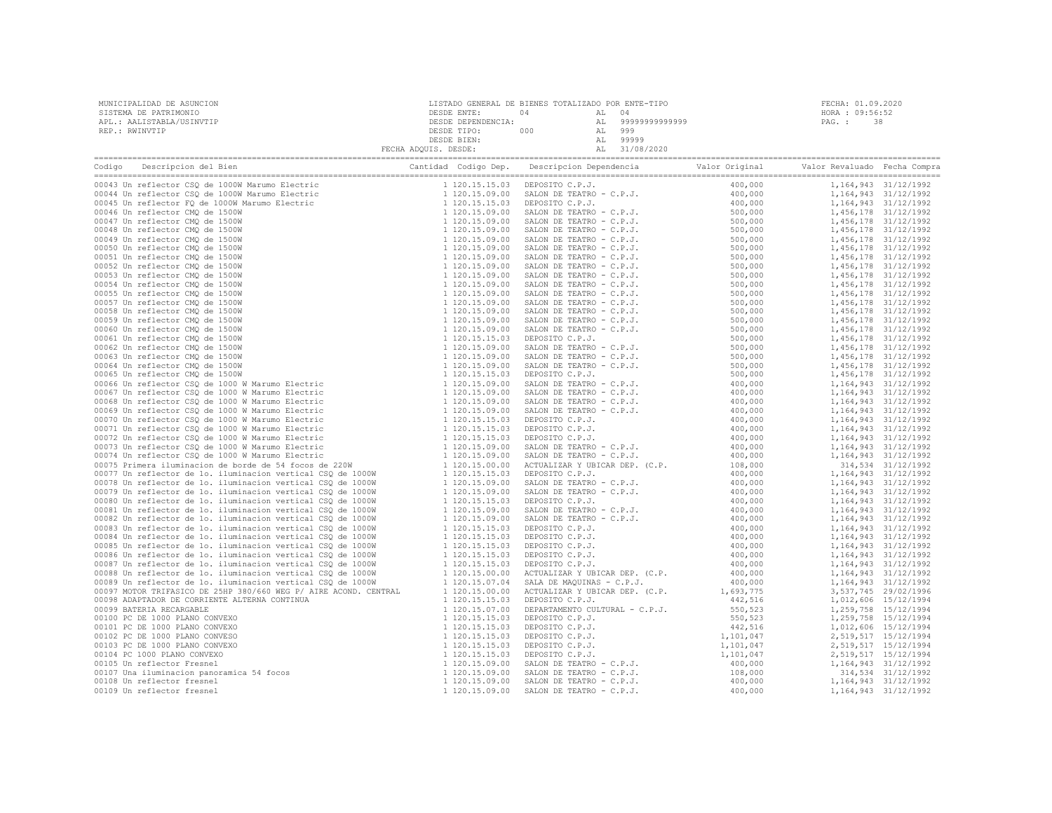MUNICIPALIDAD DE ASUNCION
SISTEMA DE PATRIMONIO
APL.: AALISTABLA/USINVTIP
REP.: RWINVTIP

LISTADO GENERAL DE BIENES TOTALIZADO POR ENTE-TIPO
DESDE ENTE: 04 AL 04
DESDE DEPENDENCIA: AL 99999999999999
DESDE TIPO: 000 AL 999
DESDE BIEN: AL 99999
FECHA ADQUIS. DESDE: AL 31/08/2020

FECHA: 01.09.2020
HORA : 09:56:52
PAG. : 38

| Codigo | Descripcion del Bien | Cantidad | Codigo Dep. | Descripcion Dependencia | Valor Original | Valor Revaluado | Fecha Compra |
|---|---|---|---|---|---|---|---|
| 00043 | Un reflector CSQ de 1000W Marumo Electric | 1 | 120.15.15.03 | DEPOSITO C.P.J. | 400,000 | 1,164,943 | 31/12/1992 |
| 00044 | Un reflector CSQ de 1000W Marumo Electric | 1 | 120.15.09.00 | SALON DE TEATRO - C.P.J. | 400,000 | 1,164,943 | 31/12/1992 |
| 00045 | Un reflector FQ de 1000W Marumo Electric | 1 | 120.15.15.03 | DEPOSITO C.P.J. | 400,000 | 1,164,943 | 31/12/1992 |
| 00046 | Un reflector CMQ de 1500W | 1 | 120.15.09.00 | SALON DE TEATRO - C.P.J. | 500,000 | 1,456,178 | 31/12/1992 |
| 00047 | Un reflector CMQ de 1500W | 1 | 120.15.09.00 | SALON DE TEATRO - C.P.J. | 500,000 | 1,456,178 | 31/12/1992 |
| 00048 | Un reflector CMQ de 1500W | 1 | 120.15.09.00 | SALON DE TEATRO - C.P.J. | 500,000 | 1,456,178 | 31/12/1992 |
| 00049 | Un reflector CMQ de 1500W | 1 | 120.15.09.00 | SALON DE TEATRO - C.P.J. | 500,000 | 1,456,178 | 31/12/1992 |
| 00050 | Un reflector CMQ de 1500W | 1 | 120.15.09.00 | SALON DE TEATRO - C.P.J. | 500,000 | 1,456,178 | 31/12/1992 |
| 00051 | Un reflector CMQ de 1500W | 1 | 120.15.09.00 | SALON DE TEATRO - C.P.J. | 500,000 | 1,456,178 | 31/12/1992 |
| 00052 | Un reflector CMQ de 1500W | 1 | 120.15.09.00 | SALON DE TEATRO - C.P.J. | 500,000 | 1,456,178 | 31/12/1992 |
| 00053 | Un reflector CMQ de 1500W | 1 | 120.15.09.00 | SALON DE TEATRO - C.P.J. | 500,000 | 1,456,178 | 31/12/1992 |
| 00054 | Un reflector CMQ de 1500W | 1 | 120.15.09.00 | SALON DE TEATRO - C.P.J. | 500,000 | 1,456,178 | 31/12/1992 |
| 00055 | Un reflector CMQ de 1500W | 1 | 120.15.09.00 | SALON DE TEATRO - C.P.J. | 500,000 | 1,456,178 | 31/12/1992 |
| 00057 | Un reflector CMQ de 1500W | 1 | 120.15.09.00 | SALON DE TEATRO - C.P.J. | 500,000 | 1,456,178 | 31/12/1992 |
| 00058 | Un reflector CMQ de 1500W | 1 | 120.15.09.00 | SALON DE TEATRO - C.P.J. | 500,000 | 1,456,178 | 31/12/1992 |
| 00059 | Un reflector CMQ de 1500W | 1 | 120.15.09.00 | SALON DE TEATRO - C.P.J. | 500,000 | 1,456,178 | 31/12/1992 |
| 00060 | Un reflector CMQ de 1500W | 1 | 120.15.09.00 | SALON DE TEATRO - C.P.J. | 500,000 | 1,456,178 | 31/12/1992 |
| 00061 | Un reflector CMQ de 1500W | 1 | 120.15.15.03 | DEPOSITO C.P.J. | 500,000 | 1,456,178 | 31/12/1992 |
| 00062 | Un reflector CMQ de 1500W | 1 | 120.15.09.00 | SALON DE TEATRO - C.P.J. | 500,000 | 1,456,178 | 31/12/1992 |
| 00063 | Un reflector CMQ de 1500W | 1 | 120.15.09.00 | SALON DE TEATRO - C.P.J. | 500,000 | 1,456,178 | 31/12/1992 |
| 00064 | Un reflector CMQ de 1500W | 1 | 120.15.09.00 | SALON DE TEATRO - C.P.J. | 500,000 | 1,456,178 | 31/12/1992 |
| 00065 | Un reflector CMQ de 1500W | 1 | 120.15.15.03 | DEPOSITO C.P.J. | 500,000 | 1,456,178 | 31/12/1992 |
| 00066 | Un reflector CSQ de 1000 W Marumo Electric | 1 | 120.15.09.00 | SALON DE TEATRO - C.P.J. | 400,000 | 1,164,943 | 31/12/1992 |
| 00067 | Un reflector CSQ de 1000 W Marumo Electric | 1 | 120.15.09.00 | SALON DE TEATRO - C.P.J. | 400,000 | 1,164,943 | 31/12/1992 |
| 00068 | Un reflector CSQ de 1000 W Marumo Electric | 1 | 120.15.09.00 | SALON DE TEATRO - C.P.J. | 400,000 | 1,164,943 | 31/12/1992 |
| 00069 | Un reflector CSQ de 1000 W Marumo Electric | 1 | 120.15.09.00 | SALON DE TEATRO - C.P.J. | 400,000 | 1,164,943 | 31/12/1992 |
| 00070 | Un reflector CSQ de 1000 W Marumo Electric | 1 | 120.15.15.03 | DEPOSITO C.P.J. | 400,000 | 1,164,943 | 31/12/1992 |
| 00071 | Un reflector CSQ de 1000 W Marumo Electric | 1 | 120.15.15.03 | DEPOSITO C.P.J. | 400,000 | 1,164,943 | 31/12/1992 |
| 00072 | Un reflector CSQ de 1000 W Marumo Electric | 1 | 120.15.15.03 | DEPOSITO C.P.J. | 400,000 | 1,164,943 | 31/12/1992 |
| 00073 | Un reflector CSQ de 1000 W Marumo Electric | 1 | 120.15.09.00 | SALON DE TEATRO - C.P.J. | 400,000 | 1,164,943 | 31/12/1992 |
| 00074 | Un reflector CSQ de 1000 W Marumo Electric | 1 | 120.15.09.00 | SALON DE TEATRO - C.P.J. | 400,000 | 1,164,943 | 31/12/1992 |
| 00075 | Primera iluminacion de borde de 54 focos de 220W | 1 | 120.15.00.00 | ACTUALIZAR Y UBICAR DEP. (C.P. | 108,000 | 314,534 | 31/12/1992 |
| 00077 | Un reflector de 1o. iluminacion vertical CSQ de 1000W | 1 | 120.15.15.03 | DEPOSITO C.P.J. | 400,000 | 1,164,943 | 31/12/1992 |
| 00078 | Un reflector de 1o. iluminacion vertical CSQ de 1000W | 1 | 120.15.09.00 | SALON DE TEATRO - C.P.J. | 400,000 | 1,164,943 | 31/12/1992 |
| 00079 | Un reflector de 1o. iluminacion vertical CSQ de 1000W | 1 | 120.15.09.00 | SALON DE TEATRO - C.P.J. | 400,000 | 1,164,943 | 31/12/1992 |
| 00080 | Un reflector de 1o. iluminacion vertical CSQ de 1000W | 1 | 120.15.15.03 | DEPOSITO C.P.J. | 400,000 | 1,164,943 | 31/12/1992 |
| 00081 | Un reflector de 1o. iluminacion vertical CSQ de 1000W | 1 | 120.15.09.00 | SALON DE TEATRO - C.P.J. | 400,000 | 1,164,943 | 31/12/1992 |
| 00082 | Un reflector de 1o. iluminacion vertical CSQ de 1000W | 1 | 120.15.09.00 | SALON DE TEATRO - C.P.J. | 400,000 | 1,164,943 | 31/12/1992 |
| 00083 | Un reflector de 1o. iluminacion vertical CSQ de 1000W | 1 | 120.15.15.03 | DEPOSITO C.P.J. | 400,000 | 1,164,943 | 31/12/1992 |
| 00084 | Un reflector de 1o. iluminacion vertical CSQ de 1000W | 1 | 120.15.15.03 | DEPOSITO C.P.J. | 400,000 | 1,164,943 | 31/12/1992 |
| 00085 | Un reflector de 1o. iluminacion vertical CSQ de 1000W | 1 | 120.15.15.03 | DEPOSITO C.P.J. | 400,000 | 1,164,943 | 31/12/1992 |
| 00086 | Un reflector de 1o. iluminacion vertical CSQ de 1000W | 1 | 120.15.15.03 | DEPOSITO C.P.J. | 400,000 | 1,164,943 | 31/12/1992 |
| 00087 | Un reflector de 1o. iluminacion vertical CSQ de 1000W | 1 | 120.15.15.03 | DEPOSITO C.P.J. | 400,000 | 1,164,943 | 31/12/1992 |
| 00088 | Un reflector de 1o. iluminacion vertical CSQ de 1000W | 1 | 120.15.00.00 | ACTUALIZAR Y UBICAR DEP. (C.P. | 400,000 | 1,164,943 | 31/12/1992 |
| 00089 | Un reflector de 1o. iluminacion vertical CSQ de 1000W | 1 | 120.15.07.04 | SALA DE MAQUINAS - C.P.J. | 400,000 | 1,164,943 | 31/12/1992 |
| 00097 | MOTOR TRIFASICO DE 25HP 380/660 WEG P/ AIRE ACOND. CENTRAL | 1 | 120.15.00.00 | ACTUALIZAR Y UBICAR DEP. (C.P. | 1,693,775 | 3,537,745 | 29/02/1996 |
| 00098 | ADAPTADOR DE CORRIENTE ALTERNA CONTINUA | 1 | 120.15.15.03 | DEPOSITO C.P.J. | 442,516 | 1,012,606 | 15/12/1994 |
| 00099 | BATERIA RECARGABLE | 1 | 120.15.07.00 | DEPARTAMENTO CULTURAL - C.P.J. | 550,523 | 1,259,758 | 15/12/1994 |
| 00100 | PC DE 1000 PLANO CONVEXO | 1 | 120.15.15.03 | DEPOSITO C.P.J. | 550,523 | 1,259,758 | 15/12/1994 |
| 00101 | PC DE 1000 PLANO CONVEXO | 1 | 120.15.15.03 | DEPOSITO C.P.J. | 442,516 | 1,012,606 | 15/12/1994 |
| 00102 | PC DE 1000 PLANO CONVESO | 1 | 120.15.15.03 | DEPOSITO C.P.J. | 1,101,047 | 2,519,517 | 15/12/1994 |
| 00103 | PC DE 1000 PLANO CONVEXO | 1 | 120.15.15.03 | DEPOSITO C.P.J. | 1,101,047 | 2,519,517 | 15/12/1994 |
| 00104 | PC 1000 PLANO CONVEXO | 1 | 120.15.15.03 | DEPOSITO C.P.J. | 1,101,047 | 2,519,517 | 15/12/1994 |
| 00105 | Un reflector Fresnel | 1 | 120.15.09.00 | SALON DE TEATRO - C.P.J. | 400,000 | 1,164,943 | 31/12/1992 |
| 00107 | Una iluminacion panoramica 54 focos | 1 | 120.15.09.00 | SALON DE TEATRO - C.P.J. | 108,000 | 314,534 | 31/12/1992 |
| 00108 | Un reflector fresnel | 1 | 120.15.09.00 | SALON DE TEATRO - C.P.J. | 400,000 | 1,164,943 | 31/12/1992 |
| 00109 | Un reflector fresnel | 1 | 120.15.09.00 | SALON DE TEATRO - C.P.J. | 400,000 | 1,164,943 | 31/12/1992 |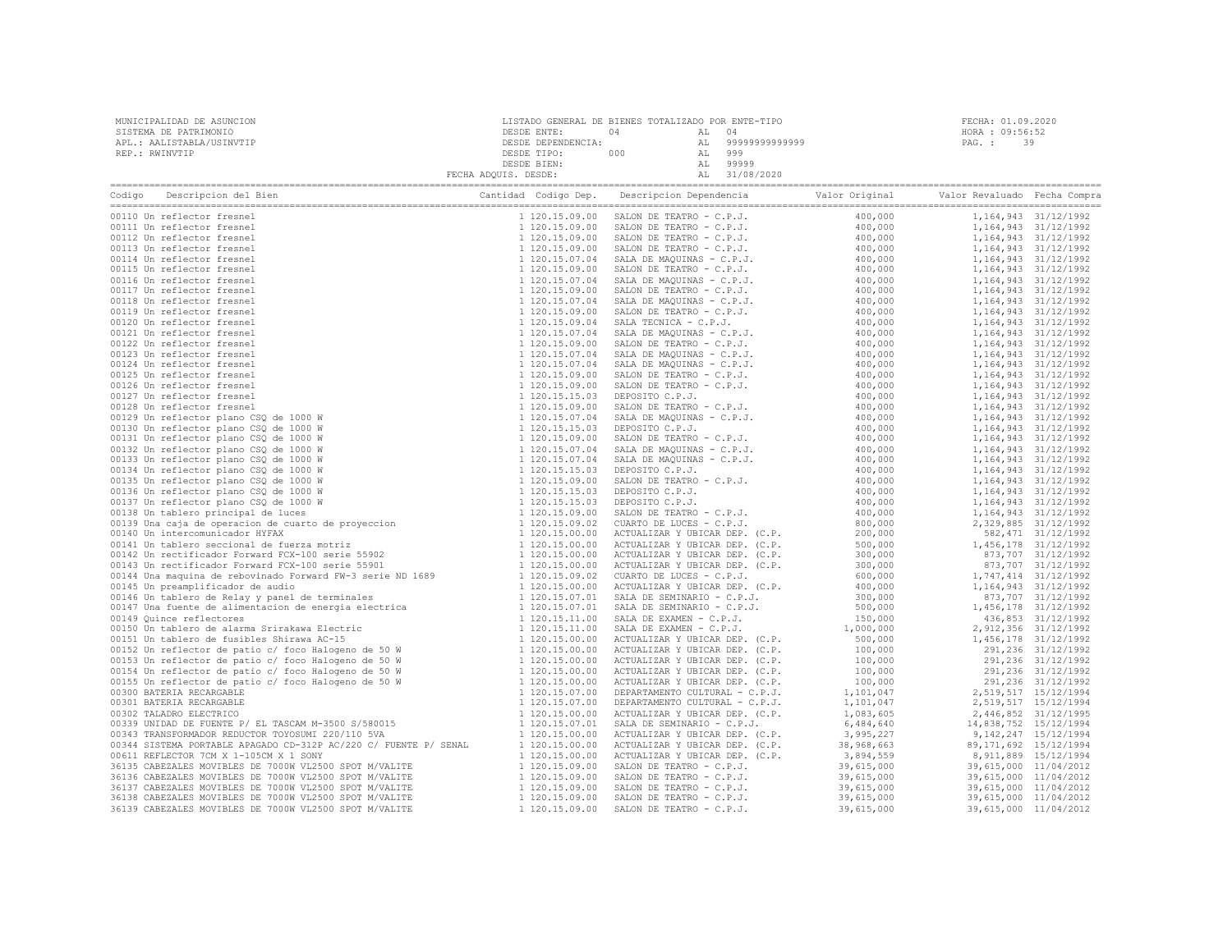MUNICIPALIDAD DE ASUNCION
SISTEMA DE PATRIMONIO
APL.: AALISTABLA/USINVTIP
REP.: RWINVTIP

LISTADO GENERAL DE BIENES TOTALIZADO POR ENTE-TIPO
DESDE ENTE: 04 AL 04
DESDE DEPENDENCIA: AL 99999999999999
DESDE TIPO: 000 AL 999
DESDE BIEN: AL 99999
FECHA ADQUIS. DESDE: AL 31/08/2020

FECHA: 01.09.2020
HORA : 09:56:52
PAG. : 39

| Codigo | Descripcion del Bien | Cantidad | Codigo Dep. | Descripcion Dependencia | Valor Original | Valor Revaluado | Fecha Compra |
|---|---|---|---|---|---|---|---|
| 00110 | Un reflector fresnel | 1 | 120.15.09.00 | SALON DE TEATRO - C.P.J. | 400,000 | 1,164,943 | 31/12/1992 |
| 00111 | Un reflector fresnel | 1 | 120.15.09.00 | SALON DE TEATRO - C.P.J. | 400,000 | 1,164,943 | 31/12/1992 |
| 00112 | Un reflector fresnel | 1 | 120.15.09.00 | SALON DE TEATRO - C.P.J. | 400,000 | 1,164,943 | 31/12/1992 |
| 00113 | Un reflector fresnel | 1 | 120.15.09.00 | SALON DE TEATRO - C.P.J. | 400,000 | 1,164,943 | 31/12/1992 |
| 00114 | Un reflector fresnel | 1 | 120.15.07.04 | SALA DE MAQUINAS - C.P.J. | 400,000 | 1,164,943 | 31/12/1992 |
| 00115 | Un reflector fresnel | 1 | 120.15.09.00 | SALON DE TEATRO - C.P.J. | 400,000 | 1,164,943 | 31/12/1992 |
| 00116 | Un reflector fresnel | 1 | 120.15.07.04 | SALA DE MAQUINAS - C.P.J. | 400,000 | 1,164,943 | 31/12/1992 |
| 00117 | Un reflector fresnel | 1 | 120.15.09.00 | SALON DE TEATRO - C.P.J. | 400,000 | 1,164,943 | 31/12/1992 |
| 00118 | Un reflector fresnel | 1 | 120.15.07.04 | SALA DE MAQUINAS - C.P.J. | 400,000 | 1,164,943 | 31/12/1992 |
| 00119 | Un reflector fresnel | 1 | 120.15.09.00 | SALON DE TEATRO - C.P.J. | 400,000 | 1,164,943 | 31/12/1992 |
| 00120 | Un reflector fresnel | 1 | 120.15.09.04 | SALA TECNICA - C.P.J. | 400,000 | 1,164,943 | 31/12/1992 |
| 00121 | Un reflector fresnel | 1 | 120.15.07.04 | SALA DE MAQUINAS - C.P.J. | 400,000 | 1,164,943 | 31/12/1992 |
| 00122 | Un reflector fresnel | 1 | 120.15.09.00 | SALON DE TEATRO - C.P.J. | 400,000 | 1,164,943 | 31/12/1992 |
| 00123 | Un reflector fresnel | 1 | 120.15.07.04 | SALA DE MAQUINAS - C.P.J. | 400,000 | 1,164,943 | 31/12/1992 |
| 00124 | Un reflector fresnel | 1 | 120.15.07.04 | SALA DE MAQUINAS - C.P.J. | 400,000 | 1,164,943 | 31/12/1992 |
| 00125 | Un reflector fresnel | 1 | 120.15.09.00 | SALON DE TEATRO - C.P.J. | 400,000 | 1,164,943 | 31/12/1992 |
| 00126 | Un reflector fresnel | 1 | 120.15.09.00 | SALON DE TEATRO - C.P.J. | 400,000 | 1,164,943 | 31/12/1992 |
| 00127 | Un reflector fresnel | 1 | 120.15.15.03 | DEPOSITO C.P.J. | 400,000 | 1,164,943 | 31/12/1992 |
| 00128 | Un reflector fresnel | 1 | 120.15.09.00 | SALON DE TEATRO - C.P.J. | 400,000 | 1,164,943 | 31/12/1992 |
| 00129 | Un reflector plano CSQ de 1000 W | 1 | 120.15.07.04 | SALA DE MAQUINAS - C.P.J. | 400,000 | 1,164,943 | 31/12/1992 |
| 00130 | Un reflector plano CSQ de 1000 W | 1 | 120.15.15.03 | DEPOSITO C.P.J. | 400,000 | 1,164,943 | 31/12/1992 |
| 00131 | Un reflector plano CSQ de 1000 W | 1 | 120.15.09.00 | SALON DE TEATRO - C.P.J. | 400,000 | 1,164,943 | 31/12/1992 |
| 00132 | Un reflector plano CSQ de 1000 W | 1 | 120.15.07.04 | SALA DE MAQUINAS - C.P.J. | 400,000 | 1,164,943 | 31/12/1992 |
| 00133 | Un reflector plano CSQ de 1000 W | 1 | 120.15.07.04 | SALA DE MAQUINAS - C.P.J. | 400,000 | 1,164,943 | 31/12/1992 |
| 00134 | Un reflector plano CSQ de 1000 W | 1 | 120.15.15.03 | DEPOSITO C.P.J. | 400,000 | 1,164,943 | 31/12/1992 |
| 00135 | Un reflector plano CSQ de 1000 W | 1 | 120.15.09.00 | SALON DE TEATRO - C.P.J. | 400,000 | 1,164,943 | 31/12/1992 |
| 00136 | Un reflector plano CSQ de 1000 W | 1 | 120.15.15.03 | DEPOSITO C.P.J. | 400,000 | 1,164,943 | 31/12/1992 |
| 00137 | Un reflector plano CSQ de 1000 W | 1 | 120.15.15.03 | DEPOSITO C.P.J. | 400,000 | 1,164,943 | 31/12/1992 |
| 00138 | Un tablero principal de luces | 1 | 120.15.09.00 | SALON DE TEATRO - C.P.J. | 400,000 | 1,164,943 | 31/12/1992 |
| 00139 | Una caja de operacion de cuarto de proyeccion | 1 | 120.15.09.02 | CUARTO DE LUCES - C.P.J. | 800,000 | 2,329,885 | 31/12/1992 |
| 00140 | Un intercomunicador HYFAX | 1 | 120.15.00.00 | ACTUALIZAR Y UBICAR DEP. (C.P. | 200,000 | 582,471 | 31/12/1992 |
| 00141 | Un tablero seccional de fuerza motriz | 1 | 120.15.00.00 | ACTUALIZAR Y UBICAR DEP. (C.P. | 500,000 | 1,456,178 | 31/12/1992 |
| 00142 | Un rectificador Forward FCX-100 serie 55902 | 1 | 120.15.00.00 | ACTUALIZAR Y UBICAR DEP. (C.P. | 300,000 | 873,707 | 31/12/1992 |
| 00143 | Un rectificador Forward FCX-100 serie 55901 | 1 | 120.15.00.00 | ACTUALIZAR Y UBICAR DEP. (C.P. | 300,000 | 873,707 | 31/12/1992 |
| 00144 | Una maquina de rebovinado Forward FW-3 serie ND 1689 | 1 | 120.15.09.02 | CUARTO DE LUCES - C.P.J. | 600,000 | 1,747,414 | 31/12/1992 |
| 00145 | Un preamplificador de audio | 1 | 120.15.00.00 | ACTUALIZAR Y UBICAR DEP. (C.P. | 400,000 | 1,164,943 | 31/12/1992 |
| 00146 | Un tablero de Relay y panel de terminales | 1 | 120.15.07.01 | SALA DE SEMINARIO - C.P.J. | 300,000 | 873,707 | 31/12/1992 |
| 00147 | Una fuente de alimentacion de energia electrica | 1 | 120.15.07.01 | SALA DE SEMINARIO - C.P.J. | 500,000 | 1,456,178 | 31/12/1992 |
| 00149 | Quince reflectores | 1 | 120.15.11.00 | SALA DE EXAMEN - C.P.J. | 150,000 | 436,853 | 31/12/1992 |
| 00150 | Un tablero de alarma Srirakawa Electric | 1 | 120.15.11.00 | SALA DE EXAMEN - C.P.J. | 1,000,000 | 2,912,356 | 31/12/1992 |
| 00151 | Un tablero de fusibles Shirawa AC-15 | 1 | 120.15.00.00 | ACTUALIZAR Y UBICAR DEP. (C.P. | 500,000 | 1,456,178 | 31/12/1992 |
| 00152 | Un reflector de patio c/ foco Halogeno de 50 W | 1 | 120.15.00.00 | ACTUALIZAR Y UBICAR DEP. (C.P. | 100,000 | 291,236 | 31/12/1992 |
| 00153 | Un reflector de patio c/ foco Halogeno de 50 W | 1 | 120.15.00.00 | ACTUALIZAR Y UBICAR DEP. (C.P. | 100,000 | 291,236 | 31/12/1992 |
| 00154 | Un reflector de patio c/ foco Halogeno de 50 W | 1 | 120.15.00.00 | ACTUALIZAR Y UBICAR DEP. (C.P. | 100,000 | 291,236 | 31/12/1992 |
| 00155 | Un reflector de patio c/ foco Halogeno de 50 W | 1 | 120.15.00.00 | ACTUALIZAR Y UBICAR DEP. (C.P. | 100,000 | 291,236 | 31/12/1992 |
| 00300 | BATERIA RECARGABLE | 1 | 120.15.07.00 | DEPARTAMENTO CULTURAL - C.P.J. | 1,101,047 | 2,519,517 | 15/12/1994 |
| 00301 | BATERIA RECARGABLE | 1 | 120.15.07.00 | DEPARTAMENTO CULTURAL - C.P.J. | 1,101,047 | 2,519,517 | 15/12/1994 |
| 00302 | TALADRO ELECTRICO | 1 | 120.15.00.00 | ACTUALIZAR Y UBICAR DEP. (C.P. | 1,083,605 | 2,446,852 | 31/12/1995 |
| 00339 | UNIDAD DE FUENTE P/ EL TASCAM M-3500 S/580015 | 1 | 120.15.07.01 | SALA DE SEMINARIO - C.P.J. | 6,484,640 | 14,838,752 | 15/12/1994 |
| 00343 | TRANSFORMADOR REDUCTOR TOYOSUMI 220/110 5VA | 1 | 120.15.00.00 | ACTUALIZAR Y UBICAR DEP. (C.P. | 3,995,227 | 9,142,247 | 15/12/1994 |
| 00344 | SISTEMA PORTABLE APAGADO CD-312P AC/220 C/ FUENTE P/ SENAL | 1 | 120.15.00.00 | ACTUALIZAR Y UBICAR DEP. (C.P. | 38,968,663 | 89,171,692 | 15/12/1994 |
| 00611 | REFLECTOR 7CM X 1-105CM X 1 SONY | 1 | 120.15.00.00 | ACTUALIZAR Y UBICAR DEP. (C.P. | 3,894,559 | 8,911,889 | 15/12/1994 |
| 36135 | CABEZALES MOVIBLES DE 7000W VL2500 SPOT M/VALITE | 1 | 120.15.09.00 | SALON DE TEATRO - C.P.J. | 39,615,000 | 39,615,000 | 11/04/2012 |
| 36136 | CABEZALES MOVIBLES DE 7000W VL2500 SPOT M/VALITE | 1 | 120.15.09.00 | SALON DE TEATRO - C.P.J. | 39,615,000 | 39,615,000 | 11/04/2012 |
| 36137 | CABEZALES MOVIBLES DE 7000W VL2500 SPOT M/VALITE | 1 | 120.15.09.00 | SALON DE TEATRO - C.P.J. | 39,615,000 | 39,615,000 | 11/04/2012 |
| 36138 | CABEZALES MOVIBLES DE 7000W VL2500 SPOT M/VALITE | 1 | 120.15.09.00 | SALON DE TEATRO - C.P.J. | 39,615,000 | 39,615,000 | 11/04/2012 |
| 36139 | CABEZALES MOVIBLES DE 7000W VL2500 SPOT M/VALITE | 1 | 120.15.09.00 | SALON DE TEATRO - C.P.J. | 39,615,000 | 39,615,000 | 11/04/2012 |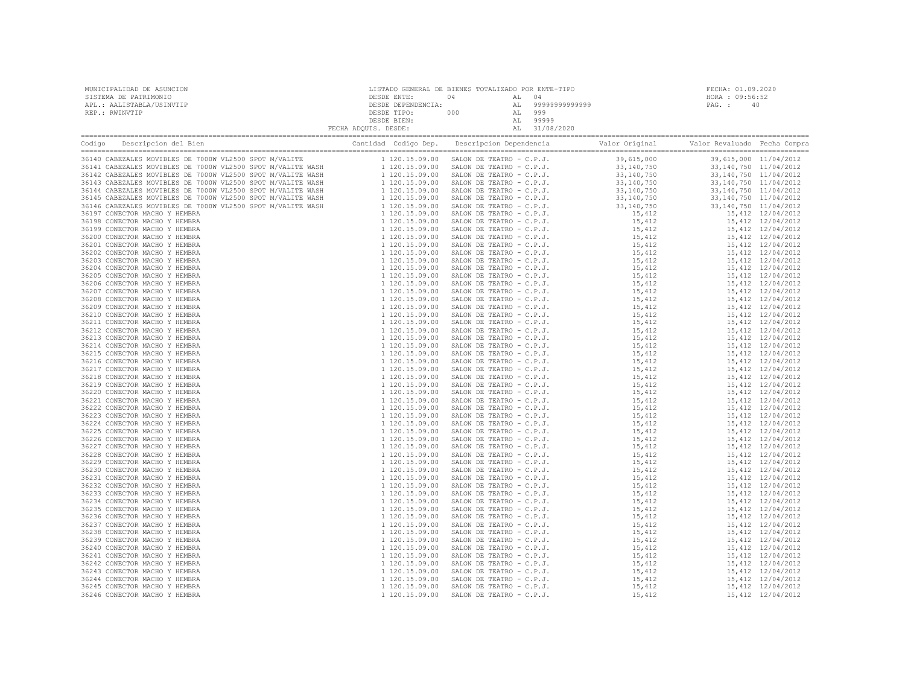MUNICIPALIDAD DE ASUNCION
SISTEMA DE PATRIMONIO
APL.: AALISTABLA/USINVTIP
REP.: RWINVTIP

LISTADO GENERAL DE BIENES TOTALIZADO POR ENTE-TIPO
DESDE ENTE: 04 AL 04
DESDE DEPENDENCIA: AL 99999999999999
DESDE TIPO: 000 AL 999
DESDE BIEN: AL 99999
FECHA ADQUIS. DESDE: AL 31/08/2020

FECHA: 01.09.2020
HORA : 09:56:52

| Codigo | Descripcion del Bien | Cantidad | Codigo Dep. | Descripcion Dependencia | Valor Original | Valor Revaluado | Fecha Compra |
|---|---|---|---|---|---|---|---|
| 36140 | CABEZALES MOVIBLES DE 7000W VL2500 SPOT M/VALITE | 1 | 120.15.09.00 | SALON DE TEATRO - C.P.J. | 39,615,000 | 39,615,000 | 11/04/2012 |
| 36141 | CABEZALES MOVIBLES DE 7000W VL2500 SPOT M/VALITE WASH | 1 | 120.15.09.00 | SALON DE TEATRO - C.P.J. | 33,140,750 | 33,140,750 | 11/04/2012 |
| 36142 | CABEZALES MOVIBLES DE 7000W VL2500 SPOT M/VALITE WASH | 1 | 120.15.09.00 | SALON DE TEATRO - C.P.J. | 33,140,750 | 33,140,750 | 11/04/2012 |
| 36143 | CABEZALES MOVIBLES DE 7000W VL2500 SPOT M/VALITE WASH | 1 | 120.15.09.00 | SALON DE TEATRO - C.P.J. | 33,140,750 | 33,140,750 | 11/04/2012 |
| 36144 | CABEZALES MOVIBLES DE 7000W VL2500 SPOT M/VALITE WASH | 1 | 120.15.09.00 | SALON DE TEATRO - C.P.J. | 33,140,750 | 33,140,750 | 11/04/2012 |
| 36145 | CABEZALES MOVIBLES DE 7000W VL2500 SPOT M/VALITE WASH | 1 | 120.15.09.00 | SALON DE TEATRO - C.P.J. | 33,140,750 | 33,140,750 | 11/04/2012 |
| 36146 | CABEZALES MOVIBLES DE 7000W VL2500 SPOT M/VALITE WASH | 1 | 120.15.09.00 | SALON DE TEATRO - C.P.J. | 33,140,750 | 33,140,750 | 11/04/2012 |
| 36197 | CONECTOR MACHO Y HEMBRA | 1 | 120.15.09.00 | SALON DE TEATRO - C.P.J. | 15,412 | 15,412 | 12/04/2012 |
| 36198 | CONECTOR MACHO Y HEMBRA | 1 | 120.15.09.00 | SALON DE TEATRO - C.P.J. | 15,412 | 15,412 | 12/04/2012 |
| 36199 | CONECTOR MACHO Y HEMBRA | 1 | 120.15.09.00 | SALON DE TEATRO - C.P.J. | 15,412 | 15,412 | 12/04/2012 |
| 36200 | CONECTOR MACHO Y HEMBRA | 1 | 120.15.09.00 | SALON DE TEATRO - C.P.J. | 15,412 | 15,412 | 12/04/2012 |
| 36201 | CONECTOR MACHO Y HEMBRA | 1 | 120.15.09.00 | SALON DE TEATRO - C.P.J. | 15,412 | 15,412 | 12/04/2012 |
| 36202 | CONECTOR MACHO Y HEMBRA | 1 | 120.15.09.00 | SALON DE TEATRO - C.P.J. | 15,412 | 15,412 | 12/04/2012 |
| 36203 | CONECTOR MACHO Y HEMBRA | 1 | 120.15.09.00 | SALON DE TEATRO - C.P.J. | 15,412 | 15,412 | 12/04/2012 |
| 36204 | CONECTOR MACHO Y HEMBRA | 1 | 120.15.09.00 | SALON DE TEATRO - C.P.J. | 15,412 | 15,412 | 12/04/2012 |
| 36205 | CONECTOR MACHO Y HEMBRA | 1 | 120.15.09.00 | SALON DE TEATRO - C.P.J. | 15,412 | 15,412 | 12/04/2012 |
| 36206 | CONECTOR MACHO Y HEMBRA | 1 | 120.15.09.00 | SALON DE TEATRO - C.P.J. | 15,412 | 15,412 | 12/04/2012 |
| 36207 | CONECTOR MACHO Y HEMBRA | 1 | 120.15.09.00 | SALON DE TEATRO - C.P.J. | 15,412 | 15,412 | 12/04/2012 |
| 36208 | CONECTOR MACHO Y HEMBRA | 1 | 120.15.09.00 | SALON DE TEATRO - C.P.J. | 15,412 | 15,412 | 12/04/2012 |
| 36209 | CONECTOR MACHO Y HEMBRA | 1 | 120.15.09.00 | SALON DE TEATRO - C.P.J. | 15,412 | 15,412 | 12/04/2012 |
| 36210 | CONECTOR MACHO Y HEMBRA | 1 | 120.15.09.00 | SALON DE TEATRO - C.P.J. | 15,412 | 15,412 | 12/04/2012 |
| 36211 | CONECTOR MACHO Y HEMBRA | 1 | 120.15.09.00 | SALON DE TEATRO - C.P.J. | 15,412 | 15,412 | 12/04/2012 |
| 36212 | CONECTOR MACHO Y HEMBRA | 1 | 120.15.09.00 | SALON DE TEATRO - C.P.J. | 15,412 | 15,412 | 12/04/2012 |
| 36213 | CONECTOR MACHO Y HEMBRA | 1 | 120.15.09.00 | SALON DE TEATRO - C.P.J. | 15,412 | 15,412 | 12/04/2012 |
| 36214 | CONECTOR MACHO Y HEMBRA | 1 | 120.15.09.00 | SALON DE TEATRO - C.P.J. | 15,412 | 15,412 | 12/04/2012 |
| 36215 | CONECTOR MACHO Y HEMBRA | 1 | 120.15.09.00 | SALON DE TEATRO - C.P.J. | 15,412 | 15,412 | 12/04/2012 |
| 36216 | CONECTOR MACHO Y HEMBRA | 1 | 120.15.09.00 | SALON DE TEATRO - C.P.J. | 15,412 | 15,412 | 12/04/2012 |
| 36217 | CONECTOR MACHO Y HEMBRA | 1 | 120.15.09.00 | SALON DE TEATRO - C.P.J. | 15,412 | 15,412 | 12/04/2012 |
| 36218 | CONECTOR MACHO Y HEMBRA | 1 | 120.15.09.00 | SALON DE TEATRO - C.P.J. | 15,412 | 15,412 | 12/04/2012 |
| 36219 | CONECTOR MACHO Y HEMBRA | 1 | 120.15.09.00 | SALON DE TEATRO - C.P.J. | 15,412 | 15,412 | 12/04/2012 |
| 36220 | CONECTOR MACHO Y HEMBRA | 1 | 120.15.09.00 | SALON DE TEATRO - C.P.J. | 15,412 | 15,412 | 12/04/2012 |
| 36221 | CONECTOR MACHO Y HEMBRA | 1 | 120.15.09.00 | SALON DE TEATRO - C.P.J. | 15,412 | 15,412 | 12/04/2012 |
| 36222 | CONECTOR MACHO Y HEMBRA | 1 | 120.15.09.00 | SALON DE TEATRO - C.P.J. | 15,412 | 15,412 | 12/04/2012 |
| 36223 | CONECTOR MACHO Y HEMBRA | 1 | 120.15.09.00 | SALON DE TEATRO - C.P.J. | 15,412 | 15,412 | 12/04/2012 |
| 36224 | CONECTOR MACHO Y HEMBRA | 1 | 120.15.09.00 | SALON DE TEATRO - C.P.J. | 15,412 | 15,412 | 12/04/2012 |
| 36225 | CONECTOR MACHO Y HEMBRA | 1 | 120.15.09.00 | SALON DE TEATRO - C.P.J. | 15,412 | 15,412 | 12/04/2012 |
| 36226 | CONECTOR MACHO Y HEMBRA | 1 | 120.15.09.00 | SALON DE TEATRO - C.P.J. | 15,412 | 15,412 | 12/04/2012 |
| 36227 | CONECTOR MACHO Y HEMBRA | 1 | 120.15.09.00 | SALON DE TEATRO - C.P.J. | 15,412 | 15,412 | 12/04/2012 |
| 36228 | CONECTOR MACHO Y HEMBRA | 1 | 120.15.09.00 | SALON DE TEATRO - C.P.J. | 15,412 | 15,412 | 12/04/2012 |
| 36229 | CONECTOR MACHO Y HEMBRA | 1 | 120.15.09.00 | SALON DE TEATRO - C.P.J. | 15,412 | 15,412 | 12/04/2012 |
| 36230 | CONECTOR MACHO Y HEMBRA | 1 | 120.15.09.00 | SALON DE TEATRO - C.P.J. | 15,412 | 15,412 | 12/04/2012 |
| 36231 | CONECTOR MACHO Y HEMBRA | 1 | 120.15.09.00 | SALON DE TEATRO - C.P.J. | 15,412 | 15,412 | 12/04/2012 |
| 36232 | CONECTOR MACHO Y HEMBRA | 1 | 120.15.09.00 | SALON DE TEATRO - C.P.J. | 15,412 | 15,412 | 12/04/2012 |
| 36233 | CONECTOR MACHO Y HEMBRA | 1 | 120.15.09.00 | SALON DE TEATRO - C.P.J. | 15,412 | 15,412 | 12/04/2012 |
| 36234 | CONECTOR MACHO Y HEMBRA | 1 | 120.15.09.00 | SALON DE TEATRO - C.P.J. | 15,412 | 15,412 | 12/04/2012 |
| 36235 | CONECTOR MACHO Y HEMBRA | 1 | 120.15.09.00 | SALON DE TEATRO - C.P.J. | 15,412 | 15,412 | 12/04/2012 |
| 36236 | CONECTOR MACHO Y HEMBRA | 1 | 120.15.09.00 | SALON DE TEATRO - C.P.J. | 15,412 | 15,412 | 12/04/2012 |
| 36237 | CONECTOR MACHO Y HEMBRA | 1 | 120.15.09.00 | SALON DE TEATRO - C.P.J. | 15,412 | 15,412 | 12/04/2012 |
| 36238 | CONECTOR MACHO Y HEMBRA | 1 | 120.15.09.00 | SALON DE TEATRO - C.P.J. | 15,412 | 15,412 | 12/04/2012 |
| 36239 | CONECTOR MACHO Y HEMBRA | 1 | 120.15.09.00 | SALON DE TEATRO - C.P.J. | 15,412 | 15,412 | 12/04/2012 |
| 36240 | CONECTOR MACHO Y HEMBRA | 1 | 120.15.09.00 | SALON DE TEATRO - C.P.J. | 15,412 | 15,412 | 12/04/2012 |
| 36241 | CONECTOR MACHO Y HEMBRA | 1 | 120.15.09.00 | SALON DE TEATRO - C.P.J. | 15,412 | 15,412 | 12/04/2012 |
| 36242 | CONECTOR MACHO Y HEMBRA | 1 | 120.15.09.00 | SALON DE TEATRO - C.P.J. | 15,412 | 15,412 | 12/04/2012 |
| 36243 | CONECTOR MACHO Y HEMBRA | 1 | 120.15.09.00 | SALON DE TEATRO - C.P.J. | 15,412 | 15,412 | 12/04/2012 |
| 36244 | CONECTOR MACHO Y HEMBRA | 1 | 120.15.09.00 | SALON DE TEATRO - C.P.J. | 15,412 | 15,412 | 12/04/2012 |
| 36245 | CONECTOR MACHO Y HEMBRA | 1 | 120.15.09.00 | SALON DE TEATRO - C.P.J. | 15,412 | 15,412 | 12/04/2012 |
| 36246 | CONECTOR MACHO Y HEMBRA | 1 | 120.15.09.00 | SALON DE TEATRO - C.P.J. | 15,412 | 15,412 | 12/04/2012 |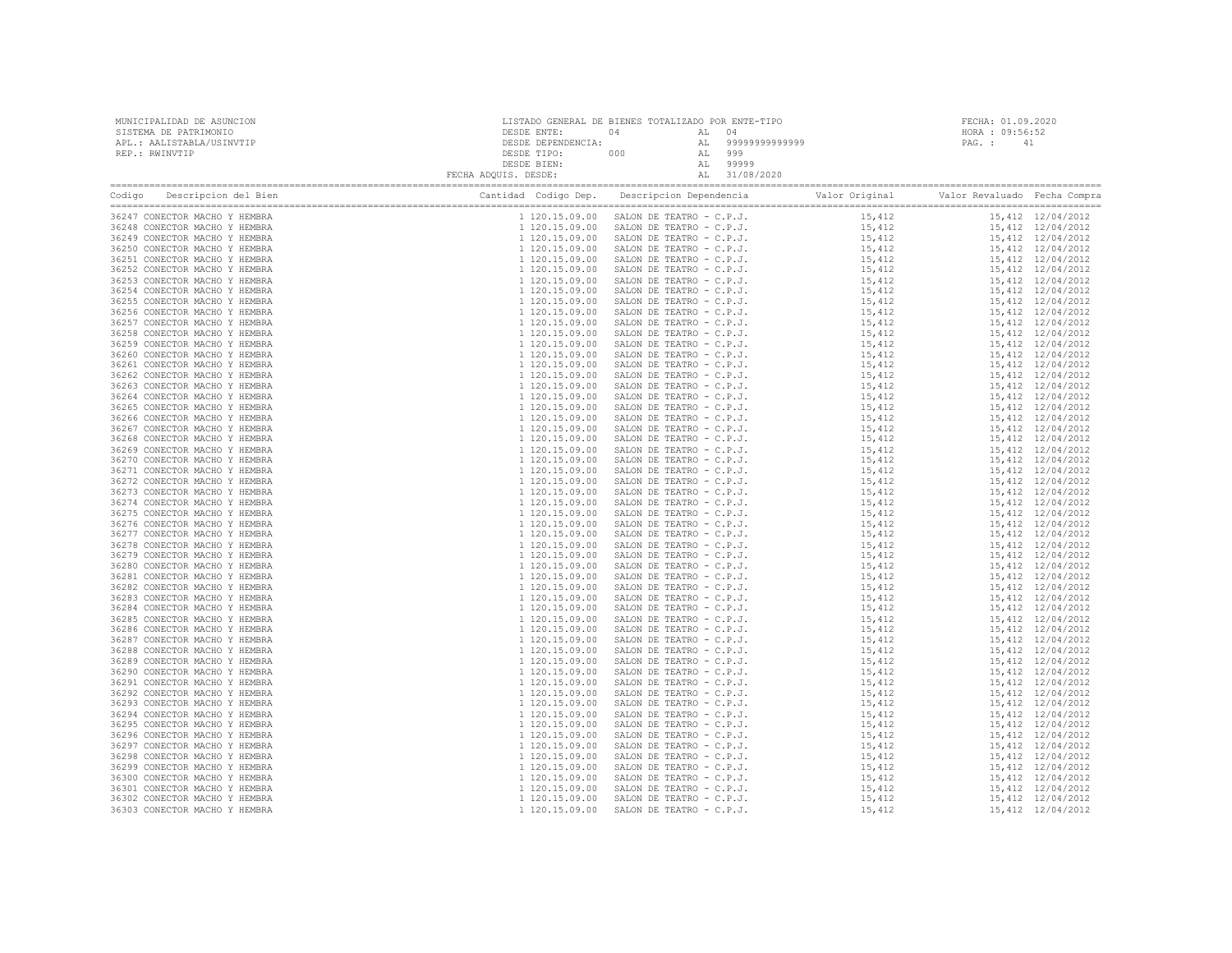MUNICIPALIDAD DE ASUNCION
SISTEMA DE PATRIMONIO
APL.: AALISTABLA/USINVTIP
REP.: RWINVTIP

LISTADO GENERAL DE BIENES TOTALIZADO POR ENTE-TIPO
DESDE ENTE: 04 AL 04
DESDE DEPENDENCIA: AL 99999999999999
DESDE TIPO: 000 AL 999
DESDE BIEN: AL 99999
FECHA ADQUIS. DESDE: AL 31/08/2020

FECHA: 01.09.2020
HORA : 09:56:52
PAG. : 41

| Codigo | Descripcion del Bien | Cantidad | Codigo Dep. | Descripcion Dependencia | Valor Original | Valor Revaluado | Fecha Compra |
|---|---|---|---|---|---|---|---|
| 36247 | CONECTOR MACHO Y HEMBRA | 1 | 120.15.09.00 | SALON DE TEATRO - C.P.J. | 15,412 | 15,412 | 12/04/2012 |
| 36248 | CONECTOR MACHO Y HEMBRA | 1 | 120.15.09.00 | SALON DE TEATRO - C.P.J. | 15,412 | 15,412 | 12/04/2012 |
| 36249 | CONECTOR MACHO Y HEMBRA | 1 | 120.15.09.00 | SALON DE TEATRO - C.P.J. | 15,412 | 15,412 | 12/04/2012 |
| 36250 | CONECTOR MACHO Y HEMBRA | 1 | 120.15.09.00 | SALON DE TEATRO - C.P.J. | 15,412 | 15,412 | 12/04/2012 |
| 36251 | CONECTOR MACHO Y HEMBRA | 1 | 120.15.09.00 | SALON DE TEATRO - C.P.J. | 15,412 | 15,412 | 12/04/2012 |
| 36252 | CONECTOR MACHO Y HEMBRA | 1 | 120.15.09.00 | SALON DE TEATRO - C.P.J. | 15,412 | 15,412 | 12/04/2012 |
| 36253 | CONECTOR MACHO Y HEMBRA | 1 | 120.15.09.00 | SALON DE TEATRO - C.P.J. | 15,412 | 15,412 | 12/04/2012 |
| 36254 | CONECTOR MACHO Y HEMBRA | 1 | 120.15.09.00 | SALON DE TEATRO - C.P.J. | 15,412 | 15,412 | 12/04/2012 |
| 36255 | CONECTOR MACHO Y HEMBRA | 1 | 120.15.09.00 | SALON DE TEATRO - C.P.J. | 15,412 | 15,412 | 12/04/2012 |
| 36256 | CONECTOR MACHO Y HEMBRA | 1 | 120.15.09.00 | SALON DE TEATRO - C.P.J. | 15,412 | 15,412 | 12/04/2012 |
| 36257 | CONECTOR MACHO Y HEMBRA | 1 | 120.15.09.00 | SALON DE TEATRO - C.P.J. | 15,412 | 15,412 | 12/04/2012 |
| 36258 | CONECTOR MACHO Y HEMBRA | 1 | 120.15.09.00 | SALON DE TEATRO - C.P.J. | 15,412 | 15,412 | 12/04/2012 |
| 36259 | CONECTOR MACHO Y HEMBRA | 1 | 120.15.09.00 | SALON DE TEATRO - C.P.J. | 15,412 | 15,412 | 12/04/2012 |
| 36260 | CONECTOR MACHO Y HEMBRA | 1 | 120.15.09.00 | SALON DE TEATRO - C.P.J. | 15,412 | 15,412 | 12/04/2012 |
| 36261 | CONECTOR MACHO Y HEMBRA | 1 | 120.15.09.00 | SALON DE TEATRO - C.P.J. | 15,412 | 15,412 | 12/04/2012 |
| 36262 | CONECTOR MACHO Y HEMBRA | 1 | 120.15.09.00 | SALON DE TEATRO - C.P.J. | 15,412 | 15,412 | 12/04/2012 |
| 36263 | CONECTOR MACHO Y HEMBRA | 1 | 120.15.09.00 | SALON DE TEATRO - C.P.J. | 15,412 | 15,412 | 12/04/2012 |
| 36264 | CONECTOR MACHO Y HEMBRA | 1 | 120.15.09.00 | SALON DE TEATRO - C.P.J. | 15,412 | 15,412 | 12/04/2012 |
| 36265 | CONECTOR MACHO Y HEMBRA | 1 | 120.15.09.00 | SALON DE TEATRO - C.P.J. | 15,412 | 15,412 | 12/04/2012 |
| 36266 | CONECTOR MACHO Y HEMBRA | 1 | 120.15.09.00 | SALON DE TEATRO - C.P.J. | 15,412 | 15,412 | 12/04/2012 |
| 36267 | CONECTOR MACHO Y HEMBRA | 1 | 120.15.09.00 | SALON DE TEATRO - C.P.J. | 15,412 | 15,412 | 12/04/2012 |
| 36268 | CONECTOR MACHO Y HEMBRA | 1 | 120.15.09.00 | SALON DE TEATRO - C.P.J. | 15,412 | 15,412 | 12/04/2012 |
| 36269 | CONECTOR MACHO Y HEMBRA | 1 | 120.15.09.00 | SALON DE TEATRO - C.P.J. | 15,412 | 15,412 | 12/04/2012 |
| 36270 | CONECTOR MACHO Y HEMBRA | 1 | 120.15.09.00 | SALON DE TEATRO - C.P.J. | 15,412 | 15,412 | 12/04/2012 |
| 36271 | CONECTOR MACHO Y HEMBRA | 1 | 120.15.09.00 | SALON DE TEATRO - C.P.J. | 15,412 | 15,412 | 12/04/2012 |
| 36272 | CONECTOR MACHO Y HEMBRA | 1 | 120.15.09.00 | SALON DE TEATRO - C.P.J. | 15,412 | 15,412 | 12/04/2012 |
| 36273 | CONECTOR MACHO Y HEMBRA | 1 | 120.15.09.00 | SALON DE TEATRO - C.P.J. | 15,412 | 15,412 | 12/04/2012 |
| 36274 | CONECTOR MACHO Y HEMBRA | 1 | 120.15.09.00 | SALON DE TEATRO - C.P.J. | 15,412 | 15,412 | 12/04/2012 |
| 36275 | CONECTOR MACHO Y HEMBRA | 1 | 120.15.09.00 | SALON DE TEATRO - C.P.J. | 15,412 | 15,412 | 12/04/2012 |
| 36276 | CONECTOR MACHO Y HEMBRA | 1 | 120.15.09.00 | SALON DE TEATRO - C.P.J. | 15,412 | 15,412 | 12/04/2012 |
| 36277 | CONECTOR MACHO Y HEMBRA | 1 | 120.15.09.00 | SALON DE TEATRO - C.P.J. | 15,412 | 15,412 | 12/04/2012 |
| 36278 | CONECTOR MACHO Y HEMBRA | 1 | 120.15.09.00 | SALON DE TEATRO - C.P.J. | 15,412 | 15,412 | 12/04/2012 |
| 36279 | CONECTOR MACHO Y HEMBRA | 1 | 120.15.09.00 | SALON DE TEATRO - C.P.J. | 15,412 | 15,412 | 12/04/2012 |
| 36280 | CONECTOR MACHO Y HEMBRA | 1 | 120.15.09.00 | SALON DE TEATRO - C.P.J. | 15,412 | 15,412 | 12/04/2012 |
| 36281 | CONECTOR MACHO Y HEMBRA | 1 | 120.15.09.00 | SALON DE TEATRO - C.P.J. | 15,412 | 15,412 | 12/04/2012 |
| 36282 | CONECTOR MACHO Y HEMBRA | 1 | 120.15.09.00 | SALON DE TEATRO - C.P.J. | 15,412 | 15,412 | 12/04/2012 |
| 36283 | CONECTOR MACHO Y HEMBRA | 1 | 120.15.09.00 | SALON DE TEATRO - C.P.J. | 15,412 | 15,412 | 12/04/2012 |
| 36284 | CONECTOR MACHO Y HEMBRA | 1 | 120.15.09.00 | SALON DE TEATRO - C.P.J. | 15,412 | 15,412 | 12/04/2012 |
| 36285 | CONECTOR MACHO Y HEMBRA | 1 | 120.15.09.00 | SALON DE TEATRO - C.P.J. | 15,412 | 15,412 | 12/04/2012 |
| 36286 | CONECTOR MACHO Y HEMBRA | 1 | 120.15.09.00 | SALON DE TEATRO - C.P.J. | 15,412 | 15,412 | 12/04/2012 |
| 36287 | CONECTOR MACHO Y HEMBRA | 1 | 120.15.09.00 | SALON DE TEATRO - C.P.J. | 15,412 | 15,412 | 12/04/2012 |
| 36288 | CONECTOR MACHO Y HEMBRA | 1 | 120.15.09.00 | SALON DE TEATRO - C.P.J. | 15,412 | 15,412 | 12/04/2012 |
| 36289 | CONECTOR MACHO Y HEMBRA | 1 | 120.15.09.00 | SALON DE TEATRO - C.P.J. | 15,412 | 15,412 | 12/04/2012 |
| 36290 | CONECTOR MACHO Y HEMBRA | 1 | 120.15.09.00 | SALON DE TEATRO - C.P.J. | 15,412 | 15,412 | 12/04/2012 |
| 36291 | CONECTOR MACHO Y HEMBRA | 1 | 120.15.09.00 | SALON DE TEATRO - C.P.J. | 15,412 | 15,412 | 12/04/2012 |
| 36292 | CONECTOR MACHO Y HEMBRA | 1 | 120.15.09.00 | SALON DE TEATRO - C.P.J. | 15,412 | 15,412 | 12/04/2012 |
| 36293 | CONECTOR MACHO Y HEMBRA | 1 | 120.15.09.00 | SALON DE TEATRO - C.P.J. | 15,412 | 15,412 | 12/04/2012 |
| 36294 | CONECTOR MACHO Y HEMBRA | 1 | 120.15.09.00 | SALON DE TEATRO - C.P.J. | 15,412 | 15,412 | 12/04/2012 |
| 36295 | CONECTOR MACHO Y HEMBRA | 1 | 120.15.09.00 | SALON DE TEATRO - C.P.J. | 15,412 | 15,412 | 12/04/2012 |
| 36296 | CONECTOR MACHO Y HEMBRA | 1 | 120.15.09.00 | SALON DE TEATRO - C.P.J. | 15,412 | 15,412 | 12/04/2012 |
| 36297 | CONECTOR MACHO Y HEMBRA | 1 | 120.15.09.00 | SALON DE TEATRO - C.P.J. | 15,412 | 15,412 | 12/04/2012 |
| 36298 | CONECTOR MACHO Y HEMBRA | 1 | 120.15.09.00 | SALON DE TEATRO - C.P.J. | 15,412 | 15,412 | 12/04/2012 |
| 36299 | CONECTOR MACHO Y HEMBRA | 1 | 120.15.09.00 | SALON DE TEATRO - C.P.J. | 15,412 | 15,412 | 12/04/2012 |
| 36300 | CONECTOR MACHO Y HEMBRA | 1 | 120.15.09.00 | SALON DE TEATRO - C.P.J. | 15,412 | 15,412 | 12/04/2012 |
| 36301 | CONECTOR MACHO Y HEMBRA | 1 | 120.15.09.00 | SALON DE TEATRO - C.P.J. | 15,412 | 15,412 | 12/04/2012 |
| 36302 | CONECTOR MACHO Y HEMBRA | 1 | 120.15.09.00 | SALON DE TEATRO - C.P.J. | 15,412 | 15,412 | 12/04/2012 |
| 36303 | CONECTOR MACHO Y HEMBRA | 1 | 120.15.09.00 | SALON DE TEATRO - C.P.J. | 15,412 | 15,412 | 12/04/2012 |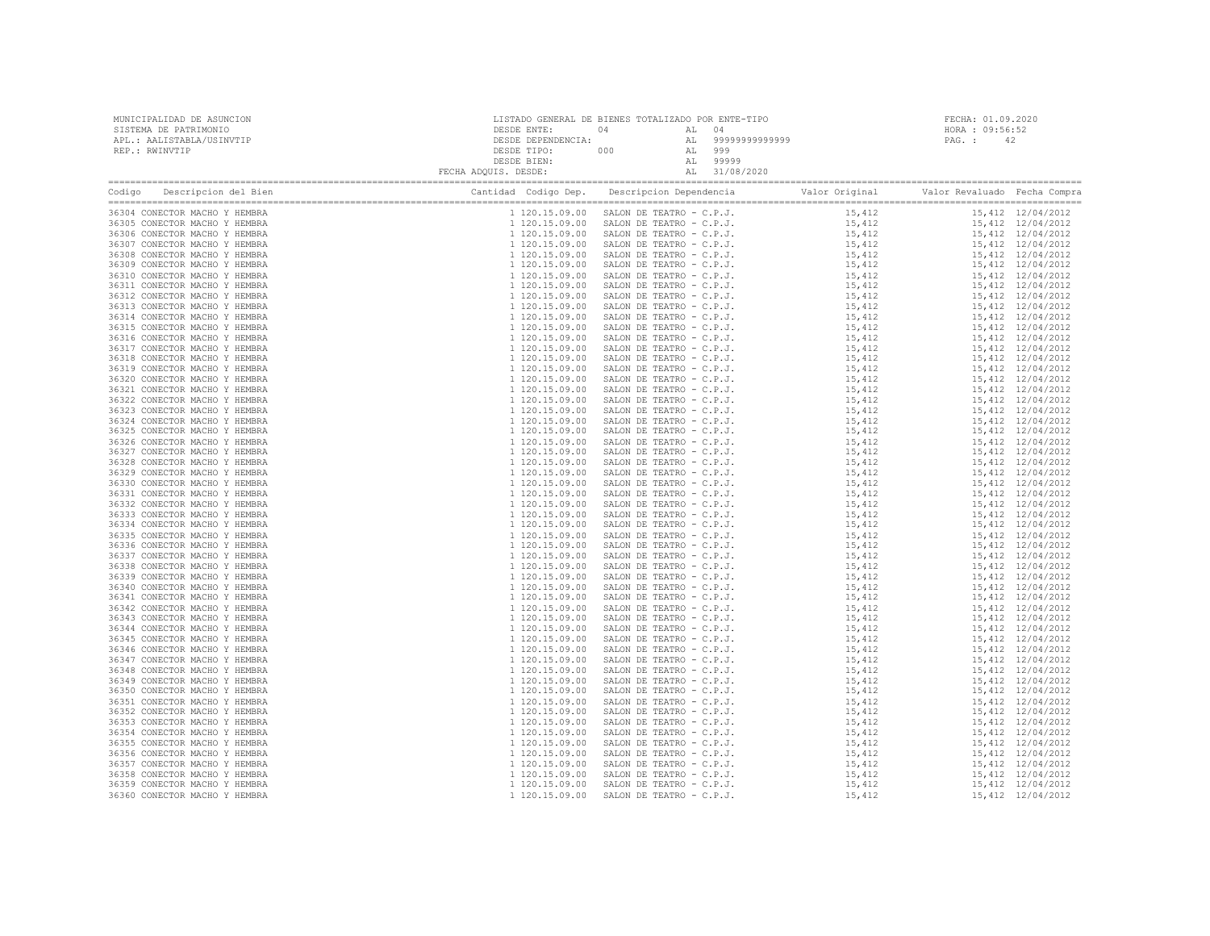MUNICIPALIDAD DE ASUNCION
SISTEMA DE PATRIMONIO
APL.: AALISTABLA/USINVTIP
REP.: RWINVTIP

LISTADO GENERAL DE BIENES TOTALIZADO POR ENTE-TIPO
DESDE ENTE: 04 AL 04
DESDE DEPENDENCIA: AL 99999999999999
DESDE TIPO: 000 AL 999
DESDE BIEN: AL 99999
FECHA ADQUIS. DESDE: AL 31/08/2020

FECHA: 01.09.2020
HORA : 09:56:52
PAG. : 42

| Codigo | Descripcion del Bien | Cantidad | Codigo Dep. | Descripcion Dependencia | Valor Original | Valor Revaluado | Fecha Compra |
|---|---|---|---|---|---|---|---|
| 36304 | CONECTOR MACHO Y HEMBRA | 1 | 120.15.09.00 | SALON DE TEATRO - C.P.J. | 15,412 | 15,412 | 12/04/2012 |
| 36305 | CONECTOR MACHO Y HEMBRA | 1 | 120.15.09.00 | SALON DE TEATRO - C.P.J. | 15,412 | 15,412 | 12/04/2012 |
| 36306 | CONECTOR MACHO Y HEMBRA | 1 | 120.15.09.00 | SALON DE TEATRO - C.P.J. | 15,412 | 15,412 | 12/04/2012 |
| 36307 | CONECTOR MACHO Y HEMBRA | 1 | 120.15.09.00 | SALON DE TEATRO - C.P.J. | 15,412 | 15,412 | 12/04/2012 |
| 36308 | CONECTOR MACHO Y HEMBRA | 1 | 120.15.09.00 | SALON DE TEATRO - C.P.J. | 15,412 | 15,412 | 12/04/2012 |
| 36309 | CONECTOR MACHO Y HEMBRA | 1 | 120.15.09.00 | SALON DE TEATRO - C.P.J. | 15,412 | 15,412 | 12/04/2012 |
| 36310 | CONECTOR MACHO Y HEMBRA | 1 | 120.15.09.00 | SALON DE TEATRO - C.P.J. | 15,412 | 15,412 | 12/04/2012 |
| 36311 | CONECTOR MACHO Y HEMBRA | 1 | 120.15.09.00 | SALON DE TEATRO - C.P.J. | 15,412 | 15,412 | 12/04/2012 |
| 36312 | CONECTOR MACHO Y HEMBRA | 1 | 120.15.09.00 | SALON DE TEATRO - C.P.J. | 15,412 | 15,412 | 12/04/2012 |
| 36313 | CONECTOR MACHO Y HEMBRA | 1 | 120.15.09.00 | SALON DE TEATRO - C.P.J. | 15,412 | 15,412 | 12/04/2012 |
| 36314 | CONECTOR MACHO Y HEMBRA | 1 | 120.15.09.00 | SALON DE TEATRO - C.P.J. | 15,412 | 15,412 | 12/04/2012 |
| 36315 | CONECTOR MACHO Y HEMBRA | 1 | 120.15.09.00 | SALON DE TEATRO - C.P.J. | 15,412 | 15,412 | 12/04/2012 |
| 36316 | CONECTOR MACHO Y HEMBRA | 1 | 120.15.09.00 | SALON DE TEATRO - C.P.J. | 15,412 | 15,412 | 12/04/2012 |
| 36317 | CONECTOR MACHO Y HEMBRA | 1 | 120.15.09.00 | SALON DE TEATRO - C.P.J. | 15,412 | 15,412 | 12/04/2012 |
| 36318 | CONECTOR MACHO Y HEMBRA | 1 | 120.15.09.00 | SALON DE TEATRO - C.P.J. | 15,412 | 15,412 | 12/04/2012 |
| 36319 | CONECTOR MACHO Y HEMBRA | 1 | 120.15.09.00 | SALON DE TEATRO - C.P.J. | 15,412 | 15,412 | 12/04/2012 |
| 36320 | CONECTOR MACHO Y HEMBRA | 1 | 120.15.09.00 | SALON DE TEATRO - C.P.J. | 15,412 | 15,412 | 12/04/2012 |
| 36321 | CONECTOR MACHO Y HEMBRA | 1 | 120.15.09.00 | SALON DE TEATRO - C.P.J. | 15,412 | 15,412 | 12/04/2012 |
| 36322 | CONECTOR MACHO Y HEMBRA | 1 | 120.15.09.00 | SALON DE TEATRO - C.P.J. | 15,412 | 15,412 | 12/04/2012 |
| 36323 | CONECTOR MACHO Y HEMBRA | 1 | 120.15.09.00 | SALON DE TEATRO - C.P.J. | 15,412 | 15,412 | 12/04/2012 |
| 36324 | CONECTOR MACHO Y HEMBRA | 1 | 120.15.09.00 | SALON DE TEATRO - C.P.J. | 15,412 | 15,412 | 12/04/2012 |
| 36325 | CONECTOR MACHO Y HEMBRA | 1 | 120.15.09.00 | SALON DE TEATRO - C.P.J. | 15,412 | 15,412 | 12/04/2012 |
| 36326 | CONECTOR MACHO Y HEMBRA | 1 | 120.15.09.00 | SALON DE TEATRO - C.P.J. | 15,412 | 15,412 | 12/04/2012 |
| 36327 | CONECTOR MACHO Y HEMBRA | 1 | 120.15.09.00 | SALON DE TEATRO - C.P.J. | 15,412 | 15,412 | 12/04/2012 |
| 36328 | CONECTOR MACHO Y HEMBRA | 1 | 120.15.09.00 | SALON DE TEATRO - C.P.J. | 15,412 | 15,412 | 12/04/2012 |
| 36329 | CONECTOR MACHO Y HEMBRA | 1 | 120.15.09.00 | SALON DE TEATRO - C.P.J. | 15,412 | 15,412 | 12/04/2012 |
| 36330 | CONECTOR MACHO Y HEMBRA | 1 | 120.15.09.00 | SALON DE TEATRO - C.P.J. | 15,412 | 15,412 | 12/04/2012 |
| 36331 | CONECTOR MACHO Y HEMBRA | 1 | 120.15.09.00 | SALON DE TEATRO - C.P.J. | 15,412 | 15,412 | 12/04/2012 |
| 36332 | CONECTOR MACHO Y HEMBRA | 1 | 120.15.09.00 | SALON DE TEATRO - C.P.J. | 15,412 | 15,412 | 12/04/2012 |
| 36333 | CONECTOR MACHO Y HEMBRA | 1 | 120.15.09.00 | SALON DE TEATRO - C.P.J. | 15,412 | 15,412 | 12/04/2012 |
| 36334 | CONECTOR MACHO Y HEMBRA | 1 | 120.15.09.00 | SALON DE TEATRO - C.P.J. | 15,412 | 15,412 | 12/04/2012 |
| 36335 | CONECTOR MACHO Y HEMBRA | 1 | 120.15.09.00 | SALON DE TEATRO - C.P.J. | 15,412 | 15,412 | 12/04/2012 |
| 36336 | CONECTOR MACHO Y HEMBRA | 1 | 120.15.09.00 | SALON DE TEATRO - C.P.J. | 15,412 | 15,412 | 12/04/2012 |
| 36337 | CONECTOR MACHO Y HEMBRA | 1 | 120.15.09.00 | SALON DE TEATRO - C.P.J. | 15,412 | 15,412 | 12/04/2012 |
| 36338 | CONECTOR MACHO Y HEMBRA | 1 | 120.15.09.00 | SALON DE TEATRO - C.P.J. | 15,412 | 15,412 | 12/04/2012 |
| 36339 | CONECTOR MACHO Y HEMBRA | 1 | 120.15.09.00 | SALON DE TEATRO - C.P.J. | 15,412 | 15,412 | 12/04/2012 |
| 36340 | CONECTOR MACHO Y HEMBRA | 1 | 120.15.09.00 | SALON DE TEATRO - C.P.J. | 15,412 | 15,412 | 12/04/2012 |
| 36341 | CONECTOR MACHO Y HEMBRA | 1 | 120.15.09.00 | SALON DE TEATRO - C.P.J. | 15,412 | 15,412 | 12/04/2012 |
| 36342 | CONECTOR MACHO Y HEMBRA | 1 | 120.15.09.00 | SALON DE TEATRO - C.P.J. | 15,412 | 15,412 | 12/04/2012 |
| 36343 | CONECTOR MACHO Y HEMBRA | 1 | 120.15.09.00 | SALON DE TEATRO - C.P.J. | 15,412 | 15,412 | 12/04/2012 |
| 36344 | CONECTOR MACHO Y HEMBRA | 1 | 120.15.09.00 | SALON DE TEATRO - C.P.J. | 15,412 | 15,412 | 12/04/2012 |
| 36345 | CONECTOR MACHO Y HEMBRA | 1 | 120.15.09.00 | SALON DE TEATRO - C.P.J. | 15,412 | 15,412 | 12/04/2012 |
| 36346 | CONECTOR MACHO Y HEMBRA | 1 | 120.15.09.00 | SALON DE TEATRO - C.P.J. | 15,412 | 15,412 | 12/04/2012 |
| 36347 | CONECTOR MACHO Y HEMBRA | 1 | 120.15.09.00 | SALON DE TEATRO - C.P.J. | 15,412 | 15,412 | 12/04/2012 |
| 36348 | CONECTOR MACHO Y HEMBRA | 1 | 120.15.09.00 | SALON DE TEATRO - C.P.J. | 15,412 | 15,412 | 12/04/2012 |
| 36349 | CONECTOR MACHO Y HEMBRA | 1 | 120.15.09.00 | SALON DE TEATRO - C.P.J. | 15,412 | 15,412 | 12/04/2012 |
| 36350 | CONECTOR MACHO Y HEMBRA | 1 | 120.15.09.00 | SALON DE TEATRO - C.P.J. | 15,412 | 15,412 | 12/04/2012 |
| 36351 | CONECTOR MACHO Y HEMBRA | 1 | 120.15.09.00 | SALON DE TEATRO - C.P.J. | 15,412 | 15,412 | 12/04/2012 |
| 36352 | CONECTOR MACHO Y HEMBRA | 1 | 120.15.09.00 | SALON DE TEATRO - C.P.J. | 15,412 | 15,412 | 12/04/2012 |
| 36353 | CONECTOR MACHO Y HEMBRA | 1 | 120.15.09.00 | SALON DE TEATRO - C.P.J. | 15,412 | 15,412 | 12/04/2012 |
| 36354 | CONECTOR MACHO Y HEMBRA | 1 | 120.15.09.00 | SALON DE TEATRO - C.P.J. | 15,412 | 15,412 | 12/04/2012 |
| 36355 | CONECTOR MACHO Y HEMBRA | 1 | 120.15.09.00 | SALON DE TEATRO - C.P.J. | 15,412 | 15,412 | 12/04/2012 |
| 36356 | CONECTOR MACHO Y HEMBRA | 1 | 120.15.09.00 | SALON DE TEATRO - C.P.J. | 15,412 | 15,412 | 12/04/2012 |
| 36357 | CONECTOR MACHO Y HEMBRA | 1 | 120.15.09.00 | SALON DE TEATRO - C.P.J. | 15,412 | 15,412 | 12/04/2012 |
| 36358 | CONECTOR MACHO Y HEMBRA | 1 | 120.15.09.00 | SALON DE TEATRO - C.P.J. | 15,412 | 15,412 | 12/04/2012 |
| 36359 | CONECTOR MACHO Y HEMBRA | 1 | 120.15.09.00 | SALON DE TEATRO - C.P.J. | 15,412 | 15,412 | 12/04/2012 |
| 36360 | CONECTOR MACHO Y HEMBRA | 1 | 120.15.09.00 | SALON DE TEATRO - C.P.J. | 15,412 | 15,412 | 12/04/2012 |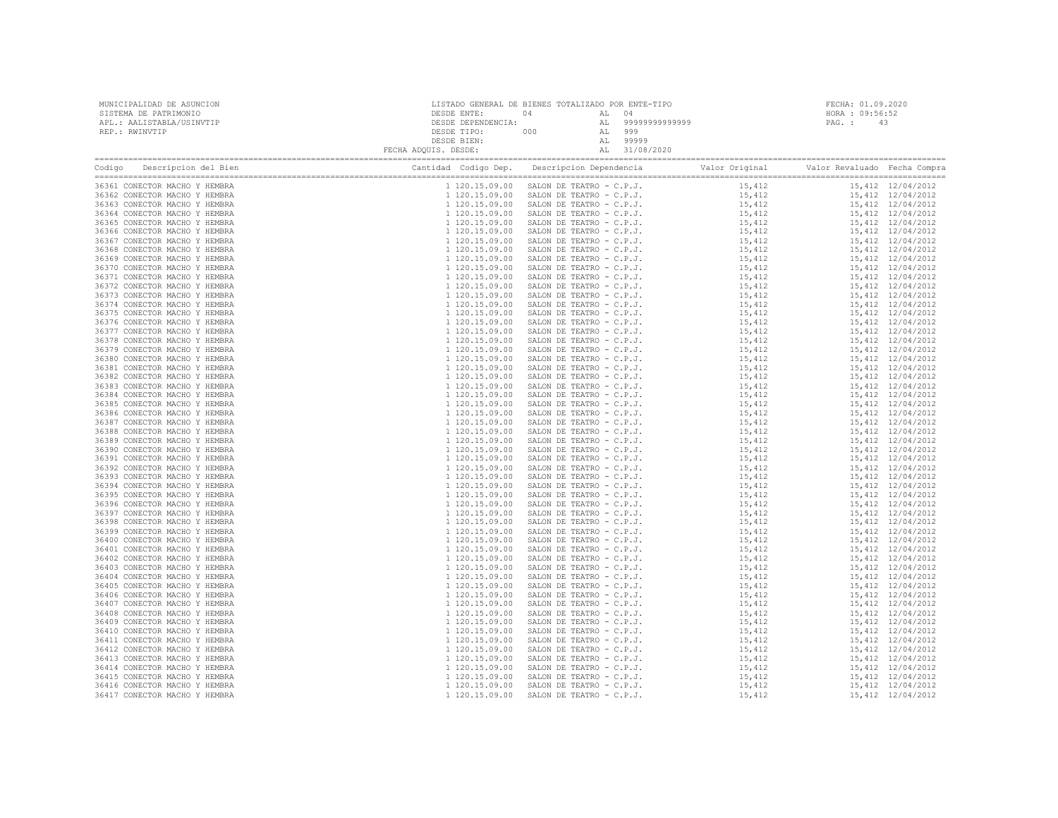MUNICIPALIDAD DE ASUNCION
SISTEMA DE PATRIMONIO
APL.: AALISTABLA/USINVTIP
REP.: RWINVTIP

LISTADO GENERAL DE BIENES TOTALIZADO POR ENTE-TIPO
DESDE ENTE: 04 AL 04
DESDE DEPENDENCIA: AL 99999999999999
DESDE TIPO: 000 AL 999
DESDE BIEN: AL 99999
FECHA ADQUIS. DESDE: AL 31/08/2020

FECHA: 01.09.2020
HORA : 09:56:52

| Codigo | Descripcion del Bien | Cantidad | Codigo Dep. | Descripcion Dependencia | Valor Original | Valor Revaluado | Fecha Compra |
|---|---|---|---|---|---|---|---|
| 36361 | CONECTOR MACHO Y HEMBRA | 1 | 120.15.09.00 | SALON DE TEATRO - C.P.J. | 15,412 | 15,412 | 12/04/2012 |
| 36362 | CONECTOR MACHO Y HEMBRA | 1 | 120.15.09.00 | SALON DE TEATRO - C.P.J. | 15,412 | 15,412 | 12/04/2012 |
| 36363 | CONECTOR MACHO Y HEMBRA | 1 | 120.15.09.00 | SALON DE TEATRO - C.P.J. | 15,412 | 15,412 | 12/04/2012 |
| 36364 | CONECTOR MACHO Y HEMBRA | 1 | 120.15.09.00 | SALON DE TEATRO - C.P.J. | 15,412 | 15,412 | 12/04/2012 |
| 36365 | CONECTOR MACHO Y HEMBRA | 1 | 120.15.09.00 | SALON DE TEATRO - C.P.J. | 15,412 | 15,412 | 12/04/2012 |
| 36366 | CONECTOR MACHO Y HEMBRA | 1 | 120.15.09.00 | SALON DE TEATRO - C.P.J. | 15,412 | 15,412 | 12/04/2012 |
| 36367 | CONECTOR MACHO Y HEMBRA | 1 | 120.15.09.00 | SALON DE TEATRO - C.P.J. | 15,412 | 15,412 | 12/04/2012 |
| 36368 | CONECTOR MACHO Y HEMBRA | 1 | 120.15.09.00 | SALON DE TEATRO - C.P.J. | 15,412 | 15,412 | 12/04/2012 |
| 36369 | CONECTOR MACHO Y HEMBRA | 1 | 120.15.09.00 | SALON DE TEATRO - C.P.J. | 15,412 | 15,412 | 12/04/2012 |
| 36370 | CONECTOR MACHO Y HEMBRA | 1 | 120.15.09.00 | SALON DE TEATRO - C.P.J. | 15,412 | 15,412 | 12/04/2012 |
| 36371 | CONECTOR MACHO Y HEMBRA | 1 | 120.15.09.00 | SALON DE TEATRO - C.P.J. | 15,412 | 15,412 | 12/04/2012 |
| 36372 | CONECTOR MACHO Y HEMBRA | 1 | 120.15.09.00 | SALON DE TEATRO - C.P.J. | 15,412 | 15,412 | 12/04/2012 |
| 36373 | CONECTOR MACHO Y HEMBRA | 1 | 120.15.09.00 | SALON DE TEATRO - C.P.J. | 15,412 | 15,412 | 12/04/2012 |
| 36374 | CONECTOR MACHO Y HEMBRA | 1 | 120.15.09.00 | SALON DE TEATRO - C.P.J. | 15,412 | 15,412 | 12/04/2012 |
| 36375 | CONECTOR MACHO Y HEMBRA | 1 | 120.15.09.00 | SALON DE TEATRO - C.P.J. | 15,412 | 15,412 | 12/04/2012 |
| 36376 | CONECTOR MACHO Y HEMBRA | 1 | 120.15.09.00 | SALON DE TEATRO - C.P.J. | 15,412 | 15,412 | 12/04/2012 |
| 36377 | CONECTOR MACHO Y HEMBRA | 1 | 120.15.09.00 | SALON DE TEATRO - C.P.J. | 15,412 | 15,412 | 12/04/2012 |
| 36378 | CONECTOR MACHO Y HEMBRA | 1 | 120.15.09.00 | SALON DE TEATRO - C.P.J. | 15,412 | 15,412 | 12/04/2012 |
| 36379 | CONECTOR MACHO Y HEMBRA | 1 | 120.15.09.00 | SALON DE TEATRO - C.P.J. | 15,412 | 15,412 | 12/04/2012 |
| 36380 | CONECTOR MACHO Y HEMBRA | 1 | 120.15.09.00 | SALON DE TEATRO - C.P.J. | 15,412 | 15,412 | 12/04/2012 |
| 36381 | CONECTOR MACHO Y HEMBRA | 1 | 120.15.09.00 | SALON DE TEATRO - C.P.J. | 15,412 | 15,412 | 12/04/2012 |
| 36382 | CONECTOR MACHO Y HEMBRA | 1 | 120.15.09.00 | SALON DE TEATRO - C.P.J. | 15,412 | 15,412 | 12/04/2012 |
| 36383 | CONECTOR MACHO Y HEMBRA | 1 | 120.15.09.00 | SALON DE TEATRO - C.P.J. | 15,412 | 15,412 | 12/04/2012 |
| 36384 | CONECTOR MACHO Y HEMBRA | 1 | 120.15.09.00 | SALON DE TEATRO - C.P.J. | 15,412 | 15,412 | 12/04/2012 |
| 36385 | CONECTOR MACHO Y HEMBRA | 1 | 120.15.09.00 | SALON DE TEATRO - C.P.J. | 15,412 | 15,412 | 12/04/2012 |
| 36386 | CONECTOR MACHO Y HEMBRA | 1 | 120.15.09.00 | SALON DE TEATRO - C.P.J. | 15,412 | 15,412 | 12/04/2012 |
| 36387 | CONECTOR MACHO Y HEMBRA | 1 | 120.15.09.00 | SALON DE TEATRO - C.P.J. | 15,412 | 15,412 | 12/04/2012 |
| 36388 | CONECTOR MACHO Y HEMBRA | 1 | 120.15.09.00 | SALON DE TEATRO - C.P.J. | 15,412 | 15,412 | 12/04/2012 |
| 36389 | CONECTOR MACHO Y HEMBRA | 1 | 120.15.09.00 | SALON DE TEATRO - C.P.J. | 15,412 | 15,412 | 12/04/2012 |
| 36390 | CONECTOR MACHO Y HEMBRA | 1 | 120.15.09.00 | SALON DE TEATRO - C.P.J. | 15,412 | 15,412 | 12/04/2012 |
| 36391 | CONECTOR MACHO Y HEMBRA | 1 | 120.15.09.00 | SALON DE TEATRO - C.P.J. | 15,412 | 15,412 | 12/04/2012 |
| 36392 | CONECTOR MACHO Y HEMBRA | 1 | 120.15.09.00 | SALON DE TEATRO - C.P.J. | 15,412 | 15,412 | 12/04/2012 |
| 36393 | CONECTOR MACHO Y HEMBRA | 1 | 120.15.09.00 | SALON DE TEATRO - C.P.J. | 15,412 | 15,412 | 12/04/2012 |
| 36394 | CONECTOR MACHO Y HEMBRA | 1 | 120.15.09.00 | SALON DE TEATRO - C.P.J. | 15,412 | 15,412 | 12/04/2012 |
| 36395 | CONECTOR MACHO Y HEMBRA | 1 | 120.15.09.00 | SALON DE TEATRO - C.P.J. | 15,412 | 15,412 | 12/04/2012 |
| 36396 | CONECTOR MACHO Y HEMBRA | 1 | 120.15.09.00 | SALON DE TEATRO - C.P.J. | 15,412 | 15,412 | 12/04/2012 |
| 36397 | CONECTOR MACHO Y HEMBRA | 1 | 120.15.09.00 | SALON DE TEATRO - C.P.J. | 15,412 | 15,412 | 12/04/2012 |
| 36398 | CONECTOR MACHO Y HEMBRA | 1 | 120.15.09.00 | SALON DE TEATRO - C.P.J. | 15,412 | 15,412 | 12/04/2012 |
| 36399 | CONECTOR MACHO Y HEMBRA | 1 | 120.15.09.00 | SALON DE TEATRO - C.P.J. | 15,412 | 15,412 | 12/04/2012 |
| 36400 | CONECTOR MACHO Y HEMBRA | 1 | 120.15.09.00 | SALON DE TEATRO - C.P.J. | 15,412 | 15,412 | 12/04/2012 |
| 36401 | CONECTOR MACHO Y HEMBRA | 1 | 120.15.09.00 | SALON DE TEATRO - C.P.J. | 15,412 | 15,412 | 12/04/2012 |
| 36402 | CONECTOR MACHO Y HEMBRA | 1 | 120.15.09.00 | SALON DE TEATRO - C.P.J. | 15,412 | 15,412 | 12/04/2012 |
| 36403 | CONECTOR MACHO Y HEMBRA | 1 | 120.15.09.00 | SALON DE TEATRO - C.P.J. | 15,412 | 15,412 | 12/04/2012 |
| 36404 | CONECTOR MACHO Y HEMBRA | 1 | 120.15.09.00 | SALON DE TEATRO - C.P.J. | 15,412 | 15,412 | 12/04/2012 |
| 36405 | CONECTOR MACHO Y HEMBRA | 1 | 120.15.09.00 | SALON DE TEATRO - C.P.J. | 15,412 | 15,412 | 12/04/2012 |
| 36406 | CONECTOR MACHO Y HEMBRA | 1 | 120.15.09.00 | SALON DE TEATRO - C.P.J. | 15,412 | 15,412 | 12/04/2012 |
| 36407 | CONECTOR MACHO Y HEMBRA | 1 | 120.15.09.00 | SALON DE TEATRO - C.P.J. | 15,412 | 15,412 | 12/04/2012 |
| 36408 | CONECTOR MACHO Y HEMBRA | 1 | 120.15.09.00 | SALON DE TEATRO - C.P.J. | 15,412 | 15,412 | 12/04/2012 |
| 36409 | CONECTOR MACHO Y HEMBRA | 1 | 120.15.09.00 | SALON DE TEATRO - C.P.J. | 15,412 | 15,412 | 12/04/2012 |
| 36410 | CONECTOR MACHO Y HEMBRA | 1 | 120.15.09.00 | SALON DE TEATRO - C.P.J. | 15,412 | 15,412 | 12/04/2012 |
| 36411 | CONECTOR MACHO Y HEMBRA | 1 | 120.15.09.00 | SALON DE TEATRO - C.P.J. | 15,412 | 15,412 | 12/04/2012 |
| 36412 | CONECTOR MACHO Y HEMBRA | 1 | 120.15.09.00 | SALON DE TEATRO - C.P.J. | 15,412 | 15,412 | 12/04/2012 |
| 36413 | CONECTOR MACHO Y HEMBRA | 1 | 120.15.09.00 | SALON DE TEATRO - C.P.J. | 15,412 | 15,412 | 12/04/2012 |
| 36414 | CONECTOR MACHO Y HEMBRA | 1 | 120.15.09.00 | SALON DE TEATRO - C.P.J. | 15,412 | 15,412 | 12/04/2012 |
| 36415 | CONECTOR MACHO Y HEMBRA | 1 | 120.15.09.00 | SALON DE TEATRO - C.P.J. | 15,412 | 15,412 | 12/04/2012 |
| 36416 | CONECTOR MACHO Y HEMBRA | 1 | 120.15.09.00 | SALON DE TEATRO - C.P.J. | 15,412 | 15,412 | 12/04/2012 |
| 36417 | CONECTOR MACHO Y HEMBRA | 1 | 120.15.09.00 | SALON DE TEATRO - C.P.J. | 15,412 | 15,412 | 12/04/2012 |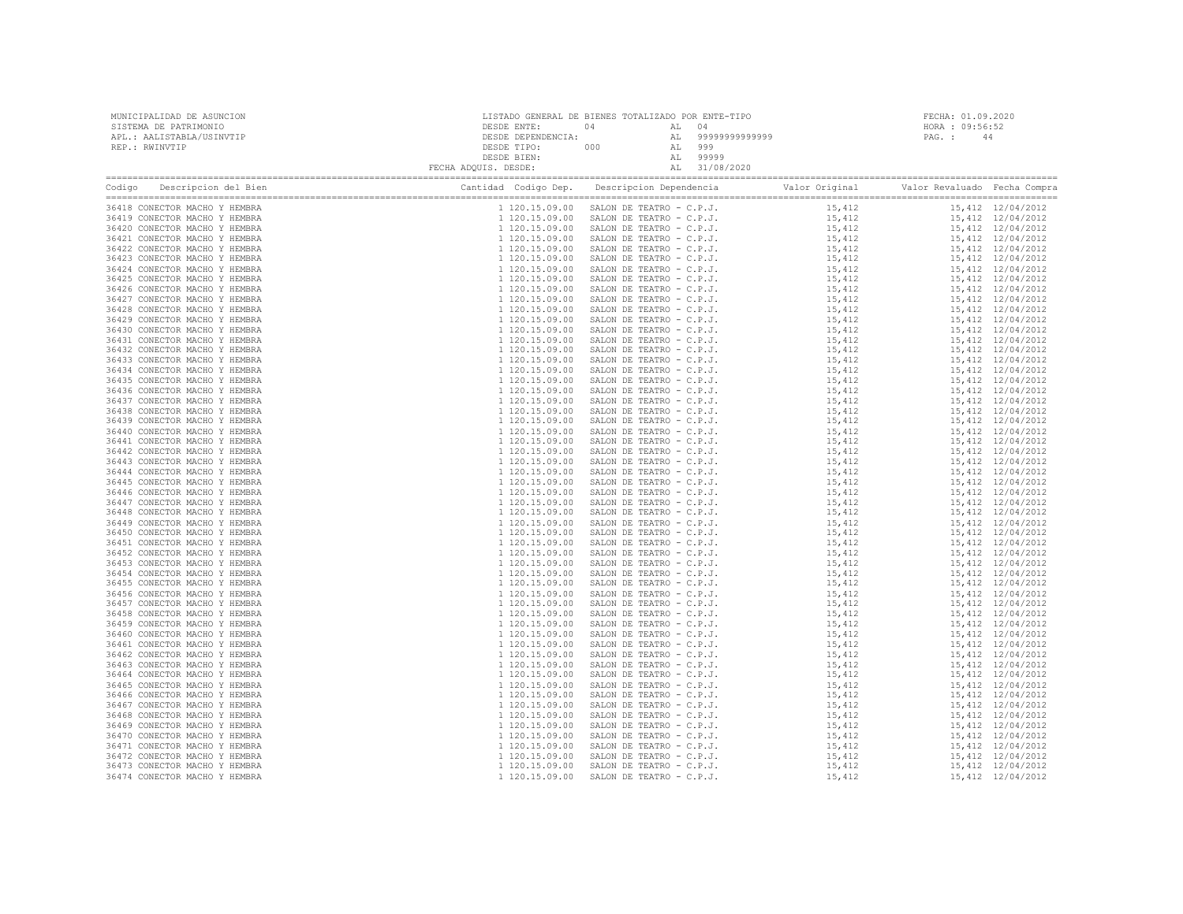MUNICIPALIDAD DE ASUNCION
SISTEMA DE PATRIMONIO
APL.: AALISTABLA/USINVTIP
REP.: RWINVTIP

LISTADO GENERAL DE BIENES TOTALIZADO POR ENTE-TIPO
DESDE ENTE: 04 AL 04
DESDE DEPENDENCIA: AL 99999999999999
DESDE TIPO: 000 AL 999
DESDE BIEN: AL 99999
FECHA ADQUIS. DESDE: AL 31/08/2020

FECHA: 01.09.2020
HORA : 09:56:52

| Codigo | Descripcion del Bien | Cantidad | Codigo Dep. | Descripcion Dependencia | Valor Original | Valor Revaluado | Fecha Compra |
|---|---|---|---|---|---|---|---|
| 36418 | CONECTOR MACHO Y HEMBRA | 1 | 120.15.09.00 | SALON DE TEATRO - C.P.J. | 15,412 | 15,412 | 12/04/2012 |
| 36419 | CONECTOR MACHO Y HEMBRA | 1 | 120.15.09.00 | SALON DE TEATRO - C.P.J. | 15,412 | 15,412 | 12/04/2012 |
| 36420 | CONECTOR MACHO Y HEMBRA | 1 | 120.15.09.00 | SALON DE TEATRO - C.P.J. | 15,412 | 15,412 | 12/04/2012 |
| 36421 | CONECTOR MACHO Y HEMBRA | 1 | 120.15.09.00 | SALON DE TEATRO - C.P.J. | 15,412 | 15,412 | 12/04/2012 |
| 36422 | CONECTOR MACHO Y HEMBRA | 1 | 120.15.09.00 | SALON DE TEATRO - C.P.J. | 15,412 | 15,412 | 12/04/2012 |
| 36423 | CONECTOR MACHO Y HEMBRA | 1 | 120.15.09.00 | SALON DE TEATRO - C.P.J. | 15,412 | 15,412 | 12/04/2012 |
| 36424 | CONECTOR MACHO Y HEMBRA | 1 | 120.15.09.00 | SALON DE TEATRO - C.P.J. | 15,412 | 15,412 | 12/04/2012 |
| 36425 | CONECTOR MACHO Y HEMBRA | 1 | 120.15.09.00 | SALON DE TEATRO - C.P.J. | 15,412 | 15,412 | 12/04/2012 |
| 36426 | CONECTOR MACHO Y HEMBRA | 1 | 120.15.09.00 | SALON DE TEATRO - C.P.J. | 15,412 | 15,412 | 12/04/2012 |
| 36427 | CONECTOR MACHO Y HEMBRA | 1 | 120.15.09.00 | SALON DE TEATRO - C.P.J. | 15,412 | 15,412 | 12/04/2012 |
| 36428 | CONECTOR MACHO Y HEMBRA | 1 | 120.15.09.00 | SALON DE TEATRO - C.P.J. | 15,412 | 15,412 | 12/04/2012 |
| 36429 | CONECTOR MACHO Y HEMBRA | 1 | 120.15.09.00 | SALON DE TEATRO - C.P.J. | 15,412 | 15,412 | 12/04/2012 |
| 36430 | CONECTOR MACHO Y HEMBRA | 1 | 120.15.09.00 | SALON DE TEATRO - C.P.J. | 15,412 | 15,412 | 12/04/2012 |
| 36431 | CONECTOR MACHO Y HEMBRA | 1 | 120.15.09.00 | SALON DE TEATRO - C.P.J. | 15,412 | 15,412 | 12/04/2012 |
| 36432 | CONECTOR MACHO Y HEMBRA | 1 | 120.15.09.00 | SALON DE TEATRO - C.P.J. | 15,412 | 15,412 | 12/04/2012 |
| 36433 | CONECTOR MACHO Y HEMBRA | 1 | 120.15.09.00 | SALON DE TEATRO - C.P.J. | 15,412 | 15,412 | 12/04/2012 |
| 36434 | CONECTOR MACHO Y HEMBRA | 1 | 120.15.09.00 | SALON DE TEATRO - C.P.J. | 15,412 | 15,412 | 12/04/2012 |
| 36435 | CONECTOR MACHO Y HEMBRA | 1 | 120.15.09.00 | SALON DE TEATRO - C.P.J. | 15,412 | 15,412 | 12/04/2012 |
| 36436 | CONECTOR MACHO Y HEMBRA | 1 | 120.15.09.00 | SALON DE TEATRO - C.P.J. | 15,412 | 15,412 | 12/04/2012 |
| 36437 | CONECTOR MACHO Y HEMBRA | 1 | 120.15.09.00 | SALON DE TEATRO - C.P.J. | 15,412 | 15,412 | 12/04/2012 |
| 36438 | CONECTOR MACHO Y HEMBRA | 1 | 120.15.09.00 | SALON DE TEATRO - C.P.J. | 15,412 | 15,412 | 12/04/2012 |
| 36439 | CONECTOR MACHO Y HEMBRA | 1 | 120.15.09.00 | SALON DE TEATRO - C.P.J. | 15,412 | 15,412 | 12/04/2012 |
| 36440 | CONECTOR MACHO Y HEMBRA | 1 | 120.15.09.00 | SALON DE TEATRO - C.P.J. | 15,412 | 15,412 | 12/04/2012 |
| 36441 | CONECTOR MACHO Y HEMBRA | 1 | 120.15.09.00 | SALON DE TEATRO - C.P.J. | 15,412 | 15,412 | 12/04/2012 |
| 36442 | CONECTOR MACHO Y HEMBRA | 1 | 120.15.09.00 | SALON DE TEATRO - C.P.J. | 15,412 | 15,412 | 12/04/2012 |
| 36443 | CONECTOR MACHO Y HEMBRA | 1 | 120.15.09.00 | SALON DE TEATRO - C.P.J. | 15,412 | 15,412 | 12/04/2012 |
| 36444 | CONECTOR MACHO Y HEMBRA | 1 | 120.15.09.00 | SALON DE TEATRO - C.P.J. | 15,412 | 15,412 | 12/04/2012 |
| 36445 | CONECTOR MACHO Y HEMBRA | 1 | 120.15.09.00 | SALON DE TEATRO - C.P.J. | 15,412 | 15,412 | 12/04/2012 |
| 36446 | CONECTOR MACHO Y HEMBRA | 1 | 120.15.09.00 | SALON DE TEATRO - C.P.J. | 15,412 | 15,412 | 12/04/2012 |
| 36447 | CONECTOR MACHO Y HEMBRA | 1 | 120.15.09.00 | SALON DE TEATRO - C.P.J. | 15,412 | 15,412 | 12/04/2012 |
| 36448 | CONECTOR MACHO Y HEMBRA | 1 | 120.15.09.00 | SALON DE TEATRO - C.P.J. | 15,412 | 15,412 | 12/04/2012 |
| 36449 | CONECTOR MACHO Y HEMBRA | 1 | 120.15.09.00 | SALON DE TEATRO - C.P.J. | 15,412 | 15,412 | 12/04/2012 |
| 36450 | CONECTOR MACHO Y HEMBRA | 1 | 120.15.09.00 | SALON DE TEATRO - C.P.J. | 15,412 | 15,412 | 12/04/2012 |
| 36451 | CONECTOR MACHO Y HEMBRA | 1 | 120.15.09.00 | SALON DE TEATRO - C.P.J. | 15,412 | 15,412 | 12/04/2012 |
| 36452 | CONECTOR MACHO Y HEMBRA | 1 | 120.15.09.00 | SALON DE TEATRO - C.P.J. | 15,412 | 15,412 | 12/04/2012 |
| 36453 | CONECTOR MACHO Y HEMBRA | 1 | 120.15.09.00 | SALON DE TEATRO - C.P.J. | 15,412 | 15,412 | 12/04/2012 |
| 36454 | CONECTOR MACHO Y HEMBRA | 1 | 120.15.09.00 | SALON DE TEATRO - C.P.J. | 15,412 | 15,412 | 12/04/2012 |
| 36455 | CONECTOR MACHO Y HEMBRA | 1 | 120.15.09.00 | SALON DE TEATRO - C.P.J. | 15,412 | 15,412 | 12/04/2012 |
| 36456 | CONECTOR MACHO Y HEMBRA | 1 | 120.15.09.00 | SALON DE TEATRO - C.P.J. | 15,412 | 15,412 | 12/04/2012 |
| 36457 | CONECTOR MACHO Y HEMBRA | 1 | 120.15.09.00 | SALON DE TEATRO - C.P.J. | 15,412 | 15,412 | 12/04/2012 |
| 36458 | CONECTOR MACHO Y HEMBRA | 1 | 120.15.09.00 | SALON DE TEATRO - C.P.J. | 15,412 | 15,412 | 12/04/2012 |
| 36459 | CONECTOR MACHO Y HEMBRA | 1 | 120.15.09.00 | SALON DE TEATRO - C.P.J. | 15,412 | 15,412 | 12/04/2012 |
| 36460 | CONECTOR MACHO Y HEMBRA | 1 | 120.15.09.00 | SALON DE TEATRO - C.P.J. | 15,412 | 15,412 | 12/04/2012 |
| 36461 | CONECTOR MACHO Y HEMBRA | 1 | 120.15.09.00 | SALON DE TEATRO - C.P.J. | 15,412 | 15,412 | 12/04/2012 |
| 36462 | CONECTOR MACHO Y HEMBRA | 1 | 120.15.09.00 | SALON DE TEATRO - C.P.J. | 15,412 | 15,412 | 12/04/2012 |
| 36463 | CONECTOR MACHO Y HEMBRA | 1 | 120.15.09.00 | SALON DE TEATRO - C.P.J. | 15,412 | 15,412 | 12/04/2012 |
| 36464 | CONECTOR MACHO Y HEMBRA | 1 | 120.15.09.00 | SALON DE TEATRO - C.P.J. | 15,412 | 15,412 | 12/04/2012 |
| 36465 | CONECTOR MACHO Y HEMBRA | 1 | 120.15.09.00 | SALON DE TEATRO - C.P.J. | 15,412 | 15,412 | 12/04/2012 |
| 36466 | CONECTOR MACHO Y HEMBRA | 1 | 120.15.09.00 | SALON DE TEATRO - C.P.J. | 15,412 | 15,412 | 12/04/2012 |
| 36467 | CONECTOR MACHO Y HEMBRA | 1 | 120.15.09.00 | SALON DE TEATRO - C.P.J. | 15,412 | 15,412 | 12/04/2012 |
| 36468 | CONECTOR MACHO Y HEMBRA | 1 | 120.15.09.00 | SALON DE TEATRO - C.P.J. | 15,412 | 15,412 | 12/04/2012 |
| 36469 | CONECTOR MACHO Y HEMBRA | 1 | 120.15.09.00 | SALON DE TEATRO - C.P.J. | 15,412 | 15,412 | 12/04/2012 |
| 36470 | CONECTOR MACHO Y HEMBRA | 1 | 120.15.09.00 | SALON DE TEATRO - C.P.J. | 15,412 | 15,412 | 12/04/2012 |
| 36471 | CONECTOR MACHO Y HEMBRA | 1 | 120.15.09.00 | SALON DE TEATRO - C.P.J. | 15,412 | 15,412 | 12/04/2012 |
| 36472 | CONECTOR MACHO Y HEMBRA | 1 | 120.15.09.00 | SALON DE TEATRO - C.P.J. | 15,412 | 15,412 | 12/04/2012 |
| 36473 | CONECTOR MACHO Y HEMBRA | 1 | 120.15.09.00 | SALON DE TEATRO - C.P.J. | 15,412 | 15,412 | 12/04/2012 |
| 36474 | CONECTOR MACHO Y HEMBRA | 1 | 120.15.09.00 | SALON DE TEATRO - C.P.J. | 15,412 | 15,412 | 12/04/2012 |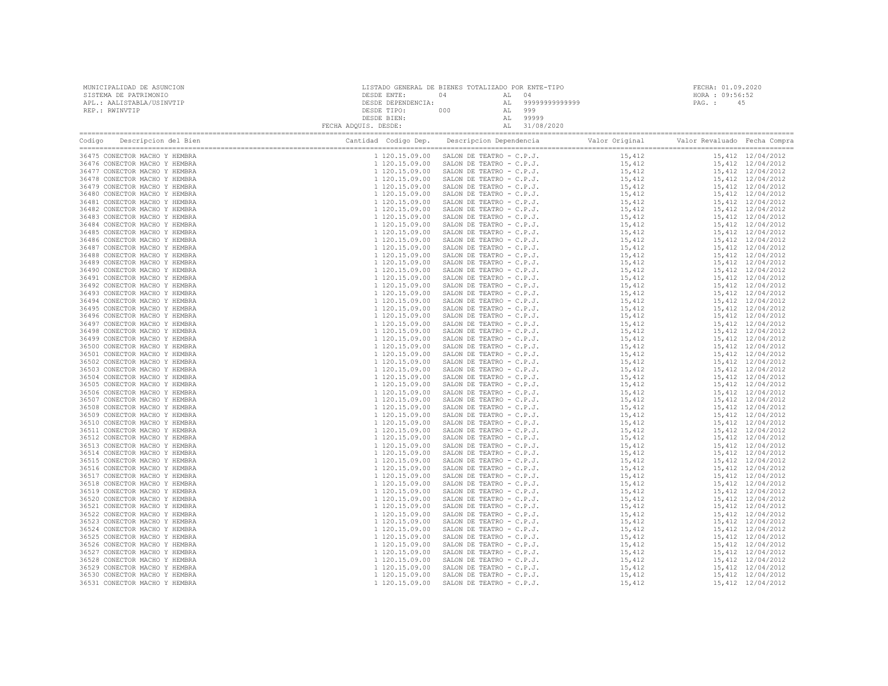MUNICIPALIDAD DE ASUNCION
SISTEMA DE PATRIMONIO
APL.: AALISTABLA/USINVTIP
REP.: RWINVTIP

LISTADO GENERAL DE BIENES TOTALIZADO POR ENTE-TIPO
DESDE ENTE: 04 AL 04
DESDE DEPENDENCIA: AL 99999999999999
DESDE TIPO: 000 AL 999
DESDE BIEN: AL 99999
FECHA ADQUIS. DESDE: AL 31/08/2020

FECHA: 01.09.2020
HORA : 09:56:52
PAG. : 45

| Codigo | Descripcion del Bien | Cantidad | Codigo Dep. | Descripcion Dependencia | Valor Original | Valor Revaluado | Fecha Compra |
|---|---|---|---|---|---|---|---|
| 36475 | CONECTOR MACHO Y HEMBRA | 1 | 120.15.09.00 | SALON DE TEATRO - C.P.J. | 15,412 | 15,412 | 12/04/2012 |
| 36476 | CONECTOR MACHO Y HEMBRA | 1 | 120.15.09.00 | SALON DE TEATRO - C.P.J. | 15,412 | 15,412 | 12/04/2012 |
| 36477 | CONECTOR MACHO Y HEMBRA | 1 | 120.15.09.00 | SALON DE TEATRO - C.P.J. | 15,412 | 15,412 | 12/04/2012 |
| 36478 | CONECTOR MACHO Y HEMBRA | 1 | 120.15.09.00 | SALON DE TEATRO - C.P.J. | 15,412 | 15,412 | 12/04/2012 |
| 36479 | CONECTOR MACHO Y HEMBRA | 1 | 120.15.09.00 | SALON DE TEATRO - C.P.J. | 15,412 | 15,412 | 12/04/2012 |
| 36480 | CONECTOR MACHO Y HEMBRA | 1 | 120.15.09.00 | SALON DE TEATRO - C.P.J. | 15,412 | 15,412 | 12/04/2012 |
| 36481 | CONECTOR MACHO Y HEMBRA | 1 | 120.15.09.00 | SALON DE TEATRO - C.P.J. | 15,412 | 15,412 | 12/04/2012 |
| 36482 | CONECTOR MACHO Y HEMBRA | 1 | 120.15.09.00 | SALON DE TEATRO - C.P.J. | 15,412 | 15,412 | 12/04/2012 |
| 36483 | CONECTOR MACHO Y HEMBRA | 1 | 120.15.09.00 | SALON DE TEATRO - C.P.J. | 15,412 | 15,412 | 12/04/2012 |
| 36484 | CONECTOR MACHO Y HEMBRA | 1 | 120.15.09.00 | SALON DE TEATRO - C.P.J. | 15,412 | 15,412 | 12/04/2012 |
| 36485 | CONECTOR MACHO Y HEMBRA | 1 | 120.15.09.00 | SALON DE TEATRO - C.P.J. | 15,412 | 15,412 | 12/04/2012 |
| 36486 | CONECTOR MACHO Y HEMBRA | 1 | 120.15.09.00 | SALON DE TEATRO - C.P.J. | 15,412 | 15,412 | 12/04/2012 |
| 36487 | CONECTOR MACHO Y HEMBRA | 1 | 120.15.09.00 | SALON DE TEATRO - C.P.J. | 15,412 | 15,412 | 12/04/2012 |
| 36488 | CONECTOR MACHO Y HEMBRA | 1 | 120.15.09.00 | SALON DE TEATRO - C.P.J. | 15,412 | 15,412 | 12/04/2012 |
| 36489 | CONECTOR MACHO Y HEMBRA | 1 | 120.15.09.00 | SALON DE TEATRO - C.P.J. | 15,412 | 15,412 | 12/04/2012 |
| 36490 | CONECTOR MACHO Y HEMBRA | 1 | 120.15.09.00 | SALON DE TEATRO - C.P.J. | 15,412 | 15,412 | 12/04/2012 |
| 36491 | CONECTOR MACHO Y HEMBRA | 1 | 120.15.09.00 | SALON DE TEATRO - C.P.J. | 15,412 | 15,412 | 12/04/2012 |
| 36492 | CONECTOR MACHO Y HEMBRA | 1 | 120.15.09.00 | SALON DE TEATRO - C.P.J. | 15,412 | 15,412 | 12/04/2012 |
| 36493 | CONECTOR MACHO Y HEMBRA | 1 | 120.15.09.00 | SALON DE TEATRO - C.P.J. | 15,412 | 15,412 | 12/04/2012 |
| 36494 | CONECTOR MACHO Y HEMBRA | 1 | 120.15.09.00 | SALON DE TEATRO - C.P.J. | 15,412 | 15,412 | 12/04/2012 |
| 36495 | CONECTOR MACHO Y HEMBRA | 1 | 120.15.09.00 | SALON DE TEATRO - C.P.J. | 15,412 | 15,412 | 12/04/2012 |
| 36496 | CONECTOR MACHO Y HEMBRA | 1 | 120.15.09.00 | SALON DE TEATRO - C.P.J. | 15,412 | 15,412 | 12/04/2012 |
| 36497 | CONECTOR MACHO Y HEMBRA | 1 | 120.15.09.00 | SALON DE TEATRO - C.P.J. | 15,412 | 15,412 | 12/04/2012 |
| 36498 | CONECTOR MACHO Y HEMBRA | 1 | 120.15.09.00 | SALON DE TEATRO - C.P.J. | 15,412 | 15,412 | 12/04/2012 |
| 36499 | CONECTOR MACHO Y HEMBRA | 1 | 120.15.09.00 | SALON DE TEATRO - C.P.J. | 15,412 | 15,412 | 12/04/2012 |
| 36500 | CONECTOR MACHO Y HEMBRA | 1 | 120.15.09.00 | SALON DE TEATRO - C.P.J. | 15,412 | 15,412 | 12/04/2012 |
| 36501 | CONECTOR MACHO Y HEMBRA | 1 | 120.15.09.00 | SALON DE TEATRO - C.P.J. | 15,412 | 15,412 | 12/04/2012 |
| 36502 | CONECTOR MACHO Y HEMBRA | 1 | 120.15.09.00 | SALON DE TEATRO - C.P.J. | 15,412 | 15,412 | 12/04/2012 |
| 36503 | CONECTOR MACHO Y HEMBRA | 1 | 120.15.09.00 | SALON DE TEATRO - C.P.J. | 15,412 | 15,412 | 12/04/2012 |
| 36504 | CONECTOR MACHO Y HEMBRA | 1 | 120.15.09.00 | SALON DE TEATRO - C.P.J. | 15,412 | 15,412 | 12/04/2012 |
| 36505 | CONECTOR MACHO Y HEMBRA | 1 | 120.15.09.00 | SALON DE TEATRO - C.P.J. | 15,412 | 15,412 | 12/04/2012 |
| 36506 | CONECTOR MACHO Y HEMBRA | 1 | 120.15.09.00 | SALON DE TEATRO - C.P.J. | 15,412 | 15,412 | 12/04/2012 |
| 36507 | CONECTOR MACHO Y HEMBRA | 1 | 120.15.09.00 | SALON DE TEATRO - C.P.J. | 15,412 | 15,412 | 12/04/2012 |
| 36508 | CONECTOR MACHO Y HEMBRA | 1 | 120.15.09.00 | SALON DE TEATRO - C.P.J. | 15,412 | 15,412 | 12/04/2012 |
| 36509 | CONECTOR MACHO Y HEMBRA | 1 | 120.15.09.00 | SALON DE TEATRO - C.P.J. | 15,412 | 15,412 | 12/04/2012 |
| 36510 | CONECTOR MACHO Y HEMBRA | 1 | 120.15.09.00 | SALON DE TEATRO - C.P.J. | 15,412 | 15,412 | 12/04/2012 |
| 36511 | CONECTOR MACHO Y HEMBRA | 1 | 120.15.09.00 | SALON DE TEATRO - C.P.J. | 15,412 | 15,412 | 12/04/2012 |
| 36512 | CONECTOR MACHO Y HEMBRA | 1 | 120.15.09.00 | SALON DE TEATRO - C.P.J. | 15,412 | 15,412 | 12/04/2012 |
| 36513 | CONECTOR MACHO Y HEMBRA | 1 | 120.15.09.00 | SALON DE TEATRO - C.P.J. | 15,412 | 15,412 | 12/04/2012 |
| 36514 | CONECTOR MACHO Y HEMBRA | 1 | 120.15.09.00 | SALON DE TEATRO - C.P.J. | 15,412 | 15,412 | 12/04/2012 |
| 36515 | CONECTOR MACHO Y HEMBRA | 1 | 120.15.09.00 | SALON DE TEATRO - C.P.J. | 15,412 | 15,412 | 12/04/2012 |
| 36516 | CONECTOR MACHO Y HEMBRA | 1 | 120.15.09.00 | SALON DE TEATRO - C.P.J. | 15,412 | 15,412 | 12/04/2012 |
| 36517 | CONECTOR MACHO Y HEMBRA | 1 | 120.15.09.00 | SALON DE TEATRO - C.P.J. | 15,412 | 15,412 | 12/04/2012 |
| 36518 | CONECTOR MACHO Y HEMBRA | 1 | 120.15.09.00 | SALON DE TEATRO - C.P.J. | 15,412 | 15,412 | 12/04/2012 |
| 36519 | CONECTOR MACHO Y HEMBRA | 1 | 120.15.09.00 | SALON DE TEATRO - C.P.J. | 15,412 | 15,412 | 12/04/2012 |
| 36520 | CONECTOR MACHO Y HEMBRA | 1 | 120.15.09.00 | SALON DE TEATRO - C.P.J. | 15,412 | 15,412 | 12/04/2012 |
| 36521 | CONECTOR MACHO Y HEMBRA | 1 | 120.15.09.00 | SALON DE TEATRO - C.P.J. | 15,412 | 15,412 | 12/04/2012 |
| 36522 | CONECTOR MACHO Y HEMBRA | 1 | 120.15.09.00 | SALON DE TEATRO - C.P.J. | 15,412 | 15,412 | 12/04/2012 |
| 36523 | CONECTOR MACHO Y HEMBRA | 1 | 120.15.09.00 | SALON DE TEATRO - C.P.J. | 15,412 | 15,412 | 12/04/2012 |
| 36524 | CONECTOR MACHO Y HEMBRA | 1 | 120.15.09.00 | SALON DE TEATRO - C.P.J. | 15,412 | 15,412 | 12/04/2012 |
| 36525 | CONECTOR MACHO Y HEMBRA | 1 | 120.15.09.00 | SALON DE TEATRO - C.P.J. | 15,412 | 15,412 | 12/04/2012 |
| 36526 | CONECTOR MACHO Y HEMBRA | 1 | 120.15.09.00 | SALON DE TEATRO - C.P.J. | 15,412 | 15,412 | 12/04/2012 |
| 36527 | CONECTOR MACHO Y HEMBRA | 1 | 120.15.09.00 | SALON DE TEATRO - C.P.J. | 15,412 | 15,412 | 12/04/2012 |
| 36528 | CONECTOR MACHO Y HEMBRA | 1 | 120.15.09.00 | SALON DE TEATRO - C.P.J. | 15,412 | 15,412 | 12/04/2012 |
| 36529 | CONECTOR MACHO Y HEMBRA | 1 | 120.15.09.00 | SALON DE TEATRO - C.P.J. | 15,412 | 15,412 | 12/04/2012 |
| 36530 | CONECTOR MACHO Y HEMBRA | 1 | 120.15.09.00 | SALON DE TEATRO - C.P.J. | 15,412 | 15,412 | 12/04/2012 |
| 36531 | CONECTOR MACHO Y HEMBRA | 1 | 120.15.09.00 | SALON DE TEATRO - C.P.J. | 15,412 | 15,412 | 12/04/2012 |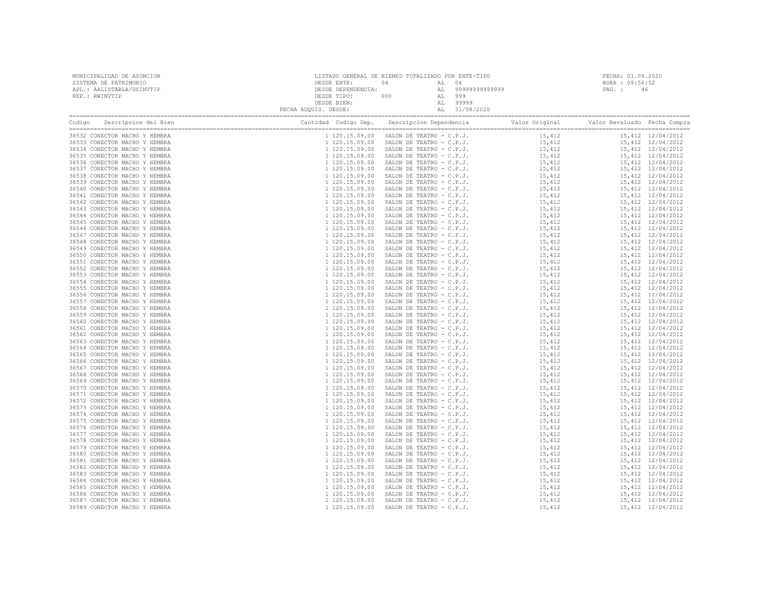MUNICIPALIDAD DE ASUNCION
SISTEMA DE PATRIMONIO
APL.: AALISTABLA/USINVTIP
REP.: RWINVTIP

LISTADO GENERAL DE BIENES TOTALIZADO POR ENTE-TIPO
DESDE ENTE: 04 AL 04
DESDE DEPENDENCIA: AL 99999999999999
DESDE TIPO: 000 AL 999
DESDE BIEN: AL 99999
FECHA ADQUIS. DESDE: AL 31/08/2020

FECHA: 01.09.2020
HORA : 09:56:52
PAG. : 46

| Codigo | Descripcion del Bien | Cantidad | Codigo Dep. | Descripcion Dependencia | Valor Original | Valor Revaluado | Fecha Compra |
|---|---|---|---|---|---|---|---|
| 36532 | CONECTOR MACHO Y HEMBRA | 1 | 120.15.09.00 | SALON DE TEATRO - C.P.J. | 15,412 | 15,412 | 12/04/2012 |
| 36533 | CONECTOR MACHO Y HEMBRA | 1 | 120.15.09.00 | SALON DE TEATRO - C.P.J. | 15,412 | 15,412 | 12/04/2012 |
| 36534 | CONECTOR MACHO Y HEMBRA | 1 | 120.15.09.00 | SALON DE TEATRO - C.P.J. | 15,412 | 15,412 | 12/04/2012 |
| 36535 | CONECTOR MACHO Y HEMBRA | 1 | 120.15.09.00 | SALON DE TEATRO - C.P.J. | 15,412 | 15,412 | 12/04/2012 |
| 36536 | CONECTOR MACHO Y HEMBRA | 1 | 120.15.09.00 | SALON DE TEATRO - C.P.J. | 15,412 | 15,412 | 12/04/2012 |
| 36537 | CONECTOR MACHO Y HEMBRA | 1 | 120.15.09.00 | SALON DE TEATRO - C.P.J. | 15,412 | 15,412 | 12/04/2012 |
| 36538 | CONECTOR MACHO Y HEMBRA | 1 | 120.15.09.00 | SALON DE TEATRO - C.P.J. | 15,412 | 15,412 | 12/04/2012 |
| 36539 | CONECTOR MACHO Y HEMBRA | 1 | 120.15.09.00 | SALON DE TEATRO - C.P.J. | 15,412 | 15,412 | 12/04/2012 |
| 36540 | CONECTOR MACHO Y HEMBRA | 1 | 120.15.09.00 | SALON DE TEATRO - C.P.J. | 15,412 | 15,412 | 12/04/2012 |
| 36541 | CONECTOR MACHO Y HEMBRA | 1 | 120.15.09.00 | SALON DE TEATRO - C.P.J. | 15,412 | 15,412 | 12/04/2012 |
| 36542 | CONECTOR MACHO Y HEMBRA | 1 | 120.15.09.00 | SALON DE TEATRO - C.P.J. | 15,412 | 15,412 | 12/04/2012 |
| 36543 | CONECTOR MACHO Y HEMBRA | 1 | 120.15.09.00 | SALON DE TEATRO - C.P.J. | 15,412 | 15,412 | 12/04/2012 |
| 36544 | CONECTOR MACHO Y HEMBRA | 1 | 120.15.09.00 | SALON DE TEATRO - C.P.J. | 15,412 | 15,412 | 12/04/2012 |
| 36545 | CONECTOR MACHO Y HEMBRA | 1 | 120.15.09.00 | SALON DE TEATRO - C.P.J. | 15,412 | 15,412 | 12/04/2012 |
| 36546 | CONECTOR MACHO Y HEMBRA | 1 | 120.15.09.00 | SALON DE TEATRO - C.P.J. | 15,412 | 15,412 | 12/04/2012 |
| 36547 | CONECTOR MACHO Y HEMBRA | 1 | 120.15.09.00 | SALON DE TEATRO - C.P.J. | 15,412 | 15,412 | 12/04/2012 |
| 36548 | CONECTOR MACHO Y HEMBRA | 1 | 120.15.09.00 | SALON DE TEATRO - C.P.J. | 15,412 | 15,412 | 12/04/2012 |
| 36549 | CONECTOR MACHO Y HEMBRA | 1 | 120.15.09.00 | SALON DE TEATRO - C.P.J. | 15,412 | 15,412 | 12/04/2012 |
| 36550 | CONECTOR MACHO Y HEMBRA | 1 | 120.15.09.00 | SALON DE TEATRO - C.P.J. | 15,412 | 15,412 | 12/04/2012 |
| 36551 | CONECTOR MACHO Y HEMBRA | 1 | 120.15.09.00 | SALON DE TEATRO - C.P.J. | 15,412 | 15,412 | 12/04/2012 |
| 36552 | CONECTOR MACHO Y HEMBRA | 1 | 120.15.09.00 | SALON DE TEATRO - C.P.J. | 15,412 | 15,412 | 12/04/2012 |
| 36553 | CONECTOR MACHO Y HEMBRA | 1 | 120.15.09.00 | SALON DE TEATRO - C.P.J. | 15,412 | 15,412 | 12/04/2012 |
| 36554 | CONECTOR MACHO Y HEMBRA | 1 | 120.15.09.00 | SALON DE TEATRO - C.P.J. | 15,412 | 15,412 | 12/04/2012 |
| 36555 | CONECTOR MACHO Y HEMBRA | 1 | 120.15.09.00 | SALON DE TEATRO - C.P.J. | 15,412 | 15,412 | 12/04/2012 |
| 36556 | CONECTOR MACHO Y HEMBRA | 1 | 120.15.09.00 | SALON DE TEATRO - C.P.J. | 15,412 | 15,412 | 12/04/2012 |
| 36557 | CONECTOR MACHO Y HEMBRA | 1 | 120.15.09.00 | SALON DE TEATRO - C.P.J. | 15,412 | 15,412 | 12/04/2012 |
| 36558 | CONECTOR MACHO Y HEMBRA | 1 | 120.15.09.00 | SALON DE TEATRO - C.P.J. | 15,412 | 15,412 | 12/04/2012 |
| 36559 | CONECTOR MACHO Y HEMBRA | 1 | 120.15.09.00 | SALON DE TEATRO - C.P.J. | 15,412 | 15,412 | 12/04/2012 |
| 36560 | CONECTOR MACHO Y HEMBRA | 1 | 120.15.09.00 | SALON DE TEATRO - C.P.J. | 15,412 | 15,412 | 12/04/2012 |
| 36561 | CONECTOR MACHO Y HEMBRA | 1 | 120.15.09.00 | SALON DE TEATRO - C.P.J. | 15,412 | 15,412 | 12/04/2012 |
| 36562 | CONECTOR MACHO Y HEMBRA | 1 | 120.15.09.00 | SALON DE TEATRO - C.P.J. | 15,412 | 15,412 | 12/04/2012 |
| 36563 | CONECTOR MACHO Y HEMBRA | 1 | 120.15.09.00 | SALON DE TEATRO - C.P.J. | 15,412 | 15,412 | 12/04/2012 |
| 36564 | CONECTOR MACHO Y HEMBRA | 1 | 120.15.09.00 | SALON DE TEATRO - C.P.J. | 15,412 | 15,412 | 12/04/2012 |
| 36565 | CONECTOR MACHO Y HEMBRA | 1 | 120.15.09.00 | SALON DE TEATRO - C.P.J. | 15,412 | 15,412 | 12/04/2012 |
| 36566 | CONECTOR MACHO Y HEMBRA | 1 | 120.15.09.00 | SALON DE TEATRO - C.P.J. | 15,412 | 15,412 | 12/04/2012 |
| 36567 | CONECTOR MACHO Y HEMBRA | 1 | 120.15.09.00 | SALON DE TEATRO - C.P.J. | 15,412 | 15,412 | 12/04/2012 |
| 36568 | CONECTOR MACHO Y HEMBRA | 1 | 120.15.09.00 | SALON DE TEATRO - C.P.J. | 15,412 | 15,412 | 12/04/2012 |
| 36569 | CONECTOR MACHO Y HEMBRA | 1 | 120.15.09.00 | SALON DE TEATRO - C.P.J. | 15,412 | 15,412 | 12/04/2012 |
| 36570 | CONECTOR MACHO Y HEMBRA | 1 | 120.15.09.00 | SALON DE TEATRO - C.P.J. | 15,412 | 15,412 | 12/04/2012 |
| 36571 | CONECTOR MACHO Y HEMBRA | 1 | 120.15.09.00 | SALON DE TEATRO - C.P.J. | 15,412 | 15,412 | 12/04/2012 |
| 36572 | CONECTOR MACHO Y HEMBRA | 1 | 120.15.09.00 | SALON DE TEATRO - C.P.J. | 15,412 | 15,412 | 12/04/2012 |
| 36573 | CONECTOR MACHO Y HEMBRA | 1 | 120.15.09.00 | SALON DE TEATRO - C.P.J. | 15,412 | 15,412 | 12/04/2012 |
| 36574 | CONECTOR MACHO Y HEMBRA | 1 | 120.15.09.00 | SALON DE TEATRO - C.P.J. | 15,412 | 15,412 | 12/04/2012 |
| 36575 | CONECTOR MACHO Y HEMBRA | 1 | 120.15.09.00 | SALON DE TEATRO - C.P.J. | 15,412 | 15,412 | 12/04/2012 |
| 36576 | CONECTOR MACHO Y HEMBRA | 1 | 120.15.09.00 | SALON DE TEATRO - C.P.J. | 15,412 | 15,412 | 12/04/2012 |
| 36577 | CONECTOR MACHO Y HEMBRA | 1 | 120.15.09.00 | SALON DE TEATRO - C.P.J. | 15,412 | 15,412 | 12/04/2012 |
| 36578 | CONECTOR MACHO Y HEMBRA | 1 | 120.15.09.00 | SALON DE TEATRO - C.P.J. | 15,412 | 15,412 | 12/04/2012 |
| 36579 | CONECTOR MACHO Y HEMBRA | 1 | 120.15.09.00 | SALON DE TEATRO - C.P.J. | 15,412 | 15,412 | 12/04/2012 |
| 36580 | CONECTOR MACHO Y HEMBRA | 1 | 120.15.09.00 | SALON DE TEATRO - C.P.J. | 15,412 | 15,412 | 12/04/2012 |
| 36581 | CONECTOR MACHO Y HEMBRA | 1 | 120.15.09.00 | SALON DE TEATRO - C.P.J. | 15,412 | 15,412 | 12/04/2012 |
| 36582 | CONECTOR MACHO Y HEMBRA | 1 | 120.15.09.00 | SALON DE TEATRO - C.P.J. | 15,412 | 15,412 | 12/04/2012 |
| 36583 | CONECTOR MACHO Y HEMBRA | 1 | 120.15.09.00 | SALON DE TEATRO - C.P.J. | 15,412 | 15,412 | 12/04/2012 |
| 36584 | CONECTOR MACHO Y HEMBRA | 1 | 120.15.09.00 | SALON DE TEATRO - C.P.J. | 15,412 | 15,412 | 12/04/2012 |
| 36585 | CONECTOR MACHO Y HEMBRA | 1 | 120.15.09.00 | SALON DE TEATRO - C.P.J. | 15,412 | 15,412 | 12/04/2012 |
| 36586 | CONECTOR MACHO Y HEMBRA | 1 | 120.15.09.00 | SALON DE TEATRO - C.P.J. | 15,412 | 15,412 | 12/04/2012 |
| 36587 | CONECTOR MACHO Y HEMBRA | 1 | 120.15.09.00 | SALON DE TEATRO - C.P.J. | 15,412 | 15,412 | 12/04/2012 |
| 36589 | CONECTOR MACHO Y HEMBRA | 1 | 120.15.09.00 | SALON DE TEATRO - C.P.J. | 15,412 | 15,412 | 12/04/2012 |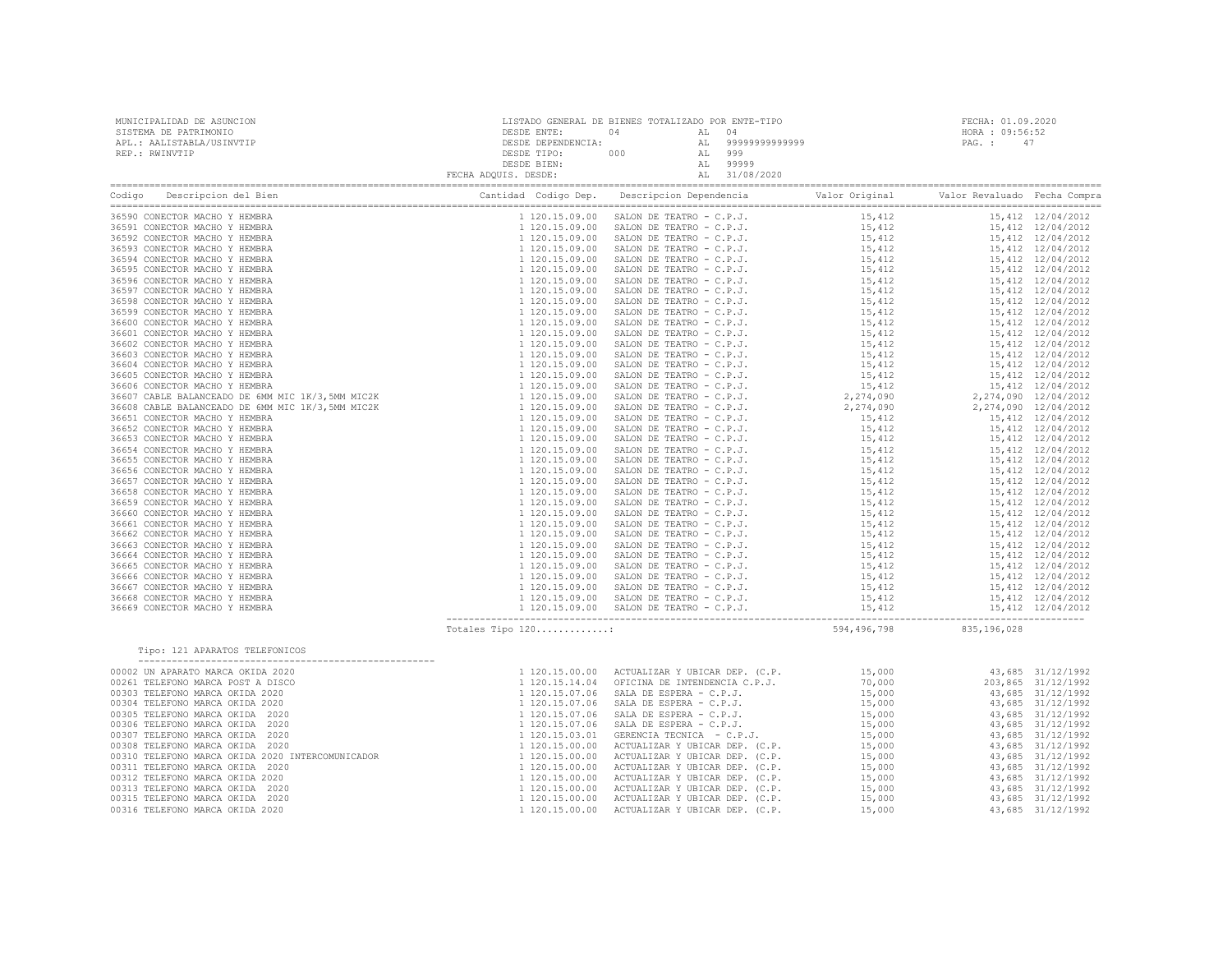MUNICIPALIDAD DE ASUNCION
SISTEMA DE PATRIMONIO
APL.: AALISTABLA/USINVTIP
REP.: RWINVTIP

LISTADO GENERAL DE BIENES TOTALIZADO POR ENTE-TIPO
DESDE ENTE: 04 AL 04
DESDE DEPENDENCIA: AL 99999999999999
DESDE TIPO: 000 AL 999
DESDE BIEN: AL 99999
FECHA ADQUIS. DESDE: AL 31/08/2020

FECHA: 01.09.2020
HORA : 09:56:52

| Codigo | Descripcion del Bien | Cantidad | Codigo Dep. | Descripcion Dependencia | Valor Original | Valor Revaluado | Fecha Compra |
|---|---|---|---|---|---|---|---|
| 36590 | CONECTOR MACHO Y HEMBRA | 1 | 120.15.09.00 | SALON DE TEATRO - C.P.J. | 15,412 | 15,412 | 12/04/2012 |
| 36591 | CONECTOR MACHO Y HEMBRA | 1 | 120.15.09.00 | SALON DE TEATRO - C.P.J. | 15,412 | 15,412 | 12/04/2012 |
| 36592 | CONECTOR MACHO Y HEMBRA | 1 | 120.15.09.00 | SALON DE TEATRO - C.P.J. | 15,412 | 15,412 | 12/04/2012 |
| 36593 | CONECTOR MACHO Y HEMBRA | 1 | 120.15.09.00 | SALON DE TEATRO - C.P.J. | 15,412 | 15,412 | 12/04/2012 |
| 36594 | CONECTOR MACHO Y HEMBRA | 1 | 120.15.09.00 | SALON DE TEATRO - C.P.J. | 15,412 | 15,412 | 12/04/2012 |
| 36595 | CONECTOR MACHO Y HEMBRA | 1 | 120.15.09.00 | SALON DE TEATRO - C.P.J. | 15,412 | 15,412 | 12/04/2012 |
| 36596 | CONECTOR MACHO Y HEMBRA | 1 | 120.15.09.00 | SALON DE TEATRO - C.P.J. | 15,412 | 15,412 | 12/04/2012 |
| 36597 | CONECTOR MACHO Y HEMBRA | 1 | 120.15.09.00 | SALON DE TEATRO - C.P.J. | 15,412 | 15,412 | 12/04/2012 |
| 36598 | CONECTOR MACHO Y HEMBRA | 1 | 120.15.09.00 | SALON DE TEATRO - C.P.J. | 15,412 | 15,412 | 12/04/2012 |
| 36599 | CONECTOR MACHO Y HEMBRA | 1 | 120.15.09.00 | SALON DE TEATRO - C.P.J. | 15,412 | 15,412 | 12/04/2012 |
| 36600 | CONECTOR MACHO Y HEMBRA | 1 | 120.15.09.00 | SALON DE TEATRO - C.P.J. | 15,412 | 15,412 | 12/04/2012 |
| 36601 | CONECTOR MACHO Y HEMBRA | 1 | 120.15.09.00 | SALON DE TEATRO - C.P.J. | 15,412 | 15,412 | 12/04/2012 |
| 36602 | CONECTOR MACHO Y HEMBRA | 1 | 120.15.09.00 | SALON DE TEATRO - C.P.J. | 15,412 | 15,412 | 12/04/2012 |
| 36603 | CONECTOR MACHO Y HEMBRA | 1 | 120.15.09.00 | SALON DE TEATRO - C.P.J. | 15,412 | 15,412 | 12/04/2012 |
| 36604 | CONECTOR MACHO Y HEMBRA | 1 | 120.15.09.00 | SALON DE TEATRO - C.P.J. | 15,412 | 15,412 | 12/04/2012 |
| 36605 | CONECTOR MACHO Y HEMBRA | 1 | 120.15.09.00 | SALON DE TEATRO - C.P.J. | 15,412 | 15,412 | 12/04/2012 |
| 36606 | CONECTOR MACHO Y HEMBRA | 1 | 120.15.09.00 | SALON DE TEATRO - C.P.J. | 15,412 | 15,412 | 12/04/2012 |
| 36607 | CABLE BALANCEADO DE 6MM MIC 1K/3,5MM MIC2K | 1 | 120.15.09.00 | SALON DE TEATRO - C.P.J. | 2,274,090 | 2,274,090 | 12/04/2012 |
| 36608 | CABLE BALANCEADO DE 6MM MIC 1K/3,5MM MIC2K | 1 | 120.15.09.00 | SALON DE TEATRO - C.P.J. | 2,274,090 | 2,274,090 | 12/04/2012 |
| 36651 | CONECTOR MACHO Y HEMBRA | 1 | 120.15.09.00 | SALON DE TEATRO - C.P.J. | 15,412 | 15,412 | 12/04/2012 |
| 36652 | CONECTOR MACHO Y HEMBRA | 1 | 120.15.09.00 | SALON DE TEATRO - C.P.J. | 15,412 | 15,412 | 12/04/2012 |
| 36653 | CONECTOR MACHO Y HEMBRA | 1 | 120.15.09.00 | SALON DE TEATRO - C.P.J. | 15,412 | 15,412 | 12/04/2012 |
| 36654 | CONECTOR MACHO Y HEMBRA | 1 | 120.15.09.00 | SALON DE TEATRO - C.P.J. | 15,412 | 15,412 | 12/04/2012 |
| 36655 | CONECTOR MACHO Y HEMBRA | 1 | 120.15.09.00 | SALON DE TEATRO - C.P.J. | 15,412 | 15,412 | 12/04/2012 |
| 36656 | CONECTOR MACHO Y HEMBRA | 1 | 120.15.09.00 | SALON DE TEATRO - C.P.J. | 15,412 | 15,412 | 12/04/2012 |
| 36657 | CONECTOR MACHO Y HEMBRA | 1 | 120.15.09.00 | SALON DE TEATRO - C.P.J. | 15,412 | 15,412 | 12/04/2012 |
| 36658 | CONECTOR MACHO Y HEMBRA | 1 | 120.15.09.00 | SALON DE TEATRO - C.P.J. | 15,412 | 15,412 | 12/04/2012 |
| 36659 | CONECTOR MACHO Y HEMBRA | 1 | 120.15.09.00 | SALON DE TEATRO - C.P.J. | 15,412 | 15,412 | 12/04/2012 |
| 36660 | CONECTOR MACHO Y HEMBRA | 1 | 120.15.09.00 | SALON DE TEATRO - C.P.J. | 15,412 | 15,412 | 12/04/2012 |
| 36661 | CONECTOR MACHO Y HEMBRA | 1 | 120.15.09.00 | SALON DE TEATRO - C.P.J. | 15,412 | 15,412 | 12/04/2012 |
| 36662 | CONECTOR MACHO Y HEMBRA | 1 | 120.15.09.00 | SALON DE TEATRO - C.P.J. | 15,412 | 15,412 | 12/04/2012 |
| 36663 | CONECTOR MACHO Y HEMBRA | 1 | 120.15.09.00 | SALON DE TEATRO - C.P.J. | 15,412 | 15,412 | 12/04/2012 |
| 36664 | CONECTOR MACHO Y HEMBRA | 1 | 120.15.09.00 | SALON DE TEATRO - C.P.J. | 15,412 | 15,412 | 12/04/2012 |
| 36665 | CONECTOR MACHO Y HEMBRA | 1 | 120.15.09.00 | SALON DE TEATRO - C.P.J. | 15,412 | 15,412 | 12/04/2012 |
| 36666 | CONECTOR MACHO Y HEMBRA | 1 | 120.15.09.00 | SALON DE TEATRO - C.P.J. | 15,412 | 15,412 | 12/04/2012 |
| 36667 | CONECTOR MACHO Y HEMBRA | 1 | 120.15.09.00 | SALON DE TEATRO - C.P.J. | 15,412 | 15,412 | 12/04/2012 |
| 36668 | CONECTOR MACHO Y HEMBRA | 1 | 120.15.09.00 | SALON DE TEATRO - C.P.J. | 15,412 | 15,412 | 12/04/2012 |
| 36669 | CONECTOR MACHO Y HEMBRA | 1 | 120.15.09.00 | SALON DE TEATRO - C.P.J. | 15,412 | 15,412 | 12/04/2012 |
| | Totales Tipo 120............: | | | | 594,496,798 | 835,196,028 | |

Tipo: 121 APARATOS TELEFONICOS

| Codigo | Descripcion del Bien | Cantidad | Codigo Dep. | Descripcion Dependencia | Valor Original | Valor Revaluado | Fecha Compra |
|---|---|---|---|---|---|---|---|
| 00002 | UN APARATO MARCA OKIDA 2020 | 1 | 120.15.00.00 | ACTUALIZAR Y UBICAR DEP. (C.P. | 15,000 | 43,685 | 31/12/1992 |
| 00261 | TELEFONO MARCA POST A DISCO | 1 | 120.15.14.04 | OFICINA DE INTENDENCIA C.P.J. | 70,000 | 203,865 | 31/12/1992 |
| 00303 | TELEFONO MARCA OKIDA 2020 | 1 | 120.15.07.06 | SALA DE ESPERA - C.P.J. | 15,000 | 43,685 | 31/12/1992 |
| 00304 | TELEFONO MARCA OKIDA 2020 | 1 | 120.15.07.06 | SALA DE ESPERA - C.P.J. | 15,000 | 43,685 | 31/12/1992 |
| 00305 | TELEFONO MARCA OKIDA 2020 | 1 | 120.15.07.06 | SALA DE ESPERA - C.P.J. | 15,000 | 43,685 | 31/12/1992 |
| 00306 | TELEFONO MARCA OKIDA 2020 | 1 | 120.15.07.06 | SALA DE ESPERA - C.P.J. | 15,000 | 43,685 | 31/12/1992 |
| 00307 | TELEFONO MARCA OKIDA 2020 | 1 | 120.15.03.01 | GERENCIA TECNICA - C.P.J. | 15,000 | 43,685 | 31/12/1992 |
| 00308 | TELEFONO MARCA OKIDA 2020 | 1 | 120.15.00.00 | ACTUALIZAR Y UBICAR DEP. (C.P. | 15,000 | 43,685 | 31/12/1992 |
| 00310 | TELEFONO MARCA OKIDA 2020 INTERCOMUNICADOR | 1 | 120.15.00.00 | ACTUALIZAR Y UBICAR DEP. (C.P. | 15,000 | 43,685 | 31/12/1992 |
| 00311 | TELEFONO MARCA OKIDA 2020 | 1 | 120.15.00.00 | ACTUALIZAR Y UBICAR DEP. (C.P. | 15,000 | 43,685 | 31/12/1992 |
| 00312 | TELEFONO MARCA OKIDA 2020 | 1 | 120.15.00.00 | ACTUALIZAR Y UBICAR DEP. (C.P. | 15,000 | 43,685 | 31/12/1992 |
| 00313 | TELEFONO MARCA OKIDA 2020 | 1 | 120.15.00.00 | ACTUALIZAR Y UBICAR DEP. (C.P. | 15,000 | 43,685 | 31/12/1992 |
| 00315 | TELEFONO MARCA OKIDA 2020 | 1 | 120.15.00.00 | ACTUALIZAR Y UBICAR DEP. (C.P. | 15,000 | 43,685 | 31/12/1992 |
| 00316 | TELEFONO MARCA OKIDA 2020 | 1 | 120.15.00.00 | ACTUALIZAR Y UBICAR DEP. (C.P. | 15,000 | 43,685 | 31/12/1992 |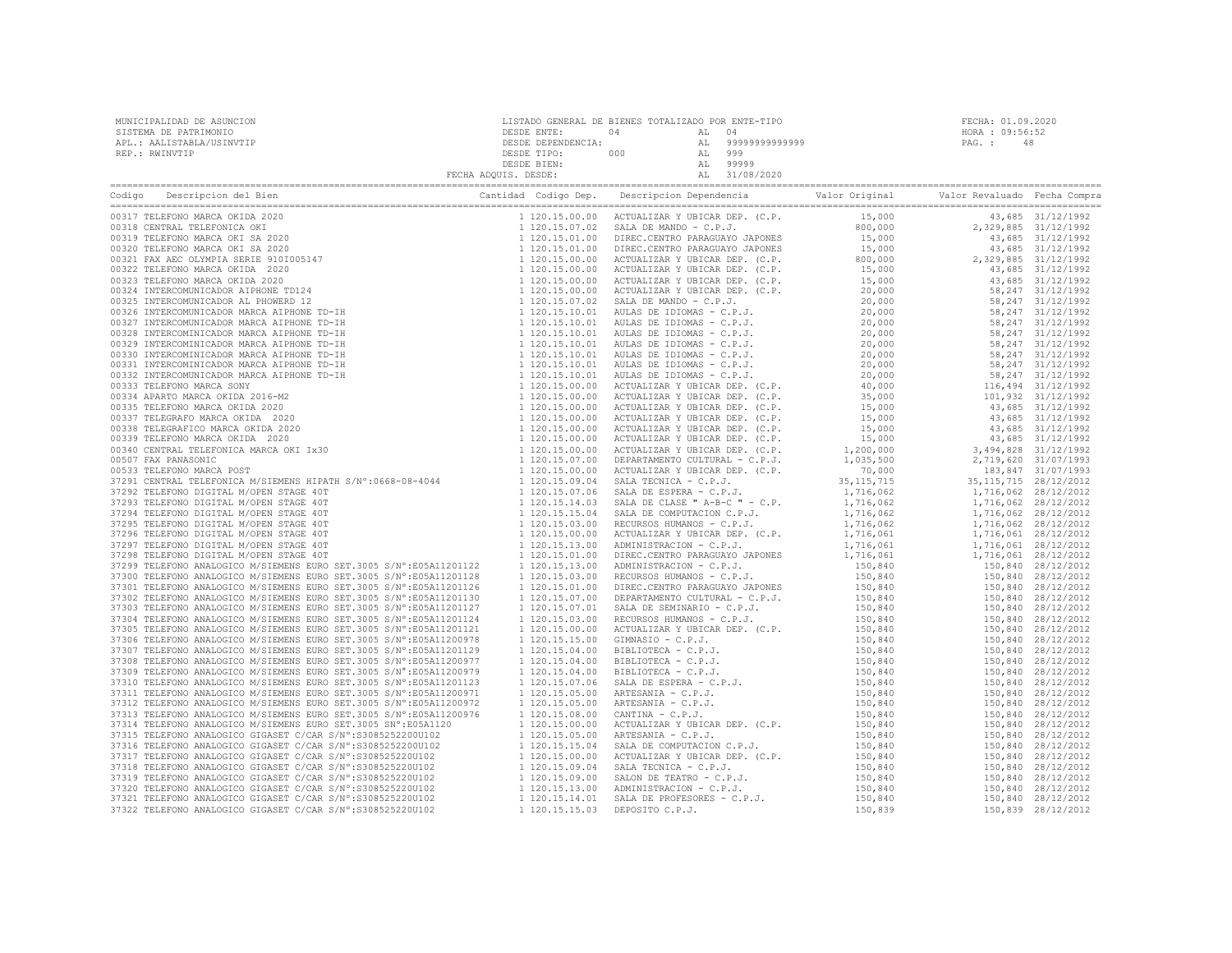MUNICIPALIDAD DE ASUNCION
SISTEMA DE PATRIMONIO
APL.: AALISTABLA/USINVTIP
REP.: RWINVTIP

LISTADO GENERAL DE BIENES TOTALIZADO POR ENTE-TIPO
DESDE ENTE: 04 AL 04
DESDE DEPENDENCIA: AL 99999999999999
DESDE TIPO: 000 AL 999
DESDE BIEN: AL 99999
FECHA ADQUIS. DESDE: AL 31/08/2020

FECHA: 01.09.2020
HORA : 09:56:52
PAG. : 48

| Codigo | Descripcion del Bien | Cantidad | Codigo Dep. | Descripcion Dependencia | Valor Original | Valor Revaluado | Fecha Compra |
|---|---|---|---|---|---|---|---|
| 00317 | TELEFONO MARCA OKIDA 2020 | 1 | 120.15.00.00 | ACTUALIZAR Y UBICAR DEP. (C.P. | 15,000 | 43,685 | 31/12/1992 |
| 00318 | CENTRAL TELEFONICA OKI | 1 | 120.15.07.02 | SALA DE MANDO - C.P.J. | 800,000 | 2,329,885 | 31/12/1992 |
| 00319 | TELEFONO MARCA OKI SA 2020 | 1 | 120.15.01.00 | DIREC.CENTRO PARAGUAYO JAPONES | 15,000 | 43,685 | 31/12/1992 |
| 00320 | TELEFONO MARCA OKI SA 2020 | 1 | 120.15.01.00 | DIREC.CENTRO PARAGUAYO JAPONES | 15,000 | 43,685 | 31/12/1992 |
| 00321 | FAX AEC OLYMPIA SERIE 910I005147 | 1 | 120.15.00.00 | ACTUALIZAR Y UBICAR DEP. (C.P. | 800,000 | 2,329,885 | 31/12/1992 |
| 00322 | TELEFONO MARCA OKIDA 2020 | 1 | 120.15.00.00 | ACTUALIZAR Y UBICAR DEP. (C.P. | 15,000 | 43,685 | 31/12/1992 |
| 00323 | TELEFONO MARCA OKIDA 2020 | 1 | 120.15.00.00 | ACTUALIZAR Y UBICAR DEP. (C.P. | 15,000 | 43,685 | 31/12/1992 |
| 00324 | INTERCOMUNICADOR AIPHONE TD124 | 1 | 120.15.00.00 | ACTUALIZAR Y UBICAR DEP. (C.P. | 20,000 | 58,247 | 31/12/1992 |
| 00325 | INTERCOMUNICADOR AL PHOWERD 12 | 1 | 120.15.07.02 | SALA DE MANDO - C.P.J. | 20,000 | 58,247 | 31/12/1992 |
| 00326 | INTERCOMUNICADOR MARCA AIPHONE TD-IH | 1 | 120.15.10.01 | AULAS DE IDIOMAS - C.P.J. | 20,000 | 58,247 | 31/12/1992 |
| 00327 | INTERCOMUNICADOR MARCA AIPHONE TD-IH | 1 | 120.15.10.01 | AULAS DE IDIOMAS - C.P.J. | 20,000 | 58,247 | 31/12/1992 |
| 00328 | INTERCOMINICADOR MARCA AIPHONE TD-IH | 1 | 120.15.10.01 | AULAS DE IDIOMAS - C.P.J. | 20,000 | 58,247 | 31/12/1992 |
| 00329 | INTERCOMINICADOR MARCA AIPHONE TD-IH | 1 | 120.15.10.01 | AULAS DE IDIOMAS - C.P.J. | 20,000 | 58,247 | 31/12/1992 |
| 00330 | INTERCOMINICADOR MARCA AIPHONE TD-IH | 1 | 120.15.10.01 | AULAS DE IDIOMAS - C.P.J. | 20,000 | 58,247 | 31/12/1992 |
| 00331 | INTERCOMINICADOR MARCA AIPHONE TD-IH | 1 | 120.15.10.01 | AULAS DE IDIOMAS - C.P.J. | 20,000 | 58,247 | 31/12/1992 |
| 00332 | INTERCOMINICADOR MARCA AIPHONE TD-IH | 1 | 120.15.10.01 | AULAS DE IDIOMAS - C.P.J. | 20,000 | 58,247 | 31/12/1992 |
| 00333 | TELEFONO MARCA SONY | 1 | 120.15.00.00 | ACTUALIZAR Y UBICAR DEP. (C.P. | 40,000 | 116,494 | 31/12/1992 |
| 00334 | APARTO MARCA OKIDA 2016-M2 | 1 | 120.15.00.00 | ACTUALIZAR Y UBICAR DEP. (C.P. | 35,000 | 101,932 | 31/12/1992 |
| 00335 | TELEFONO MARCA OKIDA 2020 | 1 | 120.15.00.00 | ACTUALIZAR Y UBICAR DEP. (C.P. | 15,000 | 43,685 | 31/12/1992 |
| 00337 | TELEGRAFO MARCA OKIDA 2020 | 1 | 120.15.00.00 | ACTUALIZAR Y UBICAR DEP. (C.P. | 15,000 | 43,685 | 31/12/1992 |
| 00338 | TELEGRAFICO MARCA OKIDA 2020 | 1 | 120.15.00.00 | ACTUALIZAR Y UBICAR DEP. (C.P. | 15,000 | 43,685 | 31/12/1992 |
| 00339 | TELEFONO MARCA OKIDA 2020 | 1 | 120.15.00.00 | ACTUALIZAR Y UBICAR DEP. (C.P. | 15,000 | 43,685 | 31/12/1992 |
| 00340 | CENTRAL TELEFONICA MARCA OKI Ix30 | 1 | 120.15.00.00 | ACTUALIZAR Y UBICAR DEP. (C.P. | 1,200,000 | 3,494,828 | 31/12/1992 |
| 00507 | FAX PANASONIC | 1 | 120.15.07.00 | DEPARTAMENTO CULTURAL - C.P.J. | 1,035,500 | 2,719,620 | 31/07/1993 |
| 00533 | TELEFONO MARCA POST | 1 | 120.15.00.00 | ACTUALIZAR Y UBICAR DEP. (C.P. | 70,000 | 183,847 | 31/07/1993 |
| 37291 | CENTRAL TELEFONICA M/SIEMENS HIPATH S/N°:0668-08-4044 | 1 | 120.15.09.04 | SALA TECNICA - C.P.J. | 35,115,715 | 35,115,715 | 28/12/2012 |
| 37292 | TELEFONO DIGITAL M/OPEN STAGE 40T | 1 | 120.15.07.06 | SALA DE ESPERA - C.P.J. | 1,716,062 | 1,716,062 | 28/12/2012 |
| 37293 | TELEFONO DIGITAL M/OPEN STAGE 40T | 1 | 120.15.14.03 | SALA DE CLASE " A-B-C " - C.P. | 1,716,062 | 1,716,062 | 28/12/2012 |
| 37294 | TELEFONO DIGITAL M/OPEN STAGE 40T | 1 | 120.15.15.04 | SALA DE COMPUTACION C.P.J. | 1,716,062 | 1,716,062 | 28/12/2012 |
| 37295 | TELEFONO DIGITAL M/OPEN STAGE 40T | 1 | 120.15.03.00 | RECURSOS HUMANOS - C.P.J. | 1,716,062 | 1,716,062 | 28/12/2012 |
| 37296 | TELEFONO DIGITAL M/OPEN STAGE 40T | 1 | 120.15.00.00 | ACTUALIZAR Y UBICAR DEP. (C.P. | 1,716,061 | 1,716,061 | 28/12/2012 |
| 37297 | TELEFONO DIGITAL M/OPEN STAGE 40T | 1 | 120.15.13.00 | ADMINISTRACION - C.P.J. | 1,716,061 | 1,716,061 | 28/12/2012 |
| 37298 | TELEFONO DIGITAL M/OPEN STAGE 40T | 1 | 120.15.01.00 | DIREC.CENTRO PARAGUAYO JAPONES | 1,716,061 | 1,716,061 | 28/12/2012 |
| 37299 | TELEFONO ANALOGICO M/SIEMENS EURO SET.3005 S/N°:E05A11201122 | 1 | 120.15.13.00 | ADMINISTRACION - C.P.J. | 150,840 | 150,840 | 28/12/2012 |
| 37300 | TELEFONO ANALOGICO M/SIEMENS EURO SET.3005 S/N°:E05A11201128 | 1 | 120.15.03.00 | RECURSOS HUMANOS - C.P.J. | 150,840 | 150,840 | 28/12/2012 |
| 37301 | TELEFONO ANALOGICO M/SIEMENS EURO SET.3005 S/N°:E05A11201126 | 1 | 120.15.01.00 | DIREC.CENTRO PARAGUAYO JAPONES | 150,840 | 150,840 | 28/12/2012 |
| 37302 | TELEFONO ANALOGICO M/SIEMENS EURO SET.3005 S/N°:E05A11201130 | 1 | 120.15.07.00 | DEPARTAMENTO CULTURAL - C.P.J. | 150,840 | 150,840 | 28/12/2012 |
| 37303 | TELEFONO ANALOGICO M/SIEMENS EURO SET.3005 S/N°:E05A11201127 | 1 | 120.15.07.01 | SALA DE SEMINARIO - C.P.J. | 150,840 | 150,840 | 28/12/2012 |
| 37304 | TELEFONO ANALOGICO M/SIEMENS EURO SET.3005 S/N°:E05A11201124 | 1 | 120.15.03.00 | RECURSOS HUMANOS - C.P.J. | 150,840 | 150,840 | 28/12/2012 |
| 37305 | TELEFONO ANALOGICO M/SIEMENS EURO SET.3005 S/N°:E05A11201121 | 1 | 120.15.00.00 | ACTUALIZAR Y UBICAR DEP. (C.P. | 150,840 | 150,840 | 28/12/2012 |
| 37306 | TELEFONO ANALOGICO M/SIEMENS EURO SET.3005 S/N°:E05A11200978 | 1 | 120.15.15.00 | GIMNASIO - C.P.J. | 150,840 | 150,840 | 28/12/2012 |
| 37307 | TELEFONO ANALOGICO M/SIEMENS EURO SET.3005 S/N°:E05A11201129 | 1 | 120.15.04.00 | BIBLIOTECA - C.P.J. | 150,840 | 150,840 | 28/12/2012 |
| 37308 | TELEFONO ANALOGICO M/SIEMENS EURO SET.3005 S/N°:E05A11200977 | 1 | 120.15.04.00 | BIBLIOTECA - C.P.J. | 150,840 | 150,840 | 28/12/2012 |
| 37309 | TELEFONO ANALOGICO M/SIEMENS EURO SET.3005 S/N°:E05A11200979 | 1 | 120.15.04.00 | BIBLIOTECA - C.P.J. | 150,840 | 150,840 | 28/12/2012 |
| 37310 | TELEFONO ANALOGICO M/SIEMENS EURO SET.3005 S/N°:E05A11201123 | 1 | 120.15.07.06 | SALA DE ESPERA - C.P.J. | 150,840 | 150,840 | 28/12/2012 |
| 37311 | TELEFONO ANALOGICO M/SIEMENS EURO SET.3005 S/N°:E05A11200971 | 1 | 120.15.05.00 | ARTESANIA - C.P.J. | 150,840 | 150,840 | 28/12/2012 |
| 37312 | TELEFONO ANALOGICO M/SIEMENS EURO SET.3005 S/N°:E05A11200972 | 1 | 120.15.05.00 | ARTESANIA - C.P.J. | 150,840 | 150,840 | 28/12/2012 |
| 37313 | TELEFONO ANALOGICO M/SIEMENS EURO SET.3005 S/N°:E05A11200976 | 1 | 120.15.08.00 | CANTINA - C.P.J. | 150,840 | 150,840 | 28/12/2012 |
| 37314 | TELEFONO ANALOGICO M/SIEMENS EURO SET.3005 SN°:E05A1120 | 1 | 120.15.00.00 | ACTUALIZAR Y UBICAR DEP. (C.P. | 150,840 | 150,840 | 28/12/2012 |
| 37315 | TELEFONO ANALOGICO GIGASET C/CAR S/N°:S3085252200U102 | 1 | 120.15.05.00 | ARTESANIA - C.P.J. | 150,840 | 150,840 | 28/12/2012 |
| 37316 | TELEFONO ANALOGICO GIGASET C/CAR S/N°:S3085252200U102 | 1 | 120.15.15.04 | SALA DE COMPUTACION C.P.J. | 150,840 | 150,840 | 28/12/2012 |
| 37317 | TELEFONO ANALOGICO GIGASET C/CAR S/N°:S308525220U102 | 1 | 120.15.00.00 | ACTUALIZAR Y UBICAR DEP. (C.P. | 150,840 | 150,840 | 28/12/2012 |
| 37318 | TELEFONO ANALOGICO GIGASET C/CAR S/N°:S308525220U102 | 1 | 120.15.09.04 | SALA TECNICA - C.P.J. | 150,840 | 150,840 | 28/12/2012 |
| 37319 | TELEFONO ANALOGICO GIGASET C/CAR S/N°:S308525220U102 | 1 | 120.15.09.00 | SALON DE TEATRO - C.P.J. | 150,840 | 150,840 | 28/12/2012 |
| 37320 | TELEFONO ANALOGICO GIGASET C/CAR S/N°:S308525220U102 | 1 | 120.15.13.00 | ADMINISTRACION - C.P.J. | 150,840 | 150,840 | 28/12/2012 |
| 37321 | TELEFONO ANALOGICO GIGASET C/CAR S/N°:S308525220U102 | 1 | 120.15.14.01 | SALA DE PROFESORES - C.P.J. | 150,840 | 150,840 | 28/12/2012 |
| 37322 | TELEFONO ANALOGICO GIGASET C/CAR S/N°:S308525220U102 | 1 | 120.15.15.03 | DEPOSITO C.P.J. | 150,839 | 150,839 | 28/12/2012 |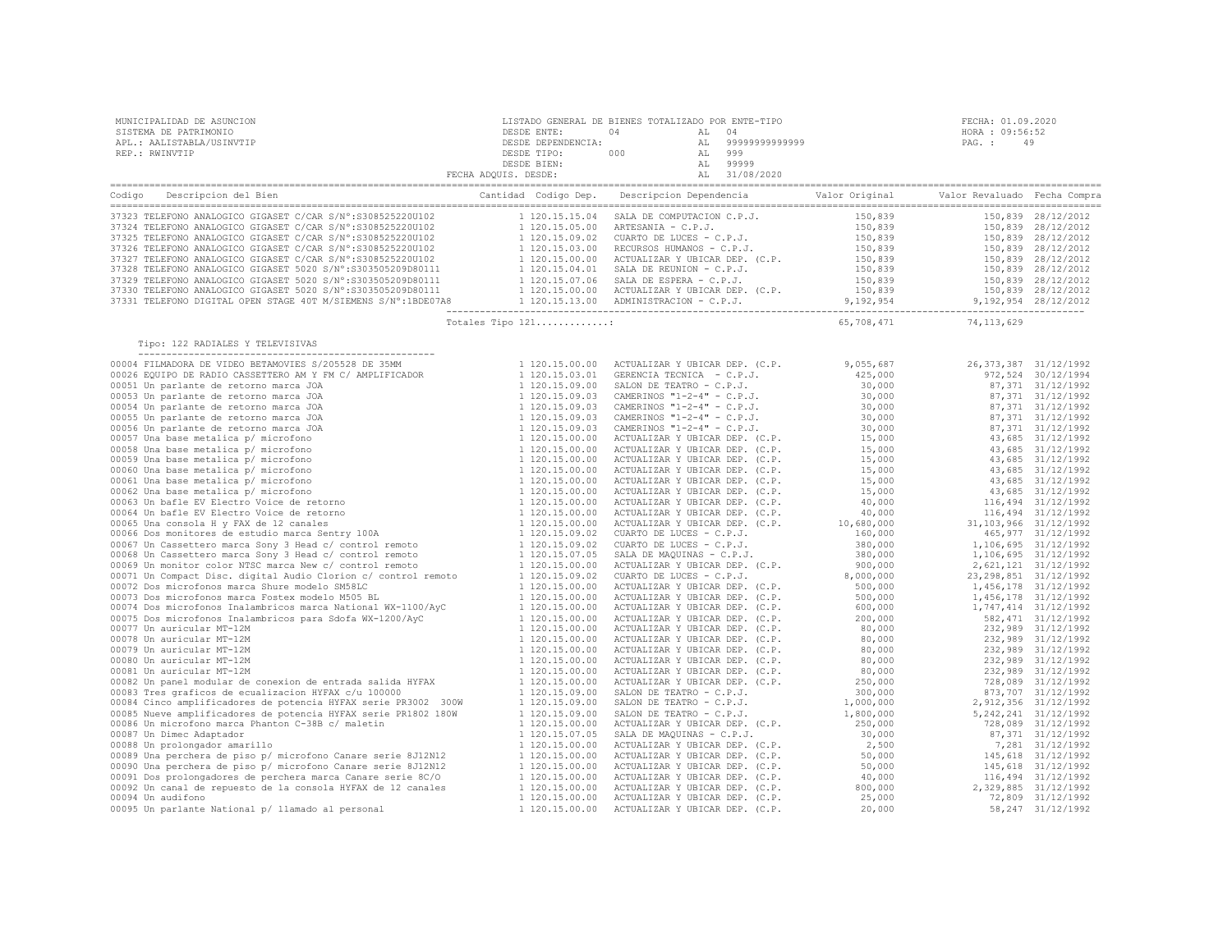MUNICIPALIDAD DE ASUNCION
SISTEMA DE PATRIMONIO
APL.: AALISTABLA/USINVTIP
REP.: RWINVTIP

LISTADO GENERAL DE BIENES TOTALIZADO POR ENTE-TIPO
DESDE ENTE: 04 AL 04
DESDE DEPENDENCIA: AL 99999999999999
DESDE TIPO: 000 AL 999
DESDE BIEN: AL 99999
FECHA ADQUIS. DESDE: AL 31/08/2020

FECHA: 01.09.2020
HORA : 09:56:52
PAG. : 49

| Codigo | Descripcion del Bien | Cantidad | Codigo Dep. | Descripcion Dependencia | Valor Original | Valor Revaluado | Fecha Compra |
|---|---|---|---|---|---|---|---|
| 37323 | TELEFONO ANALOGICO GIGASET C/CAR S/N°:S308525220U102 | 1 | 120.15.15.04 | SALA DE COMPUTACION C.P.J. | 150,839 | 150,839 | 28/12/2012 |
| 37324 | TELEFONO ANALOGICO GIGASET C/CAR S/N°:S308525220U102 | 1 | 120.15.05.00 | ARTESANIA - C.P.J. | 150,839 | 150,839 | 28/12/2012 |
| 37325 | TELEFONO ANALOGICO GIGASET C/CAR S/N°:S308525220U102 | 1 | 120.15.09.02 | CUARTO DE LUCES - C.P.J. | 150,839 | 150,839 | 28/12/2012 |
| 37326 | TELEFONO ANALOGICO GIGASET C/CAR S/N°:S308525220U102 | 1 | 120.15.03.00 | RECURSOS HUMANOS - C.P.J. | 150,839 | 150,839 | 28/12/2012 |
| 37327 | TELEFONO ANALOGICO GIGASET C/CAR S/N°:S308525220U102 | 1 | 120.15.00.00 | ACTUALIZAR Y UBICAR DEP. (C.P. | 150,839 | 150,839 | 28/12/2012 |
| 37328 | TELEFONO ANALOGICO GIGASET 5020 S/N°:S303505209D80111 | 1 | 120.15.04.01 | SALA DE REUNION - C.P.J. | 150,839 | 150,839 | 28/12/2012 |
| 37329 | TELEFONO ANALOGICO GIGASET 5020 S/N°:S303505209D80111 | 1 | 120.15.07.06 | SALA DE ESPERA - C.P.J. | 150,839 | 150,839 | 28/12/2012 |
| 37330 | TELEFONO ANALOGICO GIGASET 5020 S/N°:S303505209D80111 | 1 | 120.15.00.00 | ACTUALIZAR Y UBICAR DEP. (C.P. | 150,839 | 150,839 | 28/12/2012 |
| 37331 | TELEFONO DIGITAL OPEN STAGE 40T M/SIEMENS S/N°:1BDE07A8 | 1 | 120.15.13.00 | ADMINISTRACION - C.P.J. | 9,192,954 | 9,192,954 | 28/12/2012 |
| | Totales Tipo 121............: | | | | 65,708,471 | 74,113,629 | |

Tipo: 122 RADIALES Y TELEVISIVAS

| Codigo | Descripcion del Bien | Cantidad | Codigo Dep. | Descripcion Dependencia | Valor Original | Valor Revaluado | Fecha Compra |
|---|---|---|---|---|---|---|---|
| 00004 | FILMADORA DE VIDEO BETAMOVIES S/205528 DE 35MM | 1 | 120.15.00.00 | ACTUALIZAR Y UBICAR DEP. (C.P. | 9,055,687 | 26,373,387 | 31/12/1992 |
| 00026 | EQUIPO DE RADIO CASSETTERO AM Y FM C/ AMPLIFICADOR | 1 | 120.15.03.01 | GERENCIA TECNICA - C.P.J. | 425,000 | 972,524 | 30/12/1994 |
| 00051 | Un parlante de retorno marca JOA | 1 | 120.15.09.00 | SALON DE TEATRO - C.P.J. | 30,000 | 87,371 | 31/12/1992 |
| 00053 | Un parlante de retorno marca JOA | 1 | 120.15.09.03 | CAMERINOS "1-2-4" - C.P.J. | 30,000 | 87,371 | 31/12/1992 |
| 00054 | Un parlante de retorno marca JOA | 1 | 120.15.09.03 | CAMERINOS "1-2-4" - C.P.J. | 30,000 | 87,371 | 31/12/1992 |
| 00055 | Un parlante de retorno marca JOA | 1 | 120.15.09.03 | CAMERINOS "1-2-4" - C.P.J. | 30,000 | 87,371 | 31/12/1992 |
| 00056 | Un parlante de retorno marca JOA | 1 | 120.15.09.03 | CAMERINOS "1-2-4" - C.P.J. | 30,000 | 87,371 | 31/12/1992 |
| 00057 | Una base metalica p/ microfono | 1 | 120.15.00.00 | ACTUALIZAR Y UBICAR DEP. (C.P. | 15,000 | 43,685 | 31/12/1992 |
| 00058 | Una base metalica p/ microfono | 1 | 120.15.00.00 | ACTUALIZAR Y UBICAR DEP. (C.P. | 15,000 | 43,685 | 31/12/1992 |
| 00059 | Una base metalica p/ microfono | 1 | 120.15.00.00 | ACTUALIZAR Y UBICAR DEP. (C.P. | 15,000 | 43,685 | 31/12/1992 |
| 00060 | Una base metalica p/ microfono | 1 | 120.15.00.00 | ACTUALIZAR Y UBICAR DEP. (C.P. | 15,000 | 43,685 | 31/12/1992 |
| 00061 | Una base metalica p/ microfono | 1 | 120.15.00.00 | ACTUALIZAR Y UBICAR DEP. (C.P. | 15,000 | 43,685 | 31/12/1992 |
| 00062 | Una base metalica p/ microfono | 1 | 120.15.00.00 | ACTUALIZAR Y UBICAR DEP. (C.P. | 15,000 | 43,685 | 31/12/1992 |
| 00063 | Un bafle EV Electro Voice de retorno | 1 | 120.15.00.00 | ACTUALIZAR Y UBICAR DEP. (C.P. | 40,000 | 116,494 | 31/12/1992 |
| 00064 | Un bafle EV Electro Voice de retorno | 1 | 120.15.00.00 | ACTUALIZAR Y UBICAR DEP. (C.P. | 40,000 | 116,494 | 31/12/1992 |
| 00065 | Una consola H y FAX de 12 canales | 1 | 120.15.00.00 | ACTUALIZAR Y UBICAR DEP. (C.P. | 10,680,000 | 31,103,966 | 31/12/1992 |
| 00066 | Dos monitores de estudio marca Sentry 100A | 1 | 120.15.09.02 | CUARTO DE LUCES - C.P.J. | 160,000 | 465,977 | 31/12/1992 |
| 00067 | Un Cassettero marca Sony 3 Head c/ control remoto | 1 | 120.15.09.02 | CUARTO DE LUCES - C.P.J. | 380,000 | 1,106,695 | 31/12/1992 |
| 00068 | Un Cassettero marca Sony 3 Head c/ control remoto | 1 | 120.15.07.05 | SALA DE MAQUINAS - C.P.J. | 380,000 | 1,106,695 | 31/12/1992 |
| 00069 | Un monitor color NTSC marca New c/ control remoto | 1 | 120.15.00.00 | ACTUALIZAR Y UBICAR DEP. (C.P. | 900,000 | 2,621,121 | 31/12/1992 |
| 00071 | Un Compact Disc. digital Audio Clorion c/ control remoto | 1 | 120.15.09.02 | CUARTO DE LUCES - C.P.J. | 8,000,000 | 23,298,851 | 31/12/1992 |
| 00072 | Dos microfonos marca Shure modelo SM58LC | 1 | 120.15.00.00 | ACTUALIZAR Y UBICAR DEP. (C.P. | 500,000 | 1,456,178 | 31/12/1992 |
| 00073 | Dos microfonos marca Fostex modelo M505 BL | 1 | 120.15.00.00 | ACTUALIZAR Y UBICAR DEP. (C.P. | 500,000 | 1,456,178 | 31/12/1992 |
| 00074 | Dos microfonos Inalambricos marca National WX-1100/AyC | 1 | 120.15.00.00 | ACTUALIZAR Y UBICAR DEP. (C.P. | 600,000 | 1,747,414 | 31/12/1992 |
| 00075 | Dos microfonos Inalambricos para Sdofa WX-1200/AyC | 1 | 120.15.00.00 | ACTUALIZAR Y UBICAR DEP. (C.P. | 200,000 | 582,471 | 31/12/1992 |
| 00077 | Un auricular MT-12M | 1 | 120.15.00.00 | ACTUALIZAR Y UBICAR DEP. (C.P. | 80,000 | 232,989 | 31/12/1992 |
| 00078 | Un auricular MT-12M | 1 | 120.15.00.00 | ACTUALIZAR Y UBICAR DEP. (C.P. | 80,000 | 232,989 | 31/12/1992 |
| 00079 | Un auricular MT-12M | 1 | 120.15.00.00 | ACTUALIZAR Y UBICAR DEP. (C.P. | 80,000 | 232,989 | 31/12/1992 |
| 00080 | Un auricular MT-12M | 1 | 120.15.00.00 | ACTUALIZAR Y UBICAR DEP. (C.P. | 80,000 | 232,989 | 31/12/1992 |
| 00081 | Un auricular MT-12M | 1 | 120.15.00.00 | ACTUALIZAR Y UBICAR DEP. (C.P. | 80,000 | 232,989 | 31/12/1992 |
| 00082 | Un panel modular de conexion de entrada salida HYFAX | 1 | 120.15.00.00 | ACTUALIZAR Y UBICAR DEP. (C.P. | 250,000 | 728,089 | 31/12/1992 |
| 00083 | Tres graficos de ecualizacion HYFAX c/u 100000 | 1 | 120.15.09.00 | SALON DE TEATRO - C.P.J. | 300,000 | 873,707 | 31/12/1992 |
| 00084 | Cinco amplificadores de potencia HYFAX serie PR3002 300W | 1 | 120.15.09.00 | SALON DE TEATRO - C.P.J. | 1,000,000 | 2,912,356 | 31/12/1992 |
| 00085 | Nueve amplificadores de potencia HYFAX serie PR1802 180W | 1 | 120.15.09.00 | SALON DE TEATRO - C.P.J. | 1,800,000 | 5,242,241 | 31/12/1992 |
| 00086 | Un microfono marca Phanton C-38B c/ maletin | 1 | 120.15.00.00 | ACTUALIZAR Y UBICAR DEP. (C.P. | 250,000 | 728,089 | 31/12/1992 |
| 00087 | Un Dimec Adaptador | 1 | 120.15.07.05 | SALA DE MAQUINAS - C.P.J. | 30,000 | 87,371 | 31/12/1992 |
| 00088 | Un prolongador amarillo | 1 | 120.15.00.00 | ACTUALIZAR Y UBICAR DEP. (C.P. | 2,500 | 7,281 | 31/12/1992 |
| 00089 | Una perchera de piso p/ microfono Canare serie 8J12N12 | 1 | 120.15.00.00 | ACTUALIZAR Y UBICAR DEP. (C.P. | 50,000 | 145,618 | 31/12/1992 |
| 00090 | Una perchera de piso p/ microfono Canare serie 8J12N12 | 1 | 120.15.00.00 | ACTUALIZAR Y UBICAR DEP. (C.P. | 50,000 | 145,618 | 31/12/1992 |
| 00091 | Dos prolongadores de perchera marca Canare serie 8C/O | 1 | 120.15.00.00 | ACTUALIZAR Y UBICAR DEP. (C.P. | 40,000 | 116,494 | 31/12/1992 |
| 00092 | Un canal de repuesto de la consola HYFAX de 12 canales | 1 | 120.15.00.00 | ACTUALIZAR Y UBICAR DEP. (C.P. | 800,000 | 2,329,885 | 31/12/1992 |
| 00094 | Un audifono | 1 | 120.15.00.00 | ACTUALIZAR Y UBICAR DEP. (C.P. | 25,000 | 72,809 | 31/12/1992 |
| 00095 | Un parlante National p/ llamado al personal | 1 | 120.15.00.00 | ACTUALIZAR Y UBICAR DEP. (C.P. | 20,000 | 58,247 | 31/12/1992 |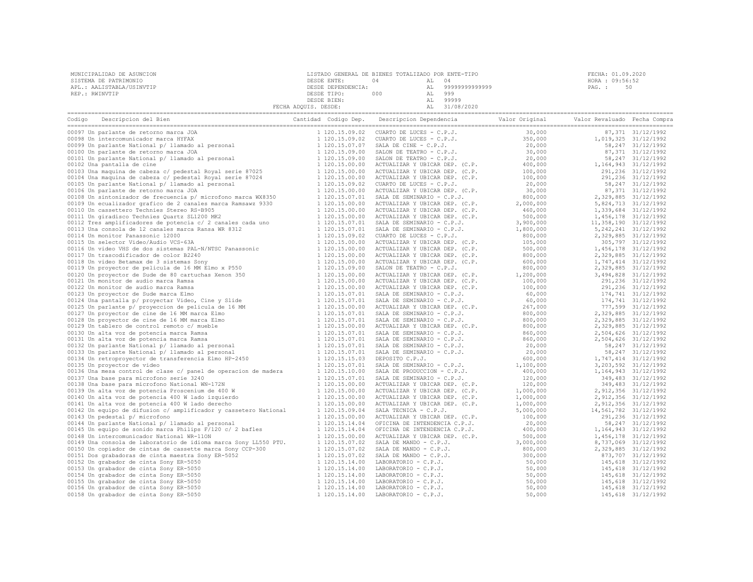MUNICIPALIDAD DE ASUNCION
SISTEMA DE PATRIMONIO
APL.: AALISTABLA/USINVTIP
REP.: RWINVTIP

LISTADO GENERAL DE BIENES TOTALIZADO POR ENTE-TIPO
DESDE ENTE: 04 AL 04
DESDE DEPENDENCIA: AL 99999999999999
DESDE TIPO: 000 AL 999
DESDE BIEN: AL 99999
FECHA ADQUIS. DESDE: AL 31/08/2020

FECHA: 01.09.2020
HORA : 09:56:52

| Codigo | Descripcion del Bien | Cantidad | Codigo Dep. | Descripcion Dependencia | Valor Original | Valor Revaluado | Fecha Compra |
|---|---|---|---|---|---|---|---|
| 00097 | Un parlante de retorno marca JOA | 1 | 120.15.09.02 | CUARTO DE LUCES - C.P.J. | 30,000 | 87,371 | 31/12/1992 |
| 00098 | Un intercomunicador marca HYFAX | 1 | 120.15.09.02 | CUARTO DE LUCES - C.P.J. | 350,000 | 1,019,325 | 31/12/1992 |
| 00099 | Un parlante National p/ llamado al personal | 1 | 120.15.07.07 | SALA DE CINE - C.P.J. | 20,000 | 58,247 | 31/12/1992 |
| 00100 | Un parlante de retorno marca JOA | 1 | 120.15.09.00 | SALON DE TEATRO - C.P.J. | 30,000 | 87,371 | 31/12/1992 |
| 00101 | Un parlante National p/ llamado al personal | 1 | 120.15.09.00 | SALON DE TEATRO - C.P.J. | 20,000 | 58,247 | 31/12/1992 |
| 00102 | Una pantalla de cine | 1 | 120.15.00.00 | ACTUALIZAR Y UBICAR DEP. (C.P. | 400,000 | 1,164,943 | 31/12/1992 |
| 00103 | Una maquina de cabeza c/ pedestal Royal serie 87025 | 1 | 120.15.00.00 | ACTUALIZAR Y UBICAR DEP. (C.P. | 100,000 | 291,236 | 31/12/1992 |
| 00104 | Una maquina de cabeza c/ pedestal Royal serie 87024 | 1 | 120.15.00.00 | ACTUALIZAR Y UBICAR DEP. (C.P. | 100,000 | 291,236 | 31/12/1992 |
| 00105 | Un parlante National p/ llamado al personal | 1 | 120.15.09.02 | CUARTO DE LUCES - C.P.J. | 20,000 | 58,247 | 31/12/1992 |
| 00106 | Un parlante de retorno marca JOA | 1 | 120.15.00.00 | ACTUALIZAR Y UBICAR DEP. (C.P. | 30,000 | 87,371 | 31/12/1992 |
| 00108 | Un sintonizador de frecuencia p/ microfono marca WX8350 | 1 | 120.15.07.01 | SALA DE SEMINARIO - C.P.J. | 800,000 | 2,329,885 | 31/12/1992 |
| 00109 | Un ecualizador grafico de 2 canales marca Ramsawz 9330 | 1 | 120.15.00.00 | ACTUALIZAR Y UBICAR DEP. (C.P. | 2,000,000 | 5,824,713 | 31/12/1992 |
| 00110 | Un cassettero Technics Stereo RS-B905 | 1 | 120.15.00.00 | ACTUALIZAR Y UBICAR DEP. (C.P. | 460,000 | 1,339,684 | 31/12/1992 |
| 00111 | Un giradisco Technics Quartz SL1200 MK2 | 1 | 120.15.00.00 | ACTUALIZAR Y UBICAR DEP. (C.P. | 500,000 | 1,456,178 | 31/12/1992 |
| 00112 | Tres amplificadores de potencia c/ 2 canales cada uno | 1 | 120.15.07.01 | SALA DE SEMINARIO - C.P.J. | 3,900,000 | 11,358,190 | 31/12/1992 |
| 00113 | Una consola de 12 canales marca Ransa WR 8312 | 1 | 120.15.07.01 | SALA DE SEMINARIO - C.P.J. | 1,800,000 | 5,242,241 | 31/12/1992 |
| 00114 | Un monitor Panassonic 12000 | 1 | 120.15.09.02 | CUARTO DE LUCES - C.P.J. | 800,000 | 2,329,885 | 31/12/1992 |
| 00115 | Un selector Video/Audio VCS-63A | 1 | 120.15.00.00 | ACTUALIZAR Y UBICAR DEP. (C.P. | 105,000 | 305,797 | 31/12/1992 |
| 00116 | Un video VHS de dos sistemas PAL-N/NTSC Panassonic | 1 | 120.15.00.00 | ACTUALIZAR Y UBICAR DEP. (C.P. | 500,000 | 1,456,178 | 31/12/1992 |
| 00117 | Un trascodificador de color B2240 | 1 | 120.15.00.00 | ACTUALIZAR Y UBICAR DEP. (C.P. | 800,000 | 2,329,885 | 31/12/1992 |
| 00118 | Un video Betamax de 3 sistemas Sony | 1 | 120.15.00.00 | ACTUALIZAR Y UBICAR DEP. (C.P. | 600,000 | 1,747,414 | 31/12/1992 |
| 00119 | Un proyector de pelicula de 16 MM Elmo x P550 | 1 | 120.15.09.00 | SALON DE TEATRO - C.P.J. | 800,000 | 2,329,885 | 31/12/1992 |
| 00120 | Un proyector de Sude de 80 cartuchas Xenon 350 | 1 | 120.15.00.00 | ACTUALIZAR Y UBICAR DEP. (C.P. | 1,200,000 | 3,494,828 | 31/12/1992 |
| 00121 | Un monitor de audio marca Ramsa | 1 | 120.15.00.00 | ACTUALIZAR Y UBICAR DEP. (C.P. | 100,000 | 291,236 | 31/12/1992 |
| 00122 | Un monitor de audio marca Ramsa | 1 | 120.15.00.00 | ACTUALIZAR Y UBICAR DEP. (C.P. | 100,000 | 291,236 | 31/12/1992 |
| 00123 | Un proyector de Sude marca Elmo | 1 | 120.15.07.01 | SALA DE SEMINARIO - C.P.J. | 60,000 | 174,741 | 31/12/1992 |
| 00124 | Una pantalla p/ proyectar Video, Cine y Slide | 1 | 120.15.07.01 | SALA DE SEMINARIO - C.P.J. | 60,000 | 174,741 | 31/12/1992 |
| 00125 | Un parlante p/ proyeccion de pelicula de 16 MM | 1 | 120.15.00.00 | ACTUALIZAR Y UBICAR DEP. (C.P. | 267,000 | 777,599 | 31/12/1992 |
| 00127 | Un proyector de cine de 16 MM marca Elmo | 1 | 120.15.07.01 | SALA DE SEMINARIO - C.P.J. | 800,000 | 2,329,885 | 31/12/1992 |
| 00128 | Un proyector de cine de 16 MM marca Elmo | 1 | 120.15.07.01 | SALA DE SEMINARIO - C.P.J. | 800,000 | 2,329,885 | 31/12/1992 |
| 00129 | Un tablero de control remoto c/ mueble | 1 | 120.15.00.00 | ACTUALIZAR Y UBICAR DEP. (C.P. | 800,000 | 2,329,885 | 31/12/1992 |
| 00130 | Un alta voz de potencia marca Ramsa | 1 | 120.15.07.01 | SALA DE SEMINARIO - C.P.J. | 860,000 | 2,504,626 | 31/12/1992 |
| 00131 | Un alta voz de potencia marca Ramsa | 1 | 120.15.07.01 | SALA DE SEMINARIO - C.P.J. | 860,000 | 2,504,626 | 31/12/1992 |
| 00132 | Un parlante National p/ llamado al personal | 1 | 120.15.07.01 | SALA DE SEMINARIO - C.P.J. | 20,000 | 58,247 | 31/12/1992 |
| 00133 | Un parlante National p/ llamado al personal | 1 | 120.15.07.01 | SALA DE SEMINARIO - C.P.J. | 20,000 | 58,247 | 31/12/1992 |
| 00134 | Un retroproyector de transferencia Elmo HP-2450 | 1 | 120.15.15.03 | DEPOSITO C.P.J. | 600,000 | 1,747,414 | 31/12/1992 |
| 00135 | Un proyector de video | 1 | 120.15.07.01 | SALA DE SEMINARIO - C.P.J. | 1,100,000 | 3,203,592 | 31/12/1992 |
| 00136 | Una mesa control de clase c/ panel de operacion de madera | 1 | 120.15.10.00 | SALA DE PRODUCCION - C.P.J. | 400,000 | 1,164,943 | 31/12/1992 |
| 00137 | Una base para microfono serie 3240 | 1 | 120.15.07.01 | SALA DE SEMINARIO - C.P.J. | 120,000 | 349,483 | 31/12/1992 |
| 00138 | Una base para microfono National WN-172N | 1 | 120.15.00.00 | ACTUALIZAR Y UBICAR DEP. (C.P. | 120,000 | 349,483 | 31/12/1992 |
| 00139 | Un alta voz de potencia Proscenium de 400 W | 1 | 120.15.00.00 | ACTUALIZAR Y UBICAR DEP. (C.P. | 1,000,000 | 2,912,356 | 31/12/1992 |
| 00140 | Un alta voz de potencia 400 W lado izquierdo | 1 | 120.15.00.00 | ACTUALIZAR Y UBICAR DEP. (C.P. | 1,000,000 | 2,912,356 | 31/12/1992 |
| 00141 | Un alta voz de potencia 400 W lado derecho | 1 | 120.15.00.00 | ACTUALIZAR Y UBICAR DEP. (C.P. | 1,000,000 | 2,912,356 | 31/12/1992 |
| 00142 | Un equipo de difusion c/ amplificador y cassetero National | 1 | 120.15.09.04 | SALA TECNICA - C.P.J. | 5,000,000 | 14,561,782 | 31/12/1992 |
| 00143 | Un pedestal p/ microfono | 1 | 120.15.00.00 | ACTUALIZAR Y UBICAR DEP. (C.P. | 100,000 | 291,236 | 31/12/1992 |
| 00144 | Un parlante National p/ llamado al personal | 1 | 120.15.14.04 | OFICINA DE INTENDENCIA C.P.J. | 20,000 | 58,247 | 31/12/1992 |
| 00145 | Un equipo de sonido marca Philips F/120 c/ 2 bafles | 1 | 120.15.14.04 | OFICINA DE INTENDENCIA C.P.J. | 400,000 | 1,164,943 | 31/12/1992 |
| 00148 | Un intercomunicador National WR-110N | 1 | 120.15.00.00 | ACTUALIZAR Y UBICAR DEP. (C.P. | 500,000 | 1,456,178 | 31/12/1992 |
| 00149 | Una consola de laboratorio de idioma marca Sony LL550 PTU. | 1 | 120.15.07.02 | SALA DE MANDO - C.P.J. | 3,000,000 | 8,737,069 | 31/12/1992 |
| 00150 | Un copiador de cintas de cassette marca Sony CCP-300 | 1 | 120.15.07.02 | SALA DE MANDO - C.P.J. | 800,000 | 2,329,885 | 31/12/1992 |
| 00151 | Dos grabadoras de cinta maestra Sony ER-5052 | 1 | 120.15.07.02 | SALA DE MANDO - C.P.J. | 300,000 | 873,707 | 31/12/1992 |
| 00152 | Un grabador de cinta Sony ER-5050 | 1 | 120.15.14.00 | LABORATORIO - C.P.J. | 50,000 | 145,618 | 31/12/1992 |
| 00153 | Un grabador de cinta Sony ER-5050 | 1 | 120.15.14.00 | LABORATORIO - C.P.J. | 50,000 | 145,618 | 31/12/1992 |
| 00154 | Un grabador de cinta Sony ER-5050 | 1 | 120.15.14.00 | LABORATORIO - C.P.J. | 50,000 | 145,618 | 31/12/1992 |
| 00155 | Un grabador de cinta Sony ER-5050 | 1 | 120.15.14.00 | LABORATORIO - C.P.J. | 50,000 | 145,618 | 31/12/1992 |
| 00156 | Un grabador de cinta Sony ER-5050 | 1 | 120.15.14.00 | LABORATORIO - C.P.J. | 50,000 | 145,618 | 31/12/1992 |
| 00158 | Un grabador de cinta Sony ER-5050 | 1 | 120.15.14.00 | LABORATORIO - C.P.J. | 50,000 | 145,618 | 31/12/1992 |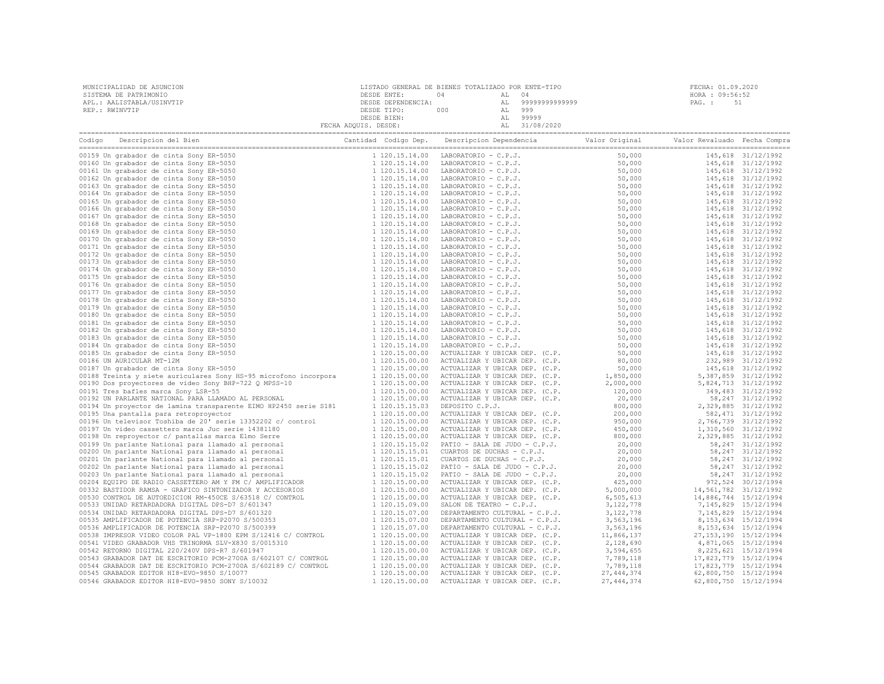MUNICIPALIDAD DE ASUNCION
SISTEMA DE PATRIMONIO
APL.: AALISTABLA/USINVTIP
REP.: RWINVTIP

LISTADO GENERAL DE BIENES TOTALIZADO POR ENTE-TIPO
DESDE ENTE: 04 AL 04
DESDE DEPENDENCIA: AL 99999999999999
DESDE TIPO: 000 AL 999
DESDE BIEN: AL 99999
FECHA ADQUIS. DESDE: AL 31/08/2020

FECHA: 01.09.2020
HORA : 09:56:52

| Codigo | Descripcion del Bien | Cantidad | Codigo Dep. | Descripcion Dependencia | Valor Original | Valor Revaluado | Fecha Compra |
|---|---|---|---|---|---|---|---|
| 00159 | Un grabador de cinta Sony ER-5050 | 1 | 120.15.14.00 | LABORATORIO - C.P.J. | 50,000 | 145,618 | 31/12/1992 |
| 00160 | Un grabador de cinta Sony ER-5050 | 1 | 120.15.14.00 | LABORATORIO - C.P.J. | 50,000 | 145,618 | 31/12/1992 |
| 00161 | Un grabador de cinta Sony ER-5050 | 1 | 120.15.14.00 | LABORATORIO - C.P.J. | 50,000 | 145,618 | 31/12/1992 |
| 00162 | Un grabador de cinta Sony ER-5050 | 1 | 120.15.14.00 | LABORATORIO - C.P.J. | 50,000 | 145,618 | 31/12/1992 |
| 00163 | Un grabador de cinta Sony ER-5050 | 1 | 120.15.14.00 | LABORATORIO - C.P.J. | 50,000 | 145,618 | 31/12/1992 |
| 00164 | Un grabador de cinta Sony ER-5050 | 1 | 120.15.14.00 | LABORATORIO - C.P.J. | 50,000 | 145,618 | 31/12/1992 |
| 00165 | Un grabador de cinta Sony ER-5050 | 1 | 120.15.14.00 | LABORATORIO - C.P.J. | 50,000 | 145,618 | 31/12/1992 |
| 00166 | Un grabador de cinta Sony ER-5050 | 1 | 120.15.14.00 | LABORATORIO - C.P.J. | 50,000 | 145,618 | 31/12/1992 |
| 00167 | Un grabador de cinta Sony ER-5050 | 1 | 120.15.14.00 | LABORATORIO - C.P.J. | 50,000 | 145,618 | 31/12/1992 |
| 00168 | Un grabador de cinta Sony ER-5050 | 1 | 120.15.14.00 | LABORATORIO - C.P.J. | 50,000 | 145,618 | 31/12/1992 |
| 00169 | Un grabador de cinta Sony ER-5050 | 1 | 120.15.14.00 | LABORATORIO - C.P.J. | 50,000 | 145,618 | 31/12/1992 |
| 00170 | Un grabador de cinta Sony ER-5050 | 1 | 120.15.14.00 | LABORATORIO - C.P.J. | 50,000 | 145,618 | 31/12/1992 |
| 00171 | Un grabador de cinta Sony ER-5050 | 1 | 120.15.14.00 | LABORATORIO - C.P.J. | 50,000 | 145,618 | 31/12/1992 |
| 00172 | Un grabador de cinta Sony ER-5050 | 1 | 120.15.14.00 | LABORATORIO - C.P.J. | 50,000 | 145,618 | 31/12/1992 |
| 00173 | Un grabador de cinta Sony ER-5050 | 1 | 120.15.14.00 | LABORATORIO - C.P.J. | 50,000 | 145,618 | 31/12/1992 |
| 00174 | Un grabador de cinta Sony ER-5050 | 1 | 120.15.14.00 | LABORATORIO - C.P.J. | 50,000 | 145,618 | 31/12/1992 |
| 00175 | Un grabador de cinta Sony ER-5050 | 1 | 120.15.14.00 | LABORATORIO - C.P.J. | 50,000 | 145,618 | 31/12/1992 |
| 00176 | Un grabador de cinta Sony ER-5050 | 1 | 120.15.14.00 | LABORATORIO - C.P.J. | 50,000 | 145,618 | 31/12/1992 |
| 00177 | Un grabador de cinta Sony ER-5050 | 1 | 120.15.14.00 | LABORATORIO - C.P.J. | 50,000 | 145,618 | 31/12/1992 |
| 00178 | Un grabador de cinta Sony ER-5050 | 1 | 120.15.14.00 | LABORATORIO - C.P.J. | 50,000 | 145,618 | 31/12/1992 |
| 00179 | Un grabador de cinta Sony ER-5050 | 1 | 120.15.14.00 | LABORATORIO - C.P.J. | 50,000 | 145,618 | 31/12/1992 |
| 00180 | Un grabador de cinta Sony ER-5050 | 1 | 120.15.14.00 | LABORATORIO - C.P.J. | 50,000 | 145,618 | 31/12/1992 |
| 00181 | Un grabador de cinta Sony ER-5050 | 1 | 120.15.14.00 | LABORATORIO - C.P.J. | 50,000 | 145,618 | 31/12/1992 |
| 00182 | Un grabador de cinta Sony ER-5050 | 1 | 120.15.14.00 | LABORATORIO - C.P.J. | 50,000 | 145,618 | 31/12/1992 |
| 00183 | Un grabador de cinta Sony ER-5050 | 1 | 120.15.14.00 | LABORATORIO - C.P.J. | 50,000 | 145,618 | 31/12/1992 |
| 00184 | Un grabador de cinta Sony ER-5050 | 1 | 120.15.14.00 | LABORATORIO - C.P.J. | 50,000 | 145,618 | 31/12/1992 |
| 00185 | Un grabador de cinta Sony ER-5050 | 1 | 120.15.00.00 | ACTUALIZAR Y UBICAR DEP. (C.P. | 50,000 | 145,618 | 31/12/1992 |
| 00186 | UN AURICULAR MT-12M | 1 | 120.15.00.00 | ACTUALIZAR Y UBICAR DEP. (C.P. | 80,000 | 232,989 | 31/12/1992 |
| 00187 | Un grabador de cinta Sony ER-5050 | 1 | 120.15.00.00 | ACTUALIZAR Y UBICAR DEP. (C.P. | 50,000 | 145,618 | 31/12/1992 |
| 00188 | Treinta y siete auriculares Sony HS-95 microfono incorpora | 1 | 120.15.00.00 | ACTUALIZAR Y UBICAR DEP. (C.P. | 1,850,000 | 5,387,859 | 31/12/1992 |
| 00190 | Dos proyectores de video Sony BHP-722 Q MPSS-10 | 1 | 120.15.00.00 | ACTUALIZAR Y UBICAR DEP. (C.P. | 2,000,000 | 5,824,713 | 31/12/1992 |
| 00191 | Tres bafles marca Sony LSR-55 | 1 | 120.15.00.00 | ACTUALIZAR Y UBICAR DEP. (C.P. | 120,000 | 349,483 | 31/12/1992 |
| 00192 | UN PARLANTE NATIONAL PARA LLAMADO AL PERSONAL | 1 | 120.15.00.00 | ACTUALIZAR Y UBICAR DEP. (C.P. | 20,000 | 58,247 | 31/12/1992 |
| 00194 | Un proyector de lamina transparente EIMO HP2450 serie S181 | 1 | 120.15.15.03 | DEPOSITO C.P.J. | 800,000 | 2,329,885 | 31/12/1992 |
| 00195 | Una pantalla para retroproyector | 1 | 120.15.00.00 | ACTUALIZAR Y UBICAR DEP. (C.P. | 200,000 | 582,471 | 31/12/1992 |
| 00196 | Un televisor Toshiba de 20' serie 13352202 c/ control | 1 | 120.15.00.00 | ACTUALIZAR Y UBICAR DEP. (C.P. | 950,000 | 2,766,739 | 31/12/1992 |
| 00197 | Un video cassettero marca Juc serie 14381180 | 1 | 120.15.00.00 | ACTUALIZAR Y UBICAR DEP. (C.P. | 450,000 | 1,310,560 | 31/12/1992 |
| 00198 | Un reproyector c/ pantallas marca Elmo Serre | 1 | 120.15.00.00 | ACTUALIZAR Y UBICAR DEP. (C.P. | 800,000 | 2,329,885 | 31/12/1992 |
| 00199 | Un parlante National para llamado al personal | 1 | 120.15.15.02 | PATIO - SALA DE JUDO - C.P.J. | 20,000 | 58,247 | 31/12/1992 |
| 00200 | Un parlante National para llamado al personal | 1 | 120.15.15.01 | CUARTOS DE DUCHAS - C.P.J. | 20,000 | 58,247 | 31/12/1992 |
| 00201 | Un parlante National para llamado al personal | 1 | 120.15.15.01 | CUARTOS DE DUCHAS - C.P.J. | 20,000 | 58,247 | 31/12/1992 |
| 00202 | Un parlante National para llamado al personal | 1 | 120.15.15.02 | PATIO - SALA DE JUDO - C.P.J. | 20,000 | 58,247 | 31/12/1992 |
| 00203 | Un parlante National para llamado al personal | 1 | 120.15.15.02 | PATIO - SALA DE JUDO - C.P.J. | 20,000 | 58,247 | 31/12/1992 |
| 00204 | EQUIPO DE RADIO CASSETTERO AM Y FM C/ AMPLIFICADOR | 1 | 120.15.00.00 | ACTUALIZAR Y UBICAR DEP. (C.P. | 425,000 | 972,524 | 30/12/1994 |
| 00332 | BASTIDOR RAMSA - GRAFICO SINTONIZADOR Y ACCESORIOS | 1 | 120.15.00.00 | ACTUALIZAR Y UBICAR DEP. (C.P. | 5,000,000 | 14,561,782 | 31/12/1992 |
| 00530 | CONTROL DE AUTOEDICION RM-450CE S/63518 C/ CONTROL | 1 | 120.15.00.00 | ACTUALIZAR Y UBICAR DEP. (C.P. | 6,505,613 | 14,886,744 | 15/12/1994 |
| 00533 | UNIDAD RETARDADORA DIGITAL DPS-D7 S/601347 | 1 | 120.15.09.00 | SALON DE TEATRO - C.P.J. | 3,122,778 | 7,145,829 | 15/12/1994 |
| 00534 | UNIDAD RETARDADORA DIGITAL DPS-D7 S/601320 | 1 | 120.15.07.00 | DEPARTAMENTO CULTURAL - C.P.J. | 3,122,778 | 7,145,829 | 15/12/1994 |
| 00535 | AMPLIFICADOR DE POTENCIA SRP-P2070 S/500353 | 1 | 120.15.07.00 | DEPARTAMENTO CULTURAL - C.P.J. | 3,563,196 | 8,153,634 | 15/12/1994 |
| 00536 | AMPLIFICADOR DE POTENCIA SRP-P2070 S/500399 | 1 | 120.15.07.00 | DEPARTAMENTO CULTURAL - C.P.J. | 3,563,196 | 8,153,634 | 15/12/1994 |
| 00538 | IMPRESOR VIDEO COLOR PAL VP-1800 EPM S/12416 C/ CONTROL | 1 | 120.15.00.00 | ACTUALIZAR Y UBICAR DEP. (C.P. | 11,866,137 | 27,153,190 | 15/12/1994 |
| 00541 | VIDEO GRABADOR VHS TRINORMA SLV-X830 S/0015310 | 1 | 120.15.00.00 | ACTUALIZAR Y UBICAR DEP. (C.P. | 2,128,690 | 4,871,065 | 15/12/1994 |
| 00542 | RETORNO DIGITAL 220/240V DPS-R7 S/601947 | 1 | 120.15.00.00 | ACTUALIZAR Y UBICAR DEP. (C.P. | 3,594,655 | 8,225,621 | 15/12/1994 |
| 00543 | GRABADOR DAT DE ESCRITORIO PCM-2700A S/602107 C/ CONTROL | 1 | 120.15.00.00 | ACTUALIZAR Y UBICAR DEP. (C.P. | 7,789,118 | 17,823,779 | 15/12/1994 |
| 00544 | GRABADOR DAT DE ESCRITORIO PCM-2700A S/602189 C/ CONTROL | 1 | 120.15.00.00 | ACTUALIZAR Y UBICAR DEP. (C.P. | 7,789,118 | 17,823,779 | 15/12/1994 |
| 00545 | GRABADOR EDITOR HI8-EVO-9850 S/10077 | 1 | 120.15.00.00 | ACTUALIZAR Y UBICAR DEP. (C.P. | 27,444,374 | 62,800,750 | 15/12/1994 |
| 00546 | GRABADOR EDITOR HI8-EVO-9850 SONY S/10032 | 1 | 120.15.00.00 | ACTUALIZAR Y UBICAR DEP. (C.P. | 27,444,374 | 62,800,750 | 15/12/1994 |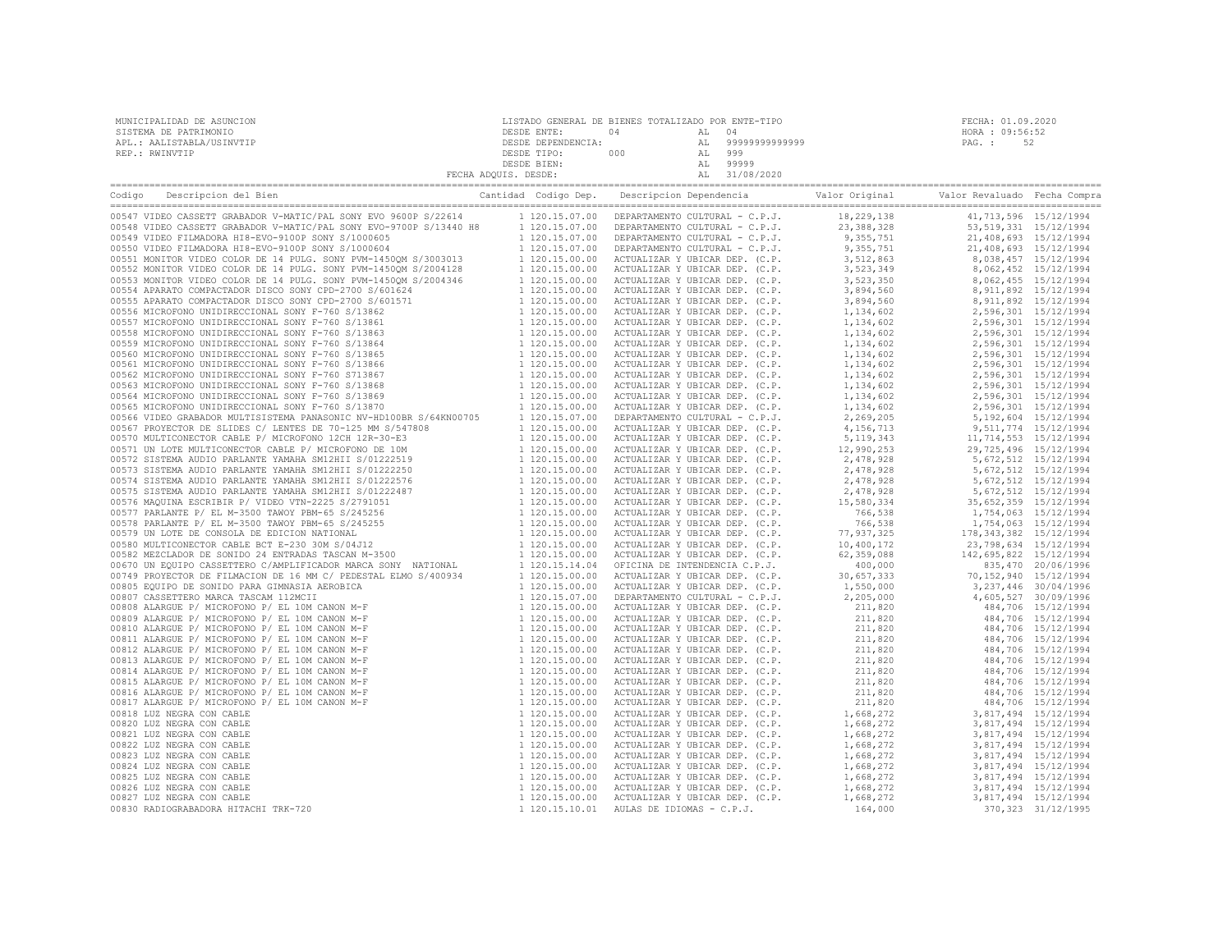MUNICIPALIDAD DE ASUNCION
SISTEMA DE PATRIMONIO
APL.: AALISTABLA/USINVTIP
REP.: RWINVTIP

LISTADO GENERAL DE BIENES TOTALIZADO POR ENTE-TIPO
DESDE ENTE: 04 AL 04
DESDE DEPENDENCIA: AL 99999999999999
DESDE TIPO: 000 AL 999
DESDE BIEN: AL 99999
FECHA ADQUIS. DESDE: AL 31/08/2020

FECHA: 01.09.2020
HORA : 09:56:52
PAG. : 52

| Codigo | Descripcion del Bien | Cantidad | Codigo Dep. | Descripcion Dependencia | Valor Original | Valor Revaluado | Fecha Compra |
|---|---|---|---|---|---|---|---|
| 00547 | VIDEO CASSETT GRABADOR V-MATIC/PAL SONY EVO 9600P S/22614 | 1 | 120.15.07.00 | DEPARTAMENTO CULTURAL - C.P.J. | 18,229,138 | 41,713,596 | 15/12/1994 |
| 00548 | VIDEO CASSETT GRABADOR V-MATIC/PAL SONY EVO-9700P S/13440 H8 | 1 | 120.15.07.00 | DEPARTAMENTO CULTURAL - C.P.J. | 23,388,328 | 53,519,331 | 15/12/1994 |
| 00549 | VIDEO FILMADORA HI8-EVO-9100P SONY S/1000605 | 1 | 120.15.07.00 | DEPARTAMENTO CULTURAL - C.P.J. | 9,355,751 | 21,408,693 | 15/12/1994 |
| 00550 | VIDEO FILMADORA HI8-EVO-9100P SONY S/1000604 | 1 | 120.15.07.00 | DEPARTAMENTO CULTURAL - C.P.J. | 9,355,751 | 21,408,693 | 15/12/1994 |
| 00551 | MONITOR VIDEO COLOR DE 14 PULG. SONY PVM-1450QM S/3003013 | 1 | 120.15.00.00 | ACTUALIZAR Y UBICAR DEP. (C.P. | 3,512,863 | 8,038,457 | 15/12/1994 |
| 00552 | MONITOR VIDEO COLOR DE 14 PULG. SONY PVM-1450QM S/2004128 | 1 | 120.15.00.00 | ACTUALIZAR Y UBICAR DEP. (C.P. | 3,523,349 | 8,062,452 | 15/12/1994 |
| 00553 | MONITOR VIDEO COLOR DE 14 PULG. SONY PVM-1450QM S/2004346 | 1 | 120.15.00.00 | ACTUALIZAR Y UBICAR DEP. (C.P. | 3,523,350 | 8,062,455 | 15/12/1994 |
| 00554 | APARATO COMPACTADOR DISCO SONY CPD-2700 S/601624 | 1 | 120.15.00.00 | ACTUALIZAR Y UBICAR DEP. (C.P. | 3,894,560 | 8,911,892 | 15/12/1994 |
| 00555 | APARATO COMPACTADOR DISCO SONY CPD-2700 S/601571 | 1 | 120.15.00.00 | ACTUALIZAR Y UBICAR DEP. (C.P. | 3,894,560 | 8,911,892 | 15/12/1994 |
| 00556 | MICROFONO UNIDIRECCIONAL SONY F-760 S/13862 | 1 | 120.15.00.00 | ACTUALIZAR Y UBICAR DEP. (C.P. | 1,134,602 | 2,596,301 | 15/12/1994 |
| 00557 | MICROFONO UNIDIRECCIONAL SONY F-760 S/13861 | 1 | 120.15.00.00 | ACTUALIZAR Y UBICAR DEP. (C.P. | 1,134,602 | 2,596,301 | 15/12/1994 |
| 00558 | MICROFONO UNIDIRECCIONAL SONY F-760 S/13863 | 1 | 120.15.00.00 | ACTUALIZAR Y UBICAR DEP. (C.P. | 1,134,602 | 2,596,301 | 15/12/1994 |
| 00559 | MICROFONO UNIDIRECCIONAL SONY F-760 S/13864 | 1 | 120.15.00.00 | ACTUALIZAR Y UBICAR DEP. (C.P. | 1,134,602 | 2,596,301 | 15/12/1994 |
| 00560 | MICROFONO UNIDIRECCIONAL SONY F-760 S/13865 | 1 | 120.15.00.00 | ACTUALIZAR Y UBICAR DEP. (C.P. | 1,134,602 | 2,596,301 | 15/12/1994 |
| 00561 | MICROFONO UNIDIRECCIONAL SONY F-760 S/13866 | 1 | 120.15.00.00 | ACTUALIZAR Y UBICAR DEP. (C.P. | 1,134,602 | 2,596,301 | 15/12/1994 |
| 00562 | MICROFONO UNIDIRECCIONAL SONY F-760 S713867 | 1 | 120.15.00.00 | ACTUALIZAR Y UBICAR DEP. (C.P. | 1,134,602 | 2,596,301 | 15/12/1994 |
| 00563 | MICROFONO UNIDIRECCIONAL SONY F-760 S/13868 | 1 | 120.15.00.00 | ACTUALIZAR Y UBICAR DEP. (C.P. | 1,134,602 | 2,596,301 | 15/12/1994 |
| 00564 | MICROFONO UNIDIRECCIONAL SONY F-760 S/13869 | 1 | 120.15.00.00 | ACTUALIZAR Y UBICAR DEP. (C.P. | 1,134,602 | 2,596,301 | 15/12/1994 |
| 00565 | MICROFONO UNIDIRECCIONAL SONY F-760 S/13870 | 1 | 120.15.00.00 | ACTUALIZAR Y UBICAR DEP. (C.P. | 1,134,602 | 2,596,301 | 15/12/1994 |
| 00566 | VIDEO GRABADOR MULTISISTEMA PANASONIC NV-HD100BR S/64KN00705 | 1 | 120.15.07.00 | DEPARTAMENTO CULTURAL - C.P.J. | 2,269,205 | 5,192,604 | 15/12/1994 |
| 00567 | PROYECTOR DE SLIDES C/ LENTES DE 70-125 MM S/547808 | 1 | 120.15.00.00 | ACTUALIZAR Y UBICAR DEP. (C.P. | 4,156,713 | 9,511,774 | 15/12/1994 |
| 00570 | MULTICONECTOR CABLE P/ MICROFONO 12CH 12R-30-E3 | 1 | 120.15.00.00 | ACTUALIZAR Y UBICAR DEP. (C.P. | 5,119,343 | 11,714,553 | 15/12/1994 |
| 00571 | UN LOTE MULTICONECTOR CABLE P/ MICROFONO DE 10M | 1 | 120.15.00.00 | ACTUALIZAR Y UBICAR DEP. (C.P. | 12,990,253 | 29,725,496 | 15/12/1994 |
| 00572 | SISTEMA AUDIO PARLANTE YAMAHA SM12HII S/01222519 | 1 | 120.15.00.00 | ACTUALIZAR Y UBICAR DEP. (C.P. | 2,478,928 | 5,672,512 | 15/12/1994 |
| 00573 | SISTEMA AUDIO PARLANTE YAMAHA SM12HII S/01222250 | 1 | 120.15.00.00 | ACTUALIZAR Y UBICAR DEP. (C.P. | 2,478,928 | 5,672,512 | 15/12/1994 |
| 00574 | SISTEMA AUDIO PARLANTE YAMAHA SM12HII S/01222576 | 1 | 120.15.00.00 | ACTUALIZAR Y UBICAR DEP. (C.P. | 2,478,928 | 5,672,512 | 15/12/1994 |
| 00575 | SISTEMA AUDIO PARLANTE YAMAHA SM12HII S/01222487 | 1 | 120.15.00.00 | ACTUALIZAR Y UBICAR DEP. (C.P. | 2,478,928 | 5,672,512 | 15/12/1994 |
| 00576 | MAQUINA ESCRIBIR P/ VIDEO VTN-2225 S/2791051 | 1 | 120.15.00.00 | ACTUALIZAR Y UBICAR DEP. (C.P. | 15,580,334 | 35,652,359 | 15/12/1994 |
| 00577 | PARLANTE P/ EL M-3500 TAWOY PBM-65 S/245256 | 1 | 120.15.00.00 | ACTUALIZAR Y UBICAR DEP. (C.P. | 766,538 | 1,754,063 | 15/12/1994 |
| 00578 | PARLANTE P/ EL M-3500 TAWOY PBM-65 S/245255 | 1 | 120.15.00.00 | ACTUALIZAR Y UBICAR DEP. (C.P. | 766,538 | 1,754,063 | 15/12/1994 |
| 00579 | UN LOTE DE CONSOLA DE EDICION NATIONAL | 1 | 120.15.00.00 | ACTUALIZAR Y UBICAR DEP. (C.P. | 77,937,325 | 178,343,382 | 15/12/1994 |
| 00580 | MULTICONECTOR CABLE BCT E-230 30M S/04J12 | 1 | 120.15.00.00 | ACTUALIZAR Y UBICAR DEP. (C.P. | 10,400,172 | 23,798,634 | 15/12/1994 |
| 00582 | MEZCLADOR DE SONIDO 24 ENTRADAS TASCAN M-3500 | 1 | 120.15.00.00 | ACTUALIZAR Y UBICAR DEP. (C.P. | 62,359,088 | 142,695,822 | 15/12/1994 |
| 00670 | UN EQUIPO CASSETTERO C/AMPLIFICADOR MARCA SONY NATIONAL | 1 | 120.15.14.04 | OFICINA DE INTENDENCIA C.P.J. | 400,000 | 835,470 | 20/06/1996 |
| 00749 | PROYECTOR DE FILMACION DE 16 MM C/ PEDESTAL ELMO S/400934 | 1 | 120.15.00.00 | ACTUALIZAR Y UBICAR DEP. (C.P. | 30,657,333 | 70,152,940 | 15/12/1994 |
| 00805 | EQUIPO DE SONIDO PARA GIMNASIA AEROBICA | 1 | 120.15.00.00 | ACTUALIZAR Y UBICAR DEP. (C.P. | 1,550,000 | 3,237,446 | 30/04/1996 |
| 00807 | CASSETTERO MARCA TASCAM 112MCII | 1 | 120.15.07.00 | DEPARTAMENTO CULTURAL - C.P.J. | 2,205,000 | 4,605,527 | 30/09/1996 |
| 00808 | ALARGUE P/ MICROFONO P/ EL 10M CANON M-F | 1 | 120.15.00.00 | ACTUALIZAR Y UBICAR DEP. (C.P. | 211,820 | 484,706 | 15/12/1994 |
| 00809 | ALARGUE P/ MICROFONO P/ EL 10M CANON M-F | 1 | 120.15.00.00 | ACTUALIZAR Y UBICAR DEP. (C.P. | 211,820 | 484,706 | 15/12/1994 |
| 00810 | ALARGUE P/ MICROFONO P/ EL 10M CANON M-F | 1 | 120.15.00.00 | ACTUALIZAR Y UBICAR DEP. (C.P. | 211,820 | 484,706 | 15/12/1994 |
| 00811 | ALARGUE P/ MICROFONO P/ EL 10M CANON M-F | 1 | 120.15.00.00 | ACTUALIZAR Y UBICAR DEP. (C.P. | 211,820 | 484,706 | 15/12/1994 |
| 00812 | ALARGUE P/ MICROFONO P/ EL 10M CANON M-F | 1 | 120.15.00.00 | ACTUALIZAR Y UBICAR DEP. (C.P. | 211,820 | 484,706 | 15/12/1994 |
| 00813 | ALARGUE P/ MICROFONO P/ EL 10M CANON M-F | 1 | 120.15.00.00 | ACTUALIZAR Y UBICAR DEP. (C.P. | 211,820 | 484,706 | 15/12/1994 |
| 00814 | ALARGUE P/ MICROFONO P/ EL 10M CANON M-F | 1 | 120.15.00.00 | ACTUALIZAR Y UBICAR DEP. (C.P. | 211,820 | 484,706 | 15/12/1994 |
| 00815 | ALARGUE P/ MICROFONO P/ EL 10M CANON M-F | 1 | 120.15.00.00 | ACTUALIZAR Y UBICAR DEP. (C.P. | 211,820 | 484,706 | 15/12/1994 |
| 00816 | ALARGUE P/ MICROFONO P/ EL 10M CANON M-F | 1 | 120.15.00.00 | ACTUALIZAR Y UBICAR DEP. (C.P. | 211,820 | 484,706 | 15/12/1994 |
| 00817 | ALARGUE P/ MICROFONO P/ EL 10M CANON M-F | 1 | 120.15.00.00 | ACTUALIZAR Y UBICAR DEP. (C.P. | 211,820 | 484,706 | 15/12/1994 |
| 00818 | LUZ NEGRA CON CABLE | 1 | 120.15.00.00 | ACTUALIZAR Y UBICAR DEP. (C.P. | 1,668,272 | 3,817,494 | 15/12/1994 |
| 00820 | LUZ NEGRA CON CABLE | 1 | 120.15.00.00 | ACTUALIZAR Y UBICAR DEP. (C.P. | 1,668,272 | 3,817,494 | 15/12/1994 |
| 00821 | LUZ NEGRA CON CABLE | 1 | 120.15.00.00 | ACTUALIZAR Y UBICAR DEP. (C.P. | 1,668,272 | 3,817,494 | 15/12/1994 |
| 00822 | LUZ NEGRA CON CABLE | 1 | 120.15.00.00 | ACTUALIZAR Y UBICAR DEP. (C.P. | 1,668,272 | 3,817,494 | 15/12/1994 |
| 00823 | LUZ NEGRA CON CABLE | 1 | 120.15.00.00 | ACTUALIZAR Y UBICAR DEP. (C.P. | 1,668,272 | 3,817,494 | 15/12/1994 |
| 00824 | LUZ NEGRA CON CABLE | 1 | 120.15.00.00 | ACTUALIZAR Y UBICAR DEP. (C.P. | 1,668,272 | 3,817,494 | 15/12/1994 |
| 00825 | LUZ NEGRA CON CABLE | 1 | 120.15.00.00 | ACTUALIZAR Y UBICAR DEP. (C.P. | 1,668,272 | 3,817,494 | 15/12/1994 |
| 00826 | LUZ NEGRA CON CABLE | 1 | 120.15.00.00 | ACTUALIZAR Y UBICAR DEP. (C.P. | 1,668,272 | 3,817,494 | 15/12/1994 |
| 00827 | LUZ NEGRA CON CABLE | 1 | 120.15.00.00 | ACTUALIZAR Y UBICAR DEP. (C.P. | 1,668,272 | 3,817,494 | 15/12/1994 |
| 00830 | RADIOGRABADORA HITACHI TRK-720 | 1 | 120.15.10.01 | AULAS DE IDIOMAS - C.P.J. | 164,000 | 370,323 | 31/12/1995 |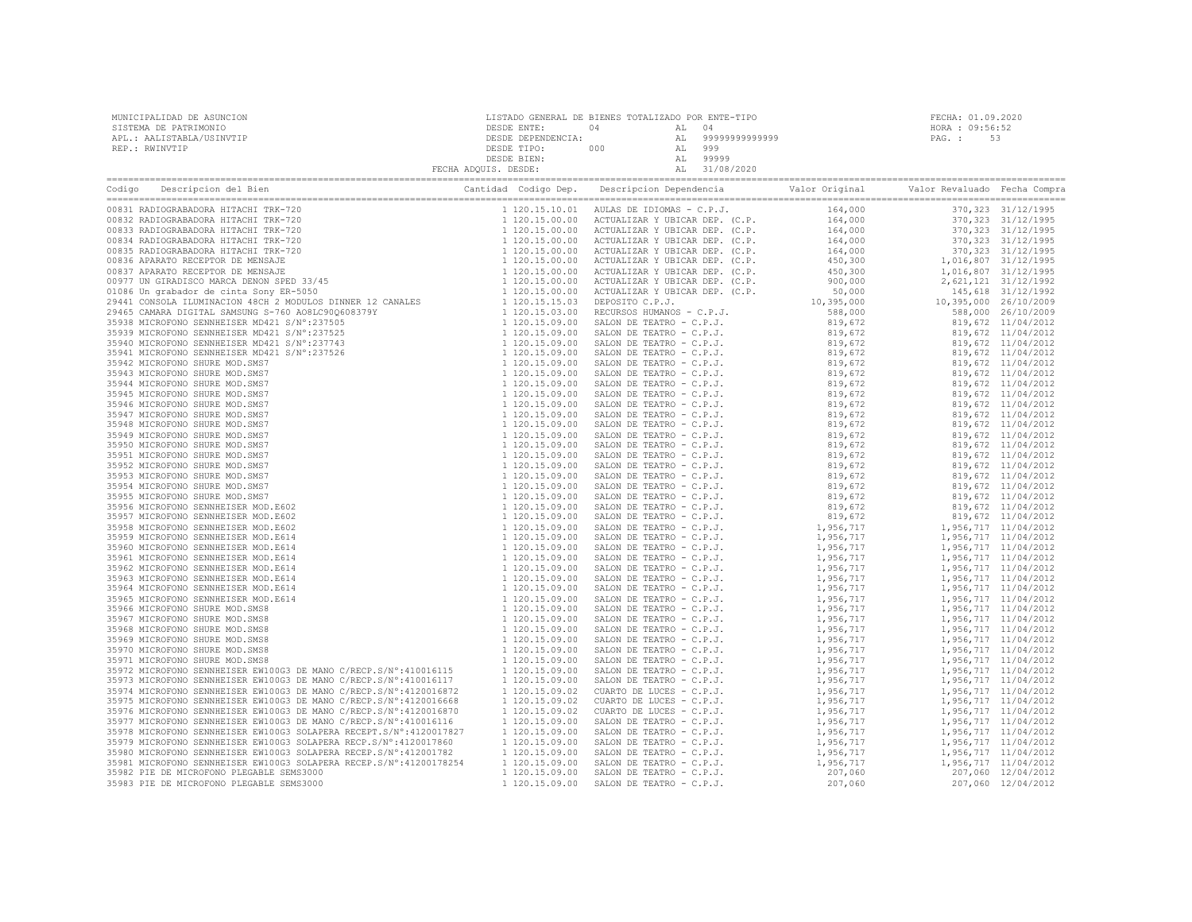MUNICIPALIDAD DE ASUNCION
SISTEMA DE PATRIMONIO
APL.: AALISTABLA/USINVTIP
REP.: RWINVTIP

LISTADO GENERAL DE BIENES TOTALIZADO POR ENTE-TIPO
DESDE ENTE: 04 AL 04
DESDE DEPENDENCIA: AL 99999999999999
DESDE TIPO: 000 AL 999
DESDE BIEN: AL 99999
FECHA ADQUIS. DESDE: AL 31/08/2020

FECHA: 01.09.2020
HORA : 09:56:52
PAG. : 53

| Codigo | Descripcion del Bien | Cantidad | Codigo Dep. | Descripcion Dependencia | Valor Original | Valor Revaluado | Fecha Compra |
|---|---|---|---|---|---|---|---|
| 00831 | RADIOGRABADORA HITACHI TRK-720 | 1 | 120.15.10.01 | AULAS DE IDIOMAS - C.P.J. | 164,000 | 370,323 | 31/12/1995 |
| 00832 | RADIOGRABADORA HITACHI TRK-720 | 1 | 120.15.00.00 | ACTUALIZAR Y UBICAR DEP. (C.P. | 164,000 | 370,323 | 31/12/1995 |
| 00833 | RADIOGRABADORA HITACHI TRK-720 | 1 | 120.15.00.00 | ACTUALIZAR Y UBICAR DEP. (C.P. | 164,000 | 370,323 | 31/12/1995 |
| 00834 | RADIOGRABADORA HITACHI TRK-720 | 1 | 120.15.00.00 | ACTUALIZAR Y UBICAR DEP. (C.P. | 164,000 | 370,323 | 31/12/1995 |
| 00835 | RADIOGRABADORA HITACHI TRK-720 | 1 | 120.15.00.00 | ACTUALIZAR Y UBICAR DEP. (C.P. | 164,000 | 370,323 | 31/12/1995 |
| 00836 | APARATO RECEPTOR DE MENSAJE | 1 | 120.15.00.00 | ACTUALIZAR Y UBICAR DEP. (C.P. | 450,300 | 1,016,807 | 31/12/1995 |
| 00837 | APARATO RECEPTOR DE MENSAJE | 1 | 120.15.00.00 | ACTUALIZAR Y UBICAR DEP. (C.P. | 450,300 | 1,016,807 | 31/12/1995 |
| 00977 | UN GIRADISCO MARCA DENON SPED 33/45 | 1 | 120.15.00.00 | ACTUALIZAR Y UBICAR DEP. (C.P. | 900,000 | 2,621,121 | 31/12/1992 |
| 01086 | Un grabador de cinta Sony ER-5050 | 1 | 120.15.00.00 | ACTUALIZAR Y UBICAR DEP. (C.P. | 50,000 | 145,618 | 31/12/1992 |
| 29441 | CONSOLA ILUMINACION 48CH 2 MODULOS DINNER 12 CANALES | 1 | 120.15.15.03 | DEPOSITO C.P.J. | 10,395,000 | 10,395,000 | 26/10/2009 |
| 29465 | CAMARA DIGITAL SAMSUNG S-760 AO8LC90Q608379Y | 1 | 120.15.03.00 | RECURSOS HUMANOS - C.P.J. | 588,000 | 588,000 | 26/10/2009 |
| 35938 | MICROFONO SENNHEISER MD421 S/N°:237505 | 1 | 120.15.09.00 | SALON DE TEATRO - C.P.J. | 819,672 | 819,672 | 11/04/2012 |
| 35939 | MICROFONO SENNHEISER MD421 S/N°:237525 | 1 | 120.15.09.00 | SALON DE TEATRO - C.P.J. | 819,672 | 819,672 | 11/04/2012 |
| 35940 | MICROFONO SENNHEISER MD421 S/N°:237743 | 1 | 120.15.09.00 | SALON DE TEATRO - C.P.J. | 819,672 | 819,672 | 11/04/2012 |
| 35941 | MICROFONO SENNHEISER MD421 S/N°:237526 | 1 | 120.15.09.00 | SALON DE TEATRO - C.P.J. | 819,672 | 819,672 | 11/04/2012 |
| 35942 | MICROFONO SHURE MOD.SMS7 | 1 | 120.15.09.00 | SALON DE TEATRO - C.P.J. | 819,672 | 819,672 | 11/04/2012 |
| 35943 | MICROFONO SHURE MOD.SMS7 | 1 | 120.15.09.00 | SALON DE TEATRO - C.P.J. | 819,672 | 819,672 | 11/04/2012 |
| 35944 | MICROFONO SHURE MOD.SMS7 | 1 | 120.15.09.00 | SALON DE TEATRO - C.P.J. | 819,672 | 819,672 | 11/04/2012 |
| 35945 | MICROFONO SHURE MOD.SMS7 | 1 | 120.15.09.00 | SALON DE TEATRO - C.P.J. | 819,672 | 819,672 | 11/04/2012 |
| 35946 | MICROFONO SHURE MOD.SMS7 | 1 | 120.15.09.00 | SALON DE TEATRO - C.P.J. | 819,672 | 819,672 | 11/04/2012 |
| 35947 | MICROFONO SHURE MOD.SMS7 | 1 | 120.15.09.00 | SALON DE TEATRO - C.P.J. | 819,672 | 819,672 | 11/04/2012 |
| 35948 | MICROFONO SHURE MOD.SMS7 | 1 | 120.15.09.00 | SALON DE TEATRO - C.P.J. | 819,672 | 819,672 | 11/04/2012 |
| 35949 | MICROFONO SHURE MOD.SMS7 | 1 | 120.15.09.00 | SALON DE TEATRO - C.P.J. | 819,672 | 819,672 | 11/04/2012 |
| 35950 | MICROFONO SHURE MOD.SMS7 | 1 | 120.15.09.00 | SALON DE TEATRO - C.P.J. | 819,672 | 819,672 | 11/04/2012 |
| 35951 | MICROFONO SHURE MOD.SMS7 | 1 | 120.15.09.00 | SALON DE TEATRO - C.P.J. | 819,672 | 819,672 | 11/04/2012 |
| 35952 | MICROFONO SHURE MOD.SMS7 | 1 | 120.15.09.00 | SALON DE TEATRO - C.P.J. | 819,672 | 819,672 | 11/04/2012 |
| 35953 | MICROFONO SHURE MOD.SMS7 | 1 | 120.15.09.00 | SALON DE TEATRO - C.P.J. | 819,672 | 819,672 | 11/04/2012 |
| 35954 | MICROFONO SHURE MOD.SMS7 | 1 | 120.15.09.00 | SALON DE TEATRO - C.P.J. | 819,672 | 819,672 | 11/04/2012 |
| 35955 | MICROFONO SHURE MOD.SMS7 | 1 | 120.15.09.00 | SALON DE TEATRO - C.P.J. | 819,672 | 819,672 | 11/04/2012 |
| 35956 | MICROFONO SENNHEISER MOD.E602 | 1 | 120.15.09.00 | SALON DE TEATRO - C.P.J. | 819,672 | 819,672 | 11/04/2012 |
| 35957 | MICROFONO SENNHEISER MOD.E602 | 1 | 120.15.09.00 | SALON DE TEATRO - C.P.J. | 819,672 | 819,672 | 11/04/2012 |
| 35958 | MICROFONO SENNHEISER MOD.E602 | 1 | 120.15.09.00 | SALON DE TEATRO - C.P.J. | 1,956,717 | 1,956,717 | 11/04/2012 |
| 35959 | MICROFONO SENNHEISER MOD.E614 | 1 | 120.15.09.00 | SALON DE TEATRO - C.P.J. | 1,956,717 | 1,956,717 | 11/04/2012 |
| 35960 | MICROFONO SENNHEISER MOD.E614 | 1 | 120.15.09.00 | SALON DE TEATRO - C.P.J. | 1,956,717 | 1,956,717 | 11/04/2012 |
| 35961 | MICROFONO SENNHEISER MOD.E614 | 1 | 120.15.09.00 | SALON DE TEATRO - C.P.J. | 1,956,717 | 1,956,717 | 11/04/2012 |
| 35962 | MICROFONO SENNHEISER MOD.E614 | 1 | 120.15.09.00 | SALON DE TEATRO - C.P.J. | 1,956,717 | 1,956,717 | 11/04/2012 |
| 35963 | MICROFONO SENNHEISER MOD.E614 | 1 | 120.15.09.00 | SALON DE TEATRO - C.P.J. | 1,956,717 | 1,956,717 | 11/04/2012 |
| 35964 | MICROFONO SENNHEISER MOD.E614 | 1 | 120.15.09.00 | SALON DE TEATRO - C.P.J. | 1,956,717 | 1,956,717 | 11/04/2012 |
| 35965 | MICROFONO SENNHEISER MOD.E614 | 1 | 120.15.09.00 | SALON DE TEATRO - C.P.J. | 1,956,717 | 1,956,717 | 11/04/2012 |
| 35966 | MICROFONO SHURE MOD.SMS8 | 1 | 120.15.09.00 | SALON DE TEATRO - C.P.J. | 1,956,717 | 1,956,717 | 11/04/2012 |
| 35967 | MICROFONO SHURE MOD.SMS8 | 1 | 120.15.09.00 | SALON DE TEATRO - C.P.J. | 1,956,717 | 1,956,717 | 11/04/2012 |
| 35968 | MICROFONO SHURE MOD.SMS8 | 1 | 120.15.09.00 | SALON DE TEATRO - C.P.J. | 1,956,717 | 1,956,717 | 11/04/2012 |
| 35969 | MICROFONO SHURE MOD.SMS8 | 1 | 120.15.09.00 | SALON DE TEATRO - C.P.J. | 1,956,717 | 1,956,717 | 11/04/2012 |
| 35970 | MICROFONO SHURE MOD.SMS8 | 1 | 120.15.09.00 | SALON DE TEATRO - C.P.J. | 1,956,717 | 1,956,717 | 11/04/2012 |
| 35971 | MICROFONO SHURE MOD.SMS8 | 1 | 120.15.09.00 | SALON DE TEATRO - C.P.J. | 1,956,717 | 1,956,717 | 11/04/2012 |
| 35972 | MICROFONO SENNHEISER EW100G3 DE MANO C/RECP.S/N°:410016115 | 1 | 120.15.09.00 | SALON DE TEATRO - C.P.J. | 1,956,717 | 1,956,717 | 11/04/2012 |
| 35973 | MICROFONO SENNHEISER EW100G3 DE MANO C/RECP.S/N°:410016117 | 1 | 120.15.09.00 | SALON DE TEATRO - C.P.J. | 1,956,717 | 1,956,717 | 11/04/2012 |
| 35974 | MICROFONO SENNHEISER EW100G3 DE MANO C/RECP.S/N°:4120016872 | 1 | 120.15.09.02 | CUARTO DE LUCES - C.P.J. | 1,956,717 | 1,956,717 | 11/04/2012 |
| 35975 | MICROFONO SENNHEISER EW100G3 DE MANO C/RECP.S/N°:4120016668 | 1 | 120.15.09.02 | CUARTO DE LUCES - C.P.J. | 1,956,717 | 1,956,717 | 11/04/2012 |
| 35976 | MICROFONO SENNHEISER EW100G3 DE MANO C/RECP.S/N°:4120016870 | 1 | 120.15.09.02 | CUARTO DE LUCES - C.P.J. | 1,956,717 | 1,956,717 | 11/04/2012 |
| 35977 | MICROFONO SENNHEISER EW100G3 DE MANO C/RECP.S/N°:410016116 | 1 | 120.15.09.00 | SALON DE TEATRO - C.P.J. | 1,956,717 | 1,956,717 | 11/04/2012 |
| 35978 | MICROFONO SENNHEISER EW100G3 SOLAPERA RECEPT.S/N°:4120017827 | 1 | 120.15.09.00 | SALON DE TEATRO - C.P.J. | 1,956,717 | 1,956,717 | 11/04/2012 |
| 35979 | MICROFONO SENNHEISER EW100G3 SOLAPERA RECP.S/N°:4120017860 | 1 | 120.15.09.00 | SALON DE TEATRO - C.P.J. | 1,956,717 | 1,956,717 | 11/04/2012 |
| 35980 | MICROFONO SENNHEISER EW100G3 SOLAPERA RECEP.S/N°:412001782 | 1 | 120.15.09.00 | SALON DE TEATRO - C.P.J. | 1,956,717 | 1,956,717 | 11/04/2012 |
| 35981 | MICROFONO SENNHEISER EW100G3 SOLAPERA RECEP.S/N°:41200178254 | 1 | 120.15.09.00 | SALON DE TEATRO - C.P.J. | 1,956,717 | 1,956,717 | 11/04/2012 |
| 35982 | PIE DE MICROFONO PLEGABLE SEMS3000 | 1 | 120.15.09.00 | SALON DE TEATRO - C.P.J. | 207,060 | 207,060 | 12/04/2012 |
| 35983 | PIE DE MICROFONO PLEGABLE SEMS3000 | 1 | 120.15.09.00 | SALON DE TEATRO - C.P.J. | 207,060 | 207,060 | 12/04/2012 |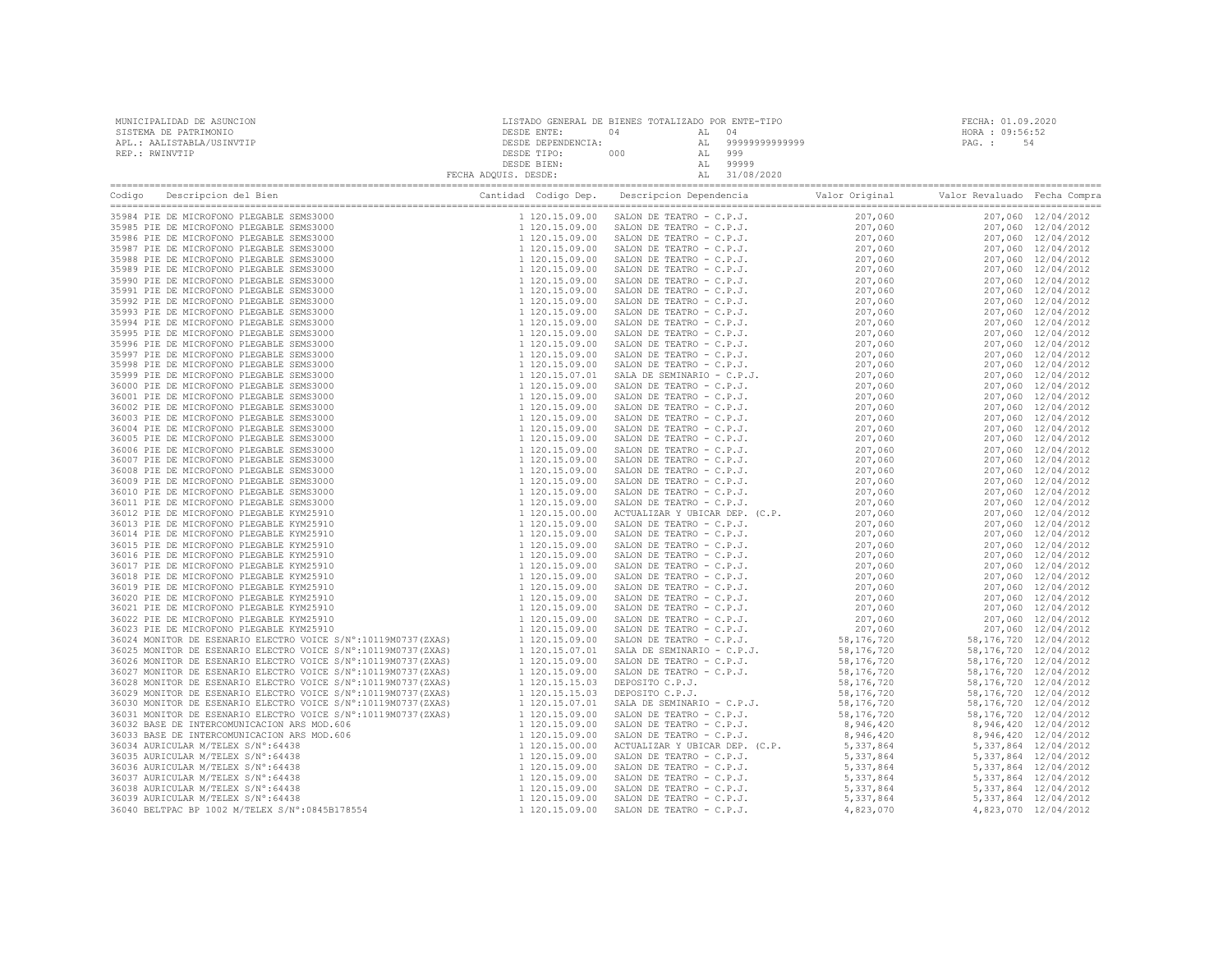MUNICIPALIDAD DE ASUNCION
SISTEMA DE PATRIMONIO
APL.: AALISTABLA/USINVTIP
REP.: RWINVTIP

LISTADO GENERAL DE BIENES TOTALIZADO POR ENTE-TIPO
DESDE ENTE: 04 AL 04
DESDE DEPENDENCIA: AL 99999999999999
DESDE TIPO: 000 AL 999
DESDE BIEN: AL 99999
FECHA ADQUIS. DESDE: AL 31/08/2020

FECHA: 01.09.2020
HORA : 09:56:52
PAG. : 54

| Codigo | Descripcion del Bien | Cantidad | Codigo Dep. | Descripcion Dependencia | Valor Original | Valor Revaluado | Fecha Compra |
|---|---|---|---|---|---|---|---|
| 35984 | PIE DE MICROFONO PLEGABLE SEMS3000 | 1 | 120.15.09.00 | SALON DE TEATRO - C.P.J. | 207,060 | 207,060 | 12/04/2012 |
| 35985 | PIE DE MICROFONO PLEGABLE SEMS3000 | 1 | 120.15.09.00 | SALON DE TEATRO - C.P.J. | 207,060 | 207,060 | 12/04/2012 |
| 35986 | PIE DE MICROFONO PLEGABLE SEMS3000 | 1 | 120.15.09.00 | SALON DE TEATRO - C.P.J. | 207,060 | 207,060 | 12/04/2012 |
| 35987 | PIE DE MICROFONO PLEGABLE SEMS3000 | 1 | 120.15.09.00 | SALON DE TEATRO - C.P.J. | 207,060 | 207,060 | 12/04/2012 |
| 35988 | PIE DE MICROFONO PLEGABLE SEMS3000 | 1 | 120.15.09.00 | SALON DE TEATRO - C.P.J. | 207,060 | 207,060 | 12/04/2012 |
| 35989 | PIE DE MICROFONO PLEGABLE SEMS3000 | 1 | 120.15.09.00 | SALON DE TEATRO - C.P.J. | 207,060 | 207,060 | 12/04/2012 |
| 35990 | PIE DE MICROFONO PLEGABLE SEMS3000 | 1 | 120.15.09.00 | SALON DE TEATRO - C.P.J. | 207,060 | 207,060 | 12/04/2012 |
| 35991 | PIE DE MICROFONO PLEGABLE SEMS3000 | 1 | 120.15.09.00 | SALON DE TEATRO - C.P.J. | 207,060 | 207,060 | 12/04/2012 |
| 35992 | PIE DE MICROFONO PLEGABLE SEMS3000 | 1 | 120.15.09.00 | SALON DE TEATRO - C.P.J. | 207,060 | 207,060 | 12/04/2012 |
| 35993 | PIE DE MICROFONO PLEGABLE SEMS3000 | 1 | 120.15.09.00 | SALON DE TEATRO - C.P.J. | 207,060 | 207,060 | 12/04/2012 |
| 35994 | PIE DE MICROFONO PLEGABLE SEMS3000 | 1 | 120.15.09.00 | SALON DE TEATRO - C.P.J. | 207,060 | 207,060 | 12/04/2012 |
| 35995 | PIE DE MICROFONO PLEGABLE SEMS3000 | 1 | 120.15.09.00 | SALON DE TEATRO - C.P.J. | 207,060 | 207,060 | 12/04/2012 |
| 35996 | PIE DE MICROFONO PLEGABLE SEMS3000 | 1 | 120.15.09.00 | SALON DE TEATRO - C.P.J. | 207,060 | 207,060 | 12/04/2012 |
| 35997 | PIE DE MICROFONO PLEGABLE SEMS3000 | 1 | 120.15.09.00 | SALON DE TEATRO - C.P.J. | 207,060 | 207,060 | 12/04/2012 |
| 35998 | PIE DE MICROFONO PLEGABLE SEMS3000 | 1 | 120.15.09.00 | SALON DE TEATRO - C.P.J. | 207,060 | 207,060 | 12/04/2012 |
| 35999 | PIE DE MICROFONO PLEGABLE SEMS3000 | 1 | 120.15.07.01 | SALA DE SEMINARIO - C.P.J. | 207,060 | 207,060 | 12/04/2012 |
| 36000 | PIE DE MICROFONO PLEGABLE SEMS3000 | 1 | 120.15.09.00 | SALON DE TEATRO - C.P.J. | 207,060 | 207,060 | 12/04/2012 |
| 36001 | PIE DE MICROFONO PLEGABLE SEMS3000 | 1 | 120.15.09.00 | SALON DE TEATRO - C.P.J. | 207,060 | 207,060 | 12/04/2012 |
| 36002 | PIE DE MICROFONO PLEGABLE SEMS3000 | 1 | 120.15.09.00 | SALON DE TEATRO - C.P.J. | 207,060 | 207,060 | 12/04/2012 |
| 36003 | PIE DE MICROFONO PLEGABLE SEMS3000 | 1 | 120.15.09.00 | SALON DE TEATRO - C.P.J. | 207,060 | 207,060 | 12/04/2012 |
| 36004 | PIE DE MICROFONO PLEGABLE SEMS3000 | 1 | 120.15.09.00 | SALON DE TEATRO - C.P.J. | 207,060 | 207,060 | 12/04/2012 |
| 36005 | PIE DE MICROFONO PLEGABLE SEMS3000 | 1 | 120.15.09.00 | SALON DE TEATRO - C.P.J. | 207,060 | 207,060 | 12/04/2012 |
| 36006 | PIE DE MICROFONO PLEGABLE SEMS3000 | 1 | 120.15.09.00 | SALON DE TEATRO - C.P.J. | 207,060 | 207,060 | 12/04/2012 |
| 36007 | PIE DE MICROFONO PLEGABLE SEMS3000 | 1 | 120.15.09.00 | SALON DE TEATRO - C.P.J. | 207,060 | 207,060 | 12/04/2012 |
| 36008 | PIE DE MICROFONO PLEGABLE SEMS3000 | 1 | 120.15.09.00 | SALON DE TEATRO - C.P.J. | 207,060 | 207,060 | 12/04/2012 |
| 36009 | PIE DE MICROFONO PLEGABLE SEMS3000 | 1 | 120.15.09.00 | SALON DE TEATRO - C.P.J. | 207,060 | 207,060 | 12/04/2012 |
| 36010 | PIE DE MICROFONO PLEGABLE SEMS3000 | 1 | 120.15.09.00 | SALON DE TEATRO - C.P.J. | 207,060 | 207,060 | 12/04/2012 |
| 36011 | PIE DE MICROFONO PLEGABLE SEMS3000 | 1 | 120.15.09.00 | SALON DE TEATRO - C.P.J. | 207,060 | 207,060 | 12/04/2012 |
| 36012 | PIE DE MICROFONO PLEGABLE KYM25910 | 1 | 120.15.00.00 | ACTUALIZAR Y UBICAR DEP. (C.P. | 207,060 | 207,060 | 12/04/2012 |
| 36013 | PIE DE MICROFONO PLEGABLE KYM25910 | 1 | 120.15.09.00 | SALON DE TEATRO - C.P.J. | 207,060 | 207,060 | 12/04/2012 |
| 36014 | PIE DE MICROFONO PLEGABLE KYM25910 | 1 | 120.15.09.00 | SALON DE TEATRO - C.P.J. | 207,060 | 207,060 | 12/04/2012 |
| 36015 | PIE DE MICROFONO PLEGABLE KYM25910 | 1 | 120.15.09.00 | SALON DE TEATRO - C.P.J. | 207,060 | 207,060 | 12/04/2012 |
| 36016 | PIE DE MICROFONO PLEGABLE KYM25910 | 1 | 120.15.09.00 | SALON DE TEATRO - C.P.J. | 207,060 | 207,060 | 12/04/2012 |
| 36017 | PIE DE MICROFONO PLEGABLE KYM25910 | 1 | 120.15.09.00 | SALON DE TEATRO - C.P.J. | 207,060 | 207,060 | 12/04/2012 |
| 36018 | PIE DE MICROFONO PLEGABLE KYM25910 | 1 | 120.15.09.00 | SALON DE TEATRO - C.P.J. | 207,060 | 207,060 | 12/04/2012 |
| 36019 | PIE DE MICROFONO PLEGABLE KYM25910 | 1 | 120.15.09.00 | SALON DE TEATRO - C.P.J. | 207,060 | 207,060 | 12/04/2012 |
| 36020 | PIE DE MICROFONO PLEGABLE KYM25910 | 1 | 120.15.09.00 | SALON DE TEATRO - C.P.J. | 207,060 | 207,060 | 12/04/2012 |
| 36021 | PIE DE MICROFONO PLEGABLE KYM25910 | 1 | 120.15.09.00 | SALON DE TEATRO - C.P.J. | 207,060 | 207,060 | 12/04/2012 |
| 36022 | PIE DE MICROFONO PLEGABLE KYM25910 | 1 | 120.15.09.00 | SALON DE TEATRO - C.P.J. | 207,060 | 207,060 | 12/04/2012 |
| 36023 | PIE DE MICROFONO PLEGABLE KYM25910 | 1 | 120.15.09.00 | SALON DE TEATRO - C.P.J. | 207,060 | 207,060 | 12/04/2012 |
| 36024 | MONITOR DE ESENARIO ELECTRO VOICE S/N°:10119M0737(ZXAS) | 1 | 120.15.09.00 | SALON DE TEATRO - C.P.J. | 58,176,720 | 58,176,720 | 12/04/2012 |
| 36025 | MONITOR DE ESENARIO ELECTRO VOICE S/N°:10119M0737(ZXAS) | 1 | 120.15.07.01 | SALA DE SEMINARIO - C.P.J. | 58,176,720 | 58,176,720 | 12/04/2012 |
| 36026 | MONITOR DE ESENARIO ELECTRO VOICE S/N°:10119M0737(ZXAS) | 1 | 120.15.09.00 | SALON DE TEATRO - C.P.J. | 58,176,720 | 58,176,720 | 12/04/2012 |
| 36027 | MONITOR DE ESENARIO ELECTRO VOICE S/N°:10119M0737(ZXAS) | 1 | 120.15.09.00 | SALON DE TEATRO - C.P.J. | 58,176,720 | 58,176,720 | 12/04/2012 |
| 36028 | MONITOR DE ESENARIO ELECTRO VOICE S/N°:10119M0737(ZXAS) | 1 | 120.15.15.03 | DEPOSITO C.P.J. | 58,176,720 | 58,176,720 | 12/04/2012 |
| 36029 | MONITOR DE ESENARIO ELECTRO VOICE S/N°:10119M0737(ZXAS) | 1 | 120.15.15.03 | DEPOSITO C.P.J. | 58,176,720 | 58,176,720 | 12/04/2012 |
| 36030 | MONITOR DE ESENARIO ELECTRO VOICE S/N°:10119M0737(ZXAS) | 1 | 120.15.07.01 | SALA DE SEMINARIO - C.P.J. | 58,176,720 | 58,176,720 | 12/04/2012 |
| 36031 | MONITOR DE ESENARIO ELECTRO VOICE S/N°:10119M0737(ZXAS) | 1 | 120.15.09.00 | SALON DE TEATRO - C.P.J. | 58,176,720 | 58,176,720 | 12/04/2012 |
| 36032 | BASE DE INTERCOMUNICACION ARS MOD.606 | 1 | 120.15.09.00 | SALON DE TEATRO - C.P.J. | 8,946,420 | 8,946,420 | 12/04/2012 |
| 36033 | BASE DE INTERCOMUNICACION ARS MOD.606 | 1 | 120.15.09.00 | SALON DE TEATRO - C.P.J. | 8,946,420 | 8,946,420 | 12/04/2012 |
| 36034 | AURICULAR M/TELEX S/N°:64438 | 1 | 120.15.00.00 | ACTUALIZAR Y UBICAR DEP. (C.P. | 5,337,864 | 5,337,864 | 12/04/2012 |
| 36035 | AURICULAR M/TELEX S/N°:64438 | 1 | 120.15.09.00 | SALON DE TEATRO - C.P.J. | 5,337,864 | 5,337,864 | 12/04/2012 |
| 36036 | AURICULAR M/TELEX S/N°:64438 | 1 | 120.15.09.00 | SALON DE TEATRO - C.P.J. | 5,337,864 | 5,337,864 | 12/04/2012 |
| 36037 | AURICULAR M/TELEX S/N°:64438 | 1 | 120.15.09.00 | SALON DE TEATRO - C.P.J. | 5,337,864 | 5,337,864 | 12/04/2012 |
| 36038 | AURICULAR M/TELEX S/N°:64438 | 1 | 120.15.09.00 | SALON DE TEATRO - C.P.J. | 5,337,864 | 5,337,864 | 12/04/2012 |
| 36039 | AURICULAR M/TELEX S/N°:64438 | 1 | 120.15.09.00 | SALON DE TEATRO - C.P.J. | 5,337,864 | 5,337,864 | 12/04/2012 |
| 36040 | BELTPAC BP 1002 M/TELEX S/N°:0845B178554 | 1 | 120.15.09.00 | SALON DE TEATRO - C.P.J. | 4,823,070 | 4,823,070 | 12/04/2012 |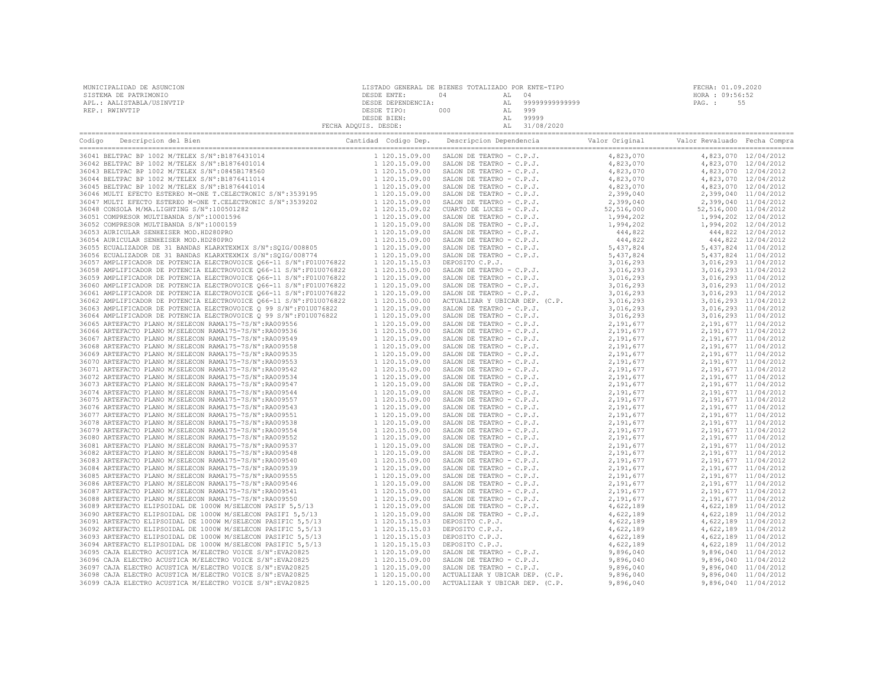MUNICIPALIDAD DE ASUNCION
SISTEMA DE PATRIMONIO
APL.: AALISTABLA/USINVTIP
REP.: RWINVTIP

LISTADO GENERAL DE BIENES TOTALIZADO POR ENTE-TIPO
DESDE ENTE: 04 AL 04
DESDE DEPENDENCIA: AL 99999999999999
DESDE TIPO: 000 AL 999
DESDE BIEN: AL 99999
FECHA ADQUIS. DESDE: AL 31/08/2020

FECHA: 01.09.2020
HORA : 09:56:52
PAG. : 55

| Codigo | Descripcion del Bien | Cantidad | Codigo Dep. | Descripcion Dependencia | Valor Original | Valor Revaluado | Fecha Compra |
|---|---|---|---|---|---|---|---|
| 36041 | BELTPAC BP 1002 M/TELEX S/N°:B1876431014 | 1 | 120.15.09.00 | SALON DE TEATRO - C.P.J. | 4,823,070 | 4,823,070 | 12/04/2012 |
| 36042 | BELTPAC BP 1002 M/TELEX S/N°:B1876401014 | 1 | 120.15.09.00 | SALON DE TEATRO - C.P.J. | 4,823,070 | 4,823,070 | 12/04/2012 |
| 36043 | BELTPAC BP 1002 M/TELEX S/N°:0845B178560 | 1 | 120.15.09.00 | SALON DE TEATRO - C.P.J. | 4,823,070 | 4,823,070 | 12/04/2012 |
| 36044 | BELTPAC BP 1002 M/TELEX S/N°:B1876411014 | 1 | 120.15.09.00 | SALON DE TEATRO - C.P.J. | 4,823,070 | 4,823,070 | 12/04/2012 |
| 36045 | BELTPAC BP 1002 M/TELEX S/N°:B1876441014 | 1 | 120.15.09.00 | SALON DE TEATRO - C.P.J. | 4,823,070 | 4,823,070 | 12/04/2012 |
| 36046 | MULTI EFECTO ESTEREO M-ONE T.CELECTRONIC S/N°:3539195 | 1 | 120.15.09.00 | SALON DE TEATRO - C.P.J. | 2,399,040 | 2,399,040 | 11/04/2012 |
| 36047 | MULTI EFECTO ESTEREO M-ONE T.CELECTRONIC S/N°:3539202 | 1 | 120.15.09.00 | SALON DE TEATRO - C.P.J. | 2,399,040 | 2,399,040 | 11/04/2012 |
| 36048 | CONSOLA M/MA.LIGHTING S/N°:100501282 | 1 | 120.15.09.02 | CUARTO DE LUCES - C.P.J. | 52,516,000 | 52,516,000 | 11/04/2012 |
| 36051 | COMPRESOR MULTIBANDA S/N°:10001596 | 1 | 120.15.09.00 | SALON DE TEATRO - C.P.J. | 1,994,202 | 1,994,202 | 12/04/2012 |
| 36052 | COMPRESOR MULTIBANDA S/N°:1000159 | 1 | 120.15.09.00 | SALON DE TEATRO - C.P.J. | 1,994,202 | 1,994,202 | 12/04/2012 |
| 36053 | AURICULAR SENHEISER MOD.HD280PRO | 1 | 120.15.09.00 | SALON DE TEATRO - C.P.J. | 444,822 | 444,822 | 12/04/2012 |
| 36054 | AURICULAR SENHEISER MOD.HD280PRO | 1 | 120.15.09.00 | SALON DE TEATRO - C.P.J. | 444,822 | 444,822 | 12/04/2012 |
| 36055 | ECUALIZADOR DE 31 BANDAS KLARXTEXMIX S/N°:SQIG/008805 | 1 | 120.15.09.00 | SALON DE TEATRO - C.P.J. | 5,437,824 | 5,437,824 | 11/04/2012 |
| 36056 | ECUALIZADOR DE 31 BANDAS KLARXTEXMIX S/N°:SQIG/008774 | 1 | 120.15.09.00 | SALON DE TEATRO - C.P.J. | 5,437,824 | 5,437,824 | 11/04/2012 |
| 36057 | AMPLIFICADOR DE POTENCIA ELECTROVOICE Q66-11 S/N°:F01U076822 | 1 | 120.15.15.03 | DEPOSITO C.P.J. | 3,016,293 | 3,016,293 | 11/04/2012 |
| 36058 | AMPLIFICADOR DE POTENCIA ELECTROVOICE Q66-11 S/N°:F01U076822 | 1 | 120.15.09.00 | SALON DE TEATRO - C.P.J. | 3,016,293 | 3,016,293 | 11/04/2012 |
| 36059 | AMPLIFICADOR DE POTENCIA ELECTROVOICE Q66-11 S/N°:F01U076822 | 1 | 120.15.09.00 | SALON DE TEATRO - C.P.J. | 3,016,293 | 3,016,293 | 11/04/2012 |
| 36060 | AMPLIFICADOR DE POTENCIA ELECTROVOICE Q66-11 S/N°:F01U076822 | 1 | 120.15.09.00 | SALON DE TEATRO - C.P.J. | 3,016,293 | 3,016,293 | 11/04/2012 |
| 36061 | AMPLIFICADOR DE POTENCIA ELECTROVOICE Q66-11 S/N°:F01U076822 | 1 | 120.15.09.00 | SALON DE TEATRO - C.P.J. | 3,016,293 | 3,016,293 | 11/04/2012 |
| 36062 | AMPLIFICADOR DE POTENCIA ELECTROVOICE Q66-11 S/N°:F01U076822 | 1 | 120.15.00.00 | ACTUALIZAR Y UBICAR DEP. (C.P. | 3,016,293 | 3,016,293 | 11/04/2012 |
| 36063 | AMPLIFICADOR DE POTENCIA ELECTROVOICE Q 99 S/N°:F01U076822 | 1 | 120.15.09.00 | SALON DE TEATRO - C.P.J. | 3,016,293 | 3,016,293 | 11/04/2012 |
| 36064 | AMPLIFICADOR DE POTENCIA ELECTROVOICE Q 99 S/N°:F01U076822 | 1 | 120.15.09.00 | SALON DE TEATRO - C.P.J. | 3,016,293 | 3,016,293 | 11/04/2012 |
| 36065 | ARTEFACTO PLANO M/SELECON RAMA175-7S/N°:RA009556 | 1 | 120.15.09.00 | SALON DE TEATRO - C.P.J. | 2,191,677 | 2,191,677 | 11/04/2012 |
| 36066 | ARTEFACTO PLANO M/SELECON RAMA175-7S/N°:RA009536 | 1 | 120.15.09.00 | SALON DE TEATRO - C.P.J. | 2,191,677 | 2,191,677 | 11/04/2012 |
| 36067 | ARTEFACTO PLANO M/SELECON RAMA175-7S/N°:RA009549 | 1 | 120.15.09.00 | SALON DE TEATRO - C.P.J. | 2,191,677 | 2,191,677 | 11/04/2012 |
| 36068 | ARTEFACTO PLANO M/SELECON RAMA175-7S/N°:RA009558 | 1 | 120.15.09.00 | SALON DE TEATRO - C.P.J. | 2,191,677 | 2,191,677 | 11/04/2012 |
| 36069 | ARTEFACTO PLANO M/SELECON RAMA175-7S/N°:RA009535 | 1 | 120.15.09.00 | SALON DE TEATRO - C.P.J. | 2,191,677 | 2,191,677 | 11/04/2012 |
| 36070 | ARTEFACTO PLANO M/SELECON RAMA175-7S/N°:RA009553 | 1 | 120.15.09.00 | SALON DE TEATRO - C.P.J. | 2,191,677 | 2,191,677 | 11/04/2012 |
| 36071 | ARTEFACTO PLANO M/SELECON RAMA175-7S/N°:RA009542 | 1 | 120.15.09.00 | SALON DE TEATRO - C.P.J. | 2,191,677 | 2,191,677 | 11/04/2012 |
| 36072 | ARTEFACTO PLANO M/SELECON RAMA175-7S/N°:RA009534 | 1 | 120.15.09.00 | SALON DE TEATRO - C.P.J. | 2,191,677 | 2,191,677 | 11/04/2012 |
| 36073 | ARTEFACTO PLANO M/SELECON RAMA175-7S/N°:RA009547 | 1 | 120.15.09.00 | SALON DE TEATRO - C.P.J. | 2,191,677 | 2,191,677 | 11/04/2012 |
| 36074 | ARTEFACTO PLANO M/SELECON RAMA175-7S/N°:RA009544 | 1 | 120.15.09.00 | SALON DE TEATRO - C.P.J. | 2,191,677 | 2,191,677 | 11/04/2012 |
| 36075 | ARTEFACTO PLANO M/SELECON RAMA175-7S/N°:RA009557 | 1 | 120.15.09.00 | SALON DE TEATRO - C.P.J. | 2,191,677 | 2,191,677 | 11/04/2012 |
| 36076 | ARTEFACTO PLANO M/SELECON RAMA175-7S/N°:RA009543 | 1 | 120.15.09.00 | SALON DE TEATRO - C.P.J. | 2,191,677 | 2,191,677 | 11/04/2012 |
| 36077 | ARTEFACTO PLANO M/SELECON RAMA175-7S/N°:RA009551 | 1 | 120.15.09.00 | SALON DE TEATRO - C.P.J. | 2,191,677 | 2,191,677 | 11/04/2012 |
| 36078 | ARTEFACTO PLANO M/SELECON RAMA175-7S/N°:RA009538 | 1 | 120.15.09.00 | SALON DE TEATRO - C.P.J. | 2,191,677 | 2,191,677 | 11/04/2012 |
| 36079 | ARTEFACTO PLANO M/SELECON RAMA175-7S/N°:RA009554 | 1 | 120.15.09.00 | SALON DE TEATRO - C.P.J. | 2,191,677 | 2,191,677 | 11/04/2012 |
| 36080 | ARTEFACTO PLANO M/SELECON RAMA175-7S/N°:RA009552 | 1 | 120.15.09.00 | SALON DE TEATRO - C.P.J. | 2,191,677 | 2,191,677 | 11/04/2012 |
| 36081 | ARTEFACTO PLANO M/SELECON RAMA175-7S/N°:RA009537 | 1 | 120.15.09.00 | SALON DE TEATRO - C.P.J. | 2,191,677 | 2,191,677 | 11/04/2012 |
| 36082 | ARTEFACTO PLANO M/SELECON RAMA175-7S/N°:RA009548 | 1 | 120.15.09.00 | SALON DE TEATRO - C.P.J. | 2,191,677 | 2,191,677 | 11/04/2012 |
| 36083 | ARTEFACTO PLANO M/SELECON RAMA175-7S/N°:RA009540 | 1 | 120.15.09.00 | SALON DE TEATRO - C.P.J. | 2,191,677 | 2,191,677 | 11/04/2012 |
| 36084 | ARTEFACTO PLANO M/SELECON RAMA175-7S/N°:RA009539 | 1 | 120.15.09.00 | SALON DE TEATRO - C.P.J. | 2,191,677 | 2,191,677 | 11/04/2012 |
| 36085 | ARTEFACTO PLANO M/SELECON RAMA175-7S/N°:RA009555 | 1 | 120.15.09.00 | SALON DE TEATRO - C.P.J. | 2,191,677 | 2,191,677 | 11/04/2012 |
| 36086 | ARTEFACTO PLANO M/SELECON RAMA175-7S/N°:RA009546 | 1 | 120.15.09.00 | SALON DE TEATRO - C.P.J. | 2,191,677 | 2,191,677 | 11/04/2012 |
| 36087 | ARTEFACTO PLANO M/SELECON RAMA175-7S/N°:RA009541 | 1 | 120.15.09.00 | SALON DE TEATRO - C.P.J. | 2,191,677 | 2,191,677 | 11/04/2012 |
| 36088 | ARTEFACTO PLANO M/SELECON RAMA175-7S/N°:RA009550 | 1 | 120.15.09.00 | SALON DE TEATRO - C.P.J. | 2,191,677 | 2,191,677 | 11/04/2012 |
| 36089 | ARTEFACTO ELIPSOIDAL DE 1000W M/SELECON PASIF 5,5/13 | 1 | 120.15.09.00 | SALON DE TEATRO - C.P.J. | 4,622,189 | 4,622,189 | 11/04/2012 |
| 36090 | ARTEFACTO ELIPSOIDAL DE 1000W M/SELECON PASIFI 5,5/13 | 1 | 120.15.09.00 | SALON DE TEATRO - C.P.J. | 4,622,189 | 4,622,189 | 11/04/2012 |
| 36091 | ARTEFACTO ELIPSOIDAL DE 1000W M/SELECON PASIFIC 5,5/13 | 1 | 120.15.15.03 | DEPOSITO C.P.J. | 4,622,189 | 4,622,189 | 11/04/2012 |
| 36092 | ARTEFACTO ELIPSOIDAL DE 1000W M/SELECON PASIFIC 5,5/13 | 1 | 120.15.15.03 | DEPOSITO C.P.J. | 4,622,189 | 4,622,189 | 11/04/2012 |
| 36093 | ARTEFACTO ELIPSOIDAL DE 1000W M/SELECON PASIFIC 5,5/13 | 1 | 120.15.15.03 | DEPOSITO C.P.J. | 4,622,189 | 4,622,189 | 11/04/2012 |
| 36094 | ARTEFACTO ELIPSOIDAL DE 1000W M/SELECON PASIFIC 5,5/13 | 1 | 120.15.15.03 | DEPOSITO C.P.J. | 4,622,189 | 4,622,189 | 11/04/2012 |
| 36095 | CAJA ELECTRO ACUSTICA M/ELECTRO VOICE S/N°:EVA20825 | 1 | 120.15.09.00 | SALON DE TEATRO - C.P.J. | 9,896,040 | 9,896,040 | 11/04/2012 |
| 36096 | CAJA ELECTRO ACUSTICA M/ELECTRO VOICE S/N°:EVA20825 | 1 | 120.15.09.00 | SALON DE TEATRO - C.P.J. | 9,896,040 | 9,896,040 | 11/04/2012 |
| 36097 | CAJA ELECTRO ACUSTICA M/ELECTRO VOICE S/N°:EVA20825 | 1 | 120.15.09.00 | SALON DE TEATRO - C.P.J. | 9,896,040 | 9,896,040 | 11/04/2012 |
| 36098 | CAJA ELECTRO ACUSTICA M/ELECTRO VOICE S/N°:EVA20825 | 1 | 120.15.00.00 | ACTUALIZAR Y UBICAR DEP. (C.P. | 9,896,040 | 9,896,040 | 11/04/2012 |
| 36099 | CAJA ELECTRO ACUSTICA M/ELECTRO VOICE S/N°:EVA20825 | 1 | 120.15.00.00 | ACTUALIZAR Y UBICAR DEP. (C.P. | 9,896,040 | 9,896,040 | 11/04/2012 |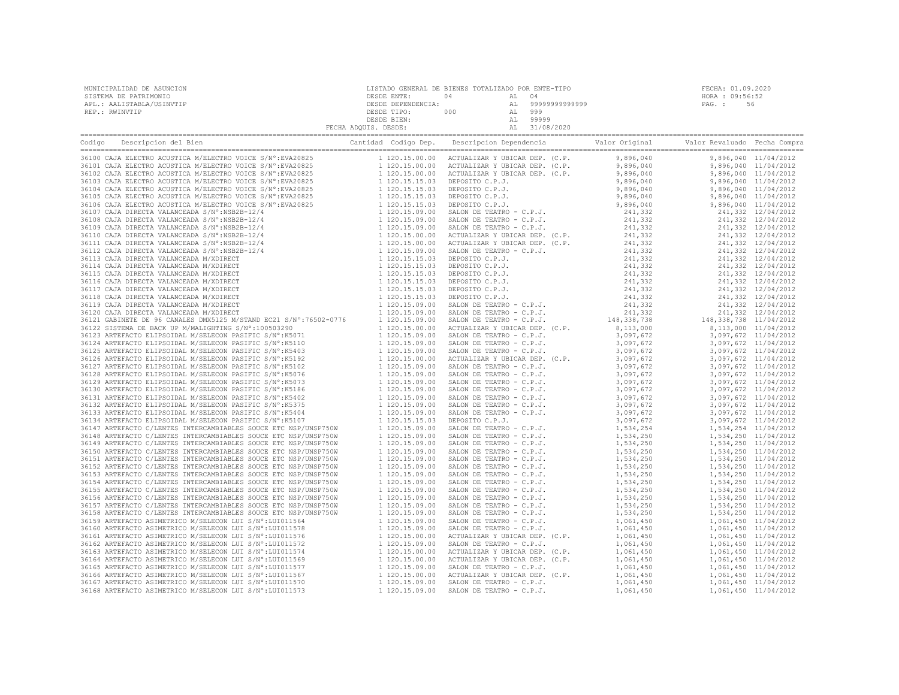MUNICIPALIDAD DE ASUNCION
SISTEMA DE PATRIMONIO
APL.: AALISTABLA/USINVTIP
REP.: RWINVTIP

LISTADO GENERAL DE BIENES TOTALIZADO POR ENTE-TIPO
DESDE ENTE: 04 AL 04
DESDE DEPENDENCIA: AL 99999999999999
DESDE TIPO: 000 AL 999
DESDE BIEN: AL 99999
FECHA ADQUIS. DESDE: AL 31/08/2020

FECHA: 01.09.2020
HORA : 09:56:52
PAG. : 56

| Codigo | Descripcion del Bien | Cantidad | Codigo Dep. | Descripcion Dependencia | Valor Original | Valor Revaluado | Fecha Compra |
|---|---|---|---|---|---|---|---|
| 36100 | CAJA ELECTRO ACUSTICA M/ELECTRO VOICE S/N°:EVA20825 | 1 | 120.15.00.00 | ACTUALIZAR Y UBICAR DEP. (C.P. | 9,896,040 | 9,896,040 | 11/04/2012 |
| 36101 | CAJA ELECTRO ACUSTICA M/ELECTRO VOICE S/N°:EVA20825 | 1 | 120.15.00.00 | ACTUALIZAR Y UBICAR DEP. (C.P. | 9,896,040 | 9,896,040 | 11/04/2012 |
| 36102 | CAJA ELECTRO ACUSTICA M/ELECTRO VOICE S/N°:EVA20825 | 1 | 120.15.00.00 | ACTUALIZAR Y UBICAR DEP. (C.P. | 9,896,040 | 9,896,040 | 11/04/2012 |
| 36103 | CAJA ELECTRO ACUSTICA M/ELECTRO VOICE S/N°:EVA20825 | 1 | 120.15.15.03 | DEPOSITO C.P.J. | 9,896,040 | 9,896,040 | 11/04/2012 |
| 36104 | CAJA ELECTRO ACUSTICA M/ELECTRO VOICE S/N°:EVA20825 | 1 | 120.15.15.03 | DEPOSITO C.P.J. | 9,896,040 | 9,896,040 | 11/04/2012 |
| 36105 | CAJA ELECTRO ACUSTICA M/ELECTRO VOICE S/N°:EVA20825 | 1 | 120.15.15.03 | DEPOSITO C.P.J. | 9,896,040 | 9,896,040 | 11/04/2012 |
| 36106 | CAJA ELECTRO ACUSTICA M/ELECTRO VOICE S/N°:EVA20825 | 1 | 120.15.15.03 | DEPOSITO C.P.J. | 9,896,040 | 9,896,040 | 11/04/2012 |
| 36107 | CAJA DIRECTA VALANCEADA S/N°:NSB2B-12/4 | 1 | 120.15.09.00 | SALON DE TEATRO - C.P.J. | 241,332 | 241,332 | 12/04/2012 |
| 36108 | CAJA DIRECTA VALANCEADA S/N°:NSB2B-12/4 | 1 | 120.15.09.00 | SALON DE TEATRO - C.P.J. | 241,332 | 241,332 | 12/04/2012 |
| 36109 | CAJA DIRECTA VALANCEADA S/N°:NSB2B-12/4 | 1 | 120.15.09.00 | SALON DE TEATRO - C.P.J. | 241,332 | 241,332 | 12/04/2012 |
| 36110 | CAJA DIRECTA VALANCEADA S/N°:NSB2B-12/4 | 1 | 120.15.00.00 | ACTUALIZAR Y UBICAR DEP. (C.P. | 241,332 | 241,332 | 12/04/2012 |
| 36111 | CAJA DIRECTA VALANCEADA S/N°:NSB2B-12/4 | 1 | 120.15.00.00 | ACTUALIZAR Y UBICAR DEP. (C.P. | 241,332 | 241,332 | 12/04/2012 |
| 36112 | CAJA DIRECTA VALANCEADA S/N°:NSB2B-12/4 | 1 | 120.15.09.00 | SALON DE TEATRO - C.P.J. | 241,332 | 241,332 | 12/04/2012 |
| 36113 | CAJA DIRECTA VALANCEADA M/XDIRECT | 1 | 120.15.15.03 | DEPOSITO C.P.J. | 241,332 | 241,332 | 12/04/2012 |
| 36114 | CAJA DIRECTA VALANCEADA M/XDIRECT | 1 | 120.15.15.03 | DEPOSITO C.P.J. | 241,332 | 241,332 | 12/04/2012 |
| 36115 | CAJA DIRECTA VALANCEADA M/XDIRECT | 1 | 120.15.15.03 | DEPOSITO C.P.J. | 241,332 | 241,332 | 12/04/2012 |
| 36116 | CAJA DIRECTA VALANCEADA M/XDIRECT | 1 | 120.15.15.03 | DEPOSITO C.P.J. | 241,332 | 241,332 | 12/04/2012 |
| 36117 | CAJA DIRECTA VALANCEADA M/XDIRECT | 1 | 120.15.15.03 | DEPOSITO C.P.J. | 241,332 | 241,332 | 12/04/2012 |
| 36118 | CAJA DIRECTA VALANCEADA M/XDIRECT | 1 | 120.15.15.03 | DEPOSITO C.P.J. | 241,332 | 241,332 | 12/04/2012 |
| 36119 | CAJA DIRECTA VALANCEADA M/XDIRECT | 1 | 120.15.09.00 | SALON DE TEATRO - C.P.J. | 241,332 | 241,332 | 12/04/2012 |
| 36120 | CAJA DIRECTA VALANCEADA M/XDIRECT | 1 | 120.15.09.00 | SALON DE TEATRO - C.P.J. | 241,332 | 241,332 | 12/04/2012 |
| 36121 | GABINETE DE 96 CANALES DMX5125 M/STAND EC21 S/N°:76502-0776 | 1 | 120.15.09.00 | SALON DE TEATRO - C.P.J. | 148,338,738 | 148,338,738 | 11/04/2012 |
| 36122 | SISTEMA DE BACK UP M/MALIGHTING S/N°:100503290 | 1 | 120.15.00.00 | ACTUALIZAR Y UBICAR DEP. (C.P. | 8,113,000 | 8,113,000 | 11/04/2012 |
| 36123 | ARTEFACTO ELIPSOIDAL M/SELECON PASIFIC S/N°:K5071 | 1 | 120.15.09.00 | SALON DE TEATRO - C.P.J. | 3,097,672 | 3,097,672 | 11/04/2012 |
| 36124 | ARTEFACTO ELIPSOIDAL M/SELECON PASIFIC S/N°:K5110 | 1 | 120.15.09.00 | SALON DE TEATRO - C.P.J. | 3,097,672 | 3,097,672 | 11/04/2012 |
| 36125 | ARTEFACTO ELIPSOIDAL M/SELECON PASIFIC S/N°:K5403 | 1 | 120.15.09.00 | SALON DE TEATRO - C.P.J. | 3,097,672 | 3,097,672 | 11/04/2012 |
| 36126 | ARTEFACTO ELIPSOIDAL M/SELECON PASIFIC S/N°:K5192 | 1 | 120.15.00.00 | ACTUALIZAR Y UBICAR DEP. (C.P. | 3,097,672 | 3,097,672 | 11/04/2012 |
| 36127 | ARTEFACTO ELIPSOIDAL M/SELECON PASIFIC S/N°:K5102 | 1 | 120.15.09.00 | SALON DE TEATRO - C.P.J. | 3,097,672 | 3,097,672 | 11/04/2012 |
| 36128 | ARTEFACTO ELIPSOIDAL M/SELECON PASIFIC S/N°:K5076 | 1 | 120.15.09.00 | SALON DE TEATRO - C.P.J. | 3,097,672 | 3,097,672 | 11/04/2012 |
| 36129 | ARTEFACTO ELIPSOIDAL M/SELECON PASIFIC S/N°:K5073 | 1 | 120.15.09.00 | SALON DE TEATRO - C.P.J. | 3,097,672 | 3,097,672 | 11/04/2012 |
| 36130 | ARTEFACTO ELIPSOIDAL M/SELECON PASIFIC S/N°:K5186 | 1 | 120.15.09.00 | SALON DE TEATRO - C.P.J. | 3,097,672 | 3,097,672 | 11/04/2012 |
| 36131 | ARTEFACTO ELIPSOIDAL M/SELECON PASIFIC S/N°:K5402 | 1 | 120.15.09.00 | SALON DE TEATRO - C.P.J. | 3,097,672 | 3,097,672 | 11/04/2012 |
| 36132 | ARTEFACTO ELIPSOIDAL M/SELECON PASIFIC S/N°:K5375 | 1 | 120.15.09.00 | SALON DE TEATRO - C.P.J. | 3,097,672 | 3,097,672 | 11/04/2012 |
| 36133 | ARTEFACTO ELIPSOIDAL M/SELECON PASIFIC S/N°:K5404 | 1 | 120.15.09.00 | SALON DE TEATRO - C.P.J. | 3,097,672 | 3,097,672 | 11/04/2012 |
| 36134 | ARTEFACTO ELIPSOIDAL M/SELECON PASIFIC S/N°:K5107 | 1 | 120.15.15.03 | DEPOSITO C.P.J. | 3,097,672 | 3,097,672 | 11/04/2012 |
| 36147 | ARTEFACTO C/LENTES INTERCAMBIABLES SOUCE ETC NSP/UNSP750W | 1 | 120.15.09.00 | SALON DE TEATRO - C.P.J. | 1,534,254 | 1,534,254 | 11/04/2012 |
| 36148 | ARTEFACTO C/LENTES INTERCAMBIABLES SOUCE ETC NSP/UNSP750W | 1 | 120.15.09.00 | SALON DE TEATRO - C.P.J. | 1,534,250 | 1,534,250 | 11/04/2012 |
| 36149 | ARTEFACTO C/LENTES INTERCAMBIABLES SOUCE ETC NSP/UNSP750W | 1 | 120.15.09.00 | SALON DE TEATRO - C.P.J. | 1,534,250 | 1,534,250 | 11/04/2012 |
| 36150 | ARTEFACTO C/LENTES INTERCAMBIABLES SOUCE ETC NSP/UNSP750W | 1 | 120.15.09.00 | SALON DE TEATRO - C.P.J. | 1,534,250 | 1,534,250 | 11/04/2012 |
| 36151 | ARTEFACTO C/LENTES INTERCAMBIABLES SOUCE ETC NSP/UNSP750W | 1 | 120.15.09.00 | SALON DE TEATRO - C.P.J. | 1,534,250 | 1,534,250 | 11/04/2012 |
| 36152 | ARTEFACTO C/LENTES INTERCAMBIABLES SOUCE ETC NSP/UNSP750W | 1 | 120.15.09.00 | SALON DE TEATRO - C.P.J. | 1,534,250 | 1,534,250 | 11/04/2012 |
| 36153 | ARTEFACTO C/LENTES INTERCAMBIABLES SOUCE ETC NSP/UNSP750W | 1 | 120.15.09.00 | SALON DE TEATRO - C.P.J. | 1,534,250 | 1,534,250 | 11/04/2012 |
| 36154 | ARTEFACTO C/LENTES INTERCAMBIABLES SOUCE ETC NSP/UNSP750W | 1 | 120.15.09.00 | SALON DE TEATRO - C.P.J. | 1,534,250 | 1,534,250 | 11/04/2012 |
| 36155 | ARTEFACTO C/LENTES INTERCAMBIABLES SOUCE ETC NSP/UNSP750W | 1 | 120.15.09.00 | SALON DE TEATRO - C.P.J. | 1,534,250 | 1,534,250 | 11/04/2012 |
| 36156 | ARTEFACTO C/LENTES INTERCAMBIABLES SOUCE ETC NSP/UNSP750W | 1 | 120.15.09.00 | SALON DE TEATRO - C.P.J. | 1,534,250 | 1,534,250 | 11/04/2012 |
| 36157 | ARTEFACTO C/LENTES INTERCAMBIABLES SOUCE ETC NSP/UNSP750W | 1 | 120.15.09.00 | SALON DE TEATRO - C.P.J. | 1,534,250 | 1,534,250 | 11/04/2012 |
| 36158 | ARTEFACTO C/LENTES INTERCAMBIABLES SOUCE ETC NSP/UNSP750W | 1 | 120.15.09.00 | SALON DE TEATRO - C.P.J. | 1,534,250 | 1,534,250 | 11/04/2012 |
| 36159 | ARTEFACTO ASIMETRICO M/SELECON LUI S/N°:LUI011564 | 1 | 120.15.09.00 | SALON DE TEATRO - C.P.J. | 1,061,450 | 1,061,450 | 11/04/2012 |
| 36160 | ARTEFACTO ASIMETRICO M/SELECON LUI S/N°:LUI011578 | 1 | 120.15.09.00 | SALON DE TEATRO - C.P.J. | 1,061,450 | 1,061,450 | 11/04/2012 |
| 36161 | ARTEFACTO ASIMETRICO M/SELECON LUI S/N°:LUI011576 | 1 | 120.15.00.00 | ACTUALIZAR Y UBICAR DEP. (C.P. | 1,061,450 | 1,061,450 | 11/04/2012 |
| 36162 | ARTEFACTO ASIMETRICO M/SELECON LUI S/N°:LUI011572 | 1 | 120.15.09.00 | SALON DE TEATRO - C.P.J. | 1,061,450 | 1,061,450 | 11/04/2012 |
| 36163 | ARTEFACTO ASIMETRICO M/SELECON LUI S/N°:LUI011574 | 1 | 120.15.00.00 | ACTUALIZAR Y UBICAR DEP. (C.P. | 1,061,450 | 1,061,450 | 11/04/2012 |
| 36164 | ARTEFACTO ASIMETRICO M/SELECON LUI S/N°:LUI011569 | 1 | 120.15.00.00 | ACTUALIZAR Y UBICAR DEP. (C.P. | 1,061,450 | 1,061,450 | 11/04/2012 |
| 36165 | ARTEFACTO ASIMETRICO M/SELECON LUI S/N°:LUI011577 | 1 | 120.15.09.00 | SALON DE TEATRO - C.P.J. | 1,061,450 | 1,061,450 | 11/04/2012 |
| 36166 | ARTEFACTO ASIMETRICO M/SELECON LUI S/N°:LUI011567 | 1 | 120.15.00.00 | ACTUALIZAR Y UBICAR DEP. (C.P. | 1,061,450 | 1,061,450 | 11/04/2012 |
| 36167 | ARTEFACTO ASIMETRICO M/SELECON LUI S/N°:LUI011570 | 1 | 120.15.09.00 | SALON DE TEATRO - C.P.J. | 1,061,450 | 1,061,450 | 11/04/2012 |
| 36168 | ARTEFACTO ASIMETRICO M/SELECON LUI S/N°:LUI011573 | 1 | 120.15.09.00 | SALON DE TEATRO - C.P.J. | 1,061,450 | 1,061,450 | 11/04/2012 |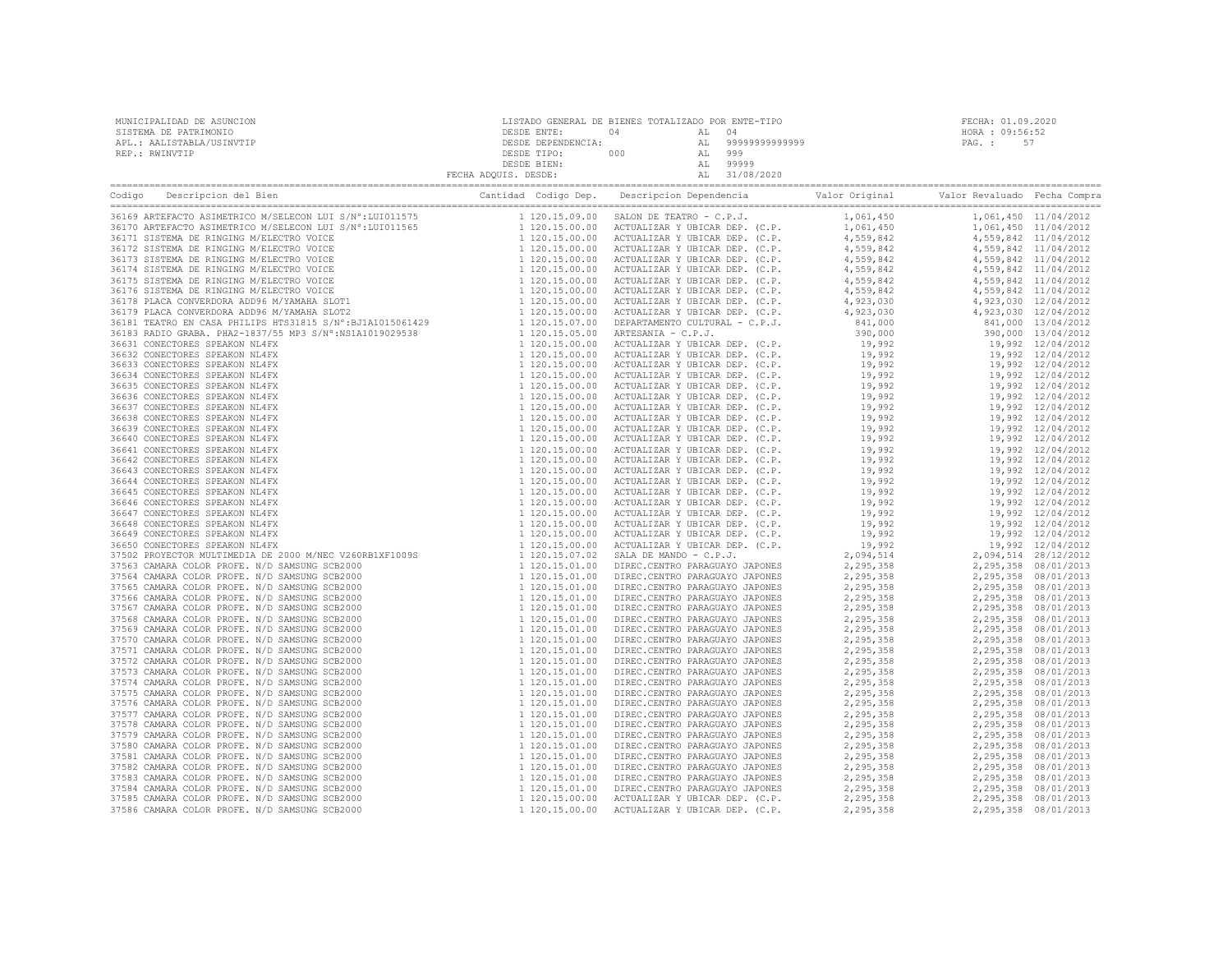MUNICIPALIDAD DE ASUNCION
SISTEMA DE PATRIMONIO
APL.: AALISTABLA/USINVTIP
REP.: RWINVTIP

LISTADO GENERAL DE BIENES TOTALIZADO POR ENTE-TIPO
DESDE ENTE: 04 AL 04
DESDE DEPENDENCIA: AL 99999999999999
DESDE TIPO: 000 AL 999
DESDE BIEN: AL 99999
FECHA ADQUIS. DESDE: AL 31/08/2020

FECHA: 01.09.2020
HORA : 09:56:52

| Codigo | Descripcion del Bien | Cantidad | Codigo Dep. | Descripcion Dependencia | Valor Original | Valor Revaluado | Fecha Compra |
|---|---|---|---|---|---|---|---|
| 36169 | ARTEFACTO ASIMETRICO M/SELECON LUI S/Nº:LUI011575 | 1 | 120.15.09.00 | SALON DE TEATRO - C.P.J. | 1,061,450 | 1,061,450 | 11/04/2012 |
| 36170 | ARTEFACTO ASIMETRICO M/SELECON LUI S/Nº:LUI011565 | 1 | 120.15.00.00 | ACTUALIZAR Y UBICAR DEP. (C.P. | 1,061,450 | 1,061,450 | 11/04/2012 |
| 36171 | SISTEMA DE RINGING M/ELECTRO VOICE | 1 | 120.15.00.00 | ACTUALIZAR Y UBICAR DEP. (C.P. | 4,559,842 | 4,559,842 | 11/04/2012 |
| 36172 | SISTEMA DE RINGING M/ELECTRO VOICE | 1 | 120.15.00.00 | ACTUALIZAR Y UBICAR DEP. (C.P. | 4,559,842 | 4,559,842 | 11/04/2012 |
| 36173 | SISTEMA DE RINGING M/ELECTRO VOICE | 1 | 120.15.00.00 | ACTUALIZAR Y UBICAR DEP. (C.P. | 4,559,842 | 4,559,842 | 11/04/2012 |
| 36174 | SISTEMA DE RINGING M/ELECTRO VOICE | 1 | 120.15.00.00 | ACTUALIZAR Y UBICAR DEP. (C.P. | 4,559,842 | 4,559,842 | 11/04/2012 |
| 36175 | SISTEMA DE RINGING M/ELECTRO VOICE | 1 | 120.15.00.00 | ACTUALIZAR Y UBICAR DEP. (C.P. | 4,559,842 | 4,559,842 | 11/04/2012 |
| 36176 | SISTEMA DE RINGING M/ELECTRO VOICE | 1 | 120.15.00.00 | ACTUALIZAR Y UBICAR DEP. (C.P. | 4,559,842 | 4,559,842 | 11/04/2012 |
| 36178 | PLACA CONVERDORA ADD96 M/YAMAHA SLOT1 | 1 | 120.15.00.00 | ACTUALIZAR Y UBICAR DEP. (C.P. | 4,923,030 | 4,923,030 | 12/04/2012 |
| 36179 | PLACA CONVERDORA ADD96 M/YAMAHA SLOT2 | 1 | 120.15.00.00 | ACTUALIZAR Y UBICAR DEP. (C.P. | 4,923,030 | 4,923,030 | 12/04/2012 |
| 36181 | TEATRO EN CASA PHILIPS HTS31815 S/Nº:BJ1A1015061429 | 1 | 120.15.07.00 | DEPARTAMENTO CULTURAL - C.P.J. | 841,000 | 841,000 | 13/04/2012 |
| 36183 | RADIO GRABA. PHA2-1837/55 MP3 S/Nº:NS1A1019029538 | 1 | 120.15.05.00 | ARTESANIA - C.P.J. | 390,000 | 390,000 | 13/04/2012 |
| 36631 | CONECTORES SPEAKON NL4FX | 1 | 120.15.00.00 | ACTUALIZAR Y UBICAR DEP. (C.P. | 19,992 | 19,992 | 12/04/2012 |
| 36632 | CONECTORES SPEAKON NL4FX | 1 | 120.15.00.00 | ACTUALIZAR Y UBICAR DEP. (C.P. | 19,992 | 19,992 | 12/04/2012 |
| 36633 | CONECTORES SPEAKON NL4FX | 1 | 120.15.00.00 | ACTUALIZAR Y UBICAR DEP. (C.P. | 19,992 | 19,992 | 12/04/2012 |
| 36634 | CONECTORES SPEAKON NL4FX | 1 | 120.15.00.00 | ACTUALIZAR Y UBICAR DEP. (C.P. | 19,992 | 19,992 | 12/04/2012 |
| 36635 | CONECTORES SPEAKON NL4FX | 1 | 120.15.00.00 | ACTUALIZAR Y UBICAR DEP. (C.P. | 19,992 | 19,992 | 12/04/2012 |
| 36636 | CONECTORES SPEAKON NL4FX | 1 | 120.15.00.00 | ACTUALIZAR Y UBICAR DEP. (C.P. | 19,992 | 19,992 | 12/04/2012 |
| 36637 | CONECTORES SPEAKON NL4FX | 1 | 120.15.00.00 | ACTUALIZAR Y UBICAR DEP. (C.P. | 19,992 | 19,992 | 12/04/2012 |
| 36638 | CONECTORES SPEAKON NL4FX | 1 | 120.15.00.00 | ACTUALIZAR Y UBICAR DEP. (C.P. | 19,992 | 19,992 | 12/04/2012 |
| 36639 | CONECTORES SPEAKON NL4FX | 1 | 120.15.00.00 | ACTUALIZAR Y UBICAR DEP. (C.P. | 19,992 | 19,992 | 12/04/2012 |
| 36640 | CONECTORES SPEAKON NL4FX | 1 | 120.15.00.00 | ACTUALIZAR Y UBICAR DEP. (C.P. | 19,992 | 19,992 | 12/04/2012 |
| 36641 | CONECTORES SPEAKON NL4FX | 1 | 120.15.00.00 | ACTUALIZAR Y UBICAR DEP. (C.P. | 19,992 | 19,992 | 12/04/2012 |
| 36642 | CONECTORES SPEAKON NL4FX | 1 | 120.15.00.00 | ACTUALIZAR Y UBICAR DEP. (C.P. | 19,992 | 19,992 | 12/04/2012 |
| 36643 | CONECTORES SPEAKON NL4FX | 1 | 120.15.00.00 | ACTUALIZAR Y UBICAR DEP. (C.P. | 19,992 | 19,992 | 12/04/2012 |
| 36644 | CONECTORES SPEAKON NL4FX | 1 | 120.15.00.00 | ACTUALIZAR Y UBICAR DEP. (C.P. | 19,992 | 19,992 | 12/04/2012 |
| 36645 | CONECTORES SPEAKON NL4FX | 1 | 120.15.00.00 | ACTUALIZAR Y UBICAR DEP. (C.P. | 19,992 | 19,992 | 12/04/2012 |
| 36646 | CONECTORES SPEAKON NL4FX | 1 | 120.15.00.00 | ACTUALIZAR Y UBICAR DEP. (C.P. | 19,992 | 19,992 | 12/04/2012 |
| 36647 | CONECTORES SPEAKON NL4FX | 1 | 120.15.00.00 | ACTUALIZAR Y UBICAR DEP. (C.P. | 19,992 | 19,992 | 12/04/2012 |
| 36648 | CONECTORES SPEAKON NL4FX | 1 | 120.15.00.00 | ACTUALIZAR Y UBICAR DEP. (C.P. | 19,992 | 19,992 | 12/04/2012 |
| 36649 | CONECTORES SPEAKON NL4FX | 1 | 120.15.00.00 | ACTUALIZAR Y UBICAR DEP. (C.P. | 19,992 | 19,992 | 12/04/2012 |
| 36650 | CONECTORES SPEAKON NL4FX | 1 | 120.15.00.00 | ACTUALIZAR Y UBICAR DEP. (C.P. | 19,992 | 19,992 | 12/04/2012 |
| 37502 | PROYECTOR MULTIMEDIA DE 2000 M/NEC V260RB1XF1009S | 1 | 120.15.07.02 | SALA DE MANDO - C.P.J. | 2,094,514 | 2,094,514 | 28/12/2012 |
| 37563 | CAMARA COLOR PROFE. N/D SAMSUNG SCB2000 | 1 | 120.15.01.00 | DIREC.CENTRO PARAGUAYO JAPONES | 2,295,358 | 2,295,358 | 08/01/2013 |
| 37564 | CAMARA COLOR PROFE. N/D SAMSUNG SCB2000 | 1 | 120.15.01.00 | DIREC.CENTRO PARAGUAYO JAPONES | 2,295,358 | 2,295,358 | 08/01/2013 |
| 37565 | CAMARA COLOR PROFE. N/D SAMSUNG SCB2000 | 1 | 120.15.01.00 | DIREC.CENTRO PARAGUAYO JAPONES | 2,295,358 | 2,295,358 | 08/01/2013 |
| 37566 | CAMARA COLOR PROFE. N/D SAMSUNG SCB2000 | 1 | 120.15.01.00 | DIREC.CENTRO PARAGUAYO JAPONES | 2,295,358 | 2,295,358 | 08/01/2013 |
| 37567 | CAMARA COLOR PROFE. N/D SAMSUNG SCB2000 | 1 | 120.15.01.00 | DIREC.CENTRO PARAGUAYO JAPONES | 2,295,358 | 2,295,358 | 08/01/2013 |
| 37568 | CAMARA COLOR PROFE. N/D SAMSUNG SCB2000 | 1 | 120.15.01.00 | DIREC.CENTRO PARAGUAYO JAPONES | 2,295,358 | 2,295,358 | 08/01/2013 |
| 37569 | CAMARA COLOR PROFE. N/D SAMSUNG SCB2000 | 1 | 120.15.01.00 | DIREC.CENTRO PARAGUAYO JAPONES | 2,295,358 | 2,295,358 | 08/01/2013 |
| 37570 | CAMARA COLOR PROFE. N/D SAMSUNG SCB2000 | 1 | 120.15.01.00 | DIREC.CENTRO PARAGUAYO JAPONES | 2,295,358 | 2,295,358 | 08/01/2013 |
| 37571 | CAMARA COLOR PROFE. N/D SAMSUNG SCB2000 | 1 | 120.15.01.00 | DIREC.CENTRO PARAGUAYO JAPONES | 2,295,358 | 2,295,358 | 08/01/2013 |
| 37572 | CAMARA COLOR PROFE. N/D SAMSUNG SCB2000 | 1 | 120.15.01.00 | DIREC.CENTRO PARAGUAYO JAPONES | 2,295,358 | 2,295,358 | 08/01/2013 |
| 37573 | CAMARA COLOR PROFE. N/D SAMSUNG SCB2000 | 1 | 120.15.01.00 | DIREC.CENTRO PARAGUAYO JAPONES | 2,295,358 | 2,295,358 | 08/01/2013 |
| 37574 | CAMARA COLOR PROFE. N/D SAMSUNG SCB2000 | 1 | 120.15.01.00 | DIREC.CENTRO PARAGUAYO JAPONES | 2,295,358 | 2,295,358 | 08/01/2013 |
| 37575 | CAMARA COLOR PROFE. N/D SAMSUNG SCB2000 | 1 | 120.15.01.00 | DIREC.CENTRO PARAGUAYO JAPONES | 2,295,358 | 2,295,358 | 08/01/2013 |
| 37576 | CAMARA COLOR PROFE. N/D SAMSUNG SCB2000 | 1 | 120.15.01.00 | DIREC.CENTRO PARAGUAYO JAPONES | 2,295,358 | 2,295,358 | 08/01/2013 |
| 37577 | CAMARA COLOR PROFE. N/D SAMSUNG SCB2000 | 1 | 120.15.01.00 | DIREC.CENTRO PARAGUAYO JAPONES | 2,295,358 | 2,295,358 | 08/01/2013 |
| 37578 | CAMARA COLOR PROFE. N/D SAMSUNG SCB2000 | 1 | 120.15.01.00 | DIREC.CENTRO PARAGUAYO JAPONES | 2,295,358 | 2,295,358 | 08/01/2013 |
| 37579 | CAMARA COLOR PROFE. N/D SAMSUNG SCB2000 | 1 | 120.15.01.00 | DIREC.CENTRO PARAGUAYO JAPONES | 2,295,358 | 2,295,358 | 08/01/2013 |
| 37580 | CAMARA COLOR PROFE. N/D SAMSUNG SCB2000 | 1 | 120.15.01.00 | DIREC.CENTRO PARAGUAYO JAPONES | 2,295,358 | 2,295,358 | 08/01/2013 |
| 37581 | CAMARA COLOR PROFE. N/D SAMSUNG SCB2000 | 1 | 120.15.01.00 | DIREC.CENTRO PARAGUAYO JAPONES | 2,295,358 | 2,295,358 | 08/01/2013 |
| 37582 | CAMARA COLOR PROFE. N/D SAMSUNG SCB2000 | 1 | 120.15.01.00 | DIREC.CENTRO PARAGUAYO JAPONES | 2,295,358 | 2,295,358 | 08/01/2013 |
| 37583 | CAMARA COLOR PROFE. N/D SAMSUNG SCB2000 | 1 | 120.15.01.00 | DIREC.CENTRO PARAGUAYO JAPONES | 2,295,358 | 2,295,358 | 08/01/2013 |
| 37584 | CAMARA COLOR PROFE. N/D SAMSUNG SCB2000 | 1 | 120.15.01.00 | DIREC.CENTRO PARAGUAYO JAPONES | 2,295,358 | 2,295,358 | 08/01/2013 |
| 37585 | CAMARA COLOR PROFE. N/D SAMSUNG SCB2000 | 1 | 120.15.00.00 | ACTUALIZAR Y UBICAR DEP. (C.P. | 2,295,358 | 2,295,358 | 08/01/2013 |
| 37586 | CAMARA COLOR PROFE. N/D SAMSUNG SCB2000 | 1 | 120.15.00.00 | ACTUALIZAR Y UBICAR DEP. (C.P. | 2,295,358 | 2,295,358 | 08/01/2013 |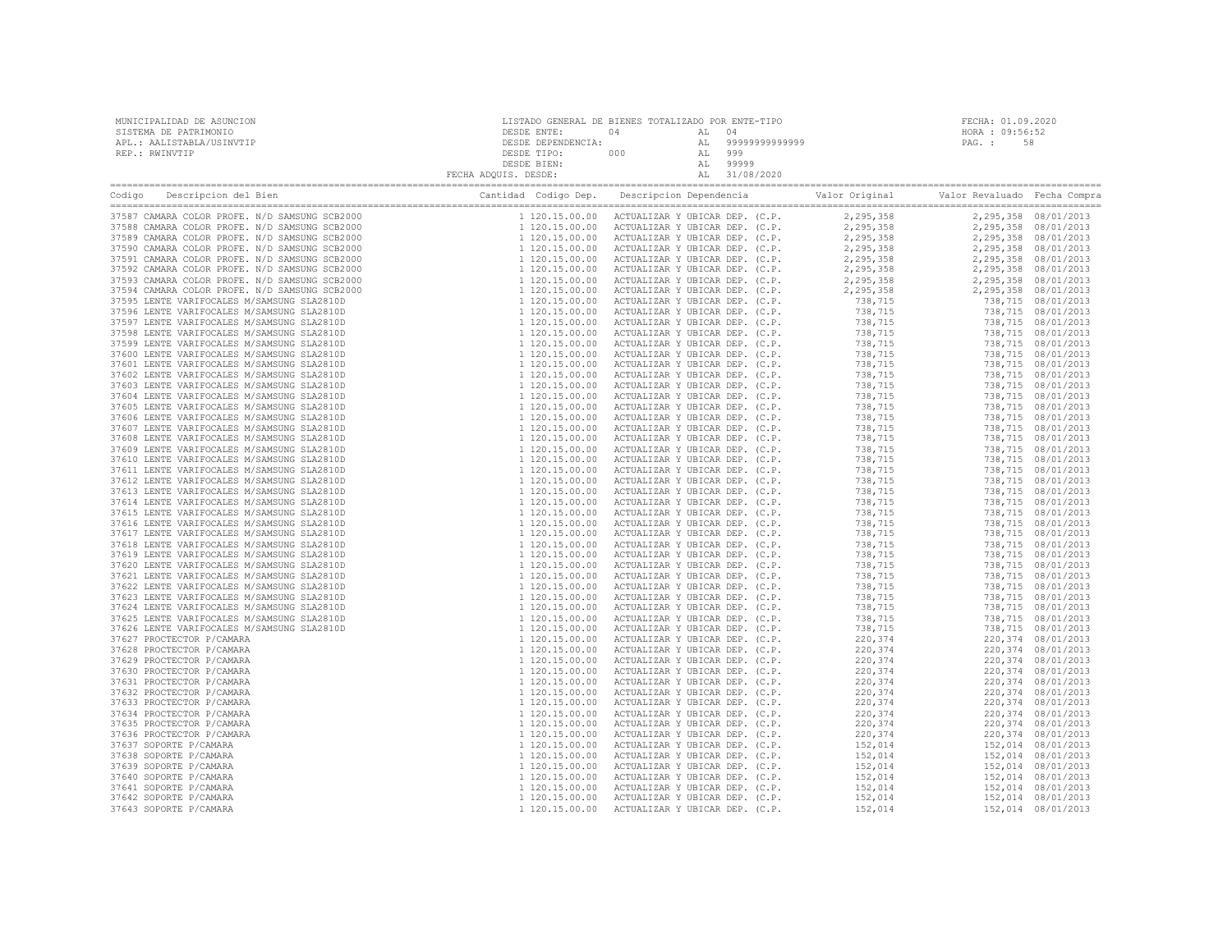MUNICIPALIDAD DE ASUNCION
SISTEMA DE PATRIMONIO
APL.: AALISTABLA/USINVTIP
REP.: RWINVTIP

LISTADO GENERAL DE BIENES TOTALIZADO POR ENTE-TIPO
DESDE ENTE: 04 AL 04
DESDE DEPENDENCIA: AL 99999999999999
DESDE TIPO: 000 AL 999
DESDE BIEN: AL 99999
FECHA ADQUIS. DESDE: AL 31/08/2020

FECHA: 01.09.2020
HORA : 09:56:52
PAG. : 58

| Codigo | Descripcion del Bien | Cantidad | Codigo Dep. | Descripcion Dependencia | Valor Original | Valor Revaluado | Fecha Compra |
|---|---|---|---|---|---|---|---|
| 37587 | CAMARA COLOR PROFE. N/D SAMSUNG SCB2000 | 1 | 120.15.00.00 | ACTUALIZAR Y UBICAR DEP. (C.P. | 2,295,358 | 2,295,358 | 08/01/2013 |
| 37588 | CAMARA COLOR PROFE. N/D SAMSUNG SCB2000 | 1 | 120.15.00.00 | ACTUALIZAR Y UBICAR DEP. (C.P. | 2,295,358 | 2,295,358 | 08/01/2013 |
| 37589 | CAMARA COLOR PROFE. N/D SAMSUNG SCB2000 | 1 | 120.15.00.00 | ACTUALIZAR Y UBICAR DEP. (C.P. | 2,295,358 | 2,295,358 | 08/01/2013 |
| 37590 | CAMARA COLOR PROFE. N/D SAMSUNG SCB2000 | 1 | 120.15.00.00 | ACTUALIZAR Y UBICAR DEP. (C.P. | 2,295,358 | 2,295,358 | 08/01/2013 |
| 37591 | CAMARA COLOR PROFE. N/D SAMSUNG SCB2000 | 1 | 120.15.00.00 | ACTUALIZAR Y UBICAR DEP. (C.P. | 2,295,358 | 2,295,358 | 08/01/2013 |
| 37592 | CAMARA COLOR PROFE. N/D SAMSUNG SCB2000 | 1 | 120.15.00.00 | ACTUALIZAR Y UBICAR DEP. (C.P. | 2,295,358 | 2,295,358 | 08/01/2013 |
| 37593 | CAMARA COLOR PROFE. N/D SAMSUNG SCB2000 | 1 | 120.15.00.00 | ACTUALIZAR Y UBICAR DEP. (C.P. | 2,295,358 | 2,295,358 | 08/01/2013 |
| 37594 | CAMARA COLOR PROFE. N/D SAMSUNG SCB2000 | 1 | 120.15.00.00 | ACTUALIZAR Y UBICAR DEP. (C.P. | 2,295,358 | 2,295,358 | 08/01/2013 |
| 37595 | LENTE VARIFOCALES M/SAMSUNG SLA2810D | 1 | 120.15.00.00 | ACTUALIZAR Y UBICAR DEP. (C.P. | 738,715 | 738,715 | 08/01/2013 |
| 37596 | LENTE VARIFOCALES M/SAMSUNG SLA2810D | 1 | 120.15.00.00 | ACTUALIZAR Y UBICAR DEP. (C.P. | 738,715 | 738,715 | 08/01/2013 |
| 37597 | LENTE VARIFOCALES M/SAMSUNG SLA2810D | 1 | 120.15.00.00 | ACTUALIZAR Y UBICAR DEP. (C.P. | 738,715 | 738,715 | 08/01/2013 |
| 37598 | LENTE VARIFOCALES M/SAMSUNG SLA2810D | 1 | 120.15.00.00 | ACTUALIZAR Y UBICAR DEP. (C.P. | 738,715 | 738,715 | 08/01/2013 |
| 37599 | LENTE VARIFOCALES M/SAMSUNG SLA2810D | 1 | 120.15.00.00 | ACTUALIZAR Y UBICAR DEP. (C.P. | 738,715 | 738,715 | 08/01/2013 |
| 37600 | LENTE VARIFOCALES M/SAMSUNG SLA2810D | 1 | 120.15.00.00 | ACTUALIZAR Y UBICAR DEP. (C.P. | 738,715 | 738,715 | 08/01/2013 |
| 37601 | LENTE VARIFOCALES M/SAMSUNG SLA2810D | 1 | 120.15.00.00 | ACTUALIZAR Y UBICAR DEP. (C.P. | 738,715 | 738,715 | 08/01/2013 |
| 37602 | LENTE VARIFOCALES M/SAMSUNG SLA2810D | 1 | 120.15.00.00 | ACTUALIZAR Y UBICAR DEP. (C.P. | 738,715 | 738,715 | 08/01/2013 |
| 37603 | LENTE VARIFOCALES M/SAMSUNG SLA2810D | 1 | 120.15.00.00 | ACTUALIZAR Y UBICAR DEP. (C.P. | 738,715 | 738,715 | 08/01/2013 |
| 37604 | LENTE VARIFOCALES M/SAMSUNG SLA2810D | 1 | 120.15.00.00 | ACTUALIZAR Y UBICAR DEP. (C.P. | 738,715 | 738,715 | 08/01/2013 |
| 37605 | LENTE VARIFOCALES M/SAMSUNG SLA2810D | 1 | 120.15.00.00 | ACTUALIZAR Y UBICAR DEP. (C.P. | 738,715 | 738,715 | 08/01/2013 |
| 37606 | LENTE VARIFOCALES M/SAMSUNG SLA2810D | 1 | 120.15.00.00 | ACTUALIZAR Y UBICAR DEP. (C.P. | 738,715 | 738,715 | 08/01/2013 |
| 37607 | LENTE VARIFOCALES M/SAMSUNG SLA2810D | 1 | 120.15.00.00 | ACTUALIZAR Y UBICAR DEP. (C.P. | 738,715 | 738,715 | 08/01/2013 |
| 37608 | LENTE VARIFOCALES M/SAMSUNG SLA2810D | 1 | 120.15.00.00 | ACTUALIZAR Y UBICAR DEP. (C.P. | 738,715 | 738,715 | 08/01/2013 |
| 37609 | LENTE VARIFOCALES M/SAMSUNG SLA2810D | 1 | 120.15.00.00 | ACTUALIZAR Y UBICAR DEP. (C.P. | 738,715 | 738,715 | 08/01/2013 |
| 37610 | LENTE VARIFOCALES M/SAMSUNG SLA2810D | 1 | 120.15.00.00 | ACTUALIZAR Y UBICAR DEP. (C.P. | 738,715 | 738,715 | 08/01/2013 |
| 37611 | LENTE VARIFOCALES M/SAMSUNG SLA2810D | 1 | 120.15.00.00 | ACTUALIZAR Y UBICAR DEP. (C.P. | 738,715 | 738,715 | 08/01/2013 |
| 37612 | LENTE VARIFOCALES M/SAMSUNG SLA2810D | 1 | 120.15.00.00 | ACTUALIZAR Y UBICAR DEP. (C.P. | 738,715 | 738,715 | 08/01/2013 |
| 37613 | LENTE VARIFOCALES M/SAMSUNG SLA2810D | 1 | 120.15.00.00 | ACTUALIZAR Y UBICAR DEP. (C.P. | 738,715 | 738,715 | 08/01/2013 |
| 37614 | LENTE VARIFOCALES M/SAMSUNG SLA2810D | 1 | 120.15.00.00 | ACTUALIZAR Y UBICAR DEP. (C.P. | 738,715 | 738,715 | 08/01/2013 |
| 37615 | LENTE VARIFOCALES M/SAMSUNG SLA2810D | 1 | 120.15.00.00 | ACTUALIZAR Y UBICAR DEP. (C.P. | 738,715 | 738,715 | 08/01/2013 |
| 37616 | LENTE VARIFOCALES M/SAMSUNG SLA2810D | 1 | 120.15.00.00 | ACTUALIZAR Y UBICAR DEP. (C.P. | 738,715 | 738,715 | 08/01/2013 |
| 37617 | LENTE VARIFOCALES M/SAMSUNG SLA2810D | 1 | 120.15.00.00 | ACTUALIZAR Y UBICAR DEP. (C.P. | 738,715 | 738,715 | 08/01/2013 |
| 37618 | LENTE VARIFOCALES M/SAMSUNG SLA2810D | 1 | 120.15.00.00 | ACTUALIZAR Y UBICAR DEP. (C.P. | 738,715 | 738,715 | 08/01/2013 |
| 37619 | LENTE VARIFOCALES M/SAMSUNG SLA2810D | 1 | 120.15.00.00 | ACTUALIZAR Y UBICAR DEP. (C.P. | 738,715 | 738,715 | 08/01/2013 |
| 37620 | LENTE VARIFOCALES M/SAMSUNG SLA2810D | 1 | 120.15.00.00 | ACTUALIZAR Y UBICAR DEP. (C.P. | 738,715 | 738,715 | 08/01/2013 |
| 37621 | LENTE VARIFOCALES M/SAMSUNG SLA2810D | 1 | 120.15.00.00 | ACTUALIZAR Y UBICAR DEP. (C.P. | 738,715 | 738,715 | 08/01/2013 |
| 37622 | LENTE VARIFOCALES M/SAMSUNG SLA2810D | 1 | 120.15.00.00 | ACTUALIZAR Y UBICAR DEP. (C.P. | 738,715 | 738,715 | 08/01/2013 |
| 37623 | LENTE VARIFOCALES M/SAMSUNG SLA2810D | 1 | 120.15.00.00 | ACTUALIZAR Y UBICAR DEP. (C.P. | 738,715 | 738,715 | 08/01/2013 |
| 37624 | LENTE VARIFOCALES M/SAMSUNG SLA2810D | 1 | 120.15.00.00 | ACTUALIZAR Y UBICAR DEP. (C.P. | 738,715 | 738,715 | 08/01/2013 |
| 37625 | LENTE VARIFOCALES M/SAMSUNG SLA2810D | 1 | 120.15.00.00 | ACTUALIZAR Y UBICAR DEP. (C.P. | 738,715 | 738,715 | 08/01/2013 |
| 37626 | LENTE VARIFOCALES M/SAMSUNG SLA2810D | 1 | 120.15.00.00 | ACTUALIZAR Y UBICAR DEP. (C.P. | 738,715 | 738,715 | 08/01/2013 |
| 37627 | PROCTECTOR P/CAMARA | 1 | 120.15.00.00 | ACTUALIZAR Y UBICAR DEP. (C.P. | 220,374 | 220,374 | 08/01/2013 |
| 37628 | PROCTECTOR P/CAMARA | 1 | 120.15.00.00 | ACTUALIZAR Y UBICAR DEP. (C.P. | 220,374 | 220,374 | 08/01/2013 |
| 37629 | PROCTECTOR P/CAMARA | 1 | 120.15.00.00 | ACTUALIZAR Y UBICAR DEP. (C.P. | 220,374 | 220,374 | 08/01/2013 |
| 37630 | PROCTECTOR P/CAMARA | 1 | 120.15.00.00 | ACTUALIZAR Y UBICAR DEP. (C.P. | 220,374 | 220,374 | 08/01/2013 |
| 37631 | PROCTECTOR P/CAMARA | 1 | 120.15.00.00 | ACTUALIZAR Y UBICAR DEP. (C.P. | 220,374 | 220,374 | 08/01/2013 |
| 37632 | PROCTECTOR P/CAMARA | 1 | 120.15.00.00 | ACTUALIZAR Y UBICAR DEP. (C.P. | 220,374 | 220,374 | 08/01/2013 |
| 37633 | PROCTECTOR P/CAMARA | 1 | 120.15.00.00 | ACTUALIZAR Y UBICAR DEP. (C.P. | 220,374 | 220,374 | 08/01/2013 |
| 37634 | PROCTECTOR P/CAMARA | 1 | 120.15.00.00 | ACTUALIZAR Y UBICAR DEP. (C.P. | 220,374 | 220,374 | 08/01/2013 |
| 37635 | PROCTECTOR P/CAMARA | 1 | 120.15.00.00 | ACTUALIZAR Y UBICAR DEP. (C.P. | 220,374 | 220,374 | 08/01/2013 |
| 37636 | PROCTECTOR P/CAMARA | 1 | 120.15.00.00 | ACTUALIZAR Y UBICAR DEP. (C.P. | 220,374 | 220,374 | 08/01/2013 |
| 37637 | SOPORTE P/CAMARA | 1 | 120.15.00.00 | ACTUALIZAR Y UBICAR DEP. (C.P. | 152,014 | 152,014 | 08/01/2013 |
| 37638 | SOPORTE P/CAMARA | 1 | 120.15.00.00 | ACTUALIZAR Y UBICAR DEP. (C.P. | 152,014 | 152,014 | 08/01/2013 |
| 37639 | SOPORTE P/CAMARA | 1 | 120.15.00.00 | ACTUALIZAR Y UBICAR DEP. (C.P. | 152,014 | 152,014 | 08/01/2013 |
| 37640 | SOPORTE P/CAMARA | 1 | 120.15.00.00 | ACTUALIZAR Y UBICAR DEP. (C.P. | 152,014 | 152,014 | 08/01/2013 |
| 37641 | SOPORTE P/CAMARA | 1 | 120.15.00.00 | ACTUALIZAR Y UBICAR DEP. (C.P. | 152,014 | 152,014 | 08/01/2013 |
| 37642 | SOPORTE P/CAMARA | 1 | 120.15.00.00 | ACTUALIZAR Y UBICAR DEP. (C.P. | 152,014 | 152,014 | 08/01/2013 |
| 37643 | SOPORTE P/CAMARA | 1 | 120.15.00.00 | ACTUALIZAR Y UBICAR DEP. (C.P. | 152,014 | 152,014 | 08/01/2013 |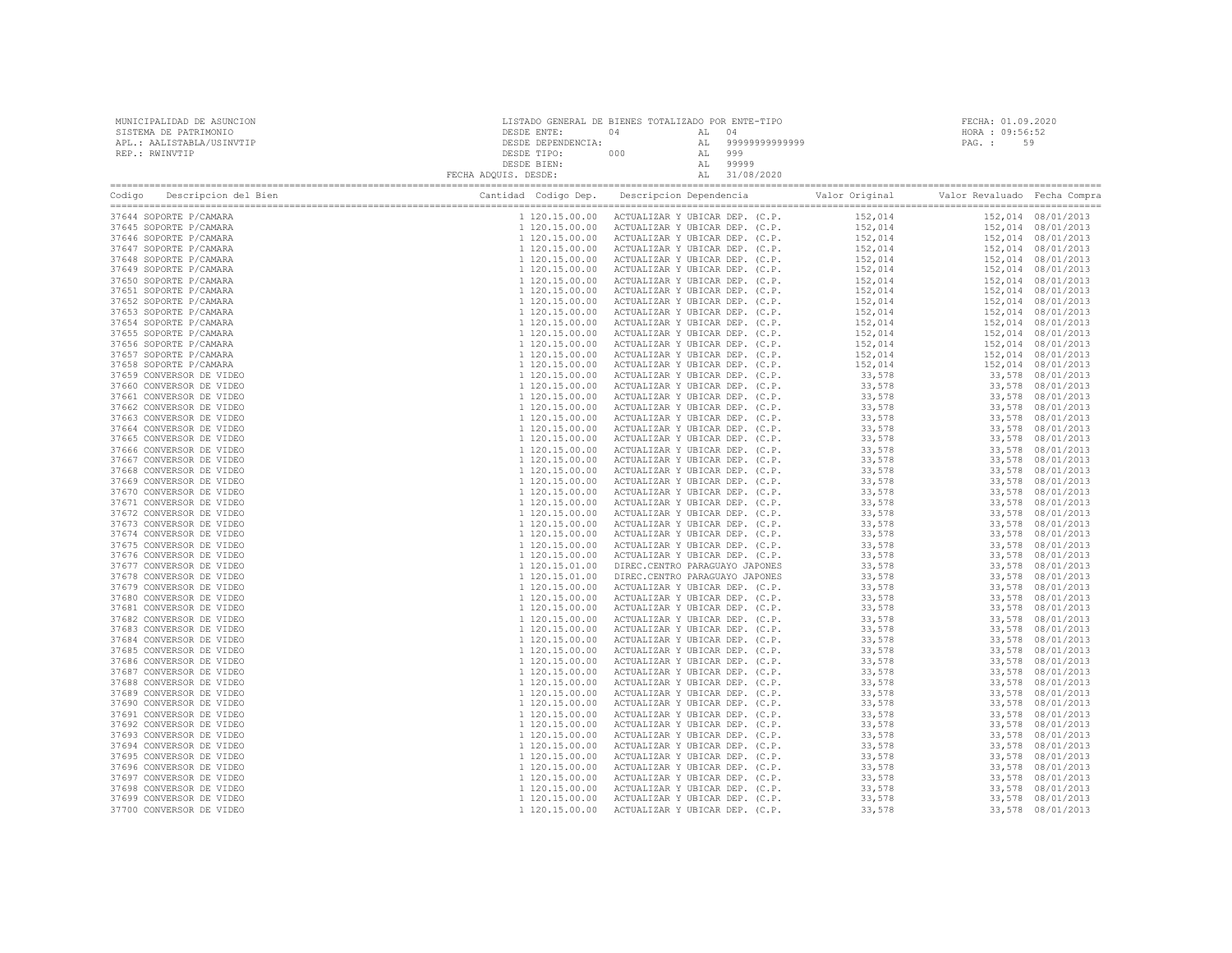MUNICIPALIDAD DE ASUNCION
SISTEMA DE PATRIMONIO
APL.: AALISTABLA/USINVTIP
REP.: RWINVTIP

LISTADO GENERAL DE BIENES TOTALIZADO POR ENTE-TIPO
DESDE ENTE: 04 AL 04
DESDE DEPENDENCIA: AL 99999999999999
DESDE TIPO: 000 AL 999
DESDE BIEN: AL 99999
FECHA ADQUIS. DESDE: AL 31/08/2020

FECHA: 01.09.2020
HORA : 09:56:52

| Codigo | Descripcion del Bien | Cantidad | Codigo Dep. | Descripcion Dependencia | Valor Original | Valor Revaluado | Fecha Compra |
|---|---|---|---|---|---|---|---|
| 37644 | SOPORTE P/CAMARA | 1 | 120.15.00.00 | ACTUALIZAR Y UBICAR DEP. (C.P. | 152,014 | 152,014 | 08/01/2013 |
| 37645 | SOPORTE P/CAMARA | 1 | 120.15.00.00 | ACTUALIZAR Y UBICAR DEP. (C.P. | 152,014 | 152,014 | 08/01/2013 |
| 37646 | SOPORTE P/CAMARA | 1 | 120.15.00.00 | ACTUALIZAR Y UBICAR DEP. (C.P. | 152,014 | 152,014 | 08/01/2013 |
| 37647 | SOPORTE P/CAMARA | 1 | 120.15.00.00 | ACTUALIZAR Y UBICAR DEP. (C.P. | 152,014 | 152,014 | 08/01/2013 |
| 37648 | SOPORTE P/CAMARA | 1 | 120.15.00.00 | ACTUALIZAR Y UBICAR DEP. (C.P. | 152,014 | 152,014 | 08/01/2013 |
| 37649 | SOPORTE P/CAMARA | 1 | 120.15.00.00 | ACTUALIZAR Y UBICAR DEP. (C.P. | 152,014 | 152,014 | 08/01/2013 |
| 37650 | SOPORTE P/CAMARA | 1 | 120.15.00.00 | ACTUALIZAR Y UBICAR DEP. (C.P. | 152,014 | 152,014 | 08/01/2013 |
| 37651 | SOPORTE P/CAMARA | 1 | 120.15.00.00 | ACTUALIZAR Y UBICAR DEP. (C.P. | 152,014 | 152,014 | 08/01/2013 |
| 37652 | SOPORTE P/CAMARA | 1 | 120.15.00.00 | ACTUALIZAR Y UBICAR DEP. (C.P. | 152,014 | 152,014 | 08/01/2013 |
| 37653 | SOPORTE P/CAMARA | 1 | 120.15.00.00 | ACTUALIZAR Y UBICAR DEP. (C.P. | 152,014 | 152,014 | 08/01/2013 |
| 37654 | SOPORTE P/CAMARA | 1 | 120.15.00.00 | ACTUALIZAR Y UBICAR DEP. (C.P. | 152,014 | 152,014 | 08/01/2013 |
| 37655 | SOPORTE P/CAMARA | 1 | 120.15.00.00 | ACTUALIZAR Y UBICAR DEP. (C.P. | 152,014 | 152,014 | 08/01/2013 |
| 37656 | SOPORTE P/CAMARA | 1 | 120.15.00.00 | ACTUALIZAR Y UBICAR DEP. (C.P. | 152,014 | 152,014 | 08/01/2013 |
| 37657 | SOPORTE P/CAMARA | 1 | 120.15.00.00 | ACTUALIZAR Y UBICAR DEP. (C.P. | 152,014 | 152,014 | 08/01/2013 |
| 37658 | SOPORTE P/CAMARA | 1 | 120.15.00.00 | ACTUALIZAR Y UBICAR DEP. (C.P. | 152,014 | 152,014 | 08/01/2013 |
| 37659 | CONVERSOR DE VIDEO | 1 | 120.15.00.00 | ACTUALIZAR Y UBICAR DEP. (C.P. | 33,578 | 33,578 | 08/01/2013 |
| 37660 | CONVERSOR DE VIDEO | 1 | 120.15.00.00 | ACTUALIZAR Y UBICAR DEP. (C.P. | 33,578 | 33,578 | 08/01/2013 |
| 37661 | CONVERSOR DE VIDEO | 1 | 120.15.00.00 | ACTUALIZAR Y UBICAR DEP. (C.P. | 33,578 | 33,578 | 08/01/2013 |
| 37662 | CONVERSOR DE VIDEO | 1 | 120.15.00.00 | ACTUALIZAR Y UBICAR DEP. (C.P. | 33,578 | 33,578 | 08/01/2013 |
| 37663 | CONVERSOR DE VIDEO | 1 | 120.15.00.00 | ACTUALIZAR Y UBICAR DEP. (C.P. | 33,578 | 33,578 | 08/01/2013 |
| 37664 | CONVERSOR DE VIDEO | 1 | 120.15.00.00 | ACTUALIZAR Y UBICAR DEP. (C.P. | 33,578 | 33,578 | 08/01/2013 |
| 37665 | CONVERSOR DE VIDEO | 1 | 120.15.00.00 | ACTUALIZAR Y UBICAR DEP. (C.P. | 33,578 | 33,578 | 08/01/2013 |
| 37666 | CONVERSOR DE VIDEO | 1 | 120.15.00.00 | ACTUALIZAR Y UBICAR DEP. (C.P. | 33,578 | 33,578 | 08/01/2013 |
| 37667 | CONVERSOR DE VIDEO | 1 | 120.15.00.00 | ACTUALIZAR Y UBICAR DEP. (C.P. | 33,578 | 33,578 | 08/01/2013 |
| 37668 | CONVERSOR DE VIDEO | 1 | 120.15.00.00 | ACTUALIZAR Y UBICAR DEP. (C.P. | 33,578 | 33,578 | 08/01/2013 |
| 37669 | CONVERSOR DE VIDEO | 1 | 120.15.00.00 | ACTUALIZAR Y UBICAR DEP. (C.P. | 33,578 | 33,578 | 08/01/2013 |
| 37670 | CONVERSOR DE VIDEO | 1 | 120.15.00.00 | ACTUALIZAR Y UBICAR DEP. (C.P. | 33,578 | 33,578 | 08/01/2013 |
| 37671 | CONVERSOR DE VIDEO | 1 | 120.15.00.00 | ACTUALIZAR Y UBICAR DEP. (C.P. | 33,578 | 33,578 | 08/01/2013 |
| 37672 | CONVERSOR DE VIDEO | 1 | 120.15.00.00 | ACTUALIZAR Y UBICAR DEP. (C.P. | 33,578 | 33,578 | 08/01/2013 |
| 37673 | CONVERSOR DE VIDEO | 1 | 120.15.00.00 | ACTUALIZAR Y UBICAR DEP. (C.P. | 33,578 | 33,578 | 08/01/2013 |
| 37674 | CONVERSOR DE VIDEO | 1 | 120.15.00.00 | ACTUALIZAR Y UBICAR DEP. (C.P. | 33,578 | 33,578 | 08/01/2013 |
| 37675 | CONVERSOR DE VIDEO | 1 | 120.15.00.00 | ACTUALIZAR Y UBICAR DEP. (C.P. | 33,578 | 33,578 | 08/01/2013 |
| 37676 | CONVERSOR DE VIDEO | 1 | 120.15.00.00 | ACTUALIZAR Y UBICAR DEP. (C.P. | 33,578 | 33,578 | 08/01/2013 |
| 37677 | CONVERSOR DE VIDEO | 1 | 120.15.01.00 | DIREC.CENTRO PARAGUAYO JAPONES | 33,578 | 33,578 | 08/01/2013 |
| 37678 | CONVERSOR DE VIDEO | 1 | 120.15.01.00 | DIREC.CENTRO PARAGUAYO JAPONES | 33,578 | 33,578 | 08/01/2013 |
| 37679 | CONVERSOR DE VIDEO | 1 | 120.15.00.00 | ACTUALIZAR Y UBICAR DEP. (C.P. | 33,578 | 33,578 | 08/01/2013 |
| 37680 | CONVERSOR DE VIDEO | 1 | 120.15.00.00 | ACTUALIZAR Y UBICAR DEP. (C.P. | 33,578 | 33,578 | 08/01/2013 |
| 37681 | CONVERSOR DE VIDEO | 1 | 120.15.00.00 | ACTUALIZAR Y UBICAR DEP. (C.P. | 33,578 | 33,578 | 08/01/2013 |
| 37682 | CONVERSOR DE VIDEO | 1 | 120.15.00.00 | ACTUALIZAR Y UBICAR DEP. (C.P. | 33,578 | 33,578 | 08/01/2013 |
| 37683 | CONVERSOR DE VIDEO | 1 | 120.15.00.00 | ACTUALIZAR Y UBICAR DEP. (C.P. | 33,578 | 33,578 | 08/01/2013 |
| 37684 | CONVERSOR DE VIDEO | 1 | 120.15.00.00 | ACTUALIZAR Y UBICAR DEP. (C.P. | 33,578 | 33,578 | 08/01/2013 |
| 37685 | CONVERSOR DE VIDEO | 1 | 120.15.00.00 | ACTUALIZAR Y UBICAR DEP. (C.P. | 33,578 | 33,578 | 08/01/2013 |
| 37686 | CONVERSOR DE VIDEO | 1 | 120.15.00.00 | ACTUALIZAR Y UBICAR DEP. (C.P. | 33,578 | 33,578 | 08/01/2013 |
| 37687 | CONVERSOR DE VIDEO | 1 | 120.15.00.00 | ACTUALIZAR Y UBICAR DEP. (C.P. | 33,578 | 33,578 | 08/01/2013 |
| 37688 | CONVERSOR DE VIDEO | 1 | 120.15.00.00 | ACTUALIZAR Y UBICAR DEP. (C.P. | 33,578 | 33,578 | 08/01/2013 |
| 37689 | CONVERSOR DE VIDEO | 1 | 120.15.00.00 | ACTUALIZAR Y UBICAR DEP. (C.P. | 33,578 | 33,578 | 08/01/2013 |
| 37690 | CONVERSOR DE VIDEO | 1 | 120.15.00.00 | ACTUALIZAR Y UBICAR DEP. (C.P. | 33,578 | 33,578 | 08/01/2013 |
| 37691 | CONVERSOR DE VIDEO | 1 | 120.15.00.00 | ACTUALIZAR Y UBICAR DEP. (C.P. | 33,578 | 33,578 | 08/01/2013 |
| 37692 | CONVERSOR DE VIDEO | 1 | 120.15.00.00 | ACTUALIZAR Y UBICAR DEP. (C.P. | 33,578 | 33,578 | 08/01/2013 |
| 37693 | CONVERSOR DE VIDEO | 1 | 120.15.00.00 | ACTUALIZAR Y UBICAR DEP. (C.P. | 33,578 | 33,578 | 08/01/2013 |
| 37694 | CONVERSOR DE VIDEO | 1 | 120.15.00.00 | ACTUALIZAR Y UBICAR DEP. (C.P. | 33,578 | 33,578 | 08/01/2013 |
| 37695 | CONVERSOR DE VIDEO | 1 | 120.15.00.00 | ACTUALIZAR Y UBICAR DEP. (C.P. | 33,578 | 33,578 | 08/01/2013 |
| 37696 | CONVERSOR DE VIDEO | 1 | 120.15.00.00 | ACTUALIZAR Y UBICAR DEP. (C.P. | 33,578 | 33,578 | 08/01/2013 |
| 37697 | CONVERSOR DE VIDEO | 1 | 120.15.00.00 | ACTUALIZAR Y UBICAR DEP. (C.P. | 33,578 | 33,578 | 08/01/2013 |
| 37698 | CONVERSOR DE VIDEO | 1 | 120.15.00.00 | ACTUALIZAR Y UBICAR DEP. (C.P. | 33,578 | 33,578 | 08/01/2013 |
| 37699 | CONVERSOR DE VIDEO | 1 | 120.15.00.00 | ACTUALIZAR Y UBICAR DEP. (C.P. | 33,578 | 33,578 | 08/01/2013 |
| 37700 | CONVERSOR DE VIDEO | 1 | 120.15.00.00 | ACTUALIZAR Y UBICAR DEP. (C.P. | 33,578 | 33,578 | 08/01/2013 |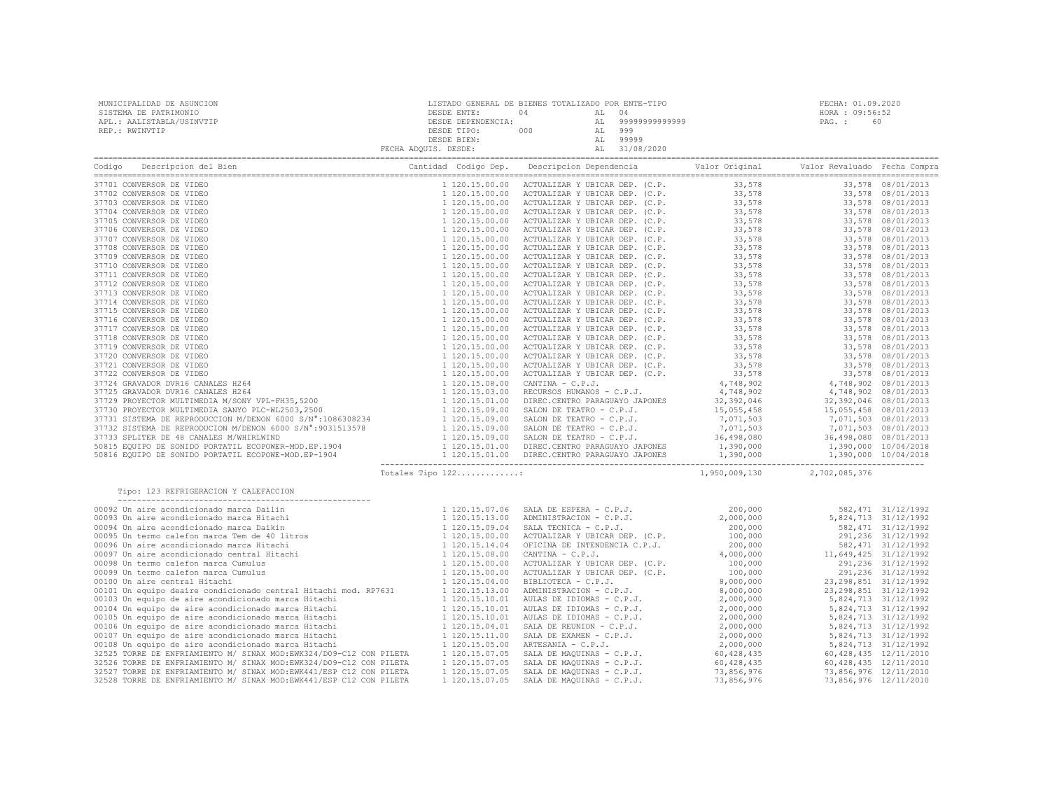MUNICIPALIDAD DE ASUNCION
SISTEMA DE PATRIMONIO
APL.: AALISTABLA/USINVTIP
REP.: RWINVTIP

LISTADO GENERAL DE BIENES TOTALIZADO POR ENTE-TIPO
DESDE ENTE: 04 AL 04
DESDE DEPENDENCIA: AL 99999999999999
DESDE TIPO: 000 AL 999
DESDE BIEN: AL 99999
FECHA ADQUIS. DESDE: AL 31/08/2020

FECHA: 01.09.2020
HORA : 09:56:52

| Codigo | Descripcion del Bien | Cantidad | Codigo Dep. | Descripcion Dependencia | Valor Original | Valor Revaluado | Fecha Compra |
|---|---|---|---|---|---|---|---|
| 37701 | CONVERSOR DE VIDEO | 1 | 120.15.00.00 | ACTUALIZAR Y UBICAR DEP. (C.P. | 33,578 | 33,578 | 08/01/2013 |
| 37702 | CONVERSOR DE VIDEO | 1 | 120.15.00.00 | ACTUALIZAR Y UBICAR DEP. (C.P. | 33,578 | 33,578 | 08/01/2013 |
| 37703 | CONVERSOR DE VIDEO | 1 | 120.15.00.00 | ACTUALIZAR Y UBICAR DEP. (C.P. | 33,578 | 33,578 | 08/01/2013 |
| 37704 | CONVERSOR DE VIDEO | 1 | 120.15.00.00 | ACTUALIZAR Y UBICAR DEP. (C.P. | 33,578 | 33,578 | 08/01/2013 |
| 37705 | CONVERSOR DE VIDEO | 1 | 120.15.00.00 | ACTUALIZAR Y UBICAR DEP. (C.P. | 33,578 | 33,578 | 08/01/2013 |
| 37706 | CONVERSOR DE VIDEO | 1 | 120.15.00.00 | ACTUALIZAR Y UBICAR DEP. (C.P. | 33,578 | 33,578 | 08/01/2013 |
| 37707 | CONVERSOR DE VIDEO | 1 | 120.15.00.00 | ACTUALIZAR Y UBICAR DEP. (C.P. | 33,578 | 33,578 | 08/01/2013 |
| 37708 | CONVERSOR DE VIDEO | 1 | 120.15.00.00 | ACTUALIZAR Y UBICAR DEP. (C.P. | 33,578 | 33,578 | 08/01/2013 |
| 37709 | CONVERSOR DE VIDEO | 1 | 120.15.00.00 | ACTUALIZAR Y UBICAR DEP. (C.P. | 33,578 | 33,578 | 08/01/2013 |
| 37710 | CONVERSOR DE VIDEO | 1 | 120.15.00.00 | ACTUALIZAR Y UBICAR DEP. (C.P. | 33,578 | 33,578 | 08/01/2013 |
| 37711 | CONVERSOR DE VIDEO | 1 | 120.15.00.00 | ACTUALIZAR Y UBICAR DEP. (C.P. | 33,578 | 33,578 | 08/01/2013 |
| 37712 | CONVERSOR DE VIDEO | 1 | 120.15.00.00 | ACTUALIZAR Y UBICAR DEP. (C.P. | 33,578 | 33,578 | 08/01/2013 |
| 37713 | CONVERSOR DE VIDEO | 1 | 120.15.00.00 | ACTUALIZAR Y UBICAR DEP. (C.P. | 33,578 | 33,578 | 08/01/2013 |
| 37714 | CONVERSOR DE VIDEO | 1 | 120.15.00.00 | ACTUALIZAR Y UBICAR DEP. (C.P. | 33,578 | 33,578 | 08/01/2013 |
| 37715 | CONVERSOR DE VIDEO | 1 | 120.15.00.00 | ACTUALIZAR Y UBICAR DEP. (C.P. | 33,578 | 33,578 | 08/01/2013 |
| 37716 | CONVERSOR DE VIDEO | 1 | 120.15.00.00 | ACTUALIZAR Y UBICAR DEP. (C.P. | 33,578 | 33,578 | 08/01/2013 |
| 37717 | CONVERSOR DE VIDEO | 1 | 120.15.00.00 | ACTUALIZAR Y UBICAR DEP. (C.P. | 33,578 | 33,578 | 08/01/2013 |
| 37718 | CONVERSOR DE VIDEO | 1 | 120.15.00.00 | ACTUALIZAR Y UBICAR DEP. (C.P. | 33,578 | 33,578 | 08/01/2013 |
| 37719 | CONVERSOR DE VIDEO | 1 | 120.15.00.00 | ACTUALIZAR Y UBICAR DEP. (C.P. | 33,578 | 33,578 | 08/01/2013 |
| 37720 | CONVERSOR DE VIDEO | 1 | 120.15.00.00 | ACTUALIZAR Y UBICAR DEP. (C.P. | 33,578 | 33,578 | 08/01/2013 |
| 37721 | CONVERSOR DE VIDEO | 1 | 120.15.00.00 | ACTUALIZAR Y UBICAR DEP. (C.P. | 33,578 | 33,578 | 08/01/2013 |
| 37722 | CONVERSOR DE VIDEO | 1 | 120.15.00.00 | ACTUALIZAR Y UBICAR DEP. (C.P. | 33,578 | 33,578 | 08/01/2013 |
| 37724 | GRAVADOR DVR16 CANALES H264 | 1 | 120.15.08.00 | CANTINA - C.P.J. | 4,748,902 | 4,748,902 | 08/01/2013 |
| 37725 | GRAVADOR DVR16 CANALES H264 | 1 | 120.15.03.00 | RECURSOS HUMANOS - C.P.J. | 4,748,902 | 4,748,902 | 08/01/2013 |
| 37729 | PROYECTOR MULTIMEDIA M/SONY VPL-FH35,5200 | 1 | 120.15.01.00 | DIREC.CENTRO PARAGUAYO JAPONES | 32,392,046 | 32,392,046 | 08/01/2013 |
| 37730 | PROYECTOR MULTIMEDIA SANYO PLC-WL2503,2500 | 1 | 120.15.09.00 | SALON DE TEATRO - C.P.J. | 15,055,458 | 15,055,458 | 08/01/2013 |
| 37731 | SISTEMA DE REPRODUCCION M/DENON 6000 S/N°:1086308234 | 1 | 120.15.09.00 | SALON DE TEATRO - C.P.J. | 7,071,503 | 7,071,503 | 08/01/2013 |
| 37732 | SISTEMA DE REPRODUCION M/DENON 6000 S/N°:9031513578 | 1 | 120.15.09.00 | SALON DE TEATRO - C.P.J. | 7,071,503 | 7,071,503 | 08/01/2013 |
| 37733 | SPLITER DE 48 CANALES M/WHIRLWIND | 1 | 120.15.09.00 | SALON DE TEATRO - C.P.J. | 36,498,080 | 36,498,080 | 08/01/2013 |
| 50815 | EQUIPO DE SONIDO PORTATIL ECOPOWER-MOD.EP.1904 | 1 | 120.15.01.00 | DIREC.CENTRO PARAGUAYO JAPONES | 1,390,000 | 1,390,000 | 10/04/2018 |
| 50816 | EQUIPO DE SONIDO PORTATIL ECOPOWE-MOD.EP-1904 | 1 | 120.15.01.00 | DIREC.CENTRO PARAGUAYO JAPONES | 1,390,000 | 1,390,000 | 10/04/2018 |
| | Totales Tipo 122.............: | | | | 1,950,009,130 | 2,702,085,376 | |

Tipo: 123 REFRIGERACION Y CALEFACCION

| Codigo | Descripcion del Bien | Cantidad | Codigo Dep. | Descripcion Dependencia | Valor Original | Valor Revaluado | Fecha Compra |
|---|---|---|---|---|---|---|---|
| 00092 | Un aire acondicionado marca Dailin | 1 | 120.15.07.06 | SALA DE ESPERA - C.P.J. | 200,000 | 582,471 | 31/12/1992 |
| 00093 | Un aire acondicionado marca Hitachi | 1 | 120.15.13.00 | ADMINISTRACION - C.P.J. | 2,000,000 | 5,824,713 | 31/12/1992 |
| 00094 | Un aire acondicionado marca Daikin | 1 | 120.15.09.04 | SALA TECNICA - C.P.J. | 200,000 | 582,471 | 31/12/1992 |
| 00095 | Un termo calefon marca Tem de 40 litros | 1 | 120.15.00.00 | ACTUALIZAR Y UBICAR DEP. (C.P. | 100,000 | 291,236 | 31/12/1992 |
| 00096 | Un aire acondicionado marca Hitachi | 1 | 120.15.14.04 | OFICINA DE INTENDENCIA C.P.J. | 200,000 | 582,471 | 31/12/1992 |
| 00097 | Un aire acondicionado central Hitachi | 1 | 120.15.08.00 | CANTINA - C.P.J. | 4,000,000 | 11,649,425 | 31/12/1992 |
| 00098 | Un termo calefon marca Cumulus | 1 | 120.15.00.00 | ACTUALIZAR Y UBICAR DEP. (C.P. | 100,000 | 291,236 | 31/12/1992 |
| 00099 | Un termo calefon marca Cumulus | 1 | 120.15.00.00 | ACTUALIZAR Y UBICAR DEP. (C.P. | 100,000 | 291,236 | 31/12/1992 |
| 00100 | Un aire central Hitachi | 1 | 120.15.04.00 | BIBLIOTECA - C.P.J. | 8,000,000 | 23,298,851 | 31/12/1992 |
| 00101 | Un equipo deaire condicionado central Hitachi mod. RP7631 | 1 | 120.15.13.00 | ADMINISTRACION - C.P.J. | 8,000,000 | 23,298,851 | 31/12/1992 |
| 00103 | Un equipo de aire acondicionado marca Hitachi | 1 | 120.15.10.01 | AULAS DE IDIOMAS - C.P.J. | 2,000,000 | 5,824,713 | 31/12/1992 |
| 00104 | Un equipo de aire acondicionado marca Hitachi | 1 | 120.15.10.01 | AULAS DE IDIOMAS - C.P.J. | 2,000,000 | 5,824,713 | 31/12/1992 |
| 00105 | Un equipo de aire acondicionado marca Hitachi | 1 | 120.15.10.01 | AULAS DE IDIOMAS - C.P.J. | 2,000,000 | 5,824,713 | 31/12/1992 |
| 00106 | Un equipo de aire acondicionado marca Hitachi | 1 | 120.15.04.01 | SALA DE REUNION - C.P.J. | 2,000,000 | 5,824,713 | 31/12/1992 |
| 00107 | Un equipo de aire acondicionado marca Hitachi | 1 | 120.15.11.00 | SALA DE EXAMEN - C.P.J. | 2,000,000 | 5,824,713 | 31/12/1992 |
| 00108 | Un equipo de aire acondicionado marca Hitachi | 1 | 120.15.05.00 | ARTESANIA - C.P.J. | 2,000,000 | 5,824,713 | 31/12/1992 |
| 32525 | TORRE DE ENFRIAMIENTO M/ SINAX MOD:EWK324/D09-C12 CON PILETA | 1 | 120.15.07.05 | SALA DE MAQUINAS - C.P.J. | 60,428,435 | 60,428,435 | 12/11/2010 |
| 32526 | TORRE DE ENFRIAMIENTO M/ SINAX MOD:EWK324/D09-C12 CON PILETA | 1 | 120.15.07.05 | SALA DE MAQUINAS - C.P.J. | 60,428,435 | 60,428,435 | 12/11/2010 |
| 32527 | TORRE DE ENFRIAMIENTO M/ SINAX MOD:EWK441/ESP C12 CON PILETA | 1 | 120.15.07.05 | SALA DE MAQUINAS - C.P.J. | 73,856,976 | 73,856,976 | 12/11/2010 |
| 32528 | TORRE DE ENFRIAMIENTO M/ SINAX MOD:EWK441/ESP C12 CON PILETA | 1 | 120.15.07.05 | SALA DE MAQUINAS - C.P.J. | 73,856,976 | 73,856,976 | 12/11/2010 |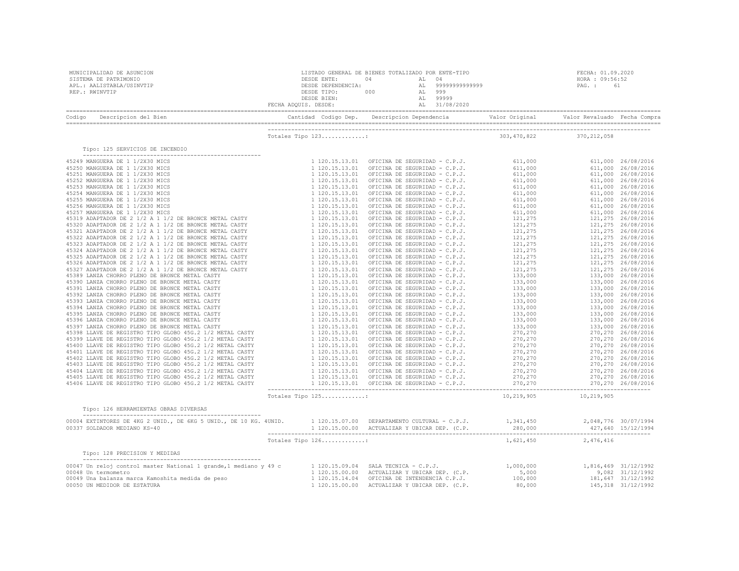MUNICIPALIDAD DE ASUNCION
SISTEMA DE PATRIMONIO
APL.: AALISTABLA/USINVTIP
REP.: RWINVTIP

LISTADO GENERAL DE BIENES TOTALIZADO POR ENTE-TIPO
DESDE ENTE: 04 AL 04
DESDE DEPENDENCIA: AL 99999999999999
DESDE TIPO: 000 AL 999
DESDE BIEN: AL 99999
FECHA ADQUIS. DESDE: AL 31/08/2020

FECHA: 01.09.2020
HORA : 09:56:52
PAG. : 61

| Codigo | Descripcion del Bien | Cantidad | Codigo Dep. | Descripcion Dependencia | Valor Original | Valor Revaluado | Fecha Compra |
|---|---|---|---|---|---|---|---|
| | | Totales Tipo 123............: | | | 303,470,822 | 370,212,058 | |
| | **Tipo: 125 SERVICIOS DE INCENDIO** | | | | | | |
| 45249 | MANGUERA DE 1 1/2X30 MICS | 1 | 120.15.13.01 | OFICINA DE SEGURIDAD - C.P.J. | 611,000 | 611,000 | 26/08/2016 |
| 45250 | MANGUERA DE 1 1/2X30 MICS | 1 | 120.15.13.01 | OFICINA DE SEGURIDAD - C.P.J. | 611,000 | 611,000 | 26/08/2016 |
| 45251 | MANGUERA DE 1 1/2X30 MICS | 1 | 120.15.13.01 | OFICINA DE SEGURIDAD - C.P.J. | 611,000 | 611,000 | 26/08/2016 |
| 45252 | MANGUERA DE 1 1/2X30 MICS | 1 | 120.15.13.01 | OFICINA DE SEGURIDAD - C.P.J. | 611,000 | 611,000 | 26/08/2016 |
| 45253 | MANGUERA DE 1 1/2X30 MICS | 1 | 120.15.13.01 | OFICINA DE SEGURIDAD - C.P.J. | 611,000 | 611,000 | 26/08/2016 |
| 45254 | MANGUERA DE 1 1/2X30 MICS | 1 | 120.15.13.01 | OFICINA DE SEGURIDAD - C.P.J. | 611,000 | 611,000 | 26/08/2016 |
| 45255 | MANGUERA DE 1 1/2X30 MICS | 1 | 120.15.13.01 | OFICINA DE SEGURIDAD - C.P.J. | 611,000 | 611,000 | 26/08/2016 |
| 45256 | MANGUERA DE 1 1/2X30 MICS | 1 | 120.15.13.01 | OFICINA DE SEGURIDAD - C.P.J. | 611,000 | 611,000 | 26/08/2016 |
| 45257 | MANGUERA DE 1 1/2X30 MICS | 1 | 120.15.13.01 | OFICINA DE SEGURIDAD - C.P.J. | 611,000 | 611,000 | 26/08/2016 |
| 45319 | ADAPTADOR DE 2 1/2 A 1 1/2 DE BRONCE METAL CASTY | 1 | 120.15.13.01 | OFICINA DE SEGURIDAD - C.P.J. | 121,275 | 121,275 | 26/08/2016 |
| 45320 | ADAPTADOR DE 2 1/2 A 1 1/2 DE BRONCE METAL CASTY | 1 | 120.15.13.01 | OFICINA DE SEGURIDAD - C.P.J. | 121,275 | 121,275 | 26/08/2016 |
| 45321 | ADAPTADOR DE 2 1/2 A 1 1/2 DE BRONCE METAL CASTY | 1 | 120.15.13.01 | OFICINA DE SEGURIDAD - C.P.J. | 121,275 | 121,275 | 26/08/2016 |
| 45322 | ADAPTADOR DE 2 1/2 A 1 1/2 DE BRONCE METAL CASTY | 1 | 120.15.13.01 | OFICINA DE SEGURIDAD - C.P.J. | 121,275 | 121,275 | 26/08/2016 |
| 45323 | ADAPTADOR DE 2 1/2 A 1 1/2 DE BRONCE METAL CASTY | 1 | 120.15.13.01 | OFICINA DE SEGURIDAD - C.P.J. | 121,275 | 121,275 | 26/08/2016 |
| 45324 | ADAPTADOR DE 2 1/2 A 1 1/2 DE BRONCE METAL CASTY | 1 | 120.15.13.01 | OFICINA DE SEGURIDAD - C.P.J. | 121,275 | 121,275 | 26/08/2016 |
| 45325 | ADAPTADOR DE 2 1/2 A 1 1/2 DE BRONCE METAL CASTY | 1 | 120.15.13.01 | OFICINA DE SEGURIDAD - C.P.J. | 121,275 | 121,275 | 26/08/2016 |
| 45326 | ADAPTADOR DE 2 1/2 A 1 1/2 DE BRONCE METAL CASTY | 1 | 120.15.13.01 | OFICINA DE SEGURIDAD - C.P.J. | 121,275 | 121,275 | 26/08/2016 |
| 45327 | ADAPTADOR DE 2 1/2 A 1 1/2 DE BRONCE METAL CASTY | 1 | 120.15.13.01 | OFICINA DE SEGURIDAD - C.P.J. | 121,275 | 121,275 | 26/08/2016 |
| 45389 | LANZA CHORRO PLENO DE BRONCE METAL CASTY | 1 | 120.15.13.01 | OFICINA DE SEGURIDAD - C.P.J. | 133,000 | 133,000 | 26/08/2016 |
| 45390 | LANZA CHORRO PLENO DE BRONCE METAL CASTY | 1 | 120.15.13.01 | OFICINA DE SEGURIDAD - C.P.J. | 133,000 | 133,000 | 26/08/2016 |
| 45391 | LANZA CHORRO PLENO DE BRONCE METAL CASTY | 1 | 120.15.13.01 | OFICINA DE SEGURIDAD - C.P.J. | 133,000 | 133,000 | 26/08/2016 |
| 45392 | LANZA CHORRO PLENO DE BRONCE METAL CASTY | 1 | 120.15.13.01 | OFICINA DE SEGURIDAD - C.P.J. | 133,000 | 133,000 | 26/08/2016 |
| 45393 | LANZA CHORRO PLENO DE BRONCE METAL CASTY | 1 | 120.15.13.01 | OFICINA DE SEGURIDAD - C.P.J. | 133,000 | 133,000 | 26/08/2016 |
| 45394 | LANZA CHORRO PLENO DE BRONCE METAL CASTY | 1 | 120.15.13.01 | OFICINA DE SEGURIDAD - C.P.J. | 133,000 | 133,000 | 26/08/2016 |
| 45395 | LANZA CHORRO PLENO DE BRONCE METAL CASTY | 1 | 120.15.13.01 | OFICINA DE SEGURIDAD - C.P.J. | 133,000 | 133,000 | 26/08/2016 |
| 45396 | LANZA CHORRO PLENO DE BRONCE METAL CASTY | 1 | 120.15.13.01 | OFICINA DE SEGURIDAD - C.P.J. | 133,000 | 133,000 | 26/08/2016 |
| 45397 | LANZA CHORRO PLENO DE BRONCE METAL CASTY | 1 | 120.15.13.01 | OFICINA DE SEGURIDAD - C.P.J. | 133,000 | 133,000 | 26/08/2016 |
| 45398 | LLAVE DE REGISTRO TIPO GLOBO 45G.2 1/2 METAL CASTY | 1 | 120.15.13.01 | OFICINA DE SEGURIDAD - C.P.J. | 270,270 | 270,270 | 26/08/2016 |
| 45399 | LLAVE DE REGISTRO TIPO GLOBO 45G.2 1/2 METAL CASTY | 1 | 120.15.13.01 | OFICINA DE SEGURIDAD - C.P.J. | 270,270 | 270,270 | 26/08/2016 |
| 45400 | LLAVE DE REGISTRO TIPO GLOBO 45G.2 1/2 METAL CASTY | 1 | 120.15.13.01 | OFICINA DE SEGURIDAD - C.P.J. | 270,270 | 270,270 | 26/08/2016 |
| 45401 | LLAVE DE REGISTRO TIPO GLOBO 45G.2 1/2 METAL CASTY | 1 | 120.15.13.01 | OFICINA DE SEGURIDAD - C.P.J. | 270,270 | 270,270 | 26/08/2016 |
| 45402 | LLAVE DE REGISTRO TIPO GLOBO 45G.2 1/2 METAL CASTY | 1 | 120.15.13.01 | OFICINA DE SEGURIDAD - C.P.J. | 270,270 | 270,270 | 26/08/2016 |
| 45403 | LLAVE DE REGISTRO TIPO GLOBO 45G.2 1/2 METAL CASTY | 1 | 120.15.13.01 | OFICINA DE SEGURIDAD - C.P.J. | 270,270 | 270,270 | 26/08/2016 |
| 45404 | LLAVE DE REGISTRO TIPO GLOBO 45G.2 1/2 METAL CASTY | 1 | 120.15.13.01 | OFICINA DE SEGURIDAD - C.P.J. | 270,270 | 270,270 | 26/08/2016 |
| 45405 | LLAVE DE REGISTRO TIPO GLOBO 45G.2 1/2 METAL CASTY | 1 | 120.15.13.01 | OFICINA DE SEGURIDAD - C.P.J. | 270,270 | 270,270 | 26/08/2016 |
| 45406 | LLAVE DE REGISTRO TIPO GLOBO 45G.2 1/2 METAL CASTY | 1 | 120.15.13.01 | OFICINA DE SEGURIDAD - C.P.J. | 270,270 | 270,270 | 26/08/2016 |
| | | Totales Tipo 125............: | | | 10,219,905 | 10,219,905 | |
| | **Tipo: 126 HERRAMIENTAS OBRAS DIVERSAS** | | | | | | |
| 00004 | EXTINTORES DE 4KG 2 UNID., DE 6KG 5 UNID., DE 10 KG. 4UNID. | 1 | 120.15.07.00 | DEPARTAMENTO CULTURAL - C.P.J. | 1,341,450 | 2,048,776 | 30/07/1994 |
| 00337 | SOLDADOR MEDIANO KS-40 | 1 | 120.15.00.00 | ACTUALIZAR Y UBICAR DEP. (C.P. | 280,000 | 427,640 | 15/12/1994 |
| | | Totales Tipo 126............: | | | 1,621,450 | 2,476,416 | |
| | **Tipo: 128 PRECISION Y MEDIDAS** | | | | | | |
| 00047 | Un reloj control master National 1 grande,1 mediano y 49 c | 1 | 120.15.09.04 | SALA TECNICA - C.P.J. | 1,000,000 | 1,816,469 | 31/12/1992 |
| 00048 | Un termometro | 1 | 120.15.00.00 | ACTUALIZAR Y UBICAR DEP. (C.P. | 5,000 | 9,082 | 31/12/1992 |
| 00049 | Una balanza marca Kamoshita medida de peso | 1 | 120.15.14.04 | OFICINA DE INTENDENCIA C.P.J. | 100,000 | 181,647 | 31/12/1992 |
| 00050 | UN MEDIDOR DE ESTATURA | 1 | 120.15.00.00 | ACTUALIZAR Y UBICAR DEP. (C.P. | 80,000 | 145,318 | 31/12/1992 |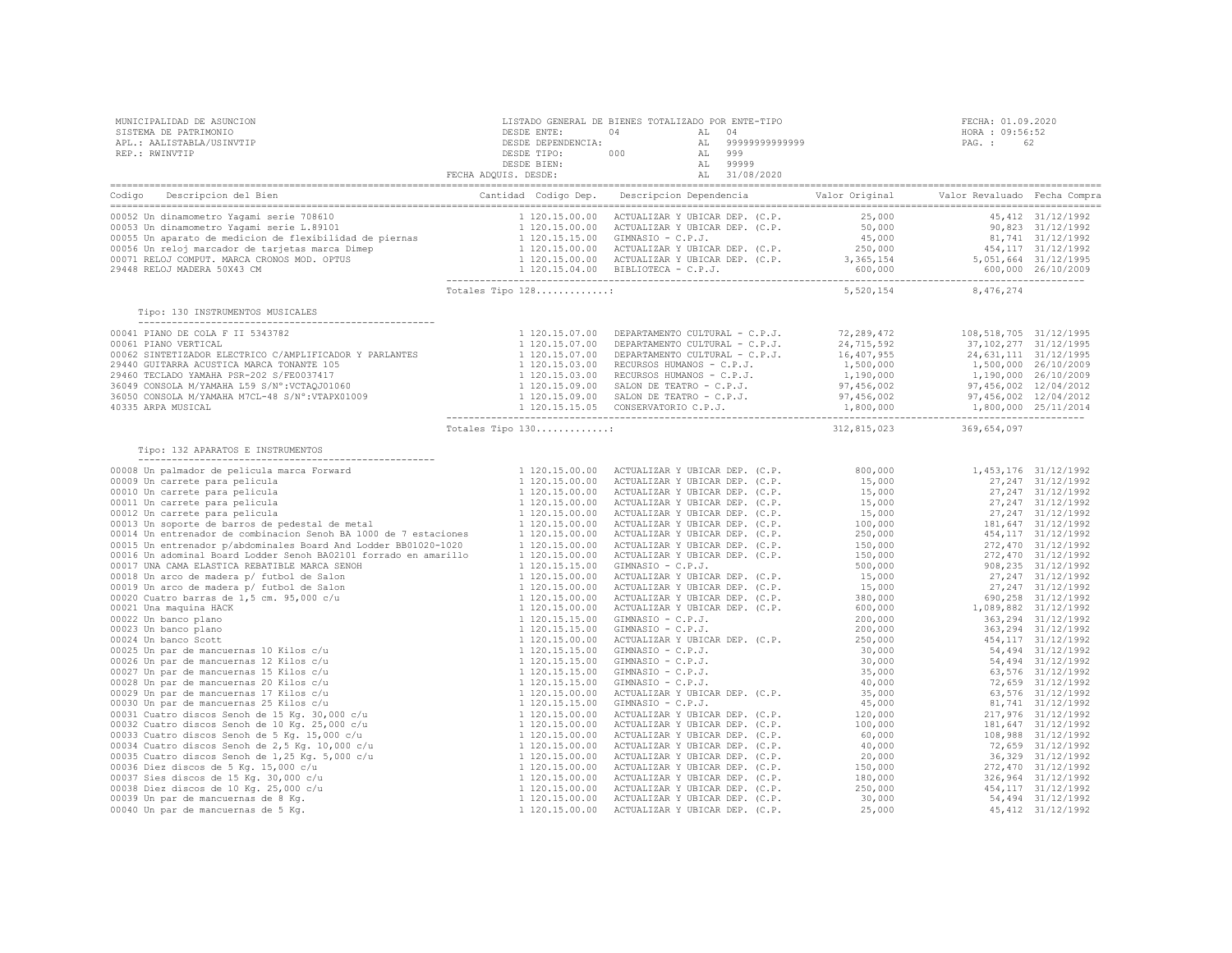MUNICIPALIDAD DE ASUNCION
SISTEMA DE PATRIMONIO
APL.: AALISTABLA/USINVTIP
REP.: RWINVTIP

LISTADO GENERAL DE BIENES TOTALIZADO POR ENTE-TIPO
DESDE ENTE: 04 AL 04
DESDE DEPENDENCIA: AL 99999999999999
DESDE TIPO: 000 AL 999
DESDE BIEN: AL 99999
FECHA ADQUIS. DESDE: AL 31/08/2020

FECHA: 01.09.2020
HORA : 09:56:52
PAG. : 62

| Codigo | Descripcion del Bien | Cantidad | Codigo Dep. | Descripcion Dependencia | Valor Original | Valor Revaluado | Fecha Compra |
|---|---|---|---|---|---|---|---|
| 00052 | Un dinamometro Yagami serie 708610 | 1 | 120.15.00.00 | ACTUALIZAR Y UBICAR DEP. (C.P. | 25,000 | 45,412 | 31/12/1992 |
| 00053 | Un dinamometro Yagami serie L.89101 | 1 | 120.15.00.00 | ACTUALIZAR Y UBICAR DEP. (C.P. | 50,000 | 90,823 | 31/12/1992 |
| 00055 | Un aparato de medicion de flexibilidad de piernas | 1 | 120.15.15.00 | GIMNASIO - C.P.J. | 45,000 | 81,741 | 31/12/1992 |
| 00056 | Un reloj marcador de tarjetas marca Dimep | 1 | 120.15.00.00 | ACTUALIZAR Y UBICAR DEP. (C.P. | 250,000 | 454,117 | 31/12/1992 |
| 00071 | RELOJ COMPUT. MARCA CRONOS MOD. OPTUS | 1 | 120.15.00.00 | ACTUALIZAR Y UBICAR DEP. (C.P. | 3,365,154 | 5,051,664 | 31/12/1995 |
| 29448 | RELOJ MADERA 50X43 CM | 1 | 120.15.04.00 | BIBLIOTECA - C.P.J. | 600,000 | 600,000 | 26/10/2009 |
| | Totales Tipo 128............: | | | | 5,520,154 | 8,476,274 | |

Tipo: 130 INSTRUMENTOS MUSICALES

| Codigo | Descripcion del Bien | Cantidad | Codigo Dep. | Descripcion Dependencia | Valor Original | Valor Revaluado | Fecha Compra |
|---|---|---|---|---|---|---|---|
| 00041 | PIANO DE COLA F II 5343782 | 1 | 120.15.07.00 | DEPARTAMENTO CULTURAL - C.P.J. | 72,289,472 | 108,518,705 | 31/12/1995 |
| 00061 | PIANO VERTICAL | 1 | 120.15.07.00 | DEPARTAMENTO CULTURAL - C.P.J. | 24,715,592 | 37,102,277 | 31/12/1995 |
| 00062 | SINTETIZADOR ELECTRICO C/AMPLIFICADOR Y PARLANTES | 1 | 120.15.07.00 | DEPARTAMENTO CULTURAL - C.P.J. | 16,407,955 | 24,631,111 | 31/12/1995 |
| 29440 | GUITARRA ACUSTICA MARCA TONANTE 105 | 1 | 120.15.03.00 | RECURSOS HUMANOS - C.P.J. | 1,500,000 | 1,500,000 | 26/10/2009 |
| 29460 | TECLADO YAMAHA PSR-202 S/FE0037417 | 1 | 120.15.03.00 | RECURSOS HUMANOS - C.P.J. | 1,190,000 | 1,190,000 | 26/10/2009 |
| 36049 | CONSOLA M/YAMAHA L59 S/N°:VCTAQJ01060 | 1 | 120.15.09.00 | SALON DE TEATRO - C.P.J. | 97,456,002 | 97,456,002 | 12/04/2012 |
| 36050 | CONSOLA M/YAMAHA M7CL-48 S/N°:VTAPX01009 | 1 | 120.15.09.00 | SALON DE TEATRO - C.P.J. | 97,456,002 | 97,456,002 | 12/04/2012 |
| 40335 | ARPA MUSICAL | 1 | 120.15.15.05 | CONSERVATORIO C.P.J. | 1,800,000 | 1,800,000 | 25/11/2014 |
| | Totales Tipo 130............: | | | | 312,815,023 | 369,654,097 | |

Tipo: 132 APARATOS E INSTRUMENTOS

| Codigo | Descripcion del Bien | Cantidad | Codigo Dep. | Descripcion Dependencia | Valor Original | Valor Revaluado | Fecha Compra |
|---|---|---|---|---|---|---|---|
| 00008 | Un palmador de pelicula marca Forward | 1 | 120.15.00.00 | ACTUALIZAR Y UBICAR DEP. (C.P. | 800,000 | 1,453,176 | 31/12/1992 |
| 00009 | Un carrete para pelicula | 1 | 120.15.00.00 | ACTUALIZAR Y UBICAR DEP. (C.P. | 15,000 | 27,247 | 31/12/1992 |
| 00010 | Un carrete para pelicula | 1 | 120.15.00.00 | ACTUALIZAR Y UBICAR DEP. (C.P. | 15,000 | 27,247 | 31/12/1992 |
| 00011 | Un carrete para pelicula | 1 | 120.15.00.00 | ACTUALIZAR Y UBICAR DEP. (C.P. | 15,000 | 27,247 | 31/12/1992 |
| 00012 | Un carrete para pelicula | 1 | 120.15.00.00 | ACTUALIZAR Y UBICAR DEP. (C.P. | 15,000 | 27,247 | 31/12/1992 |
| 00013 | Un soporte de barros de pedestal de metal | 1 | 120.15.00.00 | ACTUALIZAR Y UBICAR DEP. (C.P. | 100,000 | 181,647 | 31/12/1992 |
| 00014 | Un entrenador de combinacion Senoh BA 1000 de 7 estaciones | 1 | 120.15.00.00 | ACTUALIZAR Y UBICAR DEP. (C.P. | 250,000 | 454,117 | 31/12/1992 |
| 00015 | Un entrenador p/abdominales Board And Lodder BB01020-1020 | 1 | 120.15.00.00 | ACTUALIZAR Y UBICAR DEP. (C.P. | 150,000 | 272,470 | 31/12/1992 |
| 00016 | Un adominal Board Lodder Senoh BA02101 forrado en amarillo | 1 | 120.15.00.00 | ACTUALIZAR Y UBICAR DEP. (C.P. | 150,000 | 272,470 | 31/12/1992 |
| 00017 | UNA CAMA ELASTICA REBATIBLE MARCA SENOH | 1 | 120.15.15.00 | GIMNASIO - C.P.J. | 500,000 | 908,235 | 31/12/1992 |
| 00018 | Un arco de madera p/ futbol de Salon | 1 | 120.15.00.00 | ACTUALIZAR Y UBICAR DEP. (C.P. | 15,000 | 27,247 | 31/12/1992 |
| 00019 | Un arco de madera p/ futbol de Salon | 1 | 120.15.00.00 | ACTUALIZAR Y UBICAR DEP. (C.P. | 15,000 | 27,247 | 31/12/1992 |
| 00020 | Cuatro barras de 1,5 cm. 95,000 c/u | 1 | 120.15.00.00 | ACTUALIZAR Y UBICAR DEP. (C.P. | 380,000 | 690,258 | 31/12/1992 |
| 00021 | Una maquina HACK | 1 | 120.15.00.00 | ACTUALIZAR Y UBICAR DEP. (C.P. | 600,000 | 1,089,882 | 31/12/1992 |
| 00022 | Un banco plano | 1 | 120.15.15.00 | GIMNASIO - C.P.J. | 200,000 | 363,294 | 31/12/1992 |
| 00023 | Un banco plano | 1 | 120.15.15.00 | GIMNASIO - C.P.J. | 200,000 | 363,294 | 31/12/1992 |
| 00024 | Un banco Scott | 1 | 120.15.00.00 | ACTUALIZAR Y UBICAR DEP. (C.P. | 250,000 | 454,117 | 31/12/1992 |
| 00025 | Un par de mancuernas 10 Kilos c/u | 1 | 120.15.15.00 | GIMNASIO - C.P.J. | 30,000 | 54,494 | 31/12/1992 |
| 00026 | Un par de mancuernas 12 Kilos c/u | 1 | 120.15.15.00 | GIMNASIO - C.P.J. | 30,000 | 54,494 | 31/12/1992 |
| 00027 | Un par de mancuernas 15 Kilos c/u | 1 | 120.15.15.00 | GIMNASIO - C.P.J. | 35,000 | 63,576 | 31/12/1992 |
| 00028 | Un par de mancuernas 20 Kilos c/u | 1 | 120.15.15.00 | GIMNASIO - C.P.J. | 40,000 | 72,659 | 31/12/1992 |
| 00029 | Un par de mancuernas 17 Kilos c/u | 1 | 120.15.00.00 | ACTUALIZAR Y UBICAR DEP. (C.P. | 35,000 | 63,576 | 31/12/1992 |
| 00030 | Un par de mancuernas 25 Kilos c/u | 1 | 120.15.15.00 | GIMNASIO - C.P.J. | 45,000 | 81,741 | 31/12/1992 |
| 00031 | Cuatro discos Senoh de 15 Kg. 30,000 c/u | 1 | 120.15.00.00 | ACTUALIZAR Y UBICAR DEP. (C.P. | 120,000 | 217,976 | 31/12/1992 |
| 00032 | Cuatro discos Senoh de 10 Kg. 25,000 c/u | 1 | 120.15.00.00 | ACTUALIZAR Y UBICAR DEP. (C.P. | 100,000 | 181,647 | 31/12/1992 |
| 00033 | Cuatro discos Senoh de 5 Kg. 15,000 c/u | 1 | 120.15.00.00 | ACTUALIZAR Y UBICAR DEP. (C.P. | 60,000 | 108,988 | 31/12/1992 |
| 00034 | Cuatro discos Senoh de 2,5 Kg. 10,000 c/u | 1 | 120.15.00.00 | ACTUALIZAR Y UBICAR DEP. (C.P. | 40,000 | 72,659 | 31/12/1992 |
| 00035 | Cuatro discos Senoh de 1,25 Kg. 5,000 c/u | 1 | 120.15.00.00 | ACTUALIZAR Y UBICAR DEP. (C.P. | 20,000 | 36,329 | 31/12/1992 |
| 00036 | Diez discos de 5 Kg. 15,000 c/u | 1 | 120.15.00.00 | ACTUALIZAR Y UBICAR DEP. (C.P. | 150,000 | 272,470 | 31/12/1992 |
| 00037 | Sies discos de 15 Kg. 30,000 c/u | 1 | 120.15.00.00 | ACTUALIZAR Y UBICAR DEP. (C.P. | 180,000 | 326,964 | 31/12/1992 |
| 00038 | Diez discos de 10 Kg. 25,000 c/u | 1 | 120.15.00.00 | ACTUALIZAR Y UBICAR DEP. (C.P. | 250,000 | 454,117 | 31/12/1992 |
| 00039 | Un par de mancuernas de 8 Kg. | 1 | 120.15.00.00 | ACTUALIZAR Y UBICAR DEP. (C.P. | 30,000 | 54,494 | 31/12/1992 |
| 00040 | Un par de mancuernas de 5 Kg. | 1 | 120.15.00.00 | ACTUALIZAR Y UBICAR DEP. (C.P. | 25,000 | 45,412 | 31/12/1992 |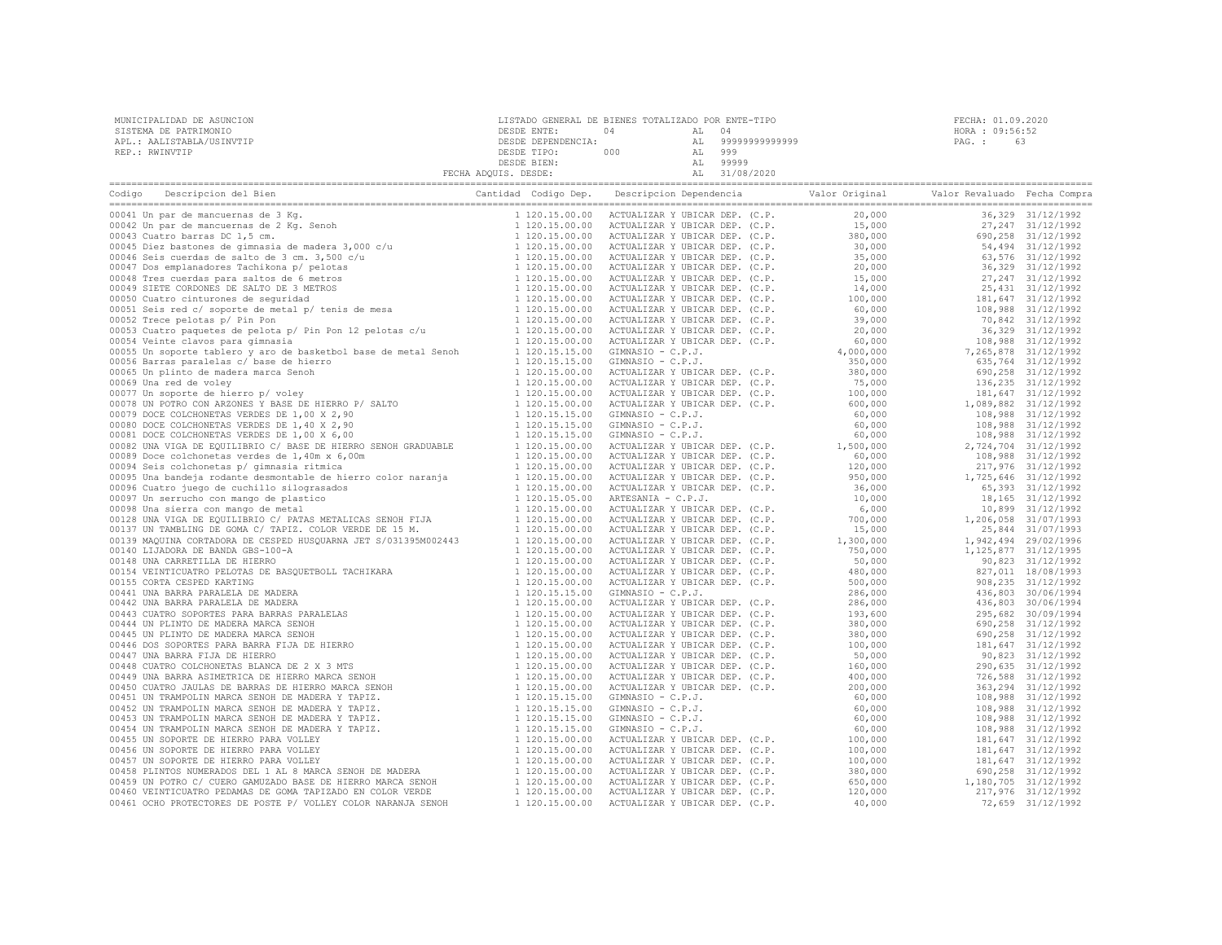MUNICIPALIDAD DE ASUNCION
SISTEMA DE PATRIMONIO
APL.: AALISTABLA/USINVTIP
REP.: RWINVTIP

LISTADO GENERAL DE BIENES TOTALIZADO POR ENTE-TIPO
DESDE ENTE: 04 AL 04
DESDE DEPENDENCIA: AL 99999999999999
DESDE TIPO: 000 AL 999
DESDE BIEN: AL 99999
FECHA ADQUIS. DESDE: AL 31/08/2020

FECHA: 01.09.2020
HORA : 09:56:52
PAG. : 63

| Codigo | Descripcion del Bien | Cantidad | Codigo Dep. | Descripcion Dependencia | Valor Original | Valor Revaluado | Fecha Compra |
|---|---|---|---|---|---|---|---|
| 00041 | Un par de mancuernas de 3 Kg. | 1 | 120.15.00.00 | ACTUALIZAR Y UBICAR DEP. (C.P. | 20,000 | 36,329 | 31/12/1992 |
| 00042 | Un par de mancuernas de 2 Kg. Senoh | 1 | 120.15.00.00 | ACTUALIZAR Y UBICAR DEP. (C.P. | 15,000 | 27,247 | 31/12/1992 |
| 00043 | Cuatro barras DC 1,5 cm. | 1 | 120.15.00.00 | ACTUALIZAR Y UBICAR DEP. (C.P. | 380,000 | 690,258 | 31/12/1992 |
| 00045 | Diez bastones de gimnasia de madera 3,000 c/u | 1 | 120.15.00.00 | ACTUALIZAR Y UBICAR DEP. (C.P. | 30,000 | 54,494 | 31/12/1992 |
| 00046 | Seis cuerdas de salto de 3 cm. 3,500 c/u | 1 | 120.15.00.00 | ACTUALIZAR Y UBICAR DEP. (C.P. | 35,000 | 63,576 | 31/12/1992 |
| 00047 | Dos emplanadores Tachikona p/ pelotas | 1 | 120.15.00.00 | ACTUALIZAR Y UBICAR DEP. (C.P. | 20,000 | 36,329 | 31/12/1992 |
| 00048 | Tres cuerdas para saltos de 6 metros | 1 | 120.15.00.00 | ACTUALIZAR Y UBICAR DEP. (C.P. | 15,000 | 27,247 | 31/12/1992 |
| 00049 | SIETE CORDONES DE SALTO DE 3 METROS | 1 | 120.15.00.00 | ACTUALIZAR Y UBICAR DEP. (C.P. | 14,000 | 25,431 | 31/12/1992 |
| 00050 | Cuatro cinturones de seguridad | 1 | 120.15.00.00 | ACTUALIZAR Y UBICAR DEP. (C.P. | 100,000 | 181,647 | 31/12/1992 |
| 00051 | Seis red c/ soporte de metal p/ tenis de mesa | 1 | 120.15.00.00 | ACTUALIZAR Y UBICAR DEP. (C.P. | 60,000 | 108,988 | 31/12/1992 |
| 00052 | Trece pelotas p/ Pin Pon | 1 | 120.15.00.00 | ACTUALIZAR Y UBICAR DEP. (C.P. | 39,000 | 70,842 | 31/12/1992 |
| 00053 | Cuatro paquetes de pelota p/ Pin Pon 12 pelotas c/u | 1 | 120.15.00.00 | ACTUALIZAR Y UBICAR DEP. (C.P. | 20,000 | 36,329 | 31/12/1992 |
| 00054 | Veinte clavos para gimnasia | 1 | 120.15.00.00 | ACTUALIZAR Y UBICAR DEP. (C.P. | 60,000 | 108,988 | 31/12/1992 |
| 00055 | Un soporte tablero y aro de basketbol base de metal Senoh | 1 | 120.15.15.00 | GIMNASIO - C.P.J. | 4,000,000 | 7,265,878 | 31/12/1992 |
| 00056 | Barras paralelas c/ base de hierro | 1 | 120.15.15.00 | GIMNASIO - C.P.J. | 350,000 | 635,764 | 31/12/1992 |
| 00065 | Un plinto de madera marca Senoh | 1 | 120.15.00.00 | ACTUALIZAR Y UBICAR DEP. (C.P. | 380,000 | 690,258 | 31/12/1992 |
| 00069 | Una red de voley | 1 | 120.15.00.00 | ACTUALIZAR Y UBICAR DEP. (C.P. | 75,000 | 136,235 | 31/12/1992 |
| 00077 | Un soporte de hierro p/ voley | 1 | 120.15.00.00 | ACTUALIZAR Y UBICAR DEP. (C.P. | 100,000 | 181,647 | 31/12/1992 |
| 00078 | UN POTRO CON ARZONES Y BASE DE HIERRO P/ SALTO | 1 | 120.15.00.00 | ACTUALIZAR Y UBICAR DEP. (C.P. | 600,000 | 1,089,882 | 31/12/1992 |
| 00079 | DOCE COLCHONETAS VERDES DE 1,00 X 2,90 | 1 | 120.15.15.00 | GIMNASIO - C.P.J. | 60,000 | 108,988 | 31/12/1992 |
| 00080 | DOCE COLCHONETAS VERDES DE 1,40 X 2,90 | 1 | 120.15.15.00 | GIMNASIO - C.P.J. | 60,000 | 108,988 | 31/12/1992 |
| 00081 | DOCE COLCHONETAS VERDES DE 1,00 X 6,00 | 1 | 120.15.15.00 | GIMNASIO - C.P.J. | 60,000 | 108,988 | 31/12/1992 |
| 00082 | UNA VIGA DE EQUILIBRIO C/ BASE DE HIERRO SENOH GRADUABLE | 1 | 120.15.00.00 | ACTUALIZAR Y UBICAR DEP. (C.P. | 1,500,000 | 2,724,704 | 31/12/1992 |
| 00089 | Doce colchonetas verdes de 1,40m x 6,00m | 1 | 120.15.00.00 | ACTUALIZAR Y UBICAR DEP. (C.P. | 60,000 | 108,988 | 31/12/1992 |
| 00094 | Seis colchonetas p/ gimnasia ritmica | 1 | 120.15.00.00 | ACTUALIZAR Y UBICAR DEP. (C.P. | 120,000 | 217,976 | 31/12/1992 |
| 00095 | Una bandeja rodante desmontable de hierro color naranja | 1 | 120.15.00.00 | ACTUALIZAR Y UBICAR DEP. (C.P. | 950,000 | 1,725,646 | 31/12/1992 |
| 00096 | Cuatro juego de cuchillo silograsados | 1 | 120.15.00.00 | ACTUALIZAR Y UBICAR DEP. (C.P. | 36,000 | 65,393 | 31/12/1992 |
| 00097 | Un serrucho con mango de plastico | 1 | 120.15.05.00 | ARTESANIA - C.P.J. | 10,000 | 18,165 | 31/12/1992 |
| 00098 | Una sierra con mango de metal | 1 | 120.15.00.00 | ACTUALIZAR Y UBICAR DEP. (C.P. | 6,000 | 10,899 | 31/12/1992 |
| 00128 | UNA VIGA DE EQUILIBRIO C/ PATAS METALICAS SENOH FIJA | 1 | 120.15.00.00 | ACTUALIZAR Y UBICAR DEP. (C.P. | 700,000 | 1,206,058 | 31/07/1993 |
| 00137 | UN TAMBLING DE GOMA C/ TAPIZ. COLOR VERDE DE 15 M. | 1 | 120.15.00.00 | ACTUALIZAR Y UBICAR DEP. (C.P. | 15,000 | 25,844 | 31/07/1993 |
| 00139 | MAQUINA CORTADORA DE CESPED HUSQUARNA JET S/031395M002443 | 1 | 120.15.00.00 | ACTUALIZAR Y UBICAR DEP. (C.P. | 1,300,000 | 1,942,494 | 29/02/1996 |
| 00140 | LIJADORA DE BANDA GBS-100-A | 1 | 120.15.00.00 | ACTUALIZAR Y UBICAR DEP. (C.P. | 750,000 | 1,125,877 | 31/12/1995 |
| 00148 | UNA CARRETILLA DE HIERRO | 1 | 120.15.00.00 | ACTUALIZAR Y UBICAR DEP. (C.P. | 50,000 | 90,823 | 31/12/1992 |
| 00154 | VEINTICUATRO PELOTAS DE BASQUETBOLL TACHIKARA | 1 | 120.15.00.00 | ACTUALIZAR Y UBICAR DEP. (C.P. | 480,000 | 827,011 | 18/08/1993 |
| 00155 | CORTA CESPED KARTING | 1 | 120.15.00.00 | ACTUALIZAR Y UBICAR DEP. (C.P. | 500,000 | 908,235 | 31/12/1992 |
| 00441 | UNA BARRA PARALELA DE MADERA | 1 | 120.15.15.00 | GIMNASIO - C.P.J. | 286,000 | 436,803 | 30/06/1994 |
| 00442 | UNA BARRA PARALELA DE MADERA | 1 | 120.15.00.00 | ACTUALIZAR Y UBICAR DEP. (C.P. | 286,000 | 436,803 | 30/06/1994 |
| 00443 | CUATRO SOPORTES PARA BARRAS PARALELAS | 1 | 120.15.00.00 | ACTUALIZAR Y UBICAR DEP. (C.P. | 193,600 | 295,682 | 30/09/1994 |
| 00444 | UN PLINTO DE MADERA MARCA SENOH | 1 | 120.15.00.00 | ACTUALIZAR Y UBICAR DEP. (C.P. | 380,000 | 690,258 | 31/12/1992 |
| 00445 | UN PLINTO DE MADERA MARCA SENOH | 1 | 120.15.00.00 | ACTUALIZAR Y UBICAR DEP. (C.P. | 380,000 | 690,258 | 31/12/1992 |
| 00446 | DOS SOPORTES PARA BARRA FIJA DE HIERRO | 1 | 120.15.00.00 | ACTUALIZAR Y UBICAR DEP. (C.P. | 100,000 | 181,647 | 31/12/1992 |
| 00447 | UNA BARRA FIJA DE HIERRO | 1 | 120.15.00.00 | ACTUALIZAR Y UBICAR DEP. (C.P. | 50,000 | 90,823 | 31/12/1992 |
| 00448 | CUATRO COLCHONETAS BLANCA DE 2 X 3 MTS | 1 | 120.15.00.00 | ACTUALIZAR Y UBICAR DEP. (C.P. | 160,000 | 290,635 | 31/12/1992 |
| 00449 | UNA BARRA ASIMETRICA DE HIERRO MARCA SENOH | 1 | 120.15.00.00 | ACTUALIZAR Y UBICAR DEP. (C.P. | 400,000 | 726,588 | 31/12/1992 |
| 00450 | CUATRO JAULAS DE BARRAS DE HIERRO MARCA SENOH | 1 | 120.15.00.00 | ACTUALIZAR Y UBICAR DEP. (C.P. | 200,000 | 363,294 | 31/12/1992 |
| 00451 | UN TRAMPOLIN MARCA SENOH DE MADERA Y TAPIZ. | 1 | 120.15.15.00 | GIMNASIO - C.P.J. | 60,000 | 108,988 | 31/12/1992 |
| 00452 | UN TRAMPOLIN MARCA SENOH DE MADERA Y TAPIZ. | 1 | 120.15.15.00 | GIMNASIO - C.P.J. | 60,000 | 108,988 | 31/12/1992 |
| 00453 | UN TRAMPOLIN MARCA SENOH DE MADERA Y TAPIZ. | 1 | 120.15.15.00 | GIMNASIO - C.P.J. | 60,000 | 108,988 | 31/12/1992 |
| 00454 | UN TRAMPOLIN MARCA SENOH DE MADERA Y TAPIZ. | 1 | 120.15.15.00 | GIMNASIO - C.P.J. | 60,000 | 108,988 | 31/12/1992 |
| 00455 | UN SOPORTE DE HIERRO PARA VOLLEY | 1 | 120.15.00.00 | ACTUALIZAR Y UBICAR DEP. (C.P. | 100,000 | 181,647 | 31/12/1992 |
| 00456 | UN SOPORTE DE HIERRO PARA VOLLEY | 1 | 120.15.00.00 | ACTUALIZAR Y UBICAR DEP. (C.P. | 100,000 | 181,647 | 31/12/1992 |
| 00457 | UN SOPORTE DE HIERRO PARA VOLLEY | 1 | 120.15.00.00 | ACTUALIZAR Y UBICAR DEP. (C.P. | 100,000 | 181,647 | 31/12/1992 |
| 00458 | PLINTOS NUMERADOS DEL 1 AL 8 MARCA SENOH DE MADERA | 1 | 120.15.00.00 | ACTUALIZAR Y UBICAR DEP. (C.P. | 380,000 | 690,258 | 31/12/1992 |
| 00459 | UN POTRO C/ CUERO GAMUZADO BASE DE HIERRO MARCA SENOH | 1 | 120.15.00.00 | ACTUALIZAR Y UBICAR DEP. (C.P. | 650,000 | 1,180,705 | 31/12/1992 |
| 00460 | VEINTICUATRO PEDAMAS DE GOMA TAPIZADO EN COLOR VERDE | 1 | 120.15.00.00 | ACTUALIZAR Y UBICAR DEP. (C.P. | 120,000 | 217,976 | 31/12/1992 |
| 00461 | OCHO PROTECTORES DE POSTE P/ VOLLEY COLOR NARANJA SENOH | 1 | 120.15.00.00 | ACTUALIZAR Y UBICAR DEP. (C.P. | 40,000 | 72,659 | 31/12/1992 |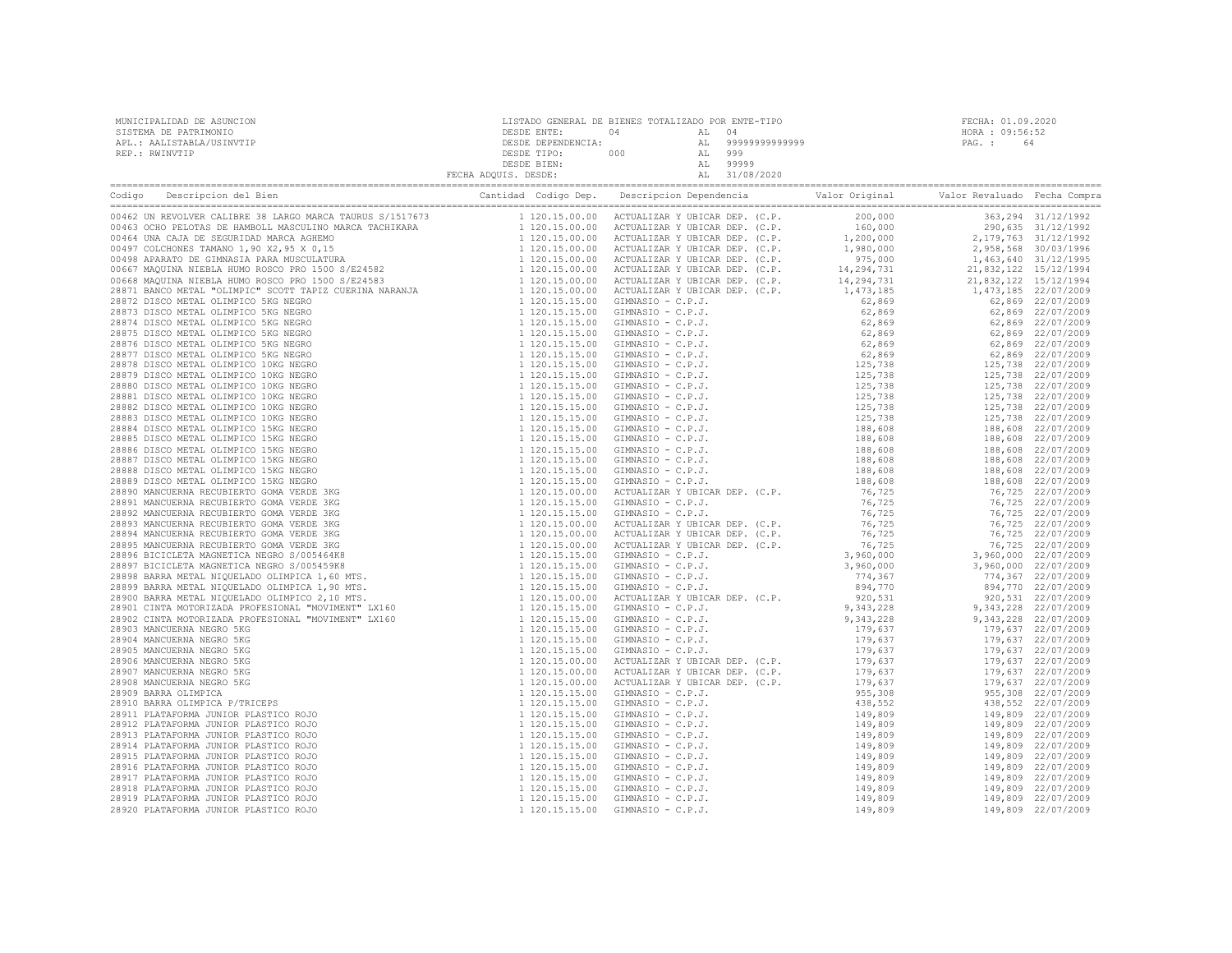MUNICIPALIDAD DE ASUNCION
SISTEMA DE PATRIMONIO
APL.: AALISTABLA/USINVTIP
REP.: RWINVTIP

LISTADO GENERAL DE BIENES TOTALIZADO POR ENTE-TIPO
DESDE ENTE: 04 AL 04
DESDE DEPENDENCIA: AL 99999999999999
DESDE TIPO: 000 AL 999
DESDE BIEN: AL 99999
FECHA ADQUIS. DESDE: AL 31/08/2020

FECHA: 01.09.2020
HORA : 09:56:52
PAG. : 64

| Codigo | Descripcion del Bien | Cantidad | Codigo Dep. | Descripcion Dependencia | Valor Original | Valor Revaluado | Fecha Compra |
|---|---|---|---|---|---|---|---|
| 00462 | UN REVOLVER CALIBRE 38 LARGO MARCA TAURUS S/1517673 | 1 | 120.15.00.00 | ACTUALIZAR Y UBICAR DEP. (C.P. | 200,000 | 363,294 | 31/12/1992 |
| 00463 | OCHO PELOTAS DE HAMBOLL MASCULINO MARCA TACHIKARA | 1 | 120.15.00.00 | ACTUALIZAR Y UBICAR DEP. (C.P. | 160,000 | 290,635 | 31/12/1992 |
| 00464 | UNA CAJA DE SEGURIDAD MARCA AGHEMO | 1 | 120.15.00.00 | ACTUALIZAR Y UBICAR DEP. (C.P. | 1,200,000 | 2,179,763 | 31/12/1992 |
| 00497 | COLCHONES TAMANO 1,90 X2,95 X 0,15 | 1 | 120.15.00.00 | ACTUALIZAR Y UBICAR DEP. (C.P. | 1,980,000 | 2,958,568 | 30/03/1996 |
| 00498 | APARATO DE GIMNASIA PARA MUSCULATURA | 1 | 120.15.00.00 | ACTUALIZAR Y UBICAR DEP. (C.P. | 975,000 | 1,463,640 | 31/12/1995 |
| 00667 | MAQUINA NIEBLA HUMO ROSCO PRO 1500 S/E24582 | 1 | 120.15.00.00 | ACTUALIZAR Y UBICAR DEP. (C.P. | 14,294,731 | 21,832,122 | 15/12/1994 |
| 00668 | MAQUINA NIEBLA HUMO ROSCO PRO 1500 S/E24583 | 1 | 120.15.00.00 | ACTUALIZAR Y UBICAR DEP. (C.P. | 14,294,731 | 21,832,122 | 15/12/1994 |
| 28871 | BANCO METAL "OLIMPIC" SCOTT TAPIZ CUERINA NARANJA | 1 | 120.15.00.00 | ACTUALIZAR Y UBICAR DEP. (C.P. | 1,473,185 | 1,473,185 | 22/07/2009 |
| 28872 | DISCO METAL OLIMPICO 5KG NEGRO | 1 | 120.15.15.00 | GIMNASIO - C.P.J. | 62,869 | 62,869 | 22/07/2009 |
| 28873 | DISCO METAL OLIMPICO 5KG NEGRO | 1 | 120.15.15.00 | GIMNASIO - C.P.J. | 62,869 | 62,869 | 22/07/2009 |
| 28874 | DISCO METAL OLIMPICO 5KG NEGRO | 1 | 120.15.15.00 | GIMNASIO - C.P.J. | 62,869 | 62,869 | 22/07/2009 |
| 28875 | DISCO METAL OLIMPICO 5KG NEGRO | 1 | 120.15.15.00 | GIMNASIO - C.P.J. | 62,869 | 62,869 | 22/07/2009 |
| 28876 | DISCO METAL OLIMPICO 5KG NEGRO | 1 | 120.15.15.00 | GIMNASIO - C.P.J. | 62,869 | 62,869 | 22/07/2009 |
| 28877 | DISCO METAL OLIMPICO 5KG NEGRO | 1 | 120.15.15.00 | GIMNASIO - C.P.J. | 62,869 | 62,869 | 22/07/2009 |
| 28878 | DISCO METAL OLIMPICO 10KG NEGRO | 1 | 120.15.15.00 | GIMNASIO - C.P.J. | 125,738 | 125,738 | 22/07/2009 |
| 28879 | DISCO METAL OLIMPICO 10KG NEGRO | 1 | 120.15.15.00 | GIMNASIO - C.P.J. | 125,738 | 125,738 | 22/07/2009 |
| 28880 | DISCO METAL OLIMPICO 10KG NEGRO | 1 | 120.15.15.00 | GIMNASIO - C.P.J. | 125,738 | 125,738 | 22/07/2009 |
| 28881 | DISCO METAL OLIMPICO 10KG NEGRO | 1 | 120.15.15.00 | GIMNASIO - C.P.J. | 125,738 | 125,738 | 22/07/2009 |
| 28882 | DISCO METAL OLIMPICO 10KG NEGRO | 1 | 120.15.15.00 | GIMNASIO - C.P.J. | 125,738 | 125,738 | 22/07/2009 |
| 28883 | DISCO METAL OLIMPICO 10KG NEGRO | 1 | 120.15.15.00 | GIMNASIO - C.P.J. | 125,738 | 125,738 | 22/07/2009 |
| 28884 | DISCO METAL OLIMPICO 15KG NEGRO | 1 | 120.15.15.00 | GIMNASIO - C.P.J. | 188,608 | 188,608 | 22/07/2009 |
| 28885 | DISCO METAL OLIMPICO 15KG NEGRO | 1 | 120.15.15.00 | GIMNASIO - C.P.J. | 188,608 | 188,608 | 22/07/2009 |
| 28886 | DISCO METAL OLIMPICO 15KG NEGRO | 1 | 120.15.15.00 | GIMNASIO - C.P.J. | 188,608 | 188,608 | 22/07/2009 |
| 28887 | DISCO METAL OLIMPICO 15KG NEGRO | 1 | 120.15.15.00 | GIMNASIO - C.P.J. | 188,608 | 188,608 | 22/07/2009 |
| 28888 | DISCO METAL OLIMPICO 15KG NEGRO | 1 | 120.15.15.00 | GIMNASIO - C.P.J. | 188,608 | 188,608 | 22/07/2009 |
| 28889 | DISCO METAL OLIMPICO 15KG NEGRO | 1 | 120.15.15.00 | GIMNASIO - C.P.J. | 188,608 | 188,608 | 22/07/2009 |
| 28890 | MANCUERNA RECUBIERTO GOMA VERDE 3KG | 1 | 120.15.00.00 | ACTUALIZAR Y UBICAR DEP. (C.P. | 76,725 | 76,725 | 22/07/2009 |
| 28891 | MANCUERNA RECUBIERTO GOMA VERDE 3KG | 1 | 120.15.15.00 | GIMNASIO - C.P.J. | 76,725 | 76,725 | 22/07/2009 |
| 28892 | MANCUERNA RECUBIERTO GOMA VERDE 3KG | 1 | 120.15.15.00 | GIMNASIO - C.P.J. | 76,725 | 76,725 | 22/07/2009 |
| 28893 | MANCUERNA RECUBIERTO GOMA VERDE 3KG | 1 | 120.15.00.00 | ACTUALIZAR Y UBICAR DEP. (C.P. | 76,725 | 76,725 | 22/07/2009 |
| 28894 | MANCUERNA RECUBIERTO GOMA VERDE 3KG | 1 | 120.15.00.00 | ACTUALIZAR Y UBICAR DEP. (C.P. | 76,725 | 76,725 | 22/07/2009 |
| 28895 | MANCUERNA RECUBIERTO GOMA VERDE 3KG | 1 | 120.15.00.00 | ACTUALIZAR Y UBICAR DEP. (C.P. | 76,725 | 76,725 | 22/07/2009 |
| 28896 | BICICLETA MAGNETICA NEGRO S/005464K8 | 1 | 120.15.15.00 | GIMNASIO - C.P.J. | 3,960,000 | 3,960,000 | 22/07/2009 |
| 28897 | BICICLETA MAGNETICA NEGRO S/005459K8 | 1 | 120.15.15.00 | GIMNASIO - C.P.J. | 3,960,000 | 3,960,000 | 22/07/2009 |
| 28898 | BARRA METAL NIQUELADO OLIMPICA 1,60 MTS. | 1 | 120.15.15.00 | GIMNASIO - C.P.J. | 774,367 | 774,367 | 22/07/2009 |
| 28899 | BARRA METAL NIQUELADO OLIMPICA 1,90 MTS. | 1 | 120.15.15.00 | GIMNASIO - C.P.J. | 894,770 | 894,770 | 22/07/2009 |
| 28900 | BARRA METAL NIQUELADO OLIMPICO 2,10 MTS. | 1 | 120.15.00.00 | ACTUALIZAR Y UBICAR DEP. (C.P. | 920,531 | 920,531 | 22/07/2009 |
| 28901 | CINTA MOTORIZADA PROFESIONAL "MOVIMENT" LX160 | 1 | 120.15.15.00 | GIMNASIO - C.P.J. | 9,343,228 | 9,343,228 | 22/07/2009 |
| 28902 | CINTA MOTORIZADA PROFESIONAL "MOVIMENT" LX160 | 1 | 120.15.15.00 | GIMNASIO - C.P.J. | 9,343,228 | 9,343,228 | 22/07/2009 |
| 28903 | MANCUERNA NEGRO 5KG | 1 | 120.15.15.00 | GIMNASIO - C.P.J. | 179,637 | 179,637 | 22/07/2009 |
| 28904 | MANCUERNA NEGRO 5KG | 1 | 120.15.15.00 | GIMNASIO - C.P.J. | 179,637 | 179,637 | 22/07/2009 |
| 28905 | MANCUERNA NEGRO 5KG | 1 | 120.15.15.00 | GIMNASIO - C.P.J. | 179,637 | 179,637 | 22/07/2009 |
| 28906 | MANCUERNA NEGRO 5KG | 1 | 120.15.00.00 | ACTUALIZAR Y UBICAR DEP. (C.P. | 179,637 | 179,637 | 22/07/2009 |
| 28907 | MANCUERNA NEGRO 5KG | 1 | 120.15.00.00 | ACTUALIZAR Y UBICAR DEP. (C.P. | 179,637 | 179,637 | 22/07/2009 |
| 28908 | MANCUERNA NEGRO 5KG | 1 | 120.15.00.00 | ACTUALIZAR Y UBICAR DEP. (C.P. | 179,637 | 179,637 | 22/07/2009 |
| 28909 | BARRA OLIMPICA | 1 | 120.15.15.00 | GIMNASIO - C.P.J. | 955,308 | 955,308 | 22/07/2009 |
| 28910 | BARRA OLIMPICA P/TRICEPS | 1 | 120.15.15.00 | GIMNASIO - C.P.J. | 438,552 | 438,552 | 22/07/2009 |
| 28911 | PLATAFORMA JUNIOR PLASTICO ROJO | 1 | 120.15.15.00 | GIMNASIO - C.P.J. | 149,809 | 149,809 | 22/07/2009 |
| 28912 | PLATAFORMA JUNIOR PLASTICO ROJO | 1 | 120.15.15.00 | GIMNASIO - C.P.J. | 149,809 | 149,809 | 22/07/2009 |
| 28913 | PLATAFORMA JUNIOR PLASTICO ROJO | 1 | 120.15.15.00 | GIMNASIO - C.P.J. | 149,809 | 149,809 | 22/07/2009 |
| 28914 | PLATAFORMA JUNIOR PLASTICO ROJO | 1 | 120.15.15.00 | GIMNASIO - C.P.J. | 149,809 | 149,809 | 22/07/2009 |
| 28915 | PLATAFORMA JUNIOR PLASTICO ROJO | 1 | 120.15.15.00 | GIMNASIO - C.P.J. | 149,809 | 149,809 | 22/07/2009 |
| 28916 | PLATAFORMA JUNIOR PLASTICO ROJO | 1 | 120.15.15.00 | GIMNASIO - C.P.J. | 149,809 | 149,809 | 22/07/2009 |
| 28917 | PLATAFORMA JUNIOR PLASTICO ROJO | 1 | 120.15.15.00 | GIMNASIO - C.P.J. | 149,809 | 149,809 | 22/07/2009 |
| 28918 | PLATAFORMA JUNIOR PLASTICO ROJO | 1 | 120.15.15.00 | GIMNASIO - C.P.J. | 149,809 | 149,809 | 22/07/2009 |
| 28919 | PLATAFORMA JUNIOR PLASTICO ROJO | 1 | 120.15.15.00 | GIMNASIO - C.P.J. | 149,809 | 149,809 | 22/07/2009 |
| 28920 | PLATAFORMA JUNIOR PLASTICO ROJO | 1 | 120.15.15.00 | GIMNASIO - C.P.J. | 149,809 | 149,809 | 22/07/2009 |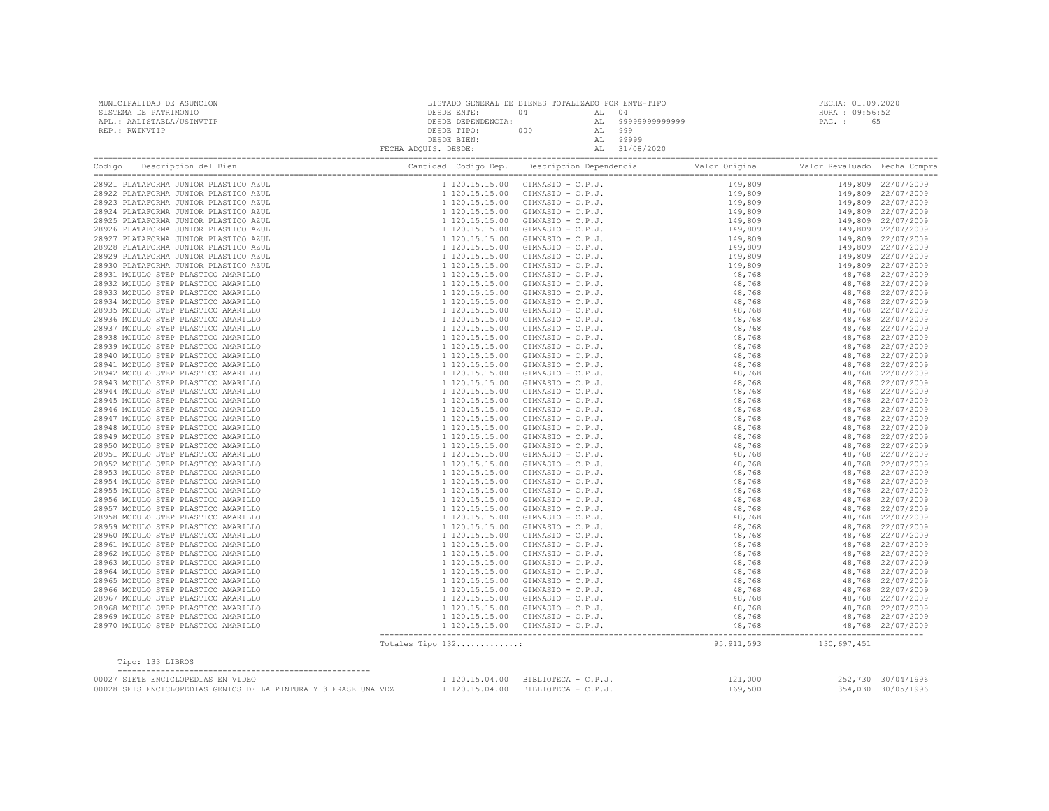MUNICIPALIDAD DE ASUNCION
SISTEMA DE PATRIMONIO
APL.: AALISTABLA/USINVTIP
REP.: RWINVTIP

LISTADO GENERAL DE BIENES TOTALIZADO POR ENTE-TIPO
DESDE ENTE: 04 AL 04
DESDE DEPENDENCIA: AL 99999999999999
DESDE TIPO: 000 AL 999
DESDE BIEN: AL 99999
FECHA ADQUIS. DESDE: AL 31/08/2020

FECHA: 01.09.2020
HORA : 09:56:52
PAG. : 65

| Codigo | Descripcion del Bien | Cantidad | Codigo Dep. | Descripcion Dependencia | Valor Original | Valor Revaluado | Fecha Compra |
|---|---|---|---|---|---|---|---|
| 28921 | PLATAFORMA JUNIOR PLASTICO AZUL | 1 | 120.15.15.00 | GIMNASIO - C.P.J. | 149,809 | 149,809 | 22/07/2009 |
| 28922 | PLATAFORMA JUNIOR PLASTICO AZUL | 1 | 120.15.15.00 | GIMNASIO - C.P.J. | 149,809 | 149,809 | 22/07/2009 |
| 28923 | PLATAFORMA JUNIOR PLASTICO AZUL | 1 | 120.15.15.00 | GIMNASIO - C.P.J. | 149,809 | 149,809 | 22/07/2009 |
| 28924 | PLATAFORMA JUNIOR PLASTICO AZUL | 1 | 120.15.15.00 | GIMNASIO - C.P.J. | 149,809 | 149,809 | 22/07/2009 |
| 28925 | PLATAFORMA JUNIOR PLASTICO AZUL | 1 | 120.15.15.00 | GIMNASIO - C.P.J. | 149,809 | 149,809 | 22/07/2009 |
| 28926 | PLATAFORMA JUNIOR PLASTICO AZUL | 1 | 120.15.15.00 | GIMNASIO - C.P.J. | 149,809 | 149,809 | 22/07/2009 |
| 28927 | PLATAFORMA JUNIOR PLASTICO AZUL | 1 | 120.15.15.00 | GIMNASIO - C.P.J. | 149,809 | 149,809 | 22/07/2009 |
| 28928 | PLATAFORMA JUNIOR PLASTICO AZUL | 1 | 120.15.15.00 | GIMNASIO - C.P.J. | 149,809 | 149,809 | 22/07/2009 |
| 28929 | PLATAFORMA JUNIOR PLASTICO AZUL | 1 | 120.15.15.00 | GIMNASIO - C.P.J. | 149,809 | 149,809 | 22/07/2009 |
| 28930 | PLATAFORMA JUNIOR PLASTICO AZUL | 1 | 120.15.15.00 | GIMNASIO - C.P.J. | 149,809 | 149,809 | 22/07/2009 |
| 28931 | MODULO STEP PLASTICO AMARILLO | 1 | 120.15.15.00 | GIMNASIO - C.P.J. | 48,768 | 48,768 | 22/07/2009 |
| 28932 | MODULO STEP PLASTICO AMARILLO | 1 | 120.15.15.00 | GIMNASIO - C.P.J. | 48,768 | 48,768 | 22/07/2009 |
| 28933 | MODULO STEP PLASTICO AMARILLO | 1 | 120.15.15.00 | GIMNASIO - C.P.J. | 48,768 | 48,768 | 22/07/2009 |
| 28934 | MODULO STEP PLASTICO AMARILLO | 1 | 120.15.15.00 | GIMNASIO - C.P.J. | 48,768 | 48,768 | 22/07/2009 |
| 28935 | MODULO STEP PLASTICO AMARILLO | 1 | 120.15.15.00 | GIMNASIO - C.P.J. | 48,768 | 48,768 | 22/07/2009 |
| 28936 | MODULO STEP PLASTICO AMARILLO | 1 | 120.15.15.00 | GIMNASIO - C.P.J. | 48,768 | 48,768 | 22/07/2009 |
| 28937 | MODULO STEP PLASTICO AMARILLO | 1 | 120.15.15.00 | GIMNASIO - C.P.J. | 48,768 | 48,768 | 22/07/2009 |
| 28938 | MODULO STEP PLASTICO AMARILLO | 1 | 120.15.15.00 | GIMNASIO - C.P.J. | 48,768 | 48,768 | 22/07/2009 |
| 28939 | MODULO STEP PLASTICO AMARILLO | 1 | 120.15.15.00 | GIMNASIO - C.P.J. | 48,768 | 48,768 | 22/07/2009 |
| 28940 | MODULO STEP PLASTICO AMARILLO | 1 | 120.15.15.00 | GIMNASIO - C.P.J. | 48,768 | 48,768 | 22/07/2009 |
| 28941 | MODULO STEP PLASTICO AMARILLO | 1 | 120.15.15.00 | GIMNASIO - C.P.J. | 48,768 | 48,768 | 22/07/2009 |
| 28942 | MODULO STEP PLASTICO AMARILLO | 1 | 120.15.15.00 | GIMNASIO - C.P.J. | 48,768 | 48,768 | 22/07/2009 |
| 28943 | MODULO STEP PLASTICO AMARILLO | 1 | 120.15.15.00 | GIMNASIO - C.P.J. | 48,768 | 48,768 | 22/07/2009 |
| 28944 | MODULO STEP PLASTICO AMARILLO | 1 | 120.15.15.00 | GIMNASIO - C.P.J. | 48,768 | 48,768 | 22/07/2009 |
| 28945 | MODULO STEP PLASTICO AMARILLO | 1 | 120.15.15.00 | GIMNASIO - C.P.J. | 48,768 | 48,768 | 22/07/2009 |
| 28946 | MODULO STEP PLASTICO AMARILLO | 1 | 120.15.15.00 | GIMNASIO - C.P.J. | 48,768 | 48,768 | 22/07/2009 |
| 28947 | MODULO STEP PLASTICO AMARILLO | 1 | 120.15.15.00 | GIMNASIO - C.P.J. | 48,768 | 48,768 | 22/07/2009 |
| 28948 | MODULO STEP PLASTICO AMARILLO | 1 | 120.15.15.00 | GIMNASIO - C.P.J. | 48,768 | 48,768 | 22/07/2009 |
| 28949 | MODULO STEP PLASTICO AMARILLO | 1 | 120.15.15.00 | GIMNASIO - C.P.J. | 48,768 | 48,768 | 22/07/2009 |
| 28950 | MODULO STEP PLASTICO AMARILLO | 1 | 120.15.15.00 | GIMNASIO - C.P.J. | 48,768 | 48,768 | 22/07/2009 |
| 28951 | MODULO STEP PLASTICO AMARILLO | 1 | 120.15.15.00 | GIMNASIO - C.P.J. | 48,768 | 48,768 | 22/07/2009 |
| 28952 | MODULO STEP PLASTICO AMARILLO | 1 | 120.15.15.00 | GIMNASIO - C.P.J. | 48,768 | 48,768 | 22/07/2009 |
| 28953 | MODULO STEP PLASTICO AMARILLO | 1 | 120.15.15.00 | GIMNASIO - C.P.J. | 48,768 | 48,768 | 22/07/2009 |
| 28954 | MODULO STEP PLASTICO AMARILLO | 1 | 120.15.15.00 | GIMNASIO - C.P.J. | 48,768 | 48,768 | 22/07/2009 |
| 28955 | MODULO STEP PLASTICO AMARILLO | 1 | 120.15.15.00 | GIMNASIO - C.P.J. | 48,768 | 48,768 | 22/07/2009 |
| 28956 | MODULO STEP PLASTICO AMARILLO | 1 | 120.15.15.00 | GIMNASIO - C.P.J. | 48,768 | 48,768 | 22/07/2009 |
| 28957 | MODULO STEP PLASTICO AMARILLO | 1 | 120.15.15.00 | GIMNASIO - C.P.J. | 48,768 | 48,768 | 22/07/2009 |
| 28958 | MODULO STEP PLASTICO AMARILLO | 1 | 120.15.15.00 | GIMNASIO - C.P.J. | 48,768 | 48,768 | 22/07/2009 |
| 28959 | MODULO STEP PLASTICO AMARILLO | 1 | 120.15.15.00 | GIMNASIO - C.P.J. | 48,768 | 48,768 | 22/07/2009 |
| 28960 | MODULO STEP PLASTICO AMARILLO | 1 | 120.15.15.00 | GIMNASIO - C.P.J. | 48,768 | 48,768 | 22/07/2009 |
| 28961 | MODULO STEP PLASTICO AMARILLO | 1 | 120.15.15.00 | GIMNASIO - C.P.J. | 48,768 | 48,768 | 22/07/2009 |
| 28962 | MODULO STEP PLASTICO AMARILLO | 1 | 120.15.15.00 | GIMNASIO - C.P.J. | 48,768 | 48,768 | 22/07/2009 |
| 28963 | MODULO STEP PLASTICO AMARILLO | 1 | 120.15.15.00 | GIMNASIO - C.P.J. | 48,768 | 48,768 | 22/07/2009 |
| 28964 | MODULO STEP PLASTICO AMARILLO | 1 | 120.15.15.00 | GIMNASIO - C.P.J. | 48,768 | 48,768 | 22/07/2009 |
| 28965 | MODULO STEP PLASTICO AMARILLO | 1 | 120.15.15.00 | GIMNASIO - C.P.J. | 48,768 | 48,768 | 22/07/2009 |
| 28966 | MODULO STEP PLASTICO AMARILLO | 1 | 120.15.15.00 | GIMNASIO - C.P.J. | 48,768 | 48,768 | 22/07/2009 |
| 28967 | MODULO STEP PLASTICO AMARILLO | 1 | 120.15.15.00 | GIMNASIO - C.P.J. | 48,768 | 48,768 | 22/07/2009 |
| 28968 | MODULO STEP PLASTICO AMARILLO | 1 | 120.15.15.00 | GIMNASIO - C.P.J. | 48,768 | 48,768 | 22/07/2009 |
| 28969 | MODULO STEP PLASTICO AMARILLO | 1 | 120.15.15.00 | GIMNASIO - C.P.J. | 48,768 | 48,768 | 22/07/2009 |
| 28970 | MODULO STEP PLASTICO AMARILLO | 1 | 120.15.15.00 | GIMNASIO - C.P.J. | 48,768 | 48,768 | 22/07/2009 |
| | Totales Tipo 132............: | | | | 95,911,593 | 130,697,451 | |

Tipo: 133 LIBROS

| Codigo | Descripcion del Bien | Cantidad | Codigo Dep. | Descripcion Dependencia | Valor Original | Valor Revaluado | Fecha Compra |
|---|---|---|---|---|---|---|---|
| 00027 | SIETE ENCICLOPEDIAS EN VIDEO | 1 | 120.15.04.00 | BIBLIOTECA - C.P.J. | 121,000 | 252,730 | 30/04/1996 |
| 00028 | SEIS ENCICLOPEDIAS GENIOS DE LA PINTURA Y 3 ERASE UNA VEZ | 1 | 120.15.04.00 | BIBLIOTECA - C.P.J. | 169,500 | 354,030 | 30/05/1996 |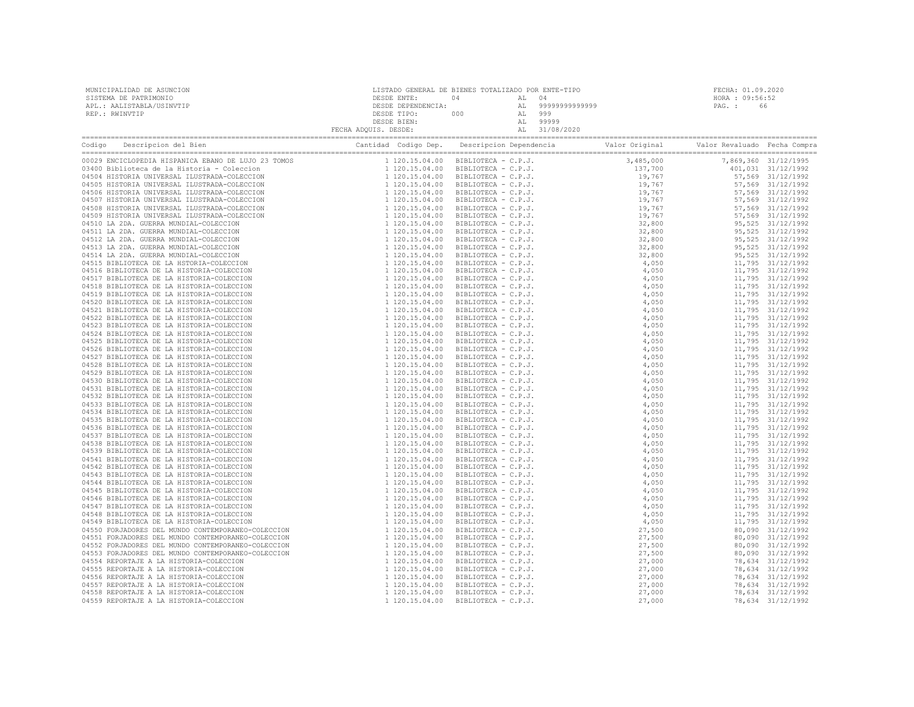MUNICIPALIDAD DE ASUNCION
SISTEMA DE PATRIMONIO
APL.: AALISTABLA/USINVTIP
REP.: RWINVTIP

LISTADO GENERAL DE BIENES TOTALIZADO POR ENTE-TIPO
DESDE ENTE: 04 AL 04
DESDE DEPENDENCIA: AL 99999999999999
DESDE TIPO: 000 AL 999
DESDE BIEN: AL 99999
FECHA ADQUIS. DESDE: AL 31/08/2020

FECHA: 01.09.2020
HORA : 09:56:52
PAG. : 66

| Codigo | Descripcion del Bien | Cantidad | Codigo Dep. | Descripcion Dependencia | Valor Original | Valor Revaluado | Fecha Compra |
|---|---|---|---|---|---|---|---|
| 00029 | ENCICLOPEDIA HISPANICA EBANO DE LUJO 23 TOMOS | 1 | 120.15.04.00 | BIBLIOTECA - C.P.J. | 3,485,000 | 7,869,360 | 31/12/1995 |
| 03400 | Biblioteca de la Historia - Coleccion | 1 | 120.15.04.00 | BIBLIOTECA - C.P.J. | 137,700 | 401,031 | 31/12/1992 |
| 04504 | HISTORIA UNIVERSAL ILUSTRADA-COLECCION | 1 | 120.15.04.00 | BIBLIOTECA - C.P.J. | 19,767 | 57,569 | 31/12/1992 |
| 04505 | HISTORIA UNIVERSAL ILUSTRADA-COLECCION | 1 | 120.15.04.00 | BIBLIOTECA - C.P.J. | 19,767 | 57,569 | 31/12/1992 |
| 04506 | HISTORIA UNIVERSAL ILUSTRADA-COLECCION | 1 | 120.15.04.00 | BIBLIOTECA - C.P.J. | 19,767 | 57,569 | 31/12/1992 |
| 04507 | HISTORIA UNIVERSAL ILUSTRADA-COLECCION | 1 | 120.15.04.00 | BIBLIOTECA - C.P.J. | 19,767 | 57,569 | 31/12/1992 |
| 04508 | HISTORIA UNIVERSAL ILUSTRADA-COLECCION | 1 | 120.15.04.00 | BIBLIOTECA - C.P.J. | 19,767 | 57,569 | 31/12/1992 |
| 04509 | HISTORIA UNIVERSAL ILUSTRADA-COLECCION | 1 | 120.15.04.00 | BIBLIOTECA - C.P.J. | 19,767 | 57,569 | 31/12/1992 |
| 04510 | LA 2DA. GUERRA MUNDIAL-COLECCION | 1 | 120.15.04.00 | BIBLIOTECA - C.P.J. | 32,800 | 95,525 | 31/12/1992 |
| 04511 | LA 2DA. GUERRA MUNDIAL-COLECCION | 1 | 120.15.04.00 | BIBLIOTECA - C.P.J. | 32,800 | 95,525 | 31/12/1992 |
| 04512 | LA 2DA. GUERRA MUNDIAL-COLECCION | 1 | 120.15.04.00 | BIBLIOTECA - C.P.J. | 32,800 | 95,525 | 31/12/1992 |
| 04513 | LA 2DA. GUERRA MUNDIAL-COLECCION | 1 | 120.15.04.00 | BIBLIOTECA - C.P.J. | 32,800 | 95,525 | 31/12/1992 |
| 04514 | LA 2DA. GUERRA MUNDIAL-COLECCION | 1 | 120.15.04.00 | BIBLIOTECA - C.P.J. | 32,800 | 95,525 | 31/12/1992 |
| 04515 | BIBLIOTECA DE LA HSTORIA-COLECCION | 1 | 120.15.04.00 | BIBLIOTECA - C.P.J. | 4,050 | 11,795 | 31/12/1992 |
| 04516 | BIBLIOTECA DE LA HISTORIA-COLECCION | 1 | 120.15.04.00 | BIBLIOTECA - C.P.J. | 4,050 | 11,795 | 31/12/1992 |
| 04517 | BIBLIOTECA DE LA HISTORIA-COLECCION | 1 | 120.15.04.00 | BIBLIOTECA - C.P.J. | 4,050 | 11,795 | 31/12/1992 |
| 04518 | BIBLIOTECA DE LA HISTORIA-COLECCION | 1 | 120.15.04.00 | BIBLIOTECA - C.P.J. | 4,050 | 11,795 | 31/12/1992 |
| 04519 | BIBLIOTECA DE LA HISTORIA-COLECCION | 1 | 120.15.04.00 | BIBLIOTECA - C.P.J. | 4,050 | 11,795 | 31/12/1992 |
| 04520 | BIBLIOTECA DE LA HISTORIA-COLECCION | 1 | 120.15.04.00 | BIBLIOTECA - C.P.J. | 4,050 | 11,795 | 31/12/1992 |
| 04521 | BIBLIOTECA DE LA HISTORIA-COLECCION | 1 | 120.15.04.00 | BIBLIOTECA - C.P.J. | 4,050 | 11,795 | 31/12/1992 |
| 04522 | BIBLIOTECA DE LA HISTORIA-COLECCION | 1 | 120.15.04.00 | BIBLIOTECA - C.P.J. | 4,050 | 11,795 | 31/12/1992 |
| 04523 | BIBLIOTECA DE LA HISTORIA-COLECCION | 1 | 120.15.04.00 | BIBLIOTECA - C.P.J. | 4,050 | 11,795 | 31/12/1992 |
| 04524 | BIBLIOTECA DE LA HISTORIA-COLECCION | 1 | 120.15.04.00 | BIBLIOTECA - C.P.J. | 4,050 | 11,795 | 31/12/1992 |
| 04525 | BIBLIOTECA DE LA HISTORIA-COLECCION | 1 | 120.15.04.00 | BIBLIOTECA - C.P.J. | 4,050 | 11,795 | 31/12/1992 |
| 04526 | BIBLIOTECA DE LA HISTORIA-COLECCION | 1 | 120.15.04.00 | BIBLIOTECA - C.P.J. | 4,050 | 11,795 | 31/12/1992 |
| 04527 | BIBLIOTECA DE LA HISTORIA-COLECCION | 1 | 120.15.04.00 | BIBLIOTECA - C.P.J. | 4,050 | 11,795 | 31/12/1992 |
| 04528 | BIBLIOTECA DE LA HISTORIA-COLECCION | 1 | 120.15.04.00 | BIBLIOTECA - C.P.J. | 4,050 | 11,795 | 31/12/1992 |
| 04529 | BIBLIOTECA DE LA HISTORIA-COLECCION | 1 | 120.15.04.00 | BIBLIOTECA - C.P.J. | 4,050 | 11,795 | 31/12/1992 |
| 04530 | BIBLIOTECA DE LA HISTORIA-COLECCION | 1 | 120.15.04.00 | BIBLIOTECA - C.P.J. | 4,050 | 11,795 | 31/12/1992 |
| 04531 | BIBLIOTECA DE LA HISTORIA-COLECCION | 1 | 120.15.04.00 | BIBLIOTECA - C.P.J. | 4,050 | 11,795 | 31/12/1992 |
| 04532 | BIBLIOTECA DE LA HISTORIA-COLECCION | 1 | 120.15.04.00 | BIBLIOTECA - C.P.J. | 4,050 | 11,795 | 31/12/1992 |
| 04533 | BIBLIOTECA DE LA HISTORIA-COLECCION | 1 | 120.15.04.00 | BIBLIOTECA - C.P.J. | 4,050 | 11,795 | 31/12/1992 |
| 04534 | BIBLIOTECA DE LA HISTORIA-COLECCION | 1 | 120.15.04.00 | BIBLIOTECA - C.P.J. | 4,050 | 11,795 | 31/12/1992 |
| 04535 | BIBLIOTECA DE LA HISTORIA-COLECCION | 1 | 120.15.04.00 | BIBLIOTECA - C.P.J. | 4,050 | 11,795 | 31/12/1992 |
| 04536 | BIBLIOTECA DE LA HISTORIA-COLECCION | 1 | 120.15.04.00 | BIBLIOTECA - C.P.J. | 4,050 | 11,795 | 31/12/1992 |
| 04537 | BIBLIOTECA DE LA HISTORIA-COLECCION | 1 | 120.15.04.00 | BIBLIOTECA - C.P.J. | 4,050 | 11,795 | 31/12/1992 |
| 04538 | BIBLIOTECA DE LA HISTORIA-COLECCION | 1 | 120.15.04.00 | BIBLIOTECA - C.P.J. | 4,050 | 11,795 | 31/12/1992 |
| 04539 | BIBLIOTECA DE LA HISTORIA-COLECCION | 1 | 120.15.04.00 | BIBLIOTECA - C.P.J. | 4,050 | 11,795 | 31/12/1992 |
| 04541 | BIBLIOTECA DE LA HISTORIA-COLECCION | 1 | 120.15.04.00 | BIBLIOTECA - C.P.J. | 4,050 | 11,795 | 31/12/1992 |
| 04542 | BIBLIOTECA DE LA HISTORIA-COLECCION | 1 | 120.15.04.00 | BIBLIOTECA - C.P.J. | 4,050 | 11,795 | 31/12/1992 |
| 04543 | BIBLIOTECA DE LA HISTORIA-COLECCION | 1 | 120.15.04.00 | BIBLIOTECA - C.P.J. | 4,050 | 11,795 | 31/12/1992 |
| 04544 | BIBLIOTECA DE LA HISTORIA-COLECCION | 1 | 120.15.04.00 | BIBLIOTECA - C.P.J. | 4,050 | 11,795 | 31/12/1992 |
| 04545 | BIBLIOTECA DE LA HISTORIA-COLECCION | 1 | 120.15.04.00 | BIBLIOTECA - C.P.J. | 4,050 | 11,795 | 31/12/1992 |
| 04546 | BIBLIOTECA DE LA HISTORIA-COLECCION | 1 | 120.15.04.00 | BIBLIOTECA - C.P.J. | 4,050 | 11,795 | 31/12/1992 |
| 04547 | BIBLIOTECA DE LA HISTORIA-COLECCION | 1 | 120.15.04.00 | BIBLIOTECA - C.P.J. | 4,050 | 11,795 | 31/12/1992 |
| 04548 | BIBLIOTECA DE LA HISTORIA-COLECCION | 1 | 120.15.04.00 | BIBLIOTECA - C.P.J. | 4,050 | 11,795 | 31/12/1992 |
| 04549 | BIBLIOTECA DE LA HISTORIA-COLECCION | 1 | 120.15.04.00 | BIBLIOTECA - C.P.J. | 4,050 | 11,795 | 31/12/1992 |
| 04550 | FORJADORES DEL MUNDO CONTEMPORANEO-COLECCION | 1 | 120.15.04.00 | BIBLIOTECA - C.P.J. | 27,500 | 80,090 | 31/12/1992 |
| 04551 | FORJADORES DEL MUNDO CONTEMPORANEO-COLECCION | 1 | 120.15.04.00 | BIBLIOTECA - C.P.J. | 27,500 | 80,090 | 31/12/1992 |
| 04552 | FORJADORES DEL MUNDO CONTEMPORANEO-COLECCION | 1 | 120.15.04.00 | BIBLIOTECA - C.P.J. | 27,500 | 80,090 | 31/12/1992 |
| 04553 | FORJADORES DEL MUNDO CONTEMPORANEO-COLECCION | 1 | 120.15.04.00 | BIBLIOTECA - C.P.J. | 27,500 | 80,090 | 31/12/1992 |
| 04554 | REPORTAJE A LA HISTORIA-COLECCION | 1 | 120.15.04.00 | BIBLIOTECA - C.P.J. | 27,000 | 78,634 | 31/12/1992 |
| 04555 | REPORTAJE A LA HISTORIA-COLECCION | 1 | 120.15.04.00 | BIBLIOTECA - C.P.J. | 27,000 | 78,634 | 31/12/1992 |
| 04556 | REPORTAJE A LA HISTORIA-COLECCION | 1 | 120.15.04.00 | BIBLIOTECA - C.P.J. | 27,000 | 78,634 | 31/12/1992 |
| 04557 | REPORTAJE A LA HISTORIA-COLECCION | 1 | 120.15.04.00 | BIBLIOTECA - C.P.J. | 27,000 | 78,634 | 31/12/1992 |
| 04558 | REPORTAJE A LA HISTORIA-COLECCION | 1 | 120.15.04.00 | BIBLIOTECA - C.P.J. | 27,000 | 78,634 | 31/12/1992 |
| 04559 | REPORTAJE A LA HISTORIA-COLECCION | 1 | 120.15.04.00 | BIBLIOTECA - C.P.J. | 27,000 | 78,634 | 31/12/1992 |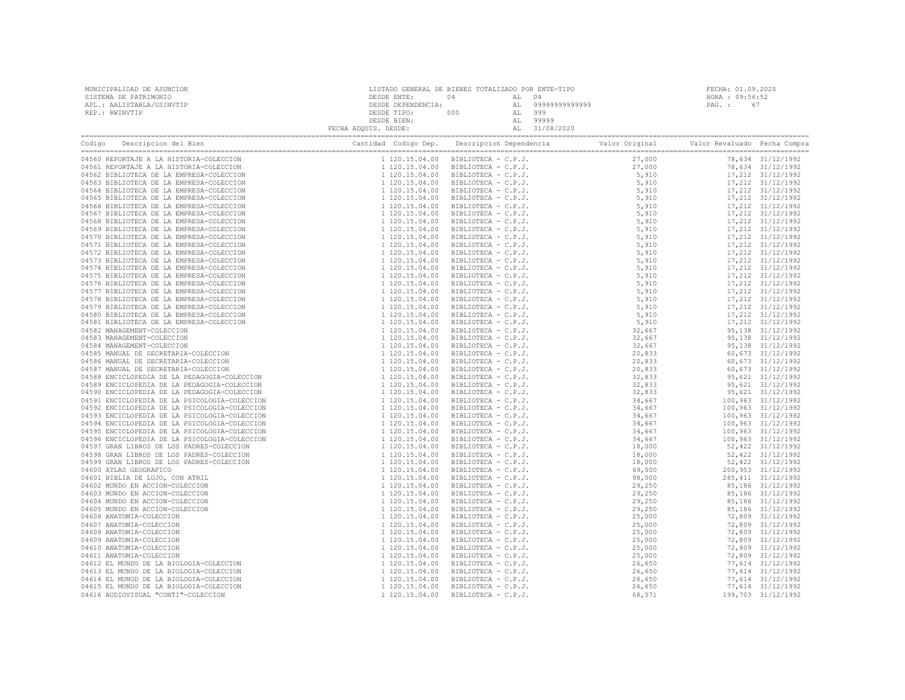MUNICIPALIDAD DE ASUNCION
SISTEMA DE PATRIMONIO
APL.: AALISTABLA/USINVTIP
REP.: RWINVTIP

LISTADO GENERAL DE BIENES TOTALIZADO POR ENTE-TIPO
DESDE ENTE: 04 AL 04
DESDE DEPENDENCIA: AL 99999999999999
DESDE TIPO: 000 AL 999
DESDE BIEN: AL 99999
FECHA ADQUIS. DESDE: AL 31/08/2020

FECHA: 01.09.2020
HORA : 09:56:52
PAG. : 67

| Codigo | Descripcion del Bien | Cantidad | Codigo Dep. | Descripcion Dependencia | Valor Original | Valor Revaluado | Fecha Compra |
|---|---|---|---|---|---|---|---|
| 04560 | REPORTAJE A LA HISTORIA-COLECCION | 1 | 120.15.04.00 | BIBLIOTECA - C.P.J. | 27,000 | 78,634 | 31/12/1992 |
| 04561 | REPORTAJE A LA HISTORIA-COLECCION | 1 | 120.15.04.00 | BIBLIOTECA - C.P.J. | 27,000 | 78,634 | 31/12/1992 |
| 04562 | BIBLIOTECA DE LA EMPRESA-COLECCION | 1 | 120.15.04.00 | BIBLIOTECA - C.P.J. | 5,910 | 17,212 | 31/12/1992 |
| 04563 | BIBLIOTECA DE LA EMPRESA-COLECCION | 1 | 120.15.04.00 | BIBLIOTECA - C.P.J. | 5,910 | 17,212 | 31/12/1992 |
| 04564 | BIBLIOTECA DE LA EMPRESA-COLECCION | 1 | 120.15.04.00 | BIBLIOTECA - C.P.J. | 5,910 | 17,212 | 31/12/1992 |
| 04565 | BIBLIOTECA DE LA EMPRESA-COLECCION | 1 | 120.15.04.00 | BIBLIOTECA - C.P.J. | 5,910 | 17,212 | 31/12/1992 |
| 04566 | BIBLIOTECA DE LA EMPRESA-COLECCION | 1 | 120.15.04.00 | BIBLIOTECA - C.P.J. | 5,910 | 17,212 | 31/12/1992 |
| 04567 | BIBLIOTECA DE LA EMPRESA-COLECCION | 1 | 120.15.04.00 | BIBLIOTECA - C.P.J. | 5,910 | 17,212 | 31/12/1992 |
| 04568 | BIBLIOTECA DE LA EMPRESA-COLECCION | 1 | 120.15.04.00 | BIBLIOTECA - C.P.J. | 5,910 | 17,212 | 31/12/1992 |
| 04569 | BIBLIOTECA DE LA EMPRESA-COLECCION | 1 | 120.15.04.00 | BIBLIOTECA - C.P.J. | 5,910 | 17,212 | 31/12/1992 |
| 04570 | BIBLIOTECA DE LA EMPRESA-COLECCION | 1 | 120.15.04.00 | BIBLIOTECA - C.P.J. | 5,910 | 17,212 | 31/12/1992 |
| 04571 | BIBLIOTECA DE LA EMPRESA-COLECCION | 1 | 120.15.04.00 | BIBLIOTECA - C.P.J. | 5,910 | 17,212 | 31/12/1992 |
| 04572 | BIBLIOTECA DE LA EMPRESA-COLECCION | 1 | 120.15.04.00 | BIBLIOTECA - C.P.J. | 5,910 | 17,212 | 31/12/1992 |
| 04573 | BIBLIOTECA DE LA EMPRESA-COLECCION | 1 | 120.15.04.00 | BIBLIOTECA - C.P.J. | 5,910 | 17,212 | 31/12/1992 |
| 04574 | BIBLIOTECA DE LA EMPRESA-COLECCION | 1 | 120.15.04.00 | BIBLIOTECA - C.P.J. | 5,910 | 17,212 | 31/12/1992 |
| 04575 | BIBLIOTECA DE LA EMPRESA-COLECCION | 1 | 120.15.04.00 | BIBLIOTECA - C.P.J. | 5,910 | 17,212 | 31/12/1992 |
| 04576 | BIBLIOTECA DE LA EMPRESA-COLECCION | 1 | 120.15.04.00 | BIBLIOTECA - C.P.J. | 5,910 | 17,212 | 31/12/1992 |
| 04577 | BIBLIOTECA DE LA EMPRESA-COLECCION | 1 | 120.15.04.00 | BIBLIOTECA - C.P.J. | 5,910 | 17,212 | 31/12/1992 |
| 04578 | BIBLIOTECA DE LA EMPRESA-COLECCION | 1 | 120.15.04.00 | BIBLIOTECA - C.P.J. | 5,910 | 17,212 | 31/12/1992 |
| 04579 | BIBLIOTECA DE LA EMPRESA-COLECCION | 1 | 120.15.04.00 | BIBLIOTECA - C.P.J. | 5,910 | 17,212 | 31/12/1992 |
| 04580 | BIBLIOTECA DE LA EMPRESA-COLECCION | 1 | 120.15.04.00 | BIBLIOTECA - C.P.J. | 5,910 | 17,212 | 31/12/1992 |
| 04581 | BIBLIOTECA DE LA EMPRESA-COLECCION | 1 | 120.15.04.00 | BIBLIOTECA - C.P.J. | 5,910 | 17,212 | 31/12/1992 |
| 04582 | MANAGEMENT-COLECCION | 1 | 120.15.04.00 | BIBLIOTECA - C.P.J. | 32,667 | 95,138 | 31/12/1992 |
| 04583 | MANAGEMENT-COLECCION | 1 | 120.15.04.00 | BIBLIOTECA - C.P.J. | 32,667 | 95,138 | 31/12/1992 |
| 04584 | MANAGEMENT-COLECCION | 1 | 120.15.04.00 | BIBLIOTECA - C.P.J. | 32,667 | 95,138 | 31/12/1992 |
| 04585 | MANUAL DE SECRETARIA-COLECCION | 1 | 120.15.04.00 | BIBLIOTECA - C.P.J. | 20,833 | 60,673 | 31/12/1992 |
| 04586 | MANUAL DE SECRETARIA-COLECCION | 1 | 120.15.04.00 | BIBLIOTECA - C.P.J. | 20,833 | 60,673 | 31/12/1992 |
| 04587 | MANUAL DE SECRETARIA-COLECCION | 1 | 120.15.04.00 | BIBLIOTECA - C.P.J. | 20,833 | 60,673 | 31/12/1992 |
| 04588 | ENCICLOPEDIA DE LA PEDAGOGIA-COLECCION | 1 | 120.15.04.00 | BIBLIOTECA - C.P.J. | 32,833 | 95,621 | 31/12/1992 |
| 04589 | ENCICLOPEDIA DE LA PEDAGOGIA-COLECCION | 1 | 120.15.04.00 | BIBLIOTECA - C.P.J. | 32,833 | 95,621 | 31/12/1992 |
| 04590 | ENCICLOPEDIA DE LA PEDAGOGIA-COLECCION | 1 | 120.15.04.00 | BIBLIOTECA - C.P.J. | 32,833 | 95,621 | 31/12/1992 |
| 04591 | ENCICLOPEDIA DE LA PSICOLOGIA-COLECCION | 1 | 120.15.04.00 | BIBLIOTECA - C.P.J. | 34,667 | 100,963 | 31/12/1992 |
| 04592 | ENCICLOPEDIA DE LA PSICOLOGIA-COLECCION | 1 | 120.15.04.00 | BIBLIOTECA - C.P.J. | 34,667 | 100,963 | 31/12/1992 |
| 04593 | ENCICLOPEDIA DE LA PSICOLOGIA-COLECCION | 1 | 120.15.04.00 | BIBLIOTECA - C.P.J. | 34,667 | 100,963 | 31/12/1992 |
| 04594 | ENCICLOPEDIA DE LA PSICOLOGIA-COLECCION | 1 | 120.15.04.00 | BIBLIOTECA - C.P.J. | 34,667 | 100,963 | 31/12/1992 |
| 04595 | ENCICLOPEDIA DE LA PSICOLOGIA-COLECCION | 1 | 120.15.04.00 | BIBLIOTECA - C.P.J. | 34,667 | 100,963 | 31/12/1992 |
| 04596 | ENCICLOPEDIA DE LA PSICOLOGIA-COLECCION | 1 | 120.15.04.00 | BIBLIOTECA - C.P.J. | 34,667 | 100,963 | 31/12/1992 |
| 04597 | GRAN LIBROS DE LOS PADRES-COLECCION | 1 | 120.15.04.00 | BIBLIOTECA - C.P.J. | 18,000 | 52,422 | 31/12/1992 |
| 04598 | GRAN LIBROS DE LOS PADRES-COLECCION | 1 | 120.15.04.00 | BIBLIOTECA - C.P.J. | 18,000 | 52,422 | 31/12/1992 |
| 04599 | GRAN LIBROS DE LOS PADRES-COLECCION | 1 | 120.15.04.00 | BIBLIOTECA - C.P.J. | 18,000 | 52,422 | 31/12/1992 |
| 04600 | ATLAS GEOGRAFICO | 1 | 120.15.04.00 | BIBLIOTECA - C.P.J. | 69,000 | 200,953 | 31/12/1992 |
| 04601 | BIBLIA DE LUJO, CON ATRIL | 1 | 120.15.04.00 | BIBLIOTECA - C.P.J. | 98,000 | 285,411 | 31/12/1992 |
| 04602 | MUNDO EN ACCION-COLECCION | 1 | 120.15.04.00 | BIBLIOTECA - C.P.J. | 29,250 | 85,186 | 31/12/1992 |
| 04603 | MUNDO EN ACCION-COLECCION | 1 | 120.15.04.00 | BIBLIOTECA - C.P.J. | 29,250 | 85,186 | 31/12/1992 |
| 04604 | MUNDO EN ACCION-COLECCION | 1 | 120.15.04.00 | BIBLIOTECA - C.P.J. | 29,250 | 85,186 | 31/12/1992 |
| 04605 | MUNDO EN ACCION-COLECCION | 1 | 120.15.04.00 | BIBLIOTECA - C.P.J. | 29,250 | 85,186 | 31/12/1992 |
| 04606 | ANATOMIA-COLECCION | 1 | 120.15.04.00 | BIBLIOTECA - C.P.J. | 25,000 | 72,809 | 31/12/1992 |
| 04607 | ANATOMIA-COLECCION | 1 | 120.15.04.00 | BIBLIOTECA - C.P.J. | 25,000 | 72,809 | 31/12/1992 |
| 04608 | ANATOMIA-COLECCION | 1 | 120.15.04.00 | BIBLIOTECA - C.P.J. | 25,000 | 72,809 | 31/12/1992 |
| 04609 | ANATOMIA-COLECCION | 1 | 120.15.04.00 | BIBLIOTECA - C.P.J. | 25,000 | 72,809 | 31/12/1992 |
| 04610 | ANATOMIA-COLECCION | 1 | 120.15.04.00 | BIBLIOTECA - C.P.J. | 25,000 | 72,809 | 31/12/1992 |
| 04611 | ANATOMIA-COLECCION | 1 | 120.15.04.00 | BIBLIOTECA - C.P.J. | 25,000 | 72,809 | 31/12/1992 |
| 04612 | EL MUNDO DE LA BIOLOGIA-COLECCION | 1 | 120.15.04.00 | BIBLIOTECA - C.P.J. | 26,650 | 77,614 | 31/12/1992 |
| 04613 | EL MUNDO DE LA BIOLOGIA-COLECCION | 1 | 120.15.04.00 | BIBLIOTECA - C.P.J. | 26,650 | 77,614 | 31/12/1992 |
| 04614 | EL MUNOD DE LA BIOLOGIA-COLECCION | 1 | 120.15.04.00 | BIBLIOTECA - C.P.J. | 26,650 | 77,614 | 31/12/1992 |
| 04615 | EL MUNDO DE LA BIOLOGIA-COLECCION | 1 | 120.15.04.00 | BIBLIOTECA - C.P.J. | 26,650 | 77,614 | 31/12/1992 |
| 04616 | AUDIOVISUAL "CONTI"-COLECCION | 1 | 120.15.04.00 | BIBLIOTECA - C.P.J. | 68,571 | 199,703 | 31/12/1992 |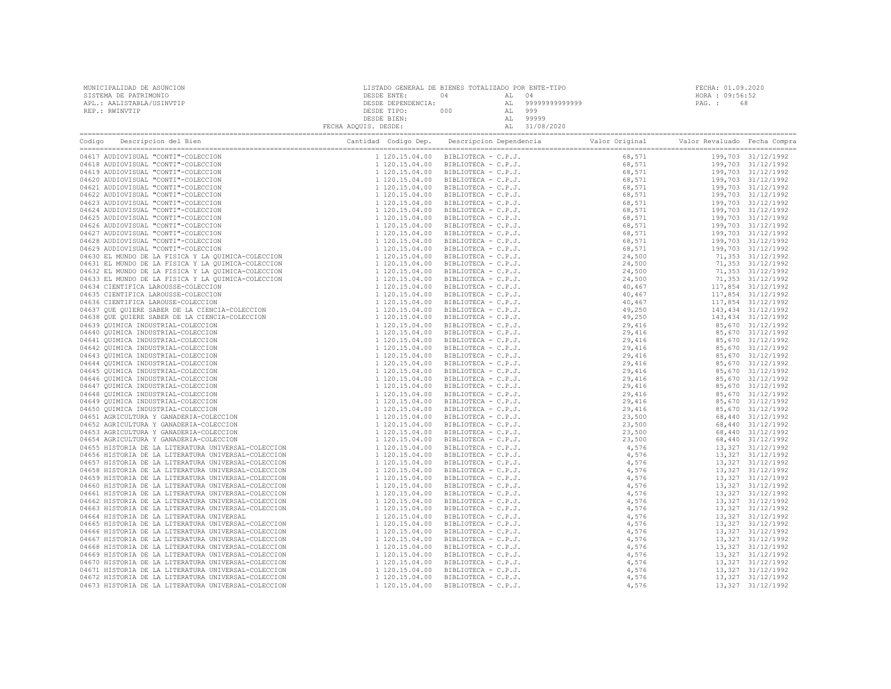MUNICIPALIDAD DE ASUNCION
SISTEMA DE PATRIMONIO
APL.: AALISTABLA/USINVTIP
REP.: RWINVTIP

LISTADO GENERAL DE BIENES TOTALIZADO POR ENTE-TIPO
DESDE ENTE: 04 AL 04
DESDE DEPENDENCIA: AL 99999999999999
DESDE TIPO: 000 AL 999
DESDE BIEN: AL 99999
FECHA ADQUIS. DESDE: AL 31/08/2020

FECHA: 01.09.2020
HORA : 09:56:52

| Codigo | Descripcion del Bien | Cantidad | Codigo Dep. | Descripcion Dependencia | Valor Original | Valor Revaluado | Fecha Compra |
|---|---|---|---|---|---|---|---|
| 04617 | AUDIOVISUAL "CONTI"-COLECCION | 1 | 120.15.04.00 | BIBLIOTECA - C.P.J. | 68,571 | 199,703 | 31/12/1992 |
| 04618 | AUDIOVISUAL "CONTI"-COLECCION | 1 | 120.15.04.00 | BIBLIOTECA - C.P.J. | 68,571 | 199,703 | 31/12/1992 |
| 04619 | AUDIOVISUAL "CONTI"-COLECCION | 1 | 120.15.04.00 | BIBLIOTECA - C.P.J. | 68,571 | 199,703 | 31/12/1992 |
| 04620 | AUDIOVISUAL "CONTI"-COLECCION | 1 | 120.15.04.00 | BIBLIOTECA - C.P.J. | 68,571 | 199,703 | 31/12/1992 |
| 04621 | AUDIOVISUAL "CONTI"-COLECCION | 1 | 120.15.04.00 | BIBLIOTECA - C.P.J. | 68,571 | 199,703 | 31/12/1992 |
| 04622 | AUDIOVISUAL "CONTI"-COLECCION | 1 | 120.15.04.00 | BIBLIOTECA - C.P.J. | 68,571 | 199,703 | 31/12/1992 |
| 04623 | AUDIOVISUAL "CONTI"-COLECCION | 1 | 120.15.04.00 | BIBLIOTECA - C.P.J. | 68,571 | 199,703 | 31/12/1992 |
| 04624 | AUDIOVISUAL "CONTI"-COLECCION | 1 | 120.15.04.00 | BIBLIOTECA - C.P.J. | 68,571 | 199,703 | 31/12/1992 |
| 04625 | AUDIOVISUAL "CONTI"-COLECCION | 1 | 120.15.04.00 | BIBLIOTECA - C.P.J. | 68,571 | 199,703 | 31/12/1992 |
| 04626 | AUDIOVISUAL "CONTI"-COLECCION | 1 | 120.15.04.00 | BIBLIOTECA - C.P.J. | 68,571 | 199,703 | 31/12/1992 |
| 04627 | AUDIOVISUAL "CONTI"-COLECCION | 1 | 120.15.04.00 | BIBLIOTECA - C.P.J. | 68,571 | 199,703 | 31/12/1992 |
| 04628 | AUDIOVISUAL "CONTI"-COLECCION | 1 | 120.15.04.00 | BIBLIOTECA - C.P.J. | 68,571 | 199,703 | 31/12/1992 |
| 04629 | AUDIOVISUAL "CONTI"-COLECCION | 1 | 120.15.04.00 | BIBLIOTECA - C.P.J. | 68,571 | 199,703 | 31/12/1992 |
| 04630 | EL MUNDO DE LA FISICA Y LA QUIMICA-COLECCION | 1 | 120.15.04.00 | BIBLIOTECA - C.P.J. | 24,500 | 71,353 | 31/12/1992 |
| 04631 | EL MUNDO DE LA FISICA Y LA QUIMICA-COLECCION | 1 | 120.15.04.00 | BIBLIOTECA - C.P.J. | 24,500 | 71,353 | 31/12/1992 |
| 04632 | EL MUNDO DE LA FISICA Y LA QUIMICA-COLECCION | 1 | 120.15.04.00 | BIBLIOTECA - C.P.J. | 24,500 | 71,353 | 31/12/1992 |
| 04633 | EL MUNDO DE LA FISICA Y LA QUIMICA-COLECCION | 1 | 120.15.04.00 | BIBLIOTECA - C.P.J. | 24,500 | 71,353 | 31/12/1992 |
| 04634 | CIENTIFICA LAROUSSE-COLECCION | 1 | 120.15.04.00 | BIBLIOTECA - C.P.J. | 40,467 | 117,854 | 31/12/1992 |
| 04635 | CIENTIFICA LAROUSSE-COLECCION | 1 | 120.15.04.00 | BIBLIOTECA - C.P.J. | 40,467 | 117,854 | 31/12/1992 |
| 04636 | CIENTIFICA LAROUSE-COLECCION | 1 | 120.15.04.00 | BIBLIOTECA - C.P.J. | 40,467 | 117,854 | 31/12/1992 |
| 04637 | QUE QUIERE SABER DE LA CIENCIA-COLECCION | 1 | 120.15.04.00 | BIBLIOTECA - C.P.J. | 49,250 | 143,434 | 31/12/1992 |
| 04638 | QUE QUIERE SABER DE LA CIENCIA-COLECCION | 1 | 120.15.04.00 | BIBLIOTECA - C.P.J. | 49,250 | 143,434 | 31/12/1992 |
| 04639 | QUIMICA INDUSTRIAL-COLECCION | 1 | 120.15.04.00 | BIBLIOTECA - C.P.J. | 29,416 | 85,670 | 31/12/1992 |
| 04640 | QUIMICA INDUSTRIAL-COLECCION | 1 | 120.15.04.00 | BIBLIOTECA - C.P.J. | 29,416 | 85,670 | 31/12/1992 |
| 04641 | QUIMICA INDUSTRIAL-COLECCION | 1 | 120.15.04.00 | BIBLIOTECA - C.P.J. | 29,416 | 85,670 | 31/12/1992 |
| 04642 | QUIMICA INDUSTRIAL-COLECCION | 1 | 120.15.04.00 | BIBLIOTECA - C.P.J. | 29,416 | 85,670 | 31/12/1992 |
| 04643 | QUIMICA INDUSTRIAL-COLECCION | 1 | 120.15.04.00 | BIBLIOTECA - C.P.J. | 29,416 | 85,670 | 31/12/1992 |
| 04644 | QUIMICA INDUSTRIAL-COLECCION | 1 | 120.15.04.00 | BIBLIOTECA - C.P.J. | 29,416 | 85,670 | 31/12/1992 |
| 04645 | QUIMICA INDUSTRIAL-COLECCION | 1 | 120.15.04.00 | BIBLIOTECA - C.P.J. | 29,416 | 85,670 | 31/12/1992 |
| 04646 | QUIMICA INDUSTRIAL-COLECCION | 1 | 120.15.04.00 | BIBLIOTECA - C.P.J. | 29,416 | 85,670 | 31/12/1992 |
| 04647 | QUIMICA INDUSTRIAL-COLECCION | 1 | 120.15.04.00 | BIBLIOTECA - C.P.J. | 29,416 | 85,670 | 31/12/1992 |
| 04648 | QUIMICA INDUSTRIAL-COLECCION | 1 | 120.15.04.00 | BIBLIOTECA - C.P.J. | 29,416 | 85,670 | 31/12/1992 |
| 04649 | QUIMICA INDUSTRIAL-COLECCION | 1 | 120.15.04.00 | BIBLIOTECA - C.P.J. | 29,416 | 85,670 | 31/12/1992 |
| 04650 | QUIMICA INDUSTRIAL-COLECCION | 1 | 120.15.04.00 | BIBLIOTECA - C.P.J. | 29,416 | 85,670 | 31/12/1992 |
| 04651 | AGRICULTURA Y GANADERIA-COLECCION | 1 | 120.15.04.00 | BIBLIOTECA - C.P.J. | 23,500 | 68,440 | 31/12/1992 |
| 04652 | AGRICULTURA Y GANADERIA-COLECCION | 1 | 120.15.04.00 | BIBLIOTECA - C.P.J. | 23,500 | 68,440 | 31/12/1992 |
| 04653 | AGRICULTURA Y GANADERIA-COLECCION | 1 | 120.15.04.00 | BIBLIOTECA - C.P.J. | 23,500 | 68,440 | 31/12/1992 |
| 04654 | AGRICULTURA Y GANADERIA-COLECCION | 1 | 120.15.04.00 | BIBLIOTECA - C.P.J. | 23,500 | 68,440 | 31/12/1992 |
| 04655 | HISTORIA DE LA LITERATURA UNIVERSAL-COLECCION | 1 | 120.15.04.00 | BIBLIOTECA - C.P.J. | 4,576 | 13,327 | 31/12/1992 |
| 04656 | HISTORIA DE LA LITERATURA UNIVERSAL-COLECCION | 1 | 120.15.04.00 | BIBLIOTECA - C.P.J. | 4,576 | 13,327 | 31/12/1992 |
| 04657 | HISTORIA DE LA LITERATURA UNIVERSAL-COLECCION | 1 | 120.15.04.00 | BIBLIOTECA - C.P.J. | 4,576 | 13,327 | 31/12/1992 |
| 04658 | HISTORIA DE LA LITERATURA UNIVERSAL-COLECCION | 1 | 120.15.04.00 | BIBLIOTECA - C.P.J. | 4,576 | 13,327 | 31/12/1992 |
| 04659 | HISTORIA DE LA LITERATURA UNIVERSAL-COLECCION | 1 | 120.15.04.00 | BIBLIOTECA - C.P.J. | 4,576 | 13,327 | 31/12/1992 |
| 04660 | HISTORIA DE LA LITERATURA UNIVERSAL-COLECCION | 1 | 120.15.04.00 | BIBLIOTECA - C.P.J. | 4,576 | 13,327 | 31/12/1992 |
| 04661 | HISTORIA DE LA LITERATURA UNIVERSAL-COLECCION | 1 | 120.15.04.00 | BIBLIOTECA - C.P.J. | 4,576 | 13,327 | 31/12/1992 |
| 04662 | HISTORIA DE LA LITERATURA UNIVERSAL-COLECCION | 1 | 120.15.04.00 | BIBLIOTECA - C.P.J. | 4,576 | 13,327 | 31/12/1992 |
| 04663 | HISTORIA DE LA LITERATURA UNIVERSAL-COLECCION | 1 | 120.15.04.00 | BIBLIOTECA - C.P.J. | 4,576 | 13,327 | 31/12/1992 |
| 04664 | HISTORIA DE LA LITERATURA UNIVERSAL | 1 | 120.15.04.00 | BIBLIOTECA - C.P.J. | 4,576 | 13,327 | 31/12/1992 |
| 04665 | HISTORIA DE LA LITERATURA UNIVERSAL-COLECCION | 1 | 120.15.04.00 | BIBLIOTECA - C.P.J. | 4,576 | 13,327 | 31/12/1992 |
| 04666 | HISTORIA DE LA LITERATURA UNIVERSAL-COLECCION | 1 | 120.15.04.00 | BIBLIOTECA - C.P.J. | 4,576 | 13,327 | 31/12/1992 |
| 04667 | HISTORIA DE LA LITERATURA UNIVERSAL-COLECCION | 1 | 120.15.04.00 | BIBLIOTECA - C.P.J. | 4,576 | 13,327 | 31/12/1992 |
| 04668 | HISTORIA DE LA LITERATURA UNIVERSAL-COLECCION | 1 | 120.15.04.00 | BIBLIOTECA - C.P.J. | 4,576 | 13,327 | 31/12/1992 |
| 04669 | HISTORIA DE LA LITERATURA UNIVERSAL-COLECCION | 1 | 120.15.04.00 | BIBLIOTECA - C.P.J. | 4,576 | 13,327 | 31/12/1992 |
| 04670 | HISTORIA DE LA LITERATURA UNIVERSAL-COLECCION | 1 | 120.15.04.00 | BIBLIOTECA - C.P.J. | 4,576 | 13,327 | 31/12/1992 |
| 04671 | HISTORIA DE LA LITERATURA UNIVERSAL-COLECCION | 1 | 120.15.04.00 | BIBLIOTECA - C.P.J. | 4,576 | 13,327 | 31/12/1992 |
| 04672 | HISTORIA DE LA LITERATURA UNIVERSAL-COLECCION | 1 | 120.15.04.00 | BIBLIOTECA - C.P.J. | 4,576 | 13,327 | 31/12/1992 |
| 04673 | HISTORIA DE LA LITERATURA UNIVERSAL-COLECCION | 1 | 120.15.04.00 | BIBLIOTECA - C.P.J. | 4,576 | 13,327 | 31/12/1992 |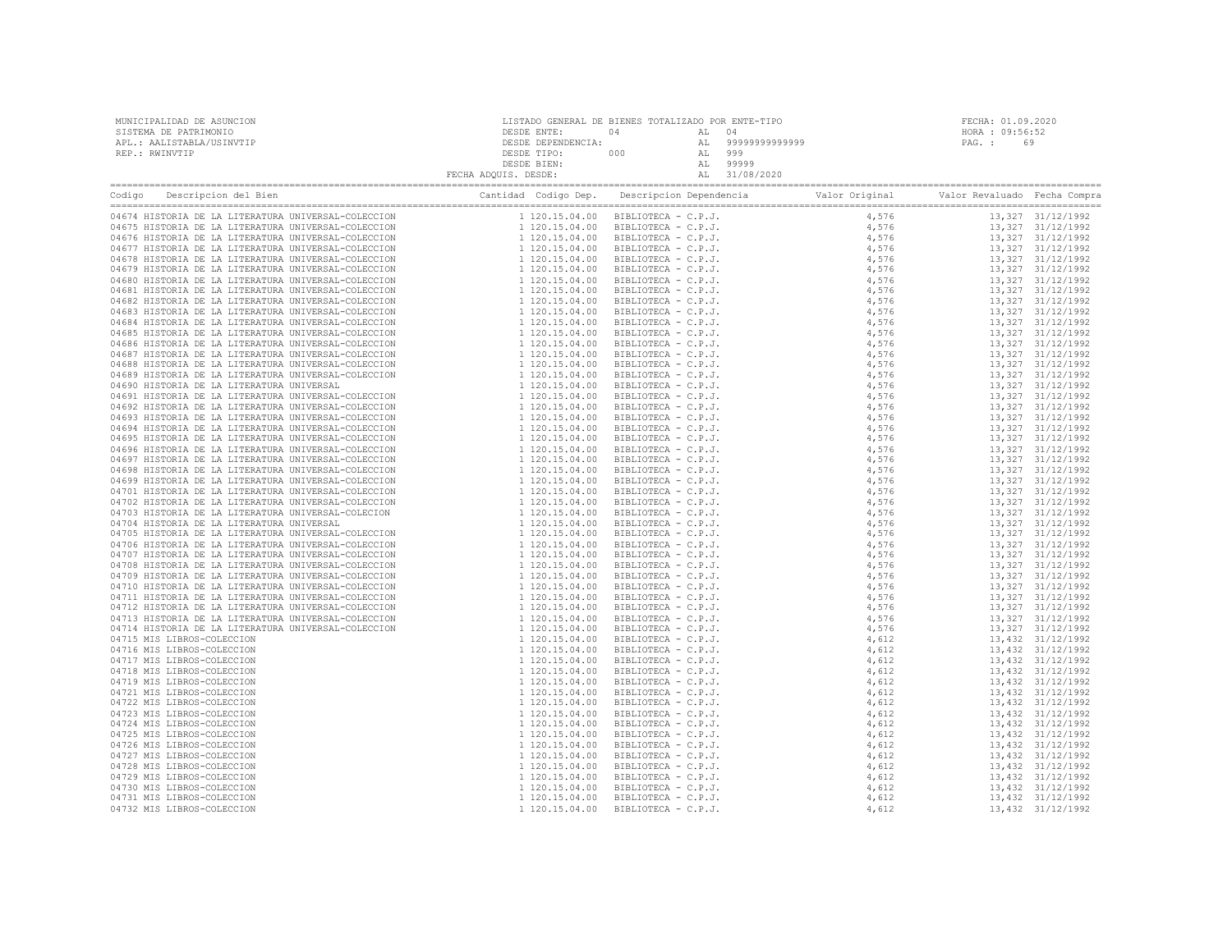MUNICIPALIDAD DE ASUNCION
SISTEMA DE PATRIMONIO
APL.: AALISTABLA/USINVTIP
REP.: RWINVTIP

LISTADO GENERAL DE BIENES TOTALIZADO POR ENTE-TIPO
DESDE ENTE: 04 AL 04
DESDE DEPENDENCIA: AL 99999999999999
DESDE TIPO: 000 AL 999
DESDE BIEN: AL 99999
FECHA ADQUIS. DESDE: AL 31/08/2020

FECHA: 01.09.2020
HORA : 09:56:52
PAG. : 69

| Codigo | Descripcion del Bien | Cantidad | Codigo Dep. | Descripcion Dependencia | Valor Original | Valor Revaluado | Fecha Compra |
|---|---|---|---|---|---|---|---|
| 04674 | HISTORIA DE LA LITERATURA UNIVERSAL-COLECCION | 1 | 120.15.04.00 | BIBLIOTECA - C.P.J. | 4,576 | 13,327 | 31/12/1992 |
| 04675 | HISTORIA DE LA LITERATURA UNIVERSAL-COLECCION | 1 | 120.15.04.00 | BIBLIOTECA - C.P.J. | 4,576 | 13,327 | 31/12/1992 |
| 04676 | HISTORIA DE LA LITERATURA UNIVERSAL-COLECCION | 1 | 120.15.04.00 | BIBLIOTECA - C.P.J. | 4,576 | 13,327 | 31/12/1992 |
| 04677 | HISTORIA DE LA LITERATURA UNIVERSAL-COLECCION | 1 | 120.15.04.00 | BIBLIOTECA - C.P.J. | 4,576 | 13,327 | 31/12/1992 |
| 04678 | HISTORIA DE LA LITERATURA UNIVERSAL-COLECCION | 1 | 120.15.04.00 | BIBLIOTECA - C.P.J. | 4,576 | 13,327 | 31/12/1992 |
| 04679 | HISTORIA DE LA LITERATURA UNIVERSAL-COLECCION | 1 | 120.15.04.00 | BIBLIOTECA - C.P.J. | 4,576 | 13,327 | 31/12/1992 |
| 04680 | HISTORIA DE LA LITERATURA UNIVERSAL-COLECCION | 1 | 120.15.04.00 | BIBLIOTECA - C.P.J. | 4,576 | 13,327 | 31/12/1992 |
| 04681 | HISTORIA DE LA LITERATURA UNIVERSAL-COLECCION | 1 | 120.15.04.00 | BIBLIOTECA - C.P.J. | 4,576 | 13,327 | 31/12/1992 |
| 04682 | HISTORIA DE LA LITERATURA UNIVERSAL-COLECCION | 1 | 120.15.04.00 | BIBLIOTECA - C.P.J. | 4,576 | 13,327 | 31/12/1992 |
| 04683 | HISTORIA DE LA LITERATURA UNIVERSAL-COLECCION | 1 | 120.15.04.00 | BIBLIOTECA - C.P.J. | 4,576 | 13,327 | 31/12/1992 |
| 04684 | HISTORIA DE LA LITERATURA UNIVERSAL-COLECCION | 1 | 120.15.04.00 | BIBLIOTECA - C.P.J. | 4,576 | 13,327 | 31/12/1992 |
| 04685 | HISTORIA DE LA LITERATURA UNIVERSAL-COLECCION | 1 | 120.15.04.00 | BIBLIOTECA - C.P.J. | 4,576 | 13,327 | 31/12/1992 |
| 04686 | HISTORIA DE LA LITERATURA UNIVERSAL-COLECCION | 1 | 120.15.04.00 | BIBLIOTECA - C.P.J. | 4,576 | 13,327 | 31/12/1992 |
| 04687 | HISTORIA DE LA LITERATURA UNIVERSAL-COLECCION | 1 | 120.15.04.00 | BIBLIOTECA - C.P.J. | 4,576 | 13,327 | 31/12/1992 |
| 04688 | HISTORIA DE LA LITERATURA UNIVERSAL-COLECCION | 1 | 120.15.04.00 | BIBLIOTECA - C.P.J. | 4,576 | 13,327 | 31/12/1992 |
| 04689 | HISTORIA DE LA LITERATURA UNIVERSAL-COLECCION | 1 | 120.15.04.00 | BIBLIOTECA - C.P.J. | 4,576 | 13,327 | 31/12/1992 |
| 04690 | HISTORIA DE LA LITERATURA UNIVERSAL | 1 | 120.15.04.00 | BIBLIOTECA - C.P.J. | 4,576 | 13,327 | 31/12/1992 |
| 04691 | HISTORIA DE LA LITERATURA UNIVERSAL-COLECCION | 1 | 120.15.04.00 | BIBLIOTECA - C.P.J. | 4,576 | 13,327 | 31/12/1992 |
| 04692 | HISTORIA DE LA LITERATURA UNIVERSAL-COLECCION | 1 | 120.15.04.00 | BIBLIOTECA - C.P.J. | 4,576 | 13,327 | 31/12/1992 |
| 04693 | HISTORIA DE LA LITERATURA UNIVERSAL-COLECCION | 1 | 120.15.04.00 | BIBLIOTECA - C.P.J. | 4,576 | 13,327 | 31/12/1992 |
| 04694 | HISTORIA DE LA LITERATURA UNIVERSAL-COLECCION | 1 | 120.15.04.00 | BIBLIOTECA - C.P.J. | 4,576 | 13,327 | 31/12/1992 |
| 04695 | HISTORIA DE LA LITERATURA UNIVERSAL-COLECCION | 1 | 120.15.04.00 | BIBLIOTECA - C.P.J. | 4,576 | 13,327 | 31/12/1992 |
| 04696 | HISTORIA DE LA LITERATURA UNIVERSAL-COLECCION | 1 | 120.15.04.00 | BIBLIOTECA - C.P.J. | 4,576 | 13,327 | 31/12/1992 |
| 04697 | HISTORIA DE LA LITERATURA UNIVERSAL-COLECCION | 1 | 120.15.04.00 | BIBLIOTECA - C.P.J. | 4,576 | 13,327 | 31/12/1992 |
| 04698 | HISTORIA DE LA LITERATURA UNIVERSAL-COLECCION | 1 | 120.15.04.00 | BIBLIOTECA - C.P.J. | 4,576 | 13,327 | 31/12/1992 |
| 04699 | HISTORIA DE LA LITERATURA UNIVERSAL-COLECCION | 1 | 120.15.04.00 | BIBLIOTECA - C.P.J. | 4,576 | 13,327 | 31/12/1992 |
| 04701 | HISTORIA DE LA LITERATURA UNIVERSAL-COLECCION | 1 | 120.15.04.00 | BIBLIOTECA - C.P.J. | 4,576 | 13,327 | 31/12/1992 |
| 04702 | HISTORIA DE LA LITERATURA UNIVERSAL-COLECCION | 1 | 120.15.04.00 | BIBLIOTECA - C.P.J. | 4,576 | 13,327 | 31/12/1992 |
| 04703 | HISTORIA DE LA LITERATURA UNIVERSAL-COLECION | 1 | 120.15.04.00 | BIBLIOTECA - C.P.J. | 4,576 | 13,327 | 31/12/1992 |
| 04704 | HISTORIA DE LA LITERATURA UNIVERSAL | 1 | 120.15.04.00 | BIBLIOTECA - C.P.J. | 4,576 | 13,327 | 31/12/1992 |
| 04705 | HISTORIA DE LA LITERATURA UNIVERSAL-COLECCION | 1 | 120.15.04.00 | BIBLIOTECA - C.P.J. | 4,576 | 13,327 | 31/12/1992 |
| 04706 | HISTORIA DE LA LITERATURA UNIVERSAL-COLECCION | 1 | 120.15.04.00 | BIBLIOTECA - C.P.J. | 4,576 | 13,327 | 31/12/1992 |
| 04707 | HISTORIA DE LA LITERATURA UNIVERSAL-COLECCION | 1 | 120.15.04.00 | BIBLIOTECA - C.P.J. | 4,576 | 13,327 | 31/12/1992 |
| 04708 | HISTORIA DE LA LITERATURA UNIVERSAL-COLECCION | 1 | 120.15.04.00 | BIBLIOTECA - C.P.J. | 4,576 | 13,327 | 31/12/1992 |
| 04709 | HISTORIA DE LA LITERATURA UNIVERSAL-COLECCION | 1 | 120.15.04.00 | BIBLIOTECA - C.P.J. | 4,576 | 13,327 | 31/12/1992 |
| 04710 | HISTORIA DE LA LITERATURA UNIVERSAL-COLECCION | 1 | 120.15.04.00 | BIBLIOTECA - C.P.J. | 4,576 | 13,327 | 31/12/1992 |
| 04711 | HISTORIA DE LA LITERATURA UNIVERSAL-COLECCION | 1 | 120.15.04.00 | BIBLIOTECA - C.P.J. | 4,576 | 13,327 | 31/12/1992 |
| 04712 | HISTORIA DE LA LITERATURA UNIVERSAL-COLECCION | 1 | 120.15.04.00 | BIBLIOTECA - C.P.J. | 4,576 | 13,327 | 31/12/1992 |
| 04713 | HISTORIA DE LA LITERATURA UNIVERSAL-COLECCION | 1 | 120.15.04.00 | BIBLIOTECA - C.P.J. | 4,576 | 13,327 | 31/12/1992 |
| 04714 | HISTORIA DE LA LITERATURA UNIVERSAL-COLECCION | 1 | 120.15.04.00 | BIBLIOTECA - C.P.J. | 4,576 | 13,327 | 31/12/1992 |
| 04715 | MIS LIBROS-COLECCION | 1 | 120.15.04.00 | BIBLIOTECA - C.P.J. | 4,612 | 13,432 | 31/12/1992 |
| 04716 | MIS LIBROS-COLECCION | 1 | 120.15.04.00 | BIBLIOTECA - C.P.J. | 4,612 | 13,432 | 31/12/1992 |
| 04717 | MIS LIBROS-COLECCION | 1 | 120.15.04.00 | BIBLIOTECA - C.P.J. | 4,612 | 13,432 | 31/12/1992 |
| 04718 | MIS LIBROS-COLECCION | 1 | 120.15.04.00 | BIBLIOTECA - C.P.J. | 4,612 | 13,432 | 31/12/1992 |
| 04719 | MIS LIBROS-COLECCION | 1 | 120.15.04.00 | BIBLIOTECA - C.P.J. | 4,612 | 13,432 | 31/12/1992 |
| 04721 | MIS LIBROS-COLECCION | 1 | 120.15.04.00 | BIBLIOTECA - C.P.J. | 4,612 | 13,432 | 31/12/1992 |
| 04722 | MIS LIBROS-COLECCION | 1 | 120.15.04.00 | BIBLIOTECA - C.P.J. | 4,612 | 13,432 | 31/12/1992 |
| 04723 | MIS LIBROS-COLECCION | 1 | 120.15.04.00 | BIBLIOTECA - C.P.J. | 4,612 | 13,432 | 31/12/1992 |
| 04724 | MIS LIBROS-COLECCION | 1 | 120.15.04.00 | BIBLIOTECA - C.P.J. | 4,612 | 13,432 | 31/12/1992 |
| 04725 | MIS LIBROS-COLECCION | 1 | 120.15.04.00 | BIBLIOTECA - C.P.J. | 4,612 | 13,432 | 31/12/1992 |
| 04726 | MIS LIBROS-COLECCION | 1 | 120.15.04.00 | BIBLIOTECA - C.P.J. | 4,612 | 13,432 | 31/12/1992 |
| 04727 | MIS LIBROS-COLECCION | 1 | 120.15.04.00 | BIBLIOTECA - C.P.J. | 4,612 | 13,432 | 31/12/1992 |
| 04728 | MIS LIBROS-COLECCION | 1 | 120.15.04.00 | BIBLIOTECA - C.P.J. | 4,612 | 13,432 | 31/12/1992 |
| 04729 | MIS LIBROS-COLECCION | 1 | 120.15.04.00 | BIBLIOTECA - C.P.J. | 4,612 | 13,432 | 31/12/1992 |
| 04730 | MIS LIBROS-COLECCION | 1 | 120.15.04.00 | BIBLIOTECA - C.P.J. | 4,612 | 13,432 | 31/12/1992 |
| 04731 | MIS LIBROS-COLECCION | 1 | 120.15.04.00 | BIBLIOTECA - C.P.J. | 4,612 | 13,432 | 31/12/1992 |
| 04732 | MIS LIBROS-COLECCION | 1 | 120.15.04.00 | BIBLIOTECA - C.P.J. | 4,612 | 13,432 | 31/12/1992 |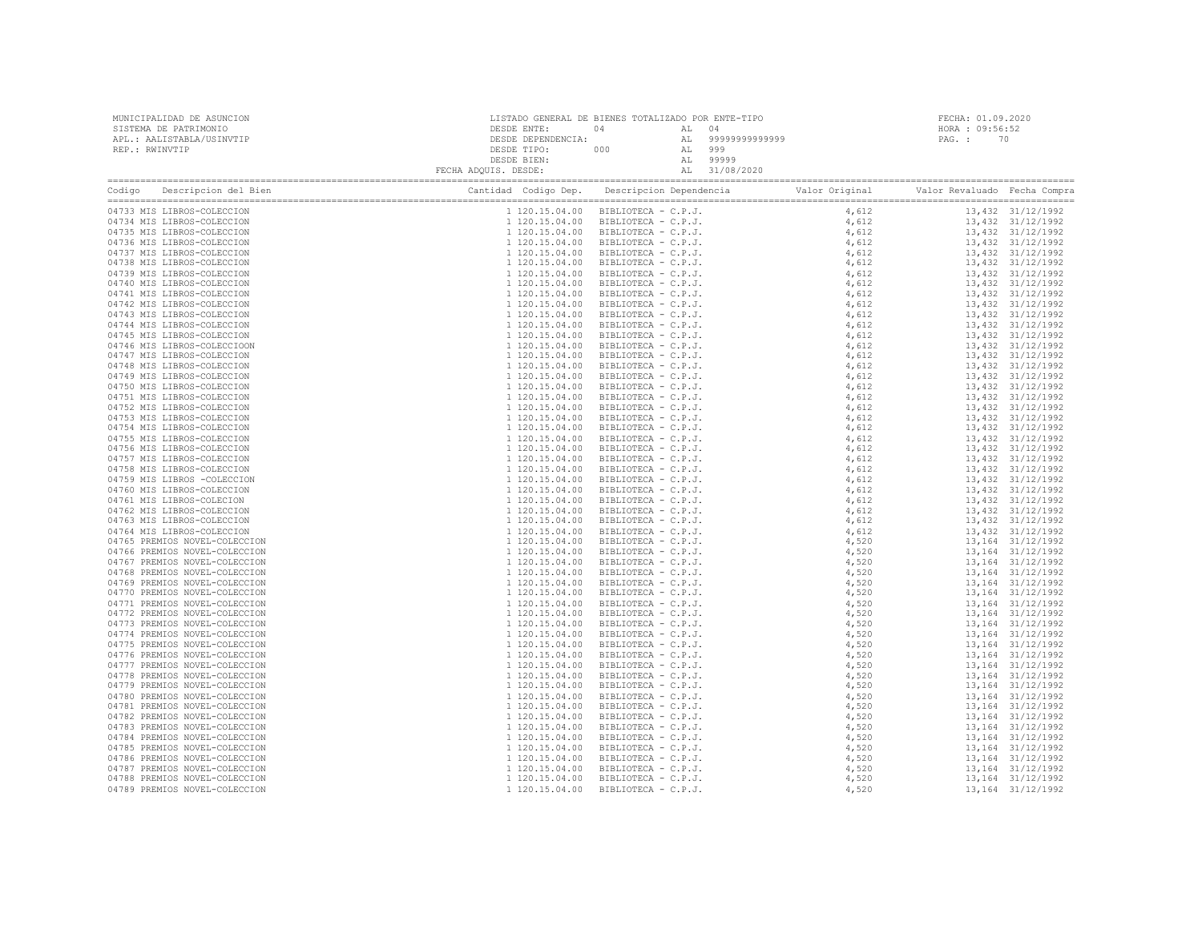MUNICIPALIDAD DE ASUNCION
SISTEMA DE PATRIMONIO
APL.: AALISTABLA/USINVTIP
REP.: RWINVTIP

LISTADO GENERAL DE BIENES TOTALIZADO POR ENTE-TIPO
DESDE ENTE: 04 AL 04
DESDE DEPENDENCIA: AL 99999999999999
DESDE TIPO: 000 AL 999
DESDE BIEN: AL 99999
FECHA ADQUIS. DESDE: AL 31/08/2020

FECHA: 01.09.2020
HORA : 09:56:52

| Codigo | Descripcion del Bien | Cantidad | Codigo Dep. | Descripcion Dependencia | Valor Original | Valor Revaluado | Fecha Compra |
|---|---|---|---|---|---|---|---|
| 04733 | MIS LIBROS-COLECCION | 1 | 120.15.04.00 | BIBLIOTECA - C.P.J. | 4,612 | 13,432 | 31/12/1992 |
| 04734 | MIS LIBROS-COLECCION | 1 | 120.15.04.00 | BIBLIOTECA - C.P.J. | 4,612 | 13,432 | 31/12/1992 |
| 04735 | MIS LIBROS-COLECCION | 1 | 120.15.04.00 | BIBLIOTECA - C.P.J. | 4,612 | 13,432 | 31/12/1992 |
| 04736 | MIS LIBROS-COLECCION | 1 | 120.15.04.00 | BIBLIOTECA - C.P.J. | 4,612 | 13,432 | 31/12/1992 |
| 04737 | MIS LIBROS-COLECCION | 1 | 120.15.04.00 | BIBLIOTECA - C.P.J. | 4,612 | 13,432 | 31/12/1992 |
| 04738 | MIS LIBROS-COLECCION | 1 | 120.15.04.00 | BIBLIOTECA - C.P.J. | 4,612 | 13,432 | 31/12/1992 |
| 04739 | MIS LIBROS-COLECCION | 1 | 120.15.04.00 | BIBLIOTECA - C.P.J. | 4,612 | 13,432 | 31/12/1992 |
| 04740 | MIS LIBROS-COLECCION | 1 | 120.15.04.00 | BIBLIOTECA - C.P.J. | 4,612 | 13,432 | 31/12/1992 |
| 04741 | MIS LIBROS-COLECCION | 1 | 120.15.04.00 | BIBLIOTECA - C.P.J. | 4,612 | 13,432 | 31/12/1992 |
| 04742 | MIS LIBROS-COLECCION | 1 | 120.15.04.00 | BIBLIOTECA - C.P.J. | 4,612 | 13,432 | 31/12/1992 |
| 04743 | MIS LIBROS-COLECCION | 1 | 120.15.04.00 | BIBLIOTECA - C.P.J. | 4,612 | 13,432 | 31/12/1992 |
| 04744 | MIS LIBROS-COLECCION | 1 | 120.15.04.00 | BIBLIOTECA - C.P.J. | 4,612 | 13,432 | 31/12/1992 |
| 04745 | MIS LIBROS-COLECCION | 1 | 120.15.04.00 | BIBLIOTECA - C.P.J. | 4,612 | 13,432 | 31/12/1992 |
| 04746 | MIS LIBROS-COLECCIOON | 1 | 120.15.04.00 | BIBLIOTECA - C.P.J. | 4,612 | 13,432 | 31/12/1992 |
| 04747 | MIS LIBROS-COLECCION | 1 | 120.15.04.00 | BIBLIOTECA - C.P.J. | 4,612 | 13,432 | 31/12/1992 |
| 04748 | MIS LIBROS-COLECCION | 1 | 120.15.04.00 | BIBLIOTECA - C.P.J. | 4,612 | 13,432 | 31/12/1992 |
| 04749 | MIS LIBROS-COLECCION | 1 | 120.15.04.00 | BIBLIOTECA - C.P.J. | 4,612 | 13,432 | 31/12/1992 |
| 04750 | MIS LIBROS-COLECCION | 1 | 120.15.04.00 | BIBLIOTECA - C.P.J. | 4,612 | 13,432 | 31/12/1992 |
| 04751 | MIS LIBROS-COLECCION | 1 | 120.15.04.00 | BIBLIOTECA - C.P.J. | 4,612 | 13,432 | 31/12/1992 |
| 04752 | MIS LIBROS-COLECCION | 1 | 120.15.04.00 | BIBLIOTECA - C.P.J. | 4,612 | 13,432 | 31/12/1992 |
| 04753 | MIS LIBROS-COLECCION | 1 | 120.15.04.00 | BIBLIOTECA - C.P.J. | 4,612 | 13,432 | 31/12/1992 |
| 04754 | MIS LIBROS-COLECCION | 1 | 120.15.04.00 | BIBLIOTECA - C.P.J. | 4,612 | 13,432 | 31/12/1992 |
| 04755 | MIS LIBROS-COLECCION | 1 | 120.15.04.00 | BIBLIOTECA - C.P.J. | 4,612 | 13,432 | 31/12/1992 |
| 04756 | MIS LIBROS-COLECCION | 1 | 120.15.04.00 | BIBLIOTECA - C.P.J. | 4,612 | 13,432 | 31/12/1992 |
| 04757 | MIS LIBROS-COLECCION | 1 | 120.15.04.00 | BIBLIOTECA - C.P.J. | 4,612 | 13,432 | 31/12/1992 |
| 04758 | MIS LIBROS-COLECCION | 1 | 120.15.04.00 | BIBLIOTECA - C.P.J. | 4,612 | 13,432 | 31/12/1992 |
| 04759 | MIS LIBROS -COLECCION | 1 | 120.15.04.00 | BIBLIOTECA - C.P.J. | 4,612 | 13,432 | 31/12/1992 |
| 04760 | MIS LIBROS-COLECCION | 1 | 120.15.04.00 | BIBLIOTECA - C.P.J. | 4,612 | 13,432 | 31/12/1992 |
| 04761 | MIS LIBROS-COLECION | 1 | 120.15.04.00 | BIBLIOTECA - C.P.J. | 4,612 | 13,432 | 31/12/1992 |
| 04762 | MIS LIBROS-COLECCION | 1 | 120.15.04.00 | BIBLIOTECA - C.P.J. | 4,612 | 13,432 | 31/12/1992 |
| 04763 | MIS LIBROS-COLECCION | 1 | 120.15.04.00 | BIBLIOTECA - C.P.J. | 4,612 | 13,432 | 31/12/1992 |
| 04764 | MIS LIBROS-COLECCION | 1 | 120.15.04.00 | BIBLIOTECA - C.P.J. | 4,612 | 13,432 | 31/12/1992 |
| 04765 | PREMIOS NOVEL-COLECCION | 1 | 120.15.04.00 | BIBLIOTECA - C.P.J. | 4,520 | 13,164 | 31/12/1992 |
| 04766 | PREMIOS NOVEL-COLECCION | 1 | 120.15.04.00 | BIBLIOTECA - C.P.J. | 4,520 | 13,164 | 31/12/1992 |
| 04767 | PREMIOS NOVEL-COLECCION | 1 | 120.15.04.00 | BIBLIOTECA - C.P.J. | 4,520 | 13,164 | 31/12/1992 |
| 04768 | PREMIOS NOVEL-COLECCION | 1 | 120.15.04.00 | BIBLIOTECA - C.P.J. | 4,520 | 13,164 | 31/12/1992 |
| 04769 | PREMIOS NOVEL-COLECCION | 1 | 120.15.04.00 | BIBLIOTECA - C.P.J. | 4,520 | 13,164 | 31/12/1992 |
| 04770 | PREMIOS NOVEL-COLECCION | 1 | 120.15.04.00 | BIBLIOTECA - C.P.J. | 4,520 | 13,164 | 31/12/1992 |
| 04771 | PREMIOS NOVEL-COLECCION | 1 | 120.15.04.00 | BIBLIOTECA - C.P.J. | 4,520 | 13,164 | 31/12/1992 |
| 04772 | PREMIOS NOVEL-COLECCION | 1 | 120.15.04.00 | BIBLIOTECA - C.P.J. | 4,520 | 13,164 | 31/12/1992 |
| 04773 | PREMIOS NOVEL-COLECCION | 1 | 120.15.04.00 | BIBLIOTECA - C.P.J. | 4,520 | 13,164 | 31/12/1992 |
| 04774 | PREMIOS NOVEL-COLECCION | 1 | 120.15.04.00 | BIBLIOTECA - C.P.J. | 4,520 | 13,164 | 31/12/1992 |
| 04775 | PREMIOS NOVEL-COLECCION | 1 | 120.15.04.00 | BIBLIOTECA - C.P.J. | 4,520 | 13,164 | 31/12/1992 |
| 04776 | PREMIOS NOVEL-COLECCION | 1 | 120.15.04.00 | BIBLIOTECA - C.P.J. | 4,520 | 13,164 | 31/12/1992 |
| 04777 | PREMIOS NOVEL-COLECCION | 1 | 120.15.04.00 | BIBLIOTECA - C.P.J. | 4,520 | 13,164 | 31/12/1992 |
| 04778 | PREMIOS NOVEL-COLECCION | 1 | 120.15.04.00 | BIBLIOTECA - C.P.J. | 4,520 | 13,164 | 31/12/1992 |
| 04779 | PREMIOS NOVEL-COLECCION | 1 | 120.15.04.00 | BIBLIOTECA - C.P.J. | 4,520 | 13,164 | 31/12/1992 |
| 04780 | PREMIOS NOVEL-COLECCION | 1 | 120.15.04.00 | BIBLIOTECA - C.P.J. | 4,520 | 13,164 | 31/12/1992 |
| 04781 | PREMIOS NOVEL-COLECCION | 1 | 120.15.04.00 | BIBLIOTECA - C.P.J. | 4,520 | 13,164 | 31/12/1992 |
| 04782 | PREMIOS NOVEL-COLECCION | 1 | 120.15.04.00 | BIBLIOTECA - C.P.J. | 4,520 | 13,164 | 31/12/1992 |
| 04783 | PREMIOS NOVEL-COLECCION | 1 | 120.15.04.00 | BIBLIOTECA - C.P.J. | 4,520 | 13,164 | 31/12/1992 |
| 04784 | PREMIOS NOVEL-COLECCION | 1 | 120.15.04.00 | BIBLIOTECA - C.P.J. | 4,520 | 13,164 | 31/12/1992 |
| 04785 | PREMIOS NOVEL-COLECCION | 1 | 120.15.04.00 | BIBLIOTECA - C.P.J. | 4,520 | 13,164 | 31/12/1992 |
| 04786 | PREMIOS NOVEL-COLECCION | 1 | 120.15.04.00 | BIBLIOTECA - C.P.J. | 4,520 | 13,164 | 31/12/1992 |
| 04787 | PREMIOS NOVEL-COLECCION | 1 | 120.15.04.00 | BIBLIOTECA - C.P.J. | 4,520 | 13,164 | 31/12/1992 |
| 04788 | PREMIOS NOVEL-COLECCION | 1 | 120.15.04.00 | BIBLIOTECA - C.P.J. | 4,520 | 13,164 | 31/12/1992 |
| 04789 | PREMIOS NOVEL-COLECCION | 1 | 120.15.04.00 | BIBLIOTECA - C.P.J. | 4,520 | 13,164 | 31/12/1992 |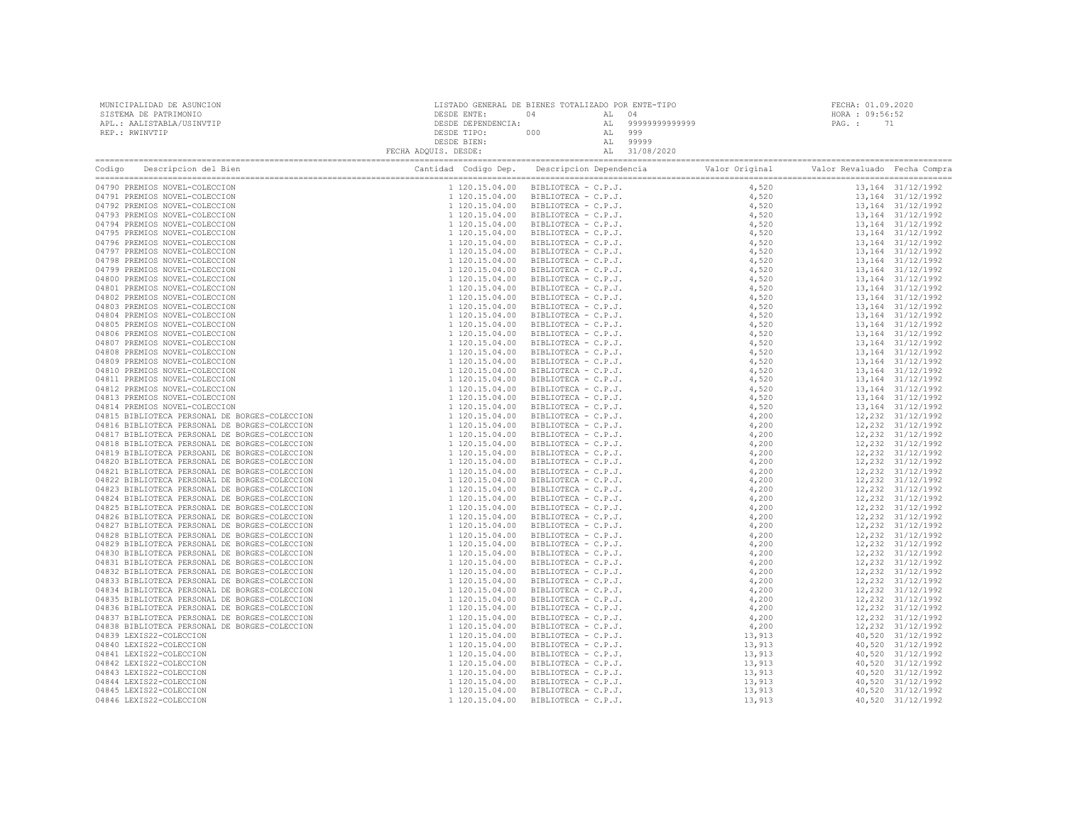MUNICIPALIDAD DE ASUNCION
SISTEMA DE PATRIMONIO
APL.: AALISTABLA/USINVTIP
REP.: RWINVTIP

LISTADO GENERAL DE BIENES TOTALIZADO POR ENTE-TIPO
DESDE ENTE: 04 AL 04
DESDE DEPENDENCIA: AL 99999999999999
DESDE TIPO: 000 AL 999
DESDE BIEN: AL 99999
FECHA ADQUIS. DESDE: AL 31/08/2020

FECHA: 01.09.2020
HORA : 09:56:52
PAG. : 71

| Codigo | Descripcion del Bien | Cantidad | Codigo Dep. | Descripcion Dependencia | Valor Original | Valor Revaluado | Fecha Compra |
|---|---|---|---|---|---|---|---|
| 04790 | PREMIOS NOVEL-COLECCION | 1 | 120.15.04.00 | BIBLIOTECA - C.P.J. | 4,520 | 13,164 | 31/12/1992 |
| 04791 | PREMIOS NOVEL-COLECCION | 1 | 120.15.04.00 | BIBLIOTECA - C.P.J. | 4,520 | 13,164 | 31/12/1992 |
| 04792 | PREMIOS NOVEL-COLECCION | 1 | 120.15.04.00 | BIBLIOTECA - C.P.J. | 4,520 | 13,164 | 31/12/1992 |
| 04793 | PREMIOS NOVEL-COLECCION | 1 | 120.15.04.00 | BIBLIOTECA - C.P.J. | 4,520 | 13,164 | 31/12/1992 |
| 04794 | PREMIOS NOVEL-COLECCION | 1 | 120.15.04.00 | BIBLIOTECA - C.P.J. | 4,520 | 13,164 | 31/12/1992 |
| 04795 | PREMIOS NOVEL-COLECCION | 1 | 120.15.04.00 | BIBLIOTECA - C.P.J. | 4,520 | 13,164 | 31/12/1992 |
| 04796 | PREMIOS NOVEL-COLECCION | 1 | 120.15.04.00 | BIBLIOTECA - C.P.J. | 4,520 | 13,164 | 31/12/1992 |
| 04797 | PREMIOS NOVEL-COLECCION | 1 | 120.15.04.00 | BIBLIOTECA - C.P.J. | 4,520 | 13,164 | 31/12/1992 |
| 04798 | PREMIOS NOVEL-COLECCION | 1 | 120.15.04.00 | BIBLIOTECA - C.P.J. | 4,520 | 13,164 | 31/12/1992 |
| 04799 | PREMIOS NOVEL-COLECCION | 1 | 120.15.04.00 | BIBLIOTECA - C.P.J. | 4,520 | 13,164 | 31/12/1992 |
| 04800 | PREMIOS NOVEL-COLECCION | 1 | 120.15.04.00 | BIBLIOTECA - C.P.J. | 4,520 | 13,164 | 31/12/1992 |
| 04801 | PREMIOS NOVEL-COLECCION | 1 | 120.15.04.00 | BIBLIOTECA - C.P.J. | 4,520 | 13,164 | 31/12/1992 |
| 04802 | PREMIOS NOVEL-COLECCION | 1 | 120.15.04.00 | BIBLIOTECA - C.P.J. | 4,520 | 13,164 | 31/12/1992 |
| 04803 | PREMIOS NOVEL-COLECCION | 1 | 120.15.04.00 | BIBLIOTECA - C.P.J. | 4,520 | 13,164 | 31/12/1992 |
| 04804 | PREMIOS NOVEL-COLECCION | 1 | 120.15.04.00 | BIBLIOTECA - C.P.J. | 4,520 | 13,164 | 31/12/1992 |
| 04805 | PREMIOS NOVEL-COLECCION | 1 | 120.15.04.00 | BIBLIOTECA - C.P.J. | 4,520 | 13,164 | 31/12/1992 |
| 04806 | PREMIOS NOVEL-COLECCION | 1 | 120.15.04.00 | BIBLIOTECA - C.P.J. | 4,520 | 13,164 | 31/12/1992 |
| 04807 | PREMIOS NOVEL-COLECCION | 1 | 120.15.04.00 | BIBLIOTECA - C.P.J. | 4,520 | 13,164 | 31/12/1992 |
| 04808 | PREMIOS NOVEL-COLECCION | 1 | 120.15.04.00 | BIBLIOTECA - C.P.J. | 4,520 | 13,164 | 31/12/1992 |
| 04809 | PREMIOS NOVEL-COLECCION | 1 | 120.15.04.00 | BIBLIOTECA - C.P.J. | 4,520 | 13,164 | 31/12/1992 |
| 04810 | PREMIOS NOVEL-COLECCION | 1 | 120.15.04.00 | BIBLIOTECA - C.P.J. | 4,520 | 13,164 | 31/12/1992 |
| 04811 | PREMIOS NOVEL-COLECCION | 1 | 120.15.04.00 | BIBLIOTECA - C.P.J. | 4,520 | 13,164 | 31/12/1992 |
| 04812 | PREMIOS NOVEL-COLECCION | 1 | 120.15.04.00 | BIBLIOTECA - C.P.J. | 4,520 | 13,164 | 31/12/1992 |
| 04813 | PREMIOS NOVEL-COLECCION | 1 | 120.15.04.00 | BIBLIOTECA - C.P.J. | 4,520 | 13,164 | 31/12/1992 |
| 04814 | PREMIOS NOVEL-COLECCION | 1 | 120.15.04.00 | BIBLIOTECA - C.P.J. | 4,520 | 13,164 | 31/12/1992 |
| 04815 | BIBLIOTECA PERSONAL DE BORGES-COLECCION | 1 | 120.15.04.00 | BIBLIOTECA - C.P.J. | 4,200 | 12,232 | 31/12/1992 |
| 04816 | BIBLIOTECA PERSONAL DE BORGES-COLECCION | 1 | 120.15.04.00 | BIBLIOTECA - C.P.J. | 4,200 | 12,232 | 31/12/1992 |
| 04817 | BIBLIOTECA PERSONAL DE BORGES-COLECCION | 1 | 120.15.04.00 | BIBLIOTECA - C.P.J. | 4,200 | 12,232 | 31/12/1992 |
| 04818 | BIBLIOTECA PERSONAL DE BORGES-COLECCION | 1 | 120.15.04.00 | BIBLIOTECA - C.P.J. | 4,200 | 12,232 | 31/12/1992 |
| 04819 | BIBLIOTECA PERSOANL DE BORGES-COLECCION | 1 | 120.15.04.00 | BIBLIOTECA - C.P.J. | 4,200 | 12,232 | 31/12/1992 |
| 04820 | BIBLIOTECA PERSONAL DE BORGES-COLECCION | 1 | 120.15.04.00 | BIBLIOTECA - C.P.J. | 4,200 | 12,232 | 31/12/1992 |
| 04821 | BIBLIOTECA PERSONAL DE BORGES-COLECCION | 1 | 120.15.04.00 | BIBLIOTECA - C.P.J. | 4,200 | 12,232 | 31/12/1992 |
| 04822 | BIBLIOTECA PERSONAL DE BORGES-COLECCION | 1 | 120.15.04.00 | BIBLIOTECA - C.P.J. | 4,200 | 12,232 | 31/12/1992 |
| 04823 | BIBLIOTECA PERSONAL DE BORGES-COLECCION | 1 | 120.15.04.00 | BIBLIOTECA - C.P.J. | 4,200 | 12,232 | 31/12/1992 |
| 04824 | BIBLIOTECA PERSONAL DE BORGES-COLECCION | 1 | 120.15.04.00 | BIBLIOTECA - C.P.J. | 4,200 | 12,232 | 31/12/1992 |
| 04825 | BIBLIOTECA PERSONAL DE BORGES-COLECCION | 1 | 120.15.04.00 | BIBLIOTECA - C.P.J. | 4,200 | 12,232 | 31/12/1992 |
| 04826 | BIBLIOTECA PERSONAL DE BORGES-COLECCION | 1 | 120.15.04.00 | BIBLIOTECA - C.P.J. | 4,200 | 12,232 | 31/12/1992 |
| 04827 | BIBLIOTECA PERSONAL DE BORGES-COLECCION | 1 | 120.15.04.00 | BIBLIOTECA - C.P.J. | 4,200 | 12,232 | 31/12/1992 |
| 04828 | BIBLIOTECA PERSONAL DE BORGES-COLECCION | 1 | 120.15.04.00 | BIBLIOTECA - C.P.J. | 4,200 | 12,232 | 31/12/1992 |
| 04829 | BIBLIOTECA PERSONAL DE BORGES-COLECCION | 1 | 120.15.04.00 | BIBLIOTECA - C.P.J. | 4,200 | 12,232 | 31/12/1992 |
| 04830 | BIBLIOTECA PERSONAL DE BORGES-COLECCION | 1 | 120.15.04.00 | BIBLIOTECA - C.P.J. | 4,200 | 12,232 | 31/12/1992 |
| 04831 | BIBLIOTECA PERSONAL DE BORGES-COLECCION | 1 | 120.15.04.00 | BIBLIOTECA - C.P.J. | 4,200 | 12,232 | 31/12/1992 |
| 04832 | BIBLIOTECA PERSONAL DE BORGES-COLECCION | 1 | 120.15.04.00 | BIBLIOTECA - C.P.J. | 4,200 | 12,232 | 31/12/1992 |
| 04833 | BIBLIOTECA PERSONAL DE BORGES-COLECCION | 1 | 120.15.04.00 | BIBLIOTECA - C.P.J. | 4,200 | 12,232 | 31/12/1992 |
| 04834 | BIBLIOTECA PERSONAL DE BORGES-COLECCION | 1 | 120.15.04.00 | BIBLIOTECA - C.P.J. | 4,200 | 12,232 | 31/12/1992 |
| 04835 | BIBLIOTECA PERSONAL DE BORGES-COLECCION | 1 | 120.15.04.00 | BIBLIOTECA - C.P.J. | 4,200 | 12,232 | 31/12/1992 |
| 04836 | BIBLIOTECA PERSONAL DE BORGES-COLECCION | 1 | 120.15.04.00 | BIBLIOTECA - C.P.J. | 4,200 | 12,232 | 31/12/1992 |
| 04837 | BIBLIOTECA PERSONAL DE BORGES-COLECCION | 1 | 120.15.04.00 | BIBLIOTECA - C.P.J. | 4,200 | 12,232 | 31/12/1992 |
| 04838 | BIBLIOTECA PERSONAL DE BORGES-COLECCION | 1 | 120.15.04.00 | BIBLIOTECA - C.P.J. | 4,200 | 12,232 | 31/12/1992 |
| 04839 | LEXIS22-COLECCION | 1 | 120.15.04.00 | BIBLIOTECA - C.P.J. | 13,913 | 40,520 | 31/12/1992 |
| 04840 | LEXIS22-COLECCION | 1 | 120.15.04.00 | BIBLIOTECA - C.P.J. | 13,913 | 40,520 | 31/12/1992 |
| 04841 | LEXIS22-COLECCION | 1 | 120.15.04.00 | BIBLIOTECA - C.P.J. | 13,913 | 40,520 | 31/12/1992 |
| 04842 | LEXIS22-COLECCION | 1 | 120.15.04.00 | BIBLIOTECA - C.P.J. | 13,913 | 40,520 | 31/12/1992 |
| 04843 | LEXIS22-COLECCION | 1 | 120.15.04.00 | BIBLIOTECA - C.P.J. | 13,913 | 40,520 | 31/12/1992 |
| 04844 | LEXIS22-COLECCION | 1 | 120.15.04.00 | BIBLIOTECA - C.P.J. | 13,913 | 40,520 | 31/12/1992 |
| 04845 | LEXIS22-COLECCION | 1 | 120.15.04.00 | BIBLIOTECA - C.P.J. | 13,913 | 40,520 | 31/12/1992 |
| 04846 | LEXIS22-COLECCION | 1 | 120.15.04.00 | BIBLIOTECA - C.P.J. | 13,913 | 40,520 | 31/12/1992 |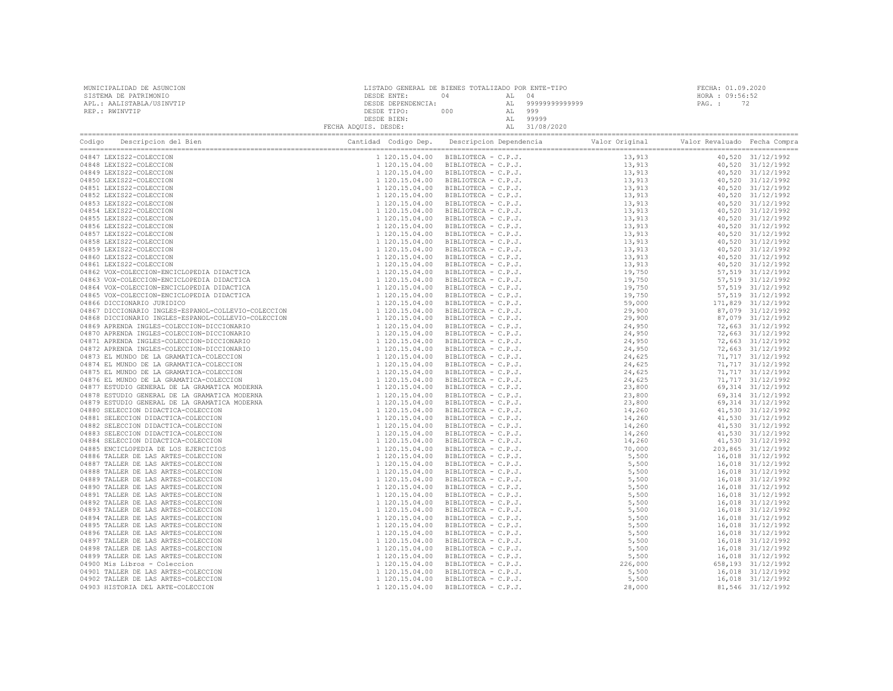MUNICIPALIDAD DE ASUNCION
SISTEMA DE PATRIMONIO
APL.: AALISTABLA/USINVTIP
REP.: RWINVTIP

LISTADO GENERAL DE BIENES TOTALIZADO POR ENTE-TIPO
DESDE ENTE: 04 AL 04
DESDE DEPENDENCIA: AL 99999999999999
DESDE TIPO: 000 AL 999
DESDE BIEN: AL 99999
FECHA ADQUIS. DESDE: AL 31/08/2020

FECHA: 01.09.2020
HORA : 09:56:52

| Codigo | Descripcion del Bien | Cantidad | Codigo Dep. | Descripcion Dependencia | Valor Original | Valor Revaluado | Fecha Compra |
|---|---|---|---|---|---|---|---|
| 04847 | LEXIS22-COLECCION | 1 | 120.15.04.00 | BIBLIOTECA - C.P.J. | 13,913 | 40,520 | 31/12/1992 |
| 04848 | LEXIS22-COLECCION | 1 | 120.15.04.00 | BIBLIOTECA - C.P.J. | 13,913 | 40,520 | 31/12/1992 |
| 04849 | LEXIS22-COLECCION | 1 | 120.15.04.00 | BIBLIOTECA - C.P.J. | 13,913 | 40,520 | 31/12/1992 |
| 04850 | LEXIS22-COLECCION | 1 | 120.15.04.00 | BIBLIOTECA - C.P.J. | 13,913 | 40,520 | 31/12/1992 |
| 04851 | LEXIS22-COLECCION | 1 | 120.15.04.00 | BIBLIOTECA - C.P.J. | 13,913 | 40,520 | 31/12/1992 |
| 04852 | LEXIS22-COLECCION | 1 | 120.15.04.00 | BIBLIOTECA - C.P.J. | 13,913 | 40,520 | 31/12/1992 |
| 04853 | LEXIS22-COLECCION | 1 | 120.15.04.00 | BIBLIOTECA - C.P.J. | 13,913 | 40,520 | 31/12/1992 |
| 04854 | LEXIS22-COLECCION | 1 | 120.15.04.00 | BIBLIOTECA - C.P.J. | 13,913 | 40,520 | 31/12/1992 |
| 04855 | LEXIS22-COLECCION | 1 | 120.15.04.00 | BIBLIOTECA - C.P.J. | 13,913 | 40,520 | 31/12/1992 |
| 04856 | LEXIS22-COLECCION | 1 | 120.15.04.00 | BIBLIOTECA - C.P.J. | 13,913 | 40,520 | 31/12/1992 |
| 04857 | LEXIS22-COLECCION | 1 | 120.15.04.00 | BIBLIOTECA - C.P.J. | 13,913 | 40,520 | 31/12/1992 |
| 04858 | LEXIS22-COLECCION | 1 | 120.15.04.00 | BIBLIOTECA - C.P.J. | 13,913 | 40,520 | 31/12/1992 |
| 04859 | LEXIS22-COLECCION | 1 | 120.15.04.00 | BIBLIOTECA - C.P.J. | 13,913 | 40,520 | 31/12/1992 |
| 04860 | LEXIS22-COLECCION | 1 | 120.15.04.00 | BIBLIOTECA - C.P.J. | 13,913 | 40,520 | 31/12/1992 |
| 04861 | LEXIS22-COLECCION | 1 | 120.15.04.00 | BIBLIOTECA - C.P.J. | 13,913 | 40,520 | 31/12/1992 |
| 04862 | VOX-COLECCION-ENCICLOPEDIA DIDACTICA | 1 | 120.15.04.00 | BIBLIOTECA - C.P.J. | 19,750 | 57,519 | 31/12/1992 |
| 04863 | VOX-COLECCION-ENCICLOPEDIA DIDACTICA | 1 | 120.15.04.00 | BIBLIOTECA - C.P.J. | 19,750 | 57,519 | 31/12/1992 |
| 04864 | VOX-COLECCION-ENCICLOPEDIA DIDACTICA | 1 | 120.15.04.00 | BIBLIOTECA - C.P.J. | 19,750 | 57,519 | 31/12/1992 |
| 04865 | VOX-COLECCION-ENCICLOPEDIA DIDACTICA | 1 | 120.15.04.00 | BIBLIOTECA - C.P.J. | 19,750 | 57,519 | 31/12/1992 |
| 04866 | DICCIONARIO JURIDICO | 1 | 120.15.04.00 | BIBLIOTECA - C.P.J. | 59,000 | 171,829 | 31/12/1992 |
| 04867 | DICCIONARIO INGLES-ESPANOL-COLLEVIO-COLECCION | 1 | 120.15.04.00 | BIBLIOTECA - C.P.J. | 29,900 | 87,079 | 31/12/1992 |
| 04868 | DICCIONARIO INGLES-ESPANOL-COLLEVIO-COLECCION | 1 | 120.15.04.00 | BIBLIOTECA - C.P.J. | 29,900 | 87,079 | 31/12/1992 |
| 04869 | APRENDA INGLES-COLECCION-DICCIONARIO | 1 | 120.15.04.00 | BIBLIOTECA - C.P.J. | 24,950 | 72,663 | 31/12/1992 |
| 04870 | APRENDA INGLES-COLECCION-DICCIONARIO | 1 | 120.15.04.00 | BIBLIOTECA - C.P.J. | 24,950 | 72,663 | 31/12/1992 |
| 04871 | APRENDA INGLES-COLECCION-DICCIONARIO | 1 | 120.15.04.00 | BIBLIOTECA - C.P.J. | 24,950 | 72,663 | 31/12/1992 |
| 04872 | APRENDA INGLES-COLECCION-DICCIONARIO | 1 | 120.15.04.00 | BIBLIOTECA - C.P.J. | 24,950 | 72,663 | 31/12/1992 |
| 04873 | EL MUNDO DE LA GRAMATICA-COLECCION | 1 | 120.15.04.00 | BIBLIOTECA - C.P.J. | 24,625 | 71,717 | 31/12/1992 |
| 04874 | EL MUNDO DE LA GRAMATICA-COLECCION | 1 | 120.15.04.00 | BIBLIOTECA - C.P.J. | 24,625 | 71,717 | 31/12/1992 |
| 04875 | EL MUNDO DE LA GRAMATICA-COLECCION | 1 | 120.15.04.00 | BIBLIOTECA - C.P.J. | 24,625 | 71,717 | 31/12/1992 |
| 04876 | EL MUNDO DE LA GRAMATICA-COLECCION | 1 | 120.15.04.00 | BIBLIOTECA - C.P.J. | 24,625 | 71,717 | 31/12/1992 |
| 04877 | ESTUDIO GENERAL DE LA GRAMATICA MODERNA | 1 | 120.15.04.00 | BIBLIOTECA - C.P.J. | 23,800 | 69,314 | 31/12/1992 |
| 04878 | ESTUDIO GENERAL DE LA GRAMATICA MODERNA | 1 | 120.15.04.00 | BIBLIOTECA - C.P.J. | 23,800 | 69,314 | 31/12/1992 |
| 04879 | ESTUDIO GENERAL DE LA GRAMATICA MODERNA | 1 | 120.15.04.00 | BIBLIOTECA - C.P.J. | 23,800 | 69,314 | 31/12/1992 |
| 04880 | SELECCION DIDACTICA-COLECCION | 1 | 120.15.04.00 | BIBLIOTECA - C.P.J. | 14,260 | 41,530 | 31/12/1992 |
| 04881 | SELECCION DIDACTICA-COLECCION | 1 | 120.15.04.00 | BIBLIOTECA - C.P.J. | 14,260 | 41,530 | 31/12/1992 |
| 04882 | SELECCION DIDACTICA-COLECCION | 1 | 120.15.04.00 | BIBLIOTECA - C.P.J. | 14,260 | 41,530 | 31/12/1992 |
| 04883 | SELECCION DIDACTICA-COLECCION | 1 | 120.15.04.00 | BIBLIOTECA - C.P.J. | 14,260 | 41,530 | 31/12/1992 |
| 04884 | SELECCION DIDACTICA-COLECCION | 1 | 120.15.04.00 | BIBLIOTECA - C.P.J. | 14,260 | 41,530 | 31/12/1992 |
| 04885 | ENCICLOPEDIA DE LOS EJERCICIOS | 1 | 120.15.04.00 | BIBLIOTECA - C.P.J. | 70,000 | 203,865 | 31/12/1992 |
| 04886 | TALLER DE LAS ARTES-COLECCION | 1 | 120.15.04.00 | BIBLIOTECA - C.P.J. | 5,500 | 16,018 | 31/12/1992 |
| 04887 | TALLER DE LAS ARTES-COLECCION | 1 | 120.15.04.00 | BIBLIOTECA - C.P.J. | 5,500 | 16,018 | 31/12/1992 |
| 04888 | TALLER DE LAS ARTES-COLECCION | 1 | 120.15.04.00 | BIBLIOTECA - C.P.J. | 5,500 | 16,018 | 31/12/1992 |
| 04889 | TALLER DE LAS ARTES-COLECCION | 1 | 120.15.04.00 | BIBLIOTECA - C.P.J. | 5,500 | 16,018 | 31/12/1992 |
| 04890 | TALLER DE LAS ARTES-COLECCION | 1 | 120.15.04.00 | BIBLIOTECA - C.P.J. | 5,500 | 16,018 | 31/12/1992 |
| 04891 | TALLER DE LAS ARTES-COLECCION | 1 | 120.15.04.00 | BIBLIOTECA - C.P.J. | 5,500 | 16,018 | 31/12/1992 |
| 04892 | TALLER DE LAS ARTES-COLECCION | 1 | 120.15.04.00 | BIBLIOTECA - C.P.J. | 5,500 | 16,018 | 31/12/1992 |
| 04893 | TALLER DE LAS ARTES-COLECCION | 1 | 120.15.04.00 | BIBLIOTECA - C.P.J. | 5,500 | 16,018 | 31/12/1992 |
| 04894 | TALLER DE LAS ARTES-COLECCION | 1 | 120.15.04.00 | BIBLIOTECA - C.P.J. | 5,500 | 16,018 | 31/12/1992 |
| 04895 | TALLER DE LAS ARTES-COLECCION | 1 | 120.15.04.00 | BIBLIOTECA - C.P.J. | 5,500 | 16,018 | 31/12/1992 |
| 04896 | TALLER DE LAS ARTES-COLECCION | 1 | 120.15.04.00 | BIBLIOTECA - C.P.J. | 5,500 | 16,018 | 31/12/1992 |
| 04897 | TALLER DE LAS ARTES-COLECCION | 1 | 120.15.04.00 | BIBLIOTECA - C.P.J. | 5,500 | 16,018 | 31/12/1992 |
| 04898 | TALLER DE LAS ARTES-COLECCION | 1 | 120.15.04.00 | BIBLIOTECA - C.P.J. | 5,500 | 16,018 | 31/12/1992 |
| 04899 | TALLER DE LAS ARTES-COLECCION | 1 | 120.15.04.00 | BIBLIOTECA - C.P.J. | 5,500 | 16,018 | 31/12/1992 |
| 04900 | Mis Libros - Coleccion | 1 | 120.15.04.00 | BIBLIOTECA - C.P.J. | 226,000 | 658,193 | 31/12/1992 |
| 04901 | TALLER DE LAS ARTES-COLECCION | 1 | 120.15.04.00 | BIBLIOTECA - C.P.J. | 5,500 | 16,018 | 31/12/1992 |
| 04902 | TALLER DE LAS ARTES-COLECCION | 1 | 120.15.04.00 | BIBLIOTECA - C.P.J. | 5,500 | 16,018 | 31/12/1992 |
| 04903 | HISTORIA DEL ARTE-COLECCION | 1 | 120.15.04.00 | BIBLIOTECA - C.P.J. | 28,000 | 81,546 | 31/12/1992 |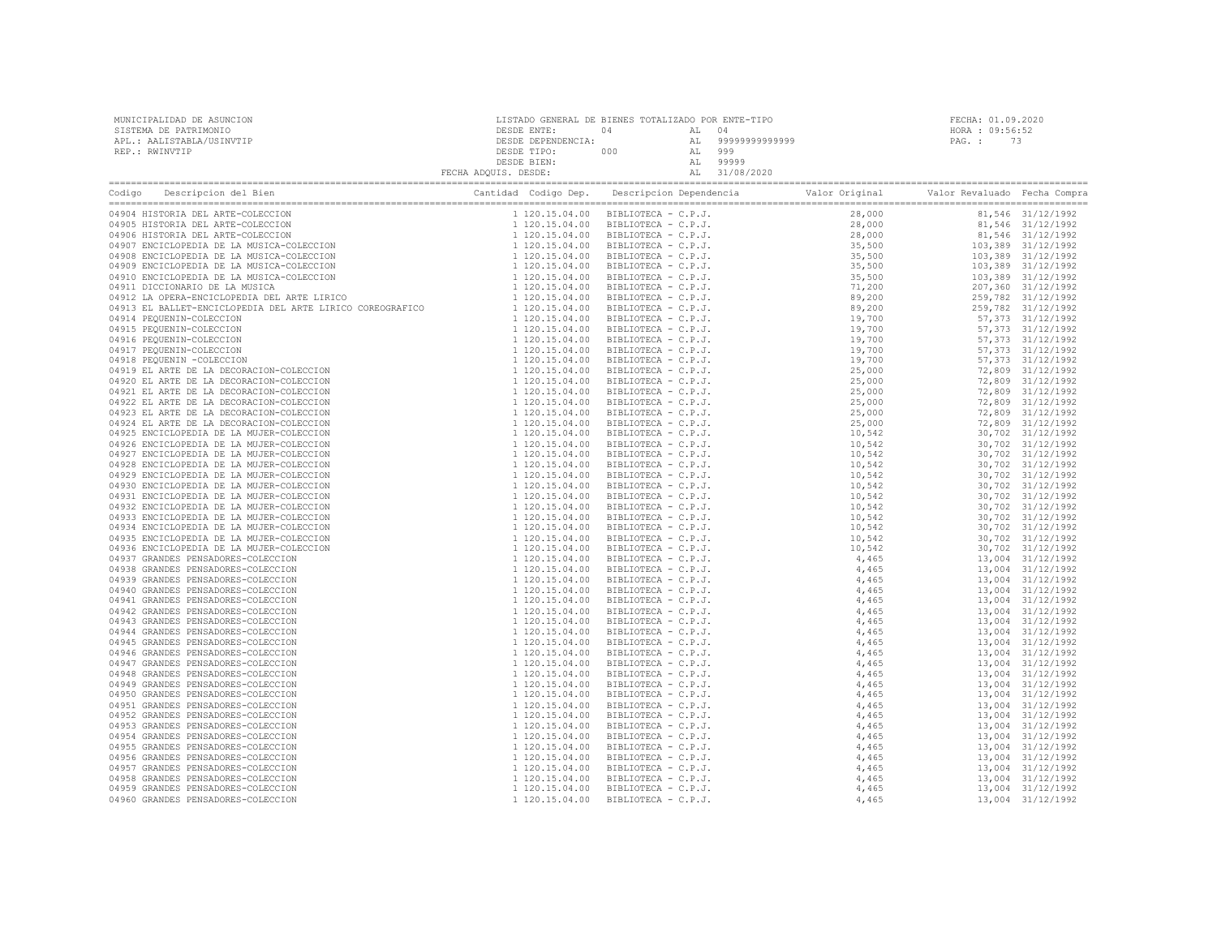MUNICIPALIDAD DE ASUNCION
SISTEMA DE PATRIMONIO
APL.: AALISTABLA/USINVTIP
REP.: RWINVTIP

LISTADO GENERAL DE BIENES TOTALIZADO POR ENTE-TIPO
DESDE ENTE: 04 AL 04
DESDE DEPENDENCIA: AL 99999999999999
DESDE TIPO: 000 AL 999
DESDE BIEN: AL 99999
FECHA ADQUIS. DESDE: AL 31/08/2020

FECHA: 01.09.2020
HORA : 09:56:52
PAG. : 73

| Codigo | Descripcion del Bien | Cantidad | Codigo Dep. | Descripcion Dependencia | Valor Original | Valor Revaluado | Fecha Compra |
|---|---|---|---|---|---|---|---|
| 04904 | HISTORIA DEL ARTE-COLECCION | 1 | 120.15.04.00 | BIBLIOTECA - C.P.J. | 28,000 | 81,546 | 31/12/1992 |
| 04905 | HISTORIA DEL ARTE-COLECCION | 1 | 120.15.04.00 | BIBLIOTECA - C.P.J. | 28,000 | 81,546 | 31/12/1992 |
| 04906 | HISTORIA DEL ARTE-COLECCION | 1 | 120.15.04.00 | BIBLIOTECA - C.P.J. | 28,000 | 81,546 | 31/12/1992 |
| 04907 | ENCICLOPEDIA DE LA MUSICA-COLECCION | 1 | 120.15.04.00 | BIBLIOTECA - C.P.J. | 35,500 | 103,389 | 31/12/1992 |
| 04908 | ENCICLOPEDIA DE LA MUSICA-COLECCION | 1 | 120.15.04.00 | BIBLIOTECA - C.P.J. | 35,500 | 103,389 | 31/12/1992 |
| 04909 | ENCICLOPEDIA DE LA MUSICA-COLECCION | 1 | 120.15.04.00 | BIBLIOTECA - C.P.J. | 35,500 | 103,389 | 31/12/1992 |
| 04910 | ENCICLOPEDIA DE LA MUSICA-COLECCION | 1 | 120.15.04.00 | BIBLIOTECA - C.P.J. | 35,500 | 103,389 | 31/12/1992 |
| 04911 | DICCIONARIO DE LA MUSICA | 1 | 120.15.04.00 | BIBLIOTECA - C.P.J. | 71,200 | 207,360 | 31/12/1992 |
| 04912 | LA OPERA-ENCICLOPEDIA DEL ARTE LIRICO | 1 | 120.15.04.00 | BIBLIOTECA - C.P.J. | 89,200 | 259,782 | 31/12/1992 |
| 04913 | EL BALLET-ENCICLOPEDIA DEL ARTE LIRICO COREOGRAFICO | 1 | 120.15.04.00 | BIBLIOTECA - C.P.J. | 89,200 | 259,782 | 31/12/1992 |
| 04914 | PEQUENIN-COLECCION | 1 | 120.15.04.00 | BIBLIOTECA - C.P.J. | 19,700 | 57,373 | 31/12/1992 |
| 04915 | PEQUENIN-COLECCION | 1 | 120.15.04.00 | BIBLIOTECA - C.P.J. | 19,700 | 57,373 | 31/12/1992 |
| 04916 | PEQUENIN-COLECCION | 1 | 120.15.04.00 | BIBLIOTECA - C.P.J. | 19,700 | 57,373 | 31/12/1992 |
| 04917 | PEQUENIN-COLECCION | 1 | 120.15.04.00 | BIBLIOTECA - C.P.J. | 19,700 | 57,373 | 31/12/1992 |
| 04918 | PEQUENIN -COLECCION | 1 | 120.15.04.00 | BIBLIOTECA - C.P.J. | 19,700 | 57,373 | 31/12/1992 |
| 04919 | EL ARTE DE LA DECORACION-COLECCION | 1 | 120.15.04.00 | BIBLIOTECA - C.P.J. | 25,000 | 72,809 | 31/12/1992 |
| 04920 | EL ARTE DE LA DECORACION-COLECCION | 1 | 120.15.04.00 | BIBLIOTECA - C.P.J. | 25,000 | 72,809 | 31/12/1992 |
| 04921 | EL ARTE DE LA DECORACION-COLECCION | 1 | 120.15.04.00 | BIBLIOTECA - C.P.J. | 25,000 | 72,809 | 31/12/1992 |
| 04922 | EL ARTE DE LA DECORACION-COLECCION | 1 | 120.15.04.00 | BIBLIOTECA - C.P.J. | 25,000 | 72,809 | 31/12/1992 |
| 04923 | EL ARTE DE LA DECORACION-COLECCION | 1 | 120.15.04.00 | BIBLIOTECA - C.P.J. | 25,000 | 72,809 | 31/12/1992 |
| 04924 | EL ARTE DE LA DECORACION-COLECCION | 1 | 120.15.04.00 | BIBLIOTECA - C.P.J. | 25,000 | 72,809 | 31/12/1992 |
| 04925 | ENCICLOPEDIA DE LA MUJER-COLECCION | 1 | 120.15.04.00 | BIBLIOTECA - C.P.J. | 10,542 | 30,702 | 31/12/1992 |
| 04926 | ENCICLOPEDIA DE LA MUJER-COLECCION | 1 | 120.15.04.00 | BIBLIOTECA - C.P.J. | 10,542 | 30,702 | 31/12/1992 |
| 04927 | ENCICLOPEDIA DE LA MUJER-COLECCION | 1 | 120.15.04.00 | BIBLIOTECA - C.P.J. | 10,542 | 30,702 | 31/12/1992 |
| 04928 | ENCICLOPEDIA DE LA MUJER-COLECCION | 1 | 120.15.04.00 | BIBLIOTECA - C.P.J. | 10,542 | 30,702 | 31/12/1992 |
| 04929 | ENCICLOPEDIA DE LA MUJER-COLECCION | 1 | 120.15.04.00 | BIBLIOTECA - C.P.J. | 10,542 | 30,702 | 31/12/1992 |
| 04930 | ENCICLOPEDIA DE LA MUJER-COLECCION | 1 | 120.15.04.00 | BIBLIOTECA - C.P.J. | 10,542 | 30,702 | 31/12/1992 |
| 04931 | ENCICLOPEDIA DE LA MUJER-COLECCION | 1 | 120.15.04.00 | BIBLIOTECA - C.P.J. | 10,542 | 30,702 | 31/12/1992 |
| 04932 | ENCICLOPEDIA DE LA MUJER-COLECCION | 1 | 120.15.04.00 | BIBLIOTECA - C.P.J. | 10,542 | 30,702 | 31/12/1992 |
| 04933 | ENCICLOPEDIA DE LA MUJER-COLECCION | 1 | 120.15.04.00 | BIBLIOTECA - C.P.J. | 10,542 | 30,702 | 31/12/1992 |
| 04934 | ENCICLOPEDIA DE LA MUJER-COLECCION | 1 | 120.15.04.00 | BIBLIOTECA - C.P.J. | 10,542 | 30,702 | 31/12/1992 |
| 04935 | ENCICLOPEDIA DE LA MUJER-COLECCION | 1 | 120.15.04.00 | BIBLIOTECA - C.P.J. | 10,542 | 30,702 | 31/12/1992 |
| 04936 | ENCICLOPEDIA DE LA MUJER-COLECCION | 1 | 120.15.04.00 | BIBLIOTECA - C.P.J. | 10,542 | 30,702 | 31/12/1992 |
| 04937 | GRANDES PENSADORES-COLECCION | 1 | 120.15.04.00 | BIBLIOTECA - C.P.J. | 4,465 | 13,004 | 31/12/1992 |
| 04938 | GRANDES PENSADORES-COLECCION | 1 | 120.15.04.00 | BIBLIOTECA - C.P.J. | 4,465 | 13,004 | 31/12/1992 |
| 04939 | GRANDES PENSADORES-COLECCION | 1 | 120.15.04.00 | BIBLIOTECA - C.P.J. | 4,465 | 13,004 | 31/12/1992 |
| 04940 | GRANDES PENSADORES-COLECCION | 1 | 120.15.04.00 | BIBLIOTECA - C.P.J. | 4,465 | 13,004 | 31/12/1992 |
| 04941 | GRANDES PENSADORES-COLECCION | 1 | 120.15.04.00 | BIBLIOTECA - C.P.J. | 4,465 | 13,004 | 31/12/1992 |
| 04942 | GRANDES PENSADORES-COLECCION | 1 | 120.15.04.00 | BIBLIOTECA - C.P.J. | 4,465 | 13,004 | 31/12/1992 |
| 04943 | GRANDES PENSADORES-COLECCION | 1 | 120.15.04.00 | BIBLIOTECA - C.P.J. | 4,465 | 13,004 | 31/12/1992 |
| 04944 | GRANDES PENSADORES-COLECCION | 1 | 120.15.04.00 | BIBLIOTECA - C.P.J. | 4,465 | 13,004 | 31/12/1992 |
| 04945 | GRANDES PENSADORES-COLECCION | 1 | 120.15.04.00 | BIBLIOTECA - C.P.J. | 4,465 | 13,004 | 31/12/1992 |
| 04946 | GRANDES PENSADORES-COLECCION | 1 | 120.15.04.00 | BIBLIOTECA - C.P.J. | 4,465 | 13,004 | 31/12/1992 |
| 04947 | GRANDES PENSADORES-COLECCION | 1 | 120.15.04.00 | BIBLIOTECA - C.P.J. | 4,465 | 13,004 | 31/12/1992 |
| 04948 | GRANDES PENSADORES-COLECCION | 1 | 120.15.04.00 | BIBLIOTECA - C.P.J. | 4,465 | 13,004 | 31/12/1992 |
| 04949 | GRANDES PENSADORES-COLECCION | 1 | 120.15.04.00 | BIBLIOTECA - C.P.J. | 4,465 | 13,004 | 31/12/1992 |
| 04950 | GRANDES PENSADORES-COLECCION | 1 | 120.15.04.00 | BIBLIOTECA - C.P.J. | 4,465 | 13,004 | 31/12/1992 |
| 04951 | GRANDES PENSADORES-COLECCION | 1 | 120.15.04.00 | BIBLIOTECA - C.P.J. | 4,465 | 13,004 | 31/12/1992 |
| 04952 | GRANDES PENSADORES-COLECCION | 1 | 120.15.04.00 | BIBLIOTECA - C.P.J. | 4,465 | 13,004 | 31/12/1992 |
| 04953 | GRANDES PENSADORES-COLECCION | 1 | 120.15.04.00 | BIBLIOTECA - C.P.J. | 4,465 | 13,004 | 31/12/1992 |
| 04954 | GRANDES PENSADORES-COLECCION | 1 | 120.15.04.00 | BIBLIOTECA - C.P.J. | 4,465 | 13,004 | 31/12/1992 |
| 04955 | GRANDES PENSADORES-COLECCION | 1 | 120.15.04.00 | BIBLIOTECA - C.P.J. | 4,465 | 13,004 | 31/12/1992 |
| 04956 | GRANDES PENSADORES-COLECCION | 1 | 120.15.04.00 | BIBLIOTECA - C.P.J. | 4,465 | 13,004 | 31/12/1992 |
| 04957 | GRANDES PENSADORES-COLECCION | 1 | 120.15.04.00 | BIBLIOTECA - C.P.J. | 4,465 | 13,004 | 31/12/1992 |
| 04958 | GRANDES PENSADORES-COLECCION | 1 | 120.15.04.00 | BIBLIOTECA - C.P.J. | 4,465 | 13,004 | 31/12/1992 |
| 04959 | GRANDES PENSADORES-COLECCION | 1 | 120.15.04.00 | BIBLIOTECA - C.P.J. | 4,465 | 13,004 | 31/12/1992 |
| 04960 | GRANDES PENSADORES-COLECCION | 1 | 120.15.04.00 | BIBLIOTECA - C.P.J. | 4,465 | 13,004 | 31/12/1992 |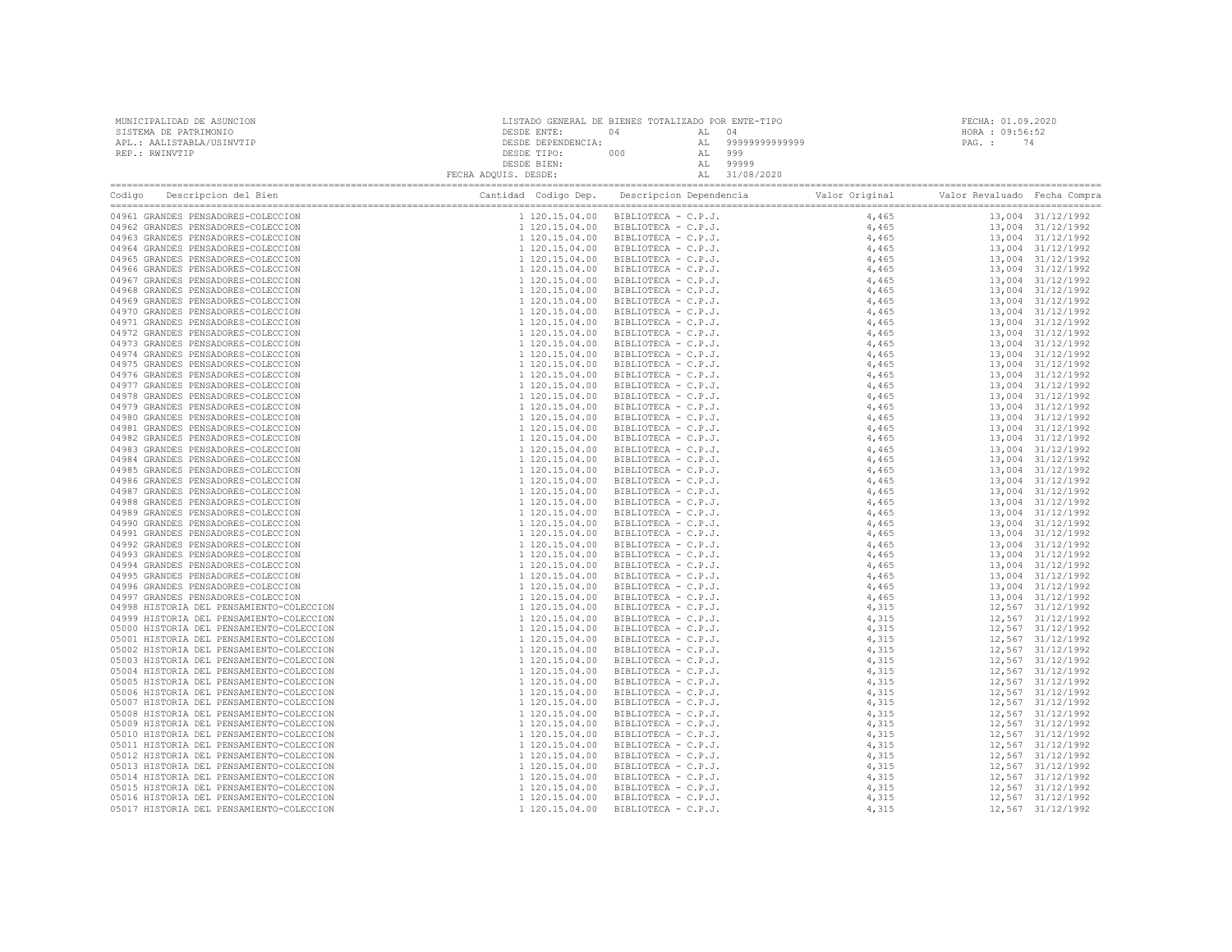MUNICIPALIDAD DE ASUNCION
SISTEMA DE PATRIMONIO
APL.: AALISTABLA/USINVTIP
REP.: RWINVTIP

LISTADO GENERAL DE BIENES TOTALIZADO POR ENTE-TIPO
DESDE ENTE: 04 AL 04
DESDE DEPENDENCIA: AL 99999999999999
DESDE TIPO: 000 AL 999
DESDE BIEN: AL 99999
FECHA ADQUIS. DESDE: AL 31/08/2020

FECHA: 01.09.2020
HORA : 09:56:52

| Codigo | Descripcion del Bien | Cantidad | Codigo Dep. | Descripcion Dependencia | Valor Original | Valor Revaluado | Fecha Compra |
|---|---|---|---|---|---|---|---|
| 04961 | GRANDES PENSADORES-COLECCION | 1 | 120.15.04.00 | BIBLIOTECA - C.P.J. | 4,465 | 13,004 | 31/12/1992 |
| 04962 | GRANDES PENSADORES-COLECCION | 1 | 120.15.04.00 | BIBLIOTECA - C.P.J. | 4,465 | 13,004 | 31/12/1992 |
| 04963 | GRANDES PENSADORES-COLECCION | 1 | 120.15.04.00 | BIBLIOTECA - C.P.J. | 4,465 | 13,004 | 31/12/1992 |
| 04964 | GRANDES PENSADORES-COLECCION | 1 | 120.15.04.00 | BIBLIOTECA - C.P.J. | 4,465 | 13,004 | 31/12/1992 |
| 04965 | GRANDES PENSADORES-COLECCION | 1 | 120.15.04.00 | BIBLIOTECA - C.P.J. | 4,465 | 13,004 | 31/12/1992 |
| 04966 | GRANDES PENSADORES-COLECCION | 1 | 120.15.04.00 | BIBLIOTECA - C.P.J. | 4,465 | 13,004 | 31/12/1992 |
| 04967 | GRANDES PENSADORES-COLECCION | 1 | 120.15.04.00 | BIBLIOTECA - C.P.J. | 4,465 | 13,004 | 31/12/1992 |
| 04968 | GRANDES PENSADORES-COLECCION | 1 | 120.15.04.00 | BIBLIOTECA - C.P.J. | 4,465 | 13,004 | 31/12/1992 |
| 04969 | GRANDES PENSADORES-COLECCION | 1 | 120.15.04.00 | BIBLIOTECA - C.P.J. | 4,465 | 13,004 | 31/12/1992 |
| 04970 | GRANDES PENSADORES-COLECCION | 1 | 120.15.04.00 | BIBLIOTECA - C.P.J. | 4,465 | 13,004 | 31/12/1992 |
| 04971 | GRANDES PENSADORES-COLECCION | 1 | 120.15.04.00 | BIBLIOTECA - C.P.J. | 4,465 | 13,004 | 31/12/1992 |
| 04972 | GRANDES PENSADORES-COLECCION | 1 | 120.15.04.00 | BIBLIOTECA - C.P.J. | 4,465 | 13,004 | 31/12/1992 |
| 04973 | GRANDES PENSADORES-COLECCION | 1 | 120.15.04.00 | BIBLIOTECA - C.P.J. | 4,465 | 13,004 | 31/12/1992 |
| 04974 | GRANDES PENSADORES-COLECCION | 1 | 120.15.04.00 | BIBLIOTECA - C.P.J. | 4,465 | 13,004 | 31/12/1992 |
| 04975 | GRANDES PENSADORES-COLECCION | 1 | 120.15.04.00 | BIBLIOTECA - C.P.J. | 4,465 | 13,004 | 31/12/1992 |
| 04976 | GRANDES PENSADORES-COLECCION | 1 | 120.15.04.00 | BIBLIOTECA - C.P.J. | 4,465 | 13,004 | 31/12/1992 |
| 04977 | GRANDES PENSADORES-COLECCION | 1 | 120.15.04.00 | BIBLIOTECA - C.P.J. | 4,465 | 13,004 | 31/12/1992 |
| 04978 | GRANDES PENSADORES-COLECCION | 1 | 120.15.04.00 | BIBLIOTECA - C.P.J. | 4,465 | 13,004 | 31/12/1992 |
| 04979 | GRANDES PENSADORES-COLECCION | 1 | 120.15.04.00 | BIBLIOTECA - C.P.J. | 4,465 | 13,004 | 31/12/1992 |
| 04980 | GRANDES PENSADORES-COLECCION | 1 | 120.15.04.00 | BIBLIOTECA - C.P.J. | 4,465 | 13,004 | 31/12/1992 |
| 04981 | GRANDES PENSADORES-COLECCION | 1 | 120.15.04.00 | BIBLIOTECA - C.P.J. | 4,465 | 13,004 | 31/12/1992 |
| 04982 | GRANDES PENSADORES-COLECCION | 1 | 120.15.04.00 | BIBLIOTECA - C.P.J. | 4,465 | 13,004 | 31/12/1992 |
| 04983 | GRANDES PENSADORES-COLECCION | 1 | 120.15.04.00 | BIBLIOTECA - C.P.J. | 4,465 | 13,004 | 31/12/1992 |
| 04984 | GRANDES PENSADORES-COLECCION | 1 | 120.15.04.00 | BIBLIOTECA - C.P.J. | 4,465 | 13,004 | 31/12/1992 |
| 04985 | GRANDES PENSADORES-COLECCION | 1 | 120.15.04.00 | BIBLIOTECA - C.P.J. | 4,465 | 13,004 | 31/12/1992 |
| 04986 | GRANDES PENSADORES-COLECCION | 1 | 120.15.04.00 | BIBLIOTECA - C.P.J. | 4,465 | 13,004 | 31/12/1992 |
| 04987 | GRANDES PENSADORES-COLECCION | 1 | 120.15.04.00 | BIBLIOTECA - C.P.J. | 4,465 | 13,004 | 31/12/1992 |
| 04988 | GRANDES PENSADORES-COLECCION | 1 | 120.15.04.00 | BIBLIOTECA - C.P.J. | 4,465 | 13,004 | 31/12/1992 |
| 04989 | GRANDES PENSADORES-COLECCION | 1 | 120.15.04.00 | BIBLIOTECA - C.P.J. | 4,465 | 13,004 | 31/12/1992 |
| 04990 | GRANDES PENSADORES-COLECCION | 1 | 120.15.04.00 | BIBLIOTECA - C.P.J. | 4,465 | 13,004 | 31/12/1992 |
| 04991 | GRANDES PENSADORES-COLECCION | 1 | 120.15.04.00 | BIBLIOTECA - C.P.J. | 4,465 | 13,004 | 31/12/1992 |
| 04992 | GRANDES PENSADORES-COLECCION | 1 | 120.15.04.00 | BIBLIOTECA - C.P.J. | 4,465 | 13,004 | 31/12/1992 |
| 04993 | GRANDES PENSADORES-COLECCION | 1 | 120.15.04.00 | BIBLIOTECA - C.P.J. | 4,465 | 13,004 | 31/12/1992 |
| 04994 | GRANDES PENSADORES-COLECCION | 1 | 120.15.04.00 | BIBLIOTECA - C.P.J. | 4,465 | 13,004 | 31/12/1992 |
| 04995 | GRANDES PENSADORES-COLECCION | 1 | 120.15.04.00 | BIBLIOTECA - C.P.J. | 4,465 | 13,004 | 31/12/1992 |
| 04996 | GRANDES PENSADORES-COLECCION | 1 | 120.15.04.00 | BIBLIOTECA - C.P.J. | 4,465 | 13,004 | 31/12/1992 |
| 04997 | GRANDES PENSADORES-COLECCION | 1 | 120.15.04.00 | BIBLIOTECA - C.P.J. | 4,465 | 13,004 | 31/12/1992 |
| 04998 | HISTORIA DEL PENSAMIENTO-COLECCION | 1 | 120.15.04.00 | BIBLIOTECA - C.P.J. | 4,315 | 12,567 | 31/12/1992 |
| 04999 | HISTORIA DEL PENSAMIENTO-COLECCION | 1 | 120.15.04.00 | BIBLIOTECA - C.P.J. | 4,315 | 12,567 | 31/12/1992 |
| 05000 | HISTORIA DEL PENSAMIENTO-COLECCION | 1 | 120.15.04.00 | BIBLIOTECA - C.P.J. | 4,315 | 12,567 | 31/12/1992 |
| 05001 | HISTORIA DEL PENSAMIENTO-COLECCION | 1 | 120.15.04.00 | BIBLIOTECA - C.P.J. | 4,315 | 12,567 | 31/12/1992 |
| 05002 | HISTORIA DEL PENSAMIENTO-COLECCION | 1 | 120.15.04.00 | BIBLIOTECA - C.P.J. | 4,315 | 12,567 | 31/12/1992 |
| 05003 | HISTORIA DEL PENSAMIENTO-COLECCION | 1 | 120.15.04.00 | BIBLIOTECA - C.P.J. | 4,315 | 12,567 | 31/12/1992 |
| 05004 | HISTORIA DEL PENSAMIENTO-COLECCION | 1 | 120.15.04.00 | BIBLIOTECA - C.P.J. | 4,315 | 12,567 | 31/12/1992 |
| 05005 | HISTORIA DEL PENSAMIENTO-COLECCION | 1 | 120.15.04.00 | BIBLIOTECA - C.P.J. | 4,315 | 12,567 | 31/12/1992 |
| 05006 | HISTORIA DEL PENSAMIENTO-COLECCION | 1 | 120.15.04.00 | BIBLIOTECA - C.P.J. | 4,315 | 12,567 | 31/12/1992 |
| 05007 | HISTORIA DEL PENSAMIENTO-COLECCION | 1 | 120.15.04.00 | BIBLIOTECA - C.P.J. | 4,315 | 12,567 | 31/12/1992 |
| 05008 | HISTORIA DEL PENSAMIENTO-COLECCION | 1 | 120.15.04.00 | BIBLIOTECA - C.P.J. | 4,315 | 12,567 | 31/12/1992 |
| 05009 | HISTORIA DEL PENSAMIENTO-COLECCION | 1 | 120.15.04.00 | BIBLIOTECA - C.P.J. | 4,315 | 12,567 | 31/12/1992 |
| 05010 | HISTORIA DEL PENSAMIENTO-COLECCION | 1 | 120.15.04.00 | BIBLIOTECA - C.P.J. | 4,315 | 12,567 | 31/12/1992 |
| 05011 | HISTORIA DEL PENSAMIENTO-COLECCION | 1 | 120.15.04.00 | BIBLIOTECA - C.P.J. | 4,315 | 12,567 | 31/12/1992 |
| 05012 | HISTORIA DEL PENSAMIENTO-COLECCION | 1 | 120.15.04.00 | BIBLIOTECA - C.P.J. | 4,315 | 12,567 | 31/12/1992 |
| 05013 | HISTORIA DEL PENSAMIENTO-COLECCION | 1 | 120.15.04.00 | BIBLIOTECA - C.P.J. | 4,315 | 12,567 | 31/12/1992 |
| 05014 | HISTORIA DEL PENSAMIENTO-COLECCION | 1 | 120.15.04.00 | BIBLIOTECA - C.P.J. | 4,315 | 12,567 | 31/12/1992 |
| 05015 | HISTORIA DEL PENSAMIENTO-COLECCION | 1 | 120.15.04.00 | BIBLIOTECA - C.P.J. | 4,315 | 12,567 | 31/12/1992 |
| 05016 | HISTORIA DEL PENSAMIENTO-COLECCION | 1 | 120.15.04.00 | BIBLIOTECA - C.P.J. | 4,315 | 12,567 | 31/12/1992 |
| 05017 | HISTORIA DEL PENSAMIENTO-COLECCION | 1 | 120.15.04.00 | BIBLIOTECA - C.P.J. | 4,315 | 12,567 | 31/12/1992 |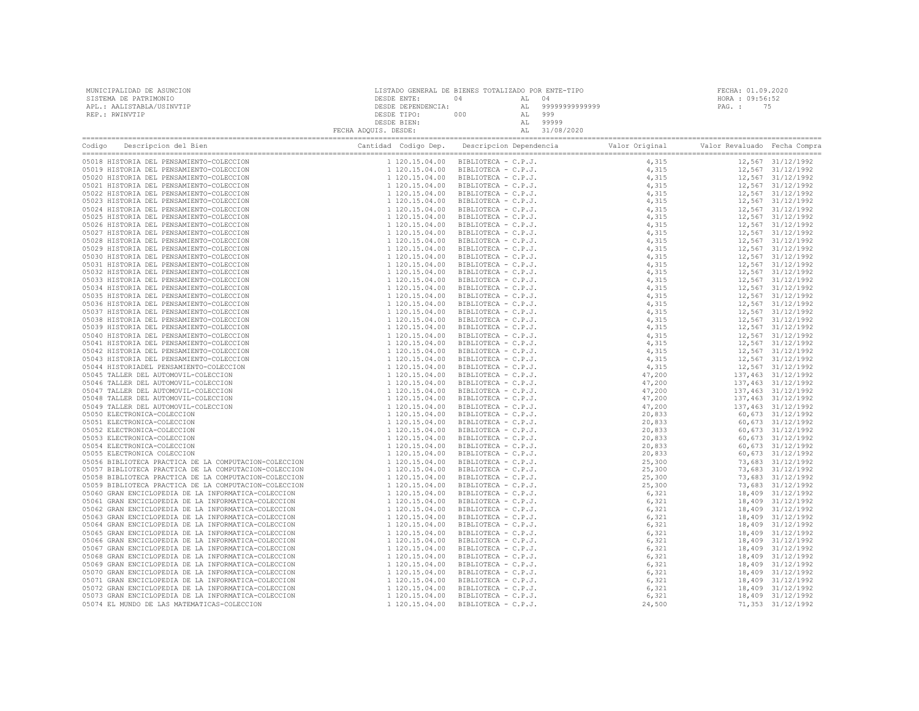MUNICIPALIDAD DE ASUNCION
SISTEMA DE PATRIMONIO
APL.: AALISTABLA/USINVTIP
REP.: RWINVTIP

LISTADO GENERAL DE BIENES TOTALIZADO POR ENTE-TIPO
DESDE ENTE: 04 AL 04
DESDE DEPENDENCIA: AL 99999999999999
DESDE TIPO: 000 AL 999
DESDE BIEN: AL 99999
FECHA ADQUIS. DESDE: AL 31/08/2020

FECHA: 01.09.2020
HORA : 09:56:52

| Codigo | Descripcion del Bien | Cantidad | Codigo Dep. | Descripcion Dependencia | Valor Original | Valor Revaluado | Fecha Compra |
|---|---|---|---|---|---|---|---|
| 05018 | HISTORIA DEL PENSAMIENTO-COLECCION | 1 | 120.15.04.00 | BIBLIOTECA - C.P.J. | 4,315 | 12,567 | 31/12/1992 |
| 05019 | HISTORIA DEL PENSAMIENTO-COLECCION | 1 | 120.15.04.00 | BIBLIOTECA - C.P.J. | 4,315 | 12,567 | 31/12/1992 |
| 05020 | HISTORIA DEL PENSAMIENTO-COLECCION | 1 | 120.15.04.00 | BIBLIOTECA - C.P.J. | 4,315 | 12,567 | 31/12/1992 |
| 05021 | HISTORIA DEL PENSAMIENTO-COLECCION | 1 | 120.15.04.00 | BIBLIOTECA - C.P.J. | 4,315 | 12,567 | 31/12/1992 |
| 05022 | HISTORIA DEL PENSAMIENTO-COLECCION | 1 | 120.15.04.00 | BIBLIOTECA - C.P.J. | 4,315 | 12,567 | 31/12/1992 |
| 05023 | HISTORIA DEL PENSAMIENTO-COLECCION | 1 | 120.15.04.00 | BIBLIOTECA - C.P.J. | 4,315 | 12,567 | 31/12/1992 |
| 05024 | HISTORIA DEL PENSAMIENTO-COLECCION | 1 | 120.15.04.00 | BIBLIOTECA - C.P.J. | 4,315 | 12,567 | 31/12/1992 |
| 05025 | HISTORIA DEL PENSAMIENTO-COLECCION | 1 | 120.15.04.00 | BIBLIOTECA - C.P.J. | 4,315 | 12,567 | 31/12/1992 |
| 05026 | HISTORIA DEL PENSAMIENTO-COLECCION | 1 | 120.15.04.00 | BIBLIOTECA - C.P.J. | 4,315 | 12,567 | 31/12/1992 |
| 05027 | HISTORIA DEL PENSAMIENTO-COLECCION | 1 | 120.15.04.00 | BIBLIOTECA - C.P.J. | 4,315 | 12,567 | 31/12/1992 |
| 05028 | HISTORIA DEL PENSAMIENTO-COLECCION | 1 | 120.15.04.00 | BIBLIOTECA - C.P.J. | 4,315 | 12,567 | 31/12/1992 |
| 05029 | HISTORIA DEL PENSAMIENTO-COLECCION | 1 | 120.15.04.00 | BIBLIOTECA - C.P.J. | 4,315 | 12,567 | 31/12/1992 |
| 05030 | HISTORIA DEL PENSAMIENTO-COLECCION | 1 | 120.15.04.00 | BIBLIOTECA - C.P.J. | 4,315 | 12,567 | 31/12/1992 |
| 05031 | HISTORIA DEL PENSAMIENTO-COLECCION | 1 | 120.15.04.00 | BIBLIOTECA - C.P.J. | 4,315 | 12,567 | 31/12/1992 |
| 05032 | HISTORIA DEL PENSAMIENTO-COLECCION | 1 | 120.15.04.00 | BIBLIOTECA - C.P.J. | 4,315 | 12,567 | 31/12/1992 |
| 05033 | HISTORIA DEL PENSAMIENTO-COLECCION | 1 | 120.15.04.00 | BIBLIOTECA - C.P.J. | 4,315 | 12,567 | 31/12/1992 |
| 05034 | HISTORIA DEL PENSAMIENTO-COLECCION | 1 | 120.15.04.00 | BIBLIOTECA - C.P.J. | 4,315 | 12,567 | 31/12/1992 |
| 05035 | HISTORIA DEL PENSAMIENTO-COLECCION | 1 | 120.15.04.00 | BIBLIOTECA - C.P.J. | 4,315 | 12,567 | 31/12/1992 |
| 05036 | HISTORIA DEL PENSAMIENTO-COLECCION | 1 | 120.15.04.00 | BIBLIOTECA - C.P.J. | 4,315 | 12,567 | 31/12/1992 |
| 05037 | HISTORIA DEL PENSAMIENTO-COLECCION | 1 | 120.15.04.00 | BIBLIOTECA - C.P.J. | 4,315 | 12,567 | 31/12/1992 |
| 05038 | HISTORIA DEL PENSAMIENTO-COLECCION | 1 | 120.15.04.00 | BIBLIOTECA - C.P.J. | 4,315 | 12,567 | 31/12/1992 |
| 05039 | HISTORIA DEL PENSAMIENTO-COLECCION | 1 | 120.15.04.00 | BIBLIOTECA - C.P.J. | 4,315 | 12,567 | 31/12/1992 |
| 05040 | HISTORIA DEL PENSAMIENTO-COLECCION | 1 | 120.15.04.00 | BIBLIOTECA - C.P.J. | 4,315 | 12,567 | 31/12/1992 |
| 05041 | HISTORIA DEL PENSAMIENTO-COLECCION | 1 | 120.15.04.00 | BIBLIOTECA - C.P.J. | 4,315 | 12,567 | 31/12/1992 |
| 05042 | HISTORIA DEL PENSAMIENTO-COLECCION | 1 | 120.15.04.00 | BIBLIOTECA - C.P.J. | 4,315 | 12,567 | 31/12/1992 |
| 05043 | HISTORIA DEL PENSAMIENTO-COLECCION | 1 | 120.15.04.00 | BIBLIOTECA - C.P.J. | 4,315 | 12,567 | 31/12/1992 |
| 05044 | HISTORIADEL PENSAMIENTO-COLECCION | 1 | 120.15.04.00 | BIBLIOTECA - C.P.J. | 4,315 | 12,567 | 31/12/1992 |
| 05045 | TALLER DEL AUTOMOVIL-COLECCION | 1 | 120.15.04.00 | BIBLIOTECA - C.P.J. | 47,200 | 137,463 | 31/12/1992 |
| 05046 | TALLER DEL AUTOMOVIL-COLECCION | 1 | 120.15.04.00 | BIBLIOTECA - C.P.J. | 47,200 | 137,463 | 31/12/1992 |
| 05047 | TALLER DEL AUTOMOVIL-COLECCION | 1 | 120.15.04.00 | BIBLIOTECA - C.P.J. | 47,200 | 137,463 | 31/12/1992 |
| 05048 | TALLER DEL AUTOMOVIL-COLECCION | 1 | 120.15.04.00 | BIBLIOTECA - C.P.J. | 47,200 | 137,463 | 31/12/1992 |
| 05049 | TALLER DEL AUTOMOVIL-COLECCION | 1 | 120.15.04.00 | BIBLIOTECA - C.P.J. | 47,200 | 137,463 | 31/12/1992 |
| 05050 | ELECTRONICA-COLECCION | 1 | 120.15.04.00 | BIBLIOTECA - C.P.J. | 20,833 | 60,673 | 31/12/1992 |
| 05051 | ELECTRONICA-COLECCION | 1 | 120.15.04.00 | BIBLIOTECA - C.P.J. | 20,833 | 60,673 | 31/12/1992 |
| 05052 | ELECTRONICA-COLECCION | 1 | 120.15.04.00 | BIBLIOTECA - C.P.J. | 20,833 | 60,673 | 31/12/1992 |
| 05053 | ELECTRONICA-COLECCION | 1 | 120.15.04.00 | BIBLIOTECA - C.P.J. | 20,833 | 60,673 | 31/12/1992 |
| 05054 | ELECTRONICA-COLECCION | 1 | 120.15.04.00 | BIBLIOTECA - C.P.J. | 20,833 | 60,673 | 31/12/1992 |
| 05055 | ELECTRONICA COLECCION | 1 | 120.15.04.00 | BIBLIOTECA - C.P.J. | 20,833 | 60,673 | 31/12/1992 |
| 05056 | BIBLIOTECA PRACTICA DE LA COMPUTACION-COLECCION | 1 | 120.15.04.00 | BIBLIOTECA - C.P.J. | 25,300 | 73,683 | 31/12/1992 |
| 05057 | BIBLIOTECA PRACTICA DE LA COMPUTACION-COLECCION | 1 | 120.15.04.00 | BIBLIOTECA - C.P.J. | 25,300 | 73,683 | 31/12/1992 |
| 05058 | BIBLIOTECA PRACTICA DE LA COMPUTACION-COLECCION | 1 | 120.15.04.00 | BIBLIOTECA - C.P.J. | 25,300 | 73,683 | 31/12/1992 |
| 05059 | BIBLIOTECA PRACTICA DE LA COMPUTACION-COLECCION | 1 | 120.15.04.00 | BIBLIOTECA - C.P.J. | 25,300 | 73,683 | 31/12/1992 |
| 05060 | GRAN ENCICLOPEDIA DE LA INFORMATICA-COLECCION | 1 | 120.15.04.00 | BIBLIOTECA - C.P.J. | 6,321 | 18,409 | 31/12/1992 |
| 05061 | GRAN ENCICLOPEDIA DE LA INFORMATICA-COLECCION | 1 | 120.15.04.00 | BIBLIOTECA - C.P.J. | 6,321 | 18,409 | 31/12/1992 |
| 05062 | GRAN ENCICLOPEDIA DE LA INFORMATICA-COLECCION | 1 | 120.15.04.00 | BIBLIOTECA - C.P.J. | 6,321 | 18,409 | 31/12/1992 |
| 05063 | GRAN ENCICLOPEDIA DE LA INFORMATICA-COLECCION | 1 | 120.15.04.00 | BIBLIOTECA - C.P.J. | 6,321 | 18,409 | 31/12/1992 |
| 05064 | GRAN ENCICLOPEDIA DE LA INFORMATICA-COLECCION | 1 | 120.15.04.00 | BIBLIOTECA - C.P.J. | 6,321 | 18,409 | 31/12/1992 |
| 05065 | GRAN ENCICLOPEDIA DE LA INFORMATICA-COLECCION | 1 | 120.15.04.00 | BIBLIOTECA - C.P.J. | 6,321 | 18,409 | 31/12/1992 |
| 05066 | GRAN ENCICLOPEDIA DE LA INFORMATICA-COLECCION | 1 | 120.15.04.00 | BIBLIOTECA - C.P.J. | 6,321 | 18,409 | 31/12/1992 |
| 05067 | GRAN ENCICLOPEDIA DE LA INFORMATICA-COLECCION | 1 | 120.15.04.00 | BIBLIOTECA - C.P.J. | 6,321 | 18,409 | 31/12/1992 |
| 05068 | GRAN ENCICLOPEDIA DE LA INFORMATICA-COLECCION | 1 | 120.15.04.00 | BIBLIOTECA - C.P.J. | 6,321 | 18,409 | 31/12/1992 |
| 05069 | GRAN ENCICLOPEDIA DE LA INFORMATICA-COLECCION | 1 | 120.15.04.00 | BIBLIOTECA - C.P.J. | 6,321 | 18,409 | 31/12/1992 |
| 05070 | GRAN ENCICLOPEDIA DE LA INFORMATICA-COLECCION | 1 | 120.15.04.00 | BIBLIOTECA - C.P.J. | 6,321 | 18,409 | 31/12/1992 |
| 05071 | GRAN ENCICLOPEDIA DE LA INFORMATICA-COLECCION | 1 | 120.15.04.00 | BIBLIOTECA - C.P.J. | 6,321 | 18,409 | 31/12/1992 |
| 05072 | GRAN ENCICLOPEDIA DE LA INFORMATICA-COLECCION | 1 | 120.15.04.00 | BIBLIOTECA - C.P.J. | 6,321 | 18,409 | 31/12/1992 |
| 05073 | GRAN ENCICLOPEDIA DE LA INFORMATICA-COLECCION | 1 | 120.15.04.00 | BIBLIOTECA - C.P.J. | 6,321 | 18,409 | 31/12/1992 |
| 05074 | EL MUNDO DE LAS MATEMATICAS-COLECCION | 1 | 120.15.04.00 | BIBLIOTECA - C.P.J. | 24,500 | 71,353 | 31/12/1992 |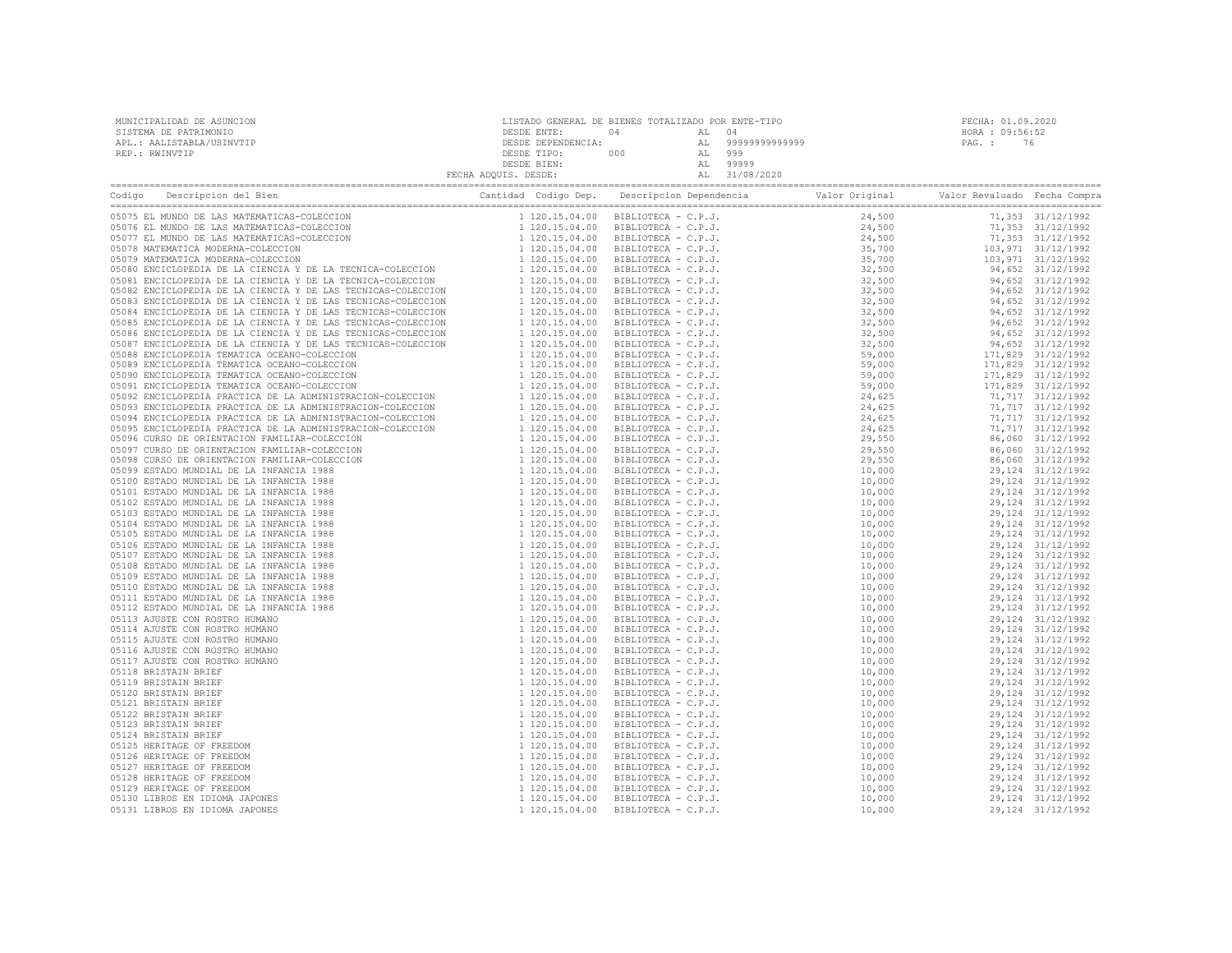MUNICIPALIDAD DE ASUNCION
SISTEMA DE PATRIMONIO
APL.: AALISTABLA/USINVTIP
REP.: RWINVTIP

LISTADO GENERAL DE BIENES TOTALIZADO POR ENTE-TIPO
DESDE ENTE: 04 AL 04
DESDE DEPENDENCIA: AL 99999999999999
DESDE TIPO: 000 AL 999
DESDE BIEN: AL 99999
FECHA ADQUIS. DESDE: AL 31/08/2020

FECHA: 01.09.2020
HORA : 09:56:52
PAG. : 76

| Codigo | Descripcion del Bien | Cantidad | Codigo Dep. | Descripcion Dependencia | Valor Original | Valor Revaluado | Fecha Compra |
|---|---|---|---|---|---|---|---|
| 05075 | EL MUNDO DE LAS MATEMATICAS-COLECCION | 1 | 120.15.04.00 | BIBLIOTECA - C.P.J. | 24,500 | 71,353 | 31/12/1992 |
| 05076 | EL MUNDO DE LAS MATEMATICAS-COLECCION | 1 | 120.15.04.00 | BIBLIOTECA - C.P.J. | 24,500 | 71,353 | 31/12/1992 |
| 05077 | EL MUNDO DE LAS MATEMATICAS-COLECCION | 1 | 120.15.04.00 | BIBLIOTECA - C.P.J. | 24,500 | 71,353 | 31/12/1992 |
| 05078 | MATEMATICA MODERNA-COLECCION | 1 | 120.15.04.00 | BIBLIOTECA - C.P.J. | 35,700 | 103,971 | 31/12/1992 |
| 05079 | MATEMATICA MODERNA-COLECCION | 1 | 120.15.04.00 | BIBLIOTECA - C.P.J. | 35,700 | 103,971 | 31/12/1992 |
| 05080 | ENCICLOPEDIA DE LA CIENCIA Y DE LA TECNICA-COLECCION | 1 | 120.15.04.00 | BIBLIOTECA - C.P.J. | 32,500 | 94,652 | 31/12/1992 |
| 05081 | ENCICLOPEDIA DE LA CIENCIA Y DE LA TECNICA-COLECCION | 1 | 120.15.04.00 | BIBLIOTECA - C.P.J. | 32,500 | 94,652 | 31/12/1992 |
| 05082 | ENCICLOPEDIA DE LA CIENCIA Y DE LAS TECNICAS-COLECCION | 1 | 120.15.04.00 | BIBLIOTECA - C.P.J. | 32,500 | 94,652 | 31/12/1992 |
| 05083 | ENCICLOPEDIA DE LA CIENCIA Y DE LAS TECNICAS-COLECCION | 1 | 120.15.04.00 | BIBLIOTECA - C.P.J. | 32,500 | 94,652 | 31/12/1992 |
| 05084 | ENCICLOPEDIA DE LA CIENCIA Y DE LAS TECNICAS-COLECCION | 1 | 120.15.04.00 | BIBLIOTECA - C.P.J. | 32,500 | 94,652 | 31/12/1992 |
| 05085 | ENCICLOPEDIA DE LA CIENCIA Y DE LAS TECNICAS-COLECCION | 1 | 120.15.04.00 | BIBLIOTECA - C.P.J. | 32,500 | 94,652 | 31/12/1992 |
| 05086 | ENCICLOPEDIA DE LA CIENCIA Y DE LAS TECNICAS-COLECCION | 1 | 120.15.04.00 | BIBLIOTECA - C.P.J. | 32,500 | 94,652 | 31/12/1992 |
| 05087 | ENCICLOPEDIA DE LA CIENCIA Y DE LAS TECNICAS-COLECCION | 1 | 120.15.04.00 | BIBLIOTECA - C.P.J. | 32,500 | 94,652 | 31/12/1992 |
| 05088 | ENCICLOPEDIA TEMATICA OCEANO-COLECCION | 1 | 120.15.04.00 | BIBLIOTECA - C.P.J. | 59,000 | 171,829 | 31/12/1992 |
| 05089 | ENCICLOPEDIA TEMATICA OCEANO-COLECCION | 1 | 120.15.04.00 | BIBLIOTECA - C.P.J. | 59,000 | 171,829 | 31/12/1992 |
| 05090 | ENCICLOPEDIA TEMATICA OCEANO-COLECCION | 1 | 120.15.04.00 | BIBLIOTECA - C.P.J. | 59,000 | 171,829 | 31/12/1992 |
| 05091 | ENCICLOPEDIA TEMATICA OCEANO-COLECCION | 1 | 120.15.04.00 | BIBLIOTECA - C.P.J. | 59,000 | 171,829 | 31/12/1992 |
| 05092 | ENCICLOPEDIA PRACTICA DE LA ADMINISTRACION-COLECCION | 1 | 120.15.04.00 | BIBLIOTECA - C.P.J. | 24,625 | 71,717 | 31/12/1992 |
| 05093 | ENCICLOPEDIA PRACTICA DE LA ADMINISTRACION-COLECCION | 1 | 120.15.04.00 | BIBLIOTECA - C.P.J. | 24,625 | 71,717 | 31/12/1992 |
| 05094 | ENCICLOPEDIA PRACTICA DE LA ADMINISTRACION-COLECCION | 1 | 120.15.04.00 | BIBLIOTECA - C.P.J. | 24,625 | 71,717 | 31/12/1992 |
| 05095 | ENCICLOPEDIA PRACTICA DE LA ADMINISTRACION-COLECCION | 1 | 120.15.04.00 | BIBLIOTECA - C.P.J. | 24,625 | 71,717 | 31/12/1992 |
| 05096 | CURSO DE ORIENTACION FAMILIAR-COLECCION | 1 | 120.15.04.00 | BIBLIOTECA - C.P.J. | 29,550 | 86,060 | 31/12/1992 |
| 05097 | CURSO DE ORIENTACION FAMILIAR-COLECCION | 1 | 120.15.04.00 | BIBLIOTECA - C.P.J. | 29,550 | 86,060 | 31/12/1992 |
| 05098 | CURSO DE ORIENTACION FAMILIAR-COLECCION | 1 | 120.15.04.00 | BIBLIOTECA - C.P.J. | 29,550 | 86,060 | 31/12/1992 |
| 05099 | ESTADO MUNDIAL DE LA INFANCIA 1988 | 1 | 120.15.04.00 | BIBLIOTECA - C.P.J. | 10,000 | 29,124 | 31/12/1992 |
| 05100 | ESTADO MUNDIAL DE LA INFANCIA 1988 | 1 | 120.15.04.00 | BIBLIOTECA - C.P.J. | 10,000 | 29,124 | 31/12/1992 |
| 05101 | ESTADO MUNDIAL DE LA INFANCIA 1988 | 1 | 120.15.04.00 | BIBLIOTECA - C.P.J. | 10,000 | 29,124 | 31/12/1992 |
| 05102 | ESTADO MUNDIAL DE LA INFANCIA 1988 | 1 | 120.15.04.00 | BIBLIOTECA - C.P.J. | 10,000 | 29,124 | 31/12/1992 |
| 05103 | ESTADO MUNDIAL DE LA INFANCIA 1988 | 1 | 120.15.04.00 | BIBLIOTECA - C.P.J. | 10,000 | 29,124 | 31/12/1992 |
| 05104 | ESTADO MUNDIAL DE LA INFANCIA 1988 | 1 | 120.15.04.00 | BIBLIOTECA - C.P.J. | 10,000 | 29,124 | 31/12/1992 |
| 05105 | ESTADO MUNDIAL DE LA INFANCIA 1988 | 1 | 120.15.04.00 | BIBLIOTECA - C.P.J. | 10,000 | 29,124 | 31/12/1992 |
| 05106 | ESTADO MUNDIAL DE LA INFANCIA 1988 | 1 | 120.15.04.00 | BIBLIOTECA - C.P.J. | 10,000 | 29,124 | 31/12/1992 |
| 05107 | ESTADO MUNDIAL DE LA INFANCIA 1988 | 1 | 120.15.04.00 | BIBLIOTECA - C.P.J. | 10,000 | 29,124 | 31/12/1992 |
| 05108 | ESTADO MUNDIAL DE LA INFANCIA 1988 | 1 | 120.15.04.00 | BIBLIOTECA - C.P.J. | 10,000 | 29,124 | 31/12/1992 |
| 05109 | ESTADO MUNDIAL DE LA INFANCIA 1988 | 1 | 120.15.04.00 | BIBLIOTECA - C.P.J. | 10,000 | 29,124 | 31/12/1992 |
| 05110 | ESTADO MUNDIAL DE LA INFANCIA 1988 | 1 | 120.15.04.00 | BIBLIOTECA - C.P.J. | 10,000 | 29,124 | 31/12/1992 |
| 05111 | ESTADO MUNDIAL DE LA INFANCIA 1988 | 1 | 120.15.04.00 | BIBLIOTECA - C.P.J. | 10,000 | 29,124 | 31/12/1992 |
| 05112 | ESTADO MUNDIAL DE LA INFANCIA 1988 | 1 | 120.15.04.00 | BIBLIOTECA - C.P.J. | 10,000 | 29,124 | 31/12/1992 |
| 05113 | AJUSTE CON ROSTRO HUMANO | 1 | 120.15.04.00 | BIBLIOTECA - C.P.J. | 10,000 | 29,124 | 31/12/1992 |
| 05114 | AJUSTE CON ROSTRO HUMANO | 1 | 120.15.04.00 | BIBLIOTECA - C.P.J. | 10,000 | 29,124 | 31/12/1992 |
| 05115 | AJUSTE CON ROSTRO HUMANO | 1 | 120.15.04.00 | BIBLIOTECA - C.P.J. | 10,000 | 29,124 | 31/12/1992 |
| 05116 | AJUSTE CON ROSTRO HUMANO | 1 | 120.15.04.00 | BIBLIOTECA - C.P.J. | 10,000 | 29,124 | 31/12/1992 |
| 05117 | AJUSTE CON ROSTRO HUMANO | 1 | 120.15.04.00 | BIBLIOTECA - C.P.J. | 10,000 | 29,124 | 31/12/1992 |
| 05118 | BRISTAIN BRIEF | 1 | 120.15.04.00 | BIBLIOTECA - C.P.J. | 10,000 | 29,124 | 31/12/1992 |
| 05119 | BRISTAIN BRIEF | 1 | 120.15.04.00 | BIBLIOTECA - C.P.J. | 10,000 | 29,124 | 31/12/1992 |
| 05120 | BRISTAIN BRIEF | 1 | 120.15.04.00 | BIBLIOTECA - C.P.J. | 10,000 | 29,124 | 31/12/1992 |
| 05121 | BRISTAIN BRIEF | 1 | 120.15.04.00 | BIBLIOTECA - C.P.J. | 10,000 | 29,124 | 31/12/1992 |
| 05122 | BRISTAIN BRIEF | 1 | 120.15.04.00 | BIBLIOTECA - C.P.J. | 10,000 | 29,124 | 31/12/1992 |
| 05123 | BRISTAIN BRIEF | 1 | 120.15.04.00 | BIBLIOTECA - C.P.J. | 10,000 | 29,124 | 31/12/1992 |
| 05124 | BRISTAIN BRIEF | 1 | 120.15.04.00 | BIBLIOTECA - C.P.J. | 10,000 | 29,124 | 31/12/1992 |
| 05125 | HERITAGE OF FREEDOM | 1 | 120.15.04.00 | BIBLIOTECA - C.P.J. | 10,000 | 29,124 | 31/12/1992 |
| 05126 | HERITAGE OF FREEDOM | 1 | 120.15.04.00 | BIBLIOTECA - C.P.J. | 10,000 | 29,124 | 31/12/1992 |
| 05127 | HERITAGE OF FREEDOM | 1 | 120.15.04.00 | BIBLIOTECA - C.P.J. | 10,000 | 29,124 | 31/12/1992 |
| 05128 | HERITAGE OF FREEDOM | 1 | 120.15.04.00 | BIBLIOTECA - C.P.J. | 10,000 | 29,124 | 31/12/1992 |
| 05129 | HERITAGE OF FREEDOM | 1 | 120.15.04.00 | BIBLIOTECA - C.P.J. | 10,000 | 29,124 | 31/12/1992 |
| 05130 | LIBROS EN IDIOMA JAPONES | 1 | 120.15.04.00 | BIBLIOTECA - C.P.J. | 10,000 | 29,124 | 31/12/1992 |
| 05131 | LIBROS EN IDIOMA JAPONES | 1 | 120.15.04.00 | BIBLIOTECA - C.P.J. | 10,000 | 29,124 | 31/12/1992 |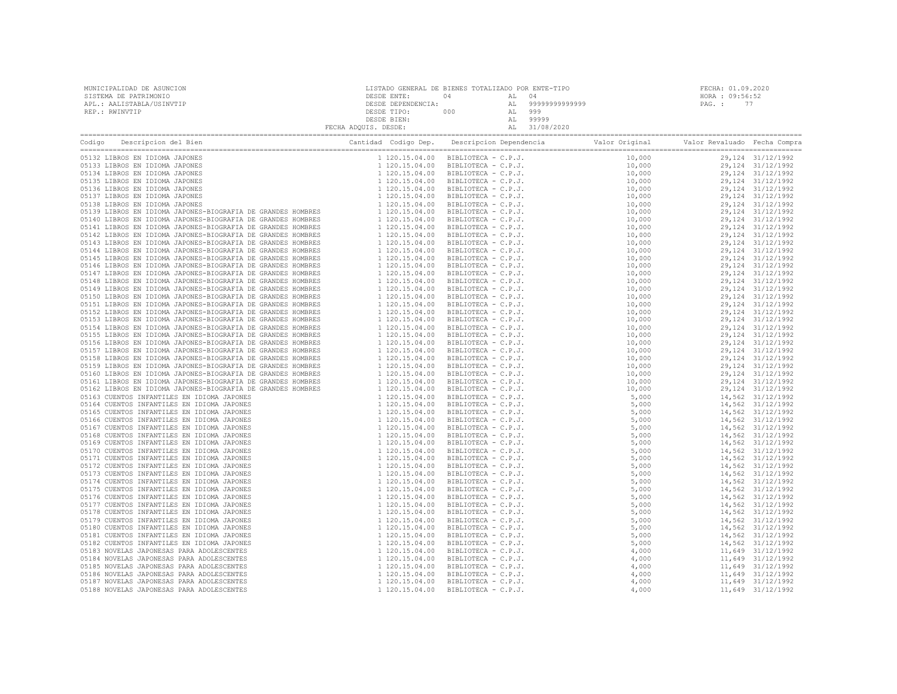MUNICIPALIDAD DE ASUNCION
SISTEMA DE PATRIMONIO
APL.: AALISTABLA/USINVTIP
REP.: RWINVTIP

LISTADO GENERAL DE BIENES TOTALIZADO POR ENTE-TIPO
DESDE ENTE: 04 AL 04
DESDE DEPENDENCIA: AL 99999999999999
DESDE TIPO: 000 AL 999
DESDE BIEN: AL 99999
FECHA ADQUIS. DESDE: AL 31/08/2020

FECHA: 01.09.2020
HORA : 09:56:52

| Codigo | Descripcion del Bien | Cantidad | Codigo Dep. | Descripcion Dependencia | Valor Original | Valor Revaluado | Fecha Compra |
|---|---|---|---|---|---|---|---|
| 05132 | LIBROS EN IDIOMA JAPONES | 1 | 120.15.04.00 | BIBLIOTECA - C.P.J. | 10,000 | 29,124 | 31/12/1992 |
| 05133 | LIBROS EN IDIOMA JAPONES | 1 | 120.15.04.00 | BIBLIOTECA - C.P.J. | 10,000 | 29,124 | 31/12/1992 |
| 05134 | LIBROS EN IDIOMA JAPONES | 1 | 120.15.04.00 | BIBLIOTECA - C.P.J. | 10,000 | 29,124 | 31/12/1992 |
| 05135 | LIBROS EN IDIOMA JAPONES | 1 | 120.15.04.00 | BIBLIOTECA - C.P.J. | 10,000 | 29,124 | 31/12/1992 |
| 05136 | LIBROS EN IDIOMA JAPONES | 1 | 120.15.04.00 | BIBLIOTECA - C.P.J. | 10,000 | 29,124 | 31/12/1992 |
| 05137 | LIBROS EN IDIOMA JAPONES | 1 | 120.15.04.00 | BIBLIOTECA - C.P.J. | 10,000 | 29,124 | 31/12/1992 |
| 05138 | LIBROS EN IDIOMA JAPONES | 1 | 120.15.04.00 | BIBLIOTECA - C.P.J. | 10,000 | 29,124 | 31/12/1992 |
| 05139 | LIBROS EN IDIOMA JAPONES-BIOGRAFIA DE GRANDES HOMBRES | 1 | 120.15.04.00 | BIBLIOTECA - C.P.J. | 10,000 | 29,124 | 31/12/1992 |
| 05140 | LIBROS EN IDIOMA JAPONES-BIOGRAFIA DE GRANDES HOMBRES | 1 | 120.15.04.00 | BIBLIOTECA - C.P.J. | 10,000 | 29,124 | 31/12/1992 |
| 05141 | LIBROS EN IDIOMA JAPONES-BIOGRAFIA DE GRANDES HOMBRES | 1 | 120.15.04.00 | BIBLIOTECA - C.P.J. | 10,000 | 29,124 | 31/12/1992 |
| 05142 | LIBROS EN IDIOMA JAPONES-BIOGRAFIA DE GRANDES HOMBRES | 1 | 120.15.04.00 | BIBLIOTECA - C.P.J. | 10,000 | 29,124 | 31/12/1992 |
| 05143 | LIBROS EN IDIOMA JAPONES-BIOGRAFIA DE GRANDES HOMBRES | 1 | 120.15.04.00 | BIBLIOTECA - C.P.J. | 10,000 | 29,124 | 31/12/1992 |
| 05144 | LIBROS EN IDIOMA JAPONES-BIOGRAFIA DE GRANDES HOMBRES | 1 | 120.15.04.00 | BIBLIOTECA - C.P.J. | 10,000 | 29,124 | 31/12/1992 |
| 05145 | LIBROS EN IDIOMA JAPONES-BIOGRAFIA DE GRANDES HOMBRES | 1 | 120.15.04.00 | BIBLIOTECA - C.P.J. | 10,000 | 29,124 | 31/12/1992 |
| 05146 | LIBROS EN IDIOMA JAPONES-BIOGRAFIA DE GRANDES HOMBRES | 1 | 120.15.04.00 | BIBLIOTECA - C.P.J. | 10,000 | 29,124 | 31/12/1992 |
| 05147 | LIBROS EN IDIOMA JAPONES-BIOGRAFIA DE GRANDES HOMBRES | 1 | 120.15.04.00 | BIBLIOTECA - C.P.J. | 10,000 | 29,124 | 31/12/1992 |
| 05148 | LIBROS EN IDIOMA JAPONES-BIOGRAFIA DE GRANDES HOMBRES | 1 | 120.15.04.00 | BIBLIOTECA - C.P.J. | 10,000 | 29,124 | 31/12/1992 |
| 05149 | LIBROS EN IDIOMA JAPONES-BIOGRAFIA DE GRANDES HOMBRES | 1 | 120.15.04.00 | BIBLIOTECA - C.P.J. | 10,000 | 29,124 | 31/12/1992 |
| 05150 | LIBROS EN IDIOMA JAPONES-BIOGRAFIA DE GRANDES HOMBRES | 1 | 120.15.04.00 | BIBLIOTECA - C.P.J. | 10,000 | 29,124 | 31/12/1992 |
| 05151 | LIBROS EN IDIOMA JAPONES-BIOGRAFIA DE GRANDES HOMBRES | 1 | 120.15.04.00 | BIBLIOTECA - C.P.J. | 10,000 | 29,124 | 31/12/1992 |
| 05152 | LIBROS EN IDIOMA JAPONES-BIOGRAFIA DE GRANDES HOMBRES | 1 | 120.15.04.00 | BIBLIOTECA - C.P.J. | 10,000 | 29,124 | 31/12/1992 |
| 05153 | LIBROS EN IDIOMA JAPONES-BIOGRAFIA DE GRANDES HOMBRES | 1 | 120.15.04.00 | BIBLIOTECA - C.P.J. | 10,000 | 29,124 | 31/12/1992 |
| 05154 | LIBROS EN IDIOMA JAPONES-BIOGRAFIA DE GRANDES HOMBRES | 1 | 120.15.04.00 | BIBLIOTECA - C.P.J. | 10,000 | 29,124 | 31/12/1992 |
| 05155 | LIBROS EN IDIOMA JAPONES-BIOGRAFIA DE GRANDES HOMBRES | 1 | 120.15.04.00 | BIBLIOTECA - C.P.J. | 10,000 | 29,124 | 31/12/1992 |
| 05156 | LIBROS EN IDIOMA JAPONES-BIOGRAFIA DE GRANDES HOMBRES | 1 | 120.15.04.00 | BIBLIOTECA - C.P.J. | 10,000 | 29,124 | 31/12/1992 |
| 05157 | LIBROS EN IDIOMA JAPONES-BIOGRAFIA DE GRANDES HOMBRES | 1 | 120.15.04.00 | BIBLIOTECA - C.P.J. | 10,000 | 29,124 | 31/12/1992 |
| 05158 | LIBROS EN IDIOMA JAPONES-BIOGRAFIA DE GRANDES HOMBRES | 1 | 120.15.04.00 | BIBLIOTECA - C.P.J. | 10,000 | 29,124 | 31/12/1992 |
| 05159 | LIBROS EN IDIOMA JAPONES-BIOGRAFIA DE GRANDES HOMBRES | 1 | 120.15.04.00 | BIBLIOTECA - C.P.J. | 10,000 | 29,124 | 31/12/1992 |
| 05160 | LIBROS EN IDIOMA JAPONES-BIOGRAFIA DE GRANDES HOMBRES | 1 | 120.15.04.00 | BIBLIOTECA - C.P.J. | 10,000 | 29,124 | 31/12/1992 |
| 05161 | LIBROS EN IDIOMA JAPONES-BIOGRAFIA DE GRANDES HOMBRES | 1 | 120.15.04.00 | BIBLIOTECA - C.P.J. | 10,000 | 29,124 | 31/12/1992 |
| 05162 | LIBROS EN IDIOMA JAPONES-BIOGRAFIA DE GRANDES HOMBRES | 1 | 120.15.04.00 | BIBLIOTECA - C.P.J. | 10,000 | 29,124 | 31/12/1992 |
| 05163 | CUENTOS INFANTILES EN IDIOMA JAPONES | 1 | 120.15.04.00 | BIBLIOTECA - C.P.J. | 5,000 | 14,562 | 31/12/1992 |
| 05164 | CUENTOS INFANTILES EN IDIOMA JAPONES | 1 | 120.15.04.00 | BIBLIOTECA - C.P.J. | 5,000 | 14,562 | 31/12/1992 |
| 05165 | CUENTOS INFANTILES EN IDIOMA JAPONES | 1 | 120.15.04.00 | BIBLIOTECA - C.P.J. | 5,000 | 14,562 | 31/12/1992 |
| 05166 | CUENTOS INFANTILES EN IDIOMA JAPONES | 1 | 120.15.04.00 | BIBLIOTECA - C.P.J. | 5,000 | 14,562 | 31/12/1992 |
| 05167 | CUENTOS INFANTILES EN IDIOMA JAPONES | 1 | 120.15.04.00 | BIBLIOTECA - C.P.J. | 5,000 | 14,562 | 31/12/1992 |
| 05168 | CUENTOS INFANTILES EN IDIOMA JAPONES | 1 | 120.15.04.00 | BIBLIOTECA - C.P.J. | 5,000 | 14,562 | 31/12/1992 |
| 05169 | CUENTOS INFANTILES EN IDIOMA JAPONES | 1 | 120.15.04.00 | BIBLIOTECA - C.P.J. | 5,000 | 14,562 | 31/12/1992 |
| 05170 | CUENTOS INFANTILES EN IDIOMA JAPONES | 1 | 120.15.04.00 | BIBLIOTECA - C.P.J. | 5,000 | 14,562 | 31/12/1992 |
| 05171 | CUENTOS INFANTILES EN IDIOMA JAPONES | 1 | 120.15.04.00 | BIBLIOTECA - C.P.J. | 5,000 | 14,562 | 31/12/1992 |
| 05172 | CUENTOS INFANTILES EN IDIOMA JAPONES | 1 | 120.15.04.00 | BIBLIOTECA - C.P.J. | 5,000 | 14,562 | 31/12/1992 |
| 05173 | CUENTOS INFANTILES EN IDIOMA JAPONES | 1 | 120.15.04.00 | BIBLIOTECA - C.P.J. | 5,000 | 14,562 | 31/12/1992 |
| 05174 | CUENTOS INFANTILES EN IDIOMA JAPONES | 1 | 120.15.04.00 | BIBLIOTECA - C.P.J. | 5,000 | 14,562 | 31/12/1992 |
| 05175 | CUENTOS INFANTILES EN IDIOMA JAPONES | 1 | 120.15.04.00 | BIBLIOTECA - C.P.J. | 5,000 | 14,562 | 31/12/1992 |
| 05176 | CUENTOS INFANTILES EN IDIOMA JAPONES | 1 | 120.15.04.00 | BIBLIOTECA - C.P.J. | 5,000 | 14,562 | 31/12/1992 |
| 05177 | CUENTOS INFANTILES EN IDIOMA JAPONES | 1 | 120.15.04.00 | BIBLIOTECA - C.P.J. | 5,000 | 14,562 | 31/12/1992 |
| 05178 | CUENTOS INFANTILES EN IDIOMA JAPONES | 1 | 120.15.04.00 | BIBLIOTECA - C.P.J. | 5,000 | 14,562 | 31/12/1992 |
| 05179 | CUENTOS INFANTILES EN IDIOMA JAPONES | 1 | 120.15.04.00 | BIBLIOTECA - C.P.J. | 5,000 | 14,562 | 31/12/1992 |
| 05180 | CUENTOS INFANTILES EN IDIOMA JAPONES | 1 | 120.15.04.00 | BIBLIOTECA - C.P.J. | 5,000 | 14,562 | 31/12/1992 |
| 05181 | CUENTOS INFANTILES EN IDIOMA JAPONES | 1 | 120.15.04.00 | BIBLIOTECA - C.P.J. | 5,000 | 14,562 | 31/12/1992 |
| 05182 | CUENTOS INFANTILES EN IDIOMA JAPONES | 1 | 120.15.04.00 | BIBLIOTECA - C.P.J. | 5,000 | 14,562 | 31/12/1992 |
| 05183 | NOVELAS JAPONESAS PARA ADOLESCENTES | 1 | 120.15.04.00 | BIBLIOTECA - C.P.J. | 4,000 | 11,649 | 31/12/1992 |
| 05184 | NOVELAS JAPONESAS PARA ADOLESCENTES | 1 | 120.15.04.00 | BIBLIOTECA - C.P.J. | 4,000 | 11,649 | 31/12/1992 |
| 05185 | NOVELAS JAPONESAS PARA ADOLESCENTES | 1 | 120.15.04.00 | BIBLIOTECA - C.P.J. | 4,000 | 11,649 | 31/12/1992 |
| 05186 | NOVELAS JAPONESAS PARA ADOLESCENTES | 1 | 120.15.04.00 | BIBLIOTECA - C.P.J. | 4,000 | 11,649 | 31/12/1992 |
| 05187 | NOVELAS JAPONESAS PARA ADOLESCENTES | 1 | 120.15.04.00 | BIBLIOTECA - C.P.J. | 4,000 | 11,649 | 31/12/1992 |
| 05188 | NOVELAS JAPONESAS PARA ADOLESCENTES | 1 | 120.15.04.00 | BIBLIOTECA - C.P.J. | 4,000 | 11,649 | 31/12/1992 |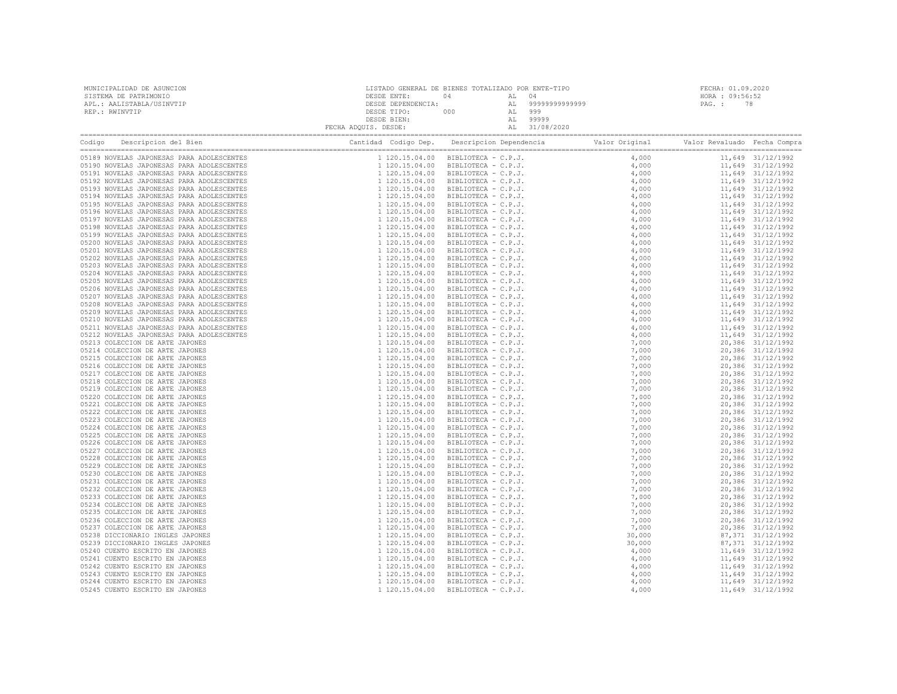MUNICIPALIDAD DE ASUNCION
SISTEMA DE PATRIMONIO
APL.: AALISTABLA/USINVTIP
REP.: RWINVTIP

LISTADO GENERAL DE BIENES TOTALIZADO POR ENTE-TIPO
DESDE ENTE: 04 AL 04
DESDE DEPENDENCIA: AL 99999999999999
DESDE TIPO: 000 AL 999
DESDE BIEN: AL 99999
FECHA ADQUIS. DESDE: AL 31/08/2020

FECHA: 01.09.2020
HORA : 09:56:52
PAG. : 78

| Codigo | Descripcion del Bien | Cantidad | Codigo Dep. | Descripcion Dependencia | Valor Original | Valor Revaluado | Fecha Compra |
|---|---|---|---|---|---|---|---|
| 05189 | NOVELAS JAPONESAS PARA ADOLESCENTES | 1 | 120.15.04.00 | BIBLIOTECA - C.P.J. | 4,000 | 11,649 | 31/12/1992 |
| 05190 | NOVELAS JAPONESAS PARA ADOLESCENTES | 1 | 120.15.04.00 | BIBLIOTECA - C.P.J. | 4,000 | 11,649 | 31/12/1992 |
| 05191 | NOVELAS JAPONESAS PARA ADOLESCENTES | 1 | 120.15.04.00 | BIBLIOTECA - C.P.J. | 4,000 | 11,649 | 31/12/1992 |
| 05192 | NOVELAS JAPONESAS PARA ADOLESCENTES | 1 | 120.15.04.00 | BIBLIOTECA - C.P.J. | 4,000 | 11,649 | 31/12/1992 |
| 05193 | NOVELAS JAPONESAS PARA ADOLESCENTES | 1 | 120.15.04.00 | BIBLIOTECA - C.P.J. | 4,000 | 11,649 | 31/12/1992 |
| 05194 | NOVELAS JAPONESAS PARA ADOLESCENTES | 1 | 120.15.04.00 | BIBLIOTECA - C.P.J. | 4,000 | 11,649 | 31/12/1992 |
| 05195 | NOVELAS JAPONESAS PARA ADOLESCENTES | 1 | 120.15.04.00 | BIBLIOTECA - C.P.J. | 4,000 | 11,649 | 31/12/1992 |
| 05196 | NOVELAS JAPONESAS PARA ADOLESCENTES | 1 | 120.15.04.00 | BIBLIOTECA - C.P.J. | 4,000 | 11,649 | 31/12/1992 |
| 05197 | NOVELAS JAPONESAS PARA ADOLESCENTES | 1 | 120.15.04.00 | BIBLIOTECA - C.P.J. | 4,000 | 11,649 | 31/12/1992 |
| 05198 | NOVELAS JAPONESAS PARA ADOLESCENTES | 1 | 120.15.04.00 | BIBLIOTECA - C.P.J. | 4,000 | 11,649 | 31/12/1992 |
| 05199 | NOVELAS JAPONESAS PARA ADOLESCENTES | 1 | 120.15.04.00 | BIBLIOTECA - C.P.J. | 4,000 | 11,649 | 31/12/1992 |
| 05200 | NOVELAS JAPONESAS PARA ADOLESCENTES | 1 | 120.15.04.00 | BIBLIOTECA - C.P.J. | 4,000 | 11,649 | 31/12/1992 |
| 05201 | NOVELAS JAPONESAS PARA ADOLESCENTES | 1 | 120.15.04.00 | BIBLIOTECA - C.P.J. | 4,000 | 11,649 | 31/12/1992 |
| 05202 | NOVELAS JAPONESAS PARA ADOLESCENTES | 1 | 120.15.04.00 | BIBLIOTECA - C.P.J. | 4,000 | 11,649 | 31/12/1992 |
| 05203 | NOVELAS JAPONESAS PARA ADOLESCENTES | 1 | 120.15.04.00 | BIBLIOTECA - C.P.J. | 4,000 | 11,649 | 31/12/1992 |
| 05204 | NOVELAS JAPONESAS PARA ADOLESCENTES | 1 | 120.15.04.00 | BIBLIOTECA - C.P.J. | 4,000 | 11,649 | 31/12/1992 |
| 05205 | NOVELAS JAPONESAS PARA ADOLESCENTES | 1 | 120.15.04.00 | BIBLIOTECA - C.P.J. | 4,000 | 11,649 | 31/12/1992 |
| 05206 | NOVELAS JAPONESAS PARA ADOLESCENTES | 1 | 120.15.04.00 | BIBLIOTECA - C.P.J. | 4,000 | 11,649 | 31/12/1992 |
| 05207 | NOVELAS JAPONESAS PARA ADOLESCENTES | 1 | 120.15.04.00 | BIBLIOTECA - C.P.J. | 4,000 | 11,649 | 31/12/1992 |
| 05208 | NOVELAS JAPONESAS PARA ADOLESCENTES | 1 | 120.15.04.00 | BIBLIOTECA - C.P.J. | 4,000 | 11,649 | 31/12/1992 |
| 05209 | NOVELAS JAPONESAS PARA ADOLESCENTES | 1 | 120.15.04.00 | BIBLIOTECA - C.P.J. | 4,000 | 11,649 | 31/12/1992 |
| 05210 | NOVELAS JAPONESAS PARA ADOLESCENTES | 1 | 120.15.04.00 | BIBLIOTECA - C.P.J. | 4,000 | 11,649 | 31/12/1992 |
| 05211 | NOVELAS JAPONESAS PARA ADOLESCENTES | 1 | 120.15.04.00 | BIBLIOTECA - C.P.J. | 4,000 | 11,649 | 31/12/1992 |
| 05212 | NOVELAS JAPONESAS PARA ADOLESCENTES | 1 | 120.15.04.00 | BIBLIOTECA - C.P.J. | 4,000 | 11,649 | 31/12/1992 |
| 05213 | COLECCION DE ARTE JAPONES | 1 | 120.15.04.00 | BIBLIOTECA - C.P.J. | 7,000 | 20,386 | 31/12/1992 |
| 05214 | COLECCION DE ARTE JAPONES | 1 | 120.15.04.00 | BIBLIOTECA - C.P.J. | 7,000 | 20,386 | 31/12/1992 |
| 05215 | COLECCION DE ARTE JAPONES | 1 | 120.15.04.00 | BIBLIOTECA - C.P.J. | 7,000 | 20,386 | 31/12/1992 |
| 05216 | COLECCION DE ARTE JAPONES | 1 | 120.15.04.00 | BIBLIOTECA - C.P.J. | 7,000 | 20,386 | 31/12/1992 |
| 05217 | COLECCION DE ARTE JAPONES | 1 | 120.15.04.00 | BIBLIOTECA - C.P.J. | 7,000 | 20,386 | 31/12/1992 |
| 05218 | COLECCION DE ARTE JAPONES | 1 | 120.15.04.00 | BIBLIOTECA - C.P.J. | 7,000 | 20,386 | 31/12/1992 |
| 05219 | COLECCION DE ARTE JAPONES | 1 | 120.15.04.00 | BIBLIOTECA - C.P.J. | 7,000 | 20,386 | 31/12/1992 |
| 05220 | COLECCION DE ARTE JAPONES | 1 | 120.15.04.00 | BIBLIOTECA - C.P.J. | 7,000 | 20,386 | 31/12/1992 |
| 05221 | COLECCION DE ARTE JAPONES | 1 | 120.15.04.00 | BIBLIOTECA - C.P.J. | 7,000 | 20,386 | 31/12/1992 |
| 05222 | COLECCION DE ARTE JAPONES | 1 | 120.15.04.00 | BIBLIOTECA - C.P.J. | 7,000 | 20,386 | 31/12/1992 |
| 05223 | COLECCION DE ARTE JAPONES | 1 | 120.15.04.00 | BIBLIOTECA - C.P.J. | 7,000 | 20,386 | 31/12/1992 |
| 05224 | COLECCION DE ARTE JAPONES | 1 | 120.15.04.00 | BIBLIOTECA - C.P.J. | 7,000 | 20,386 | 31/12/1992 |
| 05225 | COLECCION DE ARTE JAPONES | 1 | 120.15.04.00 | BIBLIOTECA - C.P.J. | 7,000 | 20,386 | 31/12/1992 |
| 05226 | COLECCION DE ARTE JAPONES | 1 | 120.15.04.00 | BIBLIOTECA - C.P.J. | 7,000 | 20,386 | 31/12/1992 |
| 05227 | COLECCION DE ARTE JAPONES | 1 | 120.15.04.00 | BIBLIOTECA - C.P.J. | 7,000 | 20,386 | 31/12/1992 |
| 05228 | COLECCION DE ARTE JAPONES | 1 | 120.15.04.00 | BIBLIOTECA - C.P.J. | 7,000 | 20,386 | 31/12/1992 |
| 05229 | COLECCION DE ARTE JAPONES | 1 | 120.15.04.00 | BIBLIOTECA - C.P.J. | 7,000 | 20,386 | 31/12/1992 |
| 05230 | COLECCION DE ARTE JAPONES | 1 | 120.15.04.00 | BIBLIOTECA - C.P.J. | 7,000 | 20,386 | 31/12/1992 |
| 05231 | COLECCION DE ARTE JAPONES | 1 | 120.15.04.00 | BIBLIOTECA - C.P.J. | 7,000 | 20,386 | 31/12/1992 |
| 05232 | COLECCION DE ARTE JAPONES | 1 | 120.15.04.00 | BIBLIOTECA - C.P.J. | 7,000 | 20,386 | 31/12/1992 |
| 05233 | COLECCION DE ARTE JAPONES | 1 | 120.15.04.00 | BIBLIOTECA - C.P.J. | 7,000 | 20,386 | 31/12/1992 |
| 05234 | COLECCION DE ARTE JAPONES | 1 | 120.15.04.00 | BIBLIOTECA - C.P.J. | 7,000 | 20,386 | 31/12/1992 |
| 05235 | COLECCION DE ARTE JAPONES | 1 | 120.15.04.00 | BIBLIOTECA - C.P.J. | 7,000 | 20,386 | 31/12/1992 |
| 05236 | COLECCION DE ARTE JAPONES | 1 | 120.15.04.00 | BIBLIOTECA - C.P.J. | 7,000 | 20,386 | 31/12/1992 |
| 05237 | COLECCION DE ARTE JAPONES | 1 | 120.15.04.00 | BIBLIOTECA - C.P.J. | 7,000 | 20,386 | 31/12/1992 |
| 05238 | DICCIONARIO INGLES JAPONES | 1 | 120.15.04.00 | BIBLIOTECA - C.P.J. | 30,000 | 87,371 | 31/12/1992 |
| 05239 | DICCIONARIO INGLES JAPONES | 1 | 120.15.04.00 | BIBLIOTECA - C.P.J. | 30,000 | 87,371 | 31/12/1992 |
| 05240 | CUENTO ESCRITO EN JAPONES | 1 | 120.15.04.00 | BIBLIOTECA - C.P.J. | 4,000 | 11,649 | 31/12/1992 |
| 05241 | CUENTO ESCRITO EN JAPONES | 1 | 120.15.04.00 | BIBLIOTECA - C.P.J. | 4,000 | 11,649 | 31/12/1992 |
| 05242 | CUENTO ESCRITO EN JAPONES | 1 | 120.15.04.00 | BIBLIOTECA - C.P.J. | 4,000 | 11,649 | 31/12/1992 |
| 05243 | CUENTO ESCRITO EN JAPONES | 1 | 120.15.04.00 | BIBLIOTECA - C.P.J. | 4,000 | 11,649 | 31/12/1992 |
| 05244 | CUENTO ESCRITO EN JAPONES | 1 | 120.15.04.00 | BIBLIOTECA - C.P.J. | 4,000 | 11,649 | 31/12/1992 |
| 05245 | CUENTO ESCRITO EN JAPONES | 1 | 120.15.04.00 | BIBLIOTECA - C.P.J. | 4,000 | 11,649 | 31/12/1992 |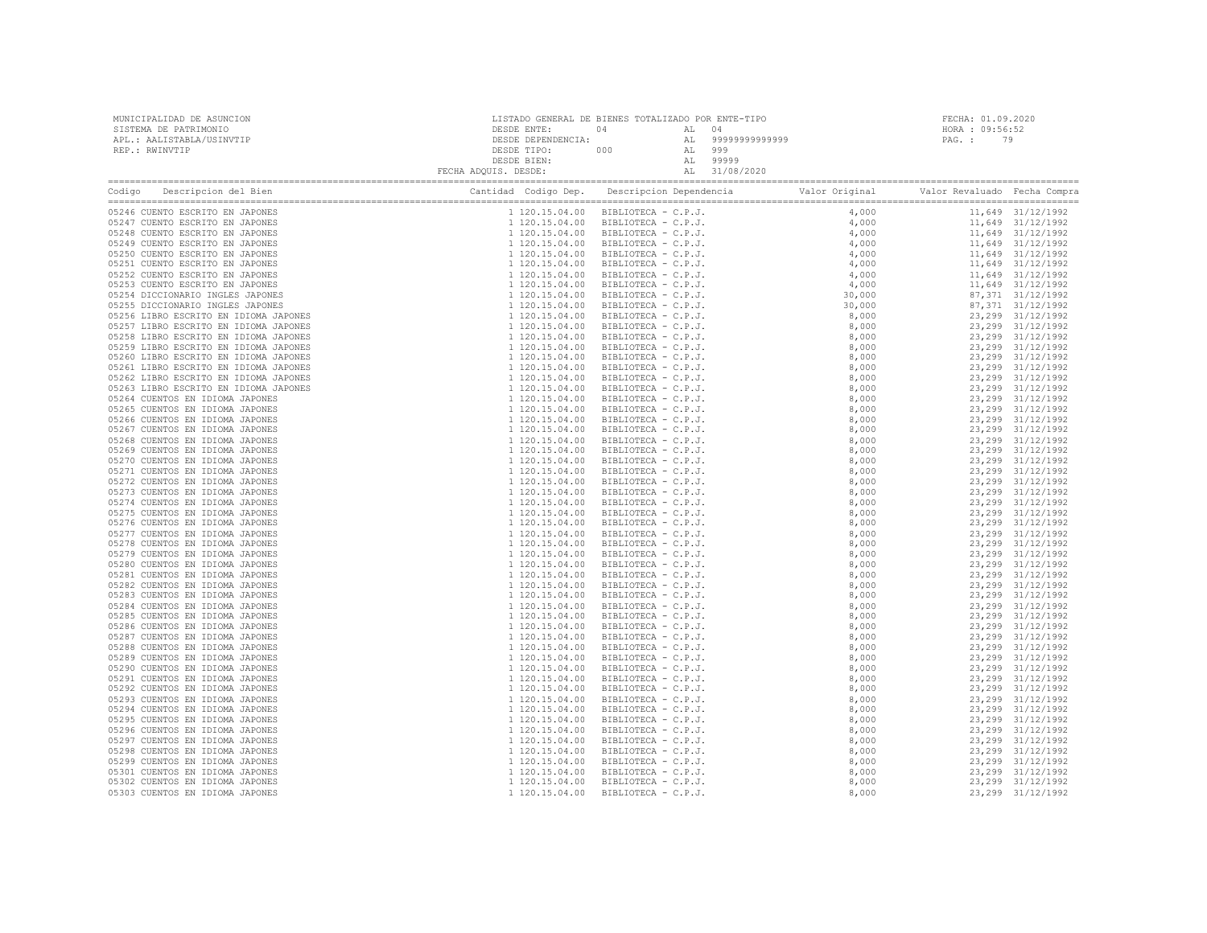MUNICIPALIDAD DE ASUNCION
SISTEMA DE PATRIMONIO
APL.: AALISTABLA/USINVTIP
REP.: RWINVTIP

LISTADO GENERAL DE BIENES TOTALIZADO POR ENTE-TIPO
DESDE ENTE: 04 AL 04
DESDE DEPENDENCIA: AL 99999999999999
DESDE TIPO: 000 AL 999
DESDE BIEN: AL 99999
FECHA ADQUIS. DESDE: AL 31/08/2020

FECHA: 01.09.2020
HORA : 09:56:52
PAG. : 79

| Codigo | Descripcion del Bien | Cantidad | Codigo Dep. | Descripcion Dependencia | Valor Original | Valor Revaluado | Fecha Compra |
|---|---|---|---|---|---|---|---|
| 05246 | CUENTO ESCRITO EN JAPONES | 1 | 120.15.04.00 | BIBLIOTECA - C.P.J. | 4,000 | 11,649 | 31/12/1992 |
| 05247 | CUENTO ESCRITO EN JAPONES | 1 | 120.15.04.00 | BIBLIOTECA - C.P.J. | 4,000 | 11,649 | 31/12/1992 |
| 05248 | CUENTO ESCRITO EN JAPONES | 1 | 120.15.04.00 | BIBLIOTECA - C.P.J. | 4,000 | 11,649 | 31/12/1992 |
| 05249 | CUENTO ESCRITO EN JAPONES | 1 | 120.15.04.00 | BIBLIOTECA - C.P.J. | 4,000 | 11,649 | 31/12/1992 |
| 05250 | CUENTO ESCRITO EN JAPONES | 1 | 120.15.04.00 | BIBLIOTECA - C.P.J. | 4,000 | 11,649 | 31/12/1992 |
| 05251 | CUENTO ESCRITO EN JAPONES | 1 | 120.15.04.00 | BIBLIOTECA - C.P.J. | 4,000 | 11,649 | 31/12/1992 |
| 05252 | CUENTO ESCRITO EN JAPONES | 1 | 120.15.04.00 | BIBLIOTECA - C.P.J. | 4,000 | 11,649 | 31/12/1992 |
| 05253 | CUENTO ESCRITO EN JAPONES | 1 | 120.15.04.00 | BIBLIOTECA - C.P.J. | 4,000 | 11,649 | 31/12/1992 |
| 05254 | DICCIONARIO INGLES JAPONES | 1 | 120.15.04.00 | BIBLIOTECA - C.P.J. | 30,000 | 87,371 | 31/12/1992 |
| 05255 | DICCIONARIO INGLES JAPONES | 1 | 120.15.04.00 | BIBLIOTECA - C.P.J. | 30,000 | 87,371 | 31/12/1992 |
| 05256 | LIBRO ESCRITO EN IDIOMA JAPONES | 1 | 120.15.04.00 | BIBLIOTECA - C.P.J. | 8,000 | 23,299 | 31/12/1992 |
| 05257 | LIBRO ESCRITO EN IDIOMA JAPONES | 1 | 120.15.04.00 | BIBLIOTECA - C.P.J. | 8,000 | 23,299 | 31/12/1992 |
| 05258 | LIBRO ESCRITO EN IDIOMA JAPONES | 1 | 120.15.04.00 | BIBLIOTECA - C.P.J. | 8,000 | 23,299 | 31/12/1992 |
| 05259 | LIBRO ESCRITO EN IDIOMA JAPONES | 1 | 120.15.04.00 | BIBLIOTECA - C.P.J. | 8,000 | 23,299 | 31/12/1992 |
| 05260 | LIBRO ESCRITO EN IDIOMA JAPONES | 1 | 120.15.04.00 | BIBLIOTECA - C.P.J. | 8,000 | 23,299 | 31/12/1992 |
| 05261 | LIBRO ESCRITO EN IDIOMA JAPONES | 1 | 120.15.04.00 | BIBLIOTECA - C.P.J. | 8,000 | 23,299 | 31/12/1992 |
| 05262 | LIBRO ESCRITO EN IDIOMA JAPONES | 1 | 120.15.04.00 | BIBLIOTECA - C.P.J. | 8,000 | 23,299 | 31/12/1992 |
| 05263 | LIBRO ESCRITO EN IDIOMA JAPONES | 1 | 120.15.04.00 | BIBLIOTECA - C.P.J. | 8,000 | 23,299 | 31/12/1992 |
| 05264 | CUENTOS EN IDIOMA JAPONES | 1 | 120.15.04.00 | BIBLIOTECA - C.P.J. | 8,000 | 23,299 | 31/12/1992 |
| 05265 | CUENTOS EN IDIOMA JAPONES | 1 | 120.15.04.00 | BIBLIOTECA - C.P.J. | 8,000 | 23,299 | 31/12/1992 |
| 05266 | CUENTOS EN IDIOMA JAPONES | 1 | 120.15.04.00 | BIBLIOTECA - C.P.J. | 8,000 | 23,299 | 31/12/1992 |
| 05267 | CUENTOS EN IDIOMA JAPONES | 1 | 120.15.04.00 | BIBLIOTECA - C.P.J. | 8,000 | 23,299 | 31/12/1992 |
| 05268 | CUENTOS EN IDIOMA JAPONES | 1 | 120.15.04.00 | BIBLIOTECA - C.P.J. | 8,000 | 23,299 | 31/12/1992 |
| 05269 | CUENTOS EN IDIOMA JAPONES | 1 | 120.15.04.00 | BIBLIOTECA - C.P.J. | 8,000 | 23,299 | 31/12/1992 |
| 05270 | CUENTOS EN IDIOMA JAPONES | 1 | 120.15.04.00 | BIBLIOTECA - C.P.J. | 8,000 | 23,299 | 31/12/1992 |
| 05271 | CUENTOS EN IDIOMA JAPONES | 1 | 120.15.04.00 | BIBLIOTECA - C.P.J. | 8,000 | 23,299 | 31/12/1992 |
| 05272 | CUENTOS EN IDIOMA JAPONES | 1 | 120.15.04.00 | BIBLIOTECA - C.P.J. | 8,000 | 23,299 | 31/12/1992 |
| 05273 | CUENTOS EN IDIOMA JAPONES | 1 | 120.15.04.00 | BIBLIOTECA - C.P.J. | 8,000 | 23,299 | 31/12/1992 |
| 05274 | CUENTOS EN IDIOMA JAPONES | 1 | 120.15.04.00 | BIBLIOTECA - C.P.J. | 8,000 | 23,299 | 31/12/1992 |
| 05275 | CUENTOS EN IDIOMA JAPONES | 1 | 120.15.04.00 | BIBLIOTECA - C.P.J. | 8,000 | 23,299 | 31/12/1992 |
| 05276 | CUENTOS EN IDIOMA JAPONES | 1 | 120.15.04.00 | BIBLIOTECA - C.P.J. | 8,000 | 23,299 | 31/12/1992 |
| 05277 | CUENTOS EN IDIOMA JAPONES | 1 | 120.15.04.00 | BIBLIOTECA - C.P.J. | 8,000 | 23,299 | 31/12/1992 |
| 05278 | CUENTOS EN IDIOMA JAPONES | 1 | 120.15.04.00 | BIBLIOTECA - C.P.J. | 8,000 | 23,299 | 31/12/1992 |
| 05279 | CUENTOS EN IDIOMA JAPONES | 1 | 120.15.04.00 | BIBLIOTECA - C.P.J. | 8,000 | 23,299 | 31/12/1992 |
| 05280 | CUENTOS EN IDIOMA JAPONES | 1 | 120.15.04.00 | BIBLIOTECA - C.P.J. | 8,000 | 23,299 | 31/12/1992 |
| 05281 | CUENTOS EN IDIOMA JAPONES | 1 | 120.15.04.00 | BIBLIOTECA - C.P.J. | 8,000 | 23,299 | 31/12/1992 |
| 05282 | CUENTOS EN IDIOMA JAPONES | 1 | 120.15.04.00 | BIBLIOTECA - C.P.J. | 8,000 | 23,299 | 31/12/1992 |
| 05283 | CUENTOS EN IDIOMA JAPONES | 1 | 120.15.04.00 | BIBLIOTECA - C.P.J. | 8,000 | 23,299 | 31/12/1992 |
| 05284 | CUENTOS EN IDIOMA JAPONES | 1 | 120.15.04.00 | BIBLIOTECA - C.P.J. | 8,000 | 23,299 | 31/12/1992 |
| 05285 | CUENTOS EN IDIOMA JAPONES | 1 | 120.15.04.00 | BIBLIOTECA - C.P.J. | 8,000 | 23,299 | 31/12/1992 |
| 05286 | CUENTOS EN IDIOMA JAPONES | 1 | 120.15.04.00 | BIBLIOTECA - C.P.J. | 8,000 | 23,299 | 31/12/1992 |
| 05287 | CUENTOS EN IDIOMA JAPONES | 1 | 120.15.04.00 | BIBLIOTECA - C.P.J. | 8,000 | 23,299 | 31/12/1992 |
| 05288 | CUENTOS EN IDIOMA JAPONES | 1 | 120.15.04.00 | BIBLIOTECA - C.P.J. | 8,000 | 23,299 | 31/12/1992 |
| 05289 | CUENTOS EN IDIOMA JAPONES | 1 | 120.15.04.00 | BIBLIOTECA - C.P.J. | 8,000 | 23,299 | 31/12/1992 |
| 05290 | CUENTOS EN IDIOMA JAPONES | 1 | 120.15.04.00 | BIBLIOTECA - C.P.J. | 8,000 | 23,299 | 31/12/1992 |
| 05291 | CUENTOS EN IDIOMA JAPONES | 1 | 120.15.04.00 | BIBLIOTECA - C.P.J. | 8,000 | 23,299 | 31/12/1992 |
| 05292 | CUENTOS EN IDIOMA JAPONES | 1 | 120.15.04.00 | BIBLIOTECA - C.P.J. | 8,000 | 23,299 | 31/12/1992 |
| 05293 | CUENTOS EN IDIOMA JAPONES | 1 | 120.15.04.00 | BIBLIOTECA - C.P.J. | 8,000 | 23,299 | 31/12/1992 |
| 05294 | CUENTOS EN IDIOMA JAPONES | 1 | 120.15.04.00 | BIBLIOTECA - C.P.J. | 8,000 | 23,299 | 31/12/1992 |
| 05295 | CUENTOS EN IDIOMA JAPONES | 1 | 120.15.04.00 | BIBLIOTECA - C.P.J. | 8,000 | 23,299 | 31/12/1992 |
| 05296 | CUENTOS EN IDIOMA JAPONES | 1 | 120.15.04.00 | BIBLIOTECA - C.P.J. | 8,000 | 23,299 | 31/12/1992 |
| 05297 | CUENTOS EN IDIOMA JAPONES | 1 | 120.15.04.00 | BIBLIOTECA - C.P.J. | 8,000 | 23,299 | 31/12/1992 |
| 05298 | CUENTOS EN IDIOMA JAPONES | 1 | 120.15.04.00 | BIBLIOTECA - C.P.J. | 8,000 | 23,299 | 31/12/1992 |
| 05299 | CUENTOS EN IDIOMA JAPONES | 1 | 120.15.04.00 | BIBLIOTECA - C.P.J. | 8,000 | 23,299 | 31/12/1992 |
| 05301 | CUENTOS EN IDIOMA JAPONES | 1 | 120.15.04.00 | BIBLIOTECA - C.P.J. | 8,000 | 23,299 | 31/12/1992 |
| 05302 | CUENTOS EN IDIOMA JAPONES | 1 | 120.15.04.00 | BIBLIOTECA - C.P.J. | 8,000 | 23,299 | 31/12/1992 |
| 05303 | CUENTOS EN IDIOMA JAPONES | 1 | 120.15.04.00 | BIBLIOTECA - C.P.J. | 8,000 | 23,299 | 31/12/1992 |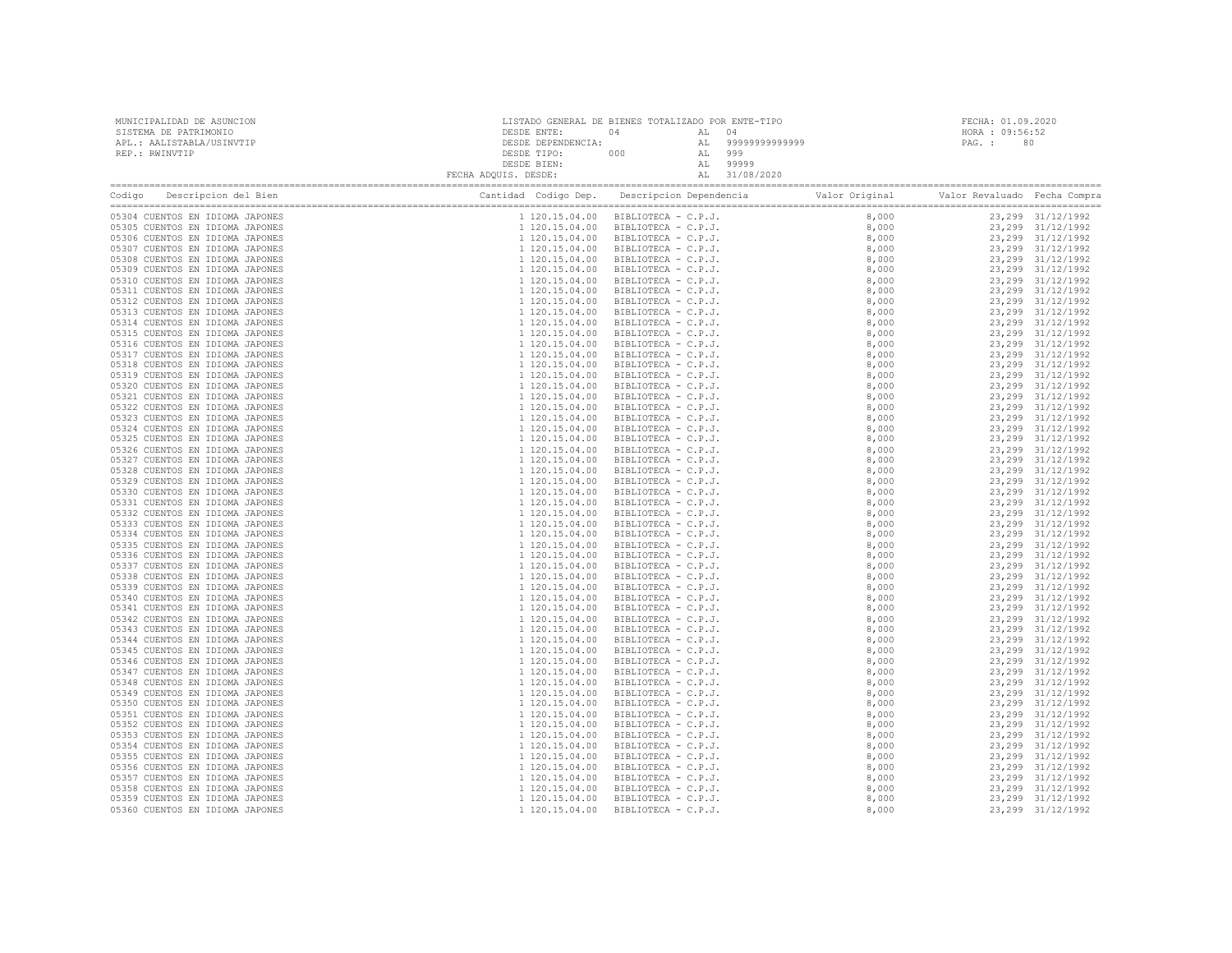MUNICIPALIDAD DE ASUNCION
SISTEMA DE PATRIMONIO
APL.: AALISTABLA/USINVTIP
REP.: RWINVTIP

LISTADO GENERAL DE BIENES TOTALIZADO POR ENTE-TIPO
DESDE ENTE: 04 AL 04
DESDE DEPENDENCIA: AL 99999999999999
DESDE TIPO: 000 AL 999
DESDE BIEN: AL 99999
FECHA ADQUIS. DESDE: AL 31/08/2020

FECHA: 01.09.2020
HORA : 09:56:52
PAG. : 80

| Codigo | Descripcion del Bien | Cantidad | Codigo Dep. | Descripcion Dependencia | Valor Original | Valor Revaluado | Fecha Compra |
|---|---|---|---|---|---|---|---|
| 05304 | CUENTOS EN IDIOMA JAPONES | 1 | 120.15.04.00 | BIBLIOTECA - C.P.J. | 8,000 | 23,299 | 31/12/1992 |
| 05305 | CUENTOS EN IDIOMA JAPONES | 1 | 120.15.04.00 | BIBLIOTECA - C.P.J. | 8,000 | 23,299 | 31/12/1992 |
| 05306 | CUENTOS EN IDIOMA JAPONES | 1 | 120.15.04.00 | BIBLIOTECA - C.P.J. | 8,000 | 23,299 | 31/12/1992 |
| 05307 | CUENTOS EN IDIOMA JAPONES | 1 | 120.15.04.00 | BIBLIOTECA - C.P.J. | 8,000 | 23,299 | 31/12/1992 |
| 05308 | CUENTOS EN IDIOMA JAPONES | 1 | 120.15.04.00 | BIBLIOTECA - C.P.J. | 8,000 | 23,299 | 31/12/1992 |
| 05309 | CUENTOS EN IDIOMA JAPONES | 1 | 120.15.04.00 | BIBLIOTECA - C.P.J. | 8,000 | 23,299 | 31/12/1992 |
| 05310 | CUENTOS EN IDIOMA JAPONES | 1 | 120.15.04.00 | BIBLIOTECA - C.P.J. | 8,000 | 23,299 | 31/12/1992 |
| 05311 | CUENTOS EN IDIOMA JAPONES | 1 | 120.15.04.00 | BIBLIOTECA - C.P.J. | 8,000 | 23,299 | 31/12/1992 |
| 05312 | CUENTOS EN IDIOMA JAPONES | 1 | 120.15.04.00 | BIBLIOTECA - C.P.J. | 8,000 | 23,299 | 31/12/1992 |
| 05313 | CUENTOS EN IDIOMA JAPONES | 1 | 120.15.04.00 | BIBLIOTECA - C.P.J. | 8,000 | 23,299 | 31/12/1992 |
| 05314 | CUENTOS EN IDIOMA JAPONES | 1 | 120.15.04.00 | BIBLIOTECA - C.P.J. | 8,000 | 23,299 | 31/12/1992 |
| 05315 | CUENTOS EN IDIOMA JAPONES | 1 | 120.15.04.00 | BIBLIOTECA - C.P.J. | 8,000 | 23,299 | 31/12/1992 |
| 05316 | CUENTOS EN IDIOMA JAPONES | 1 | 120.15.04.00 | BIBLIOTECA - C.P.J. | 8,000 | 23,299 | 31/12/1992 |
| 05317 | CUENTOS EN IDIOMA JAPONES | 1 | 120.15.04.00 | BIBLIOTECA - C.P.J. | 8,000 | 23,299 | 31/12/1992 |
| 05318 | CUENTOS EN IDIOMA JAPONES | 1 | 120.15.04.00 | BIBLIOTECA - C.P.J. | 8,000 | 23,299 | 31/12/1992 |
| 05319 | CUENTOS EN IDIOMA JAPONES | 1 | 120.15.04.00 | BIBLIOTECA - C.P.J. | 8,000 | 23,299 | 31/12/1992 |
| 05320 | CUENTOS EN IDIOMA JAPONES | 1 | 120.15.04.00 | BIBLIOTECA - C.P.J. | 8,000 | 23,299 | 31/12/1992 |
| 05321 | CUENTOS EN IDIOMA JAPONES | 1 | 120.15.04.00 | BIBLIOTECA - C.P.J. | 8,000 | 23,299 | 31/12/1992 |
| 05322 | CUENTOS EN IDIOMA JAPONES | 1 | 120.15.04.00 | BIBLIOTECA - C.P.J. | 8,000 | 23,299 | 31/12/1992 |
| 05323 | CUENTOS EN IDIOMA JAPONES | 1 | 120.15.04.00 | BIBLIOTECA - C.P.J. | 8,000 | 23,299 | 31/12/1992 |
| 05324 | CUENTOS EN IDIOMA JAPONES | 1 | 120.15.04.00 | BIBLIOTECA - C.P.J. | 8,000 | 23,299 | 31/12/1992 |
| 05325 | CUENTOS EN IDIOMA JAPONES | 1 | 120.15.04.00 | BIBLIOTECA - C.P.J. | 8,000 | 23,299 | 31/12/1992 |
| 05326 | CUENTOS EN IDIOMA JAPONES | 1 | 120.15.04.00 | BIBLIOTECA - C.P.J. | 8,000 | 23,299 | 31/12/1992 |
| 05327 | CUENTOS EN IDIOMA JAPONES | 1 | 120.15.04.00 | BIBLIOTECA - C.P.J. | 8,000 | 23,299 | 31/12/1992 |
| 05328 | CUENTOS EN IDIOMA JAPONES | 1 | 120.15.04.00 | BIBLIOTECA - C.P.J. | 8,000 | 23,299 | 31/12/1992 |
| 05329 | CUENTOS EN IDIOMA JAPONES | 1 | 120.15.04.00 | BIBLIOTECA - C.P.J. | 8,000 | 23,299 | 31/12/1992 |
| 05330 | CUENTOS EN IDIOMA JAPONES | 1 | 120.15.04.00 | BIBLIOTECA - C.P.J. | 8,000 | 23,299 | 31/12/1992 |
| 05331 | CUENTOS EN IDIOMA JAPONES | 1 | 120.15.04.00 | BIBLIOTECA - C.P.J. | 8,000 | 23,299 | 31/12/1992 |
| 05332 | CUENTOS EN IDIOMA JAPONES | 1 | 120.15.04.00 | BIBLIOTECA - C.P.J. | 8,000 | 23,299 | 31/12/1992 |
| 05333 | CUENTOS EN IDIOMA JAPONES | 1 | 120.15.04.00 | BIBLIOTECA - C.P.J. | 8,000 | 23,299 | 31/12/1992 |
| 05334 | CUENTOS EN IDIOMA JAPONES | 1 | 120.15.04.00 | BIBLIOTECA - C.P.J. | 8,000 | 23,299 | 31/12/1992 |
| 05335 | CUENTOS EN IDIOMA JAPONES | 1 | 120.15.04.00 | BIBLIOTECA - C.P.J. | 8,000 | 23,299 | 31/12/1992 |
| 05336 | CUENTOS EN IDIOMA JAPONES | 1 | 120.15.04.00 | BIBLIOTECA - C.P.J. | 8,000 | 23,299 | 31/12/1992 |
| 05337 | CUENTOS EN IDIOMA JAPONES | 1 | 120.15.04.00 | BIBLIOTECA - C.P.J. | 8,000 | 23,299 | 31/12/1992 |
| 05338 | CUENTOS EN IDIOMA JAPONES | 1 | 120.15.04.00 | BIBLIOTECA - C.P.J. | 8,000 | 23,299 | 31/12/1992 |
| 05339 | CUENTOS EN IDIOMA JAPONES | 1 | 120.15.04.00 | BIBLIOTECA - C.P.J. | 8,000 | 23,299 | 31/12/1992 |
| 05340 | CUENTOS EN IDIOMA JAPONES | 1 | 120.15.04.00 | BIBLIOTECA - C.P.J. | 8,000 | 23,299 | 31/12/1992 |
| 05341 | CUENTOS EN IDIOMA JAPONES | 1 | 120.15.04.00 | BIBLIOTECA - C.P.J. | 8,000 | 23,299 | 31/12/1992 |
| 05342 | CUENTOS EN IDIOMA JAPONES | 1 | 120.15.04.00 | BIBLIOTECA - C.P.J. | 8,000 | 23,299 | 31/12/1992 |
| 05343 | CUENTOS EN IDIOMA JAPONES | 1 | 120.15.04.00 | BIBLIOTECA - C.P.J. | 8,000 | 23,299 | 31/12/1992 |
| 05344 | CUENTOS EN IDIOMA JAPONES | 1 | 120.15.04.00 | BIBLIOTECA - C.P.J. | 8,000 | 23,299 | 31/12/1992 |
| 05345 | CUENTOS EN IDIOMA JAPONES | 1 | 120.15.04.00 | BIBLIOTECA - C.P.J. | 8,000 | 23,299 | 31/12/1992 |
| 05346 | CUENTOS EN IDIOMA JAPONES | 1 | 120.15.04.00 | BIBLIOTECA - C.P.J. | 8,000 | 23,299 | 31/12/1992 |
| 05347 | CUENTOS EN IDIOMA JAPONES | 1 | 120.15.04.00 | BIBLIOTECA - C.P.J. | 8,000 | 23,299 | 31/12/1992 |
| 05348 | CUENTOS EN IDIOMA JAPONES | 1 | 120.15.04.00 | BIBLIOTECA - C.P.J. | 8,000 | 23,299 | 31/12/1992 |
| 05349 | CUENTOS EN IDIOMA JAPONES | 1 | 120.15.04.00 | BIBLIOTECA - C.P.J. | 8,000 | 23,299 | 31/12/1992 |
| 05350 | CUENTOS EN IDIOMA JAPONES | 1 | 120.15.04.00 | BIBLIOTECA - C.P.J. | 8,000 | 23,299 | 31/12/1992 |
| 05351 | CUENTOS EN IDIOMA JAPONES | 1 | 120.15.04.00 | BIBLIOTECA - C.P.J. | 8,000 | 23,299 | 31/12/1992 |
| 05352 | CUENTOS EN IDIOMA JAPONES | 1 | 120.15.04.00 | BIBLIOTECA - C.P.J. | 8,000 | 23,299 | 31/12/1992 |
| 05353 | CUENTOS EN IDIOMA JAPONES | 1 | 120.15.04.00 | BIBLIOTECA - C.P.J. | 8,000 | 23,299 | 31/12/1992 |
| 05354 | CUENTOS EN IDIOMA JAPONES | 1 | 120.15.04.00 | BIBLIOTECA - C.P.J. | 8,000 | 23,299 | 31/12/1992 |
| 05355 | CUENTOS EN IDIOMA JAPONES | 1 | 120.15.04.00 | BIBLIOTECA - C.P.J. | 8,000 | 23,299 | 31/12/1992 |
| 05356 | CUENTOS EN IDIOMA JAPONES | 1 | 120.15.04.00 | BIBLIOTECA - C.P.J. | 8,000 | 23,299 | 31/12/1992 |
| 05357 | CUENTOS EN IDIOMA JAPONES | 1 | 120.15.04.00 | BIBLIOTECA - C.P.J. | 8,000 | 23,299 | 31/12/1992 |
| 05358 | CUENTOS EN IDIOMA JAPONES | 1 | 120.15.04.00 | BIBLIOTECA - C.P.J. | 8,000 | 23,299 | 31/12/1992 |
| 05359 | CUENTOS EN IDIOMA JAPONES | 1 | 120.15.04.00 | BIBLIOTECA - C.P.J. | 8,000 | 23,299 | 31/12/1992 |
| 05360 | CUENTOS EN IDIOMA JAPONES | 1 | 120.15.04.00 | BIBLIOTECA - C.P.J. | 8,000 | 23,299 | 31/12/1992 |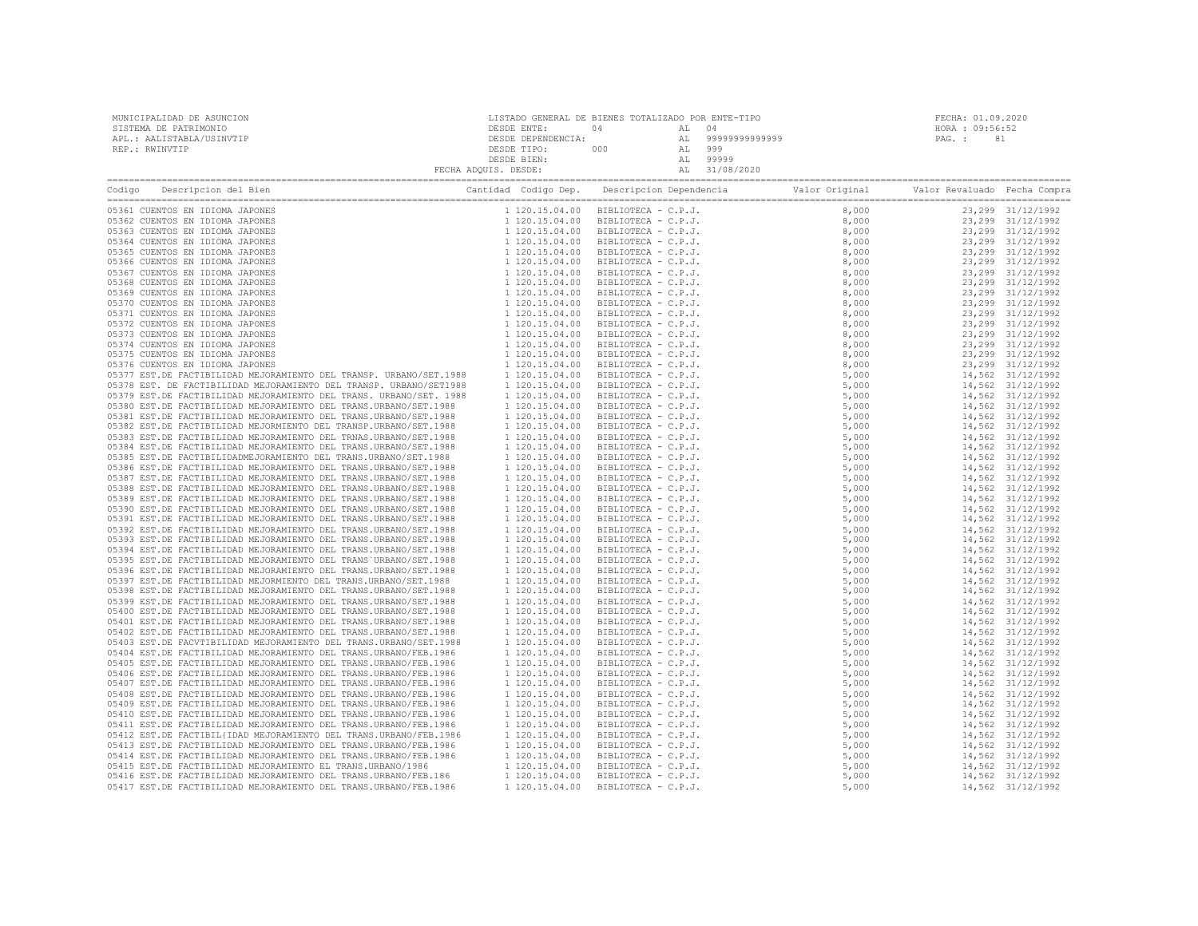MUNICIPALIDAD DE ASUNCION
SISTEMA DE PATRIMONIO
APL.: AALISTABLA/USINVTIP
REP.: RWINVTIP

LISTADO GENERAL DE BIENES TOTALIZADO POR ENTE-TIPO
DESDE ENTE: 04 AL 04
DESDE DEPENDENCIA: AL 99999999999999
DESDE TIPO: 000 AL 999
DESDE BIEN: AL 99999
FECHA ADQUIS. DESDE: AL 31/08/2020

FECHA: 01.09.2020
HORA : 09:56:52
PAG. : 81

| Codigo | Descripcion del Bien | Cantidad | Codigo Dep. | Descripcion Dependencia | Valor Original | Valor Revaluado | Fecha Compra |
|---|---|---|---|---|---|---|---|
| 05361 | CUENTOS EN IDIOMA JAPONES | 1 | 120.15.04.00 | BIBLIOTECA - C.P.J. | 8,000 | 23,299 | 31/12/1992 |
| 05362 | CUENTOS EN IDIOMA JAPONES | 1 | 120.15.04.00 | BIBLIOTECA - C.P.J. | 8,000 | 23,299 | 31/12/1992 |
| 05363 | CUENTOS EN IDIOMA JAPONES | 1 | 120.15.04.00 | BIBLIOTECA - C.P.J. | 8,000 | 23,299 | 31/12/1992 |
| 05364 | CUENTOS EN IDIOMA JAPONES | 1 | 120.15.04.00 | BIBLIOTECA - C.P.J. | 8,000 | 23,299 | 31/12/1992 |
| 05365 | CUENTOS EN IDIOMA JAPONES | 1 | 120.15.04.00 | BIBLIOTECA - C.P.J. | 8,000 | 23,299 | 31/12/1992 |
| 05366 | CUENTOS EN IDIOMA JAPONES | 1 | 120.15.04.00 | BIBLIOTECA - C.P.J. | 8,000 | 23,299 | 31/12/1992 |
| 05367 | CUENTOS EN IDIOMA JAPONES | 1 | 120.15.04.00 | BIBLIOTECA - C.P.J. | 8,000 | 23,299 | 31/12/1992 |
| 05368 | CUENTOS EN IDIOMA JAPONES | 1 | 120.15.04.00 | BIBLIOTECA - C.P.J. | 8,000 | 23,299 | 31/12/1992 |
| 05369 | CUENTOS EN IDIOMA JAPONES | 1 | 120.15.04.00 | BIBLIOTECA - C.P.J. | 8,000 | 23,299 | 31/12/1992 |
| 05370 | CUENTOS EN IDIOMA JAPONES | 1 | 120.15.04.00 | BIBLIOTECA - C.P.J. | 8,000 | 23,299 | 31/12/1992 |
| 05371 | CUENTOS EN IDIOMA JAPONES | 1 | 120.15.04.00 | BIBLIOTECA - C.P.J. | 8,000 | 23,299 | 31/12/1992 |
| 05372 | CUENTOS EN IDIOMA JAPONES | 1 | 120.15.04.00 | BIBLIOTECA - C.P.J. | 8,000 | 23,299 | 31/12/1992 |
| 05373 | CUENTOS EN IDIOMA JAPONES | 1 | 120.15.04.00 | BIBLIOTECA - C.P.J. | 8,000 | 23,299 | 31/12/1992 |
| 05374 | CUENTOS EN IDIOMA JAPONES | 1 | 120.15.04.00 | BIBLIOTECA - C.P.J. | 8,000 | 23,299 | 31/12/1992 |
| 05375 | CUENTOS EN IDIOMA JAPONES | 1 | 120.15.04.00 | BIBLIOTECA - C.P.J. | 8,000 | 23,299 | 31/12/1992 |
| 05376 | CUENTOS EN IDIOMA JAPONES | 1 | 120.15.04.00 | BIBLIOTECA - C.P.J. | 8,000 | 23,299 | 31/12/1992 |
| 05377 | EST.DE FACTIBILIDAD MEJORAMIENTO DEL TRANSP. URBANO/SET.1988 | 1 | 120.15.04.00 | BIBLIOTECA - C.P.J. | 5,000 | 14,562 | 31/12/1992 |
| 05378 | EST. DE FACTIBILIDAD MEJORAMIENTO DEL TRANSP. URBANO/SET1988 | 1 | 120.15.04.00 | BIBLIOTECA - C.P.J. | 5,000 | 14,562 | 31/12/1992 |
| 05379 | EST.DE FACTIBILIDAD MEJORAMIENTO DEL TRANS. URBANO/SET. 1988 | 1 | 120.15.04.00 | BIBLIOTECA - C.P.J. | 5,000 | 14,562 | 31/12/1992 |
| 05380 | EST.DE FACTIBILIDAD MEJORAMIENTO DEL TRANS.URBANO/SET.1988 | 1 | 120.15.04.00 | BIBLIOTECA - C.P.J. | 5,000 | 14,562 | 31/12/1992 |
| 05381 | EST.DE FACTIBILIDAD MEJORAMIENTO DEL TRANS.URBANO/SET.1988 | 1 | 120.15.04.00 | BIBLIOTECA - C.P.J. | 5,000 | 14,562 | 31/12/1992 |
| 05382 | EST.DE FACTIBILIDAD MEJORMIENTO DEL TRANSP.URBANO/SET.1988 | 1 | 120.15.04.00 | BIBLIOTECA - C.P.J. | 5,000 | 14,562 | 31/12/1992 |
| 05383 | EST.DE FACTIBILIDAD MEJORAMIENTO DEL TRNAS.URBANO/SET.1988 | 1 | 120.15.04.00 | BIBLIOTECA - C.P.J. | 5,000 | 14,562 | 31/12/1992 |
| 05384 | EST.DE FACTIBILIDAD MEJORAMIENTO DEL TRANS.URBANO/SET.1988 | 1 | 120.15.04.00 | BIBLIOTECA - C.P.J. | 5,000 | 14,562 | 31/12/1992 |
| 05385 | EST.DE FACTIBILIDADMEJORAMIENTO DEL TRANS.URBANO/SET.1988 | 1 | 120.15.04.00 | BIBLIOTECA - C.P.J. | 5,000 | 14,562 | 31/12/1992 |
| 05386 | EST.DE FACTIBILIDAD MEJORAMIENTO DEL TRANS.URBANO/SET.1988 | 1 | 120.15.04.00 | BIBLIOTECA - C.P.J. | 5,000 | 14,562 | 31/12/1992 |
| 05387 | EST.DE FACTIBILIDAD MEJORAMIENTO DEL TRANS.URBANO/SET.1988 | 1 | 120.15.04.00 | BIBLIOTECA - C.P.J. | 5,000 | 14,562 | 31/12/1992 |
| 05388 | EST.DE FACTIBILIDAD MEJORAMIENTO DEL TRANS.URBANO/SET.1988 | 1 | 120.15.04.00 | BIBLIOTECA - C.P.J. | 5,000 | 14,562 | 31/12/1992 |
| 05389 | EST.DE FACTIBILIDAD MEJORAMIENTO DEL TRANS.URBANO/SET.1988 | 1 | 120.15.04.00 | BIBLIOTECA - C.P.J. | 5,000 | 14,562 | 31/12/1992 |
| 05390 | EST.DE FACTIBILIDAD MEJORAMIENTO DEL TRANS.URBANO/SET.1988 | 1 | 120.15.04.00 | BIBLIOTECA - C.P.J. | 5,000 | 14,562 | 31/12/1992 |
| 05391 | EST.DE FACTIBILIDAD MEJORAMIENTO DEL TRANS.URBANO/SET.1988 | 1 | 120.15.04.00 | BIBLIOTECA - C.P.J. | 5,000 | 14,562 | 31/12/1992 |
| 05392 | EST.DE FACTIBILIDAD MEJORAMIENTO DEL TRANS.URBANO/SET.1988 | 1 | 120.15.04.00 | BIBLIOTECA - C.P.J. | 5,000 | 14,562 | 31/12/1992 |
| 05393 | EST.DE FACTIBILIDAD MEJORAMIENTO DEL TRANS.URBANO/SET.1988 | 1 | 120.15.04.00 | BIBLIOTECA - C.P.J. | 5,000 | 14,562 | 31/12/1992 |
| 05394 | EST.DE FACTIBILIDAD MEJORAMIENTO DEL TRANS.URBANO/SET.1988 | 1 | 120.15.04.00 | BIBLIOTECA - C.P.J. | 5,000 | 14,562 | 31/12/1992 |
| 05395 | EST.DE FACTIBILIDAD MEJORAMIENTO DEL TRANS`URBANO/SET.1988 | 1 | 120.15.04.00 | BIBLIOTECA - C.P.J. | 5,000 | 14,562 | 31/12/1992 |
| 05396 | EST.DE FACTIBILIDAD MEJORAMIENTO DEL TRANS.URBANO/SET.1988 | 1 | 120.15.04.00 | BIBLIOTECA - C.P.J. | 5,000 | 14,562 | 31/12/1992 |
| 05397 | EST.DE FACTIBILIDAD MEJORMIENTO DEL TRANS.URBANO/SET.1988 | 1 | 120.15.04.00 | BIBLIOTECA - C.P.J. | 5,000 | 14,562 | 31/12/1992 |
| 05398 | EST.DE FACTIBILIDAD MEJORAMIENTO DEL TRANS.URBANO/SET.1988 | 1 | 120.15.04.00 | BIBLIOTECA - C.P.J. | 5,000 | 14,562 | 31/12/1992 |
| 05399 | EST.DE FACTIBILIDAD MEJORAMIENTO DEL TRANS.URBANO/SET.1988 | 1 | 120.15.04.00 | BIBLIOTECA - C.P.J. | 5,000 | 14,562 | 31/12/1992 |
| 05400 | EST.DE FACTIBILIDAD MEJORAMIENTO DEL TRANS.URBANO/SET.1988 | 1 | 120.15.04.00 | BIBLIOTECA - C.P.J. | 5,000 | 14,562 | 31/12/1992 |
| 05401 | EST.DE FACTIBILIDAD MEJORAMIENTO DEL TRANS.URBANO/SET.1988 | 1 | 120.15.04.00 | BIBLIOTECA - C.P.J. | 5,000 | 14,562 | 31/12/1992 |
| 05402 | EST.DE FACTIBILIDAD MEJORAMIENTO DEL TRANS.URBANO/SET.1988 | 1 | 120.15.04.00 | BIBLIOTECA - C.P.J. | 5,000 | 14,562 | 31/12/1992 |
| 05403 | EST.DE FACVTIBILIDAD MEJORAMIENTO DEL TRANS.URBANO/SET.1988 | 1 | 120.15.04.00 | BIBLIOTECA - C.P.J. | 5,000 | 14,562 | 31/12/1992 |
| 05404 | EST.DE FACTIBILIDAD MEJORAMIENTO DEL TRANS.URBANO/FEB.1986 | 1 | 120.15.04.00 | BIBLIOTECA - C.P.J. | 5,000 | 14,562 | 31/12/1992 |
| 05405 | EST.DE FACTIBILIDAD MEJORAMIENTO DEL TRANS.URBANO/FEB.1986 | 1 | 120.15.04.00 | BIBLIOTECA - C.P.J. | 5,000 | 14,562 | 31/12/1992 |
| 05406 | EST.DE FACTIBILIDAD MEJORAMIENTO DEL TRANS.URBANO/FEB.1986 | 1 | 120.15.04.00 | BIBLIOTECA - C.P.J. | 5,000 | 14,562 | 31/12/1992 |
| 05407 | EST.DE FACTIBILIDAD MEJORAMIENTO DEL TRANS.URBANO/FEB.1986 | 1 | 120.15.04.00 | BIBLIOTECA - C.P.J. | 5,000 | 14,562 | 31/12/1992 |
| 05408 | EST.DE FACTIBILIDAD MEJORAMIENTO DEL TRANS.URBANO/FEB.1986 | 1 | 120.15.04.00 | BIBLIOTECA - C.P.J. | 5,000 | 14,562 | 31/12/1992 |
| 05409 | EST.DE FACTIBILIDAD MEJORAMIENTO DEL TRANS.URBANO/FEB.1986 | 1 | 120.15.04.00 | BIBLIOTECA - C.P.J. | 5,000 | 14,562 | 31/12/1992 |
| 05410 | EST.DE FACTIBILIDAD MEJORAMIENTO DEL TRANS.URBANO/FEB.1986 | 1 | 120.15.04.00 | BIBLIOTECA - C.P.J. | 5,000 | 14,562 | 31/12/1992 |
| 05411 | EST.DE FACTIBILIDAD MEJORAMIENTO DEL TRANS.URBANO/FEB.1986 | 1 | 120.15.04.00 | BIBLIOTECA - C.P.J. | 5,000 | 14,562 | 31/12/1992 |
| 05412 | EST.DE FACTIBIL{IDAD MEJORAMIENTO DEL TRANS.URBANO/FEB.1986 | 1 | 120.15.04.00 | BIBLIOTECA - C.P.J. | 5,000 | 14,562 | 31/12/1992 |
| 05413 | EST.DE FACTIBILIDAD MEJORAMIENTO DEL TRANS.URBANO/FEB.1986 | 1 | 120.15.04.00 | BIBLIOTECA - C.P.J. | 5,000 | 14,562 | 31/12/1992 |
| 05414 | EST.DE FACTIBILIDAD MEJORAMIENTO DEL TRANS.URBANO/FEB.1986 | 1 | 120.15.04.00 | BIBLIOTECA - C.P.J. | 5,000 | 14,562 | 31/12/1992 |
| 05415 | EST.DE FACTIBILIDAD MEJORAMIENTO EL TRANS.URBANO/1986 | 1 | 120.15.04.00 | BIBLIOTECA - C.P.J. | 5,000 | 14,562 | 31/12/1992 |
| 05416 | EST.DE FACTIBILIDAD MEJORAMIENTO DEL TRANS.URBANO/FEB.186 | 1 | 120.15.04.00 | BIBLIOTECA - C.P.J. | 5,000 | 14,562 | 31/12/1992 |
| 05417 | EST.DE FACTIBILIDAD MEJORAMIENTO DEL TRANS.URBANO/FEB.1986 | 1 | 120.15.04.00 | BIBLIOTECA - C.P.J. | 5,000 | 14,562 | 31/12/1992 |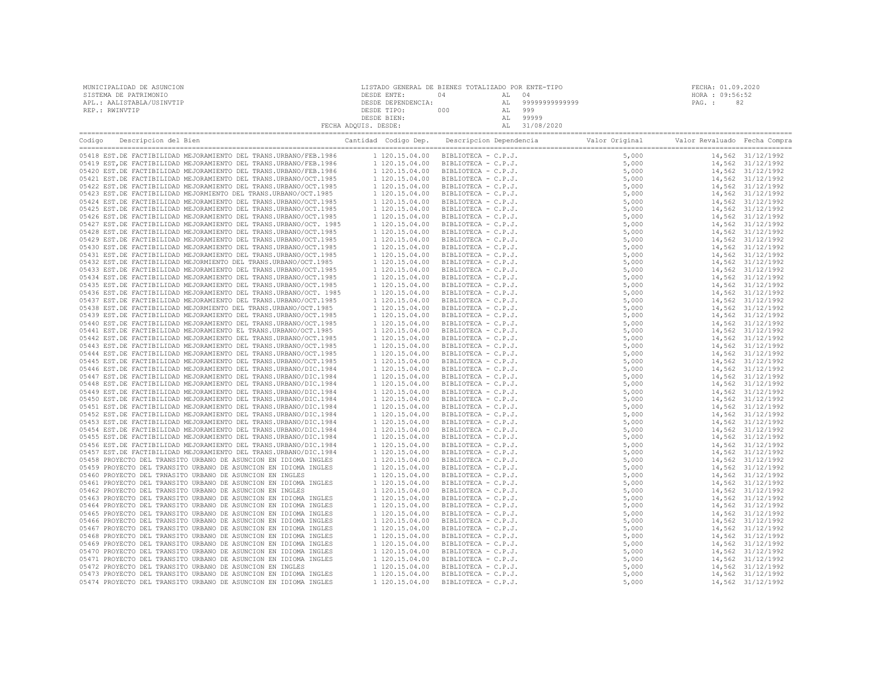MUNICIPALIDAD DE ASUNCION
SISTEMA DE PATRIMONIO
APL.: AALISTABLA/USINVTIP
REP.: RWINVTIP

LISTADO GENERAL DE BIENES TOTALIZADO POR ENTE-TIPO
DESDE ENTE: 04 AL 04
DESDE DEPENDENCIA: AL 99999999999999
DESDE TIPO: 000 AL 999
DESDE BIEN: AL 99999
FECHA ADQUIS. DESDE: AL 31/08/2020

FECHA: 01.09.2020
HORA : 09:56:52
PAG. : 82

| Codigo | Descripcion del Bien | Cantidad | Codigo Dep. | Descripcion Dependencia | Valor Original | Valor Revaluado | Fecha Compra |
|---|---|---|---|---|---|---|---|
| 05418 | EST.DE FACTIBILIDAD MEJORAMIENTO DEL TRANS.URBANO/FEB.1986 | 1 | 120.15.04.00 | BIBLIOTECA - C.P.J. | 5,000 | 14,562 | 31/12/1992 |
| 05419 | EST,DE FACTIBILIDAD MEJORAMIENTO DEL TRANS.URBANO/FEB.1986 | 1 | 120.15.04.00 | BIBLIOTECA - C.P.J. | 5,000 | 14,562 | 31/12/1992 |
| 05420 | EST.DE FACTIBILIDAD MEJORAMIENTO DEL TRANS.URBANO/FEB.1986 | 1 | 120.15.04.00 | BIBLIOTECA - C.P.J. | 5,000 | 14,562 | 31/12/1992 |
| 05421 | EST.DE FACTIBILIDAD MEJORAMIENTO DEL TRANS.URBANO/OCT.1985 | 1 | 120.15.04.00 | BIBLIOTECA - C.P.J. | 5,000 | 14,562 | 31/12/1992 |
| 05422 | EST.DE FACTIBILIDAD MEJORAMIENTO DEL TRANS.URBANO/OCT.1985 | 1 | 120.15.04.00 | BIBLIOTECA - C.P.J. | 5,000 | 14,562 | 31/12/1992 |
| 05423 | EST.DE FACTIBILIDAD MEJORMIENTO DEL TRANS.URBANO/OCT.1985 | 1 | 120.15.04.00 | BIBLIOTECA - C.P.J. | 5,000 | 14,562 | 31/12/1992 |
| 05424 | EST.DE FACTIBILIDAD MEJORAMIENTO DEL TRANS.URBANO/OCT.1985 | 1 | 120.15.04.00 | BIBLIOTECA - C.P.J. | 5,000 | 14,562 | 31/12/1992 |
| 05425 | EST.DE FACTIBILIDAD MEJORAMIENTO DEL TRANS.URBANO/OCT.1985 | 1 | 120.15.04.00 | BIBLIOTECA - C.P.J. | 5,000 | 14,562 | 31/12/1992 |
| 05426 | EST.DE FACTIBILIDAD MEJORAMIENTO DEL TRANS.URBANO/OCT.1985 | 1 | 120.15.04.00 | BIBLIOTECA - C.P.J. | 5,000 | 14,562 | 31/12/1992 |
| 05427 | EST.DE FACTIBILIDAD MEJORAMIENTO DEL TRANS.URBANO/OCT. 1985 | 1 | 120.15.04.00 | BIBLIOTECA - C.P.J. | 5,000 | 14,562 | 31/12/1992 |
| 05428 | EST.DE FACTIBILIDAD MEJORAMIENTO DEL TRANS.URBANO/OCT.1985 | 1 | 120.15.04.00 | BIBLIOTECA - C.P.J. | 5,000 | 14,562 | 31/12/1992 |
| 05429 | EST.DE FACTIBILIDAD MEJORAMIENTO DEL TRANS.URBANO/OCT.1985 | 1 | 120.15.04.00 | BIBLIOTECA - C.P.J. | 5,000 | 14,562 | 31/12/1992 |
| 05430 | EST.DE FACTIBILIDAD MEJORAMIENTO DEL TRANS.URBANO/OCT.1985 | 1 | 120.15.04.00 | BIBLIOTECA - C.P.J. | 5,000 | 14,562 | 31/12/1992 |
| 05431 | EST.DE FACTIBILIDAD MEJORAMIENTO DEL TRANS.URBANO/OCT.1985 | 1 | 120.15.04.00 | BIBLIOTECA - C.P.J. | 5,000 | 14,562 | 31/12/1992 |
| 05432 | EST.DE FACTIBILIDAD MEJORMIENTO DEL TRANS.URBANO/OCT.1985 | 1 | 120.15.04.00 | BIBLIOTECA - C.P.J. | 5,000 | 14,562 | 31/12/1992 |
| 05433 | EST.DE FACTIBILIDAD MEJORAMIENTO DEL TRANS.URBANO/OCT.1985 | 1 | 120.15.04.00 | BIBLIOTECA - C.P.J. | 5,000 | 14,562 | 31/12/1992 |
| 05434 | EST.DE FACTIBILIDAD MEJORAMIENTO DEL TRANS.URBANO/OCT.1985 | 1 | 120.15.04.00 | BIBLIOTECA - C.P.J. | 5,000 | 14,562 | 31/12/1992 |
| 05435 | EST.DE FACTIBILIDAD MEJORAMIENTO DEL TRANS.URBANO/OCT.1985 | 1 | 120.15.04.00 | BIBLIOTECA - C.P.J. | 5,000 | 14,562 | 31/12/1992 |
| 05436 | EST.DE FACTIBILIDAD MEJORAMIENTO DEL TRANS.URBANO/OCT. 1985 | 1 | 120.15.04.00 | BIBLIOTECA - C.P.J. | 5,000 | 14,562 | 31/12/1992 |
| 05437 | EST.DE FACTIBILIDAD MEJORAMIENTO DEL TRANS.URBANO/OCT.1985 | 1 | 120.15.04.00 | BIBLIOTECA - C.P.J. | 5,000 | 14,562 | 31/12/1992 |
| 05438 | EST.DE FACTIBILIDAD MEJORMIENTO DEL TRANS.URBANO/OCT.1985 | 1 | 120.15.04.00 | BIBLIOTECA - C.P.J. | 5,000 | 14,562 | 31/12/1992 |
| 05439 | EST.DE FACTIBILIDAD MEJORAMIENTO DEL TRANS.URBANO/OCT.1985 | 1 | 120.15.04.00 | BIBLIOTECA - C.P.J. | 5,000 | 14,562 | 31/12/1992 |
| 05440 | EST.DE FACTIBILIDAD MEJORAMIENTO DEL TRANS.URBANO/OCT.1985 | 1 | 120.15.04.00 | BIBLIOTECA - C.P.J. | 5,000 | 14,562 | 31/12/1992 |
| 05441 | EST.DE FACTIBILIDAD MEJORAMIENTO EL TRANS.URBANO/OCT.1985 | 1 | 120.15.04.00 | BIBLIOTECA - C.P.J. | 5,000 | 14,562 | 31/12/1992 |
| 05442 | EST.DE FACTIBILIDAD MEJORAMIENTO DEL TRANS.URBANO/OCT.1985 | 1 | 120.15.04.00 | BIBLIOTECA - C.P.J. | 5,000 | 14,562 | 31/12/1992 |
| 05443 | EST.DE FACTIBILIDAD MEJORAMIENTO DEL TRANS.URBANO/OCT.1985 | 1 | 120.15.04.00 | BIBLIOTECA - C.P.J. | 5,000 | 14,562 | 31/12/1992 |
| 05444 | EST.DE FACTIBILIDAD MEJORAMIENTO DEL TRANS.URBANO/OCT.1985 | 1 | 120.15.04.00 | BIBLIOTECA - C.P.J. | 5,000 | 14,562 | 31/12/1992 |
| 05445 | EST.DE FACTIBILIDAD MEJORAMIENTO DEL TRANS.URBANO/OCT.1985 | 1 | 120.15.04.00 | BIBLIOTECA - C.P.J. | 5,000 | 14,562 | 31/12/1992 |
| 05446 | EST.DE FACTIBILIDAD MEJORAMIENTO DEL TRANS.URBANO/DIC.1984 | 1 | 120.15.04.00 | BIBLIOTECA - C.P.J. | 5,000 | 14,562 | 31/12/1992 |
| 05447 | EST.DE FACTIBILIDAD MEJORAMIENTO DEL TRANS.URBANO/DIC.1984 | 1 | 120.15.04.00 | BIBLIOTECA - C.P.J. | 5,000 | 14,562 | 31/12/1992 |
| 05448 | EST.DE FACTIBILIDAD MEJORAMIENTO DEL TRANS.URBANO/DIC.1984 | 1 | 120.15.04.00 | BIBLIOTECA - C.P.J. | 5,000 | 14,562 | 31/12/1992 |
| 05449 | EST.DE FACTIBILIDAD MEJORAMIENTO DEL TRANS.URBANO/DIC.1984 | 1 | 120.15.04.00 | BIBLIOTECA - C.P.J. | 5,000 | 14,562 | 31/12/1992 |
| 05450 | EST.DE FACTIBILIDAD MEJORAMIENTO DEL TRANS.URBANO/DIC.1984 | 1 | 120.15.04.00 | BIBLIOTECA - C.P.J. | 5,000 | 14,562 | 31/12/1992 |
| 05451 | EST.DE FACTIBILIDAD MEJORAMIENTO DEL TRANS.URBANO/DIC.1984 | 1 | 120.15.04.00 | BIBLIOTECA - C.P.J. | 5,000 | 14,562 | 31/12/1992 |
| 05452 | EST.DE FACTIBILIDAD MEJORAMIENTO DEL TRANS.URBANO/DIC.1984 | 1 | 120.15.04.00 | BIBLIOTECA - C.P.J. | 5,000 | 14,562 | 31/12/1992 |
| 05453 | EST.DE FACTIBILIDAD MEJORAMIENTO DEL TRANS.URBANO/DIC.1984 | 1 | 120.15.04.00 | BIBLIOTECA - C.P.J. | 5,000 | 14,562 | 31/12/1992 |
| 05454 | EST.DE FACTIBILIDAD MEJORAMIENTO DEL TRANS.URBANO/DIC.1984 | 1 | 120.15.04.00 | BIBLIOTECA - C.P.J. | 5,000 | 14,562 | 31/12/1992 |
| 05455 | EST.DE FACTIBILIDAD MEJORAMIENTO DEL TRANS.URBANO/DIC.1984 | 1 | 120.15.04.00 | BIBLIOTECA - C.P.J. | 5,000 | 14,562 | 31/12/1992 |
| 05456 | EST.DE FACTIBILIDAD MEJORAMIENTO DEL TRANS.URBANO/DIC.1984 | 1 | 120.15.04.00 | BIBLIOTECA - C.P.J. | 5,000 | 14,562 | 31/12/1992 |
| 05457 | EST.DE FACTIBILIDAD MEJORAMIENTO DEL TRANS.URBANO/DIC.1984 | 1 | 120.15.04.00 | BIBLIOTECA - C.P.J. | 5,000 | 14,562 | 31/12/1992 |
| 05458 | PROYECTO DEL TRANSITO URBANO DE ASUNCION EN IDIOMA INGLES | 1 | 120.15.04.00 | BIBLIOTECA - C.P.J. | 5,000 | 14,562 | 31/12/1992 |
| 05459 | PROYECTO DEL TRANSITO URBANO DE ASUNCION EN IDIOMA INGLES | 1 | 120.15.04.00 | BIBLIOTECA - C.P.J. | 5,000 | 14,562 | 31/12/1992 |
| 05460 | PROYECTO DEL TRNASITO URBANO DE ASUNCION EN INGLES | 1 | 120.15.04.00 | BIBLIOTECA - C.P.J. | 5,000 | 14,562 | 31/12/1992 |
| 05461 | PROYECTO DEL TRANSITO URBANO DE ASUNCION EN IDIOMA INGLES | 1 | 120.15.04.00 | BIBLIOTECA - C.P.J. | 5,000 | 14,562 | 31/12/1992 |
| 05462 | PROYECTO DEL TRANSITO URBANO DE ASUNCION EN INGLES | 1 | 120.15.04.00 | BIBLIOTECA - C.P.J. | 5,000 | 14,562 | 31/12/1992 |
| 05463 | PROYECTO DEL TRANSITO URBANO DE ASUNCION EN IDIOMA INGLES | 1 | 120.15.04.00 | BIBLIOTECA - C.P.J. | 5,000 | 14,562 | 31/12/1992 |
| 05464 | PROYECTO DEL TRANSITO URBANO DE ASUNCION EN IDIOMA INGLES | 1 | 120.15.04.00 | BIBLIOTECA - C.P.J. | 5,000 | 14,562 | 31/12/1992 |
| 05465 | PROYECTO DEL TRANSITO URBANO DE ASUNCION EN IDIOMA INGLES | 1 | 120.15.04.00 | BIBLIOTECA - C.P.J. | 5,000 | 14,562 | 31/12/1992 |
| 05466 | PROYECTO DEL TRANSITO URBANO DE ASUNCION EN IDIOMA INGLES | 1 | 120.15.04.00 | BIBLIOTECA - C.P.J. | 5,000 | 14,562 | 31/12/1992 |
| 05467 | PROYECTO DEL TRANSITO URBANO DE ASUNCION EN IDIOMA INGLES | 1 | 120.15.04.00 | BIBLIOTECA - C.P.J. | 5,000 | 14,562 | 31/12/1992 |
| 05468 | PROYECTO DEL TRANSITO URBANO DE ASUNCION EN IDIOMA INGLES | 1 | 120.15.04.00 | BIBLIOTECA - C.P.J. | 5,000 | 14,562 | 31/12/1992 |
| 05469 | PROYECTO DEL TRANSITO URBANO DE ASUNCION EN IDIOMA INGLES | 1 | 120.15.04.00 | BIBLIOTECA - C.P.J. | 5,000 | 14,562 | 31/12/1992 |
| 05470 | PROYECTO DEL TRANSITO URBANO DE ASUNCION EN IDIOMA INGLES | 1 | 120.15.04.00 | BIBLIOTECA - C.P.J. | 5,000 | 14,562 | 31/12/1992 |
| 05471 | PROYECTO DEL TRANSITO URBANO DE ASUNCION EN IDIOMA INGLES | 1 | 120.15.04.00 | BIBLIOTECA - C.P.J. | 5,000 | 14,562 | 31/12/1992 |
| 05472 | PROYECTO DEL TRANSITO URBANO DE ASUNCION EN INGLES | 1 | 120.15.04.00 | BIBLIOTECA - C.P.J. | 5,000 | 14,562 | 31/12/1992 |
| 05473 | PROYECTO DEL TRANSITO URBANO DE ASUNCION EN IDIOMA INGLES | 1 | 120.15.04.00 | BIBLIOTECA - C.P.J. | 5,000 | 14,562 | 31/12/1992 |
| 05474 | PROYECTO DEL TRANSITO URBANO DE ASUNCION EN IDIOMA INGLES | 1 | 120.15.04.00 | BIBLIOTECA - C.P.J. | 5,000 | 14,562 | 31/12/1992 |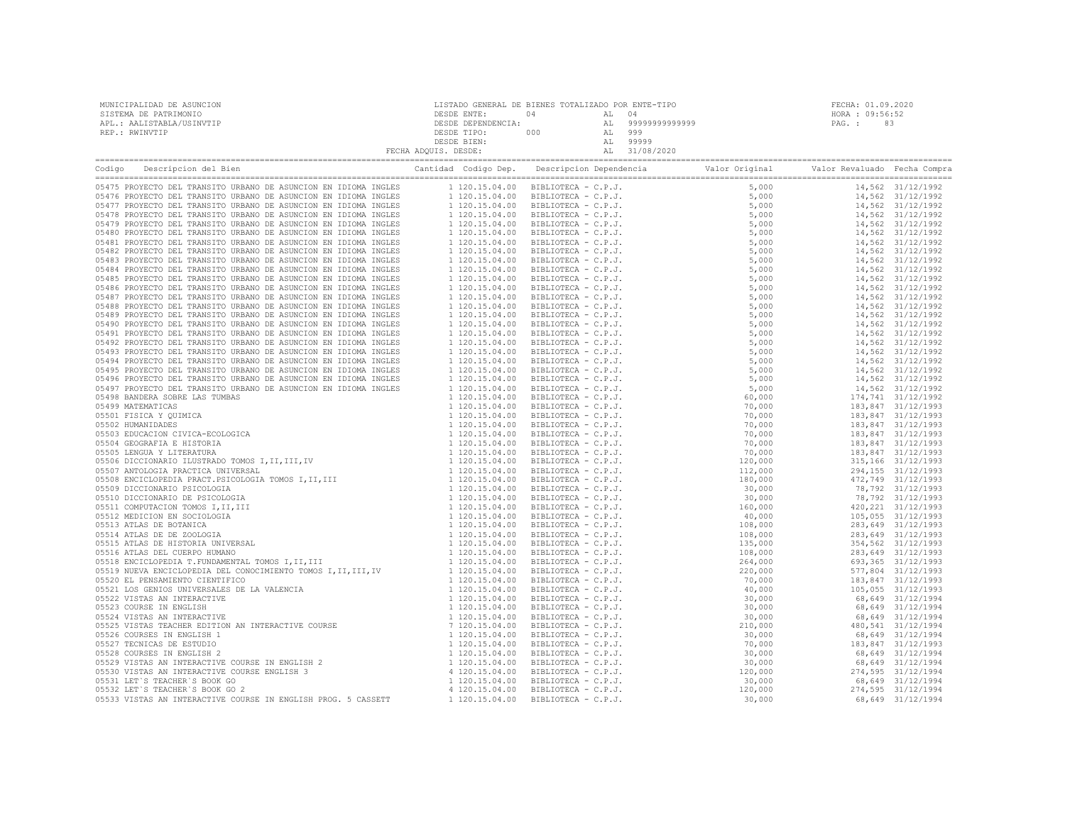MUNICIPALIDAD DE ASUNCION
SISTEMA DE PATRIMONIO
APL.: AALISTABLA/USINVTIP
REP.: RWINVTIP

LISTADO GENERAL DE BIENES TOTALIZADO POR ENTE-TIPO
DESDE ENTE: 04 AL 04
DESDE DEPENDENCIA: AL 99999999999999
DESDE TIPO: 000 AL 999
DESDE BIEN: AL 99999
FECHA ADQUIS. DESDE: AL 31/08/2020

FECHA: 01.09.2020
HORA : 09:56:52
PAG. : 83

| Codigo | Descripcion del Bien | Cantidad | Codigo Dep. | Descripcion Dependencia | Valor Original | Valor Revaluado | Fecha Compra |
|---|---|---|---|---|---|---|---|
| 05475 | PROYECTO DEL TRANSITO URBANO DE ASUNCION EN IDIOMA INGLES | 1 | 120.15.04.00 | BIBLIOTECA - C.P.J. | 5,000 | 14,562 | 31/12/1992 |
| 05476 | PROYECTO DEL TRANSITO URBANO DE ASUNCION EN IDIOMA INGLES | 1 | 120.15.04.00 | BIBLIOTECA - C.P.J. | 5,000 | 14,562 | 31/12/1992 |
| 05477 | PROYECTO DEL TRANSITO URBANO DE ASUNCION EN IDIOMA INGLES | 1 | 120.15.04.00 | BIBLIOTECA - C.P.J. | 5,000 | 14,562 | 31/12/1992 |
| 05478 | PROYECTO DEL TRANSITO URBANO DE ASUNCION EN IDIOMA INGLES | 1 | 120.15.04.00 | BIBLIOTECA - C.P.J. | 5,000 | 14,562 | 31/12/1992 |
| 05479 | PROYECTO DEL TRANSITO URBANO DE ASUNCION EN IDIOMA INGLES | 1 | 120.15.04.00 | BIBLIOTECA - C.P.J. | 5,000 | 14,562 | 31/12/1992 |
| 05480 | PROYECTO DEL TRANSITO URBANO DE ASUNCION EN IDIOMA INGLES | 1 | 120.15.04.00 | BIBLIOTECA - C.P.J. | 5,000 | 14,562 | 31/12/1992 |
| 05481 | PROYECTO DEL TRANSITO URBANO DE ASUNCION EN IDIOMA INGLES | 1 | 120.15.04.00 | BIBLIOTECA - C.P.J. | 5,000 | 14,562 | 31/12/1992 |
| 05482 | PROYECTO DEL TRANSITO URBANO DE ASUNCION EN IDIOMA INGLES | 1 | 120.15.04.00 | BIBLIOTECA - C.P.J. | 5,000 | 14,562 | 31/12/1992 |
| 05483 | PROYECTO DEL TRANSITO URBANO DE ASUNCION EN IDIOMA INGLES | 1 | 120.15.04.00 | BIBLIOTECA - C.P.J. | 5,000 | 14,562 | 31/12/1992 |
| 05484 | PROYECTO DEL TRANSITO URBANO DE ASUNCION EN IDIOMA INGLES | 1 | 120.15.04.00 | BIBLIOTECA - C.P.J. | 5,000 | 14,562 | 31/12/1992 |
| 05485 | PROYECTO DEL TRANSITO URBANO DE ASUNCION EN IDIOMA INGLES | 1 | 120.15.04.00 | BIBLIOTECA - C.P.J. | 5,000 | 14,562 | 31/12/1992 |
| 05486 | PROYECTO DEL TRANSITO URBANO DE ASUNCION EN IDIOMA INGLES | 1 | 120.15.04.00 | BIBLIOTECA - C.P.J. | 5,000 | 14,562 | 31/12/1992 |
| 05487 | PROYECTO DEL TRANSITO URBANO DE ASUNCION EN IDIOMA INGLES | 1 | 120.15.04.00 | BIBLIOTECA - C.P.J. | 5,000 | 14,562 | 31/12/1992 |
| 05488 | PROYECTO DEL TRANSITO URBANO DE ASUNCION EN IDIOMA INGLES | 1 | 120.15.04.00 | BIBLIOTECA - C.P.J. | 5,000 | 14,562 | 31/12/1992 |
| 05489 | PROYECTO DEL TRANSITO URBANO DE ASUNCION EN IDIOMA INGLES | 1 | 120.15.04.00 | BIBLIOTECA - C.P.J. | 5,000 | 14,562 | 31/12/1992 |
| 05490 | PROYECTO DEL TRANSITO URBANO DE ASUNCION EN IDIOMA INGLES | 1 | 120.15.04.00 | BIBLIOTECA - C.P.J. | 5,000 | 14,562 | 31/12/1992 |
| 05491 | PROYECTO DEL TRANSITO URBANO DE ASUNCION EN IDIOMA INGLES | 1 | 120.15.04.00 | BIBLIOTECA - C.P.J. | 5,000 | 14,562 | 31/12/1992 |
| 05492 | PROYECTO DEL TRANSITO URBANO DE ASUNCION EN IDIOMA INGLES | 1 | 120.15.04.00 | BIBLIOTECA - C.P.J. | 5,000 | 14,562 | 31/12/1992 |
| 05493 | PROYECTO DEL TRANSITO URBANO DE ASUNCION EN IDIOMA INGLES | 1 | 120.15.04.00 | BIBLIOTECA - C.P.J. | 5,000 | 14,562 | 31/12/1992 |
| 05494 | PROYECTO DEL TRANSITO URBANO DE ASUNCION EN IDIOMA INGLES | 1 | 120.15.04.00 | BIBLIOTECA - C.P.J. | 5,000 | 14,562 | 31/12/1992 |
| 05495 | PROYECTO DEL TRANSITO URBANO DE ASUNCION EN IDIOMA INGLES | 1 | 120.15.04.00 | BIBLIOTECA - C.P.J. | 5,000 | 14,562 | 31/12/1992 |
| 05496 | PROYECTO DEL TRANSITO URBANO DE ASUNCION EN IDIOMA INGLES | 1 | 120.15.04.00 | BIBLIOTECA - C.P.J. | 5,000 | 14,562 | 31/12/1992 |
| 05497 | PROYECTO DEL TRANSITO URBANO DE ASUNCION EN IDIOMA INGLES | 1 | 120.15.04.00 | BIBLIOTECA - C.P.J. | 5,000 | 14,562 | 31/12/1992 |
| 05498 | BANDERA SOBRE LAS TUMBAS | 1 | 120.15.04.00 | BIBLIOTECA - C.P.J. | 60,000 | 174,741 | 31/12/1992 |
| 05499 | MATEMATICAS | 1 | 120.15.04.00 | BIBLIOTECA - C.P.J. | 70,000 | 183,847 | 31/12/1993 |
| 05501 | FISICA Y QUIMICA | 1 | 120.15.04.00 | BIBLIOTECA - C.P.J. | 70,000 | 183,847 | 31/12/1993 |
| 05502 | HUMANIDADES | 1 | 120.15.04.00 | BIBLIOTECA - C.P.J. | 70,000 | 183,847 | 31/12/1993 |
| 05503 | EDUCACION CIVICA-ECOLOGICA | 1 | 120.15.04.00 | BIBLIOTECA - C.P.J. | 70,000 | 183,847 | 31/12/1993 |
| 05504 | GEOGRAFIA E HISTORIA | 1 | 120.15.04.00 | BIBLIOTECA - C.P.J. | 70,000 | 183,847 | 31/12/1993 |
| 05505 | LENGUA Y LITERATURA | 1 | 120.15.04.00 | BIBLIOTECA - C.P.J. | 70,000 | 183,847 | 31/12/1993 |
| 05506 | DICCIONARIO ILUSTRADO TOMOS I,II,III,IV | 1 | 120.15.04.00 | BIBLIOTECA - C.P.J. | 120,000 | 315,166 | 31/12/1993 |
| 05507 | ANTOLOGIA PRACTICA UNIVERSAL | 1 | 120.15.04.00 | BIBLIOTECA - C.P.J. | 112,000 | 294,155 | 31/12/1993 |
| 05508 | ENCICLOPEDIA PRACT.PSICOLOGIA TOMOS I,II,III | 1 | 120.15.04.00 | BIBLIOTECA - C.P.J. | 180,000 | 472,749 | 31/12/1993 |
| 05509 | DICCIONARIO PSICOLOGIA | 1 | 120.15.04.00 | BIBLIOTECA - C.P.J. | 30,000 | 78,792 | 31/12/1993 |
| 05510 | DICCIONARIO DE PSICOLOGIA | 1 | 120.15.04.00 | BIBLIOTECA - C.P.J. | 30,000 | 78,792 | 31/12/1993 |
| 05511 | COMPUTACION TOMOS I,II,III | 1 | 120.15.04.00 | BIBLIOTECA - C.P.J. | 160,000 | 420,221 | 31/12/1993 |
| 05512 | MEDICION EN SOCIOLOGIA | 1 | 120.15.04.00 | BIBLIOTECA - C.P.J. | 40,000 | 105,055 | 31/12/1993 |
| 05513 | ATLAS DE BOTANICA | 1 | 120.15.04.00 | BIBLIOTECA - C.P.J. | 108,000 | 283,649 | 31/12/1993 |
| 05514 | ATLAS DE DE ZOOLOGIA | 1 | 120.15.04.00 | BIBLIOTECA - C.P.J. | 108,000 | 283,649 | 31/12/1993 |
| 05515 | ATLAS DE HISTORIA UNIVERSAL | 1 | 120.15.04.00 | BIBLIOTECA - C.P.J. | 135,000 | 354,562 | 31/12/1993 |
| 05516 | ATLAS DEL CUERPO HUMANO | 1 | 120.15.04.00 | BIBLIOTECA - C.P.J. | 108,000 | 283,649 | 31/12/1993 |
| 05518 | ENCICLOPEDIA T.FUNDAMENTAL TOMOS I,II,III | 1 | 120.15.04.00 | BIBLIOTECA - C.P.J. | 264,000 | 693,365 | 31/12/1993 |
| 05519 | NUEVA ENCICLOPEDIA DEL CONOCIMIENTO TOMOS I,II,III,IV | 1 | 120.15.04.00 | BIBLIOTECA - C.P.J. | 220,000 | 577,804 | 31/12/1993 |
| 05520 | EL PENSAMIENTO CIENTIFICO | 1 | 120.15.04.00 | BIBLIOTECA - C.P.J. | 70,000 | 183,847 | 31/12/1993 |
| 05521 | LOS GENIOS UNIVERSALES DE LA VALENCIA | 1 | 120.15.04.00 | BIBLIOTECA - C.P.J. | 40,000 | 105,055 | 31/12/1993 |
| 05522 | VISTAS AN INTERACTIVE | 1 | 120.15.04.00 | BIBLIOTECA - C.P.J. | 30,000 | 68,649 | 31/12/1994 |
| 05523 | COURSE IN ENGLISH | 1 | 120.15.04.00 | BIBLIOTECA - C.P.J. | 30,000 | 68,649 | 31/12/1994 |
| 05524 | VISTAS AN INTERACTIVE | 1 | 120.15.04.00 | BIBLIOTECA - C.P.J. | 30,000 | 68,649 | 31/12/1994 |
| 05525 | VISTAS TEACHER EDITION AN INTERACTIVE COURSE | 7 | 120.15.04.00 | BIBLIOTECA - C.P.J. | 210,000 | 480,541 | 31/12/1994 |
| 05526 | COURSES IN ENGLISH 1 | 1 | 120.15.04.00 | BIBLIOTECA - C.P.J. | 30,000 | 68,649 | 31/12/1994 |
| 05527 | TECNICAS DE ESTUDIO | 1 | 120.15.04.00 | BIBLIOTECA - C.P.J. | 70,000 | 183,847 | 31/12/1993 |
| 05528 | COURSES IN ENGLISH 2 | 1 | 120.15.04.00 | BIBLIOTECA - C.P.J. | 30,000 | 68,649 | 31/12/1994 |
| 05529 | VISTAS AN INTERACTIVE COURSE IN ENGLISH 2 | 1 | 120.15.04.00 | BIBLIOTECA - C.P.J. | 30,000 | 68,649 | 31/12/1994 |
| 05530 | VISTAS AN INTERACTIVE COURSE ENGLISH 3 | 4 | 120.15.04.00 | BIBLIOTECA - C.P.J. | 120,000 | 274,595 | 31/12/1994 |
| 05531 | LET`S TEACHER`S BOOK GO | 1 | 120.15.04.00 | BIBLIOTECA - C.P.J. | 30,000 | 68,649 | 31/12/1994 |
| 05532 | LET`S TEACHER`S BOOK GO 2 | 4 | 120.15.04.00 | BIBLIOTECA - C.P.J. | 120,000 | 274,595 | 31/12/1994 |
| 05533 | VISTAS AN INTERACTIVE COURSE IN ENGLISH PROG. 5 CASSETT | 1 | 120.15.04.00 | BIBLIOTECA - C.P.J. | 30,000 | 68,649 | 31/12/1994 |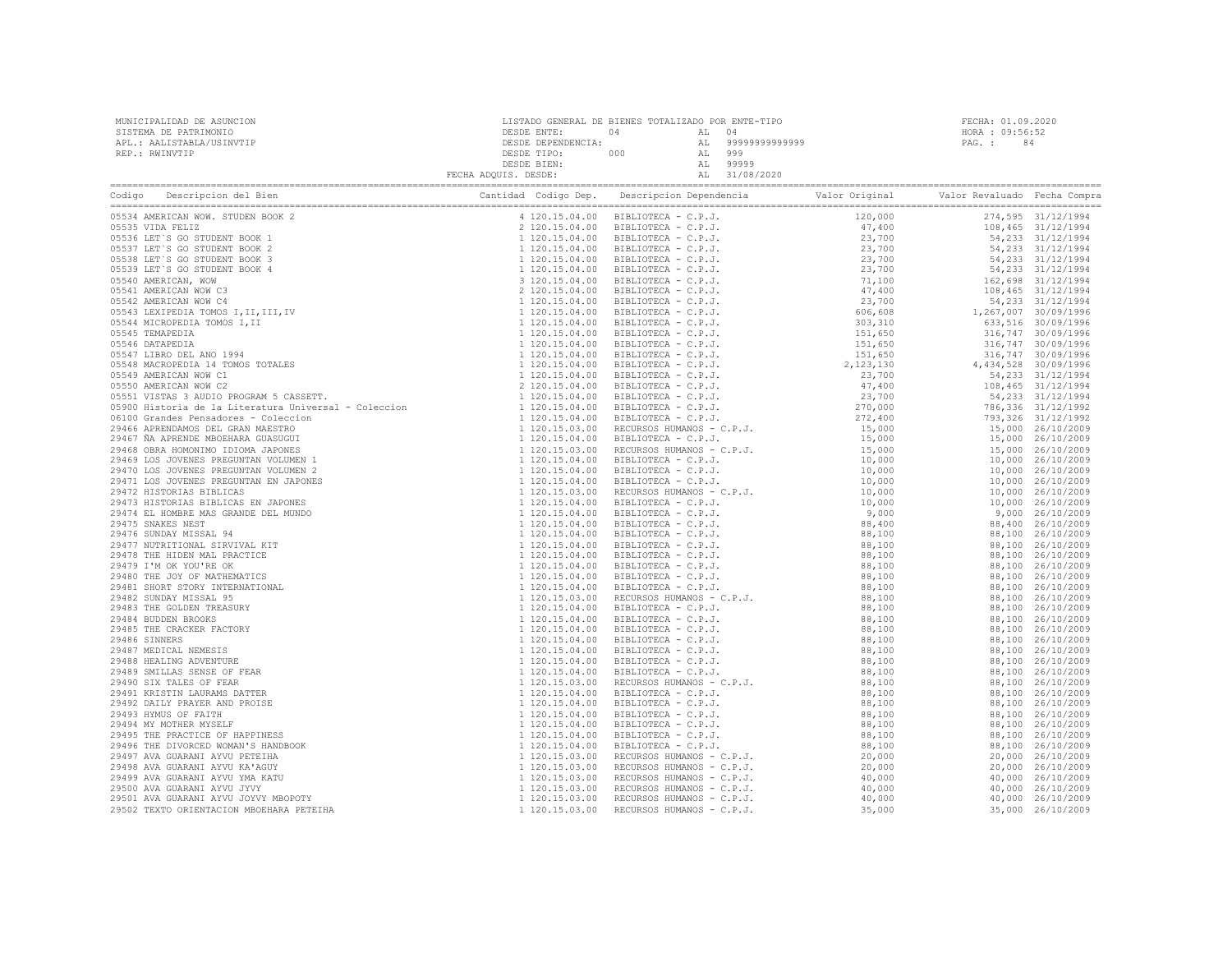MUNICIPALIDAD DE ASUNCION
SISTEMA DE PATRIMONIO
APL.: AALISTABLA/USINVTIP
REP.: RWINVTIP

LISTADO GENERAL DE BIENES TOTALIZADO POR ENTE-TIPO
DESDE ENTE: 04 AL 04
DESDE DEPENDENCIA: AL 99999999999999
DESDE TIPO: 000 AL 999
DESDE BIEN: AL 99999
FECHA ADQUIS. DESDE: AL 31/08/2020

FECHA: 01.09.2020
HORA : 09:56:52
PAG. : 84

| Codigo | Descripcion del Bien | Cantidad | Codigo Dep. | Descripcion Dependencia | Valor Original | Valor Revaluado | Fecha Compra |
|---|---|---|---|---|---|---|---|
| 05534 | AMERICAN WOW. STUDEN BOOK 2 | 4 | 120.15.04.00 | BIBLIOTECA - C.P.J. | 120,000 | 274,595 | 31/12/1994 |
| 05535 | VIDA FELIZ | 2 | 120.15.04.00 | BIBLIOTECA - C.P.J. | 47,400 | 108,465 | 31/12/1994 |
| 05536 | LET`S GO STUDENT BOOK 1 | 1 | 120.15.04.00 | BIBLIOTECA - C.P.J. | 23,700 | 54,233 | 31/12/1994 |
| 05537 | LET`S GO STUDENT BOOK 2 | 1 | 120.15.04.00 | BIBLIOTECA - C.P.J. | 23,700 | 54,233 | 31/12/1994 |
| 05538 | LET`S GO STUDENT BOOK 3 | 1 | 120.15.04.00 | BIBLIOTECA - C.P.J. | 23,700 | 54,233 | 31/12/1994 |
| 05539 | LET`S GO STUDENT BOOK 4 | 1 | 120.15.04.00 | BIBLIOTECA - C.P.J. | 23,700 | 54,233 | 31/12/1994 |
| 05540 | AMERICAN, WOW | 3 | 120.15.04.00 | BIBLIOTECA - C.P.J. | 71,100 | 162,698 | 31/12/1994 |
| 05541 | AMERICAN WOW C3 | 2 | 120.15.04.00 | BIBLIOTECA - C.P.J. | 47,400 | 108,465 | 31/12/1994 |
| 05542 | AMERICAN WOW C4 | 1 | 120.15.04.00 | BIBLIOTECA - C.P.J. | 23,700 | 54,233 | 31/12/1994 |
| 05543 | LEXIPEDIA TOMOS I,II,III,IV | 1 | 120.15.04.00 | BIBLIOTECA - C.P.J. | 606,608 | 1,267,007 | 30/09/1996 |
| 05544 | MICROPEDIA TOMOS I,II | 1 | 120.15.04.00 | BIBLIOTECA - C.P.J. | 303,310 | 633,516 | 30/09/1996 |
| 05545 | TEMAPEDIA | 1 | 120.15.04.00 | BIBLIOTECA - C.P.J. | 151,650 | 316,747 | 30/09/1996 |
| 05546 | DATAPEDIA | 1 | 120.15.04.00 | BIBLIOTECA - C.P.J. | 151,650 | 316,747 | 30/09/1996 |
| 05547 | LIBRO DEL ANO 1994 | 1 | 120.15.04.00 | BIBLIOTECA - C.P.J. | 151,650 | 316,747 | 30/09/1996 |
| 05548 | MACROPEDIA 14 TOMOS TOTALES | 1 | 120.15.04.00 | BIBLIOTECA - C.P.J. | 2,123,130 | 4,434,528 | 30/09/1996 |
| 05549 | AMERICAN WOW C1 | 1 | 120.15.04.00 | BIBLIOTECA - C.P.J. | 23,700 | 54,233 | 31/12/1994 |
| 05550 | AMERICAN WOW C2 | 2 | 120.15.04.00 | BIBLIOTECA - C.P.J. | 47,400 | 108,465 | 31/12/1994 |
| 05551 | VISTAS 3 AUDIO PROGRAM 5 CASSETT. | 1 | 120.15.04.00 | BIBLIOTECA - C.P.J. | 23,700 | 54,233 | 31/12/1994 |
| 05900 | Historia de la Literatura Universal - Coleccion | 1 | 120.15.04.00 | BIBLIOTECA - C.P.J. | 270,000 | 786,336 | 31/12/1992 |
| 06100 | Grandes Pensadores - Coleccion | 1 | 120.15.04.00 | BIBLIOTECA - C.P.J. | 272,400 | 793,326 | 31/12/1992 |
| 29466 | APRENDAMOS DEL GRAN MAESTRO | 1 | 120.15.03.00 | RECURSOS HUMANOS - C.P.J. | 15,000 | 15,000 | 26/10/2009 |
| 29467 | ÑA APRENDE MBOEHARA GUASUGUI | 1 | 120.15.04.00 | BIBLIOTECA - C.P.J. | 15,000 | 15,000 | 26/10/2009 |
| 29468 | OBRA HOMONIMO IDIOMA JAPONES | 1 | 120.15.03.00 | RECURSOS HUMANOS - C.P.J. | 15,000 | 15,000 | 26/10/2009 |
| 29469 | LOS JOVENES PREGUNTAN VOLUMEN 1 | 1 | 120.15.04.00 | BIBLIOTECA - C.P.J. | 10,000 | 10,000 | 26/10/2009 |
| 29470 | LOS JOVENES PREGUNTAN VOLUMEN 2 | 1 | 120.15.04.00 | BIBLIOTECA - C.P.J. | 10,000 | 10,000 | 26/10/2009 |
| 29471 | LOS JOVENES PREGUNTAN EN JAPONES | 1 | 120.15.04.00 | BIBLIOTECA - C.P.J. | 10,000 | 10,000 | 26/10/2009 |
| 29472 | HISTORIAS BIBLICAS | 1 | 120.15.03.00 | RECURSOS HUMANOS - C.P.J. | 10,000 | 10,000 | 26/10/2009 |
| 29473 | HISTORIAS BIBLICAS EN JAPONES | 1 | 120.15.04.00 | BIBLIOTECA - C.P.J. | 10,000 | 10,000 | 26/10/2009 |
| 29474 | EL HOMBRE MAS GRANDE DEL MUNDO | 1 | 120.15.04.00 | BIBLIOTECA - C.P.J. | 9,000 | 9,000 | 26/10/2009 |
| 29475 | SNAKES NEST | 1 | 120.15.04.00 | BIBLIOTECA - C.P.J. | 88,400 | 88,400 | 26/10/2009 |
| 29476 | SUNDAY MISSAL 94 | 1 | 120.15.04.00 | BIBLIOTECA - C.P.J. | 88,100 | 88,100 | 26/10/2009 |
| 29477 | NUTRITIONAL SIRVIVAL KIT | 1 | 120.15.04.00 | BIBLIOTECA - C.P.J. | 88,100 | 88,100 | 26/10/2009 |
| 29478 | THE HIDEN MAL PRACTICE | 1 | 120.15.04.00 | BIBLIOTECA - C.P.J. | 88,100 | 88,100 | 26/10/2009 |
| 29479 | I'M OK YOU'RE OK | 1 | 120.15.04.00 | BIBLIOTECA - C.P.J. | 88,100 | 88,100 | 26/10/2009 |
| 29480 | THE JOY OF MATHEMATICS | 1 | 120.15.04.00 | BIBLIOTECA - C.P.J. | 88,100 | 88,100 | 26/10/2009 |
| 29481 | SHORT STORY INTERNATIONAL | 1 | 120.15.04.00 | BIBLIOTECA - C.P.J. | 88,100 | 88,100 | 26/10/2009 |
| 29482 | SUNDAY MISSAL 95 | 1 | 120.15.03.00 | RECURSOS HUMANOS - C.P.J. | 88,100 | 88,100 | 26/10/2009 |
| 29483 | THE GOLDEN TREASURY | 1 | 120.15.04.00 | BIBLIOTECA - C.P.J. | 88,100 | 88,100 | 26/10/2009 |
| 29484 | BUDDEN BROOKS | 1 | 120.15.04.00 | BIBLIOTECA - C.P.J. | 88,100 | 88,100 | 26/10/2009 |
| 29485 | THE CRACKER FACTORY | 1 | 120.15.04.00 | BIBLIOTECA - C.P.J. | 88,100 | 88,100 | 26/10/2009 |
| 29486 | SINNERS | 1 | 120.15.04.00 | BIBLIOTECA - C.P.J. | 88,100 | 88,100 | 26/10/2009 |
| 29487 | MEDICAL NEMESIS | 1 | 120.15.04.00 | BIBLIOTECA - C.P.J. | 88,100 | 88,100 | 26/10/2009 |
| 29488 | HEALING ADVENTURE | 1 | 120.15.04.00 | BIBLIOTECA - C.P.J. | 88,100 | 88,100 | 26/10/2009 |
| 29489 | SMILLAS SENSE OF FEAR | 1 | 120.15.04.00 | BIBLIOTECA - C.P.J. | 88,100 | 88,100 | 26/10/2009 |
| 29490 | SIX TALES OF FEAR | 1 | 120.15.03.00 | RECURSOS HUMANOS - C.P.J. | 88,100 | 88,100 | 26/10/2009 |
| 29491 | KRISTIN LAURAMS DATTER | 1 | 120.15.04.00 | BIBLIOTECA - C.P.J. | 88,100 | 88,100 | 26/10/2009 |
| 29492 | DAILY PRAYER AND PROISE | 1 | 120.15.04.00 | BIBLIOTECA - C.P.J. | 88,100 | 88,100 | 26/10/2009 |
| 29493 | HYMUS OF FAITH | 1 | 120.15.04.00 | BIBLIOTECA - C.P.J. | 88,100 | 88,100 | 26/10/2009 |
| 29494 | MY MOTHER MYSELF | 1 | 120.15.04.00 | BIBLIOTECA - C.P.J. | 88,100 | 88,100 | 26/10/2009 |
| 29495 | THE PRACTICE OF HAPPINESS | 1 | 120.15.04.00 | BIBLIOTECA - C.P.J. | 88,100 | 88,100 | 26/10/2009 |
| 29496 | THE DIVORCED WOMAN'S HANDBOOK | 1 | 120.15.04.00 | BIBLIOTECA - C.P.J. | 88,100 | 88,100 | 26/10/2009 |
| 29497 | AVA GUARANI AYVU PETEIHA | 1 | 120.15.03.00 | RECURSOS HUMANOS - C.P.J. | 20,000 | 20,000 | 26/10/2009 |
| 29498 | AVA GUARANI AYVU KA'AGUY | 1 | 120.15.03.00 | RECURSOS HUMANOS - C.P.J. | 20,000 | 20,000 | 26/10/2009 |
| 29499 | AVA GUARANI AYVU YMA KATU | 1 | 120.15.03.00 | RECURSOS HUMANOS - C.P.J. | 40,000 | 40,000 | 26/10/2009 |
| 29500 | AVA GUARANI AYVU JYVY | 1 | 120.15.03.00 | RECURSOS HUMANOS - C.P.J. | 40,000 | 40,000 | 26/10/2009 |
| 29501 | AVA GUARANI AYVU JOYVY MBOPOTY | 1 | 120.15.03.00 | RECURSOS HUMANOS - C.P.J. | 40,000 | 40,000 | 26/10/2009 |
| 29502 | TEXTO ORIENTACION MBOEHARA PETEIHA | 1 | 120.15.03.00 | RECURSOS HUMANOS - C.P.J. | 35,000 | 35,000 | 26/10/2009 |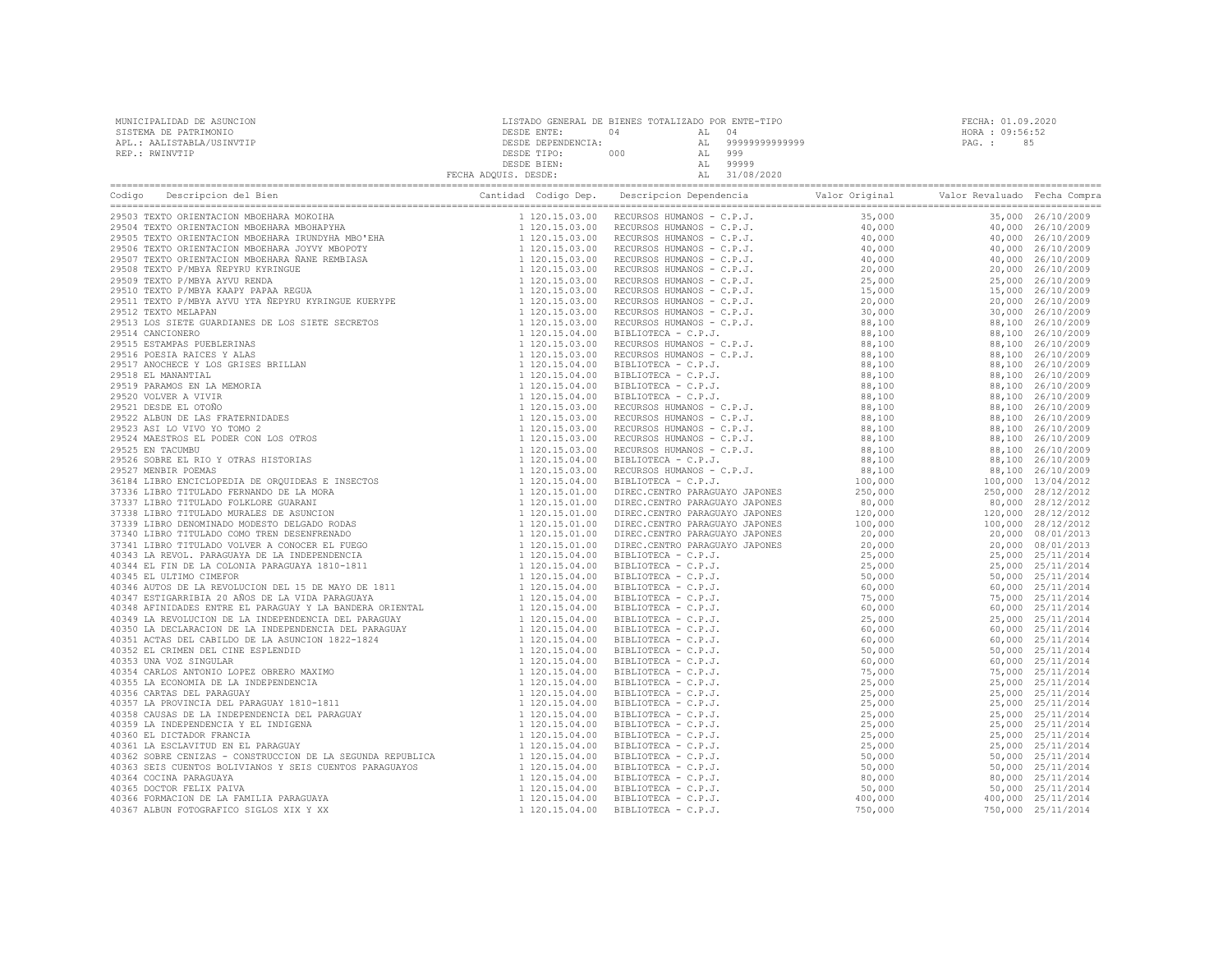MUNICIPALIDAD DE ASUNCION
SISTEMA DE PATRIMONIO
APL.: AALISTABLA/USINVTIP
REP.: RWINVTIP

LISTADO GENERAL DE BIENES TOTALIZADO POR ENTE-TIPO
DESDE ENTE: 04 AL 04
DESDE DEPENDENCIA: AL 99999999999999
DESDE TIPO: 000 AL 999
DESDE BIEN: AL 99999
FECHA ADQUIS. DESDE: AL 31/08/2020

FECHA: 01.09.2020
HORA : 09:56:52

| Codigo | Descripcion del Bien | Cantidad | Codigo Dep. | Descripcion Dependencia | Valor Original | Valor Revaluado | Fecha Compra |
|---|---|---|---|---|---|---|---|
| 29503 | TEXTO ORIENTACION MBOEHARA MOKOIHA | 1 | 120.15.03.00 | RECURSOS HUMANOS - C.P.J. | 35,000 | 35,000 | 26/10/2009 |
| 29504 | TEXTO ORIENTACION MBOEHARA MBOHAPYHA | 1 | 120.15.03.00 | RECURSOS HUMANOS - C.P.J. | 40,000 | 40,000 | 26/10/2009 |
| 29505 | TEXTO ORIENTACION MBOEHARA IRUNDYHA MBO'EHA | 1 | 120.15.03.00 | RECURSOS HUMANOS - C.P.J. | 40,000 | 40,000 | 26/10/2009 |
| 29506 | TEXTO ORIENTACION MBOEHARA JOVYY MBOPOTY | 1 | 120.15.03.00 | RECURSOS HUMANOS - C.P.J. | 40,000 | 40,000 | 26/10/2009 |
| 29507 | TEXTO ORIENTACION MBOEHARA ÑANE REMBIASA | 1 | 120.15.03.00 | RECURSOS HUMANOS - C.P.J. | 40,000 | 40,000 | 26/10/2009 |
| 29508 | TEXTO P/MBYA ÑEPYRU KYRINGUE | 1 | 120.15.03.00 | RECURSOS HUMANOS - C.P.J. | 20,000 | 20,000 | 26/10/2009 |
| 29509 | TEXTO P/MBYA AYVU RENDA | 1 | 120.15.03.00 | RECURSOS HUMANOS - C.P.J. | 25,000 | 25,000 | 26/10/2009 |
| 29510 | TEXTO P/MBYA KAAPY PAPAA REGUA | 1 | 120.15.03.00 | RECURSOS HUMANOS - C.P.J. | 15,000 | 15,000 | 26/10/2009 |
| 29511 | TEXTO P/MBYA AYVU YTA ÑEPYRU KYRINGUE KUERYPE | 1 | 120.15.03.00 | RECURSOS HUMANOS - C.P.J. | 20,000 | 20,000 | 26/10/2009 |
| 29512 | TEXTO MELAPAN | 1 | 120.15.03.00 | RECURSOS HUMANOS - C.P.J. | 30,000 | 30,000 | 26/10/2009 |
| 29513 | LOS SIETE GUARDIANES DE LOS SIETE SECRETOS | 1 | 120.15.03.00 | RECURSOS HUMANOS - C.P.J. | 88,100 | 88,100 | 26/10/2009 |
| 29514 | CANCIONERO | 1 | 120.15.04.00 | BIBLIOTECA - C.P.J. | 88,100 | 88,100 | 26/10/2009 |
| 29515 | ESTAMPAS PUEBLERINAS | 1 | 120.15.03.00 | RECURSOS HUMANOS - C.P.J. | 88,100 | 88,100 | 26/10/2009 |
| 29516 | POESIA RAICES Y ALAS | 1 | 120.15.03.00 | RECURSOS HUMANOS - C.P.J. | 88,100 | 88,100 | 26/10/2009 |
| 29517 | ANOCHECE Y LOS GRISES BRILLAN | 1 | 120.15.04.00 | BIBLIOTECA - C.P.J. | 88,100 | 88,100 | 26/10/2009 |
| 29518 | EL MANANTIAL | 1 | 120.15.04.00 | BIBLIOTECA - C.P.J. | 88,100 | 88,100 | 26/10/2009 |
| 29519 | PARAMOS EN LA MEMORIA | 1 | 120.15.04.00 | BIBLIOTECA - C.P.J. | 88,100 | 88,100 | 26/10/2009 |
| 29520 | VOLVER A VIVIR | 1 | 120.15.04.00 | BIBLIOTECA - C.P.J. | 88,100 | 88,100 | 26/10/2009 |
| 29521 | DESDE EL OTOÑO | 1 | 120.15.03.00 | RECURSOS HUMANOS - C.P.J. | 88,100 | 88,100 | 26/10/2009 |
| 29522 | ALBUN DE LAS FRATERNIDADES | 1 | 120.15.03.00 | RECURSOS HUMANOS - C.P.J. | 88,100 | 88,100 | 26/10/2009 |
| 29523 | ASI LO VIVO YO TOMO 2 | 1 | 120.15.03.00 | RECURSOS HUMANOS - C.P.J. | 88,100 | 88,100 | 26/10/2009 |
| 29524 | MAESTROS EL PODER CON LOS OTROS | 1 | 120.15.03.00 | RECURSOS HUMANOS - C.P.J. | 88,100 | 88,100 | 26/10/2009 |
| 29525 | EN TACUMBU | 1 | 120.15.03.00 | RECURSOS HUMANOS - C.P.J. | 88,100 | 88,100 | 26/10/2009 |
| 29526 | SOBRE EL RIO Y OTRAS HISTORIAS | 1 | 120.15.04.00 | BIBLIOTECA - C.P.J. | 88,100 | 88,100 | 26/10/2009 |
| 29527 | MENBIR POEMAS | 1 | 120.15.03.00 | RECURSOS HUMANOS - C.P.J. | 88,100 | 88,100 | 26/10/2009 |
| 36184 | LIBRO ENCICLOPEDIA DE ORQUIDEAS E INSECTOS | 1 | 120.15.04.00 | BIBLIOTECA - C.P.J. | 100,000 | 100,000 | 13/04/2012 |
| 37336 | LIBRO TITULADO FERNANDO DE LA MORA | 1 | 120.15.01.00 | DIREC.CENTRO PARAGUAYO JAPONES | 250,000 | 250,000 | 28/12/2012 |
| 37337 | LIBRO TITULADO FOLKLORE GUARANI | 1 | 120.15.01.00 | DIREC.CENTRO PARAGUAYO JAPONES | 80,000 | 80,000 | 28/12/2012 |
| 37338 | LIBRO TITULADO MURALES DE ASUNCION | 1 | 120.15.01.00 | DIREC.CENTRO PARAGUAYO JAPONES | 120,000 | 120,000 | 28/12/2012 |
| 37339 | LIBRO DENOMINADO MODESTO DELGADO RODAS | 1 | 120.15.01.00 | DIREC.CENTRO PARAGUAYO JAPONES | 100,000 | 100,000 | 28/12/2012 |
| 37340 | LIBRO TITULADO COMO TREN DESENFRENADO | 1 | 120.15.01.00 | DIREC.CENTRO PARAGUAYO JAPONES | 20,000 | 20,000 | 08/01/2013 |
| 37341 | LIBRO TITULADO VOLVER A CONOCER EL FUEGO | 1 | 120.15.01.00 | DIREC.CENTRO PARAGUAYO JAPONES | 20,000 | 20,000 | 08/01/2013 |
| 40343 | LA REVOL. PARAGUAYA DE LA INDEPENDENCIA | 1 | 120.15.04.00 | BIBLIOTECA - C.P.J. | 25,000 | 25,000 | 25/11/2014 |
| 40344 | EL FIN DE LA COLONIA PARAGUAYA 1810-1811 | 1 | 120.15.04.00 | BIBLIOTECA - C.P.J. | 25,000 | 25,000 | 25/11/2014 |
| 40345 | EL ULTIMO CIMEFOR | 1 | 120.15.04.00 | BIBLIOTECA - C.P.J. | 50,000 | 50,000 | 25/11/2014 |
| 40346 | AUTOS DE LA REVOLUCION DEL 15 DE MAYO DE 1811 | 1 | 120.15.04.00 | BIBLIOTECA - C.P.J. | 60,000 | 60,000 | 25/11/2014 |
| 40347 | ESTIGARRIBIA 20 AÑOS DE LA VIDA PARAGUAYA | 1 | 120.15.04.00 | BIBLIOTECA - C.P.J. | 75,000 | 75,000 | 25/11/2014 |
| 40348 | AFINIDADES ENTRE EL PARAGUAY Y LA BANDERA ORIENTAL | 1 | 120.15.04.00 | BIBLIOTECA - C.P.J. | 60,000 | 60,000 | 25/11/2014 |
| 40349 | LA REVOLUCION DE LA INDEPENDENCIA DEL PARAGUAY | 1 | 120.15.04.00 | BIBLIOTECA - C.P.J. | 25,000 | 25,000 | 25/11/2014 |
| 40350 | LA DECLARACION DE LA INDEPENDENCIA DEL PARAGUAY | 1 | 120.15.04.00 | BIBLIOTECA - C.P.J. | 60,000 | 60,000 | 25/11/2014 |
| 40351 | ACTAS DEL CABILDO DE LA ASUNCION 1822-1824 | 1 | 120.15.04.00 | BIBLIOTECA - C.P.J. | 60,000 | 60,000 | 25/11/2014 |
| 40352 | EL CRIMEN DEL CINE ESPLENDID | 1 | 120.15.04.00 | BIBLIOTECA - C.P.J. | 50,000 | 50,000 | 25/11/2014 |
| 40353 | UNA VOZ SINGULAR | 1 | 120.15.04.00 | BIBLIOTECA - C.P.J. | 60,000 | 60,000 | 25/11/2014 |
| 40354 | CARLOS ANTONIO LOPEZ OBRERO MAXIMO | 1 | 120.15.04.00 | BIBLIOTECA - C.P.J. | 75,000 | 75,000 | 25/11/2014 |
| 40355 | LA ECONOMIA DE LA INDEPENDENCIA | 1 | 120.15.04.00 | BIBLIOTECA - C.P.J. | 25,000 | 25,000 | 25/11/2014 |
| 40356 | CARTAS DEL PARAGUAY | 1 | 120.15.04.00 | BIBLIOTECA - C.P.J. | 25,000 | 25,000 | 25/11/2014 |
| 40357 | LA PROVINCIA DEL PARAGUAY 1810-1811 | 1 | 120.15.04.00 | BIBLIOTECA - C.P.J. | 25,000 | 25,000 | 25/11/2014 |
| 40358 | CAUSAS DE LA INDEPENDENCIA DEL PARAGUAY | 1 | 120.15.04.00 | BIBLIOTECA - C.P.J. | 25,000 | 25,000 | 25/11/2014 |
| 40359 | LA INDEPENDENCIA Y EL INDIGENA | 1 | 120.15.04.00 | BIBLIOTECA - C.P.J. | 25,000 | 25,000 | 25/11/2014 |
| 40360 | EL DICTADOR FRANCIA | 1 | 120.15.04.00 | BIBLIOTECA - C.P.J. | 25,000 | 25,000 | 25/11/2014 |
| 40361 | LA ESCLAVITUD EN EL PARAGUAY | 1 | 120.15.04.00 | BIBLIOTECA - C.P.J. | 25,000 | 25,000 | 25/11/2014 |
| 40362 | SOBRE CENIZAS - CONSTRUCCION DE LA SEGUNDA REPUBLICA | 1 | 120.15.04.00 | BIBLIOTECA - C.P.J. | 50,000 | 50,000 | 25/11/2014 |
| 40363 | SEIS CUENTOS BOLIVIANOS Y SEIS CUENTOS PARAGUAYOS | 1 | 120.15.04.00 | BIBLIOTECA - C.P.J. | 50,000 | 50,000 | 25/11/2014 |
| 40364 | COCINA PARAGUAYA | 1 | 120.15.04.00 | BIBLIOTECA - C.P.J. | 80,000 | 80,000 | 25/11/2014 |
| 40365 | DOCTOR FELIX PAIVA | 1 | 120.15.04.00 | BIBLIOTECA - C.P.J. | 50,000 | 50,000 | 25/11/2014 |
| 40366 | FORMACION DE LA FAMILIA PARAGUAYA | 1 | 120.15.04.00 | BIBLIOTECA - C.P.J. | 400,000 | 400,000 | 25/11/2014 |
| 40367 | ALBUN FOTOGRAFICO SIGLOS XIX Y XX | 1 | 120.15.04.00 | BIBLIOTECA - C.P.J. | 750,000 | 750,000 | 25/11/2014 |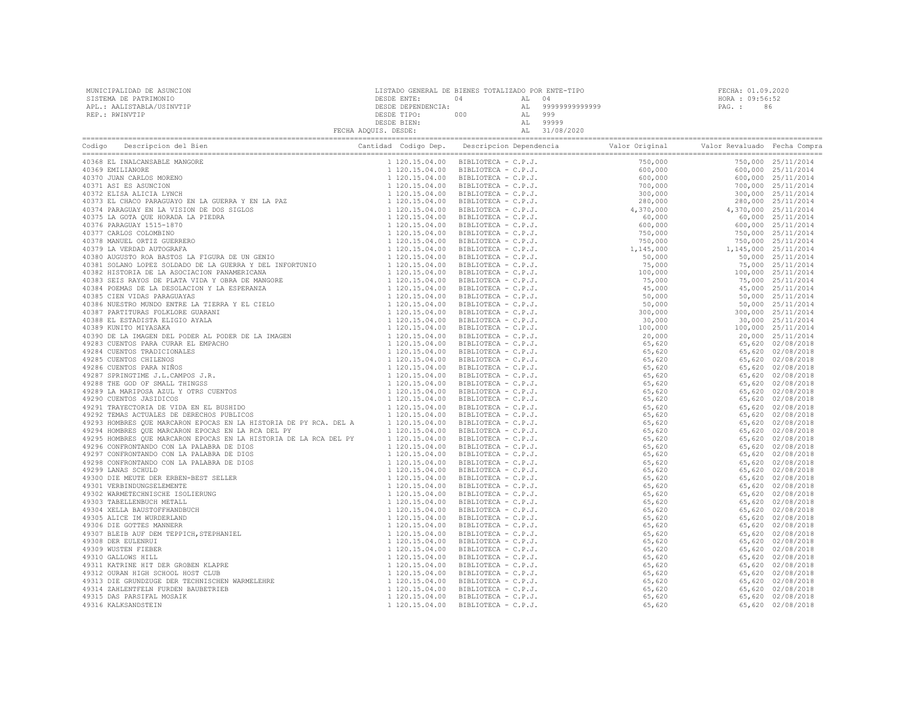MUNICIPALIDAD DE ASUNCION
SISTEMA DE PATRIMONIO
APL.: AALISTABLA/USINVTIP
REP.: RWINVTIP

LISTADO GENERAL DE BIENES TOTALIZADO POR ENTE-TIPO
DESDE ENTE: 04 AL 04
DESDE DEPENDENCIA: AL 99999999999999
DESDE TIPO: 000 AL 999
DESDE BIEN: AL 99999
FECHA ADQUIS. DESDE: AL 31/08/2020

FECHA: 01.09.2020
HORA : 09:56:52
PAG. : 86

| Codigo | Descripcion del Bien | Cantidad | Codigo Dep. | Descripcion Dependencia | Valor Original | Valor Revaluado | Fecha Compra |
|---|---|---|---|---|---|---|---|
| 40368 | EL INALCANSABLE MANGORE | 1 | 120.15.04.00 | BIBLIOTECA - C.P.J. | 750,000 | 750,000 | 25/11/2014 |
| 40369 | EMILIANORE | 1 | 120.15.04.00 | BIBLIOTECA - C.P.J. | 600,000 | 600,000 | 25/11/2014 |
| 40370 | JUAN CARLOS MORENO | 1 | 120.15.04.00 | BIBLIOTECA - C.P.J. | 600,000 | 600,000 | 25/11/2014 |
| 40371 | ASI ES ASUNCION | 1 | 120.15.04.00 | BIBLIOTECA - C.P.J. | 700,000 | 700,000 | 25/11/2014 |
| 40372 | ELISA ALICIA LYNCH | 1 | 120.15.04.00 | BIBLIOTECA - C.P.J. | 300,000 | 300,000 | 25/11/2014 |
| 40373 | EL CHACO PARAGUAYO EN LA GUERRA Y EN LA PAZ | 1 | 120.15.04.00 | BIBLIOTECA - C.P.J. | 280,000 | 280,000 | 25/11/2014 |
| 40374 | PARAGUAY EN LA VISION DE DOS SIGLOS | 1 | 120.15.04.00 | BIBLIOTECA - C.P.J. | 4,370,000 | 4,370,000 | 25/11/2014 |
| 40375 | LA GOTA QUE HORADA LA PIEDRA | 1 | 120.15.04.00 | BIBLIOTECA - C.P.J. | 60,000 | 60,000 | 25/11/2014 |
| 40376 | PARAGUAY 1515-1870 | 1 | 120.15.04.00 | BIBLIOTECA - C.P.J. | 600,000 | 600,000 | 25/11/2014 |
| 40377 | CARLOS COLOMBINO | 1 | 120.15.04.00 | BIBLIOTECA - C.P.J. | 750,000 | 750,000 | 25/11/2014 |
| 40378 | MANUEL ORTIZ GUERRERO | 1 | 120.15.04.00 | BIBLIOTECA - C.P.J. | 750,000 | 750,000 | 25/11/2014 |
| 40379 | LA VERDAD AUTOGRAFA | 1 | 120.15.04.00 | BIBLIOTECA - C.P.J. | 1,145,000 | 1,145,000 | 25/11/2014 |
| 40380 | AUGUSTO ROA BASTOS LA FIGURA DE UN GENIO | 1 | 120.15.04.00 | BIBLIOTECA - C.P.J. | 50,000 | 50,000 | 25/11/2014 |
| 40381 | SOLANO LOPEZ SOLDADO DE LA GUERRA Y DEL INFORTUNIO | 1 | 120.15.04.00 | BIBLIOTECA - C.P.J. | 75,000 | 75,000 | 25/11/2014 |
| 40382 | HISTORIA DE LA ASOCIACION PANAMERICANA | 1 | 120.15.04.00 | BIBLIOTECA - C.P.J. | 100,000 | 100,000 | 25/11/2014 |
| 40383 | SEIS RAYOS DE PLATA VIDA Y OBRA DE MANGORE | 1 | 120.15.04.00 | BIBLIOTECA - C.P.J. | 75,000 | 75,000 | 25/11/2014 |
| 40384 | POEMAS DE LA DESOLACION Y LA ESPERANZA | 1 | 120.15.04.00 | BIBLIOTECA - C.P.J. | 45,000 | 45,000 | 25/11/2014 |
| 40385 | CIEN VIDAS PARAGUAYAS | 1 | 120.15.04.00 | BIBLIOTECA - C.P.J. | 50,000 | 50,000 | 25/11/2014 |
| 40386 | NUESTRO MUNDO ENTRE LA TIERRA Y EL CIELO | 1 | 120.15.04.00 | BIBLIOTECA - C.P.J. | 50,000 | 50,000 | 25/11/2014 |
| 40387 | PARTITURAS FOLKLORE GUARANI | 1 | 120.15.04.00 | BIBLIOTECA - C.P.J. | 300,000 | 300,000 | 25/11/2014 |
| 40388 | EL ESTADISTA ELIGIO AYALA | 1 | 120.15.04.00 | BIBLIOTECA - C.P.J. | 30,000 | 30,000 | 25/11/2014 |
| 40389 | KUNITO MIYASAKA | 1 | 120.15.04.00 | BIBLIOTECA - C.P.J. | 100,000 | 100,000 | 25/11/2014 |
| 40390 | DE LA IMAGEN DEL PODER AL PODER DE LA IMAGEN | 1 | 120.15.04.00 | BIBLIOTECA - C.P.J. | 20,000 | 20,000 | 25/11/2014 |
| 49283 | CUENTOS PARA CURAR EL EMPACHO | 1 | 120.15.04.00 | BIBLIOTECA - C.P.J. | 65,620 | 65,620 | 02/08/2018 |
| 49284 | CUENTOS TRADICIONALES | 1 | 120.15.04.00 | BIBLIOTECA - C.P.J. | 65,620 | 65,620 | 02/08/2018 |
| 49285 | CUENTOS CHILENOS | 1 | 120.15.04.00 | BIBLIOTECA - C.P.J. | 65,620 | 65,620 | 02/08/2018 |
| 49286 | CUENTOS PARA NIÑOS | 1 | 120.15.04.00 | BIBLIOTECA - C.P.J. | 65,620 | 65,620 | 02/08/2018 |
| 49287 | SPRINGTIME J.L.CAMPOS J.R. | 1 | 120.15.04.00 | BIBLIOTECA - C.P.J. | 65,620 | 65,620 | 02/08/2018 |
| 49288 | THE GOD OF SMALL THINGSS | 1 | 120.15.04.00 | BIBLIOTECA - C.P.J. | 65,620 | 65,620 | 02/08/2018 |
| 49289 | LA MARIPOSA AZUL Y OTRS CUENTOS | 1 | 120.15.04.00 | BIBLIOTECA - C.P.J. | 65,620 | 65,620 | 02/08/2018 |
| 49290 | CUENTOS JASIDICOS | 1 | 120.15.04.00 | BIBLIOTECA - C.P.J. | 65,620 | 65,620 | 02/08/2018 |
| 49291 | TRAYECTORIA DE VIDA EN EL BUSHIDO | 1 | 120.15.04.00 | BIBLIOTECA - C.P.J. | 65,620 | 65,620 | 02/08/2018 |
| 49292 | TEMAS ACTUALES DE DERECHOS PUBLICOS | 1 | 120.15.04.00 | BIBLIOTECA - C.P.J. | 65,620 | 65,620 | 02/08/2018 |
| 49293 | HOMBRES QUE MARCARON EPOCAS EN LA HISTORIA DE PY RCA. DEL A | 1 | 120.15.04.00 | BIBLIOTECA - C.P.J. | 65,620 | 65,620 | 02/08/2018 |
| 49294 | HOMBRES QUE MARCARON EPOCAS EN LA RCA DEL PY | 1 | 120.15.04.00 | BIBLIOTECA - C.P.J. | 65,620 | 65,620 | 02/08/2018 |
| 49295 | HOMBRES QUE MARCARON EPOCAS EN LA HISTORIA DE LA RCA DEL PY | 1 | 120.15.04.00 | BIBLIOTECA - C.P.J. | 65,620 | 65,620 | 02/08/2018 |
| 49296 | CONFRONTANDO CON LA PALABRA DE DIOS | 1 | 120.15.04.00 | BIBLIOTECA - C.P.J. | 65,620 | 65,620 | 02/08/2018 |
| 49297 | CONFRONTANDO CON LA PALABRA DE DIOS | 1 | 120.15.04.00 | BIBLIOTECA - C.P.J. | 65,620 | 65,620 | 02/08/2018 |
| 49298 | CONFRONTANDO CON LA PALABRA DE DIOS | 1 | 120.15.04.00 | BIBLIOTECA - C.P.J. | 65,620 | 65,620 | 02/08/2018 |
| 49299 | LANAS SCHULD | 1 | 120.15.04.00 | BIBLIOTECA - C.P.J. | 65,620 | 65,620 | 02/08/2018 |
| 49300 | DIE MEUTE DER ERBEN-BEST SELLER | 1 | 120.15.04.00 | BIBLIOTECA - C.P.J. | 65,620 | 65,620 | 02/08/2018 |
| 49301 | VERBINDUNGSELEMENTE | 1 | 120.15.04.00 | BIBLIOTECA - C.P.J. | 65,620 | 65,620 | 02/08/2018 |
| 49302 | WARMETECHNISCHE ISOLIERUNG | 1 | 120.15.04.00 | BIBLIOTECA - C.P.J. | 65,620 | 65,620 | 02/08/2018 |
| 49303 | TABELLENBUCH METALL | 1 | 120.15.04.00 | BIBLIOTECA - C.P.J. | 65,620 | 65,620 | 02/08/2018 |
| 49304 | XELLA BAUSTOFFHANDBUCH | 1 | 120.15.04.00 | BIBLIOTECA - C.P.J. | 65,620 | 65,620 | 02/08/2018 |
| 49305 | ALICE IM WURDERLAND | 1 | 120.15.04.00 | BIBLIOTECA - C.P.J. | 65,620 | 65,620 | 02/08/2018 |
| 49306 | DIE GOTTES MANNERR | 1 | 120.15.04.00 | BIBLIOTECA - C.P.J. | 65,620 | 65,620 | 02/08/2018 |
| 49307 | BLEIB AUF DEM TEPPICH,STEPHANIEL | 1 | 120.15.04.00 | BIBLIOTECA - C.P.J. | 65,620 | 65,620 | 02/08/2018 |
| 49308 | DER EULENRUI | 1 | 120.15.04.00 | BIBLIOTECA - C.P.J. | 65,620 | 65,620 | 02/08/2018 |
| 49309 | WUSTEN FIEBER | 1 | 120.15.04.00 | BIBLIOTECA - C.P.J. | 65,620 | 65,620 | 02/08/2018 |
| 49310 | GALLOWS HILL | 1 | 120.15.04.00 | BIBLIOTECA - C.P.J. | 65,620 | 65,620 | 02/08/2018 |
| 49311 | KATRINE HIT DER GROBEN KLAPRE | 1 | 120.15.04.00 | BIBLIOTECA - C.P.J. | 65,620 | 65,620 | 02/08/2018 |
| 49312 | OURAN HIGH SCHOOL HOST CLUB | 1 | 120.15.04.00 | BIBLIOTECA - C.P.J. | 65,620 | 65,620 | 02/08/2018 |
| 49313 | DIE GRUNDZUGE DER TECHNISCHEN WARMELEHRE | 1 | 120.15.04.00 | BIBLIOTECA - C.P.J. | 65,620 | 65,620 | 02/08/2018 |
| 49314 | ZAHLENTFELN FURDEN BAUBETRIEB | 1 | 120.15.04.00 | BIBLIOTECA - C.P.J. | 65,620 | 65,620 | 02/08/2018 |
| 49315 | DAS PARSIFAL MOSAIK | 1 | 120.15.04.00 | BIBLIOTECA - C.P.J. | 65,620 | 65,620 | 02/08/2018 |
| 49316 | KALKSANDSTEIN | 1 | 120.15.04.00 | BIBLIOTECA - C.P.J. | 65,620 | 65,620 | 02/08/2018 |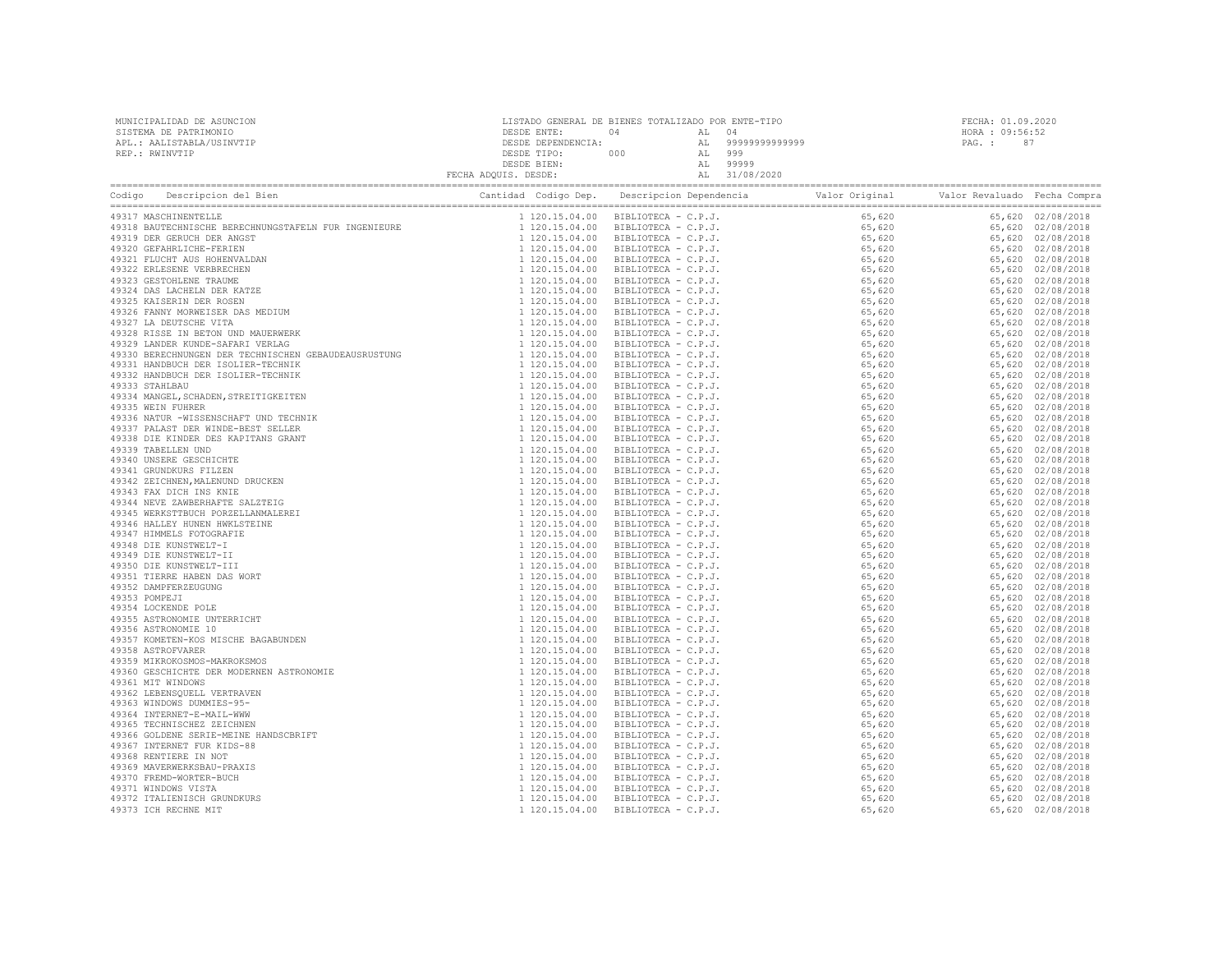MUNICIPALIDAD DE ASUNCION
SISTEMA DE PATRIMONIO
APL.: AALISTABLA/USINVTIP
REP.: RWINVTIP

LISTADO GENERAL DE BIENES TOTALIZADO POR ENTE-TIPO
DESDE ENTE: 04 AL 04
DESDE DEPENDENCIA: AL 99999999999999
DESDE TIPO: 000 AL 999
DESDE BIEN: AL 99999
FECHA ADQUIS. DESDE: AL 31/08/2020

FECHA: 01.09.2020
HORA : 09:56:52

| Codigo | Descripcion del Bien | Cantidad | Codigo Dep. | Descripcion Dependencia | Valor Original | Valor Revaluado | Fecha Compra |
|---|---|---|---|---|---|---|---|
| 49317 | MASCHINENTELLE | 1 | 120.15.04.00 | BIBLIOTECA - C.P.J. | 65,620 | 65,620 | 02/08/2018 |
| 49318 | BAUTECHNISCHE BERECHNUNGSTAFELN FUR INGENIEURE | 1 | 120.15.04.00 | BIBLIOTECA - C.P.J. | 65,620 | 65,620 | 02/08/2018 |
| 49319 | DER GERUCH DER ANGST | 1 | 120.15.04.00 | BIBLIOTECA - C.P.J. | 65,620 | 65,620 | 02/08/2018 |
| 49320 | GEFAHRLICHE-FERIEN | 1 | 120.15.04.00 | BIBLIOTECA - C.P.J. | 65,620 | 65,620 | 02/08/2018 |
| 49321 | FLUCHT AUS HOHENVALDAN | 1 | 120.15.04.00 | BIBLIOTECA - C.P.J. | 65,620 | 65,620 | 02/08/2018 |
| 49322 | ERLESENE VERBRECHEN | 1 | 120.15.04.00 | BIBLIOTECA - C.P.J. | 65,620 | 65,620 | 02/08/2018 |
| 49323 | GESTOHLENE TRAUME | 1 | 120.15.04.00 | BIBLIOTECA - C.P.J. | 65,620 | 65,620 | 02/08/2018 |
| 49324 | DAS LACHELN DER KATZE | 1 | 120.15.04.00 | BIBLIOTECA - C.P.J. | 65,620 | 65,620 | 02/08/2018 |
| 49325 | KAISERIN DER ROSEN | 1 | 120.15.04.00 | BIBLIOTECA - C.P.J. | 65,620 | 65,620 | 02/08/2018 |
| 49326 | FANNY MORWEISER DAS MEDIUM | 1 | 120.15.04.00 | BIBLIOTECA - C.P.J. | 65,620 | 65,620 | 02/08/2018 |
| 49327 | LA DEUTSCHE VITA | 1 | 120.15.04.00 | BIBLIOTECA - C.P.J. | 65,620 | 65,620 | 02/08/2018 |
| 49328 | RISSE IN BETON UND MAUERWERK | 1 | 120.15.04.00 | BIBLIOTECA - C.P.J. | 65,620 | 65,620 | 02/08/2018 |
| 49329 | LANDER KUNDE-SAFARI VERLAG | 1 | 120.15.04.00 | BIBLIOTECA - C.P.J. | 65,620 | 65,620 | 02/08/2018 |
| 49330 | BERECHNUNGEN DER TECHNISCHEN GEBAUDEAUSRUSTUNG | 1 | 120.15.04.00 | BIBLIOTECA - C.P.J. | 65,620 | 65,620 | 02/08/2018 |
| 49331 | HANDBUCH DER ISOLIER-TECHNIK | 1 | 120.15.04.00 | BIBLIOTECA - C.P.J. | 65,620 | 65,620 | 02/08/2018 |
| 49332 | HANDBUCH DER ISOLIER-TECHNIK | 1 | 120.15.04.00 | BIBLIOTECA - C.P.J. | 65,620 | 65,620 | 02/08/2018 |
| 49333 | STAHLBAU | 1 | 120.15.04.00 | BIBLIOTECA - C.P.J. | 65,620 | 65,620 | 02/08/2018 |
| 49334 | MANGEL,SCHADEN,STREITIGKEITEN | 1 | 120.15.04.00 | BIBLIOTECA - C.P.J. | 65,620 | 65,620 | 02/08/2018 |
| 49335 | WEIN FUHRER | 1 | 120.15.04.00 | BIBLIOTECA - C.P.J. | 65,620 | 65,620 | 02/08/2018 |
| 49336 | NATUR -WISSENSCHAFT UND TECHNIK | 1 | 120.15.04.00 | BIBLIOTECA - C.P.J. | 65,620 | 65,620 | 02/08/2018 |
| 49337 | PALAST DER WINDE-BEST SELLER | 1 | 120.15.04.00 | BIBLIOTECA - C.P.J. | 65,620 | 65,620 | 02/08/2018 |
| 49338 | DIE KINDER DES KAPITANS GRANT | 1 | 120.15.04.00 | BIBLIOTECA - C.P.J. | 65,620 | 65,620 | 02/08/2018 |
| 49339 | TABELLEN UND | 1 | 120.15.04.00 | BIBLIOTECA - C.P.J. | 65,620 | 65,620 | 02/08/2018 |
| 49340 | UNSERE GESCHICHTE | 1 | 120.15.04.00 | BIBLIOTECA - C.P.J. | 65,620 | 65,620 | 02/08/2018 |
| 49341 | GRUNDKURS FILZEN | 1 | 120.15.04.00 | BIBLIOTECA - C.P.J. | 65,620 | 65,620 | 02/08/2018 |
| 49342 | ZEICHNEN,MALENUND DRUCKEN | 1 | 120.15.04.00 | BIBLIOTECA - C.P.J. | 65,620 | 65,620 | 02/08/2018 |
| 49343 | FAX DICH INS KNIE | 1 | 120.15.04.00 | BIBLIOTECA - C.P.J. | 65,620 | 65,620 | 02/08/2018 |
| 49344 | NEVE ZAWBERHAFTE SALZTEIG | 1 | 120.15.04.00 | BIBLIOTECA - C.P.J. | 65,620 | 65,620 | 02/08/2018 |
| 49345 | WERKSTTBUCH PORZELLANMALEREI | 1 | 120.15.04.00 | BIBLIOTECA - C.P.J. | 65,620 | 65,620 | 02/08/2018 |
| 49346 | HALLEY HUNEN HWKLSTEINE | 1 | 120.15.04.00 | BIBLIOTECA - C.P.J. | 65,620 | 65,620 | 02/08/2018 |
| 49347 | HIMMELS FOTOGRAFIE | 1 | 120.15.04.00 | BIBLIOTECA - C.P.J. | 65,620 | 65,620 | 02/08/2018 |
| 49348 | DIE KUNSTWELT-I | 1 | 120.15.04.00 | BIBLIOTECA - C.P.J. | 65,620 | 65,620 | 02/08/2018 |
| 49349 | DIE KUNSTWELT-II | 1 | 120.15.04.00 | BIBLIOTECA - C.P.J. | 65,620 | 65,620 | 02/08/2018 |
| 49350 | DIE KUNSTWELT-III | 1 | 120.15.04.00 | BIBLIOTECA - C.P.J. | 65,620 | 65,620 | 02/08/2018 |
| 49351 | TIERRE HABEN DAS WORT | 1 | 120.15.04.00 | BIBLIOTECA - C.P.J. | 65,620 | 65,620 | 02/08/2018 |
| 49352 | DAMPFERZEUGUNG | 1 | 120.15.04.00 | BIBLIOTECA - C.P.J. | 65,620 | 65,620 | 02/08/2018 |
| 49353 | POMPEJI | 1 | 120.15.04.00 | BIBLIOTECA - C.P.J. | 65,620 | 65,620 | 02/08/2018 |
| 49354 | LOCKENDE POLE | 1 | 120.15.04.00 | BIBLIOTECA - C.P.J. | 65,620 | 65,620 | 02/08/2018 |
| 49355 | ASTRONOMIE UNTERRICHT | 1 | 120.15.04.00 | BIBLIOTECA - C.P.J. | 65,620 | 65,620 | 02/08/2018 |
| 49356 | ASTRONOMIE 10 | 1 | 120.15.04.00 | BIBLIOTECA - C.P.J. | 65,620 | 65,620 | 02/08/2018 |
| 49357 | KOMETEN-KOS MISCHE BAGABUNDEN | 1 | 120.15.04.00 | BIBLIOTECA - C.P.J. | 65,620 | 65,620 | 02/08/2018 |
| 49358 | ASTROFVARER | 1 | 120.15.04.00 | BIBLIOTECA - C.P.J. | 65,620 | 65,620 | 02/08/2018 |
| 49359 | MIKROKOSMOS-MAKROKSMOS | 1 | 120.15.04.00 | BIBLIOTECA - C.P.J. | 65,620 | 65,620 | 02/08/2018 |
| 49360 | GESCHICHTE DER MODERNEN ASTRONOMIE | 1 | 120.15.04.00 | BIBLIOTECA - C.P.J. | 65,620 | 65,620 | 02/08/2018 |
| 49361 | MIT WINDOWS | 1 | 120.15.04.00 | BIBLIOTECA - C.P.J. | 65,620 | 65,620 | 02/08/2018 |
| 49362 | LEBENSQUELL VERTRAVEN | 1 | 120.15.04.00 | BIBLIOTECA - C.P.J. | 65,620 | 65,620 | 02/08/2018 |
| 49363 | WINDOWS DUMMIES-95- | 1 | 120.15.04.00 | BIBLIOTECA - C.P.J. | 65,620 | 65,620 | 02/08/2018 |
| 49364 | INTERNET-E-MAIL-WWW | 1 | 120.15.04.00 | BIBLIOTECA - C.P.J. | 65,620 | 65,620 | 02/08/2018 |
| 49365 | TECHNISCHEZ ZEICHNEN | 1 | 120.15.04.00 | BIBLIOTECA - C.P.J. | 65,620 | 65,620 | 02/08/2018 |
| 49366 | GOLDENE SERIE-MEINE HANDSCBRIFT | 1 | 120.15.04.00 | BIBLIOTECA - C.P.J. | 65,620 | 65,620 | 02/08/2018 |
| 49367 | INTERNET FUR KIDS-88 | 1 | 120.15.04.00 | BIBLIOTECA - C.P.J. | 65,620 | 65,620 | 02/08/2018 |
| 49368 | RENTIERE IN NOT | 1 | 120.15.04.00 | BIBLIOTECA - C.P.J. | 65,620 | 65,620 | 02/08/2018 |
| 49369 | MAVERWERKSBAU-PRAXIS | 1 | 120.15.04.00 | BIBLIOTECA - C.P.J. | 65,620 | 65,620 | 02/08/2018 |
| 49370 | FREMD-WORTER-BUCH | 1 | 120.15.04.00 | BIBLIOTECA - C.P.J. | 65,620 | 65,620 | 02/08/2018 |
| 49371 | WINDOWS VISTA | 1 | 120.15.04.00 | BIBLIOTECA - C.P.J. | 65,620 | 65,620 | 02/08/2018 |
| 49372 | ITALIENISCH GRUNDKURS | 1 | 120.15.04.00 | BIBLIOTECA - C.P.J. | 65,620 | 65,620 | 02/08/2018 |
| 49373 | ICH RECHNE MIT | 1 | 120.15.04.00 | BIBLIOTECA - C.P.J. | 65,620 | 65,620 | 02/08/2018 |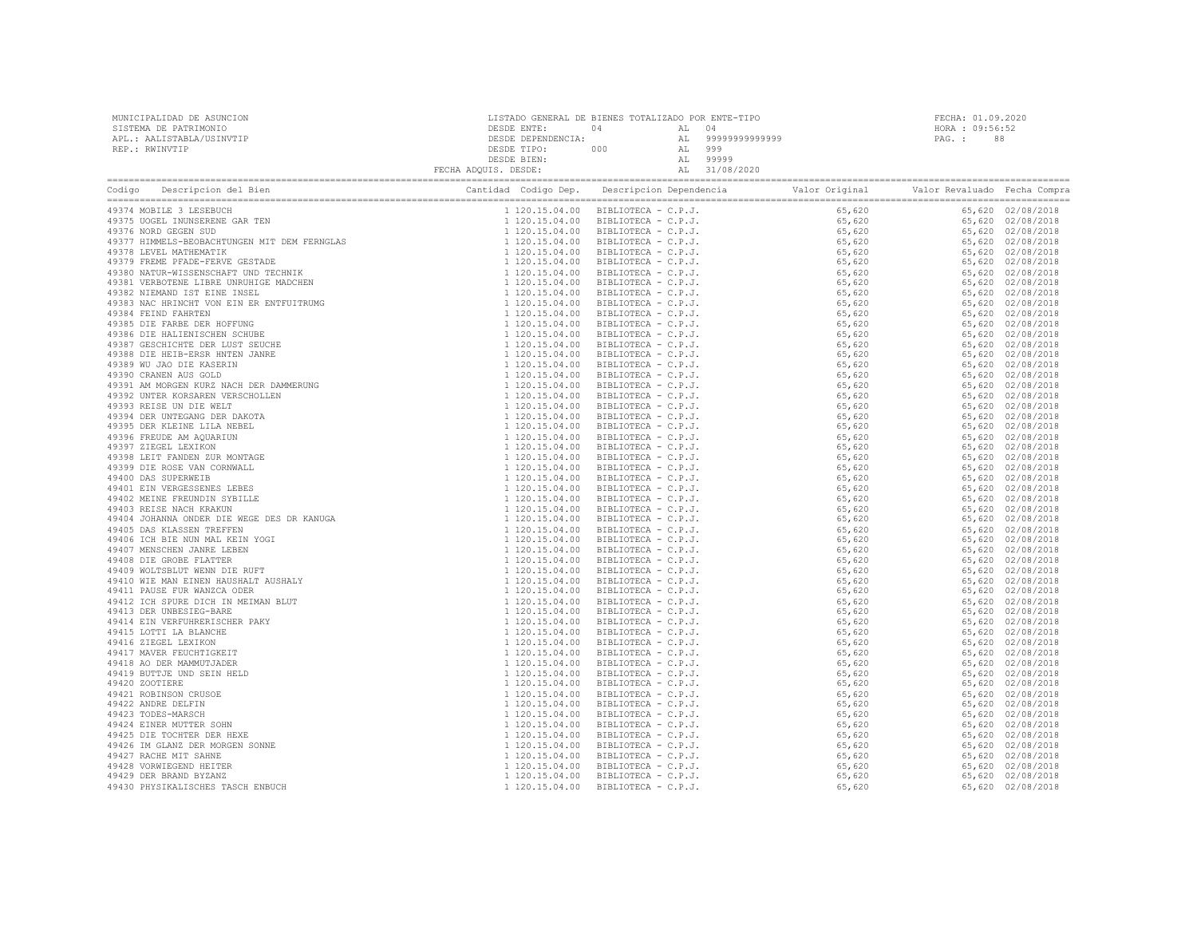MUNICIPALIDAD DE ASUNCION
SISTEMA DE PATRIMONIO
APL.: AALISTABLA/USINVTIP
REP.: RWINVTIP

LISTADO GENERAL DE BIENES TOTALIZADO POR ENTE-TIPO
DESDE ENTE: 04 AL 04
DESDE DEPENDENCIA: AL 99999999999999
DESDE TIPO: 000 AL 999
DESDE BIEN: AL 99999
FECHA ADQUIS. DESDE: AL 31/08/2020

FECHA: 01.09.2020
HORA : 09:56:52
PAG. : 88

| Codigo | Descripcion del Bien | Cantidad | Codigo Dep. | Descripcion Dependencia | Valor Original | Valor Revaluado | Fecha Compra |
|---|---|---|---|---|---|---|---|
| 49374 | MOBILE 3 LESEBUCH | 1 | 120.15.04.00 | BIBLIOTECA - C.P.J. | 65,620 | 65,620 | 02/08/2018 |
| 49375 | UOGEL INUNSERENE GAR TEN | 1 | 120.15.04.00 | BIBLIOTECA - C.P.J. | 65,620 | 65,620 | 02/08/2018 |
| 49376 | NORD GEGEN SUD | 1 | 120.15.04.00 | BIBLIOTECA - C.P.J. | 65,620 | 65,620 | 02/08/2018 |
| 49377 | HIMMELS-BEOBACHTUNGEN MIT DEM FERNGLAS | 1 | 120.15.04.00 | BIBLIOTECA - C.P.J. | 65,620 | 65,620 | 02/08/2018 |
| 49378 | LEVEL MATHEMATIK | 1 | 120.15.04.00 | BIBLIOTECA - C.P.J. | 65,620 | 65,620 | 02/08/2018 |
| 49379 | FREME PFADE-FERVE GESTADE | 1 | 120.15.04.00 | BIBLIOTECA - C.P.J. | 65,620 | 65,620 | 02/08/2018 |
| 49380 | NATUR-WISSENSCHAFT UND TECHNIK | 1 | 120.15.04.00 | BIBLIOTECA - C.P.J. | 65,620 | 65,620 | 02/08/2018 |
| 49381 | VERBOTENE LIBRE UNRUHIGE MADCHEN | 1 | 120.15.04.00 | BIBLIOTECA - C.P.J. | 65,620 | 65,620 | 02/08/2018 |
| 49382 | NIEMAND IST EINE INSEL | 1 | 120.15.04.00 | BIBLIOTECA - C.P.J. | 65,620 | 65,620 | 02/08/2018 |
| 49383 | NAC HRINCHT VON EIN ER ENTFUITRUMG | 1 | 120.15.04.00 | BIBLIOTECA - C.P.J. | 65,620 | 65,620 | 02/08/2018 |
| 49384 | FEIND FAHRTEN | 1 | 120.15.04.00 | BIBLIOTECA - C.P.J. | 65,620 | 65,620 | 02/08/2018 |
| 49385 | DIE FARBE DER HOFFUNG | 1 | 120.15.04.00 | BIBLIOTECA - C.P.J. | 65,620 | 65,620 | 02/08/2018 |
| 49386 | DIE HALIENISCHEN SCHUBE | 1 | 120.15.04.00 | BIBLIOTECA - C.P.J. | 65,620 | 65,620 | 02/08/2018 |
| 49387 | GESCHICHTE DER LUST SEUCHE | 1 | 120.15.04.00 | BIBLIOTECA - C.P.J. | 65,620 | 65,620 | 02/08/2018 |
| 49388 | DIE HEIB-ERSR HNTEN JANRE | 1 | 120.15.04.00 | BIBLIOTECA - C.P.J. | 65,620 | 65,620 | 02/08/2018 |
| 49389 | WU JAO DIE KASERIN | 1 | 120.15.04.00 | BIBLIOTECA - C.P.J. | 65,620 | 65,620 | 02/08/2018 |
| 49390 | CRANEN AUS GOLD | 1 | 120.15.04.00 | BIBLIOTECA - C.P.J. | 65,620 | 65,620 | 02/08/2018 |
| 49391 | AM MORGEN KURZ NACH DER DAMMERUNG | 1 | 120.15.04.00 | BIBLIOTECA - C.P.J. | 65,620 | 65,620 | 02/08/2018 |
| 49392 | UNTER KORSAREN VERSCHOLLEN | 1 | 120.15.04.00 | BIBLIOTECA - C.P.J. | 65,620 | 65,620 | 02/08/2018 |
| 49393 | REISE UN DIE WELT | 1 | 120.15.04.00 | BIBLIOTECA - C.P.J. | 65,620 | 65,620 | 02/08/2018 |
| 49394 | DER UNTEGANG DER DAKOTA | 1 | 120.15.04.00 | BIBLIOTECA - C.P.J. | 65,620 | 65,620 | 02/08/2018 |
| 49395 | DER KLEINE LILA NEBEL | 1 | 120.15.04.00 | BIBLIOTECA - C.P.J. | 65,620 | 65,620 | 02/08/2018 |
| 49396 | FREUDE AM AQUARIUN | 1 | 120.15.04.00 | BIBLIOTECA - C.P.J. | 65,620 | 65,620 | 02/08/2018 |
| 49397 | ZIEGEL LEXIKON | 1 | 120.15.04.00 | BIBLIOTECA - C.P.J. | 65,620 | 65,620 | 02/08/2018 |
| 49398 | LEIT FANDEN ZUR MONTAGE | 1 | 120.15.04.00 | BIBLIOTECA - C.P.J. | 65,620 | 65,620 | 02/08/2018 |
| 49399 | DIE ROSE VAN CORNWALL | 1 | 120.15.04.00 | BIBLIOTECA - C.P.J. | 65,620 | 65,620 | 02/08/2018 |
| 49400 | DAS SUPERWEIB | 1 | 120.15.04.00 | BIBLIOTECA - C.P.J. | 65,620 | 65,620 | 02/08/2018 |
| 49401 | EIN VERGESSENES LEBES | 1 | 120.15.04.00 | BIBLIOTECA - C.P.J. | 65,620 | 65,620 | 02/08/2018 |
| 49402 | MEINE FREUNDIN SYBILLE | 1 | 120.15.04.00 | BIBLIOTECA - C.P.J. | 65,620 | 65,620 | 02/08/2018 |
| 49403 | REISE NACH KRAKUN | 1 | 120.15.04.00 | BIBLIOTECA - C.P.J. | 65,620 | 65,620 | 02/08/2018 |
| 49404 | JOHANNA ONDER DIE WEGE DES DR KANUGA | 1 | 120.15.04.00 | BIBLIOTECA - C.P.J. | 65,620 | 65,620 | 02/08/2018 |
| 49405 | DAS KLASSEN TREFFEN | 1 | 120.15.04.00 | BIBLIOTECA - C.P.J. | 65,620 | 65,620 | 02/08/2018 |
| 49406 | ICH BIE NUN MAL KEIN YOGI | 1 | 120.15.04.00 | BIBLIOTECA - C.P.J. | 65,620 | 65,620 | 02/08/2018 |
| 49407 | MENSCHEN JANRE LEBEN | 1 | 120.15.04.00 | BIBLIOTECA - C.P.J. | 65,620 | 65,620 | 02/08/2018 |
| 49408 | DIE GROBE FLATTER | 1 | 120.15.04.00 | BIBLIOTECA - C.P.J. | 65,620 | 65,620 | 02/08/2018 |
| 49409 | WOLTSBLUT WENN DIE RUFT | 1 | 120.15.04.00 | BIBLIOTECA - C.P.J. | 65,620 | 65,620 | 02/08/2018 |
| 49410 | WIE MAN EINEN HAUSHALT AUSHALY | 1 | 120.15.04.00 | BIBLIOTECA - C.P.J. | 65,620 | 65,620 | 02/08/2018 |
| 49411 | PAUSE FUR WANZCA ODER | 1 | 120.15.04.00 | BIBLIOTECA - C.P.J. | 65,620 | 65,620 | 02/08/2018 |
| 49412 | ICH SPURE DICH IN MEIMAN BLUT | 1 | 120.15.04.00 | BIBLIOTECA - C.P.J. | 65,620 | 65,620 | 02/08/2018 |
| 49413 | DER UNBESIEG-BARE | 1 | 120.15.04.00 | BIBLIOTECA - C.P.J. | 65,620 | 65,620 | 02/08/2018 |
| 49414 | EIN VERFUHRERISCHER PAKY | 1 | 120.15.04.00 | BIBLIOTECA - C.P.J. | 65,620 | 65,620 | 02/08/2018 |
| 49415 | LOTTI LA BLANCHE | 1 | 120.15.04.00 | BIBLIOTECA - C.P.J. | 65,620 | 65,620 | 02/08/2018 |
| 49416 | ZIEGEL LEXIKON | 1 | 120.15.04.00 | BIBLIOTECA - C.P.J. | 65,620 | 65,620 | 02/08/2018 |
| 49417 | MAVER FEUCHTIGKEIT | 1 | 120.15.04.00 | BIBLIOTECA - C.P.J. | 65,620 | 65,620 | 02/08/2018 |
| 49418 | AO DER MAMMUTJADER | 1 | 120.15.04.00 | BIBLIOTECA - C.P.J. | 65,620 | 65,620 | 02/08/2018 |
| 49419 | BUTTJE UND SEIN HELD | 1 | 120.15.04.00 | BIBLIOTECA - C.P.J. | 65,620 | 65,620 | 02/08/2018 |
| 49420 | ZOOTIERE | 1 | 120.15.04.00 | BIBLIOTECA - C.P.J. | 65,620 | 65,620 | 02/08/2018 |
| 49421 | ROBINSON CRUSOE | 1 | 120.15.04.00 | BIBLIOTECA - C.P.J. | 65,620 | 65,620 | 02/08/2018 |
| 49422 | ANDRE DELFIN | 1 | 120.15.04.00 | BIBLIOTECA - C.P.J. | 65,620 | 65,620 | 02/08/2018 |
| 49423 | TODES-MARSCH | 1 | 120.15.04.00 | BIBLIOTECA - C.P.J. | 65,620 | 65,620 | 02/08/2018 |
| 49424 | EINER MUTTER SOHN | 1 | 120.15.04.00 | BIBLIOTECA - C.P.J. | 65,620 | 65,620 | 02/08/2018 |
| 49425 | DIE TOCHTER DER HEXE | 1 | 120.15.04.00 | BIBLIOTECA - C.P.J. | 65,620 | 65,620 | 02/08/2018 |
| 49426 | IM GLANZ DER MORGEN SONNE | 1 | 120.15.04.00 | BIBLIOTECA - C.P.J. | 65,620 | 65,620 | 02/08/2018 |
| 49427 | RACHE MIT SAHNE | 1 | 120.15.04.00 | BIBLIOTECA - C.P.J. | 65,620 | 65,620 | 02/08/2018 |
| 49428 | VORWIEGEND HEITER | 1 | 120.15.04.00 | BIBLIOTECA - C.P.J. | 65,620 | 65,620 | 02/08/2018 |
| 49429 | DER BRAND BYZANZ | 1 | 120.15.04.00 | BIBLIOTECA - C.P.J. | 65,620 | 65,620 | 02/08/2018 |
| 49430 | PHYSIKALISCHES TASCH ENBUCH | 1 | 120.15.04.00 | BIBLIOTECA - C.P.J. | 65,620 | 65,620 | 02/08/2018 |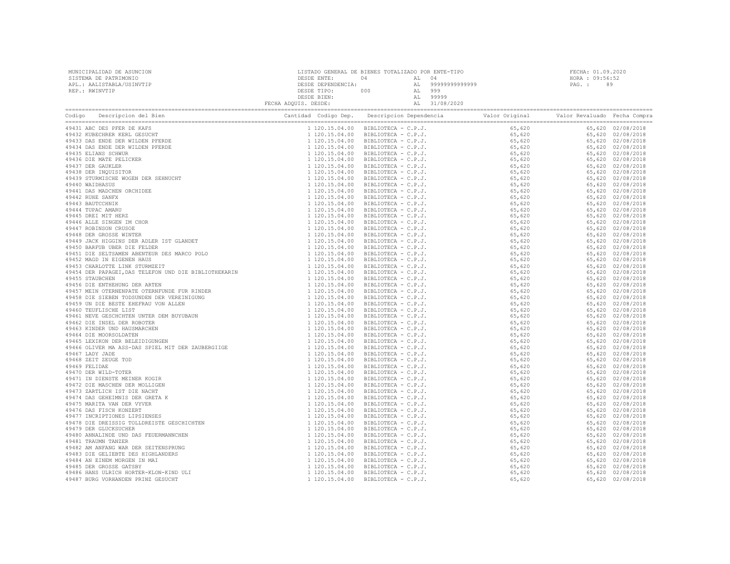MUNICIPALIDAD DE ASUNCION
SISTEMA DE PATRIMONIO
APL.: AALISTABLA/USINVTIP
REP.: RWINVTIP

LISTADO GENERAL DE BIENES TOTALIZADO POR ENTE-TIPO
DESDE ENTE: 04 AL 04
DESDE DEPENDENCIA: AL 99999999999999
DESDE TIPO: 000 AL 999
DESDE BIEN: AL 99999
FECHA ADQUIS. DESDE: AL 31/08/2020

FECHA: 01.09.2020
HORA : 09:56:52
PAG. : 89

| Codigo | Descripcion del Bien | Cantidad | Codigo Dep. | Descripcion Dependencia | Valor Original | Valor Revaluado | Fecha Compra |
|---|---|---|---|---|---|---|---|
| 49431 | ABC DES PFER DE KAFS | 1 | 120.15.04.00 | BIBLIOTECA - C.P.J. | 65,620 | 65,620 | 02/08/2018 |
| 49432 | KUBECHRER KERL GESUCHT | 1 | 120.15.04.00 | BIBLIOTECA - C.P.J. | 65,620 | 65,620 | 02/08/2018 |
| 49433 | DAS ENDE DER WILDEN PFERDE | 1 | 120.15.04.00 | BIBLIOTECA - C.P.J. | 65,620 | 65,620 | 02/08/2018 |
| 49434 | DAS ENDE DER WILDEN PFERDE | 1 | 120.15.04.00 | BIBLIOTECA - C.P.J. | 65,620 | 65,620 | 02/08/2018 |
| 49435 | ELIANS SCHWUR | 1 | 120.15.04.00 | BIBLIOTECA - C.P.J. | 65,620 | 65,620 | 02/08/2018 |
| 49436 | DIE MATE PELICKER | 1 | 120.15.04.00 | BIBLIOTECA - C.P.J. | 65,620 | 65,620 | 02/08/2018 |
| 49437 | DER GAUKLER | 1 | 120.15.04.00 | BIBLIOTECA - C.P.J. | 65,620 | 65,620 | 02/08/2018 |
| 49438 | DER INQUISITOR | 1 | 120.15.04.00 | BIBLIOTECA - C.P.J. | 65,620 | 65,620 | 02/08/2018 |
| 49439 | STURMISCHE WOGEN DER SEHNUCHT | 1 | 120.15.04.00 | BIBLIOTECA - C.P.J. | 65,620 | 65,620 | 02/08/2018 |
| 49440 | WAIDHASUS | 1 | 120.15.04.00 | BIBLIOTECA - C.P.J. | 65,620 | 65,620 | 02/08/2018 |
| 49441 | DAS MADCHEN ORCHIDEE | 1 | 120.15.04.00 | BIBLIOTECA - C.P.J. | 65,620 | 65,620 | 02/08/2018 |
| 49442 | RUHE SANFX | 1 | 120.15.04.00 | BIBLIOTECA - C.P.J. | 65,620 | 65,620 | 02/08/2018 |
| 49443 | BAUTCCHNIK | 1 | 120.15.04.00 | BIBLIOTECA - C.P.J. | 65,620 | 65,620 | 02/08/2018 |
| 49444 | TUPAC AMARU | 1 | 120.15.04.00 | BIBLIOTECA - C.P.J. | 65,620 | 65,620 | 02/08/2018 |
| 49445 | DREI MIT HERZ | 1 | 120.15.04.00 | BIBLIOTECA - C.P.J. | 65,620 | 65,620 | 02/08/2018 |
| 49446 | ALLE SINGEN IM CHOR | 1 | 120.15.04.00 | BIBLIOTECA - C.P.J. | 65,620 | 65,620 | 02/08/2018 |
| 49447 | ROBINSON CRUSOE | 1 | 120.15.04.00 | BIBLIOTECA - C.P.J. | 65,620 | 65,620 | 02/08/2018 |
| 49448 | DER GROSSE WINTER | 1 | 120.15.04.00 | BIBLIOTECA - C.P.J. | 65,620 | 65,620 | 02/08/2018 |
| 49449 | JACK HIGGINS DER ADLER IST GLANDET | 1 | 120.15.04.00 | BIBLIOTECA - C.P.J. | 65,620 | 65,620 | 02/08/2018 |
| 49450 | BARFUB UBER DIE FELDER | 1 | 120.15.04.00 | BIBLIOTECA - C.P.J. | 65,620 | 65,620 | 02/08/2018 |
| 49451 | DIE SELTSAMEN ABENTEUR DES MARCO POLO | 1 | 120.15.04.00 | BIBLIOTECA - C.P.J. | 65,620 | 65,620 | 02/08/2018 |
| 49452 | MAGD IN EIGENEN HAUS | 1 | 120.15.04.00 | BIBLIOTECA - C.P.J. | 65,620 | 65,620 | 02/08/2018 |
| 49453 | CHARLOTTE LINK STURMZEIT | 1 | 120.15.04.00 | BIBLIOTECA - C.P.J. | 65,620 | 65,620 | 02/08/2018 |
| 49454 | DER PAPAGEI,DAS TELEFON UND DIE BIBLIOTHEKARIN | 1 | 120.15.04.00 | BIBLIOTECA - C.P.J. | 65,620 | 65,620 | 02/08/2018 |
| 49455 | STAUBCHEN | 1 | 120.15.04.00 | BIBLIOTECA - C.P.J. | 65,620 | 65,620 | 02/08/2018 |
| 49456 | DIE ENTHEHUNG DER ARTEN | 1 | 120.15.04.00 | BIBLIOTECA - C.P.J. | 65,620 | 65,620 | 02/08/2018 |
| 49457 | MEIN OTERNENPATE OTERNFUNDE FUR RINDER | 1 | 120.15.04.00 | BIBLIOTECA - C.P.J. | 65,620 | 65,620 | 02/08/2018 |
| 49458 | DIE SIEBEN TODSUNDEN DER VEREINIGUNG | 1 | 120.15.04.00 | BIBLIOTECA - C.P.J. | 65,620 | 65,620 | 02/08/2018 |
| 49459 | UN DIE BESTE EHEFRAU VON ALLEN | 1 | 120.15.04.00 | BIBLIOTECA - C.P.J. | 65,620 | 65,620 | 02/08/2018 |
| 49460 | TEUFLISCHE LIST | 1 | 120.15.04.00 | BIBLIOTECA - C.P.J. | 65,620 | 65,620 | 02/08/2018 |
| 49461 | NEVE GESCHCHTEN UNTER DEM BUYUBAUN | 1 | 120.15.04.00 | BIBLIOTECA - C.P.J. | 65,620 | 65,620 | 02/08/2018 |
| 49462 | DIE INSEL DER ROBOTER | 1 | 120.15.04.00 | BIBLIOTECA - C.P.J. | 65,620 | 65,620 | 02/08/2018 |
| 49463 | KINDER UND HAUSMARCHEN | 1 | 120.15.04.00 | BIBLIOTECA - C.P.J. | 65,620 | 65,620 | 02/08/2018 |
| 49464 | DIE MOORSOLDATEN | 1 | 120.15.04.00 | BIBLIOTECA - C.P.J. | 65,620 | 65,620 | 02/08/2018 |
| 49465 | LEXIKON DER BELEIDIGUNGEN | 1 | 120.15.04.00 | BIBLIOTECA - C.P.J. | 65,620 | 65,620 | 02/08/2018 |
| 49466 | OLIVER MA ASS-DAS SPIEL MIT DER ZAUBERGIIGE | 1 | 120.15.04.00 | BIBLIOTECA - C.P.J. | 65,620 | 65,620 | 02/08/2018 |
| 49467 | LADY JADE | 1 | 120.15.04.00 | BIBLIOTECA - C.P.J. | 65,620 | 65,620 | 02/08/2018 |
| 49468 | ZEIT ZEUGE TOD | 1 | 120.15.04.00 | BIBLIOTECA - C.P.J. | 65,620 | 65,620 | 02/08/2018 |
| 49469 | FELIDAE | 1 | 120.15.04.00 | BIBLIOTECA - C.P.J. | 65,620 | 65,620 | 02/08/2018 |
| 49470 | DER WILD-TOTER | 1 | 120.15.04.00 | BIBLIOTECA - C.P.J. | 65,620 | 65,620 | 02/08/2018 |
| 49471 | IN DIENSTE MEINER KOGIR | 1 | 120.15.04.00 | BIBLIOTECA - C.P.J. | 65,620 | 65,620 | 02/08/2018 |
| 49472 | DIE MASCHEN DER MOLLIGEN | 1 | 120.15.04.00 | BIBLIOTECA - C.P.J. | 65,620 | 65,620 | 02/08/2018 |
| 49473 | ZARTLICH IST DIE NACHT | 1 | 120.15.04.00 | BIBLIOTECA - C.P.J. | 65,620 | 65,620 | 02/08/2018 |
| 49474 | DAS GEHEIMNIS DER GRETA K | 1 | 120.15.04.00 | BIBLIOTECA - C.P.J. | 65,620 | 65,620 | 02/08/2018 |
| 49475 | MARITA VAN DER VYVER | 1 | 120.15.04.00 | BIBLIOTECA - C.P.J. | 65,620 | 65,620 | 02/08/2018 |
| 49476 | DAS FISCH KONZERT | 1 | 120.15.04.00 | BIBLIOTECA - C.P.J. | 65,620 | 65,620 | 02/08/2018 |
| 49477 | INCRIPTIONES LIPSIENSES | 1 | 120.15.04.00 | BIBLIOTECA - C.P.J. | 65,620 | 65,620 | 02/08/2018 |
| 49478 | DIE DREISSIG TOLLDREISTE GESCHICHTEN | 1 | 120.15.04.00 | BIBLIOTECA - C.P.J. | 65,620 | 65,620 | 02/08/2018 |
| 49479 | DER GLUCKSUCHER | 1 | 120.15.04.00 | BIBLIOTECA - C.P.J. | 65,620 | 65,620 | 02/08/2018 |
| 49480 | ANNALINDE UND DAS FEUERMANNCHEN | 1 | 120.15.04.00 | BIBLIOTECA - C.P.J. | 65,620 | 65,620 | 02/08/2018 |
| 49481 | TRAUMN TANZER | 1 | 120.15.04.00 | BIBLIOTECA - C.P.J. | 65,620 | 65,620 | 02/08/2018 |
| 49482 | AM ANFANG WAR DER SEITENSPRUNG | 1 | 120.15.04.00 | BIBLIOTECA - C.P.J. | 65,620 | 65,620 | 02/08/2018 |
| 49483 | DIE GELIEBTE DES HIGHLANDERS | 1 | 120.15.04.00 | BIBLIOTECA - C.P.J. | 65,620 | 65,620 | 02/08/2018 |
| 49484 | AN EINEM MORGEN IN MAI | 1 | 120.15.04.00 | BIBLIOTECA - C.P.J. | 65,620 | 65,620 | 02/08/2018 |
| 49485 | DER GROSSE GATSBY | 1 | 120.15.04.00 | BIBLIOTECA - C.P.J. | 65,620 | 65,620 | 02/08/2018 |
| 49486 | HANS ULRICH HORTER-KLON-KIND ULI | 1 | 120.15.04.00 | BIBLIOTECA - C.P.J. | 65,620 | 65,620 | 02/08/2018 |
| 49487 | BURG VORHANDEN PRINZ GESUCHT | 1 | 120.15.04.00 | BIBLIOTECA - C.P.J. | 65,620 | 65,620 | 02/08/2018 |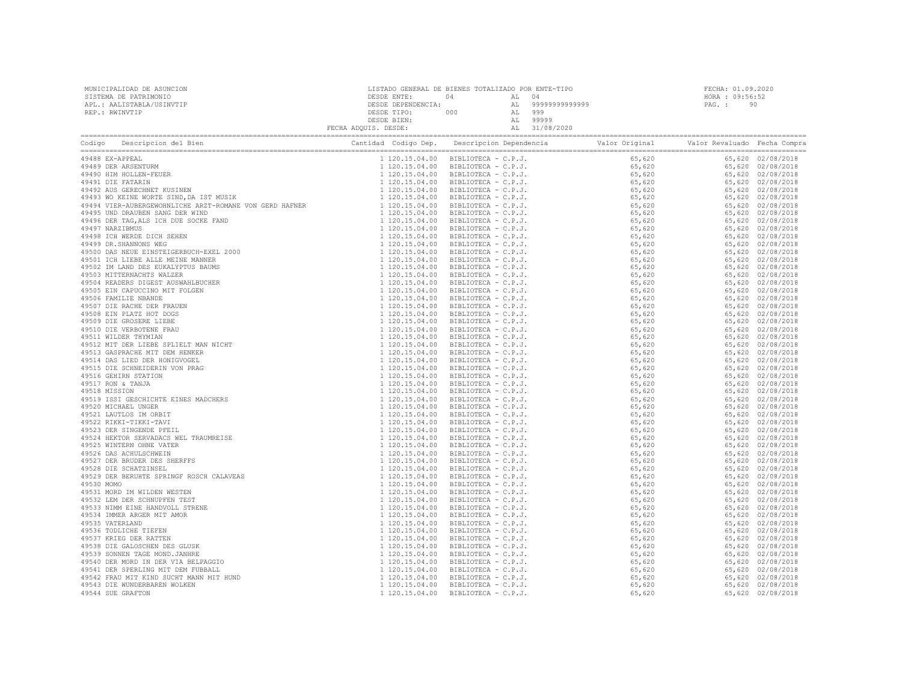MUNICIPALIDAD DE ASUNCION
SISTEMA DE PATRIMONIO
APL.: AALISTABLA/USINVTIP
REP.: RWINVTIP

LISTADO GENERAL DE BIENES TOTALIZADO POR ENTE-TIPO
DESDE ENTE: 04 AL 04
DESDE DEPENDENCIA: AL 99999999999999
DESDE TIPO: 000 AL 999
DESDE BIEN: AL 99999
FECHA ADQUIS. DESDE: AL 31/08/2020

FECHA: 01.09.2020
HORA : 09:56:52

| Codigo | Descripcion del Bien | Cantidad | Codigo Dep. | Descripcion Dependencia | Valor Original | Valor Revaluado | Fecha Compra |
|---|---|---|---|---|---|---|---|
| 49488 | EX-APPEAL | 1 | 120.15.04.00 | BIBLIOTECA - C.P.J. | 65,620 | 65,620 | 02/08/2018 |
| 49489 | DER ARSENTURM | 1 | 120.15.04.00 | BIBLIOTECA - C.P.J. | 65,620 | 65,620 | 02/08/2018 |
| 49490 | HIM HOLLEN-FEUER | 1 | 120.15.04.00 | BIBLIOTECA - C.P.J. | 65,620 | 65,620 | 02/08/2018 |
| 49491 | DIE FATARIN | 1 | 120.15.04.00 | BIBLIOTECA - C.P.J. | 65,620 | 65,620 | 02/08/2018 |
| 49492 | AUS GERECHNET KUSINEN | 1 | 120.15.04.00 | BIBLIOTECA - C.P.J. | 65,620 | 65,620 | 02/08/2018 |
| 49493 | WO KEINE WORTE SIND,DA IST MUSIK | 1 | 120.15.04.00 | BIBLIOTECA - C.P.J. | 65,620 | 65,620 | 02/08/2018 |
| 49494 | VIER-AUBERGEWOHNLICHE ARZT-ROMANE VON GERD HAFNER | 1 | 120.15.04.00 | BIBLIOTECA - C.P.J. | 65,620 | 65,620 | 02/08/2018 |
| 49495 | UND DRAUBEN SANG DER WIND | 1 | 120.15.04.00 | BIBLIOTECA - C.P.J. | 65,620 | 65,620 | 02/08/2018 |
| 49496 | DER TAG,ALS ICH DUE SOCKE FAND | 1 | 120.15.04.00 | BIBLIOTECA - C.P.J. | 65,620 | 65,620 | 02/08/2018 |
| 49497 | NARZIBMUS | 1 | 120.15.04.00 | BIBLIOTECA - C.P.J. | 65,620 | 65,620 | 02/08/2018 |
| 49498 | ICH WERDE DICH SEHEN | 1 | 120.15.04.00 | BIBLIOTECA - C.P.J. | 65,620 | 65,620 | 02/08/2018 |
| 49499 | DR.SHANNONS WEG | 1 | 120.15.04.00 | BIBLIOTECA - C.P.J. | 65,620 | 65,620 | 02/08/2018 |
| 49500 | DAS NEUE EINSTEIGERBUCH-EXEL 2000 | 1 | 120.15.04.00 | BIBLIOTECA - C.P.J. | 65,620 | 65,620 | 02/08/2018 |
| 49501 | ICH LIEBE ALLE MEINE MANNER | 1 | 120.15.04.00 | BIBLIOTECA - C.P.J. | 65,620 | 65,620 | 02/08/2018 |
| 49502 | IM LAND DES EUKALYPTUS BAUMS | 1 | 120.15.04.00 | BIBLIOTECA - C.P.J. | 65,620 | 65,620 | 02/08/2018 |
| 49503 | MITTERNACHTS WALZER | 1 | 120.15.04.00 | BIBLIOTECA - C.P.J. | 65,620 | 65,620 | 02/08/2018 |
| 49504 | READERS DIGEST AUSWAHLBUCHER | 1 | 120.15.04.00 | BIBLIOTECA - C.P.J. | 65,620 | 65,620 | 02/08/2018 |
| 49505 | EIN CAPUCCINO MIT FOLGEN | 1 | 120.15.04.00 | BIBLIOTECA - C.P.J. | 65,620 | 65,620 | 02/08/2018 |
| 49506 | FAMILIE NBANDE | 1 | 120.15.04.00 | BIBLIOTECA - C.P.J. | 65,620 | 65,620 | 02/08/2018 |
| 49507 | DIE RACHE DER FRAUEN | 1 | 120.15.04.00 | BIBLIOTECA - C.P.J. | 65,620 | 65,620 | 02/08/2018 |
| 49508 | EIN PLATZ HOT DOGS | 1 | 120.15.04.00 | BIBLIOTECA - C.P.J. | 65,620 | 65,620 | 02/08/2018 |
| 49509 | DIE GROSERE LIEBE | 1 | 120.15.04.00 | BIBLIOTECA - C.P.J. | 65,620 | 65,620 | 02/08/2018 |
| 49510 | DIE VERBOTENE FRAU | 1 | 120.15.04.00 | BIBLIOTECA - C.P.J. | 65,620 | 65,620 | 02/08/2018 |
| 49511 | WILDER THYMIAN | 1 | 120.15.04.00 | BIBLIOTECA - C.P.J. | 65,620 | 65,620 | 02/08/2018 |
| 49512 | MIT DER LIEBE SPLIELT MAN NICHT | 1 | 120.15.04.00 | BIBLIOTECA - C.P.J. | 65,620 | 65,620 | 02/08/2018 |
| 49513 | GASPRACHE MIT DEM HENKER | 1 | 120.15.04.00 | BIBLIOTECA - C.P.J. | 65,620 | 65,620 | 02/08/2018 |
| 49514 | DAS LIED DER HONIGVOGEL | 1 | 120.15.04.00 | BIBLIOTECA - C.P.J. | 65,620 | 65,620 | 02/08/2018 |
| 49515 | DIE SCHNEIDERIN VON PRAG | 1 | 120.15.04.00 | BIBLIOTECA - C.P.J. | 65,620 | 65,620 | 02/08/2018 |
| 49516 | GEHIRN STATION | 1 | 120.15.04.00 | BIBLIOTECA - C.P.J. | 65,620 | 65,620 | 02/08/2018 |
| 49517 | RON & TANJA | 1 | 120.15.04.00 | BIBLIOTECA - C.P.J. | 65,620 | 65,620 | 02/08/2018 |
| 49518 | MISSION | 1 | 120.15.04.00 | BIBLIOTECA - C.P.J. | 65,620 | 65,620 | 02/08/2018 |
| 49519 | ISSI GESCHICHTE EINES MADCHERS | 1 | 120.15.04.00 | BIBLIOTECA - C.P.J. | 65,620 | 65,620 | 02/08/2018 |
| 49520 | MICHAEL UNGER | 1 | 120.15.04.00 | BIBLIOTECA - C.P.J. | 65,620 | 65,620 | 02/08/2018 |
| 49521 | LAUTLOS IM ORBIT | 1 | 120.15.04.00 | BIBLIOTECA - C.P.J. | 65,620 | 65,620 | 02/08/2018 |
| 49522 | RIKKI-TIKKI-TAVI | 1 | 120.15.04.00 | BIBLIOTECA - C.P.J. | 65,620 | 65,620 | 02/08/2018 |
| 49523 | DER SINGENDE PFEIL | 1 | 120.15.04.00 | BIBLIOTECA - C.P.J. | 65,620 | 65,620 | 02/08/2018 |
| 49524 | HEKTOR SERVADACS WEL TRAUMREISE | 1 | 120.15.04.00 | BIBLIOTECA - C.P.J. | 65,620 | 65,620 | 02/08/2018 |
| 49525 | WINTERN OHNE VATER | 1 | 120.15.04.00 | BIBLIOTECA - C.P.J. | 65,620 | 65,620 | 02/08/2018 |
| 49526 | DAS ACHULSCHWEIN | 1 | 120.15.04.00 | BIBLIOTECA - C.P.J. | 65,620 | 65,620 | 02/08/2018 |
| 49527 | DER BRUDER DES SHERFFS | 1 | 120.15.04.00 | BIBLIOTECA - C.P.J. | 65,620 | 65,620 | 02/08/2018 |
| 49528 | DIE SCHATZINSEL | 1 | 120.15.04.00 | BIBLIOTECA - C.P.J. | 65,620 | 65,620 | 02/08/2018 |
| 49529 | DER BERUHTE SPRINGF ROSCH CALAVEAS | 1 | 120.15.04.00 | BIBLIOTECA - C.P.J. | 65,620 | 65,620 | 02/08/2018 |
| 49530 | MOMO | 1 | 120.15.04.00 | BIBLIOTECA - C.P.J. | 65,620 | 65,620 | 02/08/2018 |
| 49531 | MORD IM WILDEN WESTEN | 1 | 120.15.04.00 | BIBLIOTECA - C.P.J. | 65,620 | 65,620 | 02/08/2018 |
| 49532 | LEM DER SCHNUPFEN TEST | 1 | 120.15.04.00 | BIBLIOTECA - C.P.J. | 65,620 | 65,620 | 02/08/2018 |
| 49533 | NIMM EINE HANDVOLL STRENE | 1 | 120.15.04.00 | BIBLIOTECA - C.P.J. | 65,620 | 65,620 | 02/08/2018 |
| 49534 | IMMER ARGER MIT AMOR | 1 | 120.15.04.00 | BIBLIOTECA - C.P.J. | 65,620 | 65,620 | 02/08/2018 |
| 49535 | VATERLAND | 1 | 120.15.04.00 | BIBLIOTECA - C.P.J. | 65,620 | 65,620 | 02/08/2018 |
| 49536 | TODLICHE TIEFEN | 1 | 120.15.04.00 | BIBLIOTECA - C.P.J. | 65,620 | 65,620 | 02/08/2018 |
| 49537 | KRIEG DER RATTEN | 1 | 120.15.04.00 | BIBLIOTECA - C.P.J. | 65,620 | 65,620 | 02/08/2018 |
| 49538 | DIE GALOSCHEN DES GLUSK | 1 | 120.15.04.00 | BIBLIOTECA - C.P.J. | 65,620 | 65,620 | 02/08/2018 |
| 49539 | SONNEN TAGE MOND.JANHRE | 1 | 120.15.04.00 | BIBLIOTECA - C.P.J. | 65,620 | 65,620 | 02/08/2018 |
| 49540 | DER MORD IN DER VIA BELPAGGIO | 1 | 120.15.04.00 | BIBLIOTECA - C.P.J. | 65,620 | 65,620 | 02/08/2018 |
| 49541 | DER SPERLING MIT DEM FUBBALL | 1 | 120.15.04.00 | BIBLIOTECA - C.P.J. | 65,620 | 65,620 | 02/08/2018 |
| 49542 | FRAU MIT KIND SUCHT MANN MIT HUND | 1 | 120.15.04.00 | BIBLIOTECA - C.P.J. | 65,620 | 65,620 | 02/08/2018 |
| 49543 | DIE WUNDERBAREN WOLKEN | 1 | 120.15.04.00 | BIBLIOTECA - C.P.J. | 65,620 | 65,620 | 02/08/2018 |
| 49544 | SUE GRAFTON | 1 | 120.15.04.00 | BIBLIOTECA - C.P.J. | 65,620 | 65,620 | 02/08/2018 |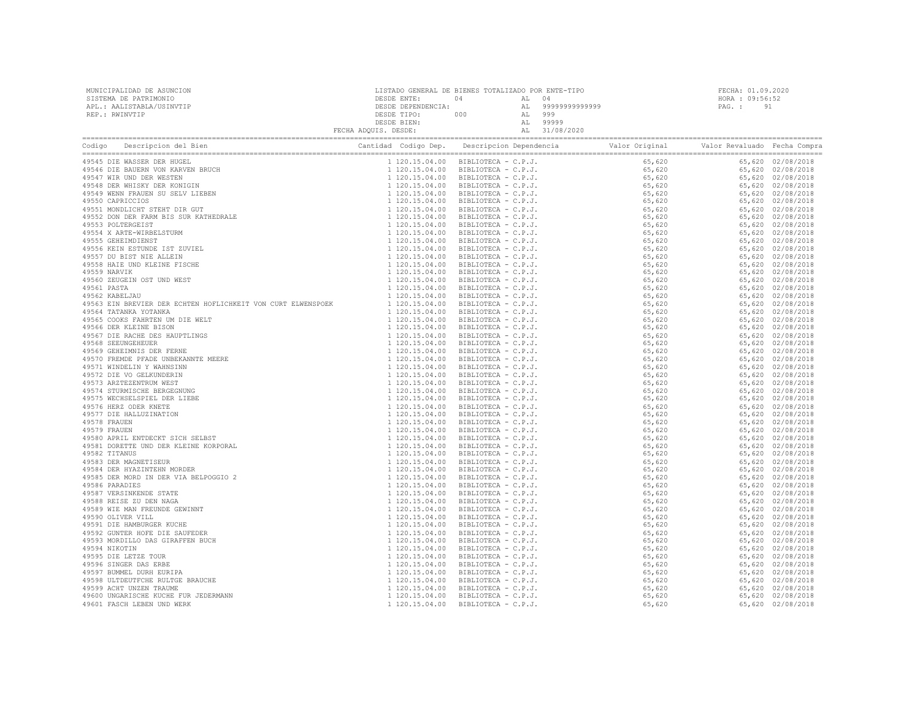MUNICIPALIDAD DE ASUNCION
SISTEMA DE PATRIMONIO
APL.: AALISTABLA/USINVTIP
REP.: RWINVTIP

LISTADO GENERAL DE BIENES TOTALIZADO POR ENTE-TIPO
DESDE ENTE: 04 AL 04
DESDE DEPENDENCIA: AL 99999999999999
DESDE TIPO: 000 AL 999
DESDE BIEN: AL 99999
FECHA ADQUIS. DESDE: AL 31/08/2020

FECHA: 01.09.2020
HORA : 09:56:52

| Codigo | Descripcion del Bien | Cantidad | Codigo Dep. | Descripcion Dependencia | Valor Original | Valor Revaluado | Fecha Compra |
|---|---|---|---|---|---|---|---|
| 49545 | DIE WASSER DER HUGEL | 1 | 120.15.04.00 | BIBLIOTECA - C.P.J. | 65,620 | 65,620 | 02/08/2018 |
| 49546 | DIE BAUERN VON KARVEN BRUCH | 1 | 120.15.04.00 | BIBLIOTECA - C.P.J. | 65,620 | 65,620 | 02/08/2018 |
| 49547 | WIR UND DER WESTEN | 1 | 120.15.04.00 | BIBLIOTECA - C.P.J. | 65,620 | 65,620 | 02/08/2018 |
| 49548 | DER WHISKY DER KONIGIN | 1 | 120.15.04.00 | BIBLIOTECA - C.P.J. | 65,620 | 65,620 | 02/08/2018 |
| 49549 | WENN FRAUEN SU SELV LIEBEN | 1 | 120.15.04.00 | BIBLIOTECA - C.P.J. | 65,620 | 65,620 | 02/08/2018 |
| 49550 | CAPRICCIOS | 1 | 120.15.04.00 | BIBLIOTECA - C.P.J. | 65,620 | 65,620 | 02/08/2018 |
| 49551 | MONDLICHT STEHT DIR GUT | 1 | 120.15.04.00 | BIBLIOTECA - C.P.J. | 65,620 | 65,620 | 02/08/2018 |
| 49552 | DON DER FARM BIS SUR KATHEDRALE | 1 | 120.15.04.00 | BIBLIOTECA - C.P.J. | 65,620 | 65,620 | 02/08/2018 |
| 49553 | POLTERGEIST | 1 | 120.15.04.00 | BIBLIOTECA - C.P.J. | 65,620 | 65,620 | 02/08/2018 |
| 49554 | X ARTE-WIRBELSTURM | 1 | 120.15.04.00 | BIBLIOTECA - C.P.J. | 65,620 | 65,620 | 02/08/2018 |
| 49555 | GEHEIMDIENST | 1 | 120.15.04.00 | BIBLIOTECA - C.P.J. | 65,620 | 65,620 | 02/08/2018 |
| 49556 | KEIN ESTUNDE IST ZUVIEL | 1 | 120.15.04.00 | BIBLIOTECA - C.P.J. | 65,620 | 65,620 | 02/08/2018 |
| 49557 | DU BIST NIE ALLEIN | 1 | 120.15.04.00 | BIBLIOTECA - C.P.J. | 65,620 | 65,620 | 02/08/2018 |
| 49558 | HAIE UND KLEINE FISCHE | 1 | 120.15.04.00 | BIBLIOTECA - C.P.J. | 65,620 | 65,620 | 02/08/2018 |
| 49559 | NARVIK | 1 | 120.15.04.00 | BIBLIOTECA - C.P.J. | 65,620 | 65,620 | 02/08/2018 |
| 49560 | ZEUGEIN OST UND WEST | 1 | 120.15.04.00 | BIBLIOTECA - C.P.J. | 65,620 | 65,620 | 02/08/2018 |
| 49561 | PASTA | 1 | 120.15.04.00 | BIBLIOTECA - C.P.J. | 65,620 | 65,620 | 02/08/2018 |
| 49562 | KABELJAU | 1 | 120.15.04.00 | BIBLIOTECA - C.P.J. | 65,620 | 65,620 | 02/08/2018 |
| 49563 | EIN BREVIER DER ECHTEN HOFLICHKEIT VON CURT ELWENSPOEK | 1 | 120.15.04.00 | BIBLIOTECA - C.P.J. | 65,620 | 65,620 | 02/08/2018 |
| 49564 | TATANKA YOTANKA | 1 | 120.15.04.00 | BIBLIOTECA - C.P.J. | 65,620 | 65,620 | 02/08/2018 |
| 49565 | COOKS FAHRTEN UM DIE WELT | 1 | 120.15.04.00 | BIBLIOTECA - C.P.J. | 65,620 | 65,620 | 02/08/2018 |
| 49566 | DER KLEINE BISON | 1 | 120.15.04.00 | BIBLIOTECA - C.P.J. | 65,620 | 65,620 | 02/08/2018 |
| 49567 | DIE RACHE DES HAUPTLINGS | 1 | 120.15.04.00 | BIBLIOTECA - C.P.J. | 65,620 | 65,620 | 02/08/2018 |
| 49568 | SEEUNGEHEUER | 1 | 120.15.04.00 | BIBLIOTECA - C.P.J. | 65,620 | 65,620 | 02/08/2018 |
| 49569 | GEHEIMNIS DER FERNE | 1 | 120.15.04.00 | BIBLIOTECA - C.P.J. | 65,620 | 65,620 | 02/08/2018 |
| 49570 | FREMDE PFADE UNBEKANNTE MEERE | 1 | 120.15.04.00 | BIBLIOTECA - C.P.J. | 65,620 | 65,620 | 02/08/2018 |
| 49571 | WINDELIN Y WAHNSINN | 1 | 120.15.04.00 | BIBLIOTECA - C.P.J. | 65,620 | 65,620 | 02/08/2018 |
| 49572 | DIE VO GELKUNDERIN | 1 | 120.15.04.00 | BIBLIOTECA - C.P.J. | 65,620 | 65,620 | 02/08/2018 |
| 49573 | ARZTEZENTRUM WEST | 1 | 120.15.04.00 | BIBLIOTECA - C.P.J. | 65,620 | 65,620 | 02/08/2018 |
| 49574 | STURMISCHE BERGEGNUNG | 1 | 120.15.04.00 | BIBLIOTECA - C.P.J. | 65,620 | 65,620 | 02/08/2018 |
| 49575 | WECHSELSPIEL DER LIEBE | 1 | 120.15.04.00 | BIBLIOTECA - C.P.J. | 65,620 | 65,620 | 02/08/2018 |
| 49576 | HERZ ODER KNETE | 1 | 120.15.04.00 | BIBLIOTECA - C.P.J. | 65,620 | 65,620 | 02/08/2018 |
| 49577 | DIE HALLUZINATION | 1 | 120.15.04.00 | BIBLIOTECA - C.P.J. | 65,620 | 65,620 | 02/08/2018 |
| 49578 | FRAUEN | 1 | 120.15.04.00 | BIBLIOTECA - C.P.J. | 65,620 | 65,620 | 02/08/2018 |
| 49579 | FRAUEN | 1 | 120.15.04.00 | BIBLIOTECA - C.P.J. | 65,620 | 65,620 | 02/08/2018 |
| 49580 | APRIL ENTDECKT SICH SELBST | 1 | 120.15.04.00 | BIBLIOTECA - C.P.J. | 65,620 | 65,620 | 02/08/2018 |
| 49581 | DORETTE UND DER KLEINE KORPORAL | 1 | 120.15.04.00 | BIBLIOTECA - C.P.J. | 65,620 | 65,620 | 02/08/2018 |
| 49582 | TITANUS | 1 | 120.15.04.00 | BIBLIOTECA - C.P.J. | 65,620 | 65,620 | 02/08/2018 |
| 49583 | DER MAGNETISEUR | 1 | 120.15.04.00 | BIBLIOTECA - C.P.J. | 65,620 | 65,620 | 02/08/2018 |
| 49584 | DER HYAZINTEHN MORDER | 1 | 120.15.04.00 | BIBLIOTECA - C.P.J. | 65,620 | 65,620 | 02/08/2018 |
| 49585 | DER MORD IN DER VIA BELPOGGIO 2 | 1 | 120.15.04.00 | BIBLIOTECA - C.P.J. | 65,620 | 65,620 | 02/08/2018 |
| 49586 | PARADIES | 1 | 120.15.04.00 | BIBLIOTECA - C.P.J. | 65,620 | 65,620 | 02/08/2018 |
| 49587 | VERSINKENDE STATE | 1 | 120.15.04.00 | BIBLIOTECA - C.P.J. | 65,620 | 65,620 | 02/08/2018 |
| 49588 | REISE ZU DEN NAGA | 1 | 120.15.04.00 | BIBLIOTECA - C.P.J. | 65,620 | 65,620 | 02/08/2018 |
| 49589 | WIE MAN FREUNDE GEWINNT | 1 | 120.15.04.00 | BIBLIOTECA - C.P.J. | 65,620 | 65,620 | 02/08/2018 |
| 49590 | OLIVER VILL | 1 | 120.15.04.00 | BIBLIOTECA - C.P.J. | 65,620 | 65,620 | 02/08/2018 |
| 49591 | DIE HAMBURGER KUCHE | 1 | 120.15.04.00 | BIBLIOTECA - C.P.J. | 65,620 | 65,620 | 02/08/2018 |
| 49592 | GUNTER HOFE DIE SAUFEDER | 1 | 120.15.04.00 | BIBLIOTECA - C.P.J. | 65,620 | 65,620 | 02/08/2018 |
| 49593 | MORDILLO DAS GIRAFFEN BUCH | 1 | 120.15.04.00 | BIBLIOTECA - C.P.J. | 65,620 | 65,620 | 02/08/2018 |
| 49594 | NIKOTIN | 1 | 120.15.04.00 | BIBLIOTECA - C.P.J. | 65,620 | 65,620 | 02/08/2018 |
| 49595 | DIE LETZE TOUR | 1 | 120.15.04.00 | BIBLIOTECA - C.P.J. | 65,620 | 65,620 | 02/08/2018 |
| 49596 | SINGER DAS ERBE | 1 | 120.15.04.00 | BIBLIOTECA - C.P.J. | 65,620 | 65,620 | 02/08/2018 |
| 49597 | BUMMEL DURH EURIPA | 1 | 120.15.04.00 | BIBLIOTECA - C.P.J. | 65,620 | 65,620 | 02/08/2018 |
| 49598 | ULTDEUTFCHE RULTGE BRAUCHE | 1 | 120.15.04.00 | BIBLIOTECA - C.P.J. | 65,620 | 65,620 | 02/08/2018 |
| 49599 | ACHT UNZEN TRAUME | 1 | 120.15.04.00 | BIBLIOTECA - C.P.J. | 65,620 | 65,620 | 02/08/2018 |
| 49600 | UNGARISCHE KUCHE FUR JEDERMANN | 1 | 120.15.04.00 | BIBLIOTECA - C.P.J. | 65,620 | 65,620 | 02/08/2018 |
| 49601 | FASCH LEBEN UND WERK | 1 | 120.15.04.00 | BIBLIOTECA - C.P.J. | 65,620 | 65,620 | 02/08/2018 |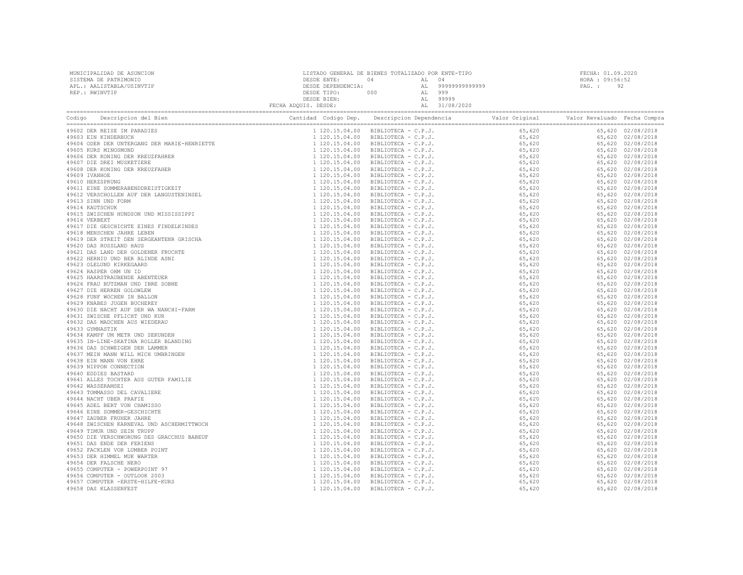MUNICIPALIDAD DE ASUNCION
SISTEMA DE PATRIMONIO
APL.: AALISTABLA/USINVTIP
REP.: RWINVTIP

LISTADO GENERAL DE BIENES TOTALIZADO POR ENTE-TIPO
DESDE ENTE: 04 AL 04
DESDE DEPENDENCIA: AL 99999999999999
DESDE TIPO: 000 AL 999
DESDE BIEN: AL 99999
FECHA ADQUIS. DESDE: AL 31/08/2020

FECHA: 01.09.2020
HORA : 09:56:52

| Codigo | Descripcion del Bien | Cantidad | Codigo Dep. | Descripcion Dependencia | Valor Original | Valor Revaluado | Fecha Compra |
|---|---|---|---|---|---|---|---|
| 49602 | DER REISE IM PARADIES | 1 | 120.15.04.00 | BIBLIOTECA - C.P.J. | 65,620 | 65,620 | 02/08/2018 |
| 49603 | EIN KINDERBUCH | 1 | 120.15.04.00 | BIBLIOTECA - C.P.J. | 65,620 | 65,620 | 02/08/2018 |
| 49604 | ODER DER UNTERGANG DER MARIE-HENRIETTE | 1 | 120.15.04.00 | BIBLIOTECA - C.P.J. | 65,620 | 65,620 | 02/08/2018 |
| 49605 | KURS MINOSMOND | 1 | 120.15.04.00 | BIBLIOTECA - C.P.J. | 65,620 | 65,620 | 02/08/2018 |
| 49606 | DER KONING DER KREUZFAHRER | 1 | 120.15.04.00 | BIBLIOTECA - C.P.J. | 65,620 | 65,620 | 02/08/2018 |
| 49607 | DIE DREI MUSKETIERE | 1 | 120.15.04.00 | BIBLIOTECA - C.P.J. | 65,620 | 65,620 | 02/08/2018 |
| 49608 | DER KONING DER KREUZFAHER | 1 | 120.15.04.00 | BIBLIOTECA - C.P.J. | 65,620 | 65,620 | 02/08/2018 |
| 49609 | IVANHOE | 1 | 120.15.04.00 | BIBLIOTECA - C.P.J. | 65,620 | 65,620 | 02/08/2018 |
| 49610 | HERZSPRUNG | 1 | 120.15.04.00 | BIBLIOTECA - C.P.J. | 65,620 | 65,620 | 02/08/2018 |
| 49611 | EINE SOMMERABENDDREISTIGKEIT | 1 | 120.15.04.00 | BIBLIOTECA - C.P.J. | 65,620 | 65,620 | 02/08/2018 |
| 49612 | VERSCHOLLEN AUF DER LANGUSTENINSEL | 1 | 120.15.04.00 | BIBLIOTECA - C.P.J. | 65,620 | 65,620 | 02/08/2018 |
| 49613 | SINN UND FORM | 1 | 120.15.04.00 | BIBLIOTECA - C.P.J. | 65,620 | 65,620 | 02/08/2018 |
| 49614 | KAUTSCHUK | 1 | 120.15.04.00 | BIBLIOTECA - C.P.J. | 65,620 | 65,620 | 02/08/2018 |
| 49615 | ZWISCHEN HUNDSON UND MISSISSIPPI | 1 | 120.15.04.00 | BIBLIOTECA - C.P.J. | 65,620 | 65,620 | 02/08/2018 |
| 49616 | VERBEXT | 1 | 120.15.04.00 | BIBLIOTECA - C.P.J. | 65,620 | 65,620 | 02/08/2018 |
| 49617 | DIE GESCHICHTE EINES FINDELKINDES | 1 | 120.15.04.00 | BIBLIOTECA - C.P.J. | 65,620 | 65,620 | 02/08/2018 |
| 49618 | MENSCHEN JAHRE LEBEN | 1 | 120.15.04.00 | BIBLIOTECA - C.P.J. | 65,620 | 65,620 | 02/08/2018 |
| 49619 | DER STREIT DEN SERGEANTENR GRISCHA | 1 | 120.15.04.00 | BIBLIOTECA - C.P.J. | 65,620 | 65,620 | 02/08/2018 |
| 49620 | DAS RUSSLAND HAUS | 1 | 120.15.04.00 | BIBLIOTECA - C.P.J. | 65,620 | 65,620 | 02/08/2018 |
| 49621 | DAS LAND DER GOLDENER FRUCHTE | 1 | 120.15.04.00 | BIBLIOTECA - C.P.J. | 65,620 | 65,620 | 02/08/2018 |
| 49622 | HERNIU UND BER BLINDE ASNI | 1 | 120.15.04.00 | BIBLIOTECA - C.P.J. | 65,620 | 65,620 | 02/08/2018 |
| 49623 | OLELUND KIRKEGAARD | 1 | 120.15.04.00 | BIBLIOTECA - C.P.J. | 65,620 | 65,620 | 02/08/2018 |
| 49624 | RASPER OHM UN ID | 1 | 120.15.04.00 | BIBLIOTECA - C.P.J. | 65,620 | 65,620 | 02/08/2018 |
| 49625 | HAARSTRAUBENDE ABENTEUER | 1 | 120.15.04.00 | BIBLIOTECA - C.P.J. | 65,620 | 65,620 | 02/08/2018 |
| 49626 | FRAU BUTZMAN UND IBRE SOBNE | 1 | 120.15.04.00 | BIBLIOTECA - C.P.J. | 65,620 | 65,620 | 02/08/2018 |
| 49627 | DIE HERREN GOLOWLEW | 1 | 120.15.04.00 | BIBLIOTECA - C.P.J. | 65,620 | 65,620 | 02/08/2018 |
| 49628 | FUNF WOCHEN IN BALLON | 1 | 120.15.04.00 | BIBLIOTECA - C.P.J. | 65,620 | 65,620 | 02/08/2018 |
| 49629 | KNABES JUGEN BUCHEREY | 1 | 120.15.04.00 | BIBLIOTECA - C.P.J. | 65,620 | 65,620 | 02/08/2018 |
| 49630 | DIE NACHT AUF DER WA NANCHI-FARM | 1 | 120.15.04.00 | BIBLIOTECA - C.P.J. | 65,620 | 65,620 | 02/08/2018 |
| 49631 | ZWISCHE PFLICHT UND KUR | 1 | 120.15.04.00 | BIBLIOTECA - C.P.J. | 65,620 | 65,620 | 02/08/2018 |
| 49632 | DAS MADCHEN AUS WIEDERAU | 1 | 120.15.04.00 | BIBLIOTECA - C.P.J. | 65,620 | 65,620 | 02/08/2018 |
| 49633 | GYMNASTIK | 1 | 120.15.04.00 | BIBLIOTECA - C.P.J. | 65,620 | 65,620 | 02/08/2018 |
| 49634 | KAMPF UM METR UND SEKUNDEN | 1 | 120.15.04.00 | BIBLIOTECA - C.P.J. | 65,620 | 65,620 | 02/08/2018 |
| 49635 | IN-LINE-SKATINA ROLLER BLANDING | 1 | 120.15.04.00 | BIBLIOTECA - C.P.J. | 65,620 | 65,620 | 02/08/2018 |
| 49636 | DAS SCHWEIGEN DER LAMMER | 1 | 120.15.04.00 | BIBLIOTECA - C.P.J. | 65,620 | 65,620 | 02/08/2018 |
| 49637 | MEIN MANN WILL MICH UMBRINGEN | 1 | 120.15.04.00 | BIBLIOTECA - C.P.J. | 65,620 | 65,620 | 02/08/2018 |
| 49638 | EIN MANN VON EHRE | 1 | 120.15.04.00 | BIBLIOTECA - C.P.J. | 65,620 | 65,620 | 02/08/2018 |
| 49639 | NIPPON CONNECTION | 1 | 120.15.04.00 | BIBLIOTECA - C.P.J. | 65,620 | 65,620 | 02/08/2018 |
| 49640 | EDDIES BASTARD | 1 | 120.15.04.00 | BIBLIOTECA - C.P.J. | 65,620 | 65,620 | 02/08/2018 |
| 49641 | ALLES TOCHTER AUS GUTER FAMILIE | 1 | 120.15.04.00 | BIBLIOTECA - C.P.J. | 65,620 | 65,620 | 02/08/2018 |
| 49642 | WASSERAMSEI | 1 | 120.15.04.00 | BIBLIOTECA - C.P.J. | 65,620 | 65,620 | 02/08/2018 |
| 49643 | TOMMASSO DEL CAVALIERE | 1 | 120.15.04.00 | BIBLIOTECA - C.P.J. | 65,620 | 65,620 | 02/08/2018 |
| 49644 | NACHT UBER PRAFIE | 1 | 120.15.04.00 | BIBLIOTECA - C.P.J. | 65,620 | 65,620 | 02/08/2018 |
| 49645 | ADEL BERT VON CHAMISSO | 1 | 120.15.04.00 | BIBLIOTECA - C.P.J. | 65,620 | 65,620 | 02/08/2018 |
| 49646 | EINE SOMMER-GESCHICHTE | 1 | 120.15.04.00 | BIBLIOTECA - C.P.J. | 65,620 | 65,620 | 02/08/2018 |
| 49647 | ZAUBER FRUHER JAHRE | 1 | 120.15.04.00 | BIBLIOTECA - C.P.J. | 65,620 | 65,620 | 02/08/2018 |
| 49648 | ZWISCHEN KARNEVAL UND ASCHERMITTWOCH | 1 | 120.15.04.00 | BIBLIOTECA - C.P.J. | 65,620 | 65,620 | 02/08/2018 |
| 49649 | TIMUR UND SEIN TRUPP | 1 | 120.15.04.00 | BIBLIOTECA - C.P.J. | 65,620 | 65,620 | 02/08/2018 |
| 49650 | DIE VERSCHWORUNG DES GRACCHUS BABEUF | 1 | 120.15.04.00 | BIBLIOTECA - C.P.J. | 65,620 | 65,620 | 02/08/2018 |
| 49651 | DAS ENDE DER FERIENS | 1 | 120.15.04.00 | BIBLIOTECA - C.P.J. | 65,620 | 65,620 | 02/08/2018 |
| 49652 | FACKLEN VOR LUMBER POINT | 1 | 120.15.04.00 | BIBLIOTECA - C.P.J. | 65,620 | 65,620 | 02/08/2018 |
| 49653 | DER HIMMEL MUK WARTER | 1 | 120.15.04.00 | BIBLIOTECA - C.P.J. | 65,620 | 65,620 | 02/08/2018 |
| 49654 | DER FALSCHE NERO | 1 | 120.15.04.00 | BIBLIOTECA - C.P.J. | 65,620 | 65,620 | 02/08/2018 |
| 49655 | COMPUTER - POWERPOINT 97 | 1 | 120.15.04.00 | BIBLIOTECA - C.P.J. | 65,620 | 65,620 | 02/08/2018 |
| 49656 | COMPUTER - OUTLOOK 2003 | 1 | 120.15.04.00 | BIBLIOTECA - C.P.J. | 65,620 | 65,620 | 02/08/2018 |
| 49657 | COMPUTER -ERSTE-HILFE-KURS | 1 | 120.15.04.00 | BIBLIOTECA - C.P.J. | 65,620 | 65,620 | 02/08/2018 |
| 49658 | DAS KLASSENFEST | 1 | 120.15.04.00 | BIBLIOTECA - C.P.J. | 65,620 | 65,620 | 02/08/2018 |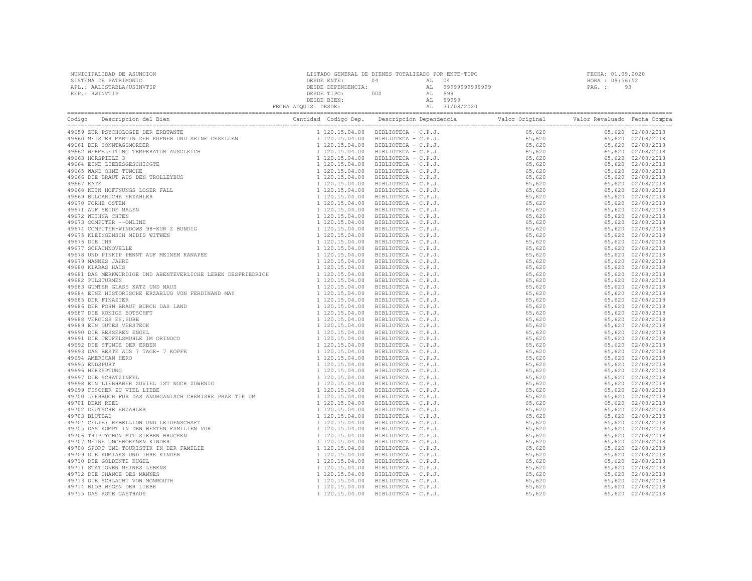MUNICIPALIDAD DE ASUNCION
SISTEMA DE PATRIMONIO
APL.: AALISTABLA/USINVTIP
REP.: RWINVTIP

LISTADO GENERAL DE BIENES TOTALIZADO POR ENTE-TIPO
DESDE ENTE: 04 AL 04
DESDE DEPENDENCIA: AL 99999999999999
DESDE TIPO: 000 AL 999
DESDE BIEN: AL 99999
FECHA ADQUIS. DESDE: AL 31/08/2020

FECHA: 01.09.2020
HORA : 09:56:52
PAG. : 93

| Codigo | Descripcion del Bien | Cantidad | Codigo Dep. | Descripcion Dependencia | Valor Original | Valor Revaluado | Fecha Compra |
|---|---|---|---|---|---|---|---|
| 49659 | ZUR PSYCHOLOGIE DER ERBTANTE | 1 | 120.15.04.00 | BIBLIOTECA - C.P.J. | 65,620 | 65,620 | 02/08/2018 |
| 49660 | MEISTER MARTIN DER KUFNER UND SEINE GESELLEN | 1 | 120.15.04.00 | BIBLIOTECA - C.P.J. | 65,620 | 65,620 | 02/08/2018 |
| 49661 | DER SONNTAGSMORDER | 1 | 120.15.04.00 | BIBLIOTECA - C.P.J. | 65,620 | 65,620 | 02/08/2018 |
| 49662 | WERMELEITUNG TEMPERATUR AUSGLEICH | 1 | 120.15.04.00 | BIBLIOTECA - C.P.J. | 65,620 | 65,620 | 02/08/2018 |
| 49663 | HORSPIELE 3 | 1 | 120.15.04.00 | BIBLIOTECA - C.P.J. | 65,620 | 65,620 | 02/08/2018 |
| 49664 | EINE LIEBESGESCHICGTE | 1 | 120.15.04.00 | BIBLIOTECA - C.P.J. | 65,620 | 65,620 | 02/08/2018 |
| 49665 | WAND OHNE TUNCHE | 1 | 120.15.04.00 | BIBLIOTECA - C.P.J. | 65,620 | 65,620 | 02/08/2018 |
| 49666 | DIE BRAUT AUS DEN TROLLEYBUS | 1 | 120.15.04.00 | BIBLIOTECA - C.P.J. | 65,620 | 65,620 | 02/08/2018 |
| 49667 | KATE | 1 | 120.15.04.00 | BIBLIOTECA - C.P.J. | 65,620 | 65,620 | 02/08/2018 |
| 49668 | KEIN HOFFNUNGS LOSER FALL | 1 | 120.15.04.00 | BIBLIOTECA - C.P.J. | 65,620 | 65,620 | 02/08/2018 |
| 49669 | BULGARICHE ERZAHLER | 1 | 120.15.04.00 | BIBLIOTECA - C.P.J. | 65,620 | 65,620 | 02/08/2018 |
| 49670 | FORHE OSTEN | 1 | 120.15.04.00 | BIBLIOTECA - C.P.J. | 65,620 | 65,620 | 02/08/2018 |
| 49671 | AUF SEIDE MALEN | 1 | 120.15.04.00 | BIBLIOTECA - C.P.J. | 65,620 | 65,620 | 02/08/2018 |
| 49672 | WEIHNA CHTEN | 1 | 120.15.04.00 | BIBLIOTECA - C.P.J. | 65,620 | 65,620 | 02/08/2018 |
| 49673 | COMPUTER --ONLINE | 1 | 120.15.04.00 | BIBLIOTECA - C.P.J. | 65,620 | 65,620 | 02/08/2018 |
| 49674 | COMPUTER-WINDOWS 98-KUR Z BUNDIG | 1 | 120.15.04.00 | BIBLIOTECA - C.P.J. | 65,620 | 65,620 | 02/08/2018 |
| 49675 | KLEINGENSCH MIDIS WITWEN | 1 | 120.15.04.00 | BIBLIOTECA - C.P.J. | 65,620 | 65,620 | 02/08/2018 |
| 49676 | DIE UHR | 1 | 120.15.04.00 | BIBLIOTECA - C.P.J. | 65,620 | 65,620 | 02/08/2018 |
| 49677 | SCHACHNOVELLE | 1 | 120.15.04.00 | BIBLIOTECA - C.P.J. | 65,620 | 65,620 | 02/08/2018 |
| 49678 | UND PINKIP PENNT AUF MEINEM KANAPEE | 1 | 120.15.04.00 | BIBLIOTECA - C.P.J. | 65,620 | 65,620 | 02/08/2018 |
| 49679 | MANNES JAHRE | 1 | 120.15.04.00 | BIBLIOTECA - C.P.J. | 65,620 | 65,620 | 02/08/2018 |
| 49680 | KLARAS HAUS | 1 | 120.15.04.00 | BIBLIOTECA - C.P.J. | 65,620 | 65,620 | 02/08/2018 |
| 49681 | DAS MERKWURDIGE UND ABENTEVERLICHE LEBEN DESFRIEDRICH | 1 | 120.15.04.00 | BIBLIOTECA - C.P.J. | 65,620 | 65,620 | 02/08/2018 |
| 49682 | PULSTURMEN | 1 | 120.15.04.00 | BIBLIOTECA - C.P.J. | 65,620 | 65,620 | 02/08/2018 |
| 49683 | GUMTER GLASS KATZ UND MAUS | 1 | 120.15.04.00 | BIBLIOTECA - C.P.J. | 65,620 | 65,620 | 02/08/2018 |
| 49684 | EINE HISTORISCHE ERZABLUG VON FERDINAND MAY | 1 | 120.15.04.00 | BIBLIOTECA - C.P.J. | 65,620 | 65,620 | 02/08/2018 |
| 49685 | DER FINAZIER | 1 | 120.15.04.00 | BIBLIOTECA - C.P.J. | 65,620 | 65,620 | 02/08/2018 |
| 49686 | DER FOHN BRAUF BURCH DAS LAND | 1 | 120.15.04.00 | BIBLIOTECA - C.P.J. | 65,620 | 65,620 | 02/08/2018 |
| 49687 | DIE KONIGS BOTSCHFT | 1 | 120.15.04.00 | BIBLIOTECA - C.P.J. | 65,620 | 65,620 | 02/08/2018 |
| 49688 | VERGISS ES,SUBE | 1 | 120.15.04.00 | BIBLIOTECA - C.P.J. | 65,620 | 65,620 | 02/08/2018 |
| 49689 | EIN GUTES VERSTECK | 1 | 120.15.04.00 | BIBLIOTECA - C.P.J. | 65,620 | 65,620 | 02/08/2018 |
| 49690 | DIE BESSEREN ENGEL | 1 | 120.15.04.00 | BIBLIOTECA - C.P.J. | 65,620 | 65,620 | 02/08/2018 |
| 49691 | DIE TEUFELSMUHLE IM ORINOCO | 1 | 120.15.04.00 | BIBLIOTECA - C.P.J. | 65,620 | 65,620 | 02/08/2018 |
| 49692 | DIE STUNDE DER ERBEN | 1 | 120.15.04.00 | BIBLIOTECA - C.P.J. | 65,620 | 65,620 | 02/08/2018 |
| 49693 | DAS BESTE AUS 7 TAGE- 7 KOPFE | 1 | 120.15.04.00 | BIBLIOTECA - C.P.J. | 65,620 | 65,620 | 02/08/2018 |
| 49694 | AMERICAN HERO | 1 | 120.15.04.00 | BIBLIOTECA - C.P.J. | 65,620 | 65,620 | 02/08/2018 |
| 49695 | ENDSPURT | 1 | 120.15.04.00 | BIBLIOTECA - C.P.J. | 65,620 | 65,620 | 02/08/2018 |
| 49696 | HERZSPTUNG | 1 | 120.15.04.00 | BIBLIOTECA - C.P.J. | 65,620 | 65,620 | 02/08/2018 |
| 49697 | DIE SCHATZINFEL | 1 | 120.15.04.00 | BIBLIOTECA - C.P.J. | 65,620 | 65,620 | 02/08/2018 |
| 49698 | EIN LIEBHABER ZUVIEL IST NOCH ZUWENIG | 1 | 120.15.04.00 | BIBLIOTECA - C.P.J. | 65,620 | 65,620 | 02/08/2018 |
| 49699 | FISCHER ZU VIEL LIEBE | 1 | 120.15.04.00 | BIBLIOTECA - C.P.J. | 65,620 | 65,620 | 02/08/2018 |
| 49700 | LEHRBUCH FUR DAS ANORGANISCH CHEMISHE PRAK TIK UM | 1 | 120.15.04.00 | BIBLIOTECA - C.P.J. | 65,620 | 65,620 | 02/08/2018 |
| 49701 | DEAN REED | 1 | 120.15.04.00 | BIBLIOTECA - C.P.J. | 65,620 | 65,620 | 02/08/2018 |
| 49702 | DEUTSCHE ERZAHLER | 1 | 120.15.04.00 | BIBLIOTECA - C.P.J. | 65,620 | 65,620 | 02/08/2018 |
| 49703 | BLUTBAD | 1 | 120.15.04.00 | BIBLIOTECA - C.P.J. | 65,620 | 65,620 | 02/08/2018 |
| 49704 | CELIE: REBELLION UND LEIDENSCHAFT | 1 | 120.15.04.00 | BIBLIOTECA - C.P.J. | 65,620 | 65,620 | 02/08/2018 |
| 49705 | DAS KOMPT IN DEN BESTEN FAMILIEN VOR | 1 | 120.15.04.00 | BIBLIOTECA - C.P.J. | 65,620 | 65,620 | 02/08/2018 |
| 49706 | TRIPTYCHON MIT SIEBEN BRUCKEN | 1 | 120.15.04.00 | BIBLIOTECA - C.P.J. | 65,620 | 65,620 | 02/08/2018 |
| 49707 | MEINE UNGEBORENEN KINDER | 1 | 120.15.04.00 | BIBLIOTECA - C.P.J. | 65,620 | 65,620 | 02/08/2018 |
| 49708 | SPORT UND TOURISTIK IN DER FAMILIE | 1 | 120.15.04.00 | BIBLIOTECA - C.P.J. | 65,620 | 65,620 | 02/08/2018 |
| 49709 | DIE KUMIAKS UND IHRE KINDER | 1 | 120.15.04.00 | BIBLIOTECA - C.P.J. | 65,620 | 65,620 | 02/08/2018 |
| 49710 | DIE GOLDENTE KUGEL | 1 | 120.15.04.00 | BIBLIOTECA - C.P.J. | 65,620 | 65,620 | 02/08/2018 |
| 49711 | STATIONEN MEINES LEBENS | 1 | 120.15.04.00 | BIBLIOTECA - C.P.J. | 65,620 | 65,620 | 02/08/2018 |
| 49712 | DIE CHANCE DES MANNES | 1 | 120.15.04.00 | BIBLIOTECA - C.P.J. | 65,620 | 65,620 | 02/08/2018 |
| 49713 | DIE SCHLACHT VON MONMOUTH | 1 | 120.15.04.00 | BIBLIOTECA - C.P.J. | 65,620 | 65,620 | 02/08/2018 |
| 49714 | BLOB WEGEN DER LIEBE | 1 | 120.15.04.00 | BIBLIOTECA - C.P.J. | 65,620 | 65,620 | 02/08/2018 |
| 49715 | DAS ROTE GASTHAUS | 1 | 120.15.04.00 | BIBLIOTECA - C.P.J. | 65,620 | 65,620 | 02/08/2018 |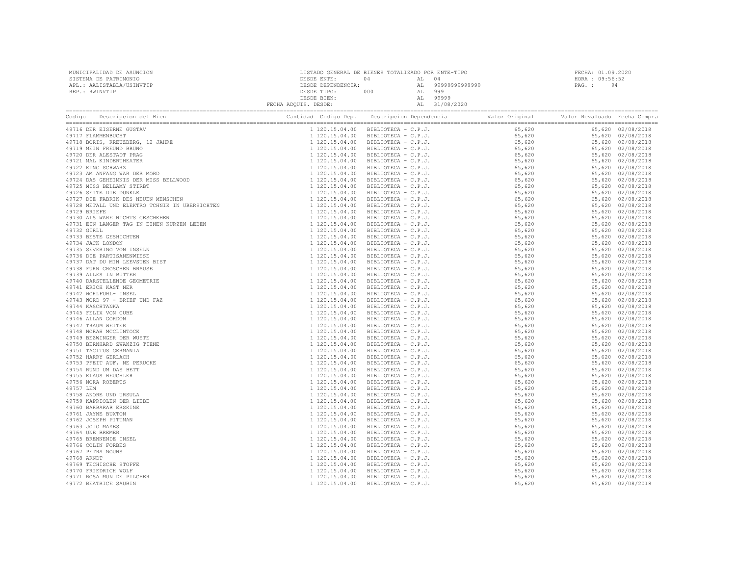MUNICIPALIDAD DE ASUNCION
SISTEMA DE PATRIMONIO
APL.: AALISTABLA/USINVTIP
REP.: RWINVTIP

LISTADO GENERAL DE BIENES TOTALIZADO POR ENTE-TIPO
DESDE ENTE: 04 AL 04
DESDE DEPENDENCIA: AL 99999999999999
DESDE TIPO: 000 AL 999
DESDE BIEN: AL 99999
FECHA ADQUIS. DESDE: AL 31/08/2020

FECHA: 01.09.2020
HORA : 09:56:52
PAG. : 94

| Codigo | Descripcion del Bien | Cantidad | Codigo Dep. | Descripcion Dependencia | Valor Original | Valor Revaluado | Fecha Compra |
|---|---|---|---|---|---|---|---|
| 49716 | DER EISERNE GUSTAV | 1 | 120.15.04.00 | BIBLIOTECA - C.P.J. | 65,620 | 65,620 | 02/08/2018 |
| 49717 | FLAMMENBUCHT | 1 | 120.15.04.00 | BIBLIOTECA - C.P.J. | 65,620 | 65,620 | 02/08/2018 |
| 49718 | BORIS, KREUZBERG, 12 JAHRE | 1 | 120.15.04.00 | BIBLIOTECA - C.P.J. | 65,620 | 65,620 | 02/08/2018 |
| 49719 | MEIN FREUND BRUNO | 1 | 120.15.04.00 | BIBLIOTECA - C.P.J. | 65,620 | 65,620 | 02/08/2018 |
| 49720 | DER ALESTADT PRAG | 1 | 120.15.04.00 | BIBLIOTECA - C.P.J. | 65,620 | 65,620 | 02/08/2018 |
| 49721 | MAL KINDERTHEATER | 1 | 120.15.04.00 | BIBLIOTECA - C.P.J. | 65,620 | 65,620 | 02/08/2018 |
| 49722 | KING SCHWARZ | 1 | 120.15.04.00 | BIBLIOTECA - C.P.J. | 65,620 | 65,620 | 02/08/2018 |
| 49723 | AM ANFANG WAR DER MORD | 1 | 120.15.04.00 | BIBLIOTECA - C.P.J. | 65,620 | 65,620 | 02/08/2018 |
| 49724 | DAS GEHEIMNIS DER MISS BELLWOOD | 1 | 120.15.04.00 | BIBLIOTECA - C.P.J. | 65,620 | 65,620 | 02/08/2018 |
| 49725 | MISS BELLAMY STIRBT | 1 | 120.15.04.00 | BIBLIOTECA - C.P.J. | 65,620 | 65,620 | 02/08/2018 |
| 49726 | SEITE DIE DUNKLE | 1 | 120.15.04.00 | BIBLIOTECA - C.P.J. | 65,620 | 65,620 | 02/08/2018 |
| 49727 | DIE FABRIK DES NEUEN MENSCHEN | 1 | 120.15.04.00 | BIBLIOTECA - C.P.J. | 65,620 | 65,620 | 02/08/2018 |
| 49728 | METALL UND ELEKTRO TCHNIK IN UBERSICHTEN | 1 | 120.15.04.00 | BIBLIOTECA - C.P.J. | 65,620 | 65,620 | 02/08/2018 |
| 49729 | BRIEFE | 1 | 120.15.04.00 | BIBLIOTECA - C.P.J. | 65,620 | 65,620 | 02/08/2018 |
| 49730 | ALS WARE NICHTS GESCHEHEN | 1 | 120.15.04.00 | BIBLIOTECA - C.P.J. | 65,620 | 65,620 | 02/08/2018 |
| 49731 | EIN LANGER TAG IN EINEN KURZEN LEBEN | 1 | 120.15.04.00 | BIBLIOTECA - C.P.J. | 65,620 | 65,620 | 02/08/2018 |
| 49732 | GIRLL | 1 | 120.15.04.00 | BIBLIOTECA - C.P.J. | 65,620 | 65,620 | 02/08/2018 |
| 49733 | BESTE GESHICHTEN | 1 | 120.15.04.00 | BIBLIOTECA - C.P.J. | 65,620 | 65,620 | 02/08/2018 |
| 49734 | JACK LONDON | 1 | 120.15.04.00 | BIBLIOTECA - C.P.J. | 65,620 | 65,620 | 02/08/2018 |
| 49735 | SEVERINO VON INSELN | 1 | 120.15.04.00 | BIBLIOTECA - C.P.J. | 65,620 | 65,620 | 02/08/2018 |
| 49736 | DIE PARTISANENWIESE | 1 | 120.15.04.00 | BIBLIOTECA - C.P.J. | 65,620 | 65,620 | 02/08/2018 |
| 49737 | DAT DU MIN LEEVSTEN BIST | 1 | 120.15.04.00 | BIBLIOTECA - C.P.J. | 65,620 | 65,620 | 02/08/2018 |
| 49738 | FURN GROSCHEN BRAUSE | 1 | 120.15.04.00 | BIBLIOTECA - C.P.J. | 65,620 | 65,620 | 02/08/2018 |
| 49739 | ALLES IN BUTTER | 1 | 120.15.04.00 | BIBLIOTECA - C.P.J. | 65,620 | 65,620 | 02/08/2018 |
| 49740 | DARSTELLENDE GEOMETRIE | 1 | 120.15.04.00 | BIBLIOTECA - C.P.J. | 65,620 | 65,620 | 02/08/2018 |
| 49741 | ERICH KAST NER | 1 | 120.15.04.00 | BIBLIOTECA - C.P.J. | 65,620 | 65,620 | 02/08/2018 |
| 49742 | WOHLFUHL- INSEL | 1 | 120.15.04.00 | BIBLIOTECA - C.P.J. | 65,620 | 65,620 | 02/08/2018 |
| 49743 | WORD 97 - BRIEF UND FAZ | 1 | 120.15.04.00 | BIBLIOTECA - C.P.J. | 65,620 | 65,620 | 02/08/2018 |
| 49744 | KASCHTANKA | 1 | 120.15.04.00 | BIBLIOTECA - C.P.J. | 65,620 | 65,620 | 02/08/2018 |
| 49745 | FELIX VON CUBE | 1 | 120.15.04.00 | BIBLIOTECA - C.P.J. | 65,620 | 65,620 | 02/08/2018 |
| 49746 | ALLAN GORDON | 1 | 120.15.04.00 | BIBLIOTECA - C.P.J. | 65,620 | 65,620 | 02/08/2018 |
| 49747 | TRAUM WEITER | 1 | 120.15.04.00 | BIBLIOTECA - C.P.J. | 65,620 | 65,620 | 02/08/2018 |
| 49748 | NORAH MCCLINTOCK | 1 | 120.15.04.00 | BIBLIOTECA - C.P.J. | 65,620 | 65,620 | 02/08/2018 |
| 49749 | BEZWINGER DER WUSTE | 1 | 120.15.04.00 | BIBLIOTECA - C.P.J. | 65,620 | 65,620 | 02/08/2018 |
| 49750 | BERNHARD ZWANZIG TIENE | 1 | 120.15.04.00 | BIBLIOTECA - C.P.J. | 65,620 | 65,620 | 02/08/2018 |
| 49751 | TACITUS GERMANIA | 1 | 120.15.04.00 | BIBLIOTECA - C.P.J. | 65,620 | 65,620 | 02/08/2018 |
| 49752 | HARRY GERLACH | 1 | 120.15.04.00 | BIBLIOTECA - C.P.J. | 65,620 | 65,620 | 02/08/2018 |
| 49753 | PFEIT AUF, NE PERUCKE | 1 | 120.15.04.00 | BIBLIOTECA - C.P.J. | 65,620 | 65,620 | 02/08/2018 |
| 49754 | RUND UM DAS BETT | 1 | 120.15.04.00 | BIBLIOTECA - C.P.J. | 65,620 | 65,620 | 02/08/2018 |
| 49755 | KLAUS BEUCHLER | 1 | 120.15.04.00 | BIBLIOTECA - C.P.J. | 65,620 | 65,620 | 02/08/2018 |
| 49756 | NORA ROBERTS | 1 | 120.15.04.00 | BIBLIOTECA - C.P.J. | 65,620 | 65,620 | 02/08/2018 |
| 49757 | LEM | 1 | 120.15.04.00 | BIBLIOTECA - C.P.J. | 65,620 | 65,620 | 02/08/2018 |
| 49758 | ANORE UND URSULA | 1 | 120.15.04.00 | BIBLIOTECA - C.P.J. | 65,620 | 65,620 | 02/08/2018 |
| 49759 | KAPRIOLEN DER LIEBE | 1 | 120.15.04.00 | BIBLIOTECA - C.P.J. | 65,620 | 65,620 | 02/08/2018 |
| 49760 | BARBARAB ERSKINE | 1 | 120.15.04.00 | BIBLIOTECA - C.P.J. | 65,620 | 65,620 | 02/08/2018 |
| 49761 | JAYNE BUXTON | 1 | 120.15.04.00 | BIBLIOTECA - C.P.J. | 65,620 | 65,620 | 02/08/2018 |
| 49762 | JOSEPH PITTMAN | 1 | 120.15.04.00 | BIBLIOTECA - C.P.J. | 65,620 | 65,620 | 02/08/2018 |
| 49763 | JOJO MAYES | 1 | 120.15.04.00 | BIBLIOTECA - C.P.J. | 65,620 | 65,620 | 02/08/2018 |
| 49764 | UNE BREMER | 1 | 120.15.04.00 | BIBLIOTECA - C.P.J. | 65,620 | 65,620 | 02/08/2018 |
| 49765 | BRENNENDE INSEL | 1 | 120.15.04.00 | BIBLIOTECA - C.P.J. | 65,620 | 65,620 | 02/08/2018 |
| 49766 | COLIN FORBES | 1 | 120.15.04.00 | BIBLIOTECA - C.P.J. | 65,620 | 65,620 | 02/08/2018 |
| 49767 | PETRA NOUNS | 1 | 120.15.04.00 | BIBLIOTECA - C.P.J. | 65,620 | 65,620 | 02/08/2018 |
| 49768 | ARNDT | 1 | 120.15.04.00 | BIBLIOTECA - C.P.J. | 65,620 | 65,620 | 02/08/2018 |
| 49769 | TECHISCHE STOFFE | 1 | 120.15.04.00 | BIBLIOTECA - C.P.J. | 65,620 | 65,620 | 02/08/2018 |
| 49770 | FRIEDRICH WOLF | 1 | 120.15.04.00 | BIBLIOTECA - C.P.J. | 65,620 | 65,620 | 02/08/2018 |
| 49771 | ROSA MUN DE PILCHER | 1 | 120.15.04.00 | BIBLIOTECA - C.P.J. | 65,620 | 65,620 | 02/08/2018 |
| 49772 | BEATRICE SAUBIN | 1 | 120.15.04.00 | BIBLIOTECA - C.P.J. | 65,620 | 65,620 | 02/08/2018 |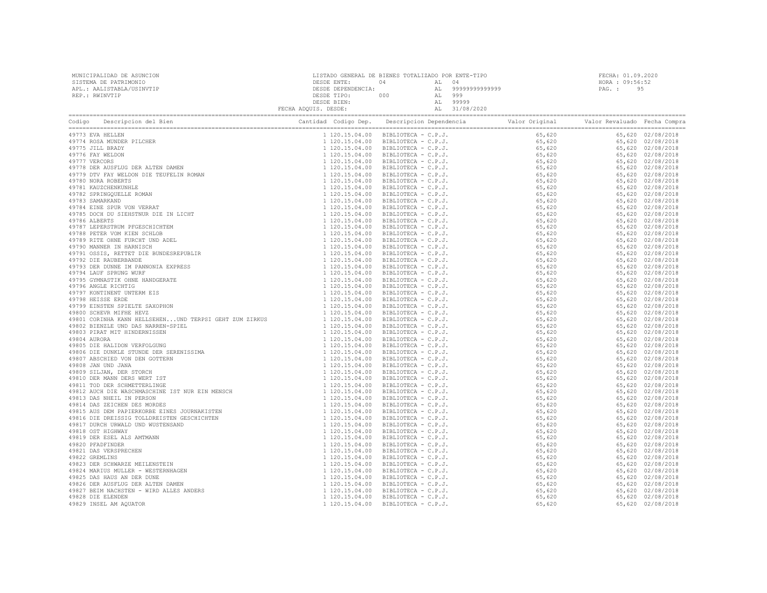MUNICIPALIDAD DE ASUNCION
SISTEMA DE PATRIMONIO
APL.: AALISTABLA/USINVTIP
REP.: RWINVTIP

LISTADO GENERAL DE BIENES TOTALIZADO POR ENTE-TIPO
DESDE ENTE: 04 AL 04
DESDE DEPENDENCIA: AL 99999999999999
DESDE TIPO: 000 AL 999
DESDE BIEN: AL 99999
FECHA ADQUIS. DESDE: AL 31/08/2020

FECHA: 01.09.2020
HORA : 09:56:52
PAG. : 95

| Codigo | Descripcion del Bien | Cantidad | Codigo Dep. | Descripcion Dependencia | Valor Original | Valor Revaluado | Fecha Compra |
|---|---|---|---|---|---|---|---|
| 49773 | EVA HELLEN | 1 | 120.15.04.00 | BIBLIOTECA - C.P.J. | 65,620 | 65,620 | 02/08/2018 |
| 49774 | ROSA MUNDER PILCHER | 1 | 120.15.04.00 | BIBLIOTECA - C.P.J. | 65,620 | 65,620 | 02/08/2018 |
| 49775 | JILL BRADY | 1 | 120.15.04.00 | BIBLIOTECA - C.P.J. | 65,620 | 65,620 | 02/08/2018 |
| 49776 | FAY WELDON | 1 | 120.15.04.00 | BIBLIOTECA - C.P.J. | 65,620 | 65,620 | 02/08/2018 |
| 49777 | VERCORS | 1 | 120.15.04.00 | BIBLIOTECA - C.P.J. | 65,620 | 65,620 | 02/08/2018 |
| 49778 | DER AUSFLUG DER ALTEN DAMEN | 1 | 120.15.04.00 | BIBLIOTECA - C.P.J. | 65,620 | 65,620 | 02/08/2018 |
| 49779 | DTV FAY WELDON DIE TEUFELIN ROMAN | 1 | 120.15.04.00 | BIBLIOTECA - C.P.J. | 65,620 | 65,620 | 02/08/2018 |
| 49780 | NORA ROBERTS | 1 | 120.15.04.00 | BIBLIOTECA - C.P.J. | 65,620 | 65,620 | 02/08/2018 |
| 49781 | KAUZCHENKUNHLE | 1 | 120.15.04.00 | BIBLIOTECA - C.P.J. | 65,620 | 65,620 | 02/08/2018 |
| 49782 | SPRINGQUELLE ROMAN | 1 | 120.15.04.00 | BIBLIOTECA - C.P.J. | 65,620 | 65,620 | 02/08/2018 |
| 49783 | SAMARKAND | 1 | 120.15.04.00 | BIBLIOTECA - C.P.J. | 65,620 | 65,620 | 02/08/2018 |
| 49784 | EINE SPUR VON VERRAT | 1 | 120.15.04.00 | BIBLIOTECA - C.P.J. | 65,620 | 65,620 | 02/08/2018 |
| 49785 | DOCH DU SIEHSTNUR DIE IN LICHT | 1 | 120.15.04.00 | BIBLIOTECA - C.P.J. | 65,620 | 65,620 | 02/08/2018 |
| 49786 | ALBERTS | 1 | 120.15.04.00 | BIBLIOTECA - C.P.J. | 65,620 | 65,620 | 02/08/2018 |
| 49787 | LEPERSTRUM PFGESCHICHTEM | 1 | 120.15.04.00 | BIBLIOTECA - C.P.J. | 65,620 | 65,620 | 02/08/2018 |
| 49788 | PETER VOM KIEN SCHLOB | 1 | 120.15.04.00 | BIBLIOTECA - C.P.J. | 65,620 | 65,620 | 02/08/2018 |
| 49789 | RITE OHNE FURCHT UND ADEL | 1 | 120.15.04.00 | BIBLIOTECA - C.P.J. | 65,620 | 65,620 | 02/08/2018 |
| 49790 | MANNER IN HARNISCH | 1 | 120.15.04.00 | BIBLIOTECA - C.P.J. | 65,620 | 65,620 | 02/08/2018 |
| 49791 | OSSIS, RETTET DIE BUNDESREPUBLIR | 1 | 120.15.04.00 | BIBLIOTECA - C.P.J. | 65,620 | 65,620 | 02/08/2018 |
| 49792 | DIE RAUBERBANDE | 1 | 120.15.04.00 | BIBLIOTECA - C.P.J. | 65,620 | 65,620 | 02/08/2018 |
| 49793 | DER DUNNE IM PANNONIA EXPRESS | 1 | 120.15.04.00 | BIBLIOTECA - C.P.J. | 65,620 | 65,620 | 02/08/2018 |
| 49794 | LAUF SPRUNG WURF | 1 | 120.15.04.00 | BIBLIOTECA - C.P.J. | 65,620 | 65,620 | 02/08/2018 |
| 49795 | GYMNASTIK OHNE HANDGERATE | 1 | 120.15.04.00 | BIBLIOTECA - C.P.J. | 65,620 | 65,620 | 02/08/2018 |
| 49796 | ANGLE RICHTIG | 1 | 120.15.04.00 | BIBLIOTECA - C.P.J. | 65,620 | 65,620 | 02/08/2018 |
| 49797 | KONTINENT UNTERM EIS | 1 | 120.15.04.00 | BIBLIOTECA - C.P.J. | 65,620 | 65,620 | 02/08/2018 |
| 49798 | HEISSE ERDE | 1 | 120.15.04.00 | BIBLIOTECA - C.P.J. | 65,620 | 65,620 | 02/08/2018 |
| 49799 | EINSTEN SPIELTE SAXOPHON | 1 | 120.15.04.00 | BIBLIOTECA - C.P.J. | 65,620 | 65,620 | 02/08/2018 |
| 49800 | SCHEVR MIFHE HEVZ | 1 | 120.15.04.00 | BIBLIOTECA - C.P.J. | 65,620 | 65,620 | 02/08/2018 |
| 49801 | CORINHA KANN HELLSEHEN...UND TERPSI GEHT ZUM ZIRKUS | 1 | 120.15.04.00 | BIBLIOTECA - C.P.J. | 65,620 | 65,620 | 02/08/2018 |
| 49802 | BIENZLE UND DAS NARREN-SPIEL | 1 | 120.15.04.00 | BIBLIOTECA - C.P.J. | 65,620 | 65,620 | 02/08/2018 |
| 49803 | PIRAT MIT HINDERNISSEN | 1 | 120.15.04.00 | BIBLIOTECA - C.P.J. | 65,620 | 65,620 | 02/08/2018 |
| 49804 | AURORA | 1 | 120.15.04.00 | BIBLIOTECA - C.P.J. | 65,620 | 65,620 | 02/08/2018 |
| 49805 | DIE HALIDON VERFOLGUNG | 1 | 120.15.04.00 | BIBLIOTECA - C.P.J. | 65,620 | 65,620 | 02/08/2018 |
| 49806 | DIE DUNKLE STUNDE DER SERENISSIMA | 1 | 120.15.04.00 | BIBLIOTECA - C.P.J. | 65,620 | 65,620 | 02/08/2018 |
| 49807 | ABSCHIED VON DEN GOTTERN | 1 | 120.15.04.00 | BIBLIOTECA - C.P.J. | 65,620 | 65,620 | 02/08/2018 |
| 49808 | JAN UND JANA | 1 | 120.15.04.00 | BIBLIOTECA - C.P.J. | 65,620 | 65,620 | 02/08/2018 |
| 49809 | SILJAN, DER STORCH | 1 | 120.15.04.00 | BIBLIOTECA - C.P.J. | 65,620 | 65,620 | 02/08/2018 |
| 49810 | DER MANN DERS WERT IST | 1 | 120.15.04.00 | BIBLIOTECA - C.P.J. | 65,620 | 65,620 | 02/08/2018 |
| 49811 | TOD DER SCHMETTERLINGE | 1 | 120.15.04.00 | BIBLIOTECA - C.P.J. | 65,620 | 65,620 | 02/08/2018 |
| 49812 | AUCH DIE WASCHMASCHINE IST NUR EIN MENSCH | 1 | 120.15.04.00 | BIBLIOTECA - C.P.J. | 65,620 | 65,620 | 02/08/2018 |
| 49813 | DAS NHEIL IN PERSON | 1 | 120.15.04.00 | BIBLIOTECA - C.P.J. | 65,620 | 65,620 | 02/08/2018 |
| 49814 | DAS ZEICHEN DES MORDES | 1 | 120.15.04.00 | BIBLIOTECA - C.P.J. | 65,620 | 65,620 | 02/08/2018 |
| 49815 | AUS DEM PAPIERKORBE EINES JOURNAKISTEN | 1 | 120.15.04.00 | BIBLIOTECA - C.P.J. | 65,620 | 65,620 | 02/08/2018 |
| 49816 | DIE DREISSIG TOLLDREISTEN GESCHICHTEN | 1 | 120.15.04.00 | BIBLIOTECA - C.P.J. | 65,620 | 65,620 | 02/08/2018 |
| 49817 | DURCH URWALD UND WUSTENSAND | 1 | 120.15.04.00 | BIBLIOTECA - C.P.J. | 65,620 | 65,620 | 02/08/2018 |
| 49818 | OST HIGHWAY | 1 | 120.15.04.00 | BIBLIOTECA - C.P.J. | 65,620 | 65,620 | 02/08/2018 |
| 49819 | DER ESEL ALS AMTMANN | 1 | 120.15.04.00 | BIBLIOTECA - C.P.J. | 65,620 | 65,620 | 02/08/2018 |
| 49820 | PFADFINDER | 1 | 120.15.04.00 | BIBLIOTECA - C.P.J. | 65,620 | 65,620 | 02/08/2018 |
| 49821 | DAS VERSPRECHEN | 1 | 120.15.04.00 | BIBLIOTECA - C.P.J. | 65,620 | 65,620 | 02/08/2018 |
| 49822 | GREMLINS | 1 | 120.15.04.00 | BIBLIOTECA - C.P.J. | 65,620 | 65,620 | 02/08/2018 |
| 49823 | DER SCHWARZE MEILENSTEIN | 1 | 120.15.04.00 | BIBLIOTECA - C.P.J. | 65,620 | 65,620 | 02/08/2018 |
| 49824 | MARIUS MULLER - WESTERNHAGEN | 1 | 120.15.04.00 | BIBLIOTECA - C.P.J. | 65,620 | 65,620 | 02/08/2018 |
| 49825 | DAS HAUS AN DER DUNE | 1 | 120.15.04.00 | BIBLIOTECA - C.P.J. | 65,620 | 65,620 | 02/08/2018 |
| 49826 | DER AUSFLUG DER ALTEN DAMEN | 1 | 120.15.04.00 | BIBLIOTECA - C.P.J. | 65,620 | 65,620 | 02/08/2018 |
| 49827 | BEIM NACHSTEN - WIRD ALLES ANDERS | 1 | 120.15.04.00 | BIBLIOTECA - C.P.J. | 65,620 | 65,620 | 02/08/2018 |
| 49828 | DIE ELENDEN | 1 | 120.15.04.00 | BIBLIOTECA - C.P.J. | 65,620 | 65,620 | 02/08/2018 |
| 49829 | INSEL AM AQUATOR | 1 | 120.15.04.00 | BIBLIOTECA - C.P.J. | 65,620 | 65,620 | 02/08/2018 |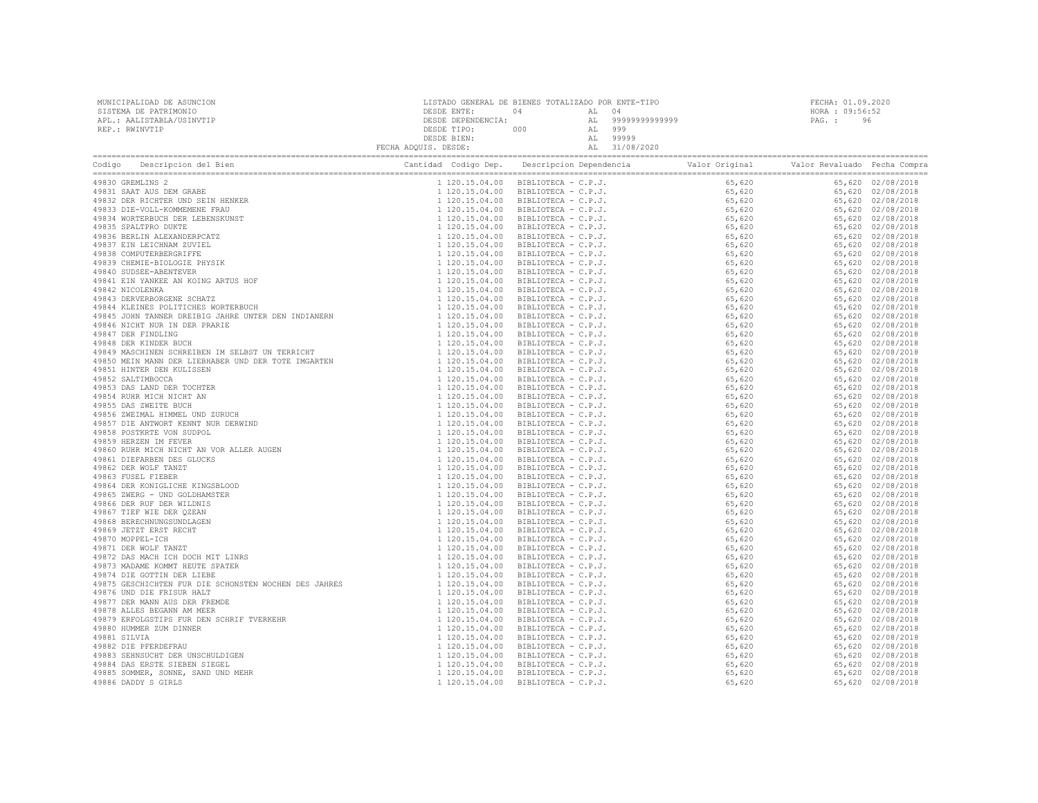MUNICIPALIDAD DE ASUNCION
SISTEMA DE PATRIMONIO
APL.: AALISTABLA/USINVTIP
REP.: RWINVTIP

LISTADO GENERAL DE BIENES TOTALIZADO POR ENTE-TIPO
DESDE ENTE: 04 AL 04
DESDE DEPENDENCIA: AL 99999999999999
DESDE TIPO: 000 AL 999
DESDE BIEN: AL 99999
FECHA ADQUIS. DESDE: AL 31/08/2020

FECHA: 01.09.2020
HORA : 09:56:52

| Codigo | Descripcion del Bien | Cantidad | Codigo Dep. | Descripcion Dependencia | Valor Original | Valor Revaluado | Fecha Compra |
|---|---|---|---|---|---|---|---|
| 49830 | GREMLINS 2 | 1 | 120.15.04.00 | BIBLIOTECA - C.P.J. | 65,620 | 65,620 | 02/08/2018 |
| 49831 | SAAT AUS DEM GRABE | 1 | 120.15.04.00 | BIBLIOTECA - C.P.J. | 65,620 | 65,620 | 02/08/2018 |
| 49832 | DER RICHTER UND SEIN HENKER | 1 | 120.15.04.00 | BIBLIOTECA - C.P.J. | 65,620 | 65,620 | 02/08/2018 |
| 49833 | DIE-VOLL-KOMMEMENE FRAU | 1 | 120.15.04.00 | BIBLIOTECA - C.P.J. | 65,620 | 65,620 | 02/08/2018 |
| 49834 | WORTERBUCH DER LEBENSKUNST | 1 | 120.15.04.00 | BIBLIOTECA - C.P.J. | 65,620 | 65,620 | 02/08/2018 |
| 49835 | SPALTPRO DUKTE | 1 | 120.15.04.00 | BIBLIOTECA - C.P.J. | 65,620 | 65,620 | 02/08/2018 |
| 49836 | BERLIN ALEXANDERPCATZ | 1 | 120.15.04.00 | BIBLIOTECA - C.P.J. | 65,620 | 65,620 | 02/08/2018 |
| 49837 | EIN LEICHNAM ZUVIEL | 1 | 120.15.04.00 | BIBLIOTECA - C.P.J. | 65,620 | 65,620 | 02/08/2018 |
| 49838 | COMPUTERBERGRIFFE | 1 | 120.15.04.00 | BIBLIOTECA - C.P.J. | 65,620 | 65,620 | 02/08/2018 |
| 49839 | CHEMIE-BIOLOGIE PHYSIK | 1 | 120.15.04.00 | BIBLIOTECA - C.P.J. | 65,620 | 65,620 | 02/08/2018 |
| 49840 | SUDSEE-ABENTEVER | 1 | 120.15.04.00 | BIBLIOTECA - C.P.J. | 65,620 | 65,620 | 02/08/2018 |
| 49841 | EIN YANKEE AN KOING ARTUS HOF | 1 | 120.15.04.00 | BIBLIOTECA - C.P.J. | 65,620 | 65,620 | 02/08/2018 |
| 49842 | NICOLENKA | 1 | 120.15.04.00 | BIBLIOTECA - C.P.J. | 65,620 | 65,620 | 02/08/2018 |
| 49843 | DERVERBORGENE SCHATZ | 1 | 120.15.04.00 | BIBLIOTECA - C.P.J. | 65,620 | 65,620 | 02/08/2018 |
| 49844 | KLEINES POLITICHES WORTERBUCH | 1 | 120.15.04.00 | BIBLIOTECA - C.P.J. | 65,620 | 65,620 | 02/08/2018 |
| 49845 | JOHN TANNER DREIBIG JAHRE UNTER DEN INDIANERN | 1 | 120.15.04.00 | BIBLIOTECA - C.P.J. | 65,620 | 65,620 | 02/08/2018 |
| 49846 | NICHT NUR IN DER PRARIE | 1 | 120.15.04.00 | BIBLIOTECA - C.P.J. | 65,620 | 65,620 | 02/08/2018 |
| 49847 | DER FINDLING | 1 | 120.15.04.00 | BIBLIOTECA - C.P.J. | 65,620 | 65,620 | 02/08/2018 |
| 49848 | DER KINDER BUCH | 1 | 120.15.04.00 | BIBLIOTECA - C.P.J. | 65,620 | 65,620 | 02/08/2018 |
| 49849 | MASCHINEN SCHREIBEN IM SELBST UN TERRICHT | 1 | 120.15.04.00 | BIBLIOTECA - C.P.J. | 65,620 | 65,620 | 02/08/2018 |
| 49850 | MEIN MANN DER LIEBHABER UND DER TOTE IMGARTEN | 1 | 120.15.04.00 | BIBLIOTECA - C.P.J. | 65,620 | 65,620 | 02/08/2018 |
| 49851 | HINTER DEN KULISSEN | 1 | 120.15.04.00 | BIBLIOTECA - C.P.J. | 65,620 | 65,620 | 02/08/2018 |
| 49852 | SALTIMBOCCA | 1 | 120.15.04.00 | BIBLIOTECA - C.P.J. | 65,620 | 65,620 | 02/08/2018 |
| 49853 | DAS LAND DER TOCHTER | 1 | 120.15.04.00 | BIBLIOTECA - C.P.J. | 65,620 | 65,620 | 02/08/2018 |
| 49854 | RUHR MICH NICHT AN | 1 | 120.15.04.00 | BIBLIOTECA - C.P.J. | 65,620 | 65,620 | 02/08/2018 |
| 49855 | DAS ZWEITE BUCH | 1 | 120.15.04.00 | BIBLIOTECA - C.P.J. | 65,620 | 65,620 | 02/08/2018 |
| 49856 | ZWEIMAL HIMMEL UND ZURUCH | 1 | 120.15.04.00 | BIBLIOTECA - C.P.J. | 65,620 | 65,620 | 02/08/2018 |
| 49857 | DIE ANTWORT KENNT NUR DERWIND | 1 | 120.15.04.00 | BIBLIOTECA - C.P.J. | 65,620 | 65,620 | 02/08/2018 |
| 49858 | POSTKRTE VON SUDPOL | 1 | 120.15.04.00 | BIBLIOTECA - C.P.J. | 65,620 | 65,620 | 02/08/2018 |
| 49859 | HERZEN IM FEVER | 1 | 120.15.04.00 | BIBLIOTECA - C.P.J. | 65,620 | 65,620 | 02/08/2018 |
| 49860 | RUHR MICH NICHT AN VOR ALLER AUGEN | 1 | 120.15.04.00 | BIBLIOTECA - C.P.J. | 65,620 | 65,620 | 02/08/2018 |
| 49861 | DIEFARBEN DES GLUCKS | 1 | 120.15.04.00 | BIBLIOTECA - C.P.J. | 65,620 | 65,620 | 02/08/2018 |
| 49862 | DER WOLF TANZT | 1 | 120.15.04.00 | BIBLIOTECA - C.P.J. | 65,620 | 65,620 | 02/08/2018 |
| 49863 | FUSEL FIEBER | 1 | 120.15.04.00 | BIBLIOTECA - C.P.J. | 65,620 | 65,620 | 02/08/2018 |
| 49864 | DER KONIGLICHE KINGSBLOOD | 1 | 120.15.04.00 | BIBLIOTECA - C.P.J. | 65,620 | 65,620 | 02/08/2018 |
| 49865 | ZWERG - UND GOLDHAMSTER | 1 | 120.15.04.00 | BIBLIOTECA - C.P.J. | 65,620 | 65,620 | 02/08/2018 |
| 49866 | DER RUF DER WILDNIS | 1 | 120.15.04.00 | BIBLIOTECA - C.P.J. | 65,620 | 65,620 | 02/08/2018 |
| 49867 | TIEF WIE DER QZEAN | 1 | 120.15.04.00 | BIBLIOTECA - C.P.J. | 65,620 | 65,620 | 02/08/2018 |
| 49868 | BERECHNUNGSUNDLAGEN | 1 | 120.15.04.00 | BIBLIOTECA - C.P.J. | 65,620 | 65,620 | 02/08/2018 |
| 49869 | JETZT ERST RECHT | 1 | 120.15.04.00 | BIBLIOTECA - C.P.J. | 65,620 | 65,620 | 02/08/2018 |
| 49870 | MOPPEL-ICH | 1 | 120.15.04.00 | BIBLIOTECA - C.P.J. | 65,620 | 65,620 | 02/08/2018 |
| 49871 | DER WOLF TANZT | 1 | 120.15.04.00 | BIBLIOTECA - C.P.J. | 65,620 | 65,620 | 02/08/2018 |
| 49872 | DAS MACH ICH DOCH MIT LINRS | 1 | 120.15.04.00 | BIBLIOTECA - C.P.J. | 65,620 | 65,620 | 02/08/2018 |
| 49873 | MADAME KOMMT HEUTE SPATER | 1 | 120.15.04.00 | BIBLIOTECA - C.P.J. | 65,620 | 65,620 | 02/08/2018 |
| 49874 | DIE GOTTIN DER LIEBE | 1 | 120.15.04.00 | BIBLIOTECA - C.P.J. | 65,620 | 65,620 | 02/08/2018 |
| 49875 | GESCHICHTEN FUR DIE SCHONSTEN WOCHEN DES JAHRES | 1 | 120.15.04.00 | BIBLIOTECA - C.P.J. | 65,620 | 65,620 | 02/08/2018 |
| 49876 | UND DIE FRISUR HALT | 1 | 120.15.04.00 | BIBLIOTECA - C.P.J. | 65,620 | 65,620 | 02/08/2018 |
| 49877 | DER MANN AUS DER FREMDE | 1 | 120.15.04.00 | BIBLIOTECA - C.P.J. | 65,620 | 65,620 | 02/08/2018 |
| 49878 | ALLES BEGANN AM MEER | 1 | 120.15.04.00 | BIBLIOTECA - C.P.J. | 65,620 | 65,620 | 02/08/2018 |
| 49879 | ERFOLGSTIPS FUR DEN SCHRIF TVERKEHR | 1 | 120.15.04.00 | BIBLIOTECA - C.P.J. | 65,620 | 65,620 | 02/08/2018 |
| 49880 | HUMMER ZUM DINNER | 1 | 120.15.04.00 | BIBLIOTECA - C.P.J. | 65,620 | 65,620 | 02/08/2018 |
| 49881 | SILVIA | 1 | 120.15.04.00 | BIBLIOTECA - C.P.J. | 65,620 | 65,620 | 02/08/2018 |
| 49882 | DIE PFERDEFRAU | 1 | 120.15.04.00 | BIBLIOTECA - C.P.J. | 65,620 | 65,620 | 02/08/2018 |
| 49883 | SEHNSUCHT DER UNSCHULDIGEN | 1 | 120.15.04.00 | BIBLIOTECA - C.P.J. | 65,620 | 65,620 | 02/08/2018 |
| 49884 | DAS ERSTE SIEBEN SIEGEL | 1 | 120.15.04.00 | BIBLIOTECA - C.P.J. | 65,620 | 65,620 | 02/08/2018 |
| 49885 | SOMMER, SONNE, SAND UND MEHR | 1 | 120.15.04.00 | BIBLIOTECA - C.P.J. | 65,620 | 65,620 | 02/08/2018 |
| 49886 | DADDY S GIRLS | 1 | 120.15.04.00 | BIBLIOTECA - C.P.J. | 65,620 | 65,620 | 02/08/2018 |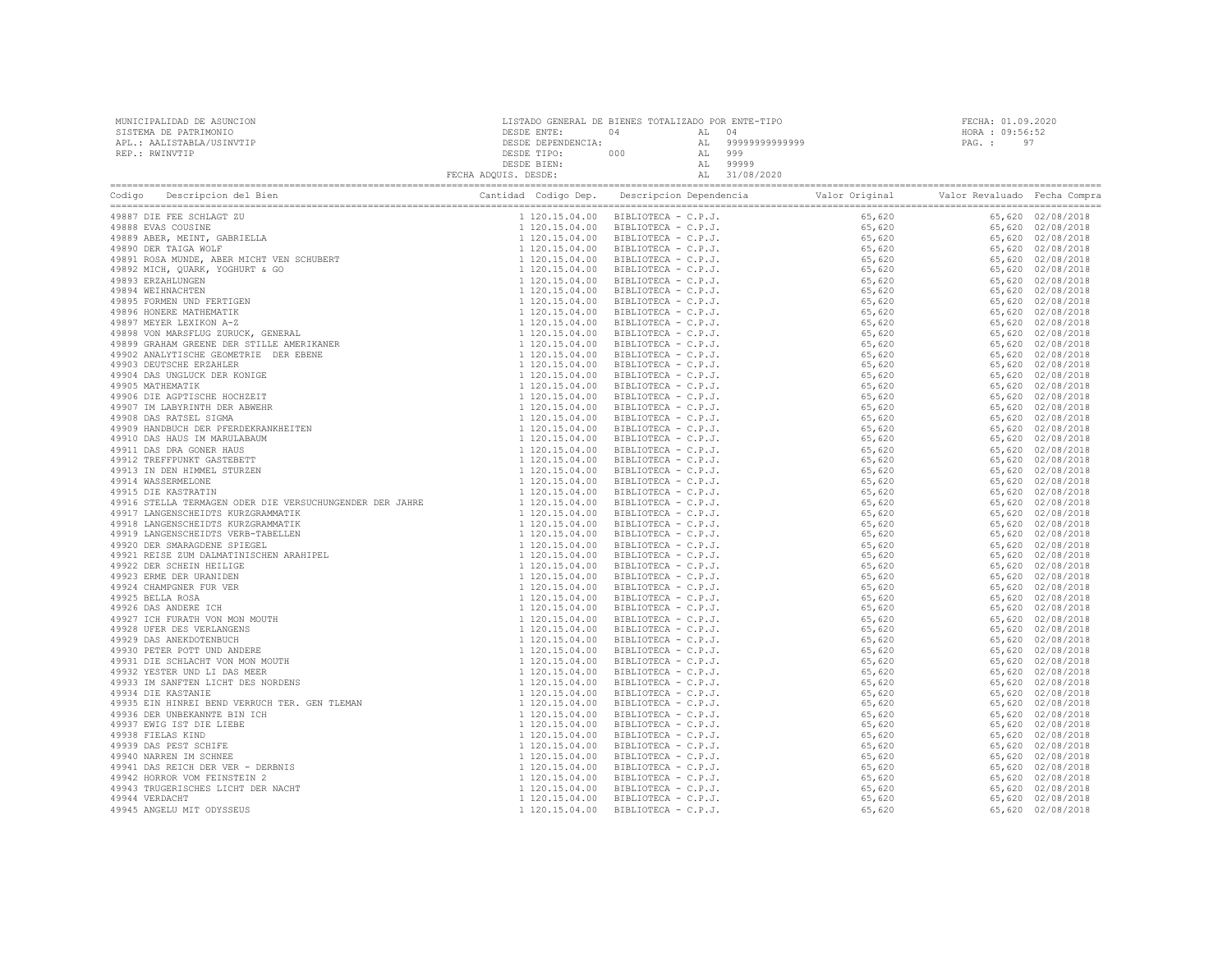MUNICIPALIDAD DE ASUNCION
SISTEMA DE PATRIMONIO
APL.: AALISTABLA/USINVTIP
REP.: RWINVTIP

LISTADO GENERAL DE BIENES TOTALIZADO POR ENTE-TIPO
DESDE ENTE: 04 AL 04
DESDE DEPENDENCIA: AL 99999999999999
DESDE TIPO: 000 AL 999
DESDE BIEN: AL 99999
FECHA ADQUIS. DESDE: AL 31/08/2020

FECHA: 01.09.2020
HORA : 09:56:52
PAG. : 97

| Codigo | Descripcion del Bien | Cantidad | Codigo Dep. | Descripcion Dependencia | Valor Original | Valor Revaluado | Fecha Compra |
|---|---|---|---|---|---|---|---|
| 49887 | DIE FEE SCHLAGT ZU | 1 | 120.15.04.00 | BIBLIOTECA - C.P.J. | 65,620 | 65,620 | 02/08/2018 |
| 49888 | EVAS COUSINE | 1 | 120.15.04.00 | BIBLIOTECA - C.P.J. | 65,620 | 65,620 | 02/08/2018 |
| 49889 | ABER, MEINT, GABRIELLA | 1 | 120.15.04.00 | BIBLIOTECA - C.P.J. | 65,620 | 65,620 | 02/08/2018 |
| 49890 | DER TAIGA WOLF | 1 | 120.15.04.00 | BIBLIOTECA - C.P.J. | 65,620 | 65,620 | 02/08/2018 |
| 49891 | ROSA MUNDE, ABER MICHT VEN SCHUBERT | 1 | 120.15.04.00 | BIBLIOTECA - C.P.J. | 65,620 | 65,620 | 02/08/2018 |
| 49892 | MICH, QUARK, YOGHURT & GO | 1 | 120.15.04.00 | BIBLIOTECA - C.P.J. | 65,620 | 65,620 | 02/08/2018 |
| 49893 | ERZAHLUNGEN | 1 | 120.15.04.00 | BIBLIOTECA - C.P.J. | 65,620 | 65,620 | 02/08/2018 |
| 49894 | WEIHNACHTEN | 1 | 120.15.04.00 | BIBLIOTECA - C.P.J. | 65,620 | 65,620 | 02/08/2018 |
| 49895 | FORMEN UND FERTIGEN | 1 | 120.15.04.00 | BIBLIOTECA - C.P.J. | 65,620 | 65,620 | 02/08/2018 |
| 49896 | HONERE MATHEMATIK | 1 | 120.15.04.00 | BIBLIOTECA - C.P.J. | 65,620 | 65,620 | 02/08/2018 |
| 49897 | MEYER LEXIKON A-Z | 1 | 120.15.04.00 | BIBLIOTECA - C.P.J. | 65,620 | 65,620 | 02/08/2018 |
| 49898 | VON MARSFLUG ZURUCK, GENERAL | 1 | 120.15.04.00 | BIBLIOTECA - C.P.J. | 65,620 | 65,620 | 02/08/2018 |
| 49899 | GRAHAM GREENE DER STILLE AMERIKANER | 1 | 120.15.04.00 | BIBLIOTECA - C.P.J. | 65,620 | 65,620 | 02/08/2018 |
| 49902 | ANALYTISCHE GEOMETRIE DER EBENE | 1 | 120.15.04.00 | BIBLIOTECA - C.P.J. | 65,620 | 65,620 | 02/08/2018 |
| 49903 | DEUTSCHE ERZAHLER | 1 | 120.15.04.00 | BIBLIOTECA - C.P.J. | 65,620 | 65,620 | 02/08/2018 |
| 49904 | DAS UNGLUCK DER KONIGE | 1 | 120.15.04.00 | BIBLIOTECA - C.P.J. | 65,620 | 65,620 | 02/08/2018 |
| 49905 | MATHEMATIK | 1 | 120.15.04.00 | BIBLIOTECA - C.P.J. | 65,620 | 65,620 | 02/08/2018 |
| 49906 | DIE AGPTISCHE HOCHZEIT | 1 | 120.15.04.00 | BIBLIOTECA - C.P.J. | 65,620 | 65,620 | 02/08/2018 |
| 49907 | IM LABYRINTH DER ABWEHR | 1 | 120.15.04.00 | BIBLIOTECA - C.P.J. | 65,620 | 65,620 | 02/08/2018 |
| 49908 | DAS RATSEL SIGMA | 1 | 120.15.04.00 | BIBLIOTECA - C.P.J. | 65,620 | 65,620 | 02/08/2018 |
| 49909 | HANDBUCH DER PFERDEKRANKHEITEN | 1 | 120.15.04.00 | BIBLIOTECA - C.P.J. | 65,620 | 65,620 | 02/08/2018 |
| 49910 | DAS HAUS IM MARULABAUM | 1 | 120.15.04.00 | BIBLIOTECA - C.P.J. | 65,620 | 65,620 | 02/08/2018 |
| 49911 | DAS DRA GONER HAUS | 1 | 120.15.04.00 | BIBLIOTECA - C.P.J. | 65,620 | 65,620 | 02/08/2018 |
| 49912 | TREFFPUNKT GASTEBETT | 1 | 120.15.04.00 | BIBLIOTECA - C.P.J. | 65,620 | 65,620 | 02/08/2018 |
| 49913 | IN DEN HIMMEL STURZEN | 1 | 120.15.04.00 | BIBLIOTECA - C.P.J. | 65,620 | 65,620 | 02/08/2018 |
| 49914 | WASSERMELONE | 1 | 120.15.04.00 | BIBLIOTECA - C.P.J. | 65,620 | 65,620 | 02/08/2018 |
| 49915 | DIE KASTRATIN | 1 | 120.15.04.00 | BIBLIOTECA - C.P.J. | 65,620 | 65,620 | 02/08/2018 |
| 49916 | STELLA TERMAGEN ODER DIE VERSUCHUNGENDER DER JAHRE | 1 | 120.15.04.00 | BIBLIOTECA - C.P.J. | 65,620 | 65,620 | 02/08/2018 |
| 49917 | LANGENSCHEIDTS KURZGRAMMATIK | 1 | 120.15.04.00 | BIBLIOTECA - C.P.J. | 65,620 | 65,620 | 02/08/2018 |
| 49918 | LANGENSCHEIDTS KURZGRAMMATIK | 1 | 120.15.04.00 | BIBLIOTECA - C.P.J. | 65,620 | 65,620 | 02/08/2018 |
| 49919 | LANGENSCHEIDTS VERB-TABELLEN | 1 | 120.15.04.00 | BIBLIOTECA - C.P.J. | 65,620 | 65,620 | 02/08/2018 |
| 49920 | DER SMARAGDENE SPIEGEL | 1 | 120.15.04.00 | BIBLIOTECA - C.P.J. | 65,620 | 65,620 | 02/08/2018 |
| 49921 | REISE ZUM DALMATINISCHEN ARAHIPEL | 1 | 120.15.04.00 | BIBLIOTECA - C.P.J. | 65,620 | 65,620 | 02/08/2018 |
| 49922 | DER SCHEIN HEILIGE | 1 | 120.15.04.00 | BIBLIOTECA - C.P.J. | 65,620 | 65,620 | 02/08/2018 |
| 49923 | ERME DER URANIDEN | 1 | 120.15.04.00 | BIBLIOTECA - C.P.J. | 65,620 | 65,620 | 02/08/2018 |
| 49924 | CHAMPGNER FUR VER | 1 | 120.15.04.00 | BIBLIOTECA - C.P.J. | 65,620 | 65,620 | 02/08/2018 |
| 49925 | BELLA ROSA | 1 | 120.15.04.00 | BIBLIOTECA - C.P.J. | 65,620 | 65,620 | 02/08/2018 |
| 49926 | DAS ANDERE ICH | 1 | 120.15.04.00 | BIBLIOTECA - C.P.J. | 65,620 | 65,620 | 02/08/2018 |
| 49927 | ICH FURATH VON MON MOUTH | 1 | 120.15.04.00 | BIBLIOTECA - C.P.J. | 65,620 | 65,620 | 02/08/2018 |
| 49928 | UFER DES VERLANGENS | 1 | 120.15.04.00 | BIBLIOTECA - C.P.J. | 65,620 | 65,620 | 02/08/2018 |
| 49929 | DAS ANEKDOTENBUCH | 1 | 120.15.04.00 | BIBLIOTECA - C.P.J. | 65,620 | 65,620 | 02/08/2018 |
| 49930 | PETER POTT UND ANDERE | 1 | 120.15.04.00 | BIBLIOTECA - C.P.J. | 65,620 | 65,620 | 02/08/2018 |
| 49931 | DIE SCHLACHT VON MON MOUTH | 1 | 120.15.04.00 | BIBLIOTECA - C.P.J. | 65,620 | 65,620 | 02/08/2018 |
| 49932 | YESTER UND LI DAS MEER | 1 | 120.15.04.00 | BIBLIOTECA - C.P.J. | 65,620 | 65,620 | 02/08/2018 |
| 49933 | IM SANFTEN LICHT DES NORDENS | 1 | 120.15.04.00 | BIBLIOTECA - C.P.J. | 65,620 | 65,620 | 02/08/2018 |
| 49934 | DIE KASTANIE | 1 | 120.15.04.00 | BIBLIOTECA - C.P.J. | 65,620 | 65,620 | 02/08/2018 |
| 49935 | EIN HINREI BEND VERRUCH TER. GEN TLEMAN | 1 | 120.15.04.00 | BIBLIOTECA - C.P.J. | 65,620 | 65,620 | 02/08/2018 |
| 49936 | DER UNBEKANNTE BIN ICH | 1 | 120.15.04.00 | BIBLIOTECA - C.P.J. | 65,620 | 65,620 | 02/08/2018 |
| 49937 | EWIG IST DIE LIEBE | 1 | 120.15.04.00 | BIBLIOTECA - C.P.J. | 65,620 | 65,620 | 02/08/2018 |
| 49938 | FIELAS KIND | 1 | 120.15.04.00 | BIBLIOTECA - C.P.J. | 65,620 | 65,620 | 02/08/2018 |
| 49939 | DAS PEST SCHIFE | 1 | 120.15.04.00 | BIBLIOTECA - C.P.J. | 65,620 | 65,620 | 02/08/2018 |
| 49940 | NARREN IM SCHNEE | 1 | 120.15.04.00 | BIBLIOTECA - C.P.J. | 65,620 | 65,620 | 02/08/2018 |
| 49941 | DAS REICH DER VER - DERBNIS | 1 | 120.15.04.00 | BIBLIOTECA - C.P.J. | 65,620 | 65,620 | 02/08/2018 |
| 49942 | HORROR VOM FEINSTEIN 2 | 1 | 120.15.04.00 | BIBLIOTECA - C.P.J. | 65,620 | 65,620 | 02/08/2018 |
| 49943 | TRUGERISCHES LICHT DER NACHT | 1 | 120.15.04.00 | BIBLIOTECA - C.P.J. | 65,620 | 65,620 | 02/08/2018 |
| 49944 | VERDACHT | 1 | 120.15.04.00 | BIBLIOTECA - C.P.J. | 65,620 | 65,620 | 02/08/2018 |
| 49945 | ANGELU MIT ODYSSEUS | 1 | 120.15.04.00 | BIBLIOTECA - C.P.J. | 65,620 | 65,620 | 02/08/2018 |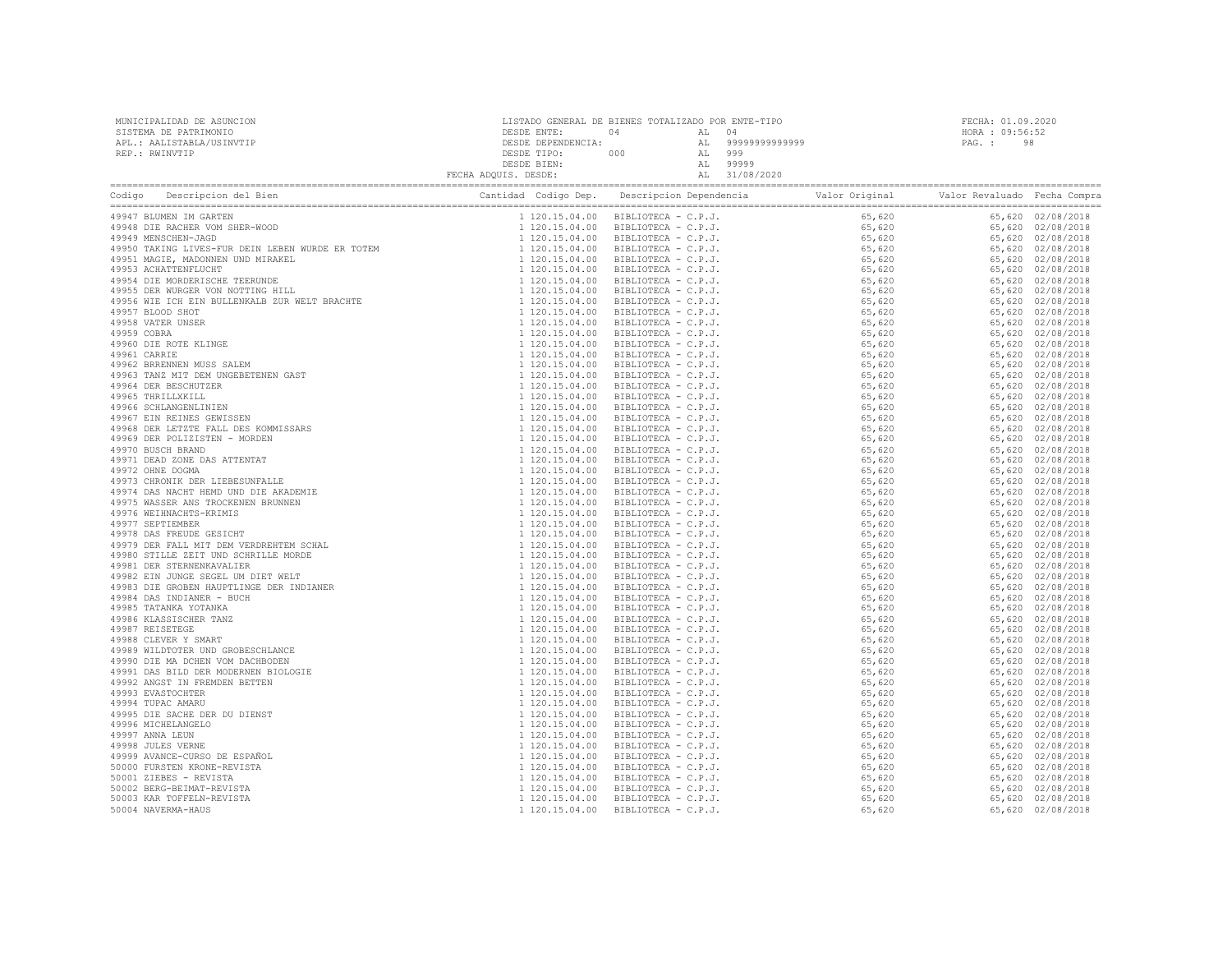MUNICIPALIDAD DE ASUNCION
SISTEMA DE PATRIMONIO
APL.: AALISTABLA/USINVTIP
REP.: RWINVTIP

LISTADO GENERAL DE BIENES TOTALIZADO POR ENTE-TIPO
DESDE ENTE: 04 AL 04
DESDE DEPENDENCIA: AL 99999999999999
DESDE TIPO: 000 AL 999
DESDE BIEN: AL 99999
FECHA ADQUIS. DESDE: AL 31/08/2020

FECHA: 01.09.2020
HORA : 09:56:52
PAG. : 98

| Codigo | Descripcion del Bien | Cantidad | Codigo Dep. | Descripcion Dependencia | Valor Original | Valor Revaluado | Fecha Compra |
|---|---|---|---|---|---|---|---|
| 49947 | BLUMEN IM GARTEN | 1 | 120.15.04.00 | BIBLIOTECA - C.P.J. | 65,620 | 65,620 | 02/08/2018 |
| 49948 | DIE RACHER VOM SHER-WOOD | 1 | 120.15.04.00 | BIBLIOTECA - C.P.J. | 65,620 | 65,620 | 02/08/2018 |
| 49949 | MENSCHEN-JAGD | 1 | 120.15.04.00 | BIBLIOTECA - C.P.J. | 65,620 | 65,620 | 02/08/2018 |
| 49950 | TAKING LIVES-FUR DEIN LEBEN WURDE ER TOTEM | 1 | 120.15.04.00 | BIBLIOTECA - C.P.J. | 65,620 | 65,620 | 02/08/2018 |
| 49951 | MAGIE, MADONNEN UND MIRAKEL | 1 | 120.15.04.00 | BIBLIOTECA - C.P.J. | 65,620 | 65,620 | 02/08/2018 |
| 49953 | ACHATTENFLUCHT | 1 | 120.15.04.00 | BIBLIOTECA - C.P.J. | 65,620 | 65,620 | 02/08/2018 |
| 49954 | DIE MORDERISCHE TEERUNDE | 1 | 120.15.04.00 | BIBLIOTECA - C.P.J. | 65,620 | 65,620 | 02/08/2018 |
| 49955 | DER WURGER VON NOTTING HILL | 1 | 120.15.04.00 | BIBLIOTECA - C.P.J. | 65,620 | 65,620 | 02/08/2018 |
| 49956 | WIE ICH EIN BULLENKALB ZUR WELT BRACHTE | 1 | 120.15.04.00 | BIBLIOTECA - C.P.J. | 65,620 | 65,620 | 02/08/2018 |
| 49957 | BLOOD SHOT | 1 | 120.15.04.00 | BIBLIOTECA - C.P.J. | 65,620 | 65,620 | 02/08/2018 |
| 49958 | VATER UNSER | 1 | 120.15.04.00 | BIBLIOTECA - C.P.J. | 65,620 | 65,620 | 02/08/2018 |
| 49959 | COBRA | 1 | 120.15.04.00 | BIBLIOTECA - C.P.J. | 65,620 | 65,620 | 02/08/2018 |
| 49960 | DIE ROTE KLINGE | 1 | 120.15.04.00 | BIBLIOTECA - C.P.J. | 65,620 | 65,620 | 02/08/2018 |
| 49961 | CARRIE | 1 | 120.15.04.00 | BIBLIOTECA - C.P.J. | 65,620 | 65,620 | 02/08/2018 |
| 49962 | BRRENNEN MUSS SALEM | 1 | 120.15.04.00 | BIBLIOTECA - C.P.J. | 65,620 | 65,620 | 02/08/2018 |
| 49963 | TANZ MIT DEM UNGEBETENEN GAST | 1 | 120.15.04.00 | BIBLIOTECA - C.P.J. | 65,620 | 65,620 | 02/08/2018 |
| 49964 | DER BESCHUTZER | 1 | 120.15.04.00 | BIBLIOTECA - C.P.J. | 65,620 | 65,620 | 02/08/2018 |
| 49965 | THRILLXKILL | 1 | 120.15.04.00 | BIBLIOTECA - C.P.J. | 65,620 | 65,620 | 02/08/2018 |
| 49966 | SCHLANGENLINIEN | 1 | 120.15.04.00 | BIBLIOTECA - C.P.J. | 65,620 | 65,620 | 02/08/2018 |
| 49967 | EIN REINES GEWISSEN | 1 | 120.15.04.00 | BIBLIOTECA - C.P.J. | 65,620 | 65,620 | 02/08/2018 |
| 49968 | DER LETZTE FALL DES KOMMISSARS | 1 | 120.15.04.00 | BIBLIOTECA - C.P.J. | 65,620 | 65,620 | 02/08/2018 |
| 49969 | DER POLIZISTEN - MORDEN | 1 | 120.15.04.00 | BIBLIOTECA - C.P.J. | 65,620 | 65,620 | 02/08/2018 |
| 49970 | BUSCH BRAND | 1 | 120.15.04.00 | BIBLIOTECA - C.P.J. | 65,620 | 65,620 | 02/08/2018 |
| 49971 | DEAD ZONE DAS ATTENTAT | 1 | 120.15.04.00 | BIBLIOTECA - C.P.J. | 65,620 | 65,620 | 02/08/2018 |
| 49972 | OHNE DOGMA | 1 | 120.15.04.00 | BIBLIOTECA - C.P.J. | 65,620 | 65,620 | 02/08/2018 |
| 49973 | CHRONIK DER LIEBESUNFALLE | 1 | 120.15.04.00 | BIBLIOTECA - C.P.J. | 65,620 | 65,620 | 02/08/2018 |
| 49974 | DAS NACHT HEMD UND DIE AKADEMIE | 1 | 120.15.04.00 | BIBLIOTECA - C.P.J. | 65,620 | 65,620 | 02/08/2018 |
| 49975 | WASSER ANS TROCKENEN BRUNNEN | 1 | 120.15.04.00 | BIBLIOTECA - C.P.J. | 65,620 | 65,620 | 02/08/2018 |
| 49976 | WEIHNACHTS-KRIMIS | 1 | 120.15.04.00 | BIBLIOTECA - C.P.J. | 65,620 | 65,620 | 02/08/2018 |
| 49977 | SEPTIEMBER | 1 | 120.15.04.00 | BIBLIOTECA - C.P.J. | 65,620 | 65,620 | 02/08/2018 |
| 49978 | DAS FREUDE GESICHT | 1 | 120.15.04.00 | BIBLIOTECA - C.P.J. | 65,620 | 65,620 | 02/08/2018 |
| 49979 | DER FALL MIT DEM VERDREHTEM SCHAL | 1 | 120.15.04.00 | BIBLIOTECA - C.P.J. | 65,620 | 65,620 | 02/08/2018 |
| 49980 | STILLE ZEIT UND SCHRILLE MORDE | 1 | 120.15.04.00 | BIBLIOTECA - C.P.J. | 65,620 | 65,620 | 02/08/2018 |
| 49981 | DER STERNENKAVALIER | 1 | 120.15.04.00 | BIBLIOTECA - C.P.J. | 65,620 | 65,620 | 02/08/2018 |
| 49982 | EIN JUNGE SEGEL UM DIET WELT | 1 | 120.15.04.00 | BIBLIOTECA - C.P.J. | 65,620 | 65,620 | 02/08/2018 |
| 49983 | DIE GROBEN HAUPTLINGE DER INDIANER | 1 | 120.15.04.00 | BIBLIOTECA - C.P.J. | 65,620 | 65,620 | 02/08/2018 |
| 49984 | DAS INDIANER - BUCH | 1 | 120.15.04.00 | BIBLIOTECA - C.P.J. | 65,620 | 65,620 | 02/08/2018 |
| 49985 | TATANKA YOTANKA | 1 | 120.15.04.00 | BIBLIOTECA - C.P.J. | 65,620 | 65,620 | 02/08/2018 |
| 49986 | KLASSISCHER TANZ | 1 | 120.15.04.00 | BIBLIOTECA - C.P.J. | 65,620 | 65,620 | 02/08/2018 |
| 49987 | REISETEGE | 1 | 120.15.04.00 | BIBLIOTECA - C.P.J. | 65,620 | 65,620 | 02/08/2018 |
| 49988 | CLEVER Y SMART | 1 | 120.15.04.00 | BIBLIOTECA - C.P.J. | 65,620 | 65,620 | 02/08/2018 |
| 49989 | WILDTOTER UND GROBESCHLANCE | 1 | 120.15.04.00 | BIBLIOTECA - C.P.J. | 65,620 | 65,620 | 02/08/2018 |
| 49990 | DIE MA DCHEN VOM DACHBODEN | 1 | 120.15.04.00 | BIBLIOTECA - C.P.J. | 65,620 | 65,620 | 02/08/2018 |
| 49991 | DAS BILD DER MODERNEN BIOLOGIE | 1 | 120.15.04.00 | BIBLIOTECA - C.P.J. | 65,620 | 65,620 | 02/08/2018 |
| 49992 | ANGST IN FREMDEN BETTEN | 1 | 120.15.04.00 | BIBLIOTECA - C.P.J. | 65,620 | 65,620 | 02/08/2018 |
| 49993 | EVASTOCHTER | 1 | 120.15.04.00 | BIBLIOTECA - C.P.J. | 65,620 | 65,620 | 02/08/2018 |
| 49994 | TUPAC AMARU | 1 | 120.15.04.00 | BIBLIOTECA - C.P.J. | 65,620 | 65,620 | 02/08/2018 |
| 49995 | DIE SACHE DER DU DIENST | 1 | 120.15.04.00 | BIBLIOTECA - C.P.J. | 65,620 | 65,620 | 02/08/2018 |
| 49996 | MICHELANGELO | 1 | 120.15.04.00 | BIBLIOTECA - C.P.J. | 65,620 | 65,620 | 02/08/2018 |
| 49997 | ANNA LEUN | 1 | 120.15.04.00 | BIBLIOTECA - C.P.J. | 65,620 | 65,620 | 02/08/2018 |
| 49998 | JULES VERNE | 1 | 120.15.04.00 | BIBLIOTECA - C.P.J. | 65,620 | 65,620 | 02/08/2018 |
| 49999 | AVANCE-CURSO DE ESPAÑOL | 1 | 120.15.04.00 | BIBLIOTECA - C.P.J. | 65,620 | 65,620 | 02/08/2018 |
| 50000 | FURSTEN KRONE-REVISTA | 1 | 120.15.04.00 | BIBLIOTECA - C.P.J. | 65,620 | 65,620 | 02/08/2018 |
| 50001 | ZIEBES - REVISTA | 1 | 120.15.04.00 | BIBLIOTECA - C.P.J. | 65,620 | 65,620 | 02/08/2018 |
| 50002 | BERG-BEIMAT-REVISTA | 1 | 120.15.04.00 | BIBLIOTECA - C.P.J. | 65,620 | 65,620 | 02/08/2018 |
| 50003 | KAR TOFFELN-REVISTA | 1 | 120.15.04.00 | BIBLIOTECA - C.P.J. | 65,620 | 65,620 | 02/08/2018 |
| 50004 | NAVERMA-HAUS | 1 | 120.15.04.00 | BIBLIOTECA - C.P.J. | 65,620 | 65,620 | 02/08/2018 |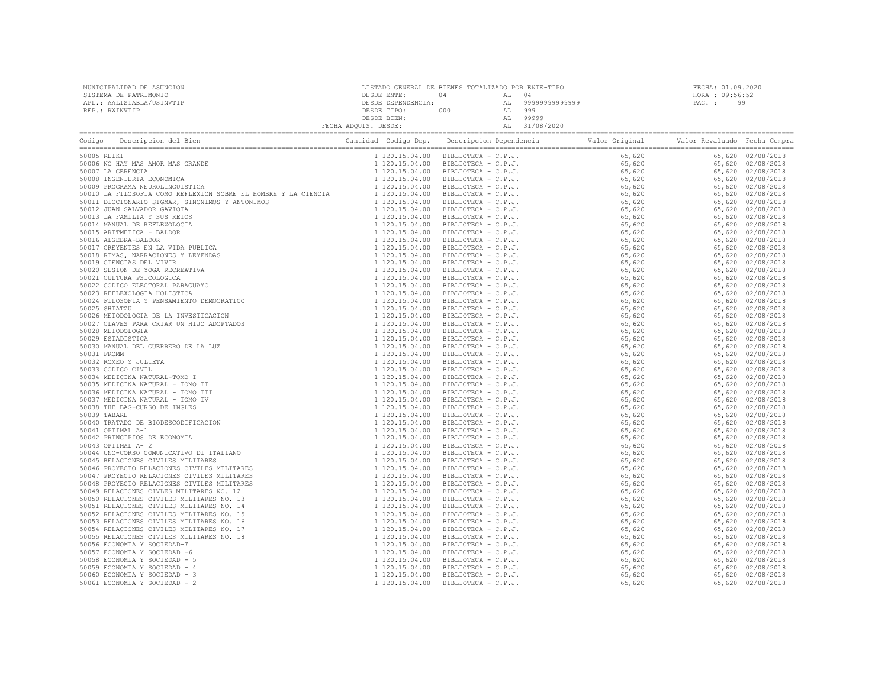| MUNICIPALIDAD DE ASUNCION | LISTADO GENERAL DE BIENES TOTALIZADO POR ENTE-TIPO | FECHA: 01.09.2020 |
|---|---|---|
| SISTEMA DE PATRIMONIO | DESDE ENTE: 04 AL 04 | HORA : 09:56:52 |
| APL.: AALISTABLA/USINVTIP | DESDE DEPENDENCIA: AL 99999999999999 | |
| REP.: RWINVTIP | DESDE TIPO: 000 AL 999 | |
| | DESDE BIEN: AL 99999 | |
| | FECHA ADQUIS. DESDE: AL 31/08/2020 | |

| Codigo | Descripcion del Bien | Cantidad | Codigo Dep. | Descripcion Dependencia | Valor Original | Valor Revaluado | Fecha Compra |
|---|---|---|---|---|---|---|---|
| 50005 | REIKI | 1 | 120.15.04.00 | BIBLIOTECA - C.P.J. | 65,620 | 65,620 | 02/08/2018 |
| 50006 | NO HAY MAS AMOR MAS GRANDE | 1 | 120.15.04.00 | BIBLIOTECA - C.P.J. | 65,620 | 65,620 | 02/08/2018 |
| 50007 | LA GERENCIA | 1 | 120.15.04.00 | BIBLIOTECA - C.P.J. | 65,620 | 65,620 | 02/08/2018 |
| 50008 | INGENIERIA ECONOMICA | 1 | 120.15.04.00 | BIBLIOTECA - C.P.J. | 65,620 | 65,620 | 02/08/2018 |
| 50009 | PROGRAMA NEUROLINGUISTICA | 1 | 120.15.04.00 | BIBLIOTECA - C.P.J. | 65,620 | 65,620 | 02/08/2018 |
| 50010 | LA FILOSOFIA COMO REFLEXION SOBRE EL HOMBRE Y LA CIENCIA | 1 | 120.15.04.00 | BIBLIOTECA - C.P.J. | 65,620 | 65,620 | 02/08/2018 |
| 50011 | DICCIONARIO SIGMAR, SINONIMOS Y ANTONIMOS | 1 | 120.15.04.00 | BIBLIOTECA - C.P.J. | 65,620 | 65,620 | 02/08/2018 |
| 50012 | JUAN SALVADOR GAVIOTA | 1 | 120.15.04.00 | BIBLIOTECA - C.P.J. | 65,620 | 65,620 | 02/08/2018 |
| 50013 | LA FAMILIA Y SUS RETOS | 1 | 120.15.04.00 | BIBLIOTECA - C.P.J. | 65,620 | 65,620 | 02/08/2018 |
| 50014 | MANUAL DE REFLEXOLOGIA | 1 | 120.15.04.00 | BIBLIOTECA - C.P.J. | 65,620 | 65,620 | 02/08/2018 |
| 50015 | ARITMETICA - BALDOR | 1 | 120.15.04.00 | BIBLIOTECA - C.P.J. | 65,620 | 65,620 | 02/08/2018 |
| 50016 | ALGEBRA-BALDOR | 1 | 120.15.04.00 | BIBLIOTECA - C.P.J. | 65,620 | 65,620 | 02/08/2018 |
| 50017 | CREYENTES EN LA VIDA PUBLICA | 1 | 120.15.04.00 | BIBLIOTECA - C.P.J. | 65,620 | 65,620 | 02/08/2018 |
| 50018 | RIMAS, NARRACIONES Y LEYENDAS | 1 | 120.15.04.00 | BIBLIOTECA - C.P.J. | 65,620 | 65,620 | 02/08/2018 |
| 50019 | CIENCIAS DEL VIVIR | 1 | 120.15.04.00 | BIBLIOTECA - C.P.J. | 65,620 | 65,620 | 02/08/2018 |
| 50020 | SESION DE YOGA RECREATIVA | 1 | 120.15.04.00 | BIBLIOTECA - C.P.J. | 65,620 | 65,620 | 02/08/2018 |
| 50021 | CULTURA PSICOLOGICA | 1 | 120.15.04.00 | BIBLIOTECA - C.P.J. | 65,620 | 65,620 | 02/08/2018 |
| 50022 | CODIGO ELECTORAL PARAGUAYO | 1 | 120.15.04.00 | BIBLIOTECA - C.P.J. | 65,620 | 65,620 | 02/08/2018 |
| 50023 | REFLEXOLOGIA HOLISTICA | 1 | 120.15.04.00 | BIBLIOTECA - C.P.J. | 65,620 | 65,620 | 02/08/2018 |
| 50024 | FILOSOFIA Y PENSAMIENTO DEMOCRATICO | 1 | 120.15.04.00 | BIBLIOTECA - C.P.J. | 65,620 | 65,620 | 02/08/2018 |
| 50025 | SHIATZU | 1 | 120.15.04.00 | BIBLIOTECA - C.P.J. | 65,620 | 65,620 | 02/08/2018 |
| 50026 | METODOLOGIA DE LA INVESTIGACION | 1 | 120.15.04.00 | BIBLIOTECA - C.P.J. | 65,620 | 65,620 | 02/08/2018 |
| 50027 | CLAVES PARA CRIAR UN HIJO ADOPTADOS | 1 | 120.15.04.00 | BIBLIOTECA - C.P.J. | 65,620 | 65,620 | 02/08/2018 |
| 50028 | METODOLOGIA | 1 | 120.15.04.00 | BIBLIOTECA - C.P.J. | 65,620 | 65,620 | 02/08/2018 |
| 50029 | ESTADISTICA | 1 | 120.15.04.00 | BIBLIOTECA - C.P.J. | 65,620 | 65,620 | 02/08/2018 |
| 50030 | MANUAL DEL GUERRERO DE LA LUZ | 1 | 120.15.04.00 | BIBLIOTECA - C.P.J. | 65,620 | 65,620 | 02/08/2018 |
| 50031 | FROMM | 1 | 120.15.04.00 | BIBLIOTECA - C.P.J. | 65,620 | 65,620 | 02/08/2018 |
| 50032 | ROMEO Y JULIETA | 1 | 120.15.04.00 | BIBLIOTECA - C.P.J. | 65,620 | 65,620 | 02/08/2018 |
| 50033 | CODIGO CIVIL | 1 | 120.15.04.00 | BIBLIOTECA - C.P.J. | 65,620 | 65,620 | 02/08/2018 |
| 50034 | MEDICINA NATURAL-TOMO I | 1 | 120.15.04.00 | BIBLIOTECA - C.P.J. | 65,620 | 65,620 | 02/08/2018 |
| 50035 | MEDICINA NATURAL - TOMO II | 1 | 120.15.04.00 | BIBLIOTECA - C.P.J. | 65,620 | 65,620 | 02/08/2018 |
| 50036 | MEDICINA NATURAL - TOMO III | 1 | 120.15.04.00 | BIBLIOTECA - C.P.J. | 65,620 | 65,620 | 02/08/2018 |
| 50037 | MEDICINA NATURAL - TOMO IV | 1 | 120.15.04.00 | BIBLIOTECA - C.P.J. | 65,620 | 65,620 | 02/08/2018 |
| 50038 | THE BAG-CURSO DE INGLES | 1 | 120.15.04.00 | BIBLIOTECA - C.P.J. | 65,620 | 65,620 | 02/08/2018 |
| 50039 | TABARE | 1 | 120.15.04.00 | BIBLIOTECA - C.P.J. | 65,620 | 65,620 | 02/08/2018 |
| 50040 | TRATADO DE BIODESCODIFICACION | 1 | 120.15.04.00 | BIBLIOTECA - C.P.J. | 65,620 | 65,620 | 02/08/2018 |
| 50041 | OPTIMAL A-1 | 1 | 120.15.04.00 | BIBLIOTECA - C.P.J. | 65,620 | 65,620 | 02/08/2018 |
| 50042 | PRINCIPIOS DE ECONOMIA | 1 | 120.15.04.00 | BIBLIOTECA - C.P.J. | 65,620 | 65,620 | 02/08/2018 |
| 50043 | OPTIMAL A- 2 | 1 | 120.15.04.00 | BIBLIOTECA - C.P.J. | 65,620 | 65,620 | 02/08/2018 |
| 50044 | UNO-CORSO COMUNICATIVO DI ITALIANO | 1 | 120.15.04.00 | BIBLIOTECA - C.P.J. | 65,620 | 65,620 | 02/08/2018 |
| 50045 | RELACIONES CIVILES MILITARES | 1 | 120.15.04.00 | BIBLIOTECA - C.P.J. | 65,620 | 65,620 | 02/08/2018 |
| 50046 | PROYECTO RELACIONES CIVILES MILITARES | 1 | 120.15.04.00 | BIBLIOTECA - C.P.J. | 65,620 | 65,620 | 02/08/2018 |
| 50047 | PROYECTO RELACIONES CIVILES MILITARES | 1 | 120.15.04.00 | BIBLIOTECA - C.P.J. | 65,620 | 65,620 | 02/08/2018 |
| 50048 | PROYECTO RELACIONES CIVILES MILITARES | 1 | 120.15.04.00 | BIBLIOTECA - C.P.J. | 65,620 | 65,620 | 02/08/2018 |
| 50049 | RELACIONES CIVLES MILITARES NO. 12 | 1 | 120.15.04.00 | BIBLIOTECA - C.P.J. | 65,620 | 65,620 | 02/08/2018 |
| 50050 | RELACIONES CIVILES MILITARES NO. 13 | 1 | 120.15.04.00 | BIBLIOTECA - C.P.J. | 65,620 | 65,620 | 02/08/2018 |
| 50051 | RELACIONES CIVILES MILITARES NO. 14 | 1 | 120.15.04.00 | BIBLIOTECA - C.P.J. | 65,620 | 65,620 | 02/08/2018 |
| 50052 | RELACIONES CIVILES MILITARES NO. 15 | 1 | 120.15.04.00 | BIBLIOTECA - C.P.J. | 65,620 | 65,620 | 02/08/2018 |
| 50053 | RELACIONES CIVILES MILITARES NO. 16 | 1 | 120.15.04.00 | BIBLIOTECA - C.P.J. | 65,620 | 65,620 | 02/08/2018 |
| 50054 | RELACIONES CIVILES MILITARES NO. 17 | 1 | 120.15.04.00 | BIBLIOTECA - C.P.J. | 65,620 | 65,620 | 02/08/2018 |
| 50055 | RELACIONES CIVILES MILITARES NO. 18 | 1 | 120.15.04.00 | BIBLIOTECA - C.P.J. | 65,620 | 65,620 | 02/08/2018 |
| 50056 | ECONOMIA Y SOCIEDAD-7 | 1 | 120.15.04.00 | BIBLIOTECA - C.P.J. | 65,620 | 65,620 | 02/08/2018 |
| 50057 | ECONOMIA Y SOCIEDAD -6 | 1 | 120.15.04.00 | BIBLIOTECA - C.P.J. | 65,620 | 65,620 | 02/08/2018 |
| 50058 | ECONOMIA Y SOCIEDAD - 5 | 1 | 120.15.04.00 | BIBLIOTECA - C.P.J. | 65,620 | 65,620 | 02/08/2018 |
| 50059 | ECONOMIA Y SOCIEDAD - 4 | 1 | 120.15.04.00 | BIBLIOTECA - C.P.J. | 65,620 | 65,620 | 02/08/2018 |
| 50060 | ECONOMIA Y SOCIEDAD - 3 | 1 | 120.15.04.00 | BIBLIOTECA - C.P.J. | 65,620 | 65,620 | 02/08/2018 |
| 50061 | ECONOMIA Y SOCIEDAD - 2 | 1 | 120.15.04.00 | BIBLIOTECA - C.P.J. | 65,620 | 65,620 | 02/08/2018 |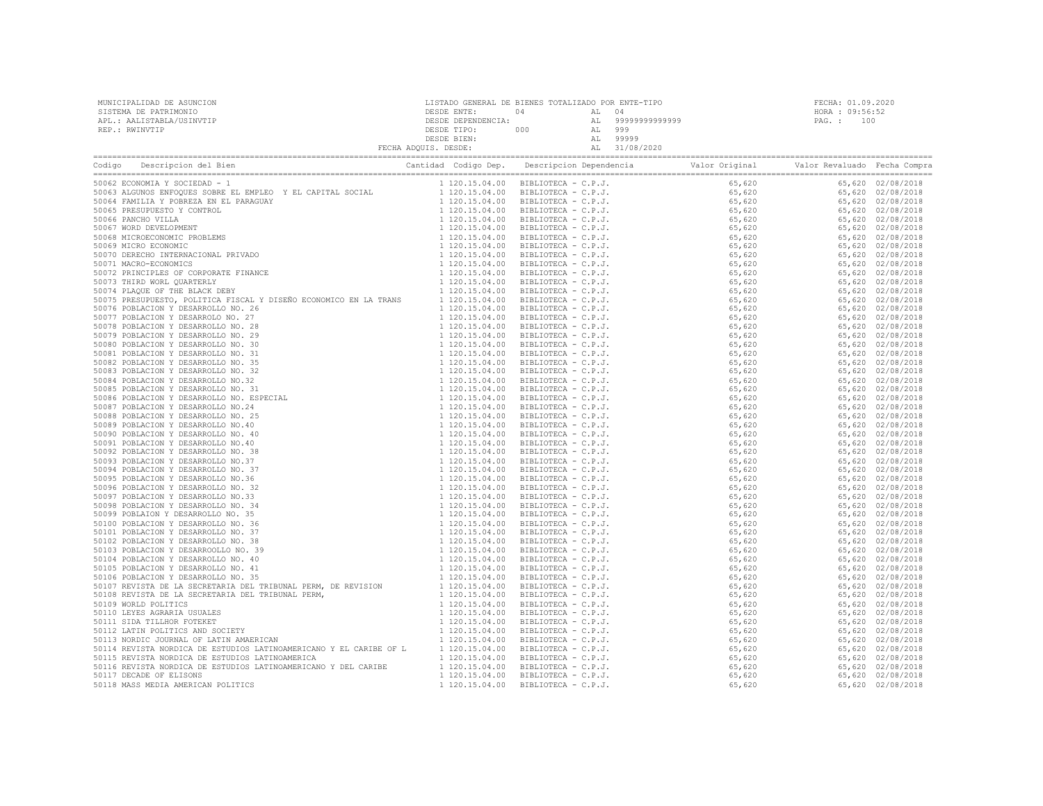MUNICIPALIDAD DE ASUNCION
SISTEMA DE PATRIMONIO
APL.: AALISTABLA/USINVTIP
REP.: RWINVTIP

LISTADO GENERAL DE BIENES TOTALIZADO POR ENTE-TIPO
DESDE ENTE: 04 AL 04
DESDE DEPENDENCIA: AL 99999999999999
DESDE TIPO: 000 AL 999
DESDE BIEN: AL 99999
FECHA ADQUIS. DESDE: AL 31/08/2020

FECHA: 01.09.2020
HORA : 09:56:52
PAG. : 100

| Codigo | Descripcion del Bien | Cantidad | Codigo Dep. | Descripcion Dependencia | Valor Original | Valor Revaluado | Fecha Compra |
|---|---|---|---|---|---|---|---|
| 50062 | ECONOMIA Y SOCIEDAD - 1 | 1 | 120.15.04.00 | BIBLIOTECA - C.P.J. | 65,620 | 65,620 | 02/08/2018 |
| 50063 | ALGUNOS ENFOQUES SOBRE EL EMPLEO Y EL CAPITAL SOCIAL | 1 | 120.15.04.00 | BIBLIOTECA - C.P.J. | 65,620 | 65,620 | 02/08/2018 |
| 50064 | FAMILIA Y POBREZA EN EL PARAGUAY | 1 | 120.15.04.00 | BIBLIOTECA - C.P.J. | 65,620 | 65,620 | 02/08/2018 |
| 50065 | PRESUPUESTO Y CONTROL | 1 | 120.15.04.00 | BIBLIOTECA - C.P.J. | 65,620 | 65,620 | 02/08/2018 |
| 50066 | PANCHO VILLA | 1 | 120.15.04.00 | BIBLIOTECA - C.P.J. | 65,620 | 65,620 | 02/08/2018 |
| 50067 | WORD DEVELOPMENT | 1 | 120.15.04.00 | BIBLIOTECA - C.P.J. | 65,620 | 65,620 | 02/08/2018 |
| 50068 | MICROECONOMIC PROBLEMS | 1 | 120.15.04.00 | BIBLIOTECA - C.P.J. | 65,620 | 65,620 | 02/08/2018 |
| 50069 | MICRO ECONOMIC | 1 | 120.15.04.00 | BIBLIOTECA - C.P.J. | 65,620 | 65,620 | 02/08/2018 |
| 50070 | DERECHO INTERNACIONAL PRIVADO | 1 | 120.15.04.00 | BIBLIOTECA - C.P.J. | 65,620 | 65,620 | 02/08/2018 |
| 50071 | MACRO-ECONOMICS | 1 | 120.15.04.00 | BIBLIOTECA - C.P.J. | 65,620 | 65,620 | 02/08/2018 |
| 50072 | PRINCIPLES OF CORPORATE FINANCE | 1 | 120.15.04.00 | BIBLIOTECA - C.P.J. | 65,620 | 65,620 | 02/08/2018 |
| 50073 | THIRD WORL QUARTERLY | 1 | 120.15.04.00 | BIBLIOTECA - C.P.J. | 65,620 | 65,620 | 02/08/2018 |
| 50074 | PLAQUE OF THE BLACK DEBY | 1 | 120.15.04.00 | BIBLIOTECA - C.P.J. | 65,620 | 65,620 | 02/08/2018 |
| 50075 | PRESUPUESTO, POLITICA FISCAL Y DISEÑO ECONOMICO EN LA TRANS | 1 | 120.15.04.00 | BIBLIOTECA - C.P.J. | 65,620 | 65,620 | 02/08/2018 |
| 50076 | POBLACION Y DESARROLLO NO. 26 | 1 | 120.15.04.00 | BIBLIOTECA - C.P.J. | 65,620 | 65,620 | 02/08/2018 |
| 50077 | POBLACION Y DESARROLO NO. 27 | 1 | 120.15.04.00 | BIBLIOTECA - C.P.J. | 65,620 | 65,620 | 02/08/2018 |
| 50078 | POBLACION Y DESARROLLO NO. 28 | 1 | 120.15.04.00 | BIBLIOTECA - C.P.J. | 65,620 | 65,620 | 02/08/2018 |
| 50079 | POBLACION Y DESARROLLO NO. 29 | 1 | 120.15.04.00 | BIBLIOTECA - C.P.J. | 65,620 | 65,620 | 02/08/2018 |
| 50080 | POBLACION Y DESARROLLO NO. 30 | 1 | 120.15.04.00 | BIBLIOTECA - C.P.J. | 65,620 | 65,620 | 02/08/2018 |
| 50081 | POBLACION Y DESARROLLO NO. 31 | 1 | 120.15.04.00 | BIBLIOTECA - C.P.J. | 65,620 | 65,620 | 02/08/2018 |
| 50082 | POBLACION Y DESARROLLO NO. 35 | 1 | 120.15.04.00 | BIBLIOTECA - C.P.J. | 65,620 | 65,620 | 02/08/2018 |
| 50083 | POBLACION Y DESARROLLO NO. 32 | 1 | 120.15.04.00 | BIBLIOTECA - C.P.J. | 65,620 | 65,620 | 02/08/2018 |
| 50084 | POBLACION Y DESARROLLO NO.32 | 1 | 120.15.04.00 | BIBLIOTECA - C.P.J. | 65,620 | 65,620 | 02/08/2018 |
| 50085 | POBLACION Y DESARROLLO NO. 31 | 1 | 120.15.04.00 | BIBLIOTECA - C.P.J. | 65,620 | 65,620 | 02/08/2018 |
| 50086 | POBLACION Y DESARROLLO NO. ESPECIAL | 1 | 120.15.04.00 | BIBLIOTECA - C.P.J. | 65,620 | 65,620 | 02/08/2018 |
| 50087 | POBLACION Y DESARROLLO NO.24 | 1 | 120.15.04.00 | BIBLIOTECA - C.P.J. | 65,620 | 65,620 | 02/08/2018 |
| 50088 | POBLACION Y DESARROLLO NO. 25 | 1 | 120.15.04.00 | BIBLIOTECA - C.P.J. | 65,620 | 65,620 | 02/08/2018 |
| 50089 | POBLACION Y DESARROLLO NO.40 | 1 | 120.15.04.00 | BIBLIOTECA - C.P.J. | 65,620 | 65,620 | 02/08/2018 |
| 50090 | POBLACION Y DESARROLLO NO. 40 | 1 | 120.15.04.00 | BIBLIOTECA - C.P.J. | 65,620 | 65,620 | 02/08/2018 |
| 50091 | POBLACION Y DESARROLLO NO.40 | 1 | 120.15.04.00 | BIBLIOTECA - C.P.J. | 65,620 | 65,620 | 02/08/2018 |
| 50092 | POBLACION Y DESARROLLO NO. 38 | 1 | 120.15.04.00 | BIBLIOTECA - C.P.J. | 65,620 | 65,620 | 02/08/2018 |
| 50093 | POBLACION Y DESARROLLO NO.37 | 1 | 120.15.04.00 | BIBLIOTECA - C.P.J. | 65,620 | 65,620 | 02/08/2018 |
| 50094 | POBLACION Y DESARROLLO NO. 37 | 1 | 120.15.04.00 | BIBLIOTECA - C.P.J. | 65,620 | 65,620 | 02/08/2018 |
| 50095 | POBLACION Y DESARROLLO NO.36 | 1 | 120.15.04.00 | BIBLIOTECA - C.P.J. | 65,620 | 65,620 | 02/08/2018 |
| 50096 | POBLACION Y DESARROLLO NO. 32 | 1 | 120.15.04.00 | BIBLIOTECA - C.P.J. | 65,620 | 65,620 | 02/08/2018 |
| 50097 | POBLACION Y DESARROLLO NO.33 | 1 | 120.15.04.00 | BIBLIOTECA - C.P.J. | 65,620 | 65,620 | 02/08/2018 |
| 50098 | POBLACION Y DESARROLLO NO. 34 | 1 | 120.15.04.00 | BIBLIOTECA - C.P.J. | 65,620 | 65,620 | 02/08/2018 |
| 50099 | POBLAION Y DESARROLLO NO. 35 | 1 | 120.15.04.00 | BIBLIOTECA - C.P.J. | 65,620 | 65,620 | 02/08/2018 |
| 50100 | POBLACION Y DESARROLLO NO. 36 | 1 | 120.15.04.00 | BIBLIOTECA - C.P.J. | 65,620 | 65,620 | 02/08/2018 |
| 50101 | POBLACION Y DESARROLLO NO. 37 | 1 | 120.15.04.00 | BIBLIOTECA - C.P.J. | 65,620 | 65,620 | 02/08/2018 |
| 50102 | POBLACION Y DESARROLLO NO. 38 | 1 | 120.15.04.00 | BIBLIOTECA - C.P.J. | 65,620 | 65,620 | 02/08/2018 |
| 50103 | POBLACION Y DESARROOLLO NO. 39 | 1 | 120.15.04.00 | BIBLIOTECA - C.P.J. | 65,620 | 65,620 | 02/08/2018 |
| 50104 | POBLACION Y DESARROLLO NO. 40 | 1 | 120.15.04.00 | BIBLIOTECA - C.P.J. | 65,620 | 65,620 | 02/08/2018 |
| 50105 | POBLACION Y DESARROLLO NO. 41 | 1 | 120.15.04.00 | BIBLIOTECA - C.P.J. | 65,620 | 65,620 | 02/08/2018 |
| 50106 | POBLACION Y DESARROLLO NO. 35 | 1 | 120.15.04.00 | BIBLIOTECA - C.P.J. | 65,620 | 65,620 | 02/08/2018 |
| 50107 | REVISTA DE LA SECRETARIA DEL TRIBUNAL PERM, DE REVISION | 1 | 120.15.04.00 | BIBLIOTECA - C.P.J. | 65,620 | 65,620 | 02/08/2018 |
| 50108 | REVISTA DE LA SECRETARIA DEL TRIBUNAL PERM, | 1 | 120.15.04.00 | BIBLIOTECA - C.P.J. | 65,620 | 65,620 | 02/08/2018 |
| 50109 | WORLD POLITICS | 1 | 120.15.04.00 | BIBLIOTECA - C.P.J. | 65,620 | 65,620 | 02/08/2018 |
| 50110 | LEYES AGRARIA USUALES | 1 | 120.15.04.00 | BIBLIOTECA - C.P.J. | 65,620 | 65,620 | 02/08/2018 |
| 50111 | SIDA TILLHOR FOTEKET | 1 | 120.15.04.00 | BIBLIOTECA - C.P.J. | 65,620 | 65,620 | 02/08/2018 |
| 50112 | LATIN POLITICS AND SOCIETY | 1 | 120.15.04.00 | BIBLIOTECA - C.P.J. | 65,620 | 65,620 | 02/08/2018 |
| 50113 | NORDIC JOURNAL OF LATIN AMAERICAN | 1 | 120.15.04.00 | BIBLIOTECA - C.P.J. | 65,620 | 65,620 | 02/08/2018 |
| 50114 | REVISTA NORDICA DE ESTUDIOS LATINOAMERICANO Y EL CARIBE OF L | 1 | 120.15.04.00 | BIBLIOTECA - C.P.J. | 65,620 | 65,620 | 02/08/2018 |
| 50115 | REVISTA NORDICA DE ESTUDIOS LATINOAMERICA | 1 | 120.15.04.00 | BIBLIOTECA - C.P.J. | 65,620 | 65,620 | 02/08/2018 |
| 50116 | REVISTA NORDICA DE ESTUDIOS LATINOAMERICANO Y DEL CARIBE | 1 | 120.15.04.00 | BIBLIOTECA - C.P.J. | 65,620 | 65,620 | 02/08/2018 |
| 50117 | DECADE OF ELISONS | 1 | 120.15.04.00 | BIBLIOTECA - C.P.J. | 65,620 | 65,620 | 02/08/2018 |
| 50118 | MASS MEDIA AMERICAN POLITICS | 1 | 120.15.04.00 | BIBLIOTECA - C.P.J. | 65,620 | 65,620 | 02/08/2018 |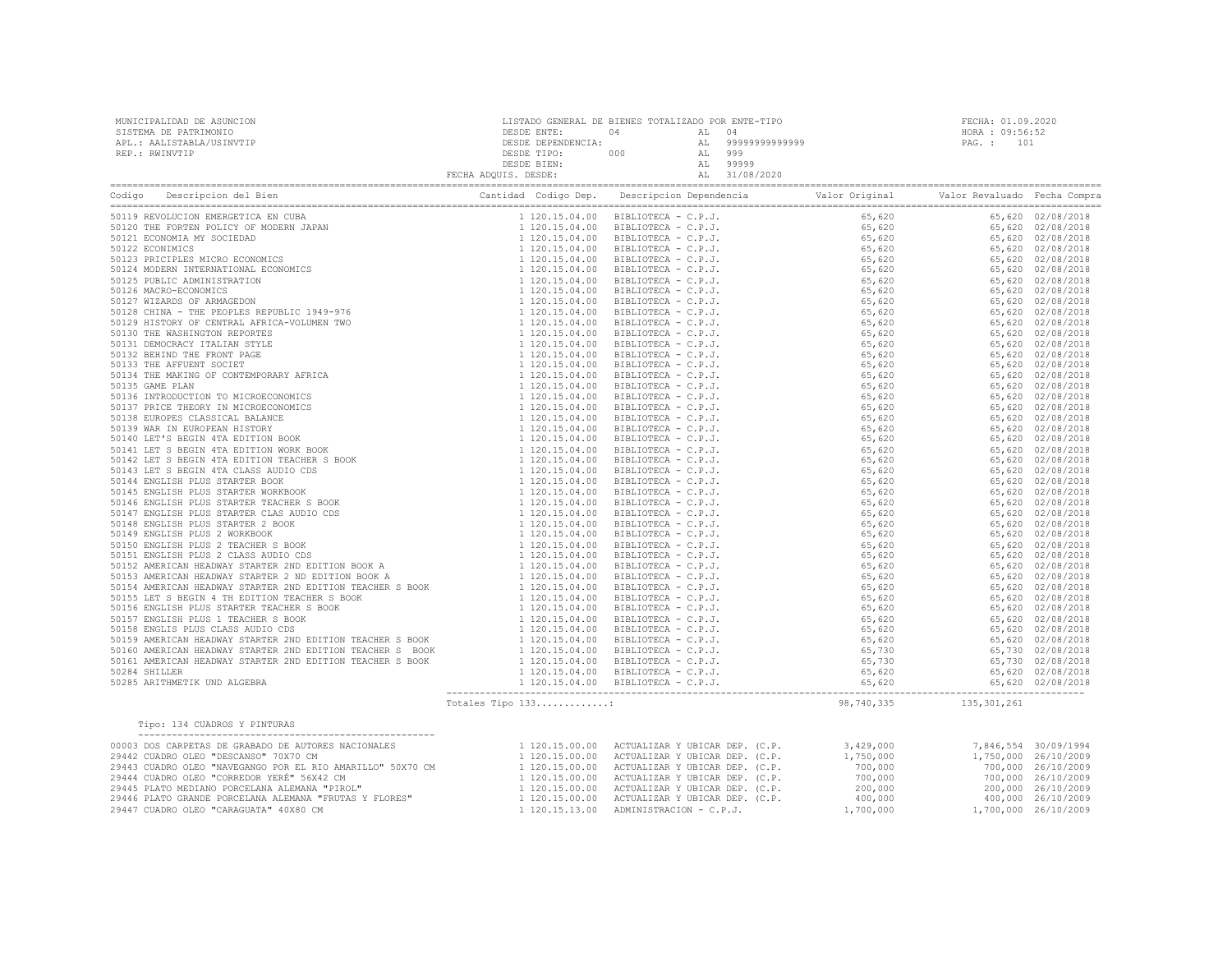MUNICIPALIDAD DE ASUNCION
SISTEMA DE PATRIMONIO
APL.: AALISTABLA/USINVTIP
REP.: RWINVTIP

LISTADO GENERAL DE BIENES TOTALIZADO POR ENTE-TIPO
DESDE ENTE: 04 AL 04
DESDE DEPENDENCIA: AL 99999999999999
DESDE TIPO: 000 AL 999
DESDE BIEN: AL 99999
FECHA ADQUIS. DESDE: AL 31/08/2020

FECHA: 01.09.2020
HORA : 09:56:52
PAG. : 101

| Codigo | Descripcion del Bien | Cantidad | Codigo Dep. | Descripcion Dependencia | Valor Original | Valor Revaluado | Fecha Compra |
|---|---|---|---|---|---|---|---|
| 50119 | REVOLUCION EMERGETICA EN CUBA | 1 | 120.15.04.00 | BIBLIOTECA - C.P.J. | 65,620 | 65,620 | 02/08/2018 |
| 50120 | THE FORTEN POLICY OF MODERN JAPAN | 1 | 120.15.04.00 | BIBLIOTECA - C.P.J. | 65,620 | 65,620 | 02/08/2018 |
| 50121 | ECONOMIA MY SOCIEDAD | 1 | 120.15.04.00 | BIBLIOTECA - C.P.J. | 65,620 | 65,620 | 02/08/2018 |
| 50122 | ECONIMICS | 1 | 120.15.04.00 | BIBLIOTECA - C.P.J. | 65,620 | 65,620 | 02/08/2018 |
| 50123 | PRICIPLES MICRO ECONOMICS | 1 | 120.15.04.00 | BIBLIOTECA - C.P.J. | 65,620 | 65,620 | 02/08/2018 |
| 50124 | MODERN INTERNATIONAL ECONOMICS | 1 | 120.15.04.00 | BIBLIOTECA - C.P.J. | 65,620 | 65,620 | 02/08/2018 |
| 50125 | PUBLIC ADMINISTRATION | 1 | 120.15.04.00 | BIBLIOTECA - C.P.J. | 65,620 | 65,620 | 02/08/2018 |
| 50126 | MACRO-ECONOMICS | 1 | 120.15.04.00 | BIBLIOTECA - C.P.J. | 65,620 | 65,620 | 02/08/2018 |
| 50127 | WIZARDS OF ARMAGEDON | 1 | 120.15.04.00 | BIBLIOTECA - C.P.J. | 65,620 | 65,620 | 02/08/2018 |
| 50128 | CHINA - THE PEOPLES REPUBLIC 1949-976 | 1 | 120.15.04.00 | BIBLIOTECA - C.P.J. | 65,620 | 65,620 | 02/08/2018 |
| 50129 | HISTORY OF CENTRAL AFRICA-VOLUMEN TWO | 1 | 120.15.04.00 | BIBLIOTECA - C.P.J. | 65,620 | 65,620 | 02/08/2018 |
| 50130 | THE WASHINGTON REPORTES | 1 | 120.15.04.00 | BIBLIOTECA - C.P.J. | 65,620 | 65,620 | 02/08/2018 |
| 50131 | DEMOCRACY ITALIAN STYLE | 1 | 120.15.04.00 | BIBLIOTECA - C.P.J. | 65,620 | 65,620 | 02/08/2018 |
| 50132 | BEHIND THE FRONT PAGE | 1 | 120.15.04.00 | BIBLIOTECA - C.P.J. | 65,620 | 65,620 | 02/08/2018 |
| 50133 | THE AFFUENT SOCIET | 1 | 120.15.04.00 | BIBLIOTECA - C.P.J. | 65,620 | 65,620 | 02/08/2018 |
| 50134 | THE MAKING OF CONTEMPORARY AFRICA | 1 | 120.15.04.00 | BIBLIOTECA - C.P.J. | 65,620 | 65,620 | 02/08/2018 |
| 50135 | GAME PLAN | 1 | 120.15.04.00 | BIBLIOTECA - C.P.J. | 65,620 | 65,620 | 02/08/2018 |
| 50136 | INTRODUCTION TO MICROECONOMICS | 1 | 120.15.04.00 | BIBLIOTECA - C.P.J. | 65,620 | 65,620 | 02/08/2018 |
| 50137 | PRICE THEORY IN MICROECONOMICS | 1 | 120.15.04.00 | BIBLIOTECA - C.P.J. | 65,620 | 65,620 | 02/08/2018 |
| 50138 | EUROPES CLASSICAL BALANCE | 1 | 120.15.04.00 | BIBLIOTECA - C.P.J. | 65,620 | 65,620 | 02/08/2018 |
| 50139 | WAR IN EUROPEAN HISTORY | 1 | 120.15.04.00 | BIBLIOTECA - C.P.J. | 65,620 | 65,620 | 02/08/2018 |
| 50140 | LET'S BEGIN 4TA EDITION BOOK | 1 | 120.15.04.00 | BIBLIOTECA - C.P.J. | 65,620 | 65,620 | 02/08/2018 |
| 50141 | LET S BEGIN 4TA EDITION WORK BOOK | 1 | 120.15.04.00 | BIBLIOTECA - C.P.J. | 65,620 | 65,620 | 02/08/2018 |
| 50142 | LET S BEGIN 4TA EDITION TEACHER S BOOK | 1 | 120.15.04.00 | BIBLIOTECA - C.P.J. | 65,620 | 65,620 | 02/08/2018 |
| 50143 | LET S BEGIN 4TA CLASS AUDIO CDS | 1 | 120.15.04.00 | BIBLIOTECA - C.P.J. | 65,620 | 65,620 | 02/08/2018 |
| 50144 | ENGLISH PLUS STARTER BOOK | 1 | 120.15.04.00 | BIBLIOTECA - C.P.J. | 65,620 | 65,620 | 02/08/2018 |
| 50145 | ENGLISH PLUS STARTER WORKBOOK | 1 | 120.15.04.00 | BIBLIOTECA - C.P.J. | 65,620 | 65,620 | 02/08/2018 |
| 50146 | ENGLISH PLUS STARTER TEACHER S BOOK | 1 | 120.15.04.00 | BIBLIOTECA - C.P.J. | 65,620 | 65,620 | 02/08/2018 |
| 50147 | ENGLISH PLUS STARTER CLAS AUDIO CDS | 1 | 120.15.04.00 | BIBLIOTECA - C.P.J. | 65,620 | 65,620 | 02/08/2018 |
| 50148 | ENGLISH PLUS STARTER 2 BOOK | 1 | 120.15.04.00 | BIBLIOTECA - C.P.J. | 65,620 | 65,620 | 02/08/2018 |
| 50149 | ENGLISH PLUS 2 WORKBOOK | 1 | 120.15.04.00 | BIBLIOTECA - C.P.J. | 65,620 | 65,620 | 02/08/2018 |
| 50150 | ENGLISH PLUS 2 TEACHER S BOOK | 1 | 120.15.04.00 | BIBLIOTECA - C.P.J. | 65,620 | 65,620 | 02/08/2018 |
| 50151 | ENGLISH PLUS 2 CLASS AUDIO CDS | 1 | 120.15.04.00 | BIBLIOTECA - C.P.J. | 65,620 | 65,620 | 02/08/2018 |
| 50152 | AMERICAN HEADWAY STARTER 2ND EDITION BOOK A | 1 | 120.15.04.00 | BIBLIOTECA - C.P.J. | 65,620 | 65,620 | 02/08/2018 |
| 50153 | AMERICAN HEADWAY STARTER 2 ND EDITION BOOK A | 1 | 120.15.04.00 | BIBLIOTECA - C.P.J. | 65,620 | 65,620 | 02/08/2018 |
| 50154 | AMERICAN HEADWAY STARTER 2ND EDITION TEACHER S BOOK | 1 | 120.15.04.00 | BIBLIOTECA - C.P.J. | 65,620 | 65,620 | 02/08/2018 |
| 50155 | LET S BEGIN 4 TH EDITION TEACHER S BOOK | 1 | 120.15.04.00 | BIBLIOTECA - C.P.J. | 65,620 | 65,620 | 02/08/2018 |
| 50156 | ENGLISH PLUS STARTER TEACHER S BOOK | 1 | 120.15.04.00 | BIBLIOTECA - C.P.J. | 65,620 | 65,620 | 02/08/2018 |
| 50157 | ENGLISH PLUS 1 TEACHER S BOOK | 1 | 120.15.04.00 | BIBLIOTECA - C.P.J. | 65,620 | 65,620 | 02/08/2018 |
| 50158 | ENGLIS PLUS CLASS AUDIO CDS | 1 | 120.15.04.00 | BIBLIOTECA - C.P.J. | 65,620 | 65,620 | 02/08/2018 |
| 50159 | AMERICAN HEADWAY STARTER 2ND EDITION TEACHER S BOOK | 1 | 120.15.04.00 | BIBLIOTECA - C.P.J. | 65,620 | 65,620 | 02/08/2018 |
| 50160 | AMERICAN HEADWAY STARTER 2ND EDITION TEACHER S BOOK | 1 | 120.15.04.00 | BIBLIOTECA - C.P.J. | 65,730 | 65,730 | 02/08/2018 |
| 50161 | AMERICAN HEADWAY STARTER 2ND EDITION TEACHER S BOOK | 1 | 120.15.04.00 | BIBLIOTECA - C.P.J. | 65,730 | 65,730 | 02/08/2018 |
| 50284 | SHILLER | 1 | 120.15.04.00 | BIBLIOTECA - C.P.J. | 65,620 | 65,620 | 02/08/2018 |
| 50285 | ARITHMETIK UND ALGEBRA | 1 | 120.15.04.00 | BIBLIOTECA - C.P.J. | 65,620 | 65,620 | 02/08/2018 |
| | Totales Tipo 133............: | | | | 98,740,335 | 135,301,261 | |

Tipo: 134 CUADROS Y PINTURAS

| Codigo | Descripcion del Bien | Cantidad | Codigo Dep. | Descripcion Dependencia | Valor Original | Valor Revaluado | Fecha Compra |
|---|---|---|---|---|---|---|---|
| 00003 | DOS CARPETAS DE GRABADO DE AUTORES NACIONALES | 1 | 120.15.00.00 | ACTUALIZAR Y UBICAR DEP. (C.P. | 3,429,000 | 7,846,554 | 30/09/1994 |
| 29442 | CUADRO OLEO "DESCANSO" 70X70 CM | 1 | 120.15.00.00 | ACTUALIZAR Y UBICAR DEP. (C.P. | 1,750,000 | 1,750,000 | 26/10/2009 |
| 29443 | CUADRO OLEO "NAVEGANGO POR EL RIO AMARILLO" 50X70 CM | 1 | 120.15.00.00 | ACTUALIZAR Y UBICAR DEP. (C.P. | 700,000 | 700,000 | 26/10/2009 |
| 29444 | CUADRO OLEO "CORREDOR YERÉ" 56X42 CM | 1 | 120.15.00.00 | ACTUALIZAR Y UBICAR DEP. (C.P. | 700,000 | 700,000 | 26/10/2009 |
| 29445 | PLATO MEDIANO PORCELANA ALEMANA "PIROL" | 1 | 120.15.00.00 | ACTUALIZAR Y UBICAR DEP. (C.P. | 200,000 | 200,000 | 26/10/2009 |
| 29446 | PLATO GRANDE PORCELANA ALEMANA "FRUTAS Y FLORES" | 1 | 120.15.00.00 | ACTUALIZAR Y UBICAR DEP. (C.P. | 400,000 | 400,000 | 26/10/2009 |
| 29447 | CUADRO OLEO "CARAGUATA" 40X80 CM | 1 | 120.15.13.00 | ADMINISTRACION - C.P.J. | 1,700,000 | 1,700,000 | 26/10/2009 |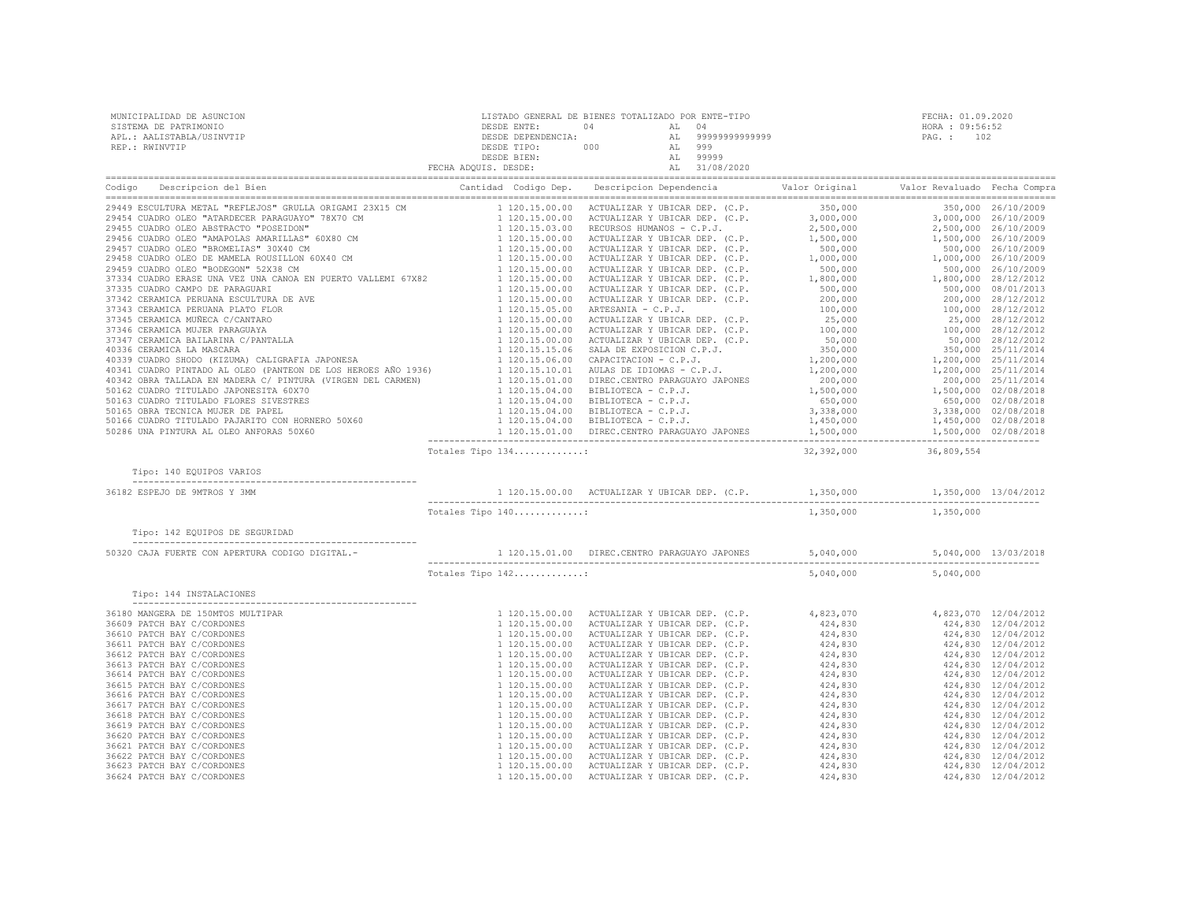MUNICIPALIDAD DE ASUNCION
SISTEMA DE PATRIMONIO
APL.: AALISTABLA/USINVTIP
REP.: RWINVTIP

LISTADO GENERAL DE BIENES TOTALIZADO POR ENTE-TIPO
DESDE ENTE: 04 AL 04
DESDE DEPENDENCIA: AL 99999999999999
DESDE TIPO: 000 AL 999
DESDE BIEN: AL 99999
FECHA ADQUIS. DESDE: AL 31/08/2020

FECHA: 01.09.2020
HORA : 09:56:52
PAG. : 102

| Codigo | Descripcion del Bien | Cantidad | Codigo Dep. | Descripcion Dependencia | Valor Original | Valor Revaluado | Fecha Compra |
|---|---|---|---|---|---|---|---|
| 29449 | ESCULTURA METAL "REFLEJOS" GRULLA ORIGAMI 23X15 CM | 1 | 120.15.00.00 | ACTUALIZAR Y UBICAR DEP. (C.P. | 350,000 | 350,000 | 26/10/2009 |
| 29454 | CUADRO OLEO "ATARDECER PARAGUAYO" 78X70 CM | 1 | 120.15.00.00 | ACTUALIZAR Y UBICAR DEP. (C.P. | 3,000,000 | 3,000,000 | 26/10/2009 |
| 29455 | CUADRO OLEO ABSTRACTO "POSEIDON" | 1 | 120.15.03.00 | RECURSOS HUMANOS - C.P.J. | 2,500,000 | 2,500,000 | 26/10/2009 |
| 29456 | CUADRO OLEO "AMAPOLAS AMARILLAS" 60X80 CM | 1 | 120.15.00.00 | ACTUALIZAR Y UBICAR DEP. (C.P. | 1,500,000 | 1,500,000 | 26/10/2009 |
| 29457 | CUADRO OLEO "BROMELIAS" 30X40 CM | 1 | 120.15.00.00 | ACTUALIZAR Y UBICAR DEP. (C.P. | 500,000 | 500,000 | 26/10/2009 |
| 29458 | CUADRO OLEO DE MAMELA ROUSILLON 60X40 CM | 1 | 120.15.00.00 | ACTUALIZAR Y UBICAR DEP. (C.P. | 1,000,000 | 1,000,000 | 26/10/2009 |
| 29459 | CUADRO OLEO "BODEGON" 52X38 CM | 1 | 120.15.00.00 | ACTUALIZAR Y UBICAR DEP. (C.P. | 500,000 | 500,000 | 26/10/2009 |
| 37334 | CUADRO ERASE UNA VEZ UNA CANOA EN PUERTO VALLEMI 67X82 | 1 | 120.15.00.00 | ACTUALIZAR Y UBICAR DEP. (C.P. | 1,800,000 | 1,800,000 | 28/12/2012 |
| 37335 | CUADRO CAMPO DE PARAGUARI | 1 | 120.15.00.00 | ACTUALIZAR Y UBICAR DEP. (C.P. | 500,000 | 500,000 | 08/01/2013 |
| 37342 | CERAMICA PERUANA ESCULTURA DE AVE | 1 | 120.15.00.00 | ACTUALIZAR Y UBICAR DEP. (C.P. | 200,000 | 200,000 | 28/12/2012 |
| 37343 | CERAMICA PERUANA PLATO FLOR | 1 | 120.15.05.00 | ARTESANIA - C.P.J. | 100,000 | 100,000 | 28/12/2012 |
| 37345 | CERAMICA MUÑECA C/CANTARO | 1 | 120.15.00.00 | ACTUALIZAR Y UBICAR DEP. (C.P. | 25,000 | 25,000 | 28/12/2012 |
| 37346 | CERAMICA MUJER PARAGUAYA | 1 | 120.15.00.00 | ACTUALIZAR Y UBICAR DEP. (C.P. | 100,000 | 100,000 | 28/12/2012 |
| 37347 | CERAMICA BAILARINA C/PANTALLA | 1 | 120.15.00.00 | ACTUALIZAR Y UBICAR DEP. (C.P. | 50,000 | 50,000 | 28/12/2012 |
| 40336 | CERAMICA LA MASCARA | 1 | 120.15.15.06 | SALA DE EXPOSICION C.P.J. | 350,000 | 350,000 | 25/11/2014 |
| 40339 | CUADRO SHODO (KIZUMA) CALIGRAFIA JAPONESA | 1 | 120.15.06.00 | CAPACITACION - C.P.J. | 1,200,000 | 1,200,000 | 25/11/2014 |
| 40341 | CUADRO PINTADO AL OLEO (PANTEON DE LOS HEROES AÑO 1936) | 1 | 120.15.10.01 | AULAS DE IDIOMAS - C.P.J. | 1,200,000 | 1,200,000 | 25/11/2014 |
| 40342 | OBRA TALLADA EN MADERA C/ PINTURA (VIRGEN DEL CARMEN) | 1 | 120.15.01.00 | DIREC.CENTRO PARAGUAYO JAPONES | 200,000 | 200,000 | 25/11/2014 |
| 50162 | CUADRO TITULADO JAPONESITA 60X70 | 1 | 120.15.04.00 | BIBLIOTECA - C.P.J. | 1,500,000 | 1,500,000 | 02/08/2018 |
| 50163 | CUADRO TITULADO FLORES SIVESTRES | 1 | 120.15.04.00 | BIBLIOTECA - C.P.J. | 650,000 | 650,000 | 02/08/2018 |
| 50165 | OBRA TECNICA MUJER DE PAPEL | 1 | 120.15.04.00 | BIBLIOTECA - C.P.J. | 3,338,000 | 3,338,000 | 02/08/2018 |
| 50166 | CUADRO TITULADO PAJARITO CON HORNERO 50X60 | 1 | 120.15.04.00 | BIBLIOTECA - C.P.J. | 1,450,000 | 1,450,000 | 02/08/2018 |
| 50286 | UNA PINTURA AL OLEO ANFORAS 50X60 | 1 | 120.15.01.00 | DIREC.CENTRO PARAGUAYO JAPONES | 1,500,000 | 1,500,000 | 02/08/2018 |
| | Totales Tipo 134............: | | | | 32,392,000 | 36,809,554 | |

Tipo: 140 EQUIPOS VARIOS

| Codigo | Descripcion del Bien | Cantidad | Codigo Dep. | Descripcion Dependencia | Valor Original | Valor Revaluado | Fecha Compra |
|---|---|---|---|---|---|---|---|
| 36182 | ESPEJO DE 9MTROS Y 3MM | 1 | 120.15.00.00 | ACTUALIZAR Y UBICAR DEP. (C.P. | 1,350,000 | 1,350,000 | 13/04/2012 |
| | Totales Tipo 140............: | | | | 1,350,000 | 1,350,000 | |

Tipo: 142 EQUIPOS DE SEGURIDAD

| Codigo | Descripcion del Bien | Cantidad | Codigo Dep. | Descripcion Dependencia | Valor Original | Valor Revaluado | Fecha Compra |
|---|---|---|---|---|---|---|---|
| 50320 | CAJA FUERTE CON APERTURA CODIGO DIGITAL.- | 1 | 120.15.01.00 | DIREC.CENTRO PARAGUAYO JAPONES | 5,040,000 | 5,040,000 | 13/03/2018 |
| | Totales Tipo 142............: | | | | 5,040,000 | 5,040,000 | |

Tipo: 144 INSTALACIONES

| Codigo | Descripcion del Bien | Cantidad | Codigo Dep. | Descripcion Dependencia | Valor Original | Valor Revaluado | Fecha Compra |
|---|---|---|---|---|---|---|---|
| 36180 | MANGERA DE 150MTOS MULTIPAR | 1 | 120.15.00.00 | ACTUALIZAR Y UBICAR DEP. (C.P. | 4,823,070 | 4,823,070 | 12/04/2012 |
| 36609 | PATCH BAY C/CORDONES | 1 | 120.15.00.00 | ACTUALIZAR Y UBICAR DEP. (C.P. | 424,830 | 424,830 | 12/04/2012 |
| 36610 | PATCH BAY C/CORDONES | 1 | 120.15.00.00 | ACTUALIZAR Y UBICAR DEP. (C.P. | 424,830 | 424,830 | 12/04/2012 |
| 36611 | PATCH BAY C/CORDONES | 1 | 120.15.00.00 | ACTUALIZAR Y UBICAR DEP. (C.P. | 424,830 | 424,830 | 12/04/2012 |
| 36612 | PATCH BAY C/CORDONES | 1 | 120.15.00.00 | ACTUALIZAR Y UBICAR DEP. (C.P. | 424,830 | 424,830 | 12/04/2012 |
| 36613 | PATCH BAY C/CORDONES | 1 | 120.15.00.00 | ACTUALIZAR Y UBICAR DEP. (C.P. | 424,830 | 424,830 | 12/04/2012 |
| 36614 | PATCH BAY C/CORDONES | 1 | 120.15.00.00 | ACTUALIZAR Y UBICAR DEP. (C.P. | 424,830 | 424,830 | 12/04/2012 |
| 36615 | PATCH BAY C/CORDONES | 1 | 120.15.00.00 | ACTUALIZAR Y UBICAR DEP. (C.P. | 424,830 | 424,830 | 12/04/2012 |
| 36616 | PATCH BAY C/CORDONES | 1 | 120.15.00.00 | ACTUALIZAR Y UBICAR DEP. (C.P. | 424,830 | 424,830 | 12/04/2012 |
| 36617 | PATCH BAY C/CORDONES | 1 | 120.15.00.00 | ACTUALIZAR Y UBICAR DEP. (C.P. | 424,830 | 424,830 | 12/04/2012 |
| 36618 | PATCH BAY C/CORDONES | 1 | 120.15.00.00 | ACTUALIZAR Y UBICAR DEP. (C.P. | 424,830 | 424,830 | 12/04/2012 |
| 36619 | PATCH BAY C/CORDONES | 1 | 120.15.00.00 | ACTUALIZAR Y UBICAR DEP. (C.P. | 424,830 | 424,830 | 12/04/2012 |
| 36620 | PATCH BAY C/CORDONES | 1 | 120.15.00.00 | ACTUALIZAR Y UBICAR DEP. (C.P. | 424,830 | 424,830 | 12/04/2012 |
| 36621 | PATCH BAY C/CORDONES | 1 | 120.15.00.00 | ACTUALIZAR Y UBICAR DEP. (C.P. | 424,830 | 424,830 | 12/04/2012 |
| 36622 | PATCH BAY C/CORDONES | 1 | 120.15.00.00 | ACTUALIZAR Y UBICAR DEP. (C.P. | 424,830 | 424,830 | 12/04/2012 |
| 36623 | PATCH BAY C/CORDONES | 1 | 120.15.00.00 | ACTUALIZAR Y UBICAR DEP. (C.P. | 424,830 | 424,830 | 12/04/2012 |
| 36624 | PATCH BAY C/CORDONES | 1 | 120.15.00.00 | ACTUALIZAR Y UBICAR DEP. (C.P. | 424,830 | 424,830 | 12/04/2012 |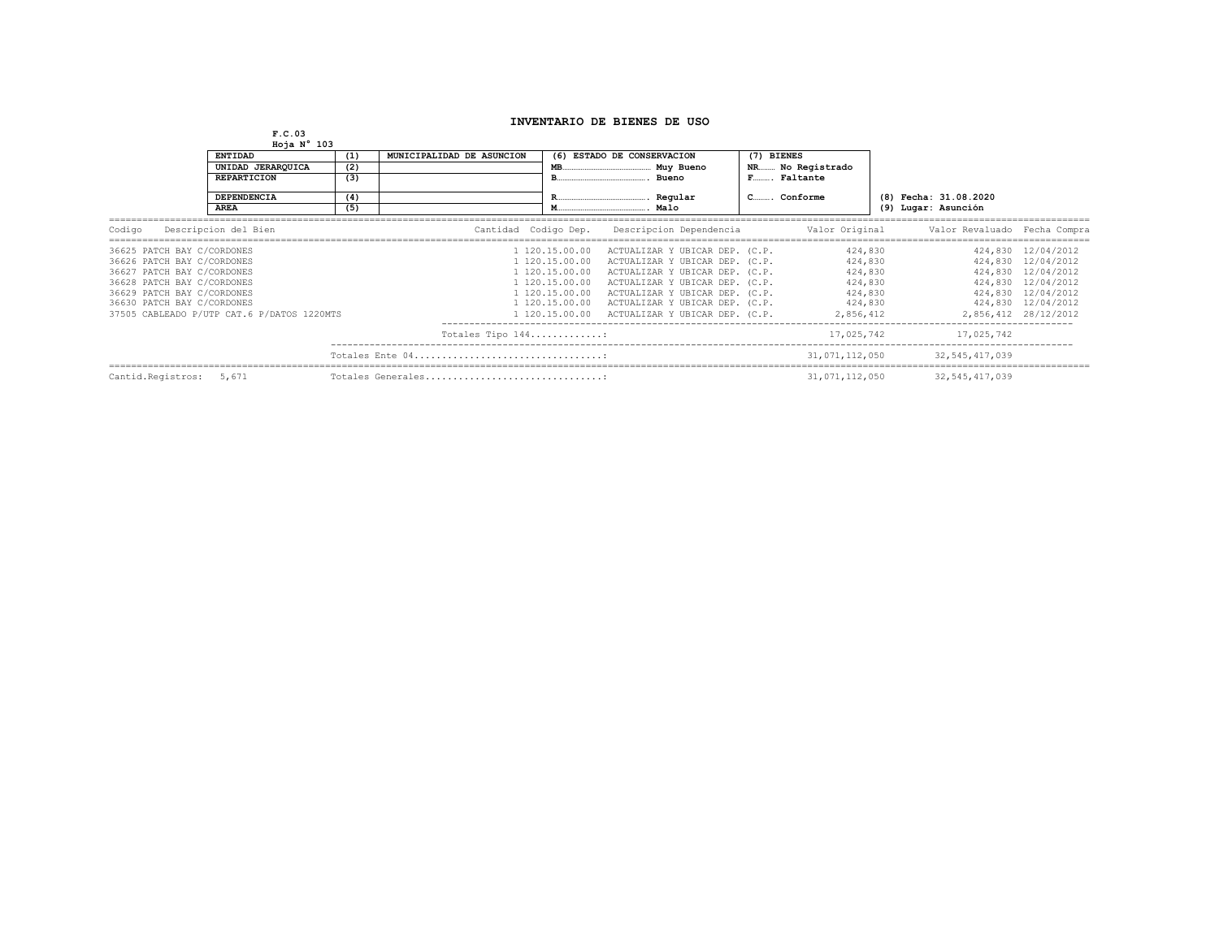# INVENTARIO DE BIENES DE USO

**F.C.03**
**Hoja N° 103**

| | | | | |
|---|---|---|---|---|
| **ENTIDAD** | **(1)** | **MUNICIPALIDAD DE ASUNCION** | **(6) ESTADO DE CONSERVACION** | **(7) BIENES** |
| **UNIDAD JERARQUICA** | **(2)** | | **MB**........................ **Muy Bueno** | **NR**........ **No Registrado** |
| **REPARTICION** | **(3)** | | **B**........................ **Bueno** | **F**........ **Faltante** |
| **DEPENDENCIA** | **(4)** | | **R**........................ **Regular** | **C**........ **Conforme** |
| **AREA** | **(5)** | | **M**........................ **Malo** | |

**(8) Fecha: 31.08.2020**
**(9) Lugar: Asunción**

| Codigo | Descripcion del Bien | Cantidad | Codigo Dep. | Descripcion Dependencia | Valor Original | Valor Revaluado | Fecha Compra |
|---|---|---|---|---|---|---|---|
| 36625 | PATCH BAY C/CORDONES | 1 | 120.15.00.00 | ACTUALIZAR Y UBICAR DEP. (C.P. | 424,830 | 424,830 | 12/04/2012 |
| 36626 | PATCH BAY C/CORDONES | 1 | 120.15.00.00 | ACTUALIZAR Y UBICAR DEP. (C.P. | 424,830 | 424,830 | 12/04/2012 |
| 36627 | PATCH BAY C/CORDONES | 1 | 120.15.00.00 | ACTUALIZAR Y UBICAR DEP. (C.P. | 424,830 | 424,830 | 12/04/2012 |
| 36628 | PATCH BAY C/CORDONES | 1 | 120.15.00.00 | ACTUALIZAR Y UBICAR DEP. (C.P. | 424,830 | 424,830 | 12/04/2012 |
| 36629 | PATCH BAY C/CORDONES | 1 | 120.15.00.00 | ACTUALIZAR Y UBICAR DEP. (C.P. | 424,830 | 424,830 | 12/04/2012 |
| 36630 | PATCH BAY C/CORDONES | 1 | 120.15.00.00 | ACTUALIZAR Y UBICAR DEP. (C.P. | 424,830 | 424,830 | 12/04/2012 |
| 37505 | CABLEADO P/UTP CAT.6 P/DATOS 1220MTS | 1 | 120.15.00.00 | ACTUALIZAR Y UBICAR DEP. (C.P. | 2,856,412 | 2,856,412 | 28/12/2012 |
| | | Totales Tipo 144.............: | | | 17,025,742 | 17,025,742 | |
| | | Totales Ente 04..................................: | | | 31,071,112,050 | 32,545,417,039 | |
| Cantid.Registros: 5,671 | | Totales Generales................................: | | | 31,071,112,050 | 32,545,417,039 | |